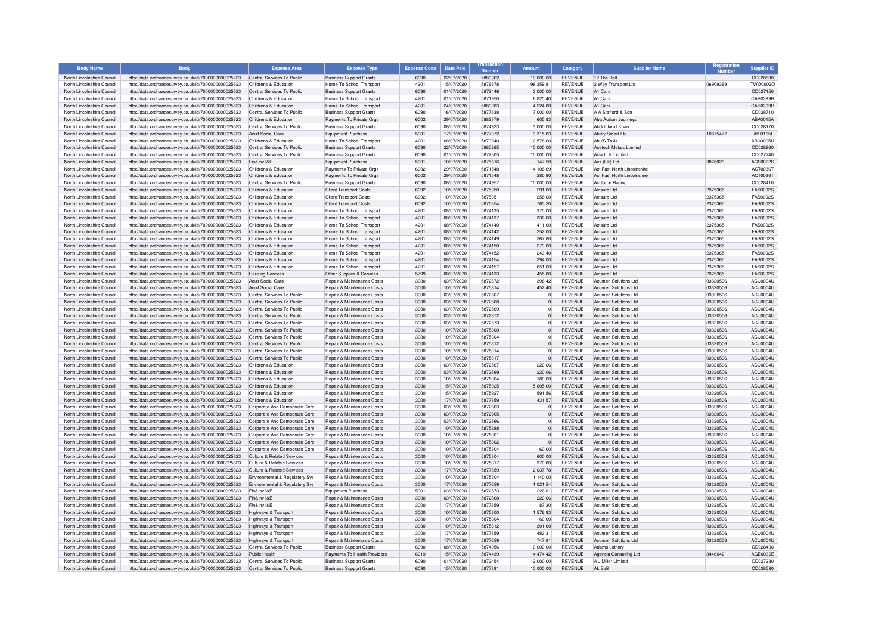| Body Name | Body | Expense Area | Expense Type | Expense Code | Date Paid | Transaction Number | Amount | Category | Supplier Name | Registration Number | Supplier ID |
|---|---|---|---|---|---|---|---|---|---|---|---|
| North Lincolnshire Council | http://data.ordnancesurvey.co.uk/id/7000000000025623 | Central Services To Public | Business Support Grants | 6090 | 22/07/2020 | 5880262 | 10,000.00 | REVENUE | 12 The Dell | | CD028830 |
| North Lincolnshire Council | http://data.ordnancesurvey.co.uk/id/7000000000025623 | Childrens & Education | Home To School Transport | 4201 | 15/07/2020 | 5876678 | 98,359.81 | REVENUE | 2 Way Transport Ltd | 06909369 | TWO0002O |
| North Lincolnshire Council | http://data.ordnancesurvey.co.uk/id/7000000000025623 | Central Services To Public | Business Support Grants | 6090 | 01/07/2020 | 5872446 | 3,000.00 | REVENUE | A1 Cars | | CD027150 |
| North Lincolnshire Council | http://data.ordnancesurvey.co.uk/id/7000000000025623 | Childrens & Education | Home To School Transport | 4201 | 01/07/2020 | 5871950 | 6,825.40 | REVENUE | A1 Cars | | CAR0399R |
| North Lincolnshire Council | http://data.ordnancesurvey.co.uk/id/7000000000025623 | Childrens & Education | Home To School Transport | 4201 | 24/07/2020 | 5880283 | 4,224.80 | REVENUE | A1 Cars | | CAR0399R |
| North Lincolnshire Council | http://data.ordnancesurvey.co.uk/id/7000000000025623 | Central Services To Public | Business Support Grants | 6090 | 16/07/2020 | 5877638 | 7,000.00 | REVENUE | A A Stafford & Son | | CD028710 |
| North Lincolnshire Council | http://data.ordnancesurvey.co.uk/id/7000000000025623 | Childrens & Education | Payments To Private Orgs | 6002 | 29/07/2020 | 5882379 | 605.83 | REVENUE | Aba Autism Journeys | | ABA0015A |
| North Lincolnshire Council | http://data.ordnancesurvey.co.uk/id/7000000000025623 | Central Services To Public | Business Support Grants | 6090 | 08/07/2020 | 5874923 | 3,000.00 | REVENUE | Abdul Jamil Khan | | CD028170 |
| North Lincolnshire Council | http://data.ordnancesurvey.co.uk/id/7000000000025623 | Adult Social Care | Equipment Purchase | 5001 | 17/07/2020 | 5877372 | 3,315.83 | REVENUE | Ability Smart Ltd | 10875477 | ABI0165I |
| North Lincolnshire Council | http://data.ordnancesurvey.co.uk/id/7000000000025623 | Childrens & Education | Home To School Transport | 4201 | 08/07/2020 | 5873940 | 2,578.60 | REVENUE | Abu'S Taxis | | ABU0005U |
| North Lincolnshire Council | http://data.ordnancesurvey.co.uk/id/7000000000025623 | Central Services To Public | Business Support Grants | 6090 | 22/07/2020 | 5880265 | 10,000.00 | REVENUE | Acetech Metals Limited | | CD028860 |
| North Lincolnshire Council | http://data.ordnancesurvey.co.uk/id/7000000000025623 | Central Services To Public | Business Support Grants | 6090 | 01/07/2020 | 5872505 | 10,000.00 | REVENUE | Aclad Uk Limited | | CD027740 |
| North Lincolnshire Council | http://data.ordnancesurvey.co.uk/id/7000000000025623 | Fin&Inv I&E | Equipment Purchase | 5001 | 10/07/2020 | 5875616 | 147.50 | REVENUE | Acs (Uk) Ltd | 3876023 | ACS0022S |
| North Lincolnshire Council | http://data.ordnancesurvey.co.uk/id/7000000000025623 | Childrens & Education | Payments To Private Orgs | 6002 | 29/07/2020 | 5871548 | 14,106.69 | REVENUE | Act Fast North Lincolnshire | | ACT0036T |
| North Lincolnshire Council | http://data.ordnancesurvey.co.uk/id/7000000000025623 | Childrens & Education | Payments To Private Orgs | 6002 | 29/07/2020 | 5871548 | 280.80 | REVENUE | Act Fast North Lincolnshire | | ACT0036T |
| North Lincolnshire Council | http://data.ordnancesurvey.co.uk/id/7000000000025623 | Central Services To Public | Business Support Grants | 6090 | 08/07/2020 | 5874957 | 10,000.00 | REVENUE | Actiforce Racing | | CD028410 |
| North Lincolnshire Council | http://data.ordnancesurvey.co.uk/id/7000000000025623 | Childrens & Education | Client Transport Costs | 6092 | 10/07/2020 | 5875350 | 291.60 | REVENUE | Actsure Ltd | 2375365 | FAS0002S |
| North Lincolnshire Council | http://data.ordnancesurvey.co.uk/id/7000000000025623 | Childrens & Education | Client Transport Costs | 6092 | 10/07/2020 | 5875351 | 256.00 | REVENUE | Actsure Ltd | 2375365 | FAS0002S |
| North Lincolnshire Council | http://data.ordnancesurvey.co.uk/id/7000000000025623 | Childrens & Education | Client Transport Costs | 6092 | 10/07/2020 | 5875354 | 765.20 | REVENUE | Actsure Ltd | 2375365 | FAS0002S |
| North Lincolnshire Council | http://data.ordnancesurvey.co.uk/id/7000000000025623 | Childrens & Education | Home To School Transport | 4201 | 08/07/2020 | 5874135 | 375.00 | REVENUE | Actsure Ltd | 2375365 | FAS0002S |
| North Lincolnshire Council | http://data.ordnancesurvey.co.uk/id/7000000000025623 | Childrens & Education | Home To School Transport | 4201 | 08/07/2020 | 5874137 | 336.00 | REVENUE | Actsure Ltd | 2375365 | FAS0002S |
| North Lincolnshire Council | http://data.ordnancesurvey.co.uk/id/7000000000025623 | Childrens & Education | Home To School Transport | 4201 | 08/07/2020 | 5874140 | 411.60 | REVENUE | Actsure Ltd | 2375365 | FAS0002S |
| North Lincolnshire Council | http://data.ordnancesurvey.co.uk/id/7000000000025623 | Childrens & Education | Home To School Transport | 4201 | 08/07/2020 | 5874142 | 252.00 | REVENUE | Actsure Ltd | 2375365 | FAS0002S |
| North Lincolnshire Council | http://data.ordnancesurvey.co.uk/id/7000000000025623 | Childrens & Education | Home To School Transport | 4201 | 08/07/2020 | 5874149 | 267.80 | REVENUE | Actsure Ltd | 2375365 | FAS0002S |
| North Lincolnshire Council | http://data.ordnancesurvey.co.uk/id/7000000000025623 | Childrens & Education | Home To School Transport | 4201 | 08/07/2020 | 5874150 | 273.00 | REVENUE | Actsure Ltd | 2375365 | FAS0002S |
| North Lincolnshire Council | http://data.ordnancesurvey.co.uk/id/7000000000025623 | Childrens & Education | Home To School Transport | 4201 | 08/07/2020 | 5874152 | 243.40 | REVENUE | Actsure Ltd | 2375365 | FAS0002S |
| North Lincolnshire Council | http://data.ordnancesurvey.co.uk/id/7000000000025623 | Childrens & Education | Home To School Transport | 4201 | 08/07/2020 | 5874154 | 294.00 | REVENUE | Actsure Ltd | 2375365 | FAS0002S |
| North Lincolnshire Council | http://data.ordnancesurvey.co.uk/id/7000000000025623 | Childrens & Education | Home To School Transport | 4201 | 08/07/2020 | 5874157 | 651.00 | REVENUE | Actsure Ltd | 2375365 | FAS0002S |
| North Lincolnshire Council | http://data.ordnancesurvey.co.uk/id/7000000000025623 | Housing Services | Other Supplies & Services | 5799 | 08/07/2020 | 5874133 | 455.80 | REVENUE | Actsure Ltd | 2375365 | FAS0002S |
| North Lincolnshire Council | http://data.ordnancesurvey.co.uk/id/7000000000025623 | Adult Social Care | Repair & Maintenance Costs | 3000 | 03/07/2020 | 5872672 | 396.42 | REVENUE | Acumen Solutions Ltd | 03320506 | ACU0004U |
| North Lincolnshire Council | http://data.ordnancesurvey.co.uk/id/7000000000025623 | Adult Social Care | Repair & Maintenance Costs | 3000 | 10/07/2020 | 5875314 | 452.40 | REVENUE | Acumen Solutions Ltd | 03320506 | ACU0004U |
| North Lincolnshire Council | http://data.ordnancesurvey.co.uk/id/7000000000025623 | Central Services To Public | Repair & Maintenance Costs | 3000 | 03/07/2020 | 5872667 | 0 | REVENUE | Acumen Solutions Ltd | 03320506 | ACU0004U |
| North Lincolnshire Council | http://data.ordnancesurvey.co.uk/id/7000000000025623 | Central Services To Public | Repair & Maintenance Costs | 3000 | 03/07/2020 | 5872668 | 0 | REVENUE | Acumen Solutions Ltd | 03320506 | ACU0004U |
| North Lincolnshire Council | http://data.ordnancesurvey.co.uk/id/7000000000025623 | Central Services To Public | Repair & Maintenance Costs | 3000 | 03/07/2020 | 5872669 | 0 | REVENUE | Acumen Solutions Ltd | 03320506 | ACU0004U |
| North Lincolnshire Council | http://data.ordnancesurvey.co.uk/id/7000000000025623 | Central Services To Public | Repair & Maintenance Costs | 3000 | 03/07/2020 | 5872672 | 0 | REVENUE | Acumen Solutions Ltd | 03320506 | ACU0004U |
| North Lincolnshire Council | http://data.ordnancesurvey.co.uk/id/7000000000025623 | Central Services To Public | Repair & Maintenance Costs | 3000 | 03/07/2020 | 5872673 | 0 | REVENUE | Acumen Solutions Ltd | 03320506 | ACU0004U |
| North Lincolnshire Council | http://data.ordnancesurvey.co.uk/id/7000000000025623 | Central Services To Public | Repair & Maintenance Costs | 3000 | 10/07/2020 | 5875300 | 0 | REVENUE | Acumen Solutions Ltd | 03320506 | ACU0004U |
| North Lincolnshire Council | http://data.ordnancesurvey.co.uk/id/7000000000025623 | Central Services To Public | Repair & Maintenance Costs | 3000 | 10/07/2020 | 5875304 | 0 | REVENUE | Acumen Solutions Ltd | 03320506 | ACU0004U |
| North Lincolnshire Council | http://data.ordnancesurvey.co.uk/id/7000000000025623 | Central Services To Public | Repair & Maintenance Costs | 3000 | 10/07/2020 | 5875312 | 0 | REVENUE | Acumen Solutions Ltd | 03320506 | ACU0004U |
| North Lincolnshire Council | http://data.ordnancesurvey.co.uk/id/7000000000025623 | Central Services To Public | Repair & Maintenance Costs | 3000 | 10/07/2020 | 5875314 | 0 | REVENUE | Acumen Solutions Ltd | 03320506 | ACU0004U |
| North Lincolnshire Council | http://data.ordnancesurvey.co.uk/id/7000000000025623 | Central Services To Public | Repair & Maintenance Costs | 3000 | 10/07/2020 | 5875317 | 0 | REVENUE | Acumen Solutions Ltd | 03320506 | ACU0004U |
| North Lincolnshire Council | http://data.ordnancesurvey.co.uk/id/7000000000025623 | Childrens & Education | Repair & Maintenance Costs | 3000 | 03/07/2020 | 5872667 | 220.06 | REVENUE | Acumen Solutions Ltd | 03320506 | ACU0004U |
| North Lincolnshire Council | http://data.ordnancesurvey.co.uk/id/7000000000025623 | Childrens & Education | Repair & Maintenance Costs | 3000 | 03/07/2020 | 5872669 | 220.06 | REVENUE | Acumen Solutions Ltd | 03320506 | ACU0004U |
| North Lincolnshire Council | http://data.ordnancesurvey.co.uk/id/7000000000025623 | Childrens & Education | Repair & Maintenance Costs | 3000 | 10/07/2020 | 5875304 | 180.00 | REVENUE | Acumen Solutions Ltd | 03320506 | ACU0004U |
| North Lincolnshire Council | http://data.ordnancesurvey.co.uk/id/7000000000025623 | Childrens & Education | Repair & Maintenance Costs | 3000 | 15/07/2020 | 5875925 | 5,805.60 | REVENUE | Acumen Solutions Ltd | 03320506 | ACU0004U |
| North Lincolnshire Council | http://data.ordnancesurvey.co.uk/id/7000000000025623 | Childrens & Education | Repair & Maintenance Costs | 3000 | 15/07/2020 | 5875927 | 591.56 | REVENUE | Acumen Solutions Ltd | 03320506 | ACU0004U |
| North Lincolnshire Council | http://data.ordnancesurvey.co.uk/id/7000000000025623 | Childrens & Education | Repair & Maintenance Costs | 3000 | 17/07/2020 | 5877659 | 431.57 | REVENUE | Acumen Solutions Ltd | 03320506 | ACU0004U |
| North Lincolnshire Council | http://data.ordnancesurvey.co.uk/id/7000000000025623 | Corporate And Democratic Core | Repair & Maintenance Costs | 3000 | 03/07/2020 | 5872663 | 0 | REVENUE | Acumen Solutions Ltd | 03320506 | ACU0004U |
| North Lincolnshire Council | http://data.ordnancesurvey.co.uk/id/7000000000025623 | Corporate And Democratic Core | Repair & Maintenance Costs | 3000 | 03/07/2020 | 5872665 | 0 | REVENUE | Acumen Solutions Ltd | 03320506 | ACU0004U |
| North Lincolnshire Council | http://data.ordnancesurvey.co.uk/id/7000000000025623 | Corporate And Democratic Core | Repair & Maintenance Costs | 3000 | 03/07/2020 | 5872666 | 0 | REVENUE | Acumen Solutions Ltd | 03320506 | ACU0004U |
| North Lincolnshire Council | http://data.ordnancesurvey.co.uk/id/7000000000025623 | Corporate And Democratic Core | Repair & Maintenance Costs | 3000 | 10/07/2020 | 5875288 | 0 | REVENUE | Acumen Solutions Ltd | 03320506 | ACU0004U |
| North Lincolnshire Council | http://data.ordnancesurvey.co.uk/id/7000000000025623 | Corporate And Democratic Core | Repair & Maintenance Costs | 3000 | 10/07/2020 | 5875301 | 0 | REVENUE | Acumen Solutions Ltd | 03320506 | ACU0004U |
| North Lincolnshire Council | http://data.ordnancesurvey.co.uk/id/7000000000025623 | Corporate And Democratic Core | Repair & Maintenance Costs | 3000 | 10/07/2020 | 5875302 | 0 | REVENUE | Acumen Solutions Ltd | 03320506 | ACU0004U |
| North Lincolnshire Council | http://data.ordnancesurvey.co.uk/id/7000000000025623 | Corporate And Democratic Core | Repair & Maintenance Costs | 3000 | 10/07/2020 | 5875304 | 60.00 | REVENUE | Acumen Solutions Ltd | 03320506 | ACU0004U |
| North Lincolnshire Council | http://data.ordnancesurvey.co.uk/id/7000000000025623 | Culture & Related Services | Repair & Maintenance Costs | 3000 | 10/07/2020 | 5875304 | 600.00 | REVENUE | Acumen Solutions Ltd | 03320506 | ACU0004U |
| North Lincolnshire Council | http://data.ordnancesurvey.co.uk/id/7000000000025623 | Culture & Related Services | Repair & Maintenance Costs | 3000 | 10/07/2020 | 5875317 | 370.80 | REVENUE | Acumen Solutions Ltd | 03320506 | ACU0004U |
| North Lincolnshire Council | http://data.ordnancesurvey.co.uk/id/7000000000025623 | Culture & Related Services | Repair & Maintenance Costs | 3000 | 17/07/2020 | 5877659 | 2,037.78 | REVENUE | Acumen Solutions Ltd | 03320506 | ACU0004U |
| North Lincolnshire Council | http://data.ordnancesurvey.co.uk/id/7000000000025623 | Environmental & Regulatory Svs | Repair & Maintenance Costs | 3000 | 10/07/2020 | 5875304 | 1,140.00 | REVENUE | Acumen Solutions Ltd | 03320506 | ACU0004U |
| North Lincolnshire Council | http://data.ordnancesurvey.co.uk/id/7000000000025623 | Environmental & Regulatory Svs | Repair & Maintenance Costs | 3000 | 17/07/2020 | 5877659 | 1,021.54 | REVENUE | Acumen Solutions Ltd | 03320506 | ACU0004U |
| North Lincolnshire Council | http://data.ordnancesurvey.co.uk/id/7000000000025623 | Fin&Inv I&E | Equipment Purchase | 5001 | 03/07/2020 | 5872673 | 226.81 | REVENUE | Acumen Solutions Ltd | 03320506 | ACU0004U |
| North Lincolnshire Council | http://data.ordnancesurvey.co.uk/id/7000000000025623 | Fin&Inv I&E | Repair & Maintenance Costs | 3000 | 03/07/2020 | 5872668 | 220.06 | REVENUE | Acumen Solutions Ltd | 03320506 | ACU0004U |
| North Lincolnshire Council | http://data.ordnancesurvey.co.uk/id/7000000000025623 | Fin&Inv I&E | Repair & Maintenance Costs | 3000 | 17/07/2020 | 5877659 | 87.30 | REVENUE | Acumen Solutions Ltd | 03320506 | ACU0004U |
| North Lincolnshire Council | http://data.ordnancesurvey.co.uk/id/7000000000025623 | Highways & Transport | Repair & Maintenance Costs | 3000 | 10/07/2020 | 5875300 | 1,576.93 | REVENUE | Acumen Solutions Ltd | 03320506 | ACU0004U |
| North Lincolnshire Council | http://data.ordnancesurvey.co.uk/id/7000000000025623 | Highways & Transport | Repair & Maintenance Costs | 3000 | 10/07/2020 | 5875304 | 60.00 | REVENUE | Acumen Solutions Ltd | 03320506 | ACU0004U |
| North Lincolnshire Council | http://data.ordnancesurvey.co.uk/id/7000000000025623 | Highways & Transport | Repair & Maintenance Costs | 3000 | 10/07/2020 | 5875312 | 301.60 | REVENUE | Acumen Solutions Ltd | 03320506 | ACU0004U |
| North Lincolnshire Council | http://data.ordnancesurvey.co.uk/id/7000000000025623 | Highways & Transport | Repair & Maintenance Costs | 3000 | 17/07/2020 | 5877659 | 483.31 | REVENUE | Acumen Solutions Ltd | 03320506 | ACU0004U |
| North Lincolnshire Council | http://data.ordnancesurvey.co.uk/id/7000000000025623 | Highways & Transport | Repair & Maintenance Costs | 3000 | 17/07/2020 | 5877659 | 747.81 | REVENUE | Acumen Solutions Ltd | 03320506 | ACU0004U |
| North Lincolnshire Council | http://data.ordnancesurvey.co.uk/id/7000000000025623 | Central Services To Public | Business Support Grants | 6090 | 08/07/2020 | 5874956 | 10,000.00 | REVENUE | Adams Joinery | | CD028400 |
| North Lincolnshire Council | http://data.ordnancesurvey.co.uk/id/7000000000025623 | Public Health | Payments To Health Providers | 6019 | 15/07/2020 | 5874439 | 14,474.42 | REVENUE | Agencia Consulting Ltd | 3448042 | AGE0032E |
| North Lincolnshire Council | http://data.ordnancesurvey.co.uk/id/7000000000025623 | Central Services To Public | Business Support Grants | 6090 | 01/07/2020 | 5872454 | 2,000.00 | REVENUE | A J Miller Limited | | CD027230 |
| North Lincolnshire Council | http://data.ordnancesurvey.co.uk/id/7000000000025623 | Central Services To Public | Business Support Grants | 6090 | 15/07/2020 | 5877391 | 10,000.00 | REVENUE | Ak Salih | | CD028580 |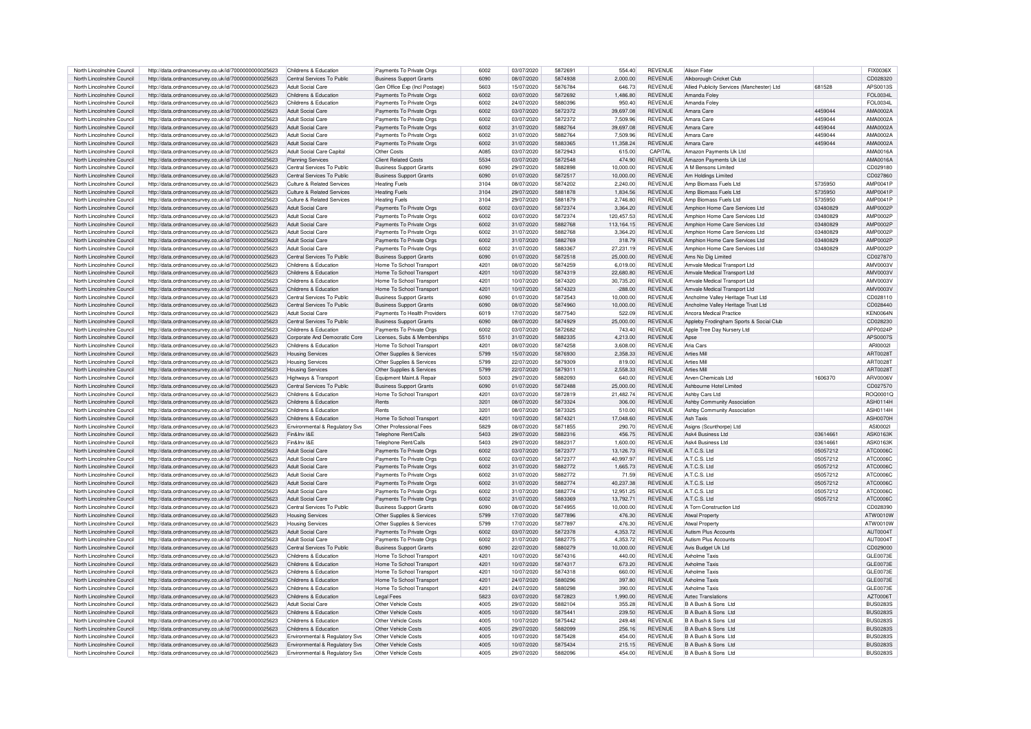| North Lincolnshire Council | http://data.ordnancesurvey.co.uk/id/7000000000025623 | Childrens & Education | Payments To Private Orgs | 6002 | 03/07/2020 | 5872691 | 554.40 | REVENUE | Alison Fixter | | FIX0036X |
|---|---|---|---|---|---|---|---|---|---|---|---|
| North Lincolnshire Council | http://data.ordnancesurvey.co.uk/id/7000000000025623 | Central Services To Public | Business Support Grants | 6090 | 08/07/2020 | 5874938 | 2,000.00 | REVENUE | Alkborough Cricket Club | | CD028320 |
| North Lincolnshire Council | http://data.ordnancesurvey.co.uk/id/7000000000025623 | Adult Social Care | Gen Office Exp (Incl Postage) | 5603 | 15/07/2020 | 5876784 | 646.73 | REVENUE | Allied Publicity Services (Manchester) Ltd | 681528 | APS0013S |
| North Lincolnshire Council | http://data.ordnancesurvey.co.uk/id/7000000000025623 | Childrens & Education | Payments To Private Orgs | 6002 | 03/07/2020 | 5872692 | 1,486.80 | REVENUE | Amanda Foley | | FOL0034L |
| North Lincolnshire Council | http://data.ordnancesurvey.co.uk/id/7000000000025623 | Childrens & Education | Payments To Private Orgs | 6002 | 24/07/2020 | 5880396 | 950.40 | REVENUE | Amanda Foley | | FOL0034L |
| North Lincolnshire Council | http://data.ordnancesurvey.co.uk/id/7000000000025623 | Adult Social Care | Payments To Private Orgs | 6002 | 03/07/2020 | 5872372 | 39,697.08 | REVENUE | Amara Care | 4459044 | AMA0002A |
| North Lincolnshire Council | http://data.ordnancesurvey.co.uk/id/7000000000025623 | Adult Social Care | Payments To Private Orgs | 6002 | 03/07/2020 | 5872372 | 7,509.96 | REVENUE | Amara Care | 4459044 | AMA0002A |
| North Lincolnshire Council | http://data.ordnancesurvey.co.uk/id/7000000000025623 | Adult Social Care | Payments To Private Orgs | 6002 | 31/07/2020 | 5882764 | 39,697.08 | REVENUE | Amara Care | 4459044 | AMA0002A |
| North Lincolnshire Council | http://data.ordnancesurvey.co.uk/id/7000000000025623 | Adult Social Care | Payments To Private Orgs | 6002 | 31/07/2020 | 5882764 | 7,509.96 | REVENUE | Amara Care | 4459044 | AMA0002A |
| North Lincolnshire Council | http://data.ordnancesurvey.co.uk/id/7000000000025623 | Adult Social Care | Payments To Private Orgs | 6002 | 31/07/2020 | 5883365 | 11,358.24 | REVENUE | Amara Care | 4459044 | AMA0002A |
| North Lincolnshire Council | http://data.ordnancesurvey.co.uk/id/7000000000025623 | Adult Social Care Capital | Other Costs | A085 | 03/07/2020 | 5872943 | 615.00 | CAPITAL | Amazon Payments Uk Ltd | | AMA0016A |
| North Lincolnshire Council | http://data.ordnancesurvey.co.uk/id/7000000000025623 | Planning Services | Client Related Costs | 5534 | 03/07/2020 | 5872548 | 474.90 | REVENUE | Amazon Payments Uk Ltd | | AMA0016A |
| North Lincolnshire Council | http://data.ordnancesurvey.co.uk/id/7000000000025623 | Central Services To Public | Business Support Grants | 6090 | 29/07/2020 | 5882898 | 10,000.00 | REVENUE | A M Bensons Limited | | CD029180 |
| North Lincolnshire Council | http://data.ordnancesurvey.co.uk/id/7000000000025623 | Central Services To Public | Business Support Grants | 6090 | 01/07/2020 | 5872517 | 10,000.00 | REVENUE | Am Holdings Limited | | CD027860 |
| North Lincolnshire Council | http://data.ordnancesurvey.co.uk/id/7000000000025623 | Culture & Related Services | Heating Fuels | 3104 | 08/07/2020 | 5874202 | 2,240.00 | REVENUE | Amp Biomass Fuels Ltd | 5735950 | AMP0041P |
| North Lincolnshire Council | http://data.ordnancesurvey.co.uk/id/7000000000025623 | Culture & Related Services | Heating Fuels | 3104 | 29/07/2020 | 5881878 | 1,834.56 | REVENUE | Amp Biomass Fuels Ltd | 5735950 | AMP0041P |
| North Lincolnshire Council | http://data.ordnancesurvey.co.uk/id/7000000000025623 | Culture & Related Services | Heating Fuels | 3104 | 29/07/2020 | 5881879 | 2,746.80 | REVENUE | Amp Biomass Fuels Ltd | 5735950 | AMP0041P |
| North Lincolnshire Council | http://data.ordnancesurvey.co.uk/id/7000000000025623 | Adult Social Care | Payments To Private Orgs | 6002 | 03/07/2020 | 5872374 | 3,364.20 | REVENUE | Amphion Home Care Services Ltd | 03480829 | AMP0002P |
| North Lincolnshire Council | http://data.ordnancesurvey.co.uk/id/7000000000025623 | Adult Social Care | Payments To Private Orgs | 6002 | 03/07/2020 | 5872374 | 120,457.53 | REVENUE | Amphion Home Care Services Ltd | 03480829 | AMP0002P |
| North Lincolnshire Council | http://data.ordnancesurvey.co.uk/id/7000000000025623 | Adult Social Care | Payments To Private Orgs | 6002 | 31/07/2020 | 5882768 | 113,164.15 | REVENUE | Amphion Home Care Services Ltd | 03480829 | AMP0002P |
| North Lincolnshire Council | http://data.ordnancesurvey.co.uk/id/7000000000025623 | Adult Social Care | Payments To Private Orgs | 6002 | 31/07/2020 | 5882768 | 3,364.20 | REVENUE | Amphion Home Care Services Ltd | 03480829 | AMP0002P |
| North Lincolnshire Council | http://data.ordnancesurvey.co.uk/id/7000000000025623 | Adult Social Care | Payments To Private Orgs | 6002 | 31/07/2020 | 5882769 | 318.79 | REVENUE | Amphion Home Care Services Ltd | 03480829 | AMP0002P |
| North Lincolnshire Council | http://data.ordnancesurvey.co.uk/id/7000000000025623 | Adult Social Care | Payments To Private Orgs | 6002 | 31/07/2020 | 5883367 | 27,231.19 | REVENUE | Amphion Home Care Services Ltd | 03480829 | AMP0002P |
| North Lincolnshire Council | http://data.ordnancesurvey.co.uk/id/7000000000025623 | Central Services To Public | Business Support Grants | 6090 | 01/07/2020 | 5872518 | 25,000.00 | REVENUE | Ams No Dig Limited | | CD027870 |
| North Lincolnshire Council | http://data.ordnancesurvey.co.uk/id/7000000000025623 | Childrens & Education | Home To School Transport | 4201 | 08/07/2020 | 5874259 | 6,019.00 | REVENUE | Amvale Medical Transport Ltd | | AMV0003V |
| North Lincolnshire Council | http://data.ordnancesurvey.co.uk/id/7000000000025623 | Childrens & Education | Home To School Transport | 4201 | 10/07/2020 | 5874319 | 22,680.80 | REVENUE | Amvale Medical Transport Ltd | | AMV0003V |
| North Lincolnshire Council | http://data.ordnancesurvey.co.uk/id/7000000000025623 | Childrens & Education | Home To School Transport | 4201 | 10/07/2020 | 5874320 | 30,735.20 | REVENUE | Amvale Medical Transport Ltd | | AMV0003V |
| North Lincolnshire Council | http://data.ordnancesurvey.co.uk/id/7000000000025623 | Childrens & Education | Home To School Transport | 4201 | 10/07/2020 | 5874323 | -288.00 | REVENUE | Amvale Medical Transport Ltd | | AMV0003V |
| North Lincolnshire Council | http://data.ordnancesurvey.co.uk/id/7000000000025623 | Central Services To Public | Business Support Grants | 6090 | 01/07/2020 | 5872543 | 10,000.00 | REVENUE | Ancholme Valley Heritage Trust Ltd | | CD028110 |
| North Lincolnshire Council | http://data.ordnancesurvey.co.uk/id/7000000000025623 | Central Services To Public | Business Support Grants | 6090 | 08/07/2020 | 5874960 | 10,000.00 | REVENUE | Ancholme Valley Heritage Trust Ltd | | CD028440 |
| North Lincolnshire Council | http://data.ordnancesurvey.co.uk/id/7000000000025623 | Adult Social Care | Payments To Health Providers | 6019 | 17/07/2020 | 5877540 | 522.09 | REVENUE | Ancora Medical Practice | | KEN0064N |
| North Lincolnshire Council | http://data.ordnancesurvey.co.uk/id/7000000000025623 | Central Services To Public | Business Support Grants | 6090 | 08/07/2020 | 5874929 | 25,000.00 | REVENUE | Appleby Frodingham Sports & Social Club | | CD028230 |
| North Lincolnshire Council | http://data.ordnancesurvey.co.uk/id/7000000000025623 | Childrens & Education | Payments To Private Orgs | 6002 | 03/07/2020 | 5872682 | 743.40 | REVENUE | Apple Tree Day Nursery Ltd | | APP0024P |
| North Lincolnshire Council | http://data.ordnancesurvey.co.uk/id/7000000000025623 | Corporate And Democratic Core | Licenses, Subs & Memberships | 5510 | 31/07/2020 | 5882335 | 4,213.00 | REVENUE | Apse | | APS0007S |
| North Lincolnshire Council | http://data.ordnancesurvey.co.uk/id/7000000000025623 | Childrens & Education | Home To School Transport | 4201 | 08/07/2020 | 5874258 | 3,608.00 | REVENUE | Aria Cars | | ARI0002I |
| North Lincolnshire Council | http://data.ordnancesurvey.co.uk/id/7000000000025623 | Housing Services | Other Supplies & Services | 5799 | 15/07/2020 | 5876930 | 2,358.33 | REVENUE | Arties Mill | | ART0028T |
| North Lincolnshire Council | http://data.ordnancesurvey.co.uk/id/7000000000025623 | Housing Services | Other Supplies & Services | 5799 | 22/07/2020 | 5879309 | 819.00 | REVENUE | Arties Mill | | ART0028T |
| North Lincolnshire Council | http://data.ordnancesurvey.co.uk/id/7000000000025623 | Housing Services | Other Supplies & Services | 5799 | 22/07/2020 | 5879311 | 2,558.33 | REVENUE | Arties Mill | | ART0028T |
| North Lincolnshire Council | http://data.ordnancesurvey.co.uk/id/7000000000025623 | Highways & Transport | Equipment Maint.& Repair | 5003 | 29/07/2020 | 5882093 | 640.00 | REVENUE | Arven Chemicals Ltd | 1606370 | ARV0006V |
| North Lincolnshire Council | http://data.ordnancesurvey.co.uk/id/7000000000025623 | Central Services To Public | Business Support Grants | 6090 | 01/07/2020 | 5872488 | 25,000.00 | REVENUE | Ashbourne Hotel Limited | | CD027570 |
| North Lincolnshire Council | http://data.ordnancesurvey.co.uk/id/7000000000025623 | Childrens & Education | Home To School Transport | 4201 | 03/07/2020 | 5872819 | 21,482.74 | REVENUE | Ashby Cars Ltd | | ROQ0001Q |
| North Lincolnshire Council | http://data.ordnancesurvey.co.uk/id/7000000000025623 | Childrens & Education | Rents | 3201 | 08/07/2020 | 5873324 | 306.00 | REVENUE | Ashby Community Association | | ASH0114H |
| North Lincolnshire Council | http://data.ordnancesurvey.co.uk/id/7000000000025623 | Childrens & Education | Rents | 3201 | 08/07/2020 | 5873325 | 510.00 | REVENUE | Ashby Community Association | | ASH0114H |
| North Lincolnshire Council | http://data.ordnancesurvey.co.uk/id/7000000000025623 | Childrens & Education | Home To School Transport | 4201 | 10/07/2020 | 5874321 | 17,048.60 | REVENUE | Ash Taxis | | ASH0070H |
| North Lincolnshire Council | http://data.ordnancesurvey.co.uk/id/7000000000025623 | Environmental & Regulatory Svs | Other Professional Fees | 5829 | 08/07/2020 | 5871855 | 290.70 | REVENUE | Asigns (Scunthorpe) Ltd | | ASI0002I |
| North Lincolnshire Council | http://data.ordnancesurvey.co.uk/id/7000000000025623 | Fin&Inv I&E | Telephone Rent/Calls | 5403 | 29/07/2020 | 5882316 | 456.75 | REVENUE | Ask4 Business Ltd | 03614661 | ASK0163K |
| North Lincolnshire Council | http://data.ordnancesurvey.co.uk/id/7000000000025623 | Fin&Inv I&E | Telephone Rent/Calls | 5403 | 29/07/2020 | 5882317 | 1,600.00 | REVENUE | Ask4 Business Ltd | 03614661 | ASK0163K |
| North Lincolnshire Council | http://data.ordnancesurvey.co.uk/id/7000000000025623 | Adult Social Care | Payments To Private Orgs | 6002 | 03/07/2020 | 5872377 | 13,126.73 | REVENUE | A.T.C.S. Ltd | 05057212 | ATC0006C |
| North Lincolnshire Council | http://data.ordnancesurvey.co.uk/id/7000000000025623 | Adult Social Care | Payments To Private Orgs | 6002 | 03/07/2020 | 5872377 | 40,997.97 | REVENUE | A.T.C.S. Ltd | 05057212 | ATC0006C |
| North Lincolnshire Council | http://data.ordnancesurvey.co.uk/id/7000000000025623 | Adult Social Care | Payments To Private Orgs | 6002 | 31/07/2020 | 5882772 | 1,665.73 | REVENUE | A.T.C.S. Ltd | 05057212 | ATC0006C |
| North Lincolnshire Council | http://data.ordnancesurvey.co.uk/id/7000000000025623 | Adult Social Care | Payments To Private Orgs | 6002 | 31/07/2020 | 5882772 | 71.59 | REVENUE | A.T.C.S. Ltd | 05057212 | ATC0006C |
| North Lincolnshire Council | http://data.ordnancesurvey.co.uk/id/7000000000025623 | Adult Social Care | Payments To Private Orgs | 6002 | 31/07/2020 | 5882774 | 40,237.38 | REVENUE | A.T.C.S. Ltd | 05057212 | ATC0006C |
| North Lincolnshire Council | http://data.ordnancesurvey.co.uk/id/7000000000025623 | Adult Social Care | Payments To Private Orgs | 6002 | 31/07/2020 | 5882774 | 12,951.25 | REVENUE | A.T.C.S. Ltd | 05057212 | ATC0006C |
| North Lincolnshire Council | http://data.ordnancesurvey.co.uk/id/7000000000025623 | Adult Social Care | Payments To Private Orgs | 6002 | 31/07/2020 | 5883369 | 13,792.71 | REVENUE | A.T.C.S. Ltd | 05057212 | ATC0006C |
| North Lincolnshire Council | http://data.ordnancesurvey.co.uk/id/7000000000025623 | Central Services To Public | Business Support Grants | 6090 | 08/07/2020 | 5874955 | 10,000.00 | REVENUE | A Torn Construction Ltd | | CD028390 |
| North Lincolnshire Council | http://data.ordnancesurvey.co.uk/id/7000000000025623 | Housing Services | Other Supplies & Services | 5799 | 17/07/2020 | 5877896 | 476.30 | REVENUE | Atwal Property | | ATW0010W |
| North Lincolnshire Council | http://data.ordnancesurvey.co.uk/id/7000000000025623 | Housing Services | Other Supplies & Services | 5799 | 17/07/2020 | 5877897 | 476.30 | REVENUE | Atwal Property | | ATW0010W |
| North Lincolnshire Council | http://data.ordnancesurvey.co.uk/id/7000000000025623 | Adult Social Care | Payments To Private Orgs | 6002 | 03/07/2020 | 5872378 | 4,353.72 | REVENUE | Autism Plus Accounts | | AUT0004T |
| North Lincolnshire Council | http://data.ordnancesurvey.co.uk/id/7000000000025623 | Adult Social Care | Payments To Private Orgs | 6002 | 31/07/2020 | 5882775 | 4,353.72 | REVENUE | Autism Plus Accounts | | AUT0004T |
| North Lincolnshire Council | http://data.ordnancesurvey.co.uk/id/7000000000025623 | Central Services To Public | Business Support Grants | 6090 | 22/07/2020 | 5880279 | 10,000.00 | REVENUE | Avis Budget Uk Ltd | | CD029000 |
| North Lincolnshire Council | http://data.ordnancesurvey.co.uk/id/7000000000025623 | Childrens & Education | Home To School Transport | 4201 | 10/07/2020 | 5874316 | 440.00 | REVENUE | Axholme Taxis | | GLE0073E |
| North Lincolnshire Council | http://data.ordnancesurvey.co.uk/id/7000000000025623 | Childrens & Education | Home To School Transport | 4201 | 10/07/2020 | 5874317 | 673.20 | REVENUE | Axholme Taxis | | GLE0073E |
| North Lincolnshire Council | http://data.ordnancesurvey.co.uk/id/7000000000025623 | Childrens & Education | Home To School Transport | 4201 | 10/07/2020 | 5874318 | 660.00 | REVENUE | Axholme Taxis | | GLE0073E |
| North Lincolnshire Council | http://data.ordnancesurvey.co.uk/id/7000000000025623 | Childrens & Education | Home To School Transport | 4201 | 24/07/2020 | 5880296 | 397.80 | REVENUE | Axholme Taxis | | GLE0073E |
| North Lincolnshire Council | http://data.ordnancesurvey.co.uk/id/7000000000025623 | Childrens & Education | Home To School Transport | 4201 | 24/07/2020 | 5880298 | 390.00 | REVENUE | Axholme Taxis | | GLE0073E |
| North Lincolnshire Council | http://data.ordnancesurvey.co.uk/id/7000000000025623 | Childrens & Education | Legal Fees | 5823 | 03/07/2020 | 5872823 | 1,990.00 | REVENUE | Aztec Translations | | AZT0006T |
| North Lincolnshire Council | http://data.ordnancesurvey.co.uk/id/7000000000025623 | Adult Social Care | Other Vehicle Costs | 4005 | 29/07/2020 | 5882104 | 355.28 | REVENUE | B A Bush & Sons Ltd | | BUS0283S |
| North Lincolnshire Council | http://data.ordnancesurvey.co.uk/id/7000000000025623 | Childrens & Education | Other Vehicle Costs | 4005 | 10/07/2020 | 5875441 | 239.50 | REVENUE | B A Bush & Sons Ltd | | BUS0283S |
| North Lincolnshire Council | http://data.ordnancesurvey.co.uk/id/7000000000025623 | Childrens & Education | Other Vehicle Costs | 4005 | 10/07/2020 | 5875442 | 249.48 | REVENUE | B A Bush & Sons Ltd | | BUS0283S |
| North Lincolnshire Council | http://data.ordnancesurvey.co.uk/id/7000000000025623 | Childrens & Education | Other Vehicle Costs | 4005 | 29/07/2020 | 5882099 | 256.16 | REVENUE | B A Bush & Sons Ltd | | BUS0283S |
| North Lincolnshire Council | http://data.ordnancesurvey.co.uk/id/7000000000025623 | Environmental & Regulatory Svs | Other Vehicle Costs | 4005 | 10/07/2020 | 5875428 | 454.00 | REVENUE | B A Bush & Sons Ltd | | BUS0283S |
| North Lincolnshire Council | http://data.ordnancesurvey.co.uk/id/7000000000025623 | Environmental & Regulatory Svs | Other Vehicle Costs | 4005 | 10/07/2020 | 5875434 | 215.15 | REVENUE | B A Bush & Sons Ltd | | BUS0283S |
| North Lincolnshire Council | http://data.ordnancesurvey.co.uk/id/7000000000025623 | Environmental & Regulatory Svs | Other Vehicle Costs | 4005 | 29/07/2020 | 5882096 | 454.00 | REVENUE | B A Bush & Sons Ltd | | BUS0283S |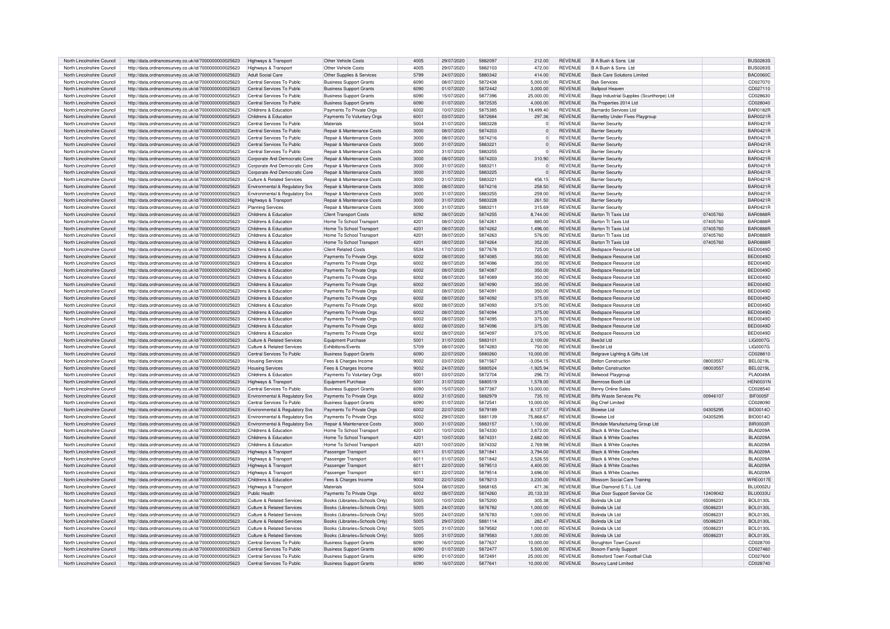| North Lincolnshire Council | http://data.ordnancesurvey.co.uk/id/7000000000025623 | Highways & Transport | Other Vehicle Costs | 4005 | 29/07/2020 | 5882097 | 212.00 | REVENUE | B A Bush & Sons Ltd | | BUS0283S |
|---|---|---|---|---|---|---|---|---|---|---|---|
| North Lincolnshire Council | http://data.ordnancesurvey.co.uk/id/7000000000025623 | Highways & Transport | Other Vehicle Costs | 4005 | 29/07/2020 | 5882103 | 472.00 | REVENUE | B A Bush & Sons Ltd | | BUS0283S |
| North Lincolnshire Council | http://data.ordnancesurvey.co.uk/id/7000000000025623 | Adult Social Care | Other Supplies & Services | 5799 | 24/07/2020 | 5880342 | 414.00 | REVENUE | Back Care Solutions Limited | | BAC0060C |
| North Lincolnshire Council | http://data.ordnancesurvey.co.uk/id/7000000000025623 | Central Services To Public | Business Support Grants | 6090 | 08/07/2020 | 5872438 | 5,000.00 | REVENUE | Bak Services | | CD027070 |
| North Lincolnshire Council | http://data.ordnancesurvey.co.uk/id/7000000000025623 | Central Services To Public | Business Support Grants | 6090 | 01/07/2020 | 5872442 | 3,000.00 | REVENUE | Ballpool Heaven | | CD027110 |
| North Lincolnshire Council | http://data.ordnancesurvey.co.uk/id/7000000000025623 | Central Services To Public | Business Support Grants | 6090 | 15/07/2020 | 5877396 | 25,000.00 | REVENUE | Bapp Industrial Supplies (Scunthorpe) Ltd | | CD028630 |
| North Lincolnshire Council | http://data.ordnancesurvey.co.uk/id/7000000000025623 | Central Services To Public | Business Support Grants | 6090 | 01/07/2020 | 5872535 | 4,000.00 | REVENUE | Ba Properties 2014 Ltd | | CD028040 |
| North Lincolnshire Council | http://data.ordnancesurvey.co.uk/id/7000000000025623 | Childrens & Education | Payments To Private Orgs | 6002 | 10/07/2020 | 5875385 | 19,499.40 | REVENUE | Barnardo Services Ltd | | BAR0182R |
| North Lincolnshire Council | http://data.ordnancesurvey.co.uk/id/7000000000025623 | Childrens & Education | Payments To Voluntary Orgs | 6001 | 03/07/2020 | 5872684 | 297.36 | REVENUE | Barnetby Under Fives Playgroup | | BAR0021R |
| North Lincolnshire Council | http://data.ordnancesurvey.co.uk/id/7000000000025623 | Central Services To Public | Materials | 5004 | 31/07/2020 | 5883228 | 0 | REVENUE | Barrier Security | | BAR0421R |
| North Lincolnshire Council | http://data.ordnancesurvey.co.uk/id/7000000000025623 | Central Services To Public | Repair & Maintenance Costs | 3000 | 08/07/2020 | 5874203 | 0 | REVENUE | Barrier Security | | BAR0421R |
| North Lincolnshire Council | http://data.ordnancesurvey.co.uk/id/7000000000025623 | Central Services To Public | Repair & Maintenance Costs | 3000 | 08/07/2020 | 5874216 | 0 | REVENUE | Barrier Security | | BAR0421R |
| North Lincolnshire Council | http://data.ordnancesurvey.co.uk/id/7000000000025623 | Central Services To Public | Repair & Maintenance Costs | 3000 | 31/07/2020 | 5883221 | 0 | REVENUE | Barrier Security | | BAR0421R |
| North Lincolnshire Council | http://data.ordnancesurvey.co.uk/id/7000000000025623 | Central Services To Public | Repair & Maintenance Costs | 3000 | 31/07/2020 | 5883255 | 0 | REVENUE | Barrier Security | | BAR0421R |
| North Lincolnshire Council | http://data.ordnancesurvey.co.uk/id/7000000000025623 | Corporate And Democratic Core | Repair & Maintenance Costs | 3000 | 08/07/2020 | 5874203 | 310.90 | REVENUE | Barrier Security | | BAR0421R |
| North Lincolnshire Council | http://data.ordnancesurvey.co.uk/id/7000000000025623 | Corporate And Democratic Core | Repair & Maintenance Costs | 3000 | 31/07/2020 | 5883211 | 0 | REVENUE | Barrier Security | | BAR0421R |
| North Lincolnshire Council | http://data.ordnancesurvey.co.uk/id/7000000000025623 | Corporate And Democratic Core | Repair & Maintenance Costs | 3000 | 31/07/2020 | 5883225 | 0 | REVENUE | Barrier Security | | BAR0421R |
| North Lincolnshire Council | http://data.ordnancesurvey.co.uk/id/7000000000025623 | Culture & Related Services | Repair & Maintenance Costs | 3000 | 31/07/2020 | 5883221 | 456.15 | REVENUE | Barrier Security | | BAR0421R |
| North Lincolnshire Council | http://data.ordnancesurvey.co.uk/id/7000000000025623 | Environmental & Regulatory Svs | Repair & Maintenance Costs | 3000 | 08/07/2020 | 5874216 | 258.50 | REVENUE | Barrier Security | | BAR0421R |
| North Lincolnshire Council | http://data.ordnancesurvey.co.uk/id/7000000000025623 | Environmental & Regulatory Svs | Repair & Maintenance Costs | 3000 | 31/07/2020 | 5883255 | 259.00 | REVENUE | Barrier Security | | BAR0421R |
| North Lincolnshire Council | http://data.ordnancesurvey.co.uk/id/7000000000025623 | Highways & Transport | Repair & Maintenance Costs | 3000 | 31/07/2020 | 5883228 | 261.50 | REVENUE | Barrier Security | | BAR0421R |
| North Lincolnshire Council | http://data.ordnancesurvey.co.uk/id/7000000000025623 | Planning Services | Repair & Maintenance Costs | 3000 | 31/07/2020 | 5883211 | 315.69 | REVENUE | Barrier Security | | BAR0421R |
| North Lincolnshire Council | http://data.ordnancesurvey.co.uk/id/7000000000025623 | Childrens & Education | Client Transport Costs | 6092 | 08/07/2020 | 5874255 | 8,744.00 | REVENUE | Barton Tt Taxis Ltd | 07405760 | BAR0888R |
| North Lincolnshire Council | http://data.ordnancesurvey.co.uk/id/7000000000025623 | Childrens & Education | Home To School Transport | 4201 | 08/07/2020 | 5874261 | 880.00 | REVENUE | Barton Tt Taxis Ltd | 07405760 | BAR0888R |
| North Lincolnshire Council | http://data.ordnancesurvey.co.uk/id/7000000000025623 | Childrens & Education | Home To School Transport | 4201 | 08/07/2020 | 5874262 | 1,496.00 | REVENUE | Barton Tt Taxis Ltd | 07405760 | BAR0888R |
| North Lincolnshire Council | http://data.ordnancesurvey.co.uk/id/7000000000025623 | Childrens & Education | Home To School Transport | 4201 | 08/07/2020 | 5874263 | 576.00 | REVENUE | Barton Tt Taxis Ltd | 07405760 | BAR0888R |
| North Lincolnshire Council | http://data.ordnancesurvey.co.uk/id/7000000000025623 | Childrens & Education | Home To School Transport | 4201 | 08/07/2020 | 5874264 | 352.00 | REVENUE | Barton Tt Taxis Ltd | 07405760 | BAR0888R |
| North Lincolnshire Council | http://data.ordnancesurvey.co.uk/id/7000000000025623 | Childrens & Education | Client Related Costs | 5534 | 17/07/2020 | 5877678 | 725.00 | REVENUE | Bedspace Resource Ltd | | BED0049D |
| North Lincolnshire Council | http://data.ordnancesurvey.co.uk/id/7000000000025623 | Childrens & Education | Payments To Private Orgs | 6002 | 08/07/2020 | 5874085 | 350.00 | REVENUE | Bedspace Resource Ltd | | BED0049D |
| North Lincolnshire Council | http://data.ordnancesurvey.co.uk/id/7000000000025623 | Childrens & Education | Payments To Private Orgs | 6002 | 08/07/2020 | 5874086 | 350.00 | REVENUE | Bedspace Resource Ltd | | BED0049D |
| North Lincolnshire Council | http://data.ordnancesurvey.co.uk/id/7000000000025623 | Childrens & Education | Payments To Private Orgs | 6002 | 08/07/2020 | 5874087 | 350.00 | REVENUE | Bedspace Resource Ltd | | BED0049D |
| North Lincolnshire Council | http://data.ordnancesurvey.co.uk/id/7000000000025623 | Childrens & Education | Payments To Private Orgs | 6002 | 08/07/2020 | 5874089 | 350.00 | REVENUE | Bedspace Resource Ltd | | BED0049D |
| North Lincolnshire Council | http://data.ordnancesurvey.co.uk/id/7000000000025623 | Childrens & Education | Payments To Private Orgs | 6002 | 08/07/2020 | 5874090 | 350.00 | REVENUE | Bedspace Resource Ltd | | BED0049D |
| North Lincolnshire Council | http://data.ordnancesurvey.co.uk/id/7000000000025623 | Childrens & Education | Payments To Private Orgs | 6002 | 08/07/2020 | 5874091 | 350.00 | REVENUE | Bedspace Resource Ltd | | BED0049D |
| North Lincolnshire Council | http://data.ordnancesurvey.co.uk/id/7000000000025623 | Childrens & Education | Payments To Private Orgs | 6002 | 08/07/2020 | 5874092 | 375.00 | REVENUE | Bedspace Resource Ltd | | BED0049D |
| North Lincolnshire Council | http://data.ordnancesurvey.co.uk/id/7000000000025623 | Childrens & Education | Payments To Private Orgs | 6002 | 08/07/2020 | 5874093 | 375.00 | REVENUE | Bedspace Resource Ltd | | BED0049D |
| North Lincolnshire Council | http://data.ordnancesurvey.co.uk/id/7000000000025623 | Childrens & Education | Payments To Private Orgs | 6002 | 08/07/2020 | 5874094 | 375.00 | REVENUE | Bedspace Resource Ltd | | BED0049D |
| North Lincolnshire Council | http://data.ordnancesurvey.co.uk/id/7000000000025623 | Childrens & Education | Payments To Private Orgs | 6002 | 08/07/2020 | 5874095 | 375.00 | REVENUE | Bedspace Resource Ltd | | BED0049D |
| North Lincolnshire Council | http://data.ordnancesurvey.co.uk/id/7000000000025623 | Childrens & Education | Payments To Private Orgs | 6002 | 08/07/2020 | 5874096 | 375.00 | REVENUE | Bedspace Resource Ltd | | BED0049D |
| North Lincolnshire Council | http://data.ordnancesurvey.co.uk/id/7000000000025623 | Childrens & Education | Payments To Private Orgs | 6002 | 08/07/2020 | 5874097 | 375.00 | REVENUE | Bedspace Resource Ltd | | BED0049D |
| North Lincolnshire Council | http://data.ordnancesurvey.co.uk/id/7000000000025623 | Culture & Related Services | Equipment Purchase | 5001 | 31/07/2020 | 5883101 | 2,100.00 | REVENUE | Bee3d Ltd | | LIG0007G |
| North Lincolnshire Council | http://data.ordnancesurvey.co.uk/id/7000000000025623 | Culture & Related Services | Exhibitions/Events | 5709 | 08/07/2020 | 5874283 | 750.00 | REVENUE | Bee3d Ltd | | LIG0007G |
| North Lincolnshire Council | http://data.ordnancesurvey.co.uk/id/7000000000025623 | Central Services To Public | Business Support Grants | 6090 | 22/07/2020 | 5880260 | 10,000.00 | REVENUE | Belgrave Lighting & Gifts Ltd | | CD028810 |
| North Lincolnshire Council | http://data.ordnancesurvey.co.uk/id/7000000000025623 | Housing Services | Fees & Charges Income | 9002 | 03/07/2020 | 5871567 | -3,054.15 | REVENUE | Belton Construction | 08003557 | BEL0219L |
| North Lincolnshire Council | http://data.ordnancesurvey.co.uk/id/7000000000025623 | Housing Services | Fees & Charges Income | 9002 | 24/07/2020 | 5880524 | -1,925.94 | REVENUE | Belton Construction | 08003557 | BEL0219L |
| North Lincolnshire Council | http://data.ordnancesurvey.co.uk/id/7000000000025623 | Childrens & Education | Payments To Voluntary Orgs | 6001 | 03/07/2020 | 5872704 | 296.73 | REVENUE | Belwood Playgroup | | PLA0049A |
| North Lincolnshire Council | http://data.ordnancesurvey.co.uk/id/7000000000025623 | Highways & Transport | Equipment Purchase | 5001 | 31/07/2020 | 5880519 | 1,578.00 | REVENUE | Bemrose Booth Ltd | | HEN0031N |
| North Lincolnshire Council | http://data.ordnancesurvey.co.uk/id/7000000000025623 | Central Services To Public | Business Support Grants | 6090 | 15/07/2020 | 5877387 | 10,000.00 | REVENUE | Benny Online Sales | | CD028540 |
| North Lincolnshire Council | http://data.ordnancesurvey.co.uk/id/7000000000025623 | Environmental & Regulatory Svs | Payments To Private Orgs | 6002 | 31/07/2020 | 5882979 | 735.10 | REVENUE | Biffa Waste Services Plc | 00946107 | BIF0005F |
| North Lincolnshire Council | http://data.ordnancesurvey.co.uk/id/7000000000025623 | Central Services To Public | Business Support Grants | 6090 | 01/07/2020 | 5872541 | 10,000.00 | REVENUE | Big Chef Limited | | CD028090 |
| North Lincolnshire Council | http://data.ordnancesurvey.co.uk/id/7000000000025623 | Environmental & Regulatory Svs | Payments To Private Orgs | 6002 | 22/07/2020 | 5879189 | 8,137.57 | REVENUE | Biowise Ltd | 04305295 | BIO0014O |
| North Lincolnshire Council | http://data.ordnancesurvey.co.uk/id/7000000000025623 | Environmental & Regulatory Svs | Payments To Private Orgs | 6002 | 29/07/2020 | 5881139 | 75,868.67 | REVENUE | Biowise Ltd | 04305295 | BIO0014O |
| North Lincolnshire Council | http://data.ordnancesurvey.co.uk/id/7000000000025623 | Environmental & Regulatory Svs | Repair & Maintenance Costs | 3000 | 31/07/2020 | 5883157 | 1,100.00 | REVENUE | Birkdale Manufacturing Group Ltd | | BIR0003R |
| North Lincolnshire Council | http://data.ordnancesurvey.co.uk/id/7000000000025623 | Childrens & Education | Home To School Transport | 4201 | 10/07/2020 | 5874330 | 3,872.00 | REVENUE | Black & White Coaches | | BLA0209A |
| North Lincolnshire Council | http://data.ordnancesurvey.co.uk/id/7000000000025623 | Childrens & Education | Home To School Transport | 4201 | 10/07/2020 | 5874331 | 2,682.00 | REVENUE | Black & White Coaches | | BLA0209A |
| North Lincolnshire Council | http://data.ordnancesurvey.co.uk/id/7000000000025623 | Childrens & Education | Home To School Transport | 4201 | 10/07/2020 | 5874332 | 2,769.98 | REVENUE | Black & White Coaches | | BLA0209A |
| North Lincolnshire Council | http://data.ordnancesurvey.co.uk/id/7000000000025623 | Highways & Transport | Passenger Transport | 6011 | 01/07/2020 | 5871841 | 3,794.00 | REVENUE | Black & White Coaches | | BLA0209A |
| North Lincolnshire Council | http://data.ordnancesurvey.co.uk/id/7000000000025623 | Highways & Transport | Passenger Transport | 6011 | 01/07/2020 | 5871842 | 2,526.55 | REVENUE | Black & White Coaches | | BLA0209A |
| North Lincolnshire Council | http://data.ordnancesurvey.co.uk/id/7000000000025623 | Highways & Transport | Passenger Transport | 6011 | 22/07/2020 | 5879513 | 4,400.00 | REVENUE | Black & White Coaches | | BLA0209A |
| North Lincolnshire Council | http://data.ordnancesurvey.co.uk/id/7000000000025623 | Highways & Transport | Passenger Transport | 6011 | 22/07/2020 | 5879514 | 3,696.00 | REVENUE | Black & White Coaches | | BLA0209A |
| North Lincolnshire Council | http://data.ordnancesurvey.co.uk/id/7000000000025623 | Childrens & Education | Fees & Charges Income | 9002 | 22/07/2020 | 5879213 | 3,230.00 | REVENUE | Blossom Social Care Training | | WRE0017E |
| North Lincolnshire Council | http://data.ordnancesurvey.co.uk/id/7000000000025623 | Highways & Transport | Materials | 5004 | 08/07/2020 | 5868165 | 471.36 | REVENUE | Blue Diamond S.T.L. Ltd | | BLU0002U |
| North Lincolnshire Council | http://data.ordnancesurvey.co.uk/id/7000000000025623 | Public Health | Payments To Private Orgs | 6002 | 08/07/2020 | 5874260 | 20,133.33 | REVENUE | Blue Door Support Service Cic | 12409042 | BLU0033U |
| North Lincolnshire Council | http://data.ordnancesurvey.co.uk/id/7000000000025623 | Culture & Related Services | Books (Libraries+Schools Only) | 5005 | 10/07/2020 | 5875200 | 305.38 | REVENUE | Bolinda Uk Ltd | 05086231 | BOL0130L |
| North Lincolnshire Council | http://data.ordnancesurvey.co.uk/id/7000000000025623 | Culture & Related Services | Books (Libraries+Schools Only) | 5005 | 24/07/2020 | 5876782 | 1,000.00 | REVENUE | Bolinda Uk Ltd | 05086231 | BOL0130L |
| North Lincolnshire Council | http://data.ordnancesurvey.co.uk/id/7000000000025623 | Culture & Related Services | Books (Libraries+Schools Only) | 5005 | 24/07/2020 | 5876783 | 1,000.00 | REVENUE | Bolinda Uk Ltd | 05086231 | BOL0130L |
| North Lincolnshire Council | http://data.ordnancesurvey.co.uk/id/7000000000025623 | Culture & Related Services | Books (Libraries+Schools Only) | 5005 | 29/07/2020 | 5881114 | 282.47 | REVENUE | Bolinda Uk Ltd | 05086231 | BOL0130L |
| North Lincolnshire Council | http://data.ordnancesurvey.co.uk/id/7000000000025623 | Culture & Related Services | Books (Libraries+Schools Only) | 5005 | 31/07/2020 | 5879582 | 1,000.00 | REVENUE | Bolinda Uk Ltd | 05086231 | BOL0130L |
| North Lincolnshire Council | http://data.ordnancesurvey.co.uk/id/7000000000025623 | Culture & Related Services | Books (Libraries+Schools Only) | 5005 | 31/07/2020 | 5879583 | 1,000.00 | REVENUE | Bolinda Uk Ltd | 05086231 | BOL0130L |
| North Lincolnshire Council | http://data.ordnancesurvey.co.uk/id/7000000000025623 | Central Services To Public | Business Support Grants | 6090 | 16/07/2020 | 5877637 | 10,000.00 | REVENUE | Borughton Town Council | | CD028700 |
| North Lincolnshire Council | http://data.ordnancesurvey.co.uk/id/7000000000025623 | Central Services To Public | Business Support Grants | 6090 | 01/07/2020 | 5872477 | 5,500.00 | REVENUE | Bosom Family Support | | CD027460 |
| North Lincolnshire Council | http://data.ordnancesurvey.co.uk/id/7000000000025623 | Central Services To Public | Business Support Grants | 6090 | 01/07/2020 | 5872491 | 25,000.00 | REVENUE | Bottesford Town Football Club | | CD027600 |
| North Lincolnshire Council | http://data.ordnancesurvey.co.uk/id/7000000000025623 | Central Services To Public | Business Support Grants | 6090 | 16/07/2020 | 5877641 | 10,000.00 | REVENUE | Bouncy Land Limited | | CD028740 |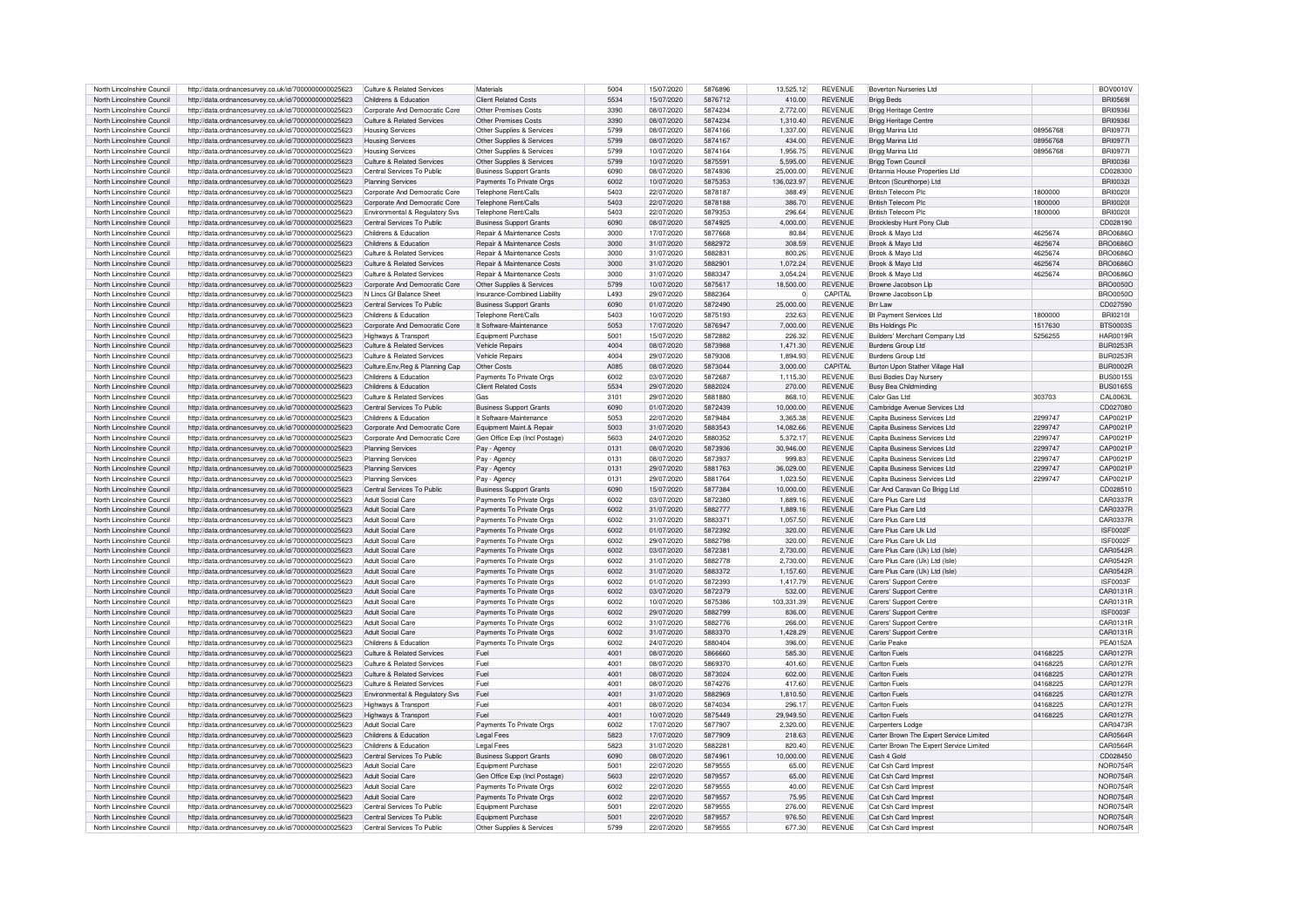| North Lincolnshire Council | http://data.ordnancesurvey.co.uk/id/7000000000025623 | Culture & Related Services | Materials | 5004 | 15/07/2020 | 5876896 | 13,525.12 | REVENUE | Boverton Nurseries Ltd | | BOV0010V |
|---|---|---|---|---|---|---|---|---|---|---|---|
| North Lincolnshire Council | http://data.ordnancesurvey.co.uk/id/7000000000025623 | Childrens & Education | Client Related Costs | 5534 | 15/07/2020 | 5876712 | 410.00 | REVENUE | Brigg Beds | | BRI0569I |
| North Lincolnshire Council | http://data.ordnancesurvey.co.uk/id/7000000000025623 | Corporate And Democratic Core | Other Premises Costs | 3390 | 08/07/2020 | 5874234 | 2,772.00 | REVENUE | Brigg Heritage Centre | | BRI0936I |
| North Lincolnshire Council | http://data.ordnancesurvey.co.uk/id/7000000000025623 | Culture & Related Services | Other Premises Costs | 3390 | 08/07/2020 | 5874234 | 1,310.40 | REVENUE | Brigg Heritage Centre | | BRI0936I |
| North Lincolnshire Council | http://data.ordnancesurvey.co.uk/id/7000000000025623 | Housing Services | Other Supplies & Services | 5799 | 08/07/2020 | 5874166 | 1,337.00 | REVENUE | Brigg Marina Ltd | 08956768 | BRI0977I |
| North Lincolnshire Council | http://data.ordnancesurvey.co.uk/id/7000000000025623 | Housing Services | Other Supplies & Services | 5799 | 08/07/2020 | 5874167 | 434.00 | REVENUE | Brigg Marina Ltd | 08956768 | BRI0977I |
| North Lincolnshire Council | http://data.ordnancesurvey.co.uk/id/7000000000025623 | Housing Services | Other Supplies & Services | 5799 | 10/07/2020 | 5874164 | 1,956.75 | REVENUE | Brigg Marina Ltd | 08956768 | BRI0977I |
| North Lincolnshire Council | http://data.ordnancesurvey.co.uk/id/7000000000025623 | Culture & Related Services | Other Supplies & Services | 5799 | 10/07/2020 | 5875591 | 5,595.00 | REVENUE | Brigg Town Council | | BRI0036I |
| North Lincolnshire Council | http://data.ordnancesurvey.co.uk/id/7000000000025623 | Central Services To Public | Business Support Grants | 6090 | 08/07/2020 | 5874936 | 25,000.00 | REVENUE | Britannia House Properties Ltd | | CD028300 |
| North Lincolnshire Council | http://data.ordnancesurvey.co.uk/id/7000000000025623 | Planning Services | Payments To Private Orgs | 6002 | 10/07/2020 | 5875353 | 136,023.97 | REVENUE | Britcon (Scunthorpe) Ltd | | BRI0032I |
| North Lincolnshire Council | http://data.ordnancesurvey.co.uk/id/7000000000025623 | Corporate And Democratic Core | Telephone Rent/Calls | 5403 | 22/07/2020 | 5878187 | 388.49 | REVENUE | British Telecom Plc | 1800000 | BRI0020I |
| North Lincolnshire Council | http://data.ordnancesurvey.co.uk/id/7000000000025623 | Corporate And Democratic Core | Telephone Rent/Calls | 5403 | 22/07/2020 | 5878188 | 386.70 | REVENUE | British Telecom Plc | 1800000 | BRI0020I |
| North Lincolnshire Council | http://data.ordnancesurvey.co.uk/id/7000000000025623 | Environmental & Regulatory Svs | Telephone Rent/Calls | 5403 | 22/07/2020 | 5879353 | 296.64 | REVENUE | British Telecom Plc | 1800000 | BRI0020I |
| North Lincolnshire Council | http://data.ordnancesurvey.co.uk/id/7000000000025623 | Central Services To Public | Business Support Grants | 6090 | 08/07/2020 | 5874925 | 4,000.00 | REVENUE | Brocklesby Hunt Pony Club | | CD028190 |
| North Lincolnshire Council | http://data.ordnancesurvey.co.uk/id/7000000000025623 | Childrens & Education | Repair & Maintenance Costs | 3000 | 17/07/2020 | 5877668 | 80.84 | REVENUE | Brook & Mayo Ltd | 4625674 | BRO0686O |
| North Lincolnshire Council | http://data.ordnancesurvey.co.uk/id/7000000000025623 | Childrens & Education | Repair & Maintenance Costs | 3000 | 31/07/2020 | 5882972 | 308.59 | REVENUE | Brook & Mayo Ltd | 4625674 | BRO0686O |
| North Lincolnshire Council | http://data.ordnancesurvey.co.uk/id/7000000000025623 | Culture & Related Services | Repair & Maintenance Costs | 3000 | 31/07/2020 | 5882831 | 800.26 | REVENUE | Brook & Mayo Ltd | 4625674 | BRO0686O |
| North Lincolnshire Council | http://data.ordnancesurvey.co.uk/id/7000000000025623 | Culture & Related Services | Repair & Maintenance Costs | 3000 | 31/07/2020 | 5882901 | 1,072.24 | REVENUE | Brook & Mayo Ltd | 4625674 | BRO0686O |
| North Lincolnshire Council | http://data.ordnancesurvey.co.uk/id/7000000000025623 | Culture & Related Services | Repair & Maintenance Costs | 3000 | 31/07/2020 | 5883347 | 3,054.24 | REVENUE | Brook & Mayo Ltd | 4625674 | BRO0686O |
| North Lincolnshire Council | http://data.ordnancesurvey.co.uk/id/7000000000025623 | Corporate And Democratic Core | Other Supplies & Services | 5799 | 10/07/2020 | 5875617 | 18,500.00 | REVENUE | Browne Jacobson Llp | | BRO0050O |
| North Lincolnshire Council | http://data.ordnancesurvey.co.uk/id/7000000000025623 | N Lincs Gf Balance Sheet | Insurance-Combined Liability | L493 | 29/07/2020 | 5882364 | 0 | CAPITAL | Browne Jacobson Llp | | BRO0050O |
| North Lincolnshire Council | http://data.ordnancesurvey.co.uk/id/7000000000025623 | Central Services To Public | Business Support Grants | 6090 | 01/07/2020 | 5872490 | 25,000.00 | REVENUE | Brr Law | | CD027590 |
| North Lincolnshire Council | http://data.ordnancesurvey.co.uk/id/7000000000025623 | Childrens & Education | Telephone Rent/Calls | 5403 | 10/07/2020 | 5875193 | 232.63 | REVENUE | Bt Payment Services Ltd | 1800000 | BRI0210I |
| North Lincolnshire Council | http://data.ordnancesurvey.co.uk/id/7000000000025623 | Corporate And Democratic Core | It Software-Maintenance | 5053 | 17/07/2020 | 5876947 | 7,000.00 | REVENUE | Bts Holdings Plc | 1517630 | BTS0003S |
| North Lincolnshire Council | http://data.ordnancesurvey.co.uk/id/7000000000025623 | Highways & Transport | Equipment Purchase | 5001 | 15/07/2020 | 5872882 | 226.32 | REVENUE | Builders' Merchant Company Ltd | 5256255 | HAR0019R |
| North Lincolnshire Council | http://data.ordnancesurvey.co.uk/id/7000000000025623 | Culture & Related Services | Vehicle Repairs | 4004 | 08/07/2020 | 5873988 | 1,471.30 | REVENUE | Burdens Group Ltd | | BUR0253R |
| North Lincolnshire Council | http://data.ordnancesurvey.co.uk/id/7000000000025623 | Culture & Related Services | Vehicle Repairs | 4004 | 29/07/2020 | 5879308 | 1,894.93 | REVENUE | Burdens Group Ltd | | BUR0253R |
| North Lincolnshire Council | http://data.ordnancesurvey.co.uk/id/7000000000025623 | Culture,Env,Reg & Planning Cap | Other Costs | A085 | 08/07/2020 | 5873044 | 3,000.00 | CAPITAL | Burton Upon Stather Village Hall | | BUR0002R |
| North Lincolnshire Council | http://data.ordnancesurvey.co.uk/id/7000000000025623 | Childrens & Education | Payments To Private Orgs | 6002 | 03/07/2020 | 5872687 | 1,115.30 | REVENUE | Busi Bodies Day Nursery | | BUS0015S |
| North Lincolnshire Council | http://data.ordnancesurvey.co.uk/id/7000000000025623 | Childrens & Education | Client Related Costs | 5534 | 29/07/2020 | 5882024 | 270.00 | REVENUE | Busy Bea Childminding | | BUS0165S |
| North Lincolnshire Council | http://data.ordnancesurvey.co.uk/id/7000000000025623 | Culture & Related Services | Gas | 3101 | 29/07/2020 | 5881880 | 868.10 | REVENUE | Calor Gas Ltd | 303703 | CAL0063L |
| North Lincolnshire Council | http://data.ordnancesurvey.co.uk/id/7000000000025623 | Central Services To Public | Business Support Grants | 6090 | 01/07/2020 | 5872439 | 10,000.00 | REVENUE | Cambridge Avenue Services Ltd | | CD027080 |
| North Lincolnshire Council | http://data.ordnancesurvey.co.uk/id/7000000000025623 | Childrens & Education | It Software-Maintenance | 5053 | 22/07/2020 | 5879484 | 3,365.38 | REVENUE | Capita Business Services Ltd | 2299747 | CAP0021P |
| North Lincolnshire Council | http://data.ordnancesurvey.co.uk/id/7000000000025623 | Corporate And Democratic Core | Equipment Maint.& Repair | 5003 | 31/07/2020 | 5883543 | 14,082.66 | REVENUE | Capita Business Services Ltd | 2299747 | CAP0021P |
| North Lincolnshire Council | http://data.ordnancesurvey.co.uk/id/7000000000025623 | Corporate And Democratic Core | Gen Office Exp (Incl Postage) | 5603 | 24/07/2020 | 5880352 | 5,372.17 | REVENUE | Capita Business Services Ltd | 2299747 | CAP0021P |
| North Lincolnshire Council | http://data.ordnancesurvey.co.uk/id/7000000000025623 | Planning Services | Pay - Agency | 0131 | 08/07/2020 | 5873936 | 30,946.00 | REVENUE | Capita Business Services Ltd | 2299747 | CAP0021P |
| North Lincolnshire Council | http://data.ordnancesurvey.co.uk/id/7000000000025623 | Planning Services | Pay - Agency | 0131 | 08/07/2020 | 5873937 | 999.83 | REVENUE | Capita Business Services Ltd | 2299747 | CAP0021P |
| North Lincolnshire Council | http://data.ordnancesurvey.co.uk/id/7000000000025623 | Planning Services | Pay - Agency | 0131 | 29/07/2020 | 5881763 | 36,029.00 | REVENUE | Capita Business Services Ltd | 2299747 | CAP0021P |
| North Lincolnshire Council | http://data.ordnancesurvey.co.uk/id/7000000000025623 | Planning Services | Pay - Agency | 0131 | 29/07/2020 | 5881764 | 1,023.50 | REVENUE | Capita Business Services Ltd | 2299747 | CAP0021P |
| North Lincolnshire Council | http://data.ordnancesurvey.co.uk/id/7000000000025623 | Central Services To Public | Business Support Grants | 6090 | 15/07/2020 | 5877384 | 10,000.00 | REVENUE | Car And Caravan Co Brigg Ltd | | CD028510 |
| North Lincolnshire Council | http://data.ordnancesurvey.co.uk/id/7000000000025623 | Adult Social Care | Payments To Private Orgs | 6002 | 03/07/2020 | 5872380 | 1,889.16 | REVENUE | Care Plus Care Ltd | | CAR0337R |
| North Lincolnshire Council | http://data.ordnancesurvey.co.uk/id/7000000000025623 | Adult Social Care | Payments To Private Orgs | 6002 | 31/07/2020 | 5882777 | 1,889.16 | REVENUE | Care Plus Care Ltd | | CAR0337R |
| North Lincolnshire Council | http://data.ordnancesurvey.co.uk/id/7000000000025623 | Adult Social Care | Payments To Private Orgs | 6002 | 31/07/2020 | 5883371 | 1,057.50 | REVENUE | Care Plus Care Ltd | | CAR0337R |
| North Lincolnshire Council | http://data.ordnancesurvey.co.uk/id/7000000000025623 | Adult Social Care | Payments To Private Orgs | 6002 | 01/07/2020 | 5872392 | 320.00 | REVENUE | Care Plus Care Uk Ltd | | ISF0002F |
| North Lincolnshire Council | http://data.ordnancesurvey.co.uk/id/7000000000025623 | Adult Social Care | Payments To Private Orgs | 6002 | 29/07/2020 | 5882798 | 320.00 | REVENUE | Care Plus Care Uk Ltd | | ISF0002F |
| North Lincolnshire Council | http://data.ordnancesurvey.co.uk/id/7000000000025623 | Adult Social Care | Payments To Private Orgs | 6002 | 03/07/2020 | 5872381 | 2,730.00 | REVENUE | Care Plus Care (Uk) Ltd (Isle) | | CAR0542R |
| North Lincolnshire Council | http://data.ordnancesurvey.co.uk/id/7000000000025623 | Adult Social Care | Payments To Private Orgs | 6002 | 31/07/2020 | 5882778 | 2,730.00 | REVENUE | Care Plus Care (Uk) Ltd (Isle) | | CAR0542R |
| North Lincolnshire Council | http://data.ordnancesurvey.co.uk/id/7000000000025623 | Adult Social Care | Payments To Private Orgs | 6002 | 31/07/2020 | 5883372 | 1,157.60 | REVENUE | Care Plus Care (Uk) Ltd (Isle) | | CAR0542R |
| North Lincolnshire Council | http://data.ordnancesurvey.co.uk/id/7000000000025623 | Adult Social Care | Payments To Private Orgs | 6002 | 01/07/2020 | 5872393 | 1,417.79 | REVENUE | Carers' Support Centre | | ISF0003F |
| North Lincolnshire Council | http://data.ordnancesurvey.co.uk/id/7000000000025623 | Adult Social Care | Payments To Private Orgs | 6002 | 03/07/2020 | 5872379 | 532.00 | REVENUE | Carers' Support Centre | | CAR0131R |
| North Lincolnshire Council | http://data.ordnancesurvey.co.uk/id/7000000000025623 | Adult Social Care | Payments To Private Orgs | 6002 | 10/07/2020 | 5875386 | 103,331.39 | REVENUE | Carers' Support Centre | | CAR0131R |
| North Lincolnshire Council | http://data.ordnancesurvey.co.uk/id/7000000000025623 | Adult Social Care | Payments To Private Orgs | 6002 | 29/07/2020 | 5882799 | 836.00 | REVENUE | Carers' Support Centre | | ISF0003F |
| North Lincolnshire Council | http://data.ordnancesurvey.co.uk/id/7000000000025623 | Adult Social Care | Payments To Private Orgs | 6002 | 31/07/2020 | 5882776 | 266.00 | REVENUE | Carers' Support Centre | | CAR0131R |
| North Lincolnshire Council | http://data.ordnancesurvey.co.uk/id/7000000000025623 | Adult Social Care | Payments To Private Orgs | 6002 | 31/07/2020 | 5883370 | 1,428.29 | REVENUE | Carers' Support Centre | | CAR0131R |
| North Lincolnshire Council | http://data.ordnancesurvey.co.uk/id/7000000000025623 | Childrens & Education | Payments To Private Orgs | 6002 | 24/07/2020 | 5880404 | 396.00 | REVENUE | Carlie Peake | | PEA0152A |
| North Lincolnshire Council | http://data.ordnancesurvey.co.uk/id/7000000000025623 | Culture & Related Services | Fuel | 4001 | 08/07/2020 | 5866660 | 585.30 | REVENUE | Carlton Fuels | 04168225 | CAR0127R |
| North Lincolnshire Council | http://data.ordnancesurvey.co.uk/id/7000000000025623 | Culture & Related Services | Fuel | 4001 | 08/07/2020 | 5869370 | 401.60 | REVENUE | Carlton Fuels | 04168225 | CAR0127R |
| North Lincolnshire Council | http://data.ordnancesurvey.co.uk/id/7000000000025623 | Culture & Related Services | Fuel | 4001 | 08/07/2020 | 5873024 | 602.00 | REVENUE | Carlton Fuels | 04168225 | CAR0127R |
| North Lincolnshire Council | http://data.ordnancesurvey.co.uk/id/7000000000025623 | Culture & Related Services | Fuel | 4001 | 08/07/2020 | 5874276 | 417.60 | REVENUE | Carlton Fuels | 04168225 | CAR0127R |
| North Lincolnshire Council | http://data.ordnancesurvey.co.uk/id/7000000000025623 | Environmental & Regulatory Svs | Fuel | 4001 | 31/07/2020 | 5882969 | 1,810.50 | REVENUE | Carlton Fuels | 04168225 | CAR0127R |
| North Lincolnshire Council | http://data.ordnancesurvey.co.uk/id/7000000000025623 | Highways & Transport | Fuel | 4001 | 08/07/2020 | 5874034 | 296.17 | REVENUE | Carlton Fuels | 04168225 | CAR0127R |
| North Lincolnshire Council | http://data.ordnancesurvey.co.uk/id/7000000000025623 | Highways & Transport | Fuel | 4001 | 10/07/2020 | 5875449 | 29,949.50 | REVENUE | Carlton Fuels | 04168225 | CAR0127R |
| North Lincolnshire Council | http://data.ordnancesurvey.co.uk/id/7000000000025623 | Adult Social Care | Payments To Private Orgs | 6002 | 17/07/2020 | 5877907 | 2,320.00 | REVENUE | Carpenters Lodge | | CAR0473R |
| North Lincolnshire Council | http://data.ordnancesurvey.co.uk/id/7000000000025623 | Childrens & Education | Legal Fees | 5823 | 17/07/2020 | 5877909 | 218.63 | REVENUE | Carter Brown The Expert Service Limited | | CAR0564R |
| North Lincolnshire Council | http://data.ordnancesurvey.co.uk/id/7000000000025623 | Childrens & Education | Legal Fees | 5823 | 31/07/2020 | 5882281 | 820.40 | REVENUE | Carter Brown The Expert Service Limited | | CAR0564R |
| North Lincolnshire Council | http://data.ordnancesurvey.co.uk/id/7000000000025623 | Central Services To Public | Business Support Grants | 6090 | 08/07/2020 | 5874961 | 10,000.00 | REVENUE | Cash 4 Gold | | CD028450 |
| North Lincolnshire Council | http://data.ordnancesurvey.co.uk/id/7000000000025623 | Adult Social Care | Equipment Purchase | 5001 | 22/07/2020 | 5879555 | 65.00 | REVENUE | Cat Csh Card Imprest | | NOR0754R |
| North Lincolnshire Council | http://data.ordnancesurvey.co.uk/id/7000000000025623 | Adult Social Care | Gen Office Exp (Incl Postage) | 5603 | 22/07/2020 | 5879557 | 65.00 | REVENUE | Cat Csh Card Imprest | | NOR0754R |
| North Lincolnshire Council | http://data.ordnancesurvey.co.uk/id/7000000000025623 | Adult Social Care | Payments To Private Orgs | 6002 | 22/07/2020 | 5879555 | 40.00 | REVENUE | Cat Csh Card Imprest | | NOR0754R |
| North Lincolnshire Council | http://data.ordnancesurvey.co.uk/id/7000000000025623 | Adult Social Care | Payments To Private Orgs | 6002 | 22/07/2020 | 5879557 | 75.95 | REVENUE | Cat Csh Card Imprest | | NOR0754R |
| North Lincolnshire Council | http://data.ordnancesurvey.co.uk/id/7000000000025623 | Central Services To Public | Equipment Purchase | 5001 | 22/07/2020 | 5879555 | 276.00 | REVENUE | Cat Csh Card Imprest | | NOR0754R |
| North Lincolnshire Council | http://data.ordnancesurvey.co.uk/id/7000000000025623 | Central Services To Public | Equipment Purchase | 5001 | 22/07/2020 | 5879557 | 976.50 | REVENUE | Cat Csh Card Imprest | | NOR0754R |
| North Lincolnshire Council | http://data.ordnancesurvey.co.uk/id/7000000000025623 | Central Services To Public | Other Supplies & Services | 5799 | 22/07/2020 | 5879555 | 677.30 | REVENUE | Cat Csh Card Imprest | | NOR0754R |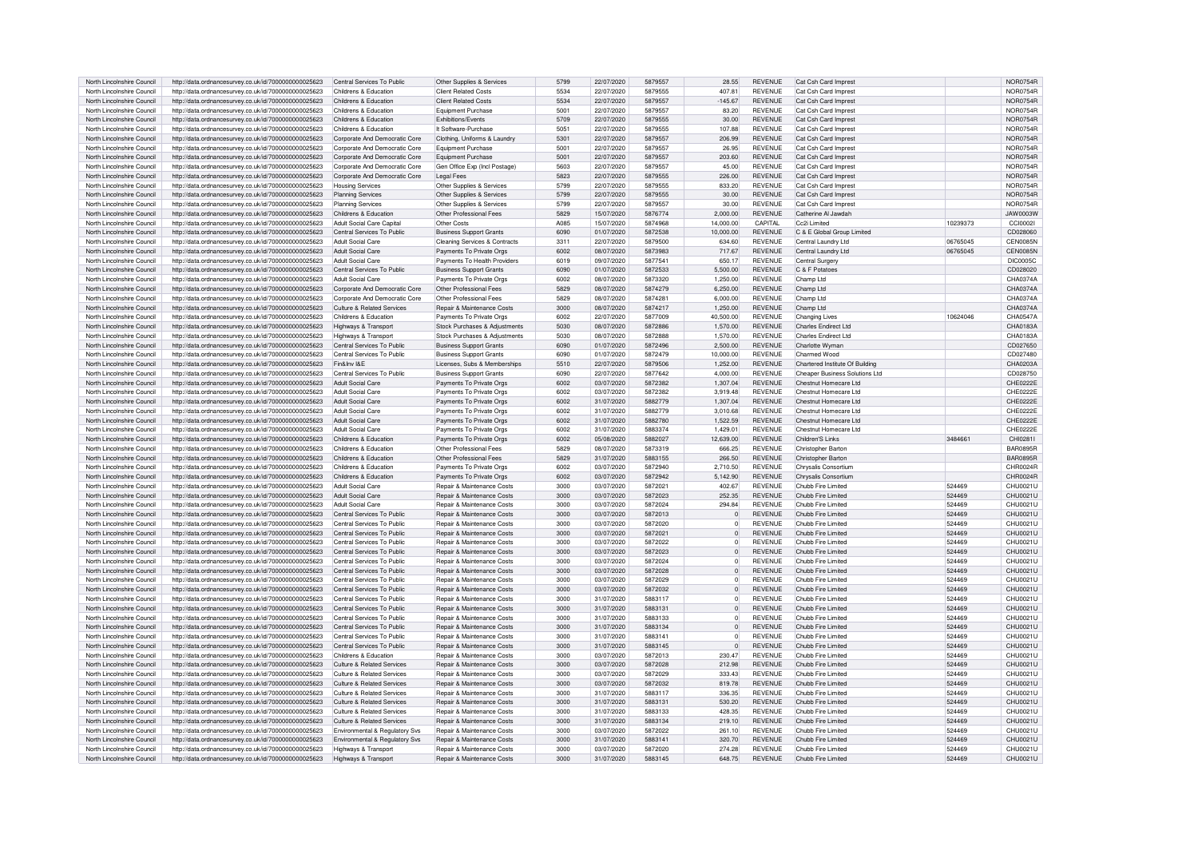| North Lincolnshire Council | http://data.ordnancesurvey.co.uk/id/7000000000025623 | Central Services To Public | Other Supplies & Services | 5799 | 22/07/2020 | 5879557 | 28.55 | REVENUE | Cat Csh Card Imprest | | NOR0754R |
|---|---|---|---|---|---|---|---|---|---|---|---|
| North Lincolnshire Council | http://data.ordnancesurvey.co.uk/id/7000000000025623 | Childrens & Education | Client Related Costs | 5534 | 22/07/2020 | 5879555 | 407.81 | REVENUE | Cat Csh Card Imprest | | NOR0754R |
| North Lincolnshire Council | http://data.ordnancesurvey.co.uk/id/7000000000025623 | Childrens & Education | Client Related Costs | 5534 | 22/07/2020 | 5879557 | -145.67 | REVENUE | Cat Csh Card Imprest | | NOR0754R |
| North Lincolnshire Council | http://data.ordnancesurvey.co.uk/id/7000000000025623 | Childrens & Education | Equipment Purchase | 5001 | 22/07/2020 | 5879557 | 83.20 | REVENUE | Cat Csh Card Imprest | | NOR0754R |
| North Lincolnshire Council | http://data.ordnancesurvey.co.uk/id/7000000000025623 | Childrens & Education | Exhibitions/Events | 5709 | 22/07/2020 | 5879555 | 30.00 | REVENUE | Cat Csh Card Imprest | | NOR0754R |
| North Lincolnshire Council | http://data.ordnancesurvey.co.uk/id/7000000000025623 | Childrens & Education | It Software-Purchase | 5051 | 22/07/2020 | 5879555 | 107.88 | REVENUE | Cat Csh Card Imprest | | NOR0754R |
| North Lincolnshire Council | http://data.ordnancesurvey.co.uk/id/7000000000025623 | Corporate And Democratic Core | Clothing, Uniforms & Laundry | 5301 | 22/07/2020 | 5879557 | 206.99 | REVENUE | Cat Csh Card Imprest | | NOR0754R |
| North Lincolnshire Council | http://data.ordnancesurvey.co.uk/id/7000000000025623 | Corporate And Democratic Core | Equipment Purchase | 5001 | 22/07/2020 | 5879557 | 26.95 | REVENUE | Cat Csh Card Imprest | | NOR0754R |
| North Lincolnshire Council | http://data.ordnancesurvey.co.uk/id/7000000000025623 | Corporate And Democratic Core | Equipment Purchase | 5001 | 22/07/2020 | 5879557 | 203.60 | REVENUE | Cat Csh Card Imprest | | NOR0754R |
| North Lincolnshire Council | http://data.ordnancesurvey.co.uk/id/7000000000025623 | Corporate And Democratic Core | Gen Office Exp (Incl Postage) | 5603 | 22/07/2020 | 5879557 | 45.00 | REVENUE | Cat Csh Card Imprest | | NOR0754R |
| North Lincolnshire Council | http://data.ordnancesurvey.co.uk/id/7000000000025623 | Corporate And Democratic Core | Legal Fees | 5823 | 22/07/2020 | 5879555 | 226.00 | REVENUE | Cat Csh Card Imprest | | NOR0754R |
| North Lincolnshire Council | http://data.ordnancesurvey.co.uk/id/7000000000025623 | Housing Services | Other Supplies & Services | 5799 | 22/07/2020 | 5879555 | 833.20 | REVENUE | Cat Csh Card Imprest | | NOR0754R |
| North Lincolnshire Council | http://data.ordnancesurvey.co.uk/id/7000000000025623 | Planning Services | Other Supplies & Services | 5799 | 22/07/2020 | 5879555 | 30.00 | REVENUE | Cat Csh Card Imprest | | NOR0754R |
| North Lincolnshire Council | http://data.ordnancesurvey.co.uk/id/7000000000025623 | Planning Services | Other Supplies & Services | 5799 | 22/07/2020 | 5879557 | 30.00 | REVENUE | Cat Csh Card Imprest | | NOR0754R |
| North Lincolnshire Council | http://data.ordnancesurvey.co.uk/id/7000000000025623 | Childrens & Education | Other Professional Fees | 5829 | 15/07/2020 | 5876774 | 2,000.00 | REVENUE | Catherine Al Jawdah | | JAW0003W |
| North Lincolnshire Council | http://data.ordnancesurvey.co.uk/id/7000000000025623 | Adult Social Care Capital | Other Costs | A085 | 15/07/2020 | 5874968 | 14,000.00 | CAPITAL | Cc2i Limited | 10239373 | CCI0002I |
| North Lincolnshire Council | http://data.ordnancesurvey.co.uk/id/7000000000025623 | Central Services To Public | Business Support Grants | 6090 | 01/07/2020 | 5872538 | 10,000.00 | REVENUE | C & E Global Group Limited | | CD028060 |
| North Lincolnshire Council | http://data.ordnancesurvey.co.uk/id/7000000000025623 | Adult Social Care | Cleaning Services & Contracts | 3311 | 22/07/2020 | 5879500 | 634.60 | REVENUE | Central Laundry Ltd | 06765045 | CEN0085N |
| North Lincolnshire Council | http://data.ordnancesurvey.co.uk/id/7000000000025623 | Adult Social Care | Payments To Private Orgs | 6002 | 08/07/2020 | 5873983 | 717.67 | REVENUE | Central Laundry Ltd | 06765045 | CEN0085N |
| North Lincolnshire Council | http://data.ordnancesurvey.co.uk/id/7000000000025623 | Adult Social Care | Payments To Health Providers | 6019 | 09/07/2020 | 5877541 | 650.17 | REVENUE | Central Surgery | | DIC0005C |
| North Lincolnshire Council | http://data.ordnancesurvey.co.uk/id/7000000000025623 | Central Services To Public | Business Support Grants | 6090 | 01/07/2020 | 5872533 | 5,500.00 | REVENUE | C & F Potatoes | | CD028020 |
| North Lincolnshire Council | http://data.ordnancesurvey.co.uk/id/7000000000025623 | Adult Social Care | Payments To Private Orgs | 6002 | 08/07/2020 | 5873320 | 1,250.00 | REVENUE | Champ Ltd | | CHA0374A |
| North Lincolnshire Council | http://data.ordnancesurvey.co.uk/id/7000000000025623 | Corporate And Democratic Core | Other Professional Fees | 5829 | 08/07/2020 | 5874279 | 6,250.00 | REVENUE | Champ Ltd | | CHA0374A |
| North Lincolnshire Council | http://data.ordnancesurvey.co.uk/id/7000000000025623 | Corporate And Democratic Core | Other Professional Fees | 5829 | 08/07/2020 | 5874281 | 6,000.00 | REVENUE | Champ Ltd | | CHA0374A |
| North Lincolnshire Council | http://data.ordnancesurvey.co.uk/id/7000000000025623 | Culture & Related Services | Repair & Maintenance Costs | 3000 | 08/07/2020 | 5874217 | 1,250.00 | REVENUE | Champ Ltd | | CHA0374A |
| North Lincolnshire Council | http://data.ordnancesurvey.co.uk/id/7000000000025623 | Childrens & Education | Payments To Private Orgs | 6002 | 22/07/2020 | 5877009 | 40,500.00 | REVENUE | Changing Lives | 10624046 | CHA0547A |
| North Lincolnshire Council | http://data.ordnancesurvey.co.uk/id/7000000000025623 | Highways & Transport | Stock Purchases & Adjustments | 5030 | 08/07/2020 | 5872886 | 1,570.00 | REVENUE | Charles Endirect Ltd | | CHA0183A |
| North Lincolnshire Council | http://data.ordnancesurvey.co.uk/id/7000000000025623 | Highways & Transport | Stock Purchases & Adjustments | 5030 | 08/07/2020 | 5872888 | 1,570.00 | REVENUE | Charles Endirect Ltd | | CHA0183A |
| North Lincolnshire Council | http://data.ordnancesurvey.co.uk/id/7000000000025623 | Central Services To Public | Business Support Grants | 6090 | 01/07/2020 | 5872496 | 2,500.00 | REVENUE | Charlotte Wyman | | CD027650 |
| North Lincolnshire Council | http://data.ordnancesurvey.co.uk/id/7000000000025623 | Central Services To Public | Business Support Grants | 6090 | 01/07/2020 | 5872479 | 10,000.00 | REVENUE | Charmed Wood | | CD027480 |
| North Lincolnshire Council | http://data.ordnancesurvey.co.uk/id/7000000000025623 | Fin&Inv I&E | Licenses, Subs & Memberships | 5510 | 22/07/2020 | 5879506 | 1,252.00 | REVENUE | Chartered Institute Of Building | | CHA0203A |
| North Lincolnshire Council | http://data.ordnancesurvey.co.uk/id/7000000000025623 | Central Services To Public | Business Support Grants | 6090 | 22/07/2020 | 5877642 | 4,000.00 | REVENUE | Cheaper Business Solutions Ltd | | CD028750 |
| North Lincolnshire Council | http://data.ordnancesurvey.co.uk/id/7000000000025623 | Adult Social Care | Payments To Private Orgs | 6002 | 03/07/2020 | 5872382 | 1,307.04 | REVENUE | Chestnut Homecare Ltd | | CHE0222E |
| North Lincolnshire Council | http://data.ordnancesurvey.co.uk/id/7000000000025623 | Adult Social Care | Payments To Private Orgs | 6002 | 03/07/2020 | 5872382 | 3,919.48 | REVENUE | Chestnut Homecare Ltd | | CHE0222E |
| North Lincolnshire Council | http://data.ordnancesurvey.co.uk/id/7000000000025623 | Adult Social Care | Payments To Private Orgs | 6002 | 31/07/2020 | 5882779 | 1,307.04 | REVENUE | Chestnut Homecare Ltd | | CHE0222E |
| North Lincolnshire Council | http://data.ordnancesurvey.co.uk/id/7000000000025623 | Adult Social Care | Payments To Private Orgs | 6002 | 31/07/2020 | 5882779 | 3,010.68 | REVENUE | Chestnut Homecare Ltd | | CHE0222E |
| North Lincolnshire Council | http://data.ordnancesurvey.co.uk/id/7000000000025623 | Adult Social Care | Payments To Private Orgs | 6002 | 31/07/2020 | 5882780 | 1,522.59 | REVENUE | Chestnut Homecare Ltd | | CHE0222E |
| North Lincolnshire Council | http://data.ordnancesurvey.co.uk/id/7000000000025623 | Adult Social Care | Payments To Private Orgs | 6002 | 31/07/2020 | 5883374 | 1,429.01 | REVENUE | Chestnut Homecare Ltd | | CHE0222E |
| North Lincolnshire Council | http://data.ordnancesurvey.co.uk/id/7000000000025623 | Childrens & Education | Payments To Private Orgs | 6002 | 05/08/2020 | 5882027 | 12,639.00 | REVENUE | Children'S Links | 3484661 | CHI0281I |
| North Lincolnshire Council | http://data.ordnancesurvey.co.uk/id/7000000000025623 | Childrens & Education | Other Professional Fees | 5829 | 08/07/2020 | 5873319 | 666.25 | REVENUE | Christopher Barton | | BAR0895R |
| North Lincolnshire Council | http://data.ordnancesurvey.co.uk/id/7000000000025623 | Childrens & Education | Other Professional Fees | 5829 | 31/07/2020 | 5883155 | 266.50 | REVENUE | Christopher Barton | | BAR0895R |
| North Lincolnshire Council | http://data.ordnancesurvey.co.uk/id/7000000000025623 | Childrens & Education | Payments To Private Orgs | 6002 | 03/07/2020 | 5872940 | 2,710.50 | REVENUE | Chrysalis Consortium | | CHR0024R |
| North Lincolnshire Council | http://data.ordnancesurvey.co.uk/id/7000000000025623 | Childrens & Education | Payments To Private Orgs | 6002 | 03/07/2020 | 5872942 | 5,142.90 | REVENUE | Chrysalis Consortium | | CHR0024R |
| North Lincolnshire Council | http://data.ordnancesurvey.co.uk/id/7000000000025623 | Adult Social Care | Repair & Maintenance Costs | 3000 | 03/07/2020 | 5872021 | 402.67 | REVENUE | Chubb Fire Limited | 524469 | CHU0021U |
| North Lincolnshire Council | http://data.ordnancesurvey.co.uk/id/7000000000025623 | Adult Social Care | Repair & Maintenance Costs | 3000 | 03/07/2020 | 5872023 | 252.35 | REVENUE | Chubb Fire Limited | 524469 | CHU0021U |
| North Lincolnshire Council | http://data.ordnancesurvey.co.uk/id/7000000000025623 | Adult Social Care | Repair & Maintenance Costs | 3000 | 03/07/2020 | 5872024 | 294.84 | REVENUE | Chubb Fire Limited | 524469 | CHU0021U |
| North Lincolnshire Council | http://data.ordnancesurvey.co.uk/id/7000000000025623 | Central Services To Public | Repair & Maintenance Costs | 3000 | 03/07/2020 | 5872013 | 0 | REVENUE | Chubb Fire Limited | 524469 | CHU0021U |
| North Lincolnshire Council | http://data.ordnancesurvey.co.uk/id/7000000000025623 | Central Services To Public | Repair & Maintenance Costs | 3000 | 03/07/2020 | 5872020 | 0 | REVENUE | Chubb Fire Limited | 524469 | CHU0021U |
| North Lincolnshire Council | http://data.ordnancesurvey.co.uk/id/7000000000025623 | Central Services To Public | Repair & Maintenance Costs | 3000 | 03/07/2020 | 5872021 | 0 | REVENUE | Chubb Fire Limited | 524469 | CHU0021U |
| North Lincolnshire Council | http://data.ordnancesurvey.co.uk/id/7000000000025623 | Central Services To Public | Repair & Maintenance Costs | 3000 | 03/07/2020 | 5872022 | 0 | REVENUE | Chubb Fire Limited | 524469 | CHU0021U |
| North Lincolnshire Council | http://data.ordnancesurvey.co.uk/id/7000000000025623 | Central Services To Public | Repair & Maintenance Costs | 3000 | 03/07/2020 | 5872023 | 0 | REVENUE | Chubb Fire Limited | 524469 | CHU0021U |
| North Lincolnshire Council | http://data.ordnancesurvey.co.uk/id/7000000000025623 | Central Services To Public | Repair & Maintenance Costs | 3000 | 03/07/2020 | 5872024 | 0 | REVENUE | Chubb Fire Limited | 524469 | CHU0021U |
| North Lincolnshire Council | http://data.ordnancesurvey.co.uk/id/7000000000025623 | Central Services To Public | Repair & Maintenance Costs | 3000 | 03/07/2020 | 5872028 | 0 | REVENUE | Chubb Fire Limited | 524469 | CHU0021U |
| North Lincolnshire Council | http://data.ordnancesurvey.co.uk/id/7000000000025623 | Central Services To Public | Repair & Maintenance Costs | 3000 | 03/07/2020 | 5872029 | 0 | REVENUE | Chubb Fire Limited | 524469 | CHU0021U |
| North Lincolnshire Council | http://data.ordnancesurvey.co.uk/id/7000000000025623 | Central Services To Public | Repair & Maintenance Costs | 3000 | 03/07/2020 | 5872032 | 0 | REVENUE | Chubb Fire Limited | 524469 | CHU0021U |
| North Lincolnshire Council | http://data.ordnancesurvey.co.uk/id/7000000000025623 | Central Services To Public | Repair & Maintenance Costs | 3000 | 31/07/2020 | 5883117 | 0 | REVENUE | Chubb Fire Limited | 524469 | CHU0021U |
| North Lincolnshire Council | http://data.ordnancesurvey.co.uk/id/7000000000025623 | Central Services To Public | Repair & Maintenance Costs | 3000 | 31/07/2020 | 5883131 | 0 | REVENUE | Chubb Fire Limited | 524469 | CHU0021U |
| North Lincolnshire Council | http://data.ordnancesurvey.co.uk/id/7000000000025623 | Central Services To Public | Repair & Maintenance Costs | 3000 | 31/07/2020 | 5883133 | 0 | REVENUE | Chubb Fire Limited | 524469 | CHU0021U |
| North Lincolnshire Council | http://data.ordnancesurvey.co.uk/id/7000000000025623 | Central Services To Public | Repair & Maintenance Costs | 3000 | 31/07/2020 | 5883134 | 0 | REVENUE | Chubb Fire Limited | 524469 | CHU0021U |
| North Lincolnshire Council | http://data.ordnancesurvey.co.uk/id/7000000000025623 | Central Services To Public | Repair & Maintenance Costs | 3000 | 31/07/2020 | 5883141 | 0 | REVENUE | Chubb Fire Limited | 524469 | CHU0021U |
| North Lincolnshire Council | http://data.ordnancesurvey.co.uk/id/7000000000025623 | Central Services To Public | Repair & Maintenance Costs | 3000 | 31/07/2020 | 5883145 | 0 | REVENUE | Chubb Fire Limited | 524469 | CHU0021U |
| North Lincolnshire Council | http://data.ordnancesurvey.co.uk/id/7000000000025623 | Childrens & Education | Repair & Maintenance Costs | 3000 | 03/07/2020 | 5872013 | 230.47 | REVENUE | Chubb Fire Limited | 524469 | CHU0021U |
| North Lincolnshire Council | http://data.ordnancesurvey.co.uk/id/7000000000025623 | Culture & Related Services | Repair & Maintenance Costs | 3000 | 03/07/2020 | 5872028 | 212.98 | REVENUE | Chubb Fire Limited | 524469 | CHU0021U |
| North Lincolnshire Council | http://data.ordnancesurvey.co.uk/id/7000000000025623 | Culture & Related Services | Repair & Maintenance Costs | 3000 | 03/07/2020 | 5872029 | 333.43 | REVENUE | Chubb Fire Limited | 524469 | CHU0021U |
| North Lincolnshire Council | http://data.ordnancesurvey.co.uk/id/7000000000025623 | Culture & Related Services | Repair & Maintenance Costs | 3000 | 03/07/2020 | 5872032 | 819.78 | REVENUE | Chubb Fire Limited | 524469 | CHU0021U |
| North Lincolnshire Council | http://data.ordnancesurvey.co.uk/id/7000000000025623 | Culture & Related Services | Repair & Maintenance Costs | 3000 | 31/07/2020 | 5883117 | 336.35 | REVENUE | Chubb Fire Limited | 524469 | CHU0021U |
| North Lincolnshire Council | http://data.ordnancesurvey.co.uk/id/7000000000025623 | Culture & Related Services | Repair & Maintenance Costs | 3000 | 31/07/2020 | 5883131 | 530.20 | REVENUE | Chubb Fire Limited | 524469 | CHU0021U |
| North Lincolnshire Council | http://data.ordnancesurvey.co.uk/id/7000000000025623 | Culture & Related Services | Repair & Maintenance Costs | 3000 | 31/07/2020 | 5883133 | 428.35 | REVENUE | Chubb Fire Limited | 524469 | CHU0021U |
| North Lincolnshire Council | http://data.ordnancesurvey.co.uk/id/7000000000025623 | Culture & Related Services | Repair & Maintenance Costs | 3000 | 31/07/2020 | 5883134 | 219.10 | REVENUE | Chubb Fire Limited | 524469 | CHU0021U |
| North Lincolnshire Council | http://data.ordnancesurvey.co.uk/id/7000000000025623 | Environmental & Regulatory Svs | Repair & Maintenance Costs | 3000 | 03/07/2020 | 5872022 | 261.10 | REVENUE | Chubb Fire Limited | 524469 | CHU0021U |
| North Lincolnshire Council | http://data.ordnancesurvey.co.uk/id/7000000000025623 | Environmental & Regulatory Svs | Repair & Maintenance Costs | 3000 | 31/07/2020 | 5883141 | 320.70 | REVENUE | Chubb Fire Limited | 524469 | CHU0021U |
| North Lincolnshire Council | http://data.ordnancesurvey.co.uk/id/7000000000025623 | Highways & Transport | Repair & Maintenance Costs | 3000 | 03/07/2020 | 5872020 | 274.28 | REVENUE | Chubb Fire Limited | 524469 | CHU0021U |
| North Lincolnshire Council | http://data.ordnancesurvey.co.uk/id/7000000000025623 | Highways & Transport | Repair & Maintenance Costs | 3000 | 31/07/2020 | 5883145 | 648.75 | REVENUE | Chubb Fire Limited | 524469 | CHU0021U |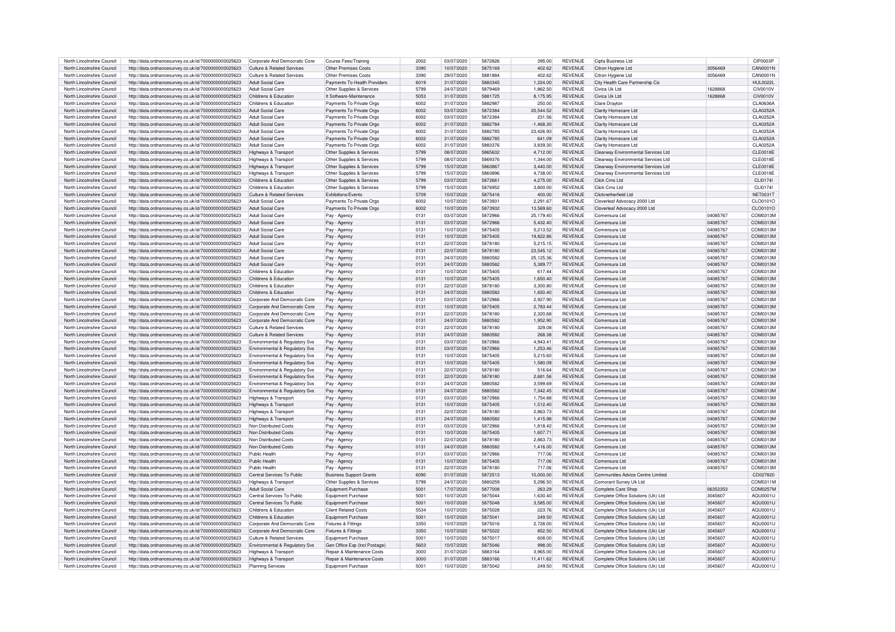| North Lincolnshire Council | http://data.ordnancesurvey.co.uk/id/7000000000025623 | Corporate And Democratic Core | Course Fees/Training | 2002 | 03/07/2020 | 5872826 | 395.00 | REVENUE | Cipfa Business Ltd | | CIP0003P |
|---|---|---|---|---|---|---|---|---|---|---|---|
| North Lincolnshire Council | http://data.ordnancesurvey.co.uk/id/7000000000025623 | Culture & Related Services | Other Premises Costs | 3390 | 10/07/2020 | 5875169 | 402.62 | REVENUE | Citron Hygiene Ltd | 3056469 | CAN0001N |
| North Lincolnshire Council | http://data.ordnancesurvey.co.uk/id/7000000000025623 | Culture & Related Services | Other Premises Costs | 3390 | 29/07/2020 | 5881884 | 402.62 | REVENUE | Citron Hygiene Ltd | 3056469 | CAN0001N |
| North Lincolnshire Council | http://data.ordnancesurvey.co.uk/id/7000000000025623 | Adult Social Care | Payments To Health Providers | 6019 | 31/07/2020 | 5883345 | 1,224.00 | REVENUE | City Health Care Partnership Cic | | HUL0022L |
| North Lincolnshire Council | http://data.ordnancesurvey.co.uk/id/7000000000025623 | Adult Social Care | Other Supplies & Services | 5799 | 24/07/2020 | 5879469 | 1,862.50 | REVENUE | Civica Uk Ltd | 1628868 | CIV0010V |
| North Lincolnshire Council | http://data.ordnancesurvey.co.uk/id/7000000000025623 | Childrens & Education | It Software-Maintenance | 5053 | 31/07/2020 | 5881725 | 8,175.95 | REVENUE | Civica Uk Ltd | 1628868 | CIV0010V |
| North Lincolnshire Council | http://data.ordnancesurvey.co.uk/id/7000000000025623 | Childrens & Education | Payments To Private Orgs | 6002 | 31/07/2020 | 5882987 | 250.00 | REVENUE | Clare Drayton | | CLA0636A |
| North Lincolnshire Council | http://data.ordnancesurvey.co.uk/id/7000000000025623 | Adult Social Care | Payments To Private Orgs | 6002 | 03/07/2020 | 5872384 | 20,544.52 | REVENUE | Clarity Homecare Ltd | | CLA0252A |
| North Lincolnshire Council | http://data.ordnancesurvey.co.uk/id/7000000000025623 | Adult Social Care | Payments To Private Orgs | 6002 | 03/07/2020 | 5872384 | 231.56 | REVENUE | Clarity Homecare Ltd | | CLA0252A |
| North Lincolnshire Council | http://data.ordnancesurvey.co.uk/id/7000000000025623 | Adult Social Care | Payments To Private Orgs | 6002 | 31/07/2020 | 5882784 | -1,468.30 | REVENUE | Clarity Homecare Ltd | | CLA0252A |
| North Lincolnshire Council | http://data.ordnancesurvey.co.uk/id/7000000000025623 | Adult Social Care | Payments To Private Orgs | 6002 | 31/07/2020 | 5882785 | 23,426.93 | REVENUE | Clarity Homecare Ltd | | CLA0252A |
| North Lincolnshire Council | http://data.ordnancesurvey.co.uk/id/7000000000025623 | Adult Social Care | Payments To Private Orgs | 6002 | 31/07/2020 | 5882785 | 641.09 | REVENUE | Clarity Homecare Ltd | | CLA0252A |
| North Lincolnshire Council | http://data.ordnancesurvey.co.uk/id/7000000000025623 | Adult Social Care | Payments To Private Orgs | 6002 | 31/07/2020 | 5883376 | 3,839.30 | REVENUE | Clarity Homecare Ltd | | CLA0252A |
| North Lincolnshire Council | http://data.ordnancesurvey.co.uk/id/7000000000025623 | Highways & Transport | Other Supplies & Services | 5799 | 08/07/2020 | 5865632 | 4,712.00 | REVENUE | Clearway Environmental Services Ltd | | CLE0018E |
| North Lincolnshire Council | http://data.ordnancesurvey.co.uk/id/7000000000025623 | Highways & Transport | Other Supplies & Services | 5799 | 08/07/2020 | 5869376 | 1,344.00 | REVENUE | Clearway Environmental Services Ltd | | CLE0018E |
| North Lincolnshire Council | http://data.ordnancesurvey.co.uk/id/7000000000025623 | Highways & Transport | Other Supplies & Services | 5799 | 15/07/2020 | 5860867 | 3,440.00 | REVENUE | Clearway Environmental Services Ltd | | CLE0018E |
| North Lincolnshire Council | http://data.ordnancesurvey.co.uk/id/7000000000025623 | Highways & Transport | Other Supplies & Services | 5799 | 15/07/2020 | 5860896 | 4,738.00 | REVENUE | Clearway Environmental Services Ltd | | CLE0018E |
| North Lincolnshire Council | http://data.ordnancesurvey.co.uk/id/7000000000025623 | Childrens & Education | Other Supplies & Services | 5799 | 03/07/2020 | 5872661 | 4,275.00 | REVENUE | Click Cms Ltd | | CLI0174I |
| North Lincolnshire Council | http://data.ordnancesurvey.co.uk/id/7000000000025623 | Childrens & Education | Other Supplies & Services | 5799 | 15/07/2020 | 5876952 | 3,800.00 | REVENUE | Click Cms Ltd | | CLI0174I |
| North Lincolnshire Council | http://data.ordnancesurvey.co.uk/id/7000000000025623 | Culture & Related Services | Exhibitions/Events | 5709 | 10/07/2020 | 5875416 | 400.00 | REVENUE | Clicknetherfield Ltd | | NET0031T |
| North Lincolnshire Council | http://data.ordnancesurvey.co.uk/id/7000000000025623 | Adult Social Care | Payments To Private Orgs | 6002 | 10/07/2020 | 5873931 | 2,291.67 | REVENUE | Cloverleaf Advocacy 2000 Ltd | | CLO0101O |
| North Lincolnshire Council | http://data.ordnancesurvey.co.uk/id/7000000000025623 | Adult Social Care | Payments To Private Orgs | 6002 | 10/07/2020 | 5873932 | 13,569.60 | REVENUE | Cloverleaf Advocacy 2000 Ltd | | CLO0101O |
| North Lincolnshire Council | http://data.ordnancesurvey.co.uk/id/7000000000025623 | Adult Social Care | Pay - Agency | 0131 | 03/07/2020 | 5872966 | 25,179.40 | REVENUE | Comensura Ltd | 04085767 | COM0313M |
| North Lincolnshire Council | http://data.ordnancesurvey.co.uk/id/7000000000025623 | Adult Social Care | Pay - Agency | 0131 | 03/07/2020 | 5872966 | 5,432.40 | REVENUE | Comensura Ltd | 04085767 | COM0313M |
| North Lincolnshire Council | http://data.ordnancesurvey.co.uk/id/7000000000025623 | Adult Social Care | Pay - Agency | 0131 | 10/07/2020 | 5875405 | 5,213.52 | REVENUE | Comensura Ltd | 04085767 | COM0313M |
| North Lincolnshire Council | http://data.ordnancesurvey.co.uk/id/7000000000025623 | Adult Social Care | Pay - Agency | 0131 | 10/07/2020 | 5875405 | 19,822.86 | REVENUE | Comensura Ltd | 04085767 | COM0313M |
| North Lincolnshire Council | http://data.ordnancesurvey.co.uk/id/7000000000025623 | Adult Social Care | Pay - Agency | 0131 | 22/07/2020 | 5878180 | 5,215.15 | REVENUE | Comensura Ltd | 04085767 | COM0313M |
| North Lincolnshire Council | http://data.ordnancesurvey.co.uk/id/7000000000025623 | Adult Social Care | Pay - Agency | 0131 | 22/07/2020 | 5878180 | 23,545.12 | REVENUE | Comensura Ltd | 04085767 | COM0313M |
| North Lincolnshire Council | http://data.ordnancesurvey.co.uk/id/7000000000025623 | Adult Social Care | Pay - Agency | 0131 | 24/07/2020 | 5880582 | 25,125.36 | REVENUE | Comensura Ltd | 04085767 | COM0313M |
| North Lincolnshire Council | http://data.ordnancesurvey.co.uk/id/7000000000025623 | Adult Social Care | Pay - Agency | 0131 | 24/07/2020 | 5880582 | 5,389.77 | REVENUE | Comensura Ltd | 04085767 | COM0313M |
| North Lincolnshire Council | http://data.ordnancesurvey.co.uk/id/7000000000025623 | Childrens & Education | Pay - Agency | 0131 | 10/07/2020 | 5875405 | 617.44 | REVENUE | Comensura Ltd | 04085767 | COM0313M |
| North Lincolnshire Council | http://data.ordnancesurvey.co.uk/id/7000000000025623 | Childrens & Education | Pay - Agency | 0131 | 10/07/2020 | 5875405 | 1,650.40 | REVENUE | Comensura Ltd | 04085767 | COM0313M |
| North Lincolnshire Council | http://data.ordnancesurvey.co.uk/id/7000000000025623 | Childrens & Education | Pay - Agency | 0131 | 22/07/2020 | 5878180 | 3,300.80 | REVENUE | Comensura Ltd | 04085767 | COM0313M |
| North Lincolnshire Council | http://data.ordnancesurvey.co.uk/id/7000000000025623 | Childrens & Education | Pay - Agency | 0131 | 24/07/2020 | 5880582 | 1,650.40 | REVENUE | Comensura Ltd | 04085767 | COM0313M |
| North Lincolnshire Council | http://data.ordnancesurvey.co.uk/id/7000000000025623 | Corporate And Democratic Core | Pay - Agency | 0131 | 03/07/2020 | 5872966 | 2,927.90 | REVENUE | Comensura Ltd | 04085767 | COM0313M |
| North Lincolnshire Council | http://data.ordnancesurvey.co.uk/id/7000000000025623 | Corporate And Democratic Core | Pay - Agency | 0131 | 10/07/2020 | 5875405 | 2,783.44 | REVENUE | Comensura Ltd | 04085767 | COM0313M |
| North Lincolnshire Council | http://data.ordnancesurvey.co.uk/id/7000000000025623 | Corporate And Democratic Core | Pay - Agency | 0131 | 22/07/2020 | 5878180 | 2,320.68 | REVENUE | Comensura Ltd | 04085767 | COM0313M |
| North Lincolnshire Council | http://data.ordnancesurvey.co.uk/id/7000000000025623 | Corporate And Democratic Core | Pay - Agency | 0131 | 24/07/2020 | 5880582 | 1,952.90 | REVENUE | Comensura Ltd | 04085767 | COM0313M |
| North Lincolnshire Council | http://data.ordnancesurvey.co.uk/id/7000000000025623 | Culture & Related Services | Pay - Agency | 0131 | 22/07/2020 | 5878180 | 329.08 | REVENUE | Comensura Ltd | 04085767 | COM0313M |
| North Lincolnshire Council | http://data.ordnancesurvey.co.uk/id/7000000000025623 | Culture & Related Services | Pay - Agency | 0131 | 24/07/2020 | 5880582 | 268.38 | REVENUE | Comensura Ltd | 04085767 | COM0313M |
| North Lincolnshire Council | http://data.ordnancesurvey.co.uk/id/7000000000025623 | Environmental & Regulatory Svs | Pay - Agency | 0131 | 03/07/2020 | 5872966 | 4,943.41 | REVENUE | Comensura Ltd | 04085767 | COM0313M |
| North Lincolnshire Council | http://data.ordnancesurvey.co.uk/id/7000000000025623 | Environmental & Regulatory Svs | Pay - Agency | 0131 | 03/07/2020 | 5872966 | 1,253.46 | REVENUE | Comensura Ltd | 04085767 | COM0313M |
| North Lincolnshire Council | http://data.ordnancesurvey.co.uk/id/7000000000025623 | Environmental & Regulatory Svs | Pay - Agency | 0131 | 10/07/2020 | 5875405 | 5,215.60 | REVENUE | Comensura Ltd | 04085767 | COM0313M |
| North Lincolnshire Council | http://data.ordnancesurvey.co.uk/id/7000000000025623 | Environmental & Regulatory Svs | Pay - Agency | 0131 | 10/07/2020 | 5875405 | 1,580.09 | REVENUE | Comensura Ltd | 04085767 | COM0313M |
| North Lincolnshire Council | http://data.ordnancesurvey.co.uk/id/7000000000025623 | Environmental & Regulatory Svs | Pay - Agency | 0131 | 22/07/2020 | 5878180 | 516.64 | REVENUE | Comensura Ltd | 04085767 | COM0313M |
| North Lincolnshire Council | http://data.ordnancesurvey.co.uk/id/7000000000025623 | Environmental & Regulatory Svs | Pay - Agency | 0131 | 22/07/2020 | 5878180 | 2,681.56 | REVENUE | Comensura Ltd | 04085767 | COM0313M |
| North Lincolnshire Council | http://data.ordnancesurvey.co.uk/id/7000000000025623 | Environmental & Regulatory Svs | Pay - Agency | 0131 | 24/07/2020 | 5880582 | 3,599.69 | REVENUE | Comensura Ltd | 04085767 | COM0313M |
| North Lincolnshire Council | http://data.ordnancesurvey.co.uk/id/7000000000025623 | Environmental & Regulatory Svs | Pay - Agency | 0131 | 24/07/2020 | 5880582 | 7,342.45 | REVENUE | Comensura Ltd | 04085767 | COM0313M |
| North Lincolnshire Council | http://data.ordnancesurvey.co.uk/id/7000000000025623 | Highways & Transport | Pay - Agency | 0131 | 03/07/2020 | 5872966 | 1,754.88 | REVENUE | Comensura Ltd | 04085767 | COM0313M |
| North Lincolnshire Council | http://data.ordnancesurvey.co.uk/id/7000000000025623 | Highways & Transport | Pay - Agency | 0131 | 10/07/2020 | 5875405 | 1,512.40 | REVENUE | Comensura Ltd | 04085767 | COM0313M |
| North Lincolnshire Council | http://data.ordnancesurvey.co.uk/id/7000000000025623 | Highways & Transport | Pay - Agency | 0131 | 22/07/2020 | 5878180 | 2,863.73 | REVENUE | Comensura Ltd | 04085767 | COM0313M |
| North Lincolnshire Council | http://data.ordnancesurvey.co.uk/id/7000000000025623 | Highways & Transport | Pay - Agency | 0131 | 24/07/2020 | 5880582 | 1,415.98 | REVENUE | Comensura Ltd | 04085767 | COM0313M |
| North Lincolnshire Council | http://data.ordnancesurvey.co.uk/id/7000000000025623 | Non Distributed Costs | Pay - Agency | 0131 | 03/07/2020 | 5872966 | 1,818.42 | REVENUE | Comensura Ltd | 04085767 | COM0313M |
| North Lincolnshire Council | http://data.ordnancesurvey.co.uk/id/7000000000025623 | Non Distributed Costs | Pay - Agency | 0131 | 10/07/2020 | 5875405 | 1,607.71 | REVENUE | Comensura Ltd | 04085767 | COM0313M |
| North Lincolnshire Council | http://data.ordnancesurvey.co.uk/id/7000000000025623 | Non Distributed Costs | Pay - Agency | 0131 | 22/07/2020 | 5878180 | 2,863.73 | REVENUE | Comensura Ltd | 04085767 | COM0313M |
| North Lincolnshire Council | http://data.ordnancesurvey.co.uk/id/7000000000025623 | Non Distributed Costs | Pay - Agency | 0131 | 24/07/2020 | 5880582 | 1,416.00 | REVENUE | Comensura Ltd | 04085767 | COM0313M |
| North Lincolnshire Council | http://data.ordnancesurvey.co.uk/id/7000000000025623 | Public Health | Pay - Agency | 0131 | 03/07/2020 | 5872966 | 717.06 | REVENUE | Comensura Ltd | 04085767 | COM0313M |
| North Lincolnshire Council | http://data.ordnancesurvey.co.uk/id/7000000000025623 | Public Health | Pay - Agency | 0131 | 10/07/2020 | 5875405 | 717.06 | REVENUE | Comensura Ltd | 04085767 | COM0313M |
| North Lincolnshire Council | http://data.ordnancesurvey.co.uk/id/7000000000025623 | Public Health | Pay - Agency | 0131 | 22/07/2020 | 5878180 | 717.06 | REVENUE | Comensura Ltd | 04085767 | COM0313M |
| North Lincolnshire Council | http://data.ordnancesurvey.co.uk/id/7000000000025623 | Central Services To Public | Business Support Grants | 6090 | 01/07/2020 | 5872513 | 10,000.00 | REVENUE | Communities Advice Centre Limited | | CD027820 |
| North Lincolnshire Council | http://data.ordnancesurvey.co.uk/id/7000000000025623 | Highways & Transport | Other Supplies & Services | 5799 | 24/07/2020 | 5880259 | 5,296.50 | REVENUE | Comorant Survey Uk Ltd | | COM0311M |
| North Lincolnshire Council | http://data.ordnancesurvey.co.uk/id/7000000000025623 | Adult Social Care | Equipment Purchase | 5001 | 17/07/2020 | 5877008 | 263.29 | REVENUE | Complete Care Shop | 06352353 | COM0257M |
| North Lincolnshire Council | http://data.ordnancesurvey.co.uk/id/7000000000025623 | Central Services To Public | Equipment Purchase | 5001 | 10/07/2020 | 5875044 | 1,630.40 | REVENUE | Complete Office Solutions (Uk) Ltd | 3045607 | AQU0001U |
| North Lincolnshire Council | http://data.ordnancesurvey.co.uk/id/7000000000025623 | Central Services To Public | Equipment Purchase | 5001 | 10/07/2020 | 5875048 | 3,585.00 | REVENUE | Complete Office Solutions (Uk) Ltd | 3045607 | AQU0001U |
| North Lincolnshire Council | http://data.ordnancesurvey.co.uk/id/7000000000025623 | Childrens & Education | Client Related Costs | 5534 | 10/07/2020 | 5875028 | 223.76 | REVENUE | Complete Office Solutions (Uk) Ltd | 3045607 | AQU0001U |
| North Lincolnshire Council | http://data.ordnancesurvey.co.uk/id/7000000000025623 | Childrens & Education | Equipment Purchase | 5001 | 10/07/2020 | 5875041 | 249.50 | REVENUE | Complete Office Solutions (Uk) Ltd | 3045607 | AQU0001U |
| North Lincolnshire Council | http://data.ordnancesurvey.co.uk/id/7000000000025623 | Corporate And Democratic Core | Fixtures & Fittings | 3350 | 10/07/2020 | 5875016 | 2,728.00 | REVENUE | Complete Office Solutions (Uk) Ltd | 3045607 | AQU0001U |
| North Lincolnshire Council | http://data.ordnancesurvey.co.uk/id/7000000000025623 | Corporate And Democratic Core | Fixtures & Fittings | 3350 | 10/07/2020 | 5875022 | 852.50 | REVENUE | Complete Office Solutions (Uk) Ltd | 3045607 | AQU0001U |
| North Lincolnshire Council | http://data.ordnancesurvey.co.uk/id/7000000000025623 | Culture & Related Services | Equipment Purchase | 5001 | 10/07/2020 | 5875017 | 608.00 | REVENUE | Complete Office Solutions (Uk) Ltd | 3045607 | AQU0001U |
| North Lincolnshire Council | http://data.ordnancesurvey.co.uk/id/7000000000025623 | Environmental & Regulatory Svs | Gen Office Exp (Incl Postage) | 5603 | 10/07/2020 | 5875046 | 998.00 | REVENUE | Complete Office Solutions (Uk) Ltd | 3045607 | AQU0001U |
| North Lincolnshire Council | http://data.ordnancesurvey.co.uk/id/7000000000025623 | Highways & Transport | Repair & Maintenance Costs | 3000 | 31/07/2020 | 5883164 | 3,965.00 | REVENUE | Complete Office Solutions (Uk) Ltd | 3045607 | AQU0001U |
| North Lincolnshire Council | http://data.ordnancesurvey.co.uk/id/7000000000025623 | Highways & Transport | Repair & Maintenance Costs | 3000 | 31/07/2020 | 5883166 | 11,411.62 | REVENUE | Complete Office Solutions (Uk) Ltd | 3045607 | AQU0001U |
| North Lincolnshire Council | http://data.ordnancesurvey.co.uk/id/7000000000025623 | Planning Services | Equipment Purchase | 5001 | 10/07/2020 | 5875042 | 249.50 | REVENUE | Complete Office Solutions (Uk) Ltd | 3045607 | AQU0001U |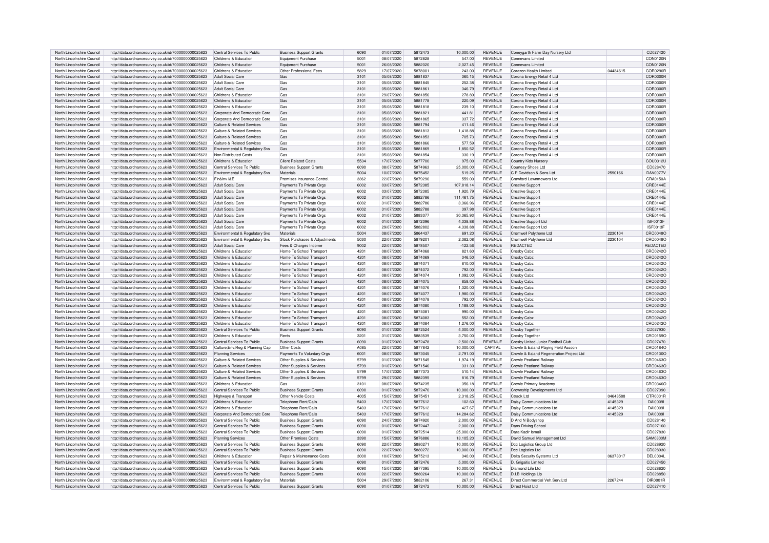| North Lincolnshire Council | http://data.ordnancesurvey.co.uk/id/7000000000025623 | Central Services To Public | Business Support Grants | 6090 | 01/07/2020 | 5872473 | 10,000.00 | REVENUE | Coneygarth Farm Day Nursery Ltd | | CD027420 |
|---|---|---|---|---|---|---|---|---|---|---|---|
| North Lincolnshire Council | http://data.ordnancesurvey.co.uk/id/7000000000025623 | Childrens & Education | Equipment Purchase | 5001 | 08/07/2020 | 5872828 | 547.00 | REVENUE | Connevans Limited | | CON0120N |
| North Lincolnshire Council | http://data.ordnancesurvey.co.uk/id/7000000000025623 | Childrens & Education | Equipment Purchase | 5001 | 26/08/2020 | 5882020 | 2,027.45 | REVENUE | Connevans Limited | | CON0120N |
| North Lincolnshire Council | http://data.ordnancesurvey.co.uk/id/7000000000025623 | Childrens & Education | Other Professional Fees | 5829 | 17/07/2020 | 5878001 | 243.00 | REVENUE | Corazon Health Limited | 04434615 | COR0290R |
| North Lincolnshire Council | http://data.ordnancesurvey.co.uk/id/7000000000025623 | Adult Social Care | Gas | 3101 | 05/08/2020 | 5881837 | 360.15 | REVENUE | Corona Energy Retail 4 Ltd | | COR0300R |
| North Lincolnshire Council | http://data.ordnancesurvey.co.uk/id/7000000000025623 | Adult Social Care | Gas | 3101 | 05/08/2020 | 5881845 | 252.38 | REVENUE | Corona Energy Retail 4 Ltd | | COR0300R |
| North Lincolnshire Council | http://data.ordnancesurvey.co.uk/id/7000000000025623 | Adult Social Care | Gas | 3101 | 05/08/2020 | 5881861 | 346.79 | REVENUE | Corona Energy Retail 4 Ltd | | COR0300R |
| North Lincolnshire Council | http://data.ordnancesurvey.co.uk/id/7000000000025623 | Childrens & Education | Gas | 3101 | 29/07/2020 | 5881856 | 278.89 | REVENUE | Corona Energy Retail 4 Ltd | | COR0300R |
| North Lincolnshire Council | http://data.ordnancesurvey.co.uk/id/7000000000025623 | Childrens & Education | Gas | 3101 | 05/08/2020 | 5881778 | 220.09 | REVENUE | Corona Energy Retail 4 Ltd | | COR0300R |
| North Lincolnshire Council | http://data.ordnancesurvey.co.uk/id/7000000000025623 | Childrens & Education | Gas | 3101 | 05/08/2020 | 5881818 | 239.10 | REVENUE | Corona Energy Retail 4 Ltd | | COR0300R |
| North Lincolnshire Council | http://data.ordnancesurvey.co.uk/id/7000000000025623 | Corporate And Democratic Core | Gas | 3101 | 05/08/2020 | 5881821 | 441.81 | REVENUE | Corona Energy Retail 4 Ltd | | COR0300R |
| North Lincolnshire Council | http://data.ordnancesurvey.co.uk/id/7000000000025623 | Corporate And Democratic Core | Gas | 3101 | 05/08/2020 | 5881865 | 337.72 | REVENUE | Corona Energy Retail 4 Ltd | | COR0300R |
| North Lincolnshire Council | http://data.ordnancesurvey.co.uk/id/7000000000025623 | Culture & Related Services | Gas | 3101 | 05/08/2020 | 5881794 | 411.46 | REVENUE | Corona Energy Retail 4 Ltd | | COR0300R |
| North Lincolnshire Council | http://data.ordnancesurvey.co.uk/id/7000000000025623 | Culture & Related Services | Gas | 3101 | 05/08/2020 | 5881813 | 1,418.88 | REVENUE | Corona Energy Retail 4 Ltd | | COR0300R |
| North Lincolnshire Council | http://data.ordnancesurvey.co.uk/id/7000000000025623 | Culture & Related Services | Gas | 3101 | 05/08/2020 | 5881853 | 705.73 | REVENUE | Corona Energy Retail 4 Ltd | | COR0300R |
| North Lincolnshire Council | http://data.ordnancesurvey.co.uk/id/7000000000025623 | Culture & Related Services | Gas | 3101 | 05/08/2020 | 5881866 | 577.59 | REVENUE | Corona Energy Retail 4 Ltd | | COR0300R |
| North Lincolnshire Council | http://data.ordnancesurvey.co.uk/id/7000000000025623 | Environmental & Regulatory Svs | Gas | 3101 | 05/08/2020 | 5881869 | 1,850.52 | REVENUE | Corona Energy Retail 4 Ltd | | COR0300R |
| North Lincolnshire Council | http://data.ordnancesurvey.co.uk/id/7000000000025623 | Non Distributed Costs | Gas | 3101 | 05/08/2020 | 5881854 | 330.19 | REVENUE | Corona Energy Retail 4 Ltd | | COR0300R |
| North Lincolnshire Council | http://data.ordnancesurvey.co.uk/id/7000000000025623 | Childrens & Education | Client Related Costs | 5534 | 17/07/2020 | 5877700 | 975.00 | REVENUE | Country Kids Nursery | | COU0312U |
| North Lincolnshire Council | http://data.ordnancesurvey.co.uk/id/7000000000025623 | Central Services To Public | Business Support Grants | 6090 | 08/07/2020 | 5874963 | 25,000.00 | REVENUE | Courtesy Shoes Ltd | | CD028470 |
| North Lincolnshire Council | http://data.ordnancesurvey.co.uk/id/7000000000025623 | Environmental & Regulatory Svs | Materials | 5004 | 10/07/2020 | 5875452 | 519.25 | REVENUE | C P Davidson & Sons Ltd | 2590166 | DAV0077V |
| North Lincolnshire Council | http://data.ordnancesurvey.co.uk/id/7000000000025623 | Fin&Inv I&E | Premises Insurance-Control. | 3362 | 22/07/2020 | 5879290 | 559.00 | REVENUE | Crawford Lawnmowers Ltd | | CRA0150A |
| North Lincolnshire Council | http://data.ordnancesurvey.co.uk/id/7000000000025623 | Adult Social Care | Payments To Private Orgs | 6002 | 03/07/2020 | 5872385 | 107,818.14 | REVENUE | Creative Support | | CRE0144E |
| North Lincolnshire Council | http://data.ordnancesurvey.co.uk/id/7000000000025623 | Adult Social Care | Payments To Private Orgs | 6002 | 03/07/2020 | 5872385 | 1,920.79 | REVENUE | Creative Support | | CRE0144E |
| North Lincolnshire Council | http://data.ordnancesurvey.co.uk/id/7000000000025623 | Adult Social Care | Payments To Private Orgs | 6002 | 31/07/2020 | 5882786 | 111,461.75 | REVENUE | Creative Support | | CRE0144E |
| North Lincolnshire Council | http://data.ordnancesurvey.co.uk/id/7000000000025623 | Adult Social Care | Payments To Private Orgs | 6002 | 31/07/2020 | 5882786 | 3,366.96 | REVENUE | Creative Support | | CRE0144E |
| North Lincolnshire Council | http://data.ordnancesurvey.co.uk/id/7000000000025623 | Adult Social Care | Payments To Private Orgs | 6002 | 31/07/2020 | 5882788 | 397.98 | REVENUE | Creative Support | | CRE0144E |
| North Lincolnshire Council | http://data.ordnancesurvey.co.uk/id/7000000000025623 | Adult Social Care | Payments To Private Orgs | 6002 | 31/07/2020 | 5883377 | 30,365.93 | REVENUE | Creative Support | | CRE0144E |
| North Lincolnshire Council | http://data.ordnancesurvey.co.uk/id/7000000000025623 | Adult Social Care | Payments To Private Orgs | 6002 | 01/07/2020 | 5872396 | 4,338.88 | REVENUE | Creative Support Ltd | | ISF0013F |
| North Lincolnshire Council | http://data.ordnancesurvey.co.uk/id/7000000000025623 | Adult Social Care | Payments To Private Orgs | 6002 | 29/07/2020 | 5882802 | 4,338.88 | REVENUE | Creative Support Ltd | | ISF0013F |
| North Lincolnshire Council | http://data.ordnancesurvey.co.uk/id/7000000000025623 | Environmental & Regulatory Svs | Materials | 5004 | 08/07/2020 | 5864437 | 691.20 | REVENUE | Cromwell Polythene Ltd | 2230104 | CRO0048O |
| North Lincolnshire Council | http://data.ordnancesurvey.co.uk/id/7000000000025623 | Environmental & Regulatory Svs | Stock Purchases & Adjustments | 5030 | 22/07/2020 | 5879201 | 2,382.08 | REVENUE | Cromwell Polythene Ltd | 2230104 | CRO0048O |
| North Lincolnshire Council | http://data.ordnancesurvey.co.uk/id/7000000000025623 | Adult Social Care | Fees & Charges Income | 9002 | 22/07/2020 | 5878507 | -122.56 | REVENUE | REDACTED | | REDACTED |
| North Lincolnshire Council | http://data.ordnancesurvey.co.uk/id/7000000000025623 | Childrens & Education | Home To School Transport | 4201 | 08/07/2020 | 5874068 | 821.60 | REVENUE | Crosby Cabz | | CRO0242O |
| North Lincolnshire Council | http://data.ordnancesurvey.co.uk/id/7000000000025623 | Childrens & Education | Home To School Transport | 4201 | 08/07/2020 | 5874069 | 346.50 | REVENUE | Crosby Cabz | | CRO0242O |
| North Lincolnshire Council | http://data.ordnancesurvey.co.uk/id/7000000000025623 | Childrens & Education | Home To School Transport | 4201 | 08/07/2020 | 5874071 | 810.00 | REVENUE | Crosby Cabz | | CRO0242O |
| North Lincolnshire Council | http://data.ordnancesurvey.co.uk/id/7000000000025623 | Childrens & Education | Home To School Transport | 4201 | 08/07/2020 | 5874072 | 792.00 | REVENUE | Crosby Cabz | | CRO0242O |
| North Lincolnshire Council | http://data.ordnancesurvey.co.uk/id/7000000000025623 | Childrens & Education | Home To School Transport | 4201 | 08/07/2020 | 5874074 | 1,092.00 | REVENUE | Crosby Cabz | | CRO0242O |
| North Lincolnshire Council | http://data.ordnancesurvey.co.uk/id/7000000000025623 | Childrens & Education | Home To School Transport | 4201 | 08/07/2020 | 5874075 | 858.00 | REVENUE | Crosby Cabz | | CRO0242O |
| North Lincolnshire Council | http://data.ordnancesurvey.co.uk/id/7000000000025623 | Childrens & Education | Home To School Transport | 4201 | 08/07/2020 | 5874076 | 1,320.00 | REVENUE | Crosby Cabz | | CRO0242O |
| North Lincolnshire Council | http://data.ordnancesurvey.co.uk/id/7000000000025623 | Childrens & Education | Home To School Transport | 4201 | 08/07/2020 | 5874077 | 1,980.00 | REVENUE | Crosby Cabz | | CRO0242O |
| North Lincolnshire Council | http://data.ordnancesurvey.co.uk/id/7000000000025623 | Childrens & Education | Home To School Transport | 4201 | 08/07/2020 | 5874078 | 792.00 | REVENUE | Crosby Cabz | | CRO0242O |
| North Lincolnshire Council | http://data.ordnancesurvey.co.uk/id/7000000000025623 | Childrens & Education | Home To School Transport | 4201 | 08/07/2020 | 5874080 | 1,188.00 | REVENUE | Crosby Cabz | | CRO0242O |
| North Lincolnshire Council | http://data.ordnancesurvey.co.uk/id/7000000000025623 | Childrens & Education | Home To School Transport | 4201 | 08/07/2020 | 5874081 | 990.00 | REVENUE | Crosby Cabz | | CRO0242O |
| North Lincolnshire Council | http://data.ordnancesurvey.co.uk/id/7000000000025623 | Childrens & Education | Home To School Transport | 4201 | 08/07/2020 | 5874083 | 552.00 | REVENUE | Crosby Cabz | | CRO0242O |
| North Lincolnshire Council | http://data.ordnancesurvey.co.uk/id/7000000000025623 | Childrens & Education | Home To School Transport | 4201 | 08/07/2020 | 5874084 | 1,276.00 | REVENUE | Crosby Cabz | | CRO0242O |
| North Lincolnshire Council | http://data.ordnancesurvey.co.uk/id/7000000000025623 | Central Services To Public | Business Support Grants | 6090 | 01/07/2020 | 5872524 | 4,000.00 | REVENUE | Crosby Together | | CD027930 |
| North Lincolnshire Council | http://data.ordnancesurvey.co.uk/id/7000000000025623 | Childrens & Education | Rents | 3201 | 31/07/2020 | 5883539 | 3,750.00 | REVENUE | Crosby Together | | CRO0159O |
| North Lincolnshire Council | http://data.ordnancesurvey.co.uk/id/7000000000025623 | Central Services To Public | Business Support Grants | 6090 | 01/07/2020 | 5872478 | 2,500.00 | REVENUE | Crosby United Junior Football Club | | CD027470 |
| North Lincolnshire Council | http://data.ordnancesurvey.co.uk/id/7000000000025623 | Culture,Env,Reg & Planning Cap | Other Costs | A085 | 22/07/2020 | 5877842 | 10,000.00 | CAPITAL | Crowle & Ealand Playing Field Assocn | | CRO0184O |
| North Lincolnshire Council | http://data.ordnancesurvey.co.uk/id/7000000000025623 | Planning Services | Payments To Voluntary Orgs | 6001 | 08/07/2020 | 5873045 | 2,791.00 | REVENUE | Crowle & Ealand Regeneration Project Ltd | | CRO0130O |
| North Lincolnshire Council | http://data.ordnancesurvey.co.uk/id/7000000000025623 | Culture & Related Services | Other Supplies & Services | 5799 | 01/07/2020 | 5871545 | 1,974.19 | REVENUE | Crowle Peatland Railway | | CRO0463O |
| North Lincolnshire Council | http://data.ordnancesurvey.co.uk/id/7000000000025623 | Culture & Related Services | Other Supplies & Services | 5799 | 01/07/2020 | 5871546 | 331.30 | REVENUE | Crowle Peatland Railway | | CRO0463O |
| North Lincolnshire Council | http://data.ordnancesurvey.co.uk/id/7000000000025623 | Culture & Related Services | Other Supplies & Services | 5799 | 17/07/2020 | 5877373 | 510.14 | REVENUE | Crowle Peatland Railway | | CRO0463O |
| North Lincolnshire Council | http://data.ordnancesurvey.co.uk/id/7000000000025623 | Culture & Related Services | Other Supplies & Services | 5799 | 29/07/2020 | 5882395 | 816.79 | REVENUE | Crowle Peatland Railway | | CRO0463O |
| North Lincolnshire Council | http://data.ordnancesurvey.co.uk/id/7000000000025623 | Childrens & Education | Gas | 3101 | 08/07/2020 | 5874235 | 356.18 | REVENUE | Crowle Primary Academy | | CRO0346O |
| North Lincolnshire Council | http://data.ordnancesurvey.co.uk/id/7000000000025623 | Central Services To Public | Business Support Grants | 6090 | 01/07/2020 | 5872470 | 10,000.00 | REVENUE | Crownship Developments Ltd | | CD027390 |
| North Lincolnshire Council | http://data.ordnancesurvey.co.uk/id/7000000000025623 | Highways & Transport | Other Vehicle Costs | 4005 | 15/07/2020 | 5875451 | 2,318.25 | REVENUE | Ctrack Ltd | 04643588 | CTR0001R |
| North Lincolnshire Council | http://data.ordnancesurvey.co.uk/id/7000000000025623 | Childrens & Education | Telephone Rent/Calls | 5403 | 17/07/2020 | 5877612 | 102.60 | REVENUE | Daisy Communications Ltd | 4145329 | DAI0009I |
| North Lincolnshire Council | http://data.ordnancesurvey.co.uk/id/7000000000025623 | Childrens & Education | Telephone Rent/Calls | 5403 | 17/07/2020 | 5877612 | 427.67 | REVENUE | Daisy Communications Ltd | 4145329 | DAI0009I |
| North Lincolnshire Council | http://data.ordnancesurvey.co.uk/id/7000000000025623 | Corporate And Democratic Core | Telephone Rent/Calls | 5403 | 17/07/2020 | 5877612 | 14,284.62 | REVENUE | Daisy Communications Ltd | 4145329 | DAI0009I |
| North Lincolnshire Council | http://data.ordnancesurvey.co.uk/id/7000000000025623 | Central Services To Public | Business Support Grants | 6090 | 24/07/2020 | 5874920 | 2,000.00 | REVENUE | D And N Bodyshop | | CD028140 |
| North Lincolnshire Council | http://data.ordnancesurvey.co.uk/id/7000000000025623 | Central Services To Public | Business Support Grants | 6090 | 01/07/2020 | 5872447 | 2,000.00 | REVENUE | Dans Driving School | | CD027160 |
| North Lincolnshire Council | http://data.ordnancesurvey.co.uk/id/7000000000025623 | Central Services To Public | Business Support Grants | 6090 | 01/07/2020 | 5872514 | 25,000.00 | REVENUE | Dara Kadir Ismail | | CD027830 |
| North Lincolnshire Council | http://data.ordnancesurvey.co.uk/id/7000000000025623 | Planning Services | Other Premises Costs | 3390 | 15/07/2020 | 5876886 | 13,105.20 | REVENUE | David Samuel Management Ltd | | SAM0300M |
| North Lincolnshire Council | http://data.ordnancesurvey.co.uk/id/7000000000025623 | Central Services To Public | Business Support Grants | 6090 | 22/07/2020 | 5880271 | 10,000.00 | REVENUE | Dcc Logistics Group Ltd | | CD028920 |
| North Lincolnshire Council | http://data.ordnancesurvey.co.uk/id/7000000000025623 | Central Services To Public | Business Support Grants | 6090 | 22/07/2020 | 5880272 | 10,000.00 | REVENUE | Dcc Logistics Ltd | | CD028930 |
| North Lincolnshire Council | http://data.ordnancesurvey.co.uk/id/7000000000025623 | Childrens & Education | Repair & Maintenance Costs | 3000 | 10/07/2020 | 5875213 | 340.00 | REVENUE | Delta Security Systems Ltd | 06373017 | DEL0004L |
| North Lincolnshire Council | http://data.ordnancesurvey.co.uk/id/7000000000025623 | Central Services To Public | Business Support Grants | 6090 | 01/07/2020 | 5872476 | 5,000.00 | REVENUE | D. Grigaitis Limited | | CD027450 |
| North Lincolnshire Council | http://data.ordnancesurvey.co.uk/id/7000000000025623 | Central Services To Public | Business Support Grants | 6090 | 15/07/2020 | 5877395 | 10,000.00 | REVENUE | Diamond Life Ltd | | CD028620 |
| North Lincolnshire Council | http://data.ordnancesurvey.co.uk/id/7000000000025623 | Central Services To Public | Business Support Grants | 6090 | 22/07/2020 | 5880264 | 10,000.00 | REVENUE | D.I.B Holdings Llp | | CD028850 |
| North Lincolnshire Council | http://data.ordnancesurvey.co.uk/id/7000000000025623 | Environmental & Regulatory Svs | Materials | 5004 | 29/07/2020 | 5882106 | 267.31 | REVENUE | Direct Commercial Veh.Serv.Ltd | 2267244 | DIR0001R |
| North Lincolnshire Council | http://data.ordnancesurvey.co.uk/id/7000000000025623 | Central Services To Public | Business Support Grants | 6090 | 01/07/2020 | 5872472 | 10,000.00 | REVENUE | Direct Hoist Ltd | | CD027410 |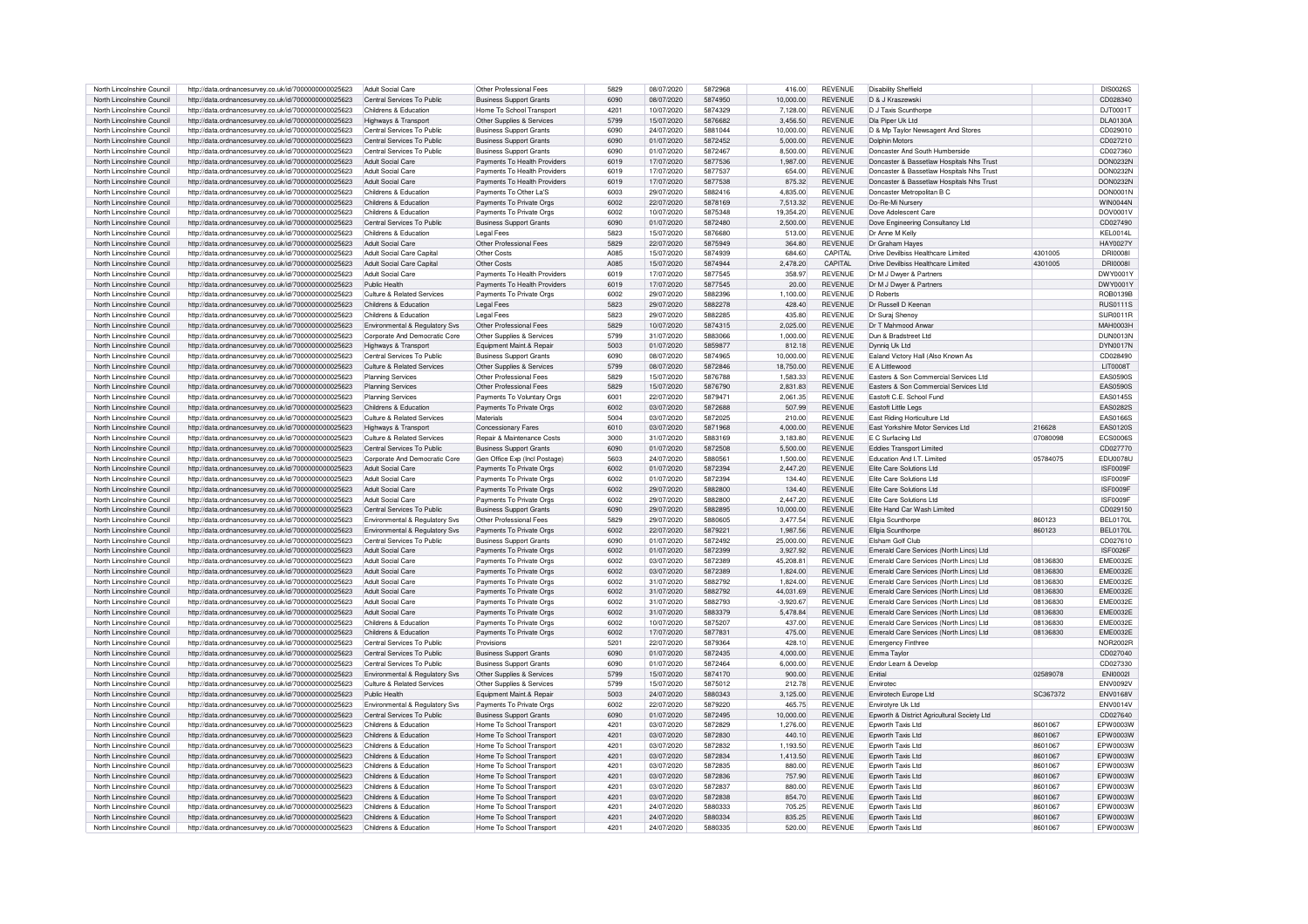| North Lincolnshire Council | http://data.ordnancesurvey.co.uk/id/7000000000025623 | Adult Social Care | Other Professional Fees | 5829 | 08/07/2020 | 5872968 | 416.00 | REVENUE | Disability Sheffield | | DIS0026S |
|---|---|---|---|---|---|---|---|---|---|---|---|
| North Lincolnshire Council | http://data.ordnancesurvey.co.uk/id/7000000000025623 | Central Services To Public | Business Support Grants | 6090 | 08/07/2020 | 5874950 | 10,000.00 | REVENUE | D & J Kraszewski | | CD028340 |
| North Lincolnshire Council | http://data.ordnancesurvey.co.uk/id/7000000000025623 | Childrens & Education | Home To School Transport | 4201 | 10/07/2020 | 5874329 | 7,128.00 | REVENUE | D J Taxis Scunthorpe | | DJT0001T |
| North Lincolnshire Council | http://data.ordnancesurvey.co.uk/id/7000000000025623 | Highways & Transport | Other Supplies & Services | 5799 | 15/07/2020 | 5876682 | 3,456.50 | REVENUE | Dla Piper Uk Ltd | | DLA0130A |
| North Lincolnshire Council | http://data.ordnancesurvey.co.uk/id/7000000000025623 | Central Services To Public | Business Support Grants | 6090 | 24/07/2020 | 5881044 | 10,000.00 | REVENUE | D & Mp Taylor Newsagent And Stores | | CD029010 |
| North Lincolnshire Council | http://data.ordnancesurvey.co.uk/id/7000000000025623 | Central Services To Public | Business Support Grants | 6090 | 01/07/2020 | 5872452 | 5,000.00 | REVENUE | Dolphin Motors | | CD027210 |
| North Lincolnshire Council | http://data.ordnancesurvey.co.uk/id/7000000000025623 | Central Services To Public | Business Support Grants | 6090 | 01/07/2020 | 5872467 | 8,500.00 | REVENUE | Doncaster And South Humberside | | CD027360 |
| North Lincolnshire Council | http://data.ordnancesurvey.co.uk/id/7000000000025623 | Adult Social Care | Payments To Health Providers | 6019 | 17/07/2020 | 5877536 | 1,987.00 | REVENUE | Doncaster & Bassetlaw Hospitals Nhs Trust | | DON0232N |
| North Lincolnshire Council | http://data.ordnancesurvey.co.uk/id/7000000000025623 | Adult Social Care | Payments To Health Providers | 6019 | 17/07/2020 | 5877537 | 654.00 | REVENUE | Doncaster & Bassetlaw Hospitals Nhs Trust | | DON0232N |
| North Lincolnshire Council | http://data.ordnancesurvey.co.uk/id/7000000000025623 | Adult Social Care | Payments To Health Providers | 6019 | 17/07/2020 | 5877538 | 875.32 | REVENUE | Doncaster & Bassetlaw Hospitals Nhs Trust | | DON0232N |
| North Lincolnshire Council | http://data.ordnancesurvey.co.uk/id/7000000000025623 | Childrens & Education | Payments To Other La'S | 6003 | 29/07/2020 | 5882416 | 4,835.00 | REVENUE | Doncaster Metropolitan B C | | DON0001N |
| North Lincolnshire Council | http://data.ordnancesurvey.co.uk/id/7000000000025623 | Childrens & Education | Payments To Private Orgs | 6002 | 22/07/2020 | 5878169 | 7,513.32 | REVENUE | Do-Re-Mi Nursery | | WIN0044N |
| North Lincolnshire Council | http://data.ordnancesurvey.co.uk/id/7000000000025623 | Childrens & Education | Payments To Private Orgs | 6002 | 10/07/2020 | 5875348 | 19,354.20 | REVENUE | Dove Adolescent Care | | DOV0001V |
| North Lincolnshire Council | http://data.ordnancesurvey.co.uk/id/7000000000025623 | Central Services To Public | Business Support Grants | 6090 | 01/07/2020 | 5872480 | 2,500.00 | REVENUE | Dove Engineering Consultancy Ltd | | CD027490 |
| North Lincolnshire Council | http://data.ordnancesurvey.co.uk/id/7000000000025623 | Childrens & Education | Legal Fees | 5823 | 15/07/2020 | 5876680 | 513.00 | REVENUE | Dr Anne M Kelly | | KEL0014L |
| North Lincolnshire Council | http://data.ordnancesurvey.co.uk/id/7000000000025623 | Adult Social Care | Other Professional Fees | 5829 | 22/07/2020 | 5875949 | 364.80 | REVENUE | Dr Graham Hayes | | HAY0027Y |
| North Lincolnshire Council | http://data.ordnancesurvey.co.uk/id/7000000000025623 | Adult Social Care Capital | Other Costs | A085 | 15/07/2020 | 5874939 | 684.60 | CAPITAL | Drive Devilbiss Healthcare Limited | 4301005 | DRI0008I |
| North Lincolnshire Council | http://data.ordnancesurvey.co.uk/id/7000000000025623 | Adult Social Care Capital | Other Costs | A085 | 15/07/2020 | 5874944 | 2,478.20 | CAPITAL | Drive Devilbiss Healthcare Limited | 4301005 | DRI0008I |
| North Lincolnshire Council | http://data.ordnancesurvey.co.uk/id/7000000000025623 | Adult Social Care | Payments To Health Providers | 6019 | 17/07/2020 | 5877545 | 358.97 | REVENUE | Dr M J Dwyer & Partners | | DWY0001Y |
| North Lincolnshire Council | http://data.ordnancesurvey.co.uk/id/7000000000025623 | Public Health | Payments To Health Providers | 6019 | 17/07/2020 | 5877545 | 20.00 | REVENUE | Dr M J Dwyer & Partners | | DWY0001Y |
| North Lincolnshire Council | http://data.ordnancesurvey.co.uk/id/7000000000025623 | Culture & Related Services | Payments To Private Orgs | 6002 | 29/07/2020 | 5882396 | 1,100.00 | REVENUE | D Roberts | | ROB0139B |
| North Lincolnshire Council | http://data.ordnancesurvey.co.uk/id/7000000000025623 | Childrens & Education | Legal Fees | 5823 | 29/07/2020 | 5882278 | 428.40 | REVENUE | Dr Russell D Keenan | | RUS0111S |
| North Lincolnshire Council | http://data.ordnancesurvey.co.uk/id/7000000000025623 | Childrens & Education | Legal Fees | 5823 | 29/07/2020 | 5882285 | 435.80 | REVENUE | Dr Suraj Shenoy | | SUR0011R |
| North Lincolnshire Council | http://data.ordnancesurvey.co.uk/id/7000000000025623 | Environmental & Regulatory Svs | Other Professional Fees | 5829 | 10/07/2020 | 5874315 | 2,025.00 | REVENUE | Dr T Mahmood Anwar | | MAH0003H |
| North Lincolnshire Council | http://data.ordnancesurvey.co.uk/id/7000000000025623 | Corporate And Democratic Core | Other Supplies & Services | 5799 | 31/07/2020 | 5883066 | 1,000.00 | REVENUE | Dun & Bradstreet Ltd | | DUN0013N |
| North Lincolnshire Council | http://data.ordnancesurvey.co.uk/id/7000000000025623 | Highways & Transport | Equipment Maint.& Repair | 5003 | 01/07/2020 | 5859877 | 812.18 | REVENUE | Dynniq Uk Ltd | | DYN0017N |
| North Lincolnshire Council | http://data.ordnancesurvey.co.uk/id/7000000000025623 | Central Services To Public | Business Support Grants | 6090 | 08/07/2020 | 5874965 | 10,000.00 | REVENUE | Ealand Victory Hall (Also Known As | | CD028490 |
| North Lincolnshire Council | http://data.ordnancesurvey.co.uk/id/7000000000025623 | Culture & Related Services | Other Supplies & Services | 5799 | 08/07/2020 | 5872846 | 18,750.00 | REVENUE | E A Littlewood | | LIT0008T |
| North Lincolnshire Council | http://data.ordnancesurvey.co.uk/id/7000000000025623 | Planning Services | Other Professional Fees | 5829 | 15/07/2020 | 5876788 | 1,583.33 | REVENUE | Easters & Son Commercial Services Ltd | | EAS0590S |
| North Lincolnshire Council | http://data.ordnancesurvey.co.uk/id/7000000000025623 | Planning Services | Other Professional Fees | 5829 | 15/07/2020 | 5876790 | 2,831.83 | REVENUE | Easters & Son Commercial Services Ltd | | EAS0590S |
| North Lincolnshire Council | http://data.ordnancesurvey.co.uk/id/7000000000025623 | Planning Services | Payments To Voluntary Orgs | 6001 | 22/07/2020 | 5879471 | 2,061.35 | REVENUE | Eastoft C.E. School Fund | | EAS0145S |
| North Lincolnshire Council | http://data.ordnancesurvey.co.uk/id/7000000000025623 | Childrens & Education | Payments To Private Orgs | 6002 | 03/07/2020 | 5872688 | 507.99 | REVENUE | Eastoft Little Legs | | EAS0282S |
| North Lincolnshire Council | http://data.ordnancesurvey.co.uk/id/7000000000025623 | Culture & Related Services | Materials | 5004 | 03/07/2020 | 5872025 | 210.00 | REVENUE | East Riding Horticulture Ltd | | EAS0166S |
| North Lincolnshire Council | http://data.ordnancesurvey.co.uk/id/7000000000025623 | Highways & Transport | Concessionary Fares | 6010 | 03/07/2020 | 5871968 | 4,000.00 | REVENUE | East Yorkshire Motor Services Ltd | 216628 | EAS0120S |
| North Lincolnshire Council | http://data.ordnancesurvey.co.uk/id/7000000000025623 | Culture & Related Services | Repair & Maintenance Costs | 3000 | 31/07/2020 | 5883169 | 3,183.80 | REVENUE | E C Surfacing Ltd | 07080098 | ECS0006S |
| North Lincolnshire Council | http://data.ordnancesurvey.co.uk/id/7000000000025623 | Central Services To Public | Business Support Grants | 6090 | 01/07/2020 | 5872508 | 5,500.00 | REVENUE | Eddies Transport Limited | | CD027770 |
| North Lincolnshire Council | http://data.ordnancesurvey.co.uk/id/7000000000025623 | Corporate And Democratic Core | Gen Office Exp (Incl Postage) | 5603 | 24/07/2020 | 5880561 | 1,500.00 | REVENUE | Education And I.T. Limited | 05784075 | EDU0078U |
| North Lincolnshire Council | http://data.ordnancesurvey.co.uk/id/7000000000025623 | Adult Social Care | Payments To Private Orgs | 6002 | 01/07/2020 | 5872394 | 2,447.20 | REVENUE | Elite Care Solutions Ltd | | ISF0009F |
| North Lincolnshire Council | http://data.ordnancesurvey.co.uk/id/7000000000025623 | Adult Social Care | Payments To Private Orgs | 6002 | 01/07/2020 | 5872394 | 134.40 | REVENUE | Elite Care Solutions Ltd | | ISF0009F |
| North Lincolnshire Council | http://data.ordnancesurvey.co.uk/id/7000000000025623 | Adult Social Care | Payments To Private Orgs | 6002 | 29/07/2020 | 5882800 | 134.40 | REVENUE | Elite Care Solutions Ltd | | ISF0009F |
| North Lincolnshire Council | http://data.ordnancesurvey.co.uk/id/7000000000025623 | Adult Social Care | Payments To Private Orgs | 6002 | 29/07/2020 | 5882800 | 2,447.20 | REVENUE | Elite Care Solutions Ltd | | ISF0009F |
| North Lincolnshire Council | http://data.ordnancesurvey.co.uk/id/7000000000025623 | Central Services To Public | Business Support Grants | 6090 | 29/07/2020 | 5882895 | 10,000.00 | REVENUE | Elite Hand Car Wash Limited | | CD029150 |
| North Lincolnshire Council | http://data.ordnancesurvey.co.uk/id/7000000000025623 | Environmental & Regulatory Svs | Other Professional Fees | 5829 | 29/07/2020 | 5880605 | 3,477.54 | REVENUE | Ellgia Scunthorpe | 860123 | BEL0170L |
| North Lincolnshire Council | http://data.ordnancesurvey.co.uk/id/7000000000025623 | Environmental & Regulatory Svs | Payments To Private Orgs | 6002 | 22/07/2020 | 5879221 | 1,987.56 | REVENUE | Ellgia Scunthorpe | 860123 | BEL0170L |
| North Lincolnshire Council | http://data.ordnancesurvey.co.uk/id/7000000000025623 | Central Services To Public | Business Support Grants | 6090 | 01/07/2020 | 5872492 | 25,000.00 | REVENUE | Elsham Golf Club | | CD027610 |
| North Lincolnshire Council | http://data.ordnancesurvey.co.uk/id/7000000000025623 | Adult Social Care | Payments To Private Orgs | 6002 | 01/07/2020 | 5872399 | 3,927.92 | REVENUE | Emerald Care Services (North Lincs) Ltd | | ISF0026F |
| North Lincolnshire Council | http://data.ordnancesurvey.co.uk/id/7000000000025623 | Adult Social Care | Payments To Private Orgs | 6002 | 03/07/2020 | 5872389 | 45,208.81 | REVENUE | Emerald Care Services (North Lincs) Ltd | 08136830 | EME0032E |
| North Lincolnshire Council | http://data.ordnancesurvey.co.uk/id/7000000000025623 | Adult Social Care | Payments To Private Orgs | 6002 | 03/07/2020 | 5872389 | 1,824.00 | REVENUE | Emerald Care Services (North Lincs) Ltd | 08136830 | EME0032E |
| North Lincolnshire Council | http://data.ordnancesurvey.co.uk/id/7000000000025623 | Adult Social Care | Payments To Private Orgs | 6002 | 31/07/2020 | 5882792 | 1,824.00 | REVENUE | Emerald Care Services (North Lincs) Ltd | 08136830 | EME0032E |
| North Lincolnshire Council | http://data.ordnancesurvey.co.uk/id/7000000000025623 | Adult Social Care | Payments To Private Orgs | 6002 | 31/07/2020 | 5882792 | 44,031.69 | REVENUE | Emerald Care Services (North Lincs) Ltd | 08136830 | EME0032E |
| North Lincolnshire Council | http://data.ordnancesurvey.co.uk/id/7000000000025623 | Adult Social Care | Payments To Private Orgs | 6002 | 31/07/2020 | 5882793 | -3,920.67 | REVENUE | Emerald Care Services (North Lincs) Ltd | 08136830 | EME0032E |
| North Lincolnshire Council | http://data.ordnancesurvey.co.uk/id/7000000000025623 | Adult Social Care | Payments To Private Orgs | 6002 | 31/07/2020 | 5883379 | 5,478.84 | REVENUE | Emerald Care Services (North Lincs) Ltd | 08136830 | EME0032E |
| North Lincolnshire Council | http://data.ordnancesurvey.co.uk/id/7000000000025623 | Childrens & Education | Payments To Private Orgs | 6002 | 10/07/2020 | 5875207 | 437.00 | REVENUE | Emerald Care Services (North Lincs) Ltd | 08136830 | EME0032E |
| North Lincolnshire Council | http://data.ordnancesurvey.co.uk/id/7000000000025623 | Childrens & Education | Payments To Private Orgs | 6002 | 17/07/2020 | 5877831 | 475.00 | REVENUE | Emerald Care Services (North Lincs) Ltd | 08136830 | EME0032E |
| North Lincolnshire Council | http://data.ordnancesurvey.co.uk/id/7000000000025623 | Central Services To Public | Provisions | 5201 | 22/07/2020 | 5879364 | 428.10 | REVENUE | Emergency Finthree | | NOR2002R |
| North Lincolnshire Council | http://data.ordnancesurvey.co.uk/id/7000000000025623 | Central Services To Public | Business Support Grants | 6090 | 01/07/2020 | 5872435 | 4,000.00 | REVENUE | Emma Taylor | | CD027040 |
| North Lincolnshire Council | http://data.ordnancesurvey.co.uk/id/7000000000025623 | Central Services To Public | Business Support Grants | 6090 | 01/07/2020 | 5872464 | 6,000.00 | REVENUE | Endor Learn & Develop | | CD027330 |
| North Lincolnshire Council | http://data.ordnancesurvey.co.uk/id/7000000000025623 | Environmental & Regulatory Svs | Other Supplies & Services | 5799 | 15/07/2020 | 5874170 | 900.00 | REVENUE | Enitial | 02589078 | ENI0002I |
| North Lincolnshire Council | http://data.ordnancesurvey.co.uk/id/7000000000025623 | Culture & Related Services | Other Supplies & Services | 5799 | 15/07/2020 | 5875012 | 212.78 | REVENUE | Envirotec | | ENV0092V |
| North Lincolnshire Council | http://data.ordnancesurvey.co.uk/id/7000000000025623 | Public Health | Equipment Maint.& Repair | 5003 | 24/07/2020 | 5880343 | 3,125.00 | REVENUE | Envirotech Europe Ltd | SC367372 | ENV0168V |
| North Lincolnshire Council | http://data.ordnancesurvey.co.uk/id/7000000000025623 | Environmental & Regulatory Svs | Payments To Private Orgs | 6002 | 22/07/2020 | 5879220 | 465.75 | REVENUE | Envirotyre Uk Ltd | | ENV0014V |
| North Lincolnshire Council | http://data.ordnancesurvey.co.uk/id/7000000000025623 | Central Services To Public | Business Support Grants | 6090 | 01/07/2020 | 5872495 | 10,000.00 | REVENUE | Epworth & District Agricultural Society Ltd | | CD027640 |
| North Lincolnshire Council | http://data.ordnancesurvey.co.uk/id/7000000000025623 | Childrens & Education | Home To School Transport | 4201 | 03/07/2020 | 5872829 | 1,276.00 | REVENUE | Epworth Taxis Ltd | 8601067 | EPW0003W |
| North Lincolnshire Council | http://data.ordnancesurvey.co.uk/id/7000000000025623 | Childrens & Education | Home To School Transport | 4201 | 03/07/2020 | 5872830 | 440.10 | REVENUE | Epworth Taxis Ltd | 8601067 | EPW0003W |
| North Lincolnshire Council | http://data.ordnancesurvey.co.uk/id/7000000000025623 | Childrens & Education | Home To School Transport | 4201 | 03/07/2020 | 5872832 | 1,193.50 | REVENUE | Epworth Taxis Ltd | 8601067 | EPW0003W |
| North Lincolnshire Council | http://data.ordnancesurvey.co.uk/id/7000000000025623 | Childrens & Education | Home To School Transport | 4201 | 03/07/2020 | 5872834 | 1,413.50 | REVENUE | Epworth Taxis Ltd | 8601067 | EPW0003W |
| North Lincolnshire Council | http://data.ordnancesurvey.co.uk/id/7000000000025623 | Childrens & Education | Home To School Transport | 4201 | 03/07/2020 | 5872835 | 880.00 | REVENUE | Epworth Taxis Ltd | 8601067 | EPW0003W |
| North Lincolnshire Council | http://data.ordnancesurvey.co.uk/id/7000000000025623 | Childrens & Education | Home To School Transport | 4201 | 03/07/2020 | 5872836 | 757.90 | REVENUE | Epworth Taxis Ltd | 8601067 | EPW0003W |
| North Lincolnshire Council | http://data.ordnancesurvey.co.uk/id/7000000000025623 | Childrens & Education | Home To School Transport | 4201 | 03/07/2020 | 5872837 | 880.00 | REVENUE | Epworth Taxis Ltd | 8601067 | EPW0003W |
| North Lincolnshire Council | http://data.ordnancesurvey.co.uk/id/7000000000025623 | Childrens & Education | Home To School Transport | 4201 | 03/07/2020 | 5872838 | 854.70 | REVENUE | Epworth Taxis Ltd | 8601067 | EPW0003W |
| North Lincolnshire Council | http://data.ordnancesurvey.co.uk/id/7000000000025623 | Childrens & Education | Home To School Transport | 4201 | 24/07/2020 | 5880333 | 705.25 | REVENUE | Epworth Taxis Ltd | 8601067 | EPW0003W |
| North Lincolnshire Council | http://data.ordnancesurvey.co.uk/id/7000000000025623 | Childrens & Education | Home To School Transport | 4201 | 24/07/2020 | 5880334 | 835.25 | REVENUE | Epworth Taxis Ltd | 8601067 | EPW0003W |
| North Lincolnshire Council | http://data.ordnancesurvey.co.uk/id/7000000000025623 | Childrens & Education | Home To School Transport | 4201 | 24/07/2020 | 5880335 | 520.00 | REVENUE | Epworth Taxis Ltd | 8601067 | EPW0003W |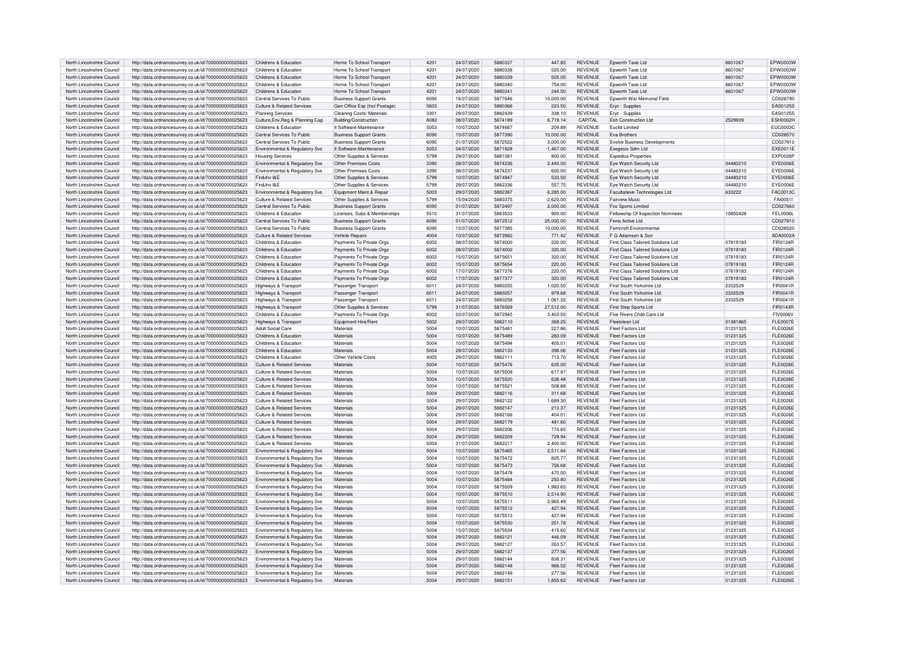| North Lincolnshire Council | http://data.ordnancesurvey.co.uk/id/7000000000025623 | Childrens & Education | Home To School Transport | 4201 | 24/07/2020 | 5880337 | 447.85 | REVENUE | Epworth Taxis Ltd | 8601067 | EPW0003W |
|---|---|---|---|---|---|---|---|---|---|---|---|
| North Lincolnshire Council | http://data.ordnancesurvey.co.uk/id/7000000000025623 | Childrens & Education | Home To School Transport | 4201 | 24/07/2020 | 5880338 | 520.00 | REVENUE | Epworth Taxis Ltd | 8601067 | EPW0003W |
| North Lincolnshire Council | http://data.ordnancesurvey.co.uk/id/7000000000025623 | Childrens & Education | Home To School Transport | 4201 | 24/07/2020 | 5880339 | 505.05 | REVENUE | Epworth Taxis Ltd | 8601067 | EPW0003W |
| North Lincolnshire Council | http://data.ordnancesurvey.co.uk/id/7000000000025623 | Childrens & Education | Home To School Transport | 4201 | 24/07/2020 | 5880340 | 754.00 | REVENUE | Epworth Taxis Ltd | 8601067 | EPW0003W |
| North Lincolnshire Council | http://data.ordnancesurvey.co.uk/id/7000000000025623 | Childrens & Education | Home To School Transport | 4201 | 24/07/2020 | 5880341 | 244.50 | REVENUE | Epworth Taxis Ltd | 8601067 | EPW0003W |
| North Lincolnshire Council | http://data.ordnancesurvey.co.uk/id/7000000000025623 | Central Services To Public | Business Support Grants | 6090 | 16/07/2020 | 5877646 | 10,000.00 | REVENUE | Epworth War Memorial Field | | CD028790 |
| North Lincolnshire Council | http://data.ordnancesurvey.co.uk/id/7000000000025623 | Culture & Related Services | Gen Office Exp (Incl Postage) | 5603 | 24/07/2020 | 5880366 | 223.50 | REVENUE | Eryc - Supplies | | EAS0125S |
| North Lincolnshire Council | http://data.ordnancesurvey.co.uk/id/7000000000025623 | Planning Services | Cleaning Costs/ Materials | 3301 | 29/07/2020 | 5882439 | 338.10 | REVENUE | Eryc - Supplies | | EAS0125S |
| North Lincolnshire Council | http://data.ordnancesurvey.co.uk/id/7000000000025623 | Culture,Env,Reg & Planning Cap | Building/Construction | A082 | 08/07/2020 | 5874189 | 6,719.14 | CAPITAL | Esh Construction Ltd | 2529939 | ESH0002H |
| North Lincolnshire Council | http://data.ordnancesurvey.co.uk/id/7000000000025623 | Childrens & Education | It Software-Maintenance | 5053 | 10/07/2020 | 5874667 | 209.89 | REVENUE | Euclid Limited | | EUC0003C |
| North Lincolnshire Council | http://data.ordnancesurvey.co.uk/id/7000000000025623 | Central Services To Public | Business Support Grants | 6090 | 15/07/2020 | 5877390 | 10,000.00 | REVENUE | Eva Brothers | | CD028570 |
| North Lincolnshire Council | http://data.ordnancesurvey.co.uk/id/7000000000025623 | Central Services To Public | Business Support Grants | 6090 | 01/07/2020 | 5872522 | 3,000.00 | REVENUE | Evolve Business Developments | | CD027910 |
| North Lincolnshire Council | http://data.ordnancesurvey.co.uk/id/7000000000025623 | Environmental & Regulatory Svs | It Software-Maintenance | 5053 | 04/07/2020 | 5871828 | -1,467.00 | REVENUE | Exegesis Sdm Ltd | | EXE0011E |
| North Lincolnshire Council | http://data.ordnancesurvey.co.uk/id/7000000000025623 | Housing Services | Other Supplies & Services | 5799 | 29/07/2020 | 5881081 | 800.00 | REVENUE | Expedius Properties | | EXP0028P |
| North Lincolnshire Council | http://data.ordnancesurvey.co.uk/id/7000000000025623 | Environmental & Regulatory Svs | Other Premises Costs | 3390 | 08/07/2020 | 5874236 | 2,440.00 | REVENUE | Eye Watch Security Ltd | 04480210 | EYE0006E |
| North Lincolnshire Council | http://data.ordnancesurvey.co.uk/id/7000000000025623 | Environmental & Regulatory Svs | Other Premises Costs | 3390 | 08/07/2020 | 5874237 | 600.00 | REVENUE | Eye Watch Security Ltd | 04480210 | EYE0006E |
| North Lincolnshire Council | http://data.ordnancesurvey.co.uk/id/7000000000025623 | Fin&Inv I&E | Other Supplies & Services | 5799 | 10/07/2020 | 5874947 | 533.50 | REVENUE | Eye Watch Security Ltd | 04480210 | EYE0006E |
| North Lincolnshire Council | http://data.ordnancesurvey.co.uk/id/7000000000025623 | Fin&Inv I&E | Other Supplies & Services | 5799 | 29/07/2020 | 5882336 | 557.75 | REVENUE | Eye Watch Security Ltd | 04480210 | EYE0006E |
| North Lincolnshire Council | http://data.ordnancesurvey.co.uk/id/7000000000025623 | Environmental & Regulatory Svs | Equipment Maint.& Repair | 5003 | 29/07/2020 | 5882387 | 6,285.00 | REVENUE | Facultatieve Technologies Ltd | 633222 | FAC0013C |
| North Lincolnshire Council | http://data.ordnancesurvey.co.uk/id/7000000000025623 | Culture & Related Services | Other Supplies & Services | 5799 | 15/04/2020 | 5880375 | -2,620.00 | REVENUE | Fairview Music | | FAI0051I |
| North Lincolnshire Council | http://data.ordnancesurvey.co.uk/id/7000000000025623 | Central Services To Public | Business Support Grants | 6090 | 01/07/2020 | 5872497 | 2,000.00 | REVENUE | Fcs Sports Limited | | CD027660 |
| North Lincolnshire Council | http://data.ordnancesurvey.co.uk/id/7000000000025623 | Childrens & Education | Licenses, Subs & Memberships | 5510 | 31/07/2020 | 5883533 | 900.00 | REVENUE | Fellowship Of Inspection Nominees | 10850428 | FEL0006L |
| North Lincolnshire Council | http://data.ordnancesurvey.co.uk/id/7000000000025623 | Central Services To Public | Business Support Grants | 6090 | 01/07/2020 | 5872512 | 25,000.00 | REVENUE | Fenix Active Ltd | | CD027810 |
| North Lincolnshire Council | http://data.ordnancesurvey.co.uk/id/7000000000025623 | Central Services To Public | Business Support Grants | 6090 | 15/07/2020 | 5877385 | 10,000.00 | REVENUE | Ferncroft Environmental | | CD028520 |
| North Lincolnshire Council | http://data.ordnancesurvey.co.uk/id/7000000000025623 | Culture & Related Services | Vehicle Repairs | 4004 | 10/07/2020 | 5873982 | 771.42 | REVENUE | F G Adamson & Son | | ADA0002A |
| North Lincolnshire Council | http://data.ordnancesurvey.co.uk/id/7000000000025623 | Childrens & Education | Payments To Private Orgs | 6002 | 08/07/2020 | 5874000 | 220.00 | REVENUE | First Class Tailored Solutions Ltd | 07819183 | FIR0124R |
| North Lincolnshire Council | http://data.ordnancesurvey.co.uk/id/7000000000025623 | Childrens & Education | Payments To Private Orgs | 6002 | 08/07/2020 | 5874002 | 320.00 | REVENUE | First Class Tailored Solutions Ltd | 07819183 | FIR0124R |
| North Lincolnshire Council | http://data.ordnancesurvey.co.uk/id/7000000000025623 | Childrens & Education | Payments To Private Orgs | 6002 | 15/07/2020 | 5875651 | 320.00 | REVENUE | First Class Tailored Solutions Ltd | 07819183 | FIR0124R |
| North Lincolnshire Council | http://data.ordnancesurvey.co.uk/id/7000000000025623 | Childrens & Education | Payments To Private Orgs | 6002 | 15/07/2020 | 5875654 | 220.00 | REVENUE | First Class Tailored Solutions Ltd | 07819183 | FIR0124R |
| North Lincolnshire Council | http://data.ordnancesurvey.co.uk/id/7000000000025623 | Childrens & Education | Payments To Private Orgs | 6002 | 17/07/2020 | 5877376 | 220.00 | REVENUE | First Class Tailored Solutions Ltd | 07819183 | FIR0124R |
| North Lincolnshire Council | http://data.ordnancesurvey.co.uk/id/7000000000025623 | Childrens & Education | Payments To Private Orgs | 6002 | 17/07/2020 | 5877377 | 320.00 | REVENUE | First Class Tailored Solutions Ltd | 07819183 | FIR0124R |
| North Lincolnshire Council | http://data.ordnancesurvey.co.uk/id/7000000000025623 | Highways & Transport | Passenger Transport | 6011 | 24/07/2020 | 5880255 | 1,020.50 | REVENUE | First South Yorkshire Ltd | 2332529 | FIR0041R |
| North Lincolnshire Council | http://data.ordnancesurvey.co.uk/id/7000000000025623 | Highways & Transport | Passenger Transport | 6011 | 24/07/2020 | 5880257 | 979.68 | REVENUE | First South Yorkshire Ltd | 2332529 | FIR0041R |
| North Lincolnshire Council | http://data.ordnancesurvey.co.uk/id/7000000000025623 | Highways & Transport | Passenger Transport | 6011 | 24/07/2020 | 5880258 | 1,061.32 | REVENUE | First South Yorkshire Ltd | 2332529 | FIR0041R |
| North Lincolnshire Council | http://data.ordnancesurvey.co.uk/id/7000000000025623 | Highways & Transport | Other Supplies & Services | 5799 | 31/07/2020 | 5876569 | 27,512.00 | REVENUE | First Step Sports Ltd | | FIR0143R |
| North Lincolnshire Council | http://data.ordnancesurvey.co.uk/id/7000000000025623 | Childrens & Education | Payments To Private Orgs | 6002 | 03/07/2020 | 5872945 | 3,403.50 | REVENUE | Five Rivers Child Care Ltd | | FIV0006V |
| North Lincolnshire Council | http://data.ordnancesurvey.co.uk/id/7000000000025623 | Highways & Transport | Equipment Hire/Rent | 5002 | 29/07/2020 | 5882110 | 368.25 | REVENUE | Fleetclean Ltd | 01381865 | FLE0007E |
| North Lincolnshire Council | http://data.ordnancesurvey.co.uk/id/7000000000025623 | Adult Social Care | Materials | 5004 | 10/07/2020 | 5875481 | 227.86 | REVENUE | Fleet Factors Ltd | 01231325 | FLE0026E |
| North Lincolnshire Council | http://data.ordnancesurvey.co.uk/id/7000000000025623 | Childrens & Education | Materials | 5004 | 10/07/2020 | 5875489 | 283.09 | REVENUE | Fleet Factors Ltd | 01231325 | FLE0026E |
| North Lincolnshire Council | http://data.ordnancesurvey.co.uk/id/7000000000025623 | Childrens & Education | Materials | 5004 | 10/07/2020 | 5875494 | 405.01 | REVENUE | Fleet Factors Ltd | 01231325 | FLE0026E |
| North Lincolnshire Council | http://data.ordnancesurvey.co.uk/id/7000000000025623 | Childrens & Education | Materials | 5004 | 29/07/2020 | 5882133 | 398.06 | REVENUE | Fleet Factors Ltd | 01231325 | FLE0026E |
| North Lincolnshire Council | http://data.ordnancesurvey.co.uk/id/7000000000025623 | Childrens & Education | Other Vehicle Costs | 4005 | 29/07/2020 | 5882111 | 713.70 | REVENUE | Fleet Factors Ltd | 01231325 | FLE0026E |
| North Lincolnshire Council | http://data.ordnancesurvey.co.uk/id/7000000000025623 | Culture & Related Services | Materials | 5004 | 10/07/2020 | 5875476 | 635.00 | REVENUE | Fleet Factors Ltd | 01231325 | FLE0026E |
| North Lincolnshire Council | http://data.ordnancesurvey.co.uk/id/7000000000025623 | Culture & Related Services | Materials | 5004 | 10/07/2020 | 5875508 | 617.87 | REVENUE | Fleet Factors Ltd | 01231325 | FLE0026E |
| North Lincolnshire Council | http://data.ordnancesurvey.co.uk/id/7000000000025623 | Culture & Related Services | Materials | 5004 | 10/07/2020 | 5875520 | 638.48 | REVENUE | Fleet Factors Ltd | 01231325 | FLE0026E |
| North Lincolnshire Council | http://data.ordnancesurvey.co.uk/id/7000000000025623 | Culture & Related Services | Materials | 5004 | 10/07/2020 | 5875521 | 508.68 | REVENUE | Fleet Factors Ltd | 01231325 | FLE0026E |
| North Lincolnshire Council | http://data.ordnancesurvey.co.uk/id/7000000000025623 | Culture & Related Services | Materials | 5004 | 29/07/2020 | 5882116 | 311.68 | REVENUE | Fleet Factors Ltd | 01231325 | FLE0026E |
| North Lincolnshire Council | http://data.ordnancesurvey.co.uk/id/7000000000025623 | Culture & Related Services | Materials | 5004 | 29/07/2020 | 5882122 | 1,689.30 | REVENUE | Fleet Factors Ltd | 01231325 | FLE0026E |
| North Lincolnshire Council | http://data.ordnancesurvey.co.uk/id/7000000000025623 | Culture & Related Services | Materials | 5004 | 29/07/2020 | 5882147 | 213.37 | REVENUE | Fleet Factors Ltd | 01231325 | FLE0026E |
| North Lincolnshire Council | http://data.ordnancesurvey.co.uk/id/7000000000025623 | Culture & Related Services | Materials | 5004 | 29/07/2020 | 5882166 | 404.01 | REVENUE | Fleet Factors Ltd | 01231325 | FLE0026E |
| North Lincolnshire Council | http://data.ordnancesurvey.co.uk/id/7000000000025623 | Culture & Related Services | Materials | 5004 | 29/07/2020 | 5882179 | 481.60 | REVENUE | Fleet Factors Ltd | 01231325 | FLE0026E |
| North Lincolnshire Council | http://data.ordnancesurvey.co.uk/id/7000000000025623 | Culture & Related Services | Materials | 5004 | 29/07/2020 | 5882206 | 774.65 | REVENUE | Fleet Factors Ltd | 01231325 | FLE0026E |
| North Lincolnshire Council | http://data.ordnancesurvey.co.uk/id/7000000000025623 | Culture & Related Services | Materials | 5004 | 29/07/2020 | 5882209 | 729.94 | REVENUE | Fleet Factors Ltd | 01231325 | FLE0026E |
| North Lincolnshire Council | http://data.ordnancesurvey.co.uk/id/7000000000025623 | Culture & Related Services | Materials | 5004 | 31/07/2020 | 5882217 | 2,400.00 | REVENUE | Fleet Factors Ltd | 01231325 | FLE0026E |
| North Lincolnshire Council | http://data.ordnancesurvey.co.uk/id/7000000000025623 | Environmental & Regulatory Svs | Materials | 5004 | 10/07/2020 | 5875465 | 2,511.84 | REVENUE | Fleet Factors Ltd | 01231325 | FLE0026E |
| North Lincolnshire Council | http://data.ordnancesurvey.co.uk/id/7000000000025623 | Environmental & Regulatory Svs | Materials | 5004 | 10/07/2020 | 5875472 | 825.77 | REVENUE | Fleet Factors Ltd | 01231325 | FLE0026E |
| North Lincolnshire Council | http://data.ordnancesurvey.co.uk/id/7000000000025623 | Environmental & Regulatory Svs | Materials | 5004 | 10/07/2020 | 5875473 | 756.68 | REVENUE | Fleet Factors Ltd | 01231325 | FLE0026E |
| North Lincolnshire Council | http://data.ordnancesurvey.co.uk/id/7000000000025623 | Environmental & Regulatory Svs | Materials | 5004 | 10/07/2020 | 5875478 | 470.00 | REVENUE | Fleet Factors Ltd | 01231325 | FLE0026E |
| North Lincolnshire Council | http://data.ordnancesurvey.co.uk/id/7000000000025623 | Environmental & Regulatory Svs | Materials | 5004 | 10/07/2020 | 5875484 | 250.80 | REVENUE | Fleet Factors Ltd | 01231325 | FLE0026E |
| North Lincolnshire Council | http://data.ordnancesurvey.co.uk/id/7000000000025623 | Environmental & Regulatory Svs | Materials | 5004 | 10/07/2020 | 5875509 | 1,983.65 | REVENUE | Fleet Factors Ltd | 01231325 | FLE0026E |
| North Lincolnshire Council | http://data.ordnancesurvey.co.uk/id/7000000000025623 | Environmental & Regulatory Svs | Materials | 5004 | 10/07/2020 | 5875510 | 2,514.90 | REVENUE | Fleet Factors Ltd | 01231325 | FLE0026E |
| North Lincolnshire Council | http://data.ordnancesurvey.co.uk/id/7000000000025623 | Environmental & Regulatory Svs | Materials | 5004 | 10/07/2020 | 5875511 | 2,965.49 | REVENUE | Fleet Factors Ltd | 01231325 | FLE0026E |
| North Lincolnshire Council | http://data.ordnancesurvey.co.uk/id/7000000000025623 | Environmental & Regulatory Svs | Materials | 5004 | 10/07/2020 | 5875512 | 427.94 | REVENUE | Fleet Factors Ltd | 01231325 | FLE0026E |
| North Lincolnshire Council | http://data.ordnancesurvey.co.uk/id/7000000000025623 | Environmental & Regulatory Svs | Materials | 5004 | 10/07/2020 | 5875513 | 427.94 | REVENUE | Fleet Factors Ltd | 01231325 | FLE0026E |
| North Lincolnshire Council | http://data.ordnancesurvey.co.uk/id/7000000000025623 | Environmental & Regulatory Svs | Materials | 5004 | 10/07/2020 | 5875530 | 251.78 | REVENUE | Fleet Factors Ltd | 01231325 | FLE0026E |
| North Lincolnshire Council | http://data.ordnancesurvey.co.uk/id/7000000000025623 | Environmental & Regulatory Svs | Materials | 5004 | 15/07/2020 | 5875534 | 415.60 | REVENUE | Fleet Factors Ltd | 01231325 | FLE0026E |
| North Lincolnshire Council | http://data.ordnancesurvey.co.uk/id/7000000000025623 | Environmental & Regulatory Svs | Materials | 5004 | 29/07/2020 | 5882121 | 446.09 | REVENUE | Fleet Factors Ltd | 01231325 | FLE0026E |
| North Lincolnshire Council | http://data.ordnancesurvey.co.uk/id/7000000000025623 | Environmental & Regulatory Svs | Materials | 5004 | 29/07/2020 | 5882127 | 263.57 | REVENUE | Fleet Factors Ltd | 01231325 | FLE0026E |
| North Lincolnshire Council | http://data.ordnancesurvey.co.uk/id/7000000000025623 | Environmental & Regulatory Svs | Materials | 5004 | 29/07/2020 | 5882137 | 277.56 | REVENUE | Fleet Factors Ltd | 01231325 | FLE0026E |
| North Lincolnshire Council | http://data.ordnancesurvey.co.uk/id/7000000000025623 | Environmental & Regulatory Svs | Materials | 5004 | 29/07/2020 | 5882144 | 838.31 | REVENUE | Fleet Factors Ltd | 01231325 | FLE0026E |
| North Lincolnshire Council | http://data.ordnancesurvey.co.uk/id/7000000000025623 | Environmental & Regulatory Svs | Materials | 5004 | 29/07/2020 | 5882148 | 966.52 | REVENUE | Fleet Factors Ltd | 01231325 | FLE0026E |
| North Lincolnshire Council | http://data.ordnancesurvey.co.uk/id/7000000000025623 | Environmental & Regulatory Svs | Materials | 5004 | 29/07/2020 | 5882149 | 277.56 | REVENUE | Fleet Factors Ltd | 01231325 | FLE0026E |
| North Lincolnshire Council | http://data.ordnancesurvey.co.uk/id/7000000000025623 | Environmental & Regulatory Svs | Materials | 5004 | 29/07/2020 | 5882151 | 1,855.62 | REVENUE | Fleet Factors Ltd | 01231325 | FLE0026E |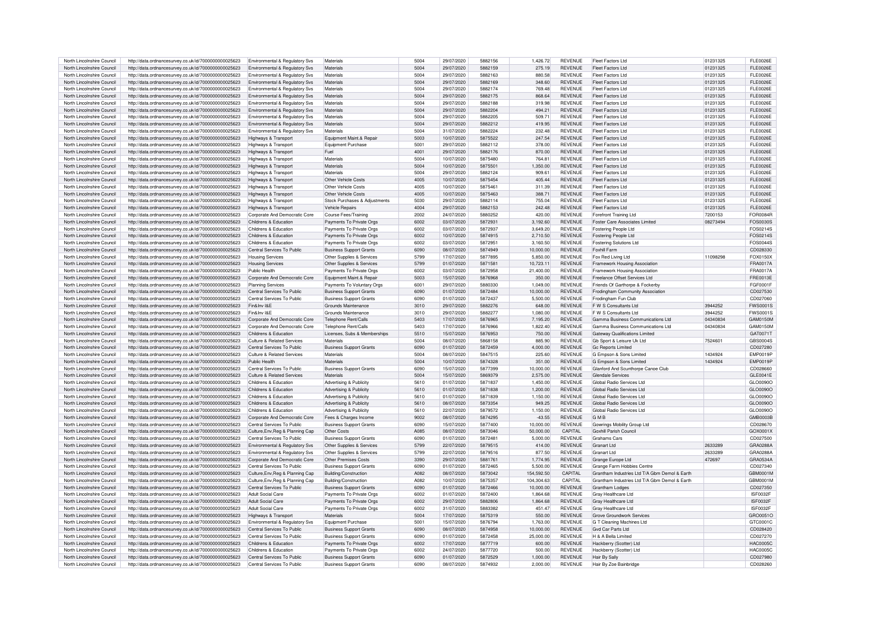| North Lincolnshire Council | http://data.ordnancesurvey.co.uk/id/7000000000025623 | Environmental & Regulatory Svs | Materials | 5004 | 29/07/2020 | 5882156 | 1,426.72 | REVENUE | Fleet Factors Ltd | 01231325 | FLE0026E |
|---|---|---|---|---|---|---|---|---|---|---|---|
| North Lincolnshire Council | http://data.ordnancesurvey.co.uk/id/7000000000025623 | Environmental & Regulatory Svs | Materials | 5004 | 29/07/2020 | 5882159 | 275.19 | REVENUE | Fleet Factors Ltd | 01231325 | FLE0026E |
| North Lincolnshire Council | http://data.ordnancesurvey.co.uk/id/7000000000025623 | Environmental & Regulatory Svs | Materials | 5004 | 29/07/2020 | 5882163 | 880.58 | REVENUE | Fleet Factors Ltd | 01231325 | FLE0026E |
| North Lincolnshire Council | http://data.ordnancesurvey.co.uk/id/7000000000025623 | Environmental & Regulatory Svs | Materials | 5004 | 29/07/2020 | 5882169 | 348.60 | REVENUE | Fleet Factors Ltd | 01231325 | FLE0026E |
| North Lincolnshire Council | http://data.ordnancesurvey.co.uk/id/7000000000025623 | Environmental & Regulatory Svs | Materials | 5004 | 29/07/2020 | 5882174 | 769.48 | REVENUE | Fleet Factors Ltd | 01231325 | FLE0026E |
| North Lincolnshire Council | http://data.ordnancesurvey.co.uk/id/7000000000025623 | Environmental & Regulatory Svs | Materials | 5004 | 29/07/2020 | 5882175 | 868.64 | REVENUE | Fleet Factors Ltd | 01231325 | FLE0026E |
| North Lincolnshire Council | http://data.ordnancesurvey.co.uk/id/7000000000025623 | Environmental & Regulatory Svs | Materials | 5004 | 29/07/2020 | 5882188 | 319.98 | REVENUE | Fleet Factors Ltd | 01231325 | FLE0026E |
| North Lincolnshire Council | http://data.ordnancesurvey.co.uk/id/7000000000025623 | Environmental & Regulatory Svs | Materials | 5004 | 29/07/2020 | 5882204 | 494.21 | REVENUE | Fleet Factors Ltd | 01231325 | FLE0026E |
| North Lincolnshire Council | http://data.ordnancesurvey.co.uk/id/7000000000025623 | Environmental & Regulatory Svs | Materials | 5004 | 29/07/2020 | 5882205 | 509.71 | REVENUE | Fleet Factors Ltd | 01231325 | FLE0026E |
| North Lincolnshire Council | http://data.ordnancesurvey.co.uk/id/7000000000025623 | Environmental & Regulatory Svs | Materials | 5004 | 29/07/2020 | 5882212 | 419.95 | REVENUE | Fleet Factors Ltd | 01231325 | FLE0026E |
| North Lincolnshire Council | http://data.ordnancesurvey.co.uk/id/7000000000025623 | Environmental & Regulatory Svs | Materials | 5004 | 31/07/2020 | 5882224 | 232.48 | REVENUE | Fleet Factors Ltd | 01231325 | FLE0026E |
| North Lincolnshire Council | http://data.ordnancesurvey.co.uk/id/7000000000025623 | Highways & Transport | Equipment Maint.& Repair | 5003 | 10/07/2020 | 5875522 | 247.54 | REVENUE | Fleet Factors Ltd | 01231325 | FLE0026E |
| North Lincolnshire Council | http://data.ordnancesurvey.co.uk/id/7000000000025623 | Highways & Transport | Equipment Purchase | 5001 | 29/07/2020 | 5882112 | 378.00 | REVENUE | Fleet Factors Ltd | 01231325 | FLE0026E |
| North Lincolnshire Council | http://data.ordnancesurvey.co.uk/id/7000000000025623 | Highways & Transport | Fuel | 4001 | 29/07/2020 | 5882176 | 870.00 | REVENUE | Fleet Factors Ltd | 01231325 | FLE0026E |
| North Lincolnshire Council | http://data.ordnancesurvey.co.uk/id/7000000000025623 | Highways & Transport | Materials | 5004 | 10/07/2020 | 5875480 | 764.81 | REVENUE | Fleet Factors Ltd | 01231325 | FLE0026E |
| North Lincolnshire Council | http://data.ordnancesurvey.co.uk/id/7000000000025623 | Highways & Transport | Materials | 5004 | 10/07/2020 | 5875501 | 1,350.00 | REVENUE | Fleet Factors Ltd | 01231325 | FLE0026E |
| North Lincolnshire Council | http://data.ordnancesurvey.co.uk/id/7000000000025623 | Highways & Transport | Materials | 5004 | 29/07/2020 | 5882124 | 909.61 | REVENUE | Fleet Factors Ltd | 01231325 | FLE0026E |
| North Lincolnshire Council | http://data.ordnancesurvey.co.uk/id/7000000000025623 | Highways & Transport | Other Vehicle Costs | 4005 | 10/07/2020 | 5875454 | 405.44 | REVENUE | Fleet Factors Ltd | 01231325 | FLE0026E |
| North Lincolnshire Council | http://data.ordnancesurvey.co.uk/id/7000000000025623 | Highways & Transport | Other Vehicle Costs | 4005 | 10/07/2020 | 5875461 | 311.39 | REVENUE | Fleet Factors Ltd | 01231325 | FLE0026E |
| North Lincolnshire Council | http://data.ordnancesurvey.co.uk/id/7000000000025623 | Highways & Transport | Other Vehicle Costs | 4005 | 10/07/2020 | 5875463 | 388.71 | REVENUE | Fleet Factors Ltd | 01231325 | FLE0026E |
| North Lincolnshire Council | http://data.ordnancesurvey.co.uk/id/7000000000025623 | Highways & Transport | Stock Purchases & Adjustments | 5030 | 29/07/2020 | 5882114 | 755.04 | REVENUE | Fleet Factors Ltd | 01231325 | FLE0026E |
| North Lincolnshire Council | http://data.ordnancesurvey.co.uk/id/7000000000025623 | Highways & Transport | Vehicle Repairs | 4004 | 29/07/2020 | 5882153 | 242.48 | REVENUE | Fleet Factors Ltd | 01231325 | FLE0026E |
| North Lincolnshire Council | http://data.ordnancesurvey.co.uk/id/7000000000025623 | Corporate And Democratic Core | Course Fees/Training | 2002 | 24/07/2020 | 5880252 | 420.00 | REVENUE | Forefront Training Ltd | 7200153 | FOR0084R |
| North Lincolnshire Council | http://data.ordnancesurvey.co.uk/id/7000000000025623 | Childrens & Education | Payments To Private Orgs | 6002 | 03/07/2020 | 5872931 | 3,192.60 | REVENUE | Foster Care Associates Limited | 08273494 | FOS0030S |
| North Lincolnshire Council | http://data.ordnancesurvey.co.uk/id/7000000000025623 | Childrens & Education | Payments To Private Orgs | 6002 | 03/07/2020 | 5872937 | 3,649.20 | REVENUE | Fostering People Ltd | | FOS0214S |
| North Lincolnshire Council | http://data.ordnancesurvey.co.uk/id/7000000000025623 | Childrens & Education | Payments To Private Orgs | 6002 | 10/07/2020 | 5874915 | 2,710.50 | REVENUE | Fostering People Ltd | | FOS0214S |
| North Lincolnshire Council | http://data.ordnancesurvey.co.uk/id/7000000000025623 | Childrens & Education | Payments To Private Orgs | 6002 | 03/07/2020 | 5872951 | 3,160.50 | REVENUE | Fostering Solutions Ltd | | FOS0044S |
| North Lincolnshire Council | http://data.ordnancesurvey.co.uk/id/7000000000025623 | Central Services To Public | Business Support Grants | 6090 | 08/07/2020 | 5874949 | 10,000.00 | REVENUE | Foxhill Farm | | CD028330 |
| North Lincolnshire Council | http://data.ordnancesurvey.co.uk/id/7000000000025623 | Housing Services | Other Supplies & Services | 5799 | 17/07/2020 | 5877895 | 5,850.00 | REVENUE | Fox Red Living Ltd | 11098298 | FOX0150X |
| North Lincolnshire Council | http://data.ordnancesurvey.co.uk/id/7000000000025623 | Housing Services | Other Supplies & Services | 5799 | 01/07/2020 | 5871581 | 10,723.11 | REVENUE | Framework Housing Association | | FRA0017A |
| North Lincolnshire Council | http://data.ordnancesurvey.co.uk/id/7000000000025623 | Public Health | Payments To Private Orgs | 6002 | 03/07/2020 | 5872958 | 21,400.00 | REVENUE | Framework Housing Association | | FRA0017A |
| North Lincolnshire Council | http://data.ordnancesurvey.co.uk/id/7000000000025623 | Corporate And Democratic Core | Equipment Maint.& Repair | 5003 | 15/07/2020 | 5876968 | 350.00 | REVENUE | Freelance Offset Services Ltd | | FRE0013E |
| North Lincolnshire Council | http://data.ordnancesurvey.co.uk/id/7000000000025623 | Planning Services | Payments To Voluntary Orgs | 6001 | 29/07/2020 | 5880330 | 1,049.00 | REVENUE | Friends Of Garthorpe & Fockerby | | FGF0001F |
| North Lincolnshire Council | http://data.ordnancesurvey.co.uk/id/7000000000025623 | Central Services To Public | Business Support Grants | 6090 | 01/07/2020 | 5872484 | 10,000.00 | REVENUE | Frodingham Community Association | | CD027530 |
| North Lincolnshire Council | http://data.ordnancesurvey.co.uk/id/7000000000025623 | Central Services To Public | Business Support Grants | 6090 | 01/07/2020 | 5872437 | 5,500.00 | REVENUE | Frodingham Fun Club | | CD027060 |
| North Lincolnshire Council | http://data.ordnancesurvey.co.uk/id/7000000000025623 | Fin&Inv I&E | Grounds Maintenance | 3010 | 29/07/2020 | 5882276 | 648.00 | REVENUE | F W S Consultants Ltd | 3944252 | FWS0001S |
| North Lincolnshire Council | http://data.ordnancesurvey.co.uk/id/7000000000025623 | Fin&Inv I&E | Grounds Maintenance | 3010 | 29/07/2020 | 5882277 | 1,080.00 | REVENUE | F W S Consultants Ltd | 3944252 | FWS0001S |
| North Lincolnshire Council | http://data.ordnancesurvey.co.uk/id/7000000000025623 | Corporate And Democratic Core | Telephone Rent/Calls | 5403 | 17/07/2020 | 5876965 | 7,195.20 | REVENUE | Gamma Business Communications Ltd | 04340834 | GAM0150M |
| North Lincolnshire Council | http://data.ordnancesurvey.co.uk/id/7000000000025623 | Corporate And Democratic Core | Telephone Rent/Calls | 5403 | 17/07/2020 | 5876966 | 1,822.40 | REVENUE | Gamma Business Communications Ltd | 04340834 | GAM0150M |
| North Lincolnshire Council | http://data.ordnancesurvey.co.uk/id/7000000000025623 | Childrens & Education | Licenses, Subs & Memberships | 5510 | 15/07/2020 | 5876953 | 750.00 | REVENUE | Gateway Qualifications Limited | | GAT0071T |
| North Lincolnshire Council | http://data.ordnancesurvey.co.uk/id/7000000000025623 | Culture & Related Services | Materials | 5004 | 08/07/2020 | 5868158 | 885.90 | REVENUE | Gb Sport & Leisure Uk Ltd | 7524601 | GBS0004S |
| North Lincolnshire Council | http://data.ordnancesurvey.co.uk/id/7000000000025623 | Central Services To Public | Business Support Grants | 6090 | 01/07/2020 | 5872459 | 4,000.00 | REVENUE | Gc Reports Limited | | CD027280 |
| North Lincolnshire Council | http://data.ordnancesurvey.co.uk/id/7000000000025623 | Culture & Related Services | Materials | 5004 | 08/07/2020 | 5847515 | 225.60 | REVENUE | G Empson & Sons Limited | 1434924 | EMP0019P |
| North Lincolnshire Council | http://data.ordnancesurvey.co.uk/id/7000000000025623 | Public Health | Materials | 5004 | 10/07/2020 | 5874328 | 351.00 | REVENUE | G Empson & Sons Limited | 1434924 | EMP0019P |
| North Lincolnshire Council | http://data.ordnancesurvey.co.uk/id/7000000000025623 | Central Services To Public | Business Support Grants | 6090 | 15/07/2020 | 5877399 | 10,000.00 | REVENUE | Glanford And Scunthorpe Canoe Club | | CD028660 |
| North Lincolnshire Council | http://data.ordnancesurvey.co.uk/id/7000000000025623 | Culture & Related Services | Materials | 5004 | 15/07/2020 | 5869379 | 2,575.00 | REVENUE | Glendale Services | | GLE0041E |
| North Lincolnshire Council | http://data.ordnancesurvey.co.uk/id/7000000000025623 | Childrens & Education | Advertising & Publicity | 5610 | 01/07/2020 | 5871837 | 1,450.00 | REVENUE | Global Radio Services Ltd | | GLO0090O |
| North Lincolnshire Council | http://data.ordnancesurvey.co.uk/id/7000000000025623 | Childrens & Education | Advertising & Publicity | 5610 | 01/07/2020 | 5871838 | 1,200.00 | REVENUE | Global Radio Services Ltd | | GLO0090O |
| North Lincolnshire Council | http://data.ordnancesurvey.co.uk/id/7000000000025623 | Childrens & Education | Advertising & Publicity | 5610 | 01/07/2020 | 5871839 | 1,150.00 | REVENUE | Global Radio Services Ltd | | GLO0090O |
| North Lincolnshire Council | http://data.ordnancesurvey.co.uk/id/7000000000025623 | Childrens & Education | Advertising & Publicity | 5610 | 08/07/2020 | 5873354 | 949.25 | REVENUE | Global Radio Services Ltd | | GLO0090O |
| North Lincolnshire Council | http://data.ordnancesurvey.co.uk/id/7000000000025623 | Childrens & Education | Advertising & Publicity | 5610 | 22/07/2020 | 5879572 | 1,150.00 | REVENUE | Global Radio Services Ltd | | GLO0090O |
| North Lincolnshire Council | http://data.ordnancesurvey.co.uk/id/7000000000025623 | Corporate And Democratic Core | Fees & Charges Income | 9002 | 08/07/2020 | 5874295 | -43.55 | REVENUE | G M B | | GMB0003B |
| North Lincolnshire Council | http://data.ordnancesurvey.co.uk/id/7000000000025623 | Central Services To Public | Business Support Grants | 6090 | 15/07/2020 | 5877400 | 10,000.00 | REVENUE | Gowrings Mobility Group Ltd | | CD028670 |
| North Lincolnshire Council | http://data.ordnancesurvey.co.uk/id/7000000000025623 | Culture,Env,Reg & Planning Cap | Other Costs | A085 | 08/07/2020 | 5873046 | 50,000.00 | CAPITAL | Goxhill Parish Council | | GOX0001X |
| North Lincolnshire Council | http://data.ordnancesurvey.co.uk/id/7000000000025623 | Central Services To Public | Business Support Grants | 6090 | 01/07/2020 | 5872481 | 5,000.00 | REVENUE | Grahams Cars | | CD027500 |
| North Lincolnshire Council | http://data.ordnancesurvey.co.uk/id/7000000000025623 | Environmental & Regulatory Svs | Other Supplies & Services | 5799 | 22/07/2020 | 5879515 | 414.00 | REVENUE | Granart Ltd | 2633289 | GRA0288A |
| North Lincolnshire Council | http://data.ordnancesurvey.co.uk/id/7000000000025623 | Environmental & Regulatory Svs | Other Supplies & Services | 5799 | 22/07/2020 | 5879516 | 877.50 | REVENUE | Granart Ltd | 2633289 | GRA0288A |
| North Lincolnshire Council | http://data.ordnancesurvey.co.uk/id/7000000000025623 | Corporate And Democratic Core | Other Premises Costs | 3390 | 29/07/2020 | 5881761 | 1,774.95 | REVENUE | Grange Europe Ltd | 472697 | GRA0534A |
| North Lincolnshire Council | http://data.ordnancesurvey.co.uk/id/7000000000025623 | Central Services To Public | Business Support Grants | 6090 | 01/07/2020 | 5872465 | 5,500.00 | REVENUE | Grange Farm Hobbies Centre | | CD027340 |
| North Lincolnshire Council | http://data.ordnancesurvey.co.uk/id/7000000000025623 | Culture,Env,Reg & Planning Cap | Building/Construction | A082 | 08/07/2020 | 5873042 | 154,592.50 | CAPITAL | Grantham Industries Ltd T/A Gbm Demol & Earth | | GBM0001M |
| North Lincolnshire Council | http://data.ordnancesurvey.co.uk/id/7000000000025623 | Culture,Env,Reg & Planning Cap | Building/Construction | A082 | 10/07/2020 | 5875357 | 104,304.63 | CAPITAL | Grantham Industries Ltd T/A Gbm Demol & Earth | | GBM0001M |
| North Lincolnshire Council | http://data.ordnancesurvey.co.uk/id/7000000000025623 | Central Services To Public | Business Support Grants | 6090 | 01/07/2020 | 5872466 | 10,000.00 | REVENUE | Grantham Lodges | | CD027350 |
| North Lincolnshire Council | http://data.ordnancesurvey.co.uk/id/7000000000025623 | Adult Social Care | Payments To Private Orgs | 6002 | 01/07/2020 | 5872400 | 1,864.68 | REVENUE | Gray Healthcare Ltd | | ISF0032F |
| North Lincolnshire Council | http://data.ordnancesurvey.co.uk/id/7000000000025623 | Adult Social Care | Payments To Private Orgs | 6002 | 29/07/2020 | 5882806 | 1,864.68 | REVENUE | Gray Healthcare Ltd | | ISF0032F |
| North Lincolnshire Council | http://data.ordnancesurvey.co.uk/id/7000000000025623 | Adult Social Care | Payments To Private Orgs | 6002 | 31/07/2020 | 5883382 | 451.47 | REVENUE | Gray Healthcare Ltd | | ISF0032F |
| North Lincolnshire Council | http://data.ordnancesurvey.co.uk/id/7000000000025623 | Highways & Transport | Materials | 5004 | 17/07/2020 | 5875319 | 550.00 | REVENUE | Grove Groundwork Services | | GRO0051O |
| North Lincolnshire Council | http://data.ordnancesurvey.co.uk/id/7000000000025623 | Environmental & Regulatory Svs | Equipment Purchase | 5001 | 15/07/2020 | 5876794 | 1,763.00 | REVENUE | G T Cleaning Machines Ltd | | GTC0001C |
| North Lincolnshire Council | http://data.ordnancesurvey.co.uk/id/7000000000025623 | Central Services To Public | Business Support Grants | 6090 | 08/07/2020 | 5874958 | 10,000.00 | REVENUE | Gwd Car Parts Ltd | | CD028420 |
| North Lincolnshire Council | http://data.ordnancesurvey.co.uk/id/7000000000025623 | Central Services To Public | Business Support Grants | 6090 | 01/07/2020 | 5872458 | 25,000.00 | REVENUE | H & A Bella Limited | | CD027270 |
| North Lincolnshire Council | http://data.ordnancesurvey.co.uk/id/7000000000025623 | Childrens & Education | Payments To Private Orgs | 6002 | 17/07/2020 | 5877719 | 600.00 | REVENUE | Hackberry (Scotter) Ltd | | HAC0005C |
| North Lincolnshire Council | http://data.ordnancesurvey.co.uk/id/7000000000025623 | Childrens & Education | Payments To Private Orgs | 6002 | 24/07/2020 | 5877720 | 500.00 | REVENUE | Hackberry (Scotter) Ltd | | HAC0005C |
| North Lincolnshire Council | http://data.ordnancesurvey.co.uk/id/7000000000025623 | Central Services To Public | Business Support Grants | 6090 | 01/07/2020 | 5872529 | 1,000.00 | REVENUE | Hair By Sally | | CD027980 |
| North Lincolnshire Council | http://data.ordnancesurvey.co.uk/id/7000000000025623 | Central Services To Public | Business Support Grants | 6090 | 08/07/2020 | 5874932 | 2,000.00 | REVENUE | Hair By Zoe Bainbridge | | CD028260 |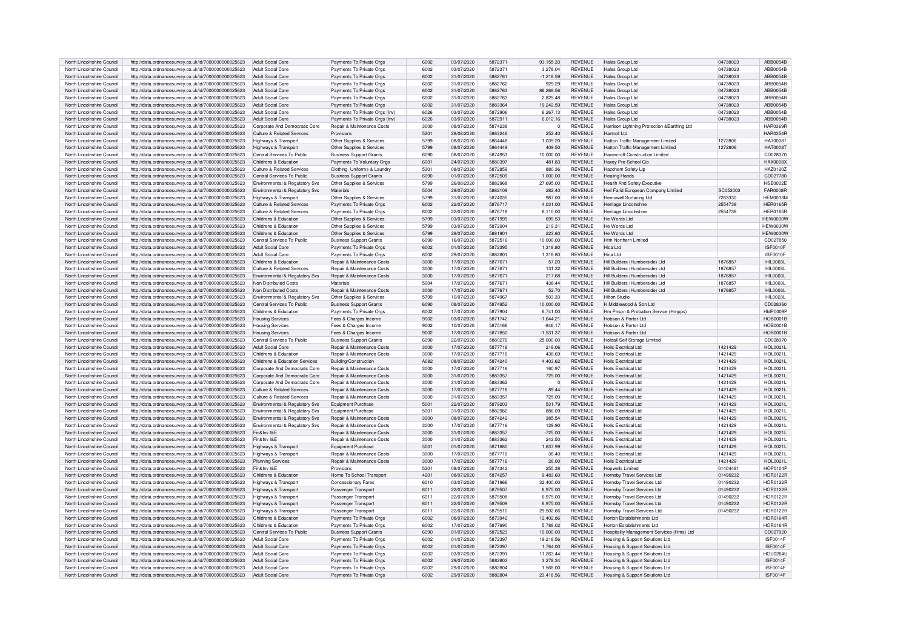| North Lincolnshire Council | http://data.ordnancesurvey.co.uk/id/7000000000025623 | Adult Social Care | Payments To Private Orgs | 6002 | 03/07/2020 | 5872371 | 93,155.33 | REVENUE | Hales Group Ltd | 04738023 | ABB0054B |
|---|---|---|---|---|---|---|---|---|---|---|---|
| North Lincolnshire Council | http://data.ordnancesurvey.co.uk/id/7000000000025623 | Adult Social Care | Payments To Private Orgs | 6002 | 03/07/2020 | 5872371 | 3,278.04 | REVENUE | Hales Group Ltd | 04738023 | ABB0054B |
| North Lincolnshire Council | http://data.ordnancesurvey.co.uk/id/7000000000025623 | Adult Social Care | Payments To Private Orgs | 6002 | 31/07/2020 | 5882761 | -1,218.59 | REVENUE | Hales Group Ltd | 04738023 | ABB0054B |
| North Lincolnshire Council | http://data.ordnancesurvey.co.uk/id/7000000000025623 | Adult Social Care | Payments To Private Orgs | 6002 | 31/07/2020 | 5882762 | 929.29 | REVENUE | Hales Group Ltd | 04738023 | ABB0054B |
| North Lincolnshire Council | http://data.ordnancesurvey.co.uk/id/7000000000025623 | Adult Social Care | Payments To Private Orgs | 6002 | 31/07/2020 | 5882763 | 86,268.56 | REVENUE | Hales Group Ltd | 04738023 | ABB0054B |
| North Lincolnshire Council | http://data.ordnancesurvey.co.uk/id/7000000000025623 | Adult Social Care | Payments To Private Orgs | 6002 | 31/07/2020 | 5882763 | 2,825.48 | REVENUE | Hales Group Ltd | 04738023 | ABB0054B |
| North Lincolnshire Council | http://data.ordnancesurvey.co.uk/id/7000000000025623 | Adult Social Care | Payments To Private Orgs | 6002 | 31/07/2020 | 5883364 | 19,242.59 | REVENUE | Hales Group Ltd | 04738023 | ABB0054B |
| North Lincolnshire Council | http://data.ordnancesurvey.co.uk/id/7000000000025623 | Adult Social Care | Payments To Private Orgs (Inv) | 6026 | 03/07/2020 | 5872906 | 6,267.13 | REVENUE | Hales Group Ltd | 04738023 | ABB0054B |
| North Lincolnshire Council | http://data.ordnancesurvey.co.uk/id/7000000000025623 | Adult Social Care | Payments To Private Orgs (Inv) | 6026 | 03/07/2020 | 5872911 | 6,012.16 | REVENUE | Hales Group Ltd | 04738023 | ABB0054B |
| North Lincolnshire Council | http://data.ordnancesurvey.co.uk/id/7000000000025623 | Corporate And Democratic Core | Repair & Maintenance Costs | 3000 | 08/07/2020 | 5874238 | 0 | REVENUE | Harrison Lightning Protection &Earthing Ltd | | HAR0369R |
| North Lincolnshire Council | http://data.ordnancesurvey.co.uk/id/7000000000025623 | Culture & Related Services | Provisions | 5201 | 28/08/2020 | 5883246 | 252.40 | REVENUE | Hartnoll Ltd | | HAR0354R |
| North Lincolnshire Council | http://data.ordnancesurvey.co.uk/id/7000000000025623 | Highways & Transport | Other Supplies & Services | 5799 | 08/07/2020 | 5864448 | 1,039.20 | REVENUE | Hatton Traffic Management Limited | 1272806 | HAT0008T |
| North Lincolnshire Council | http://data.ordnancesurvey.co.uk/id/7000000000025623 | Highways & Transport | Other Supplies & Services | 5799 | 08/07/2020 | 5864449 | 409.50 | REVENUE | Hatton Traffic Management Limited | 1272806 | HAT0008T |
| North Lincolnshire Council | http://data.ordnancesurvey.co.uk/id/7000000000025623 | Central Services To Public | Business Support Grants | 6090 | 08/07/2020 | 5874953 | 10,000.00 | REVENUE | Havercroft Construction Limited | | CD028370 |
| North Lincolnshire Council | http://data.ordnancesurvey.co.uk/id/7000000000025623 | Childrens & Education | Payments To Voluntary Orgs | 6001 | 24/07/2020 | 5880397 | 481.83 | REVENUE | Haxey Pre-School Cio | | HAX0008X |
| North Lincolnshire Council | http://data.ordnancesurvey.co.uk/id/7000000000025623 | Culture & Related Services | Clothing, Uniforms & Laundry | 5301 | 08/07/2020 | 5872859 | 880.36 | REVENUE | Hazchem Safety Llp | | HAZ0120Z |
| North Lincolnshire Council | http://data.ordnancesurvey.co.uk/id/7000000000025623 | Central Services To Public | Business Support Grants | 6090 | 01/07/2020 | 5872509 | 1,000.00 | REVENUE | Healing Hands | | CD027780 |
| North Lincolnshire Council | http://data.ordnancesurvey.co.uk/id/7000000000025623 | Environmental & Regulatory Svs | Other Supplies & Services | 5799 | 26/08/2020 | 5882968 | 27,695.00 | REVENUE | Health And Safety Executive | | HSE0002E |
| North Lincolnshire Council | http://data.ordnancesurvey.co.uk/id/7000000000025623 | Environmental & Regulatory Svs | Materials | 5004 | 29/07/2020 | 5882109 | 282.40 | REVENUE | Heil Farid European Company Limited | SC053003 | FAR0008R |
| North Lincolnshire Council | http://data.ordnancesurvey.co.uk/id/7000000000025623 | Highways & Transport | Other Supplies & Services | 5799 | 31/07/2020 | 5874035 | 987.00 | REVENUE | Hemswell Surfacing Ltd | 7263330 | HEM0013M |
| North Lincolnshire Council | http://data.ordnancesurvey.co.uk/id/7000000000025623 | Culture & Related Services | Payments To Private Orgs | 6002 | 22/07/2020 | 5876717 | 4,031.00 | REVENUE | Heritage Lincolnshire | 2554738 | HER0165R |
| North Lincolnshire Council | http://data.ordnancesurvey.co.uk/id/7000000000025623 | Culture & Related Services | Payments To Private Orgs | 6002 | 22/07/2020 | 5876718 | 6,110.00 | REVENUE | Heritage Lincolnshire | 2554738 | HER0165R |
| North Lincolnshire Council | http://data.ordnancesurvey.co.uk/id/7000000000025623 | Childrens & Education | Other Supplies & Services | 5799 | 03/07/2020 | 5871999 | 699.53 | REVENUE | He Words Ltd | | HEW0030W |
| North Lincolnshire Council | http://data.ordnancesurvey.co.uk/id/7000000000025623 | Childrens & Education | Other Supplies & Services | 5799 | 03/07/2020 | 5872004 | 219.31 | REVENUE | He Words Ltd | | HEW0030W |
| North Lincolnshire Council | http://data.ordnancesurvey.co.uk/id/7000000000025623 | Childrens & Education | Other Supplies & Services | 5799 | 29/07/2020 | 5881901 | 223.60 | REVENUE | He Words Ltd | | HEW0030W |
| North Lincolnshire Council | http://data.ordnancesurvey.co.uk/id/7000000000025623 | Central Services To Public | Business Support Grants | 6090 | 16/07/2020 | 5872516 | 10,000.00 | REVENUE | Hfm Northern Limited | | CD027850 |
| North Lincolnshire Council | http://data.ordnancesurvey.co.uk/id/7000000000025623 | Adult Social Care | Payments To Private Orgs | 6002 | 01/07/2020 | 5872395 | 1,318.80 | REVENUE | Hica Ltd | | ISF0010F |
| North Lincolnshire Council | http://data.ordnancesurvey.co.uk/id/7000000000025623 | Adult Social Care | Payments To Private Orgs | 6002 | 29/07/2020 | 5882801 | 1,318.80 | REVENUE | Hica Ltd | | ISF0010F |
| North Lincolnshire Council | http://data.ordnancesurvey.co.uk/id/7000000000025623 | Childrens & Education | Repair & Maintenance Costs | 3000 | 17/07/2020 | 5877671 | 57.20 | REVENUE | Hill Builders (Humberside) Ltd | 1876857 | HIL0003L |
| North Lincolnshire Council | http://data.ordnancesurvey.co.uk/id/7000000000025623 | Culture & Related Services | Repair & Maintenance Costs | 3000 | 17/07/2020 | 5877671 | 131.32 | REVENUE | Hill Builders (Humberside) Ltd | 1876857 | HIL0003L |
| North Lincolnshire Council | http://data.ordnancesurvey.co.uk/id/7000000000025623 | Environmental & Regulatory Svs | Repair & Maintenance Costs | 3000 | 17/07/2020 | 5877671 | 217.68 | REVENUE | Hill Builders (Humberside) Ltd | 1876857 | HIL0003L |
| North Lincolnshire Council | http://data.ordnancesurvey.co.uk/id/7000000000025623 | Non Distributed Costs | Materials | 5004 | 17/07/2020 | 5877671 | 438.44 | REVENUE | Hill Builders (Humberside) Ltd | 1876857 | HIL0003L |
| North Lincolnshire Council | http://data.ordnancesurvey.co.uk/id/7000000000025623 | Non Distributed Costs | Repair & Maintenance Costs | 3000 | 17/07/2020 | 5877671 | 52.70 | REVENUE | Hill Builders (Humberside) Ltd | 1876857 | HIL0003L |
| North Lincolnshire Council | http://data.ordnancesurvey.co.uk/id/7000000000025623 | Environmental & Regulatory Svs | Other Supplies & Services | 5799 | 10/07/2020 | 5874967 | 503.33 | REVENUE | Hilton Studio | | HIL0023L |
| North Lincolnshire Council | http://data.ordnancesurvey.co.uk/id/7000000000025623 | Central Services To Public | Business Support Grants | 6090 | 08/07/2020 | 5874952 | 10,000.00 | REVENUE | H Middlewood & Son Ltd | | CD028360 |
| North Lincolnshire Council | http://data.ordnancesurvey.co.uk/id/7000000000025623 | Childrens & Education | Payments To Private Orgs | 6002 | 17/07/2020 | 5877904 | 6,741.00 | REVENUE | Hm Prison & Probation Service (Hmpps) | | HMP0009P |
| North Lincolnshire Council | http://data.ordnancesurvey.co.uk/id/7000000000025623 | Housing Services | Fees & Charges Income | 9002 | 03/07/2020 | 5871742 | -1,644.21 | REVENUE | Hobson & Porter Ltd | | HOB0001B |
| North Lincolnshire Council | http://data.ordnancesurvey.co.uk/id/7000000000025623 | Housing Services | Fees & Charges Income | 9002 | 10/07/2020 | 5875166 | -846.17 | REVENUE | Hobson & Porter Ltd | | HOB0001B |
| North Lincolnshire Council | http://data.ordnancesurvey.co.uk/id/7000000000025623 | Housing Services | Fees & Charges Income | 9002 | 17/07/2020 | 5877850 | -1,531.37 | REVENUE | Hobson & Porter Ltd | | HOB0001B |
| North Lincolnshire Council | http://data.ordnancesurvey.co.uk/id/7000000000025623 | Central Services To Public | Business Support Grants | 6090 | 22/07/2020 | 5880276 | 25,000.00 | REVENUE | Holdall Self Storage Limited | | CD028970 |
| North Lincolnshire Council | http://data.ordnancesurvey.co.uk/id/7000000000025623 | Adult Social Care | Repair & Maintenance Costs | 3000 | 17/07/2020 | 5877716 | 218.06 | REVENUE | Holls Electrical Ltd | 1421429 | HOL0021L |
| North Lincolnshire Council | http://data.ordnancesurvey.co.uk/id/7000000000025623 | Childrens & Education | Repair & Maintenance Costs | 3000 | 17/07/2020 | 5877716 | 438.69 | REVENUE | Holls Electrical Ltd | 1421429 | HOL0021L |
| North Lincolnshire Council | http://data.ordnancesurvey.co.uk/id/7000000000025623 | Childrens & Education Services | Building/Construction | A082 | 08/07/2020 | 5874240 | 4,403.62 | REVENUE | Holls Electrical Ltd | 1421429 | HOL0021L |
| North Lincolnshire Council | http://data.ordnancesurvey.co.uk/id/7000000000025623 | Corporate And Democratic Core | Repair & Maintenance Costs | 3000 | 17/07/2020 | 5877716 | 160.97 | REVENUE | Holls Electrical Ltd | 1421429 | HOL0021L |
| North Lincolnshire Council | http://data.ordnancesurvey.co.uk/id/7000000000025623 | Corporate And Democratic Core | Repair & Maintenance Costs | 3000 | 31/07/2020 | 5883357 | 725.00 | REVENUE | Holls Electrical Ltd | 1421429 | HOL0021L |
| North Lincolnshire Council | http://data.ordnancesurvey.co.uk/id/7000000000025623 | Corporate And Democratic Core | Repair & Maintenance Costs | 3000 | 31/07/2020 | 5883362 | 0 | REVENUE | Holls Electrical Ltd | 1421429 | HOL0021L |
| North Lincolnshire Council | http://data.ordnancesurvey.co.uk/id/7000000000025623 | Culture & Related Services | Repair & Maintenance Costs | 3000 | 17/07/2020 | 5877716 | 89.44 | REVENUE | Holls Electrical Ltd | 1421429 | HOL0021L |
| North Lincolnshire Council | http://data.ordnancesurvey.co.uk/id/7000000000025623 | Culture & Related Services | Repair & Maintenance Costs | 3000 | 31/07/2020 | 5883357 | 725.00 | REVENUE | Holls Electrical Ltd | 1421429 | HOL0021L |
| North Lincolnshire Council | http://data.ordnancesurvey.co.uk/id/7000000000025623 | Environmental & Regulatory Svs | Equipment Purchase | 5001 | 22/07/2020 | 5879203 | 531.79 | REVENUE | Holls Electrical Ltd | 1421429 | HOL0021L |
| North Lincolnshire Council | http://data.ordnancesurvey.co.uk/id/7000000000025623 | Environmental & Regulatory Svs | Equipment Purchase | 5001 | 31/07/2020 | 5882982 | 886.09 | REVENUE | Holls Electrical Ltd | 1421429 | HOL0021L |
| North Lincolnshire Council | http://data.ordnancesurvey.co.uk/id/7000000000025623 | Environmental & Regulatory Svs | Repair & Maintenance Costs | 3000 | 08/07/2020 | 5874242 | 385.54 | REVENUE | Holls Electrical Ltd | 1421429 | HOL0021L |
| North Lincolnshire Council | http://data.ordnancesurvey.co.uk/id/7000000000025623 | Environmental & Regulatory Svs | Repair & Maintenance Costs | 3000 | 17/07/2020 | 5877716 | 129.90 | REVENUE | Holls Electrical Ltd | 1421429 | HOL0021L |
| North Lincolnshire Council | http://data.ordnancesurvey.co.uk/id/7000000000025623 | Fin&Inv I&E | Repair & Maintenance Costs | 3000 | 31/07/2020 | 5883357 | -725.00 | REVENUE | Holls Electrical Ltd | 1421429 | HOL0021L |
| North Lincolnshire Council | http://data.ordnancesurvey.co.uk/id/7000000000025623 | Fin&Inv I&E | Repair & Maintenance Costs | 3000 | 31/07/2020 | 5883362 | 242.50 | REVENUE | Holls Electrical Ltd | 1421429 | HOL0021L |
| North Lincolnshire Council | http://data.ordnancesurvey.co.uk/id/7000000000025623 | Highways & Transport | Equipment Purchase | 5001 | 01/07/2020 | 5871880 | 1,637.99 | REVENUE | Holls Electrical Ltd | 1421429 | HOL0021L |
| North Lincolnshire Council | http://data.ordnancesurvey.co.uk/id/7000000000025623 | Highways & Transport | Repair & Maintenance Costs | 3000 | 17/07/2020 | 5877716 | 36.40 | REVENUE | Holls Electrical Ltd | 1421429 | HOL0021L |
| North Lincolnshire Council | http://data.ordnancesurvey.co.uk/id/7000000000025623 | Planning Services | Repair & Maintenance Costs | 3000 | 17/07/2020 | 5877716 | 26.00 | REVENUE | Holls Electrical Ltd | 1421429 | HOL0021L |
| North Lincolnshire Council | http://data.ordnancesurvey.co.uk/id/7000000000025623 | Fin&Inv I&E | Provisions | 5201 | 08/07/2020 | 5874342 | 255.38 | REVENUE | Hopwells Limited | 01404481 | HOP0104P |
| North Lincolnshire Council | http://data.ordnancesurvey.co.uk/id/7000000000025623 | Childrens & Education | Home To School Transport | 4201 | 08/07/2020 | 5874257 | 9,483.60 | REVENUE | Hornsby Travel Services Ltd | 01490232 | HOR0122R |
| North Lincolnshire Council | http://data.ordnancesurvey.co.uk/id/7000000000025623 | Highways & Transport | Concessionary Fares | 6010 | 03/07/2020 | 5871966 | 32,400.00 | REVENUE | Hornsby Travel Services Ltd | 01490232 | HOR0122R |
| North Lincolnshire Council | http://data.ordnancesurvey.co.uk/id/7000000000025623 | Highways & Transport | Passenger Transport | 6011 | 22/07/2020 | 5879507 | 6,975.00 | REVENUE | Hornsby Travel Services Ltd | 01490232 | HOR0122R |
| North Lincolnshire Council | http://data.ordnancesurvey.co.uk/id/7000000000025623 | Highways & Transport | Passenger Transport | 6011 | 22/07/2020 | 5879508 | 6,975.00 | REVENUE | Hornsby Travel Services Ltd | 01490232 | HOR0122R |
| North Lincolnshire Council | http://data.ordnancesurvey.co.uk/id/7000000000025623 | Highways & Transport | Passenger Transport | 6011 | 22/07/2020 | 5879509 | 6,975.00 | REVENUE | Hornsby Travel Services Ltd | 01490232 | HOR0122R |
| North Lincolnshire Council | http://data.ordnancesurvey.co.uk/id/7000000000025623 | Highways & Transport | Passenger Transport | 6011 | 22/07/2020 | 5879510 | 29,502.66 | REVENUE | Hornsby Travel Services Ltd | 01490232 | HOR0122R |
| North Lincolnshire Council | http://data.ordnancesurvey.co.uk/id/7000000000025623 | Childrens & Education | Payments To Private Orgs | 6002 | 08/07/2020 | 5873942 | 12,402.86 | REVENUE | Horton Establishments Ltd | | HOR0164R |
| North Lincolnshire Council | http://data.ordnancesurvey.co.uk/id/7000000000025623 | Childrens & Education | Payments To Private Orgs | 6002 | 17/07/2020 | 5877690 | 5,788.02 | REVENUE | Horton Establishments Ltd | | HOR0164R |
| North Lincolnshire Council | http://data.ordnancesurvey.co.uk/id/7000000000025623 | Central Services To Public | Business Support Grants | 6090 | 01/07/2020 | 5872523 | 10,000.00 | REVENUE | Hospitality Management Services (Hms) Ltd | | CD027920 |
| North Lincolnshire Council | http://data.ordnancesurvey.co.uk/id/7000000000025623 | Adult Social Care | Payments To Private Orgs | 6002 | 01/07/2020 | 5872397 | 19,218.56 | REVENUE | Housing & Support Solutions Ltd | | ISF0014F |
| North Lincolnshire Council | http://data.ordnancesurvey.co.uk/id/7000000000025623 | Adult Social Care | Payments To Private Orgs | 6002 | 01/07/2020 | 5872397 | 1,764.00 | REVENUE | Housing & Support Solutions Ltd | | ISF0014F |
| North Lincolnshire Council | http://data.ordnancesurvey.co.uk/id/7000000000025623 | Adult Social Care | Payments To Private Orgs | 6002 | 03/07/2020 | 5872391 | 11,263.44 | REVENUE | Housing & Support Solutions Ltd | | HOU0264U |
| North Lincolnshire Council | http://data.ordnancesurvey.co.uk/id/7000000000025623 | Adult Social Care | Payments To Private Orgs | 6002 | 29/07/2020 | 5882803 | 3,278.34 | REVENUE | Housing & Support Solutions Ltd | | ISF0014F |
| North Lincolnshire Council | http://data.ordnancesurvey.co.uk/id/7000000000025623 | Adult Social Care | Payments To Private Orgs | 6002 | 29/07/2020 | 5882804 | 1,568.00 | REVENUE | Housing & Support Solutions Ltd | | ISF0014F |
| North Lincolnshire Council | http://data.ordnancesurvey.co.uk/id/7000000000025623 | Adult Social Care | Payments To Private Orgs | 6002 | 29/07/2020 | 5882804 | 23,418.56 | REVENUE | Housing & Support Solutions Ltd | | ISF0014F |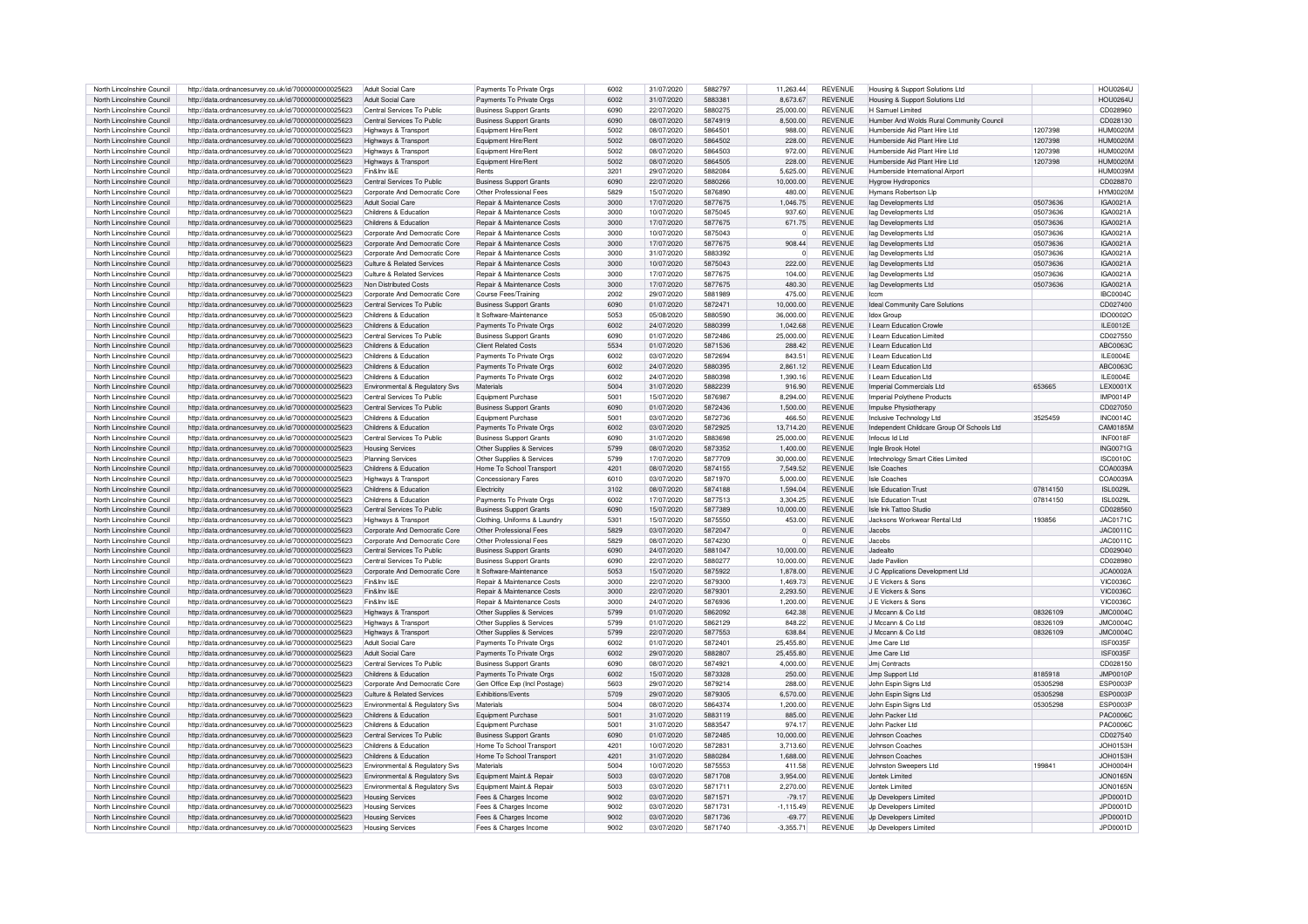| North Lincolnshire Council | http://data.ordnancesurvey.co.uk/id/7000000000025623 | Adult Social Care | Payments To Private Orgs | 6002 | 31/07/2020 | 5882797 | 11,263.44 | REVENUE | Housing & Support Solutions Ltd | | HOU0264U |
|---|---|---|---|---|---|---|---|---|---|---|---|
| North Lincolnshire Council | http://data.ordnancesurvey.co.uk/id/7000000000025623 | Adult Social Care | Payments To Private Orgs | 6002 | 31/07/2020 | 5883381 | 8,673.67 | REVENUE | Housing & Support Solutions Ltd | | HOU0264U |
| North Lincolnshire Council | http://data.ordnancesurvey.co.uk/id/7000000000025623 | Central Services To Public | Business Support Grants | 6090 | 22/07/2020 | 5880275 | 25,000.00 | REVENUE | H Samuel Limited | | CD028960 |
| North Lincolnshire Council | http://data.ordnancesurvey.co.uk/id/7000000000025623 | Central Services To Public | Business Support Grants | 6090 | 08/07/2020 | 5874919 | 8,500.00 | REVENUE | Humber And Wolds Rural Community Council | | CD028130 |
| North Lincolnshire Council | http://data.ordnancesurvey.co.uk/id/7000000000025623 | Highways & Transport | Equipment Hire/Rent | 5002 | 08/07/2020 | 5864501 | 988.00 | REVENUE | Humberside Aid Plant Hire Ltd | 1207398 | HUM0020M |
| North Lincolnshire Council | http://data.ordnancesurvey.co.uk/id/7000000000025623 | Highways & Transport | Equipment Hire/Rent | 5002 | 08/07/2020 | 5864502 | 228.00 | REVENUE | Humberside Aid Plant Hire Ltd | 1207398 | HUM0020M |
| North Lincolnshire Council | http://data.ordnancesurvey.co.uk/id/7000000000025623 | Highways & Transport | Equipment Hire/Rent | 5002 | 08/07/2020 | 5864503 | 972.00 | REVENUE | Humberside Aid Plant Hire Ltd | 1207398 | HUM0020M |
| North Lincolnshire Council | http://data.ordnancesurvey.co.uk/id/7000000000025623 | Highways & Transport | Equipment Hire/Rent | 5002 | 08/07/2020 | 5864505 | 228.00 | REVENUE | Humberside Aid Plant Hire Ltd | 1207398 | HUM0020M |
| North Lincolnshire Council | http://data.ordnancesurvey.co.uk/id/7000000000025623 | Fin&Inv I&E | Rents | 3201 | 29/07/2020 | 5882084 | 5,625.00 | REVENUE | Humberside International Airport | | HUM0039M |
| North Lincolnshire Council | http://data.ordnancesurvey.co.uk/id/7000000000025623 | Central Services To Public | Business Support Grants | 6090 | 22/07/2020 | 5880266 | 10,000.00 | REVENUE | Hygrow Hydroponics | | CD028870 |
| North Lincolnshire Council | http://data.ordnancesurvey.co.uk/id/7000000000025623 | Corporate And Democratic Core | Other Professional Fees | 5829 | 15/07/2020 | 5876890 | 480.00 | REVENUE | Hymans Robertson Llp | | HYM0020M |
| North Lincolnshire Council | http://data.ordnancesurvey.co.uk/id/7000000000025623 | Adult Social Care | Repair & Maintenance Costs | 3000 | 17/07/2020 | 5877675 | 1,046.75 | REVENUE | Iag Developments Ltd | 05073636 | IGA0021A |
| North Lincolnshire Council | http://data.ordnancesurvey.co.uk/id/7000000000025623 | Childrens & Education | Repair & Maintenance Costs | 3000 | 10/07/2020 | 5875045 | 937.60 | REVENUE | Iag Developments Ltd | 05073636 | IGA0021A |
| North Lincolnshire Council | http://data.ordnancesurvey.co.uk/id/7000000000025623 | Childrens & Education | Repair & Maintenance Costs | 3000 | 17/07/2020 | 5877675 | 671.75 | REVENUE | Iag Developments Ltd | 05073636 | IGA0021A |
| North Lincolnshire Council | http://data.ordnancesurvey.co.uk/id/7000000000025623 | Corporate And Democratic Core | Repair & Maintenance Costs | 3000 | 10/07/2020 | 5875043 | 0 | REVENUE | Iag Developments Ltd | 05073636 | IGA0021A |
| North Lincolnshire Council | http://data.ordnancesurvey.co.uk/id/7000000000025623 | Corporate And Democratic Core | Repair & Maintenance Costs | 3000 | 17/07/2020 | 5877675 | 908.44 | REVENUE | Iag Developments Ltd | 05073636 | IGA0021A |
| North Lincolnshire Council | http://data.ordnancesurvey.co.uk/id/7000000000025623 | Corporate And Democratic Core | Repair & Maintenance Costs | 3000 | 31/07/2020 | 5883392 | 0 | REVENUE | Iag Developments Ltd | 05073636 | IGA0021A |
| North Lincolnshire Council | http://data.ordnancesurvey.co.uk/id/7000000000025623 | Culture & Related Services | Repair & Maintenance Costs | 3000 | 10/07/2020 | 5875043 | 222.00 | REVENUE | Iag Developments Ltd | 05073636 | IGA0021A |
| North Lincolnshire Council | http://data.ordnancesurvey.co.uk/id/7000000000025623 | Culture & Related Services | Repair & Maintenance Costs | 3000 | 17/07/2020 | 5877675 | 104.00 | REVENUE | Iag Developments Ltd | 05073636 | IGA0021A |
| North Lincolnshire Council | http://data.ordnancesurvey.co.uk/id/7000000000025623 | Non Distributed Costs | Repair & Maintenance Costs | 3000 | 17/07/2020 | 5877675 | 480.30 | REVENUE | Iag Developments Ltd | 05073636 | IGA0021A |
| North Lincolnshire Council | http://data.ordnancesurvey.co.uk/id/7000000000025623 | Corporate And Democratic Core | Course Fees/Training | 2002 | 29/07/2020 | 5881989 | 475.00 | REVENUE | Iccm | | IBC0004C |
| North Lincolnshire Council | http://data.ordnancesurvey.co.uk/id/7000000000025623 | Central Services To Public | Business Support Grants | 6090 | 01/07/2020 | 5872471 | 10,000.00 | REVENUE | Ideal Community Care Solutions | | CD027400 |
| North Lincolnshire Council | http://data.ordnancesurvey.co.uk/id/7000000000025623 | Childrens & Education | It Software-Maintenance | 5053 | 05/08/2020 | 5880590 | 36,000.00 | REVENUE | Idox Group | | IDO0002O |
| North Lincolnshire Council | http://data.ordnancesurvey.co.uk/id/7000000000025623 | Childrens & Education | Payments To Private Orgs | 6002 | 24/07/2020 | 5880399 | 1,042.68 | REVENUE | I Learn Education Crowle | | ILE0012E |
| North Lincolnshire Council | http://data.ordnancesurvey.co.uk/id/7000000000025623 | Central Services To Public | Business Support Grants | 6090 | 01/07/2020 | 5872486 | 25,000.00 | REVENUE | I Learn Education Limited | | CD027550 |
| North Lincolnshire Council | http://data.ordnancesurvey.co.uk/id/7000000000025623 | Childrens & Education | Client Related Costs | 5534 | 01/07/2020 | 5871536 | 288.42 | REVENUE | I Learn Education Ltd | | ABC0063C |
| North Lincolnshire Council | http://data.ordnancesurvey.co.uk/id/7000000000025623 | Childrens & Education | Payments To Private Orgs | 6002 | 03/07/2020 | 5872694 | 843.51 | REVENUE | I Learn Education Ltd | | ILE0004E |
| North Lincolnshire Council | http://data.ordnancesurvey.co.uk/id/7000000000025623 | Childrens & Education | Payments To Private Orgs | 6002 | 24/07/2020 | 5880395 | 2,861.12 | REVENUE | I Learn Education Ltd | | ABC0063C |
| North Lincolnshire Council | http://data.ordnancesurvey.co.uk/id/7000000000025623 | Childrens & Education | Payments To Private Orgs | 6002 | 24/07/2020 | 5880398 | 1,390.16 | REVENUE | I Learn Education Ltd | | ILE0004E |
| North Lincolnshire Council | http://data.ordnancesurvey.co.uk/id/7000000000025623 | Environmental & Regulatory Svs | Materials | 5004 | 31/07/2020 | 5882239 | 916.90 | REVENUE | Imperial Commercials Ltd | 653665 | LEX0001X |
| North Lincolnshire Council | http://data.ordnancesurvey.co.uk/id/7000000000025623 | Central Services To Public | Equipment Purchase | 5001 | 15/07/2020 | 5876987 | 8,294.00 | REVENUE | Imperial Polythene Products | | IMP0014P |
| North Lincolnshire Council | http://data.ordnancesurvey.co.uk/id/7000000000025623 | Central Services To Public | Business Support Grants | 6090 | 01/07/2020 | 5872436 | 1,500.00 | REVENUE | Impulse Physiotherapy | | CD027050 |
| North Lincolnshire Council | http://data.ordnancesurvey.co.uk/id/7000000000025623 | Childrens & Education | Equipment Purchase | 5001 | 03/07/2020 | 5872736 | 466.50 | REVENUE | Inclusive Technology Ltd | 3525459 | INC0014C |
| North Lincolnshire Council | http://data.ordnancesurvey.co.uk/id/7000000000025623 | Childrens & Education | Payments To Private Orgs | 6002 | 03/07/2020 | 5872925 | 13,714.20 | REVENUE | Independent Childcare Group Of Schools Ltd | | CAM0185M |
| North Lincolnshire Council | http://data.ordnancesurvey.co.uk/id/7000000000025623 | Central Services To Public | Business Support Grants | 6090 | 31/07/2020 | 5883698 | 25,000.00 | REVENUE | Infocus Id Ltd | | INF0018F |
| North Lincolnshire Council | http://data.ordnancesurvey.co.uk/id/7000000000025623 | Housing Services | Other Supplies & Services | 5799 | 08/07/2020 | 5873352 | 1,400.00 | REVENUE | Ingle Brook Hotel | | ING0071G |
| North Lincolnshire Council | http://data.ordnancesurvey.co.uk/id/7000000000025623 | Planning Services | Other Supplies & Services | 5799 | 17/07/2020 | 5877709 | 30,000.00 | REVENUE | Intechnology Smart Cities Limited | | ISC0010C |
| North Lincolnshire Council | http://data.ordnancesurvey.co.uk/id/7000000000025623 | Childrens & Education | Home To School Transport | 4201 | 08/07/2020 | 5874155 | 7,549.52 | REVENUE | Isle Coaches | | COA0039A |
| North Lincolnshire Council | http://data.ordnancesurvey.co.uk/id/7000000000025623 | Highways & Transport | Concessionary Fares | 6010 | 03/07/2020 | 5871970 | 5,000.00 | REVENUE | Isle Coaches | | COA0039A |
| North Lincolnshire Council | http://data.ordnancesurvey.co.uk/id/7000000000025623 | Childrens & Education | Electricity | 3102 | 08/07/2020 | 5874188 | 1,594.04 | REVENUE | Isle Education Trust | 07814150 | ISL0029L |
| North Lincolnshire Council | http://data.ordnancesurvey.co.uk/id/7000000000025623 | Childrens & Education | Payments To Private Orgs | 6002 | 17/07/2020 | 5877513 | 3,304.25 | REVENUE | Isle Education Trust | 07814150 | ISL0029L |
| North Lincolnshire Council | http://data.ordnancesurvey.co.uk/id/7000000000025623 | Central Services To Public | Business Support Grants | 6090 | 15/07/2020 | 5877389 | 10,000.00 | REVENUE | Isle Ink Tattoo Studio | | CD028560 |
| North Lincolnshire Council | http://data.ordnancesurvey.co.uk/id/7000000000025623 | Highways & Transport | Clothing, Uniforms & Laundry | 5301 | 15/07/2020 | 5875550 | 453.00 | REVENUE | Jacksons Workwear Rental Ltd | 193856 | JAC0171C |
| North Lincolnshire Council | http://data.ordnancesurvey.co.uk/id/7000000000025623 | Corporate And Democratic Core | Other Professional Fees | 5829 | 03/07/2020 | 5872047 | 0 | REVENUE | Jacobs | | JAC0011C |
| North Lincolnshire Council | http://data.ordnancesurvey.co.uk/id/7000000000025623 | Corporate And Democratic Core | Other Professional Fees | 5829 | 08/07/2020 | 5874230 | 0 | REVENUE | Jacobs | | JAC0011C |
| North Lincolnshire Council | http://data.ordnancesurvey.co.uk/id/7000000000025623 | Central Services To Public | Business Support Grants | 6090 | 24/07/2020 | 5881047 | 10,000.00 | REVENUE | Jadealto | | CD029040 |
| North Lincolnshire Council | http://data.ordnancesurvey.co.uk/id/7000000000025623 | Central Services To Public | Business Support Grants | 6090 | 22/07/2020 | 5880277 | 10,000.00 | REVENUE | Jade Pavilion | | CD028980 |
| North Lincolnshire Council | http://data.ordnancesurvey.co.uk/id/7000000000025623 | Corporate And Democratic Core | It Software-Maintenance | 5053 | 15/07/2020 | 5875922 | 1,878.00 | REVENUE | J C Applications Development Ltd | | JCA0002A |
| North Lincolnshire Council | http://data.ordnancesurvey.co.uk/id/7000000000025623 | Fin&Inv I&E | Repair & Maintenance Costs | 3000 | 22/07/2020 | 5879300 | 1,469.73 | REVENUE | J E Vickers & Sons | | VIC0036C |
| North Lincolnshire Council | http://data.ordnancesurvey.co.uk/id/7000000000025623 | Fin&Inv I&E | Repair & Maintenance Costs | 3000 | 22/07/2020 | 5879301 | 2,293.50 | REVENUE | J E Vickers & Sons | | VIC0036C |
| North Lincolnshire Council | http://data.ordnancesurvey.co.uk/id/7000000000025623 | Fin&Inv I&E | Repair & Maintenance Costs | 3000 | 24/07/2020 | 5876936 | 1,200.00 | REVENUE | J E Vickers & Sons | | VIC0036C |
| North Lincolnshire Council | http://data.ordnancesurvey.co.uk/id/7000000000025623 | Highways & Transport | Other Supplies & Services | 5799 | 01/07/2020 | 5862092 | 642.38 | REVENUE | J Mccann & Co Ltd | 08326109 | JMC0004C |
| North Lincolnshire Council | http://data.ordnancesurvey.co.uk/id/7000000000025623 | Highways & Transport | Other Supplies & Services | 5799 | 01/07/2020 | 5862129 | 848.22 | REVENUE | J Mccann & Co Ltd | 08326109 | JMC0004C |
| North Lincolnshire Council | http://data.ordnancesurvey.co.uk/id/7000000000025623 | Highways & Transport | Other Supplies & Services | 5799 | 22/07/2020 | 5877553 | 638.84 | REVENUE | J Mccann & Co Ltd | 08326109 | JMC0004C |
| North Lincolnshire Council | http://data.ordnancesurvey.co.uk/id/7000000000025623 | Adult Social Care | Payments To Private Orgs | 6002 | 01/07/2020 | 5872401 | 25,455.80 | REVENUE | Jme Care Ltd | | ISF0035F |
| North Lincolnshire Council | http://data.ordnancesurvey.co.uk/id/7000000000025623 | Adult Social Care | Payments To Private Orgs | 6002 | 29/07/2020 | 5882807 | 25,455.80 | REVENUE | Jme Care Ltd | | ISF0035F |
| North Lincolnshire Council | http://data.ordnancesurvey.co.uk/id/7000000000025623 | Central Services To Public | Business Support Grants | 6090 | 08/07/2020 | 5874921 | 4,000.00 | REVENUE | Jmj Contracts | | CD028150 |
| North Lincolnshire Council | http://data.ordnancesurvey.co.uk/id/7000000000025623 | Childrens & Education | Payments To Private Orgs | 6002 | 15/07/2020 | 5873328 | 250.00 | REVENUE | Jmp Support Ltd | 8185918 | JMP0010P |
| North Lincolnshire Council | http://data.ordnancesurvey.co.uk/id/7000000000025623 | Corporate And Democratic Core | Gen Office Exp (Incl Postage) | 5603 | 29/07/2020 | 5879214 | 288.00 | REVENUE | John Espin Signs Ltd | 05305298 | ESP0003P |
| North Lincolnshire Council | http://data.ordnancesurvey.co.uk/id/7000000000025623 | Culture & Related Services | Exhibitions/Events | 5709 | 29/07/2020 | 5879305 | 6,570.00 | REVENUE | John Espin Signs Ltd | 05305298 | ESP0003P |
| North Lincolnshire Council | http://data.ordnancesurvey.co.uk/id/7000000000025623 | Environmental & Regulatory Svs | Materials | 5004 | 08/07/2020 | 5864374 | 1,200.00 | REVENUE | John Espin Signs Ltd | 05305298 | ESP0003P |
| North Lincolnshire Council | http://data.ordnancesurvey.co.uk/id/7000000000025623 | Childrens & Education | Equipment Purchase | 5001 | 31/07/2020 | 5883119 | 885.00 | REVENUE | John Packer Ltd | | PAC0006C |
| North Lincolnshire Council | http://data.ordnancesurvey.co.uk/id/7000000000025623 | Childrens & Education | Equipment Purchase | 5001 | 31/07/2020 | 5883547 | 974.17 | REVENUE | John Packer Ltd | | PAC0006C |
| North Lincolnshire Council | http://data.ordnancesurvey.co.uk/id/7000000000025623 | Central Services To Public | Business Support Grants | 6090 | 01/07/2020 | 5872485 | 10,000.00 | REVENUE | Johnson Coaches | | CD027540 |
| North Lincolnshire Council | http://data.ordnancesurvey.co.uk/id/7000000000025623 | Childrens & Education | Home To School Transport | 4201 | 10/07/2020 | 5872831 | 3,713.60 | REVENUE | Johnson Coaches | | JOH0153H |
| North Lincolnshire Council | http://data.ordnancesurvey.co.uk/id/7000000000025623 | Childrens & Education | Home To School Transport | 4201 | 31/07/2020 | 5880284 | 1,688.00 | REVENUE | Johnson Coaches | | JOH0153H |
| North Lincolnshire Council | http://data.ordnancesurvey.co.uk/id/7000000000025623 | Environmental & Regulatory Svs | Materials | 5004 | 10/07/2020 | 5875553 | 411.58 | REVENUE | Johnston Sweepers Ltd | 199841 | JOH0004H |
| North Lincolnshire Council | http://data.ordnancesurvey.co.uk/id/7000000000025623 | Environmental & Regulatory Svs | Equipment Maint.& Repair | 5003 | 03/07/2020 | 5871708 | 3,954.00 | REVENUE | Jontek Limited | | JON0165N |
| North Lincolnshire Council | http://data.ordnancesurvey.co.uk/id/7000000000025623 | Environmental & Regulatory Svs | Equipment Maint.& Repair | 5003 | 03/07/2020 | 5871711 | 2,270.00 | REVENUE | Jontek Limited | | JON0165N |
| North Lincolnshire Council | http://data.ordnancesurvey.co.uk/id/7000000000025623 | Housing Services | Fees & Charges Income | 9002 | 03/07/2020 | 5871571 | -79.17 | REVENUE | Jp Developers Limited | | JPD0001D |
| North Lincolnshire Council | http://data.ordnancesurvey.co.uk/id/7000000000025623 | Housing Services | Fees & Charges Income | 9002 | 03/07/2020 | 5871731 | -1,115.49 | REVENUE | Jp Developers Limited | | JPD0001D |
| North Lincolnshire Council | http://data.ordnancesurvey.co.uk/id/7000000000025623 | Housing Services | Fees & Charges Income | 9002 | 03/07/2020 | 5871736 | -69.77 | REVENUE | Jp Developers Limited | | JPD0001D |
| North Lincolnshire Council | http://data.ordnancesurvey.co.uk/id/7000000000025623 | Housing Services | Fees & Charges Income | 9002 | 03/07/2020 | 5871740 | -3,355.71 | REVENUE | Jp Developers Limited | | JPD0001D |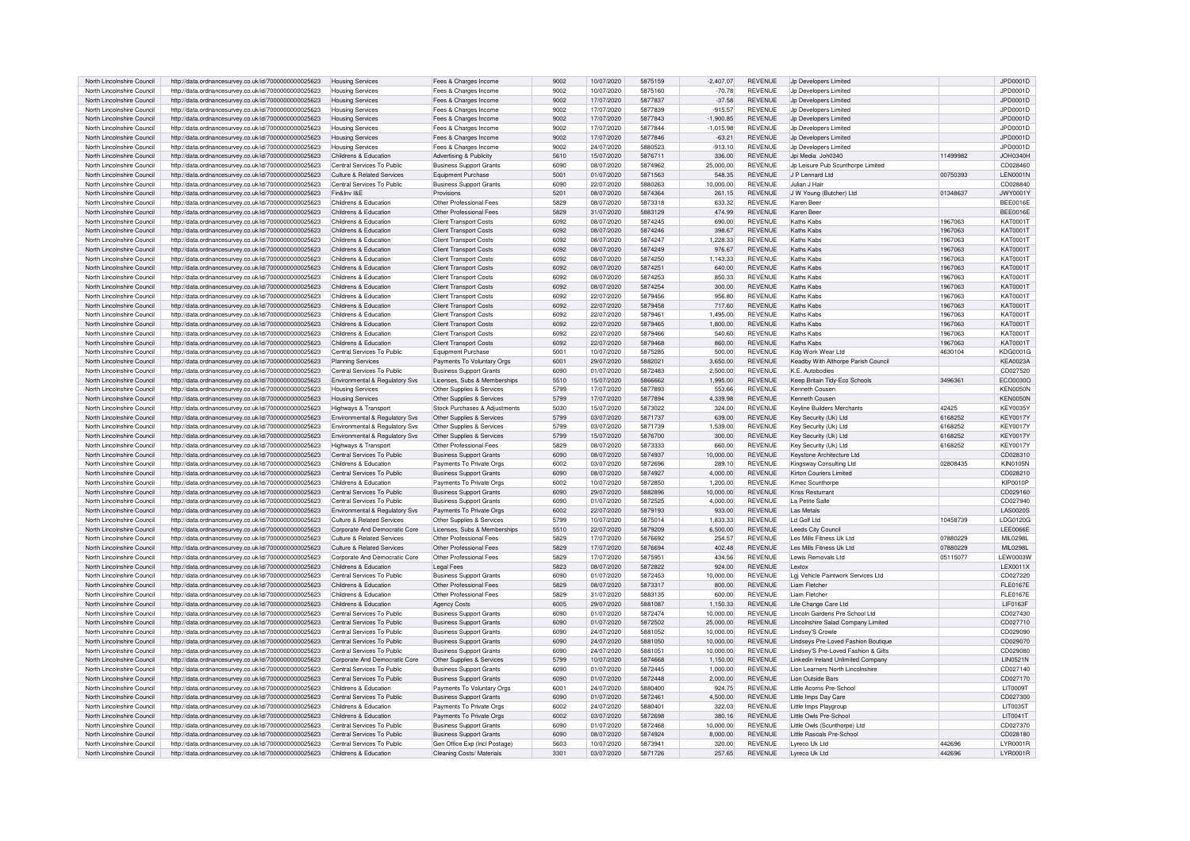| North Lincolnshire Council | http://data.ordnancesurvey.co.uk/id/7000000000025623 | Housing Services | Fees & Charges Income | 9002 | 10/07/2020 | 5875159 | -2,407.07 | REVENUE | Jp Developers Limited | | JPD0001D |
|---|---|---|---|---|---|---|---|---|---|---|---|
| North Lincolnshire Council | http://data.ordnancesurvey.co.uk/id/7000000000025623 | Housing Services | Fees & Charges Income | 9002 | 10/07/2020 | 5875160 | -70.78 | REVENUE | Jp Developers Limited | | JPD0001D |
| North Lincolnshire Council | http://data.ordnancesurvey.co.uk/id/7000000000025623 | Housing Services | Fees & Charges Income | 9002 | 17/07/2020 | 5877837 | -37.58 | REVENUE | Jp Developers Limited | | JPD0001D |
| North Lincolnshire Council | http://data.ordnancesurvey.co.uk/id/7000000000025623 | Housing Services | Fees & Charges Income | 9002 | 17/07/2020 | 5877839 | -915.57 | REVENUE | Jp Developers Limited | | JPD0001D |
| North Lincolnshire Council | http://data.ordnancesurvey.co.uk/id/7000000000025623 | Housing Services | Fees & Charges Income | 9002 | 17/07/2020 | 5877843 | -1,900.85 | REVENUE | Jp Developers Limited | | JPD0001D |
| North Lincolnshire Council | http://data.ordnancesurvey.co.uk/id/7000000000025623 | Housing Services | Fees & Charges Income | 9002 | 17/07/2020 | 5877844 | -1,015.98 | REVENUE | Jp Developers Limited | | JPD0001D |
| North Lincolnshire Council | http://data.ordnancesurvey.co.uk/id/7000000000025623 | Housing Services | Fees & Charges Income | 9002 | 17/07/2020 | 5877846 | -63.21 | REVENUE | Jp Developers Limited | | JPD0001D |
| North Lincolnshire Council | http://data.ordnancesurvey.co.uk/id/7000000000025623 | Housing Services | Fees & Charges Income | 9002 | 24/07/2020 | 5880523 | -913.10 | REVENUE | Jp Developers Limited | | JPD0001D |
| North Lincolnshire Council | http://data.ordnancesurvey.co.uk/id/7000000000025623 | Childrens & Education | Advertising & Publicity | 5610 | 15/07/2020 | 5876711 | 336.00 | REVENUE | Jpi Media Joh0340 | 11499982 | JOH0340H |
| North Lincolnshire Council | http://data.ordnancesurvey.co.uk/id/7000000000025623 | Central Services To Public | Business Support Grants | 6090 | 08/07/2020 | 5874962 | 25,000.00 | REVENUE | Jp Leisure Pub Scunthorpe Limited | | CD028460 |
| North Lincolnshire Council | http://data.ordnancesurvey.co.uk/id/7000000000025623 | Culture & Related Services | Equipment Purchase | 5001 | 01/07/2020 | 5871563 | 548.35 | REVENUE | J P Lennard Ltd | 00750393 | LEN0001N |
| North Lincolnshire Council | http://data.ordnancesurvey.co.uk/id/7000000000025623 | Central Services To Public | Business Support Grants | 6090 | 22/07/2020 | 5880263 | 10,000.00 | REVENUE | Julian J Hair | | CD028840 |
| North Lincolnshire Council | http://data.ordnancesurvey.co.uk/id/7000000000025623 | Fin&Inv I&E | Provisions | 5201 | 08/07/2020 | 5874364 | 261.15 | REVENUE | J W Young (Butcher) Ltd | 01348637 | JWY0001Y |
| North Lincolnshire Council | http://data.ordnancesurvey.co.uk/id/7000000000025623 | Childrens & Education | Other Professional Fees | 5829 | 08/07/2020 | 5873318 | 633.32 | REVENUE | Karen Beer | | BEE0016E |
| North Lincolnshire Council | http://data.ordnancesurvey.co.uk/id/7000000000025623 | Childrens & Education | Other Professional Fees | 5829 | 31/07/2020 | 5883129 | 474.99 | REVENUE | Karen Beer | | BEE0016E |
| North Lincolnshire Council | http://data.ordnancesurvey.co.uk/id/7000000000025623 | Childrens & Education | Client Transport Costs | 6092 | 08/07/2020 | 5874245 | 690.00 | REVENUE | Kaths Kabs | 1967063 | KAT0001T |
| North Lincolnshire Council | http://data.ordnancesurvey.co.uk/id/7000000000025623 | Childrens & Education | Client Transport Costs | 6092 | 08/07/2020 | 5874246 | 398.67 | REVENUE | Kaths Kabs | 1967063 | KAT0001T |
| North Lincolnshire Council | http://data.ordnancesurvey.co.uk/id/7000000000025623 | Childrens & Education | Client Transport Costs | 6092 | 08/07/2020 | 5874247 | 1,228.33 | REVENUE | Kaths Kabs | 1967063 | KAT0001T |
| North Lincolnshire Council | http://data.ordnancesurvey.co.uk/id/7000000000025623 | Childrens & Education | Client Transport Costs | 6092 | 08/07/2020 | 5874249 | 976.67 | REVENUE | Kaths Kabs | 1967063 | KAT0001T |
| North Lincolnshire Council | http://data.ordnancesurvey.co.uk/id/7000000000025623 | Childrens & Education | Client Transport Costs | 6092 | 08/07/2020 | 5874250 | 1,143.33 | REVENUE | Kaths Kabs | 1967063 | KAT0001T |
| North Lincolnshire Council | http://data.ordnancesurvey.co.uk/id/7000000000025623 | Childrens & Education | Client Transport Costs | 6092 | 08/07/2020 | 5874251 | 640.00 | REVENUE | Kaths Kabs | 1967063 | KAT0001T |
| North Lincolnshire Council | http://data.ordnancesurvey.co.uk/id/7000000000025623 | Childrens & Education | Client Transport Costs | 6092 | 08/07/2020 | 5874253 | 850.33 | REVENUE | Kaths Kabs | 1967063 | KAT0001T |
| North Lincolnshire Council | http://data.ordnancesurvey.co.uk/id/7000000000025623 | Childrens & Education | Client Transport Costs | 6092 | 08/07/2020 | 5874254 | 300.00 | REVENUE | Kaths Kabs | 1967063 | KAT0001T |
| North Lincolnshire Council | http://data.ordnancesurvey.co.uk/id/7000000000025623 | Childrens & Education | Client Transport Costs | 6092 | 22/07/2020 | 5879456 | 956.80 | REVENUE | Kaths Kabs | 1967063 | KAT0001T |
| North Lincolnshire Council | http://data.ordnancesurvey.co.uk/id/7000000000025623 | Childrens & Education | Client Transport Costs | 6092 | 22/07/2020 | 5879458 | 717.60 | REVENUE | Kaths Kabs | 1967063 | KAT0001T |
| North Lincolnshire Council | http://data.ordnancesurvey.co.uk/id/7000000000025623 | Childrens & Education | Client Transport Costs | 6092 | 22/07/2020 | 5879461 | 1,495.00 | REVENUE | Kaths Kabs | 1967063 | KAT0001T |
| North Lincolnshire Council | http://data.ordnancesurvey.co.uk/id/7000000000025623 | Childrens & Education | Client Transport Costs | 6092 | 22/07/2020 | 5879465 | 1,800.00 | REVENUE | Kaths Kabs | 1967063 | KAT0001T |
| North Lincolnshire Council | http://data.ordnancesurvey.co.uk/id/7000000000025623 | Childrens & Education | Client Transport Costs | 6092 | 22/07/2020 | 5879466 | 540.60 | REVENUE | Kaths Kabs | 1967063 | KAT0001T |
| North Lincolnshire Council | http://data.ordnancesurvey.co.uk/id/7000000000025623 | Childrens & Education | Client Transport Costs | 6092 | 22/07/2020 | 5879468 | 860.00 | REVENUE | Kaths Kabs | 1967063 | KAT0001T |
| North Lincolnshire Council | http://data.ordnancesurvey.co.uk/id/7000000000025623 | Central Services To Public | Equipment Purchase | 5001 | 10/07/2020 | 5875285 | 500.00 | REVENUE | Kdg Work Wear Ltd | 4630104 | KDG0001G |
| North Lincolnshire Council | http://data.ordnancesurvey.co.uk/id/7000000000025623 | Planning Services | Payments To Voluntary Orgs | 6001 | 29/07/2020 | 5882021 | 3,650.00 | REVENUE | Keadby With Althorpe Parish Council | | KEA0023A |
| North Lincolnshire Council | http://data.ordnancesurvey.co.uk/id/7000000000025623 | Central Services To Public | Business Support Grants | 6090 | 01/07/2020 | 5872483 | 2,500.00 | REVENUE | K.E. Autobodies | | CD027520 |
| North Lincolnshire Council | http://data.ordnancesurvey.co.uk/id/7000000000025623 | Environmental & Regulatory Svs | Licenses, Subs & Memberships | 5510 | 15/07/2020 | 5866662 | 1,995.00 | REVENUE | Keep Britain Tidy-Eco Schools | 3496361 | ECO0030O |
| North Lincolnshire Council | http://data.ordnancesurvey.co.uk/id/7000000000025623 | Housing Services | Other Supplies & Services | 5799 | 17/07/2020 | 5877893 | 553.66 | REVENUE | Kenneth Cousen | | KEN0050N |
| North Lincolnshire Council | http://data.ordnancesurvey.co.uk/id/7000000000025623 | Housing Services | Other Supplies & Services | 5799 | 17/07/2020 | 5877894 | 4,339.98 | REVENUE | Kenneth Cousen | | KEN0050N |
| North Lincolnshire Council | http://data.ordnancesurvey.co.uk/id/7000000000025623 | Highways & Transport | Stock Purchases & Adjustments | 5030 | 15/07/2020 | 5873022 | 324.00 | REVENUE | Keyline Builders Merchants | 42425 | KEY0035Y |
| North Lincolnshire Council | http://data.ordnancesurvey.co.uk/id/7000000000025623 | Environmental & Regulatory Svs | Other Supplies & Services | 5799 | 03/07/2020 | 5871737 | 639.00 | REVENUE | Key Security (Uk) Ltd | 6168252 | KEY0017Y |
| North Lincolnshire Council | http://data.ordnancesurvey.co.uk/id/7000000000025623 | Environmental & Regulatory Svs | Other Supplies & Services | 5799 | 03/07/2020 | 5871739 | 1,539.00 | REVENUE | Key Security (Uk) Ltd | 6168252 | KEY0017Y |
| North Lincolnshire Council | http://data.ordnancesurvey.co.uk/id/7000000000025623 | Environmental & Regulatory Svs | Other Supplies & Services | 5799 | 15/07/2020 | 5876700 | 300.00 | REVENUE | Key Security (Uk) Ltd | 6168252 | KEY0017Y |
| North Lincolnshire Council | http://data.ordnancesurvey.co.uk/id/7000000000025623 | Highways & Transport | Other Professional Fees | 5829 | 08/07/2020 | 5873333 | 660.00 | REVENUE | Key Security (Uk) Ltd | 6168252 | KEY0017Y |
| North Lincolnshire Council | http://data.ordnancesurvey.co.uk/id/7000000000025623 | Central Services To Public | Business Support Grants | 6090 | 08/07/2020 | 5874937 | 10,000.00 | REVENUE | Keystone Architecture Ltd | | CD028310 |
| North Lincolnshire Council | http://data.ordnancesurvey.co.uk/id/7000000000025623 | Childrens & Education | Payments To Private Orgs | 6002 | 03/07/2020 | 5872696 | 289.10 | REVENUE | Kingsway Consulting Ltd | 02808435 | KIN0105N |
| North Lincolnshire Council | http://data.ordnancesurvey.co.uk/id/7000000000025623 | Central Services To Public | Business Support Grants | 6090 | 08/07/2020 | 5874927 | 4,000.00 | REVENUE | Kirton Couriers Limited | | CD028210 |
| North Lincolnshire Council | http://data.ordnancesurvey.co.uk/id/7000000000025623 | Childrens & Education | Payments To Private Orgs | 6002 | 10/07/2020 | 5872850 | 1,200.00 | REVENUE | Kmec Scunthorpe | | KIP0010P |
| North Lincolnshire Council | http://data.ordnancesurvey.co.uk/id/7000000000025623 | Central Services To Public | Business Support Grants | 6090 | 29/07/2020 | 5882896 | 10,000.00 | REVENUE | Kriss Resturrant | | CD029160 |
| North Lincolnshire Council | http://data.ordnancesurvey.co.uk/id/7000000000025623 | Central Services To Public | Business Support Grants | 6090 | 01/07/2020 | 5872525 | 4,000.00 | REVENUE | La Petite Salle | | CD027940 |
| North Lincolnshire Council | http://data.ordnancesurvey.co.uk/id/7000000000025623 | Environmental & Regulatory Svs | Payments To Private Orgs | 6002 | 22/07/2020 | 5879193 | 933.00 | REVENUE | Las Metals | | LAS0020S |
| North Lincolnshire Council | http://data.ordnancesurvey.co.uk/id/7000000000025623 | Culture & Related Services | Other Supplies & Services | 5799 | 10/07/2020 | 5875014 | 1,833.33 | REVENUE | Ld Golf Ltd | 10458739 | LDG0120G |
| North Lincolnshire Council | http://data.ordnancesurvey.co.uk/id/7000000000025623 | Corporate And Democratic Core | Licenses, Subs & Memberships | 5510 | 22/07/2020 | 5879209 | 6,500.00 | REVENUE | Leeds City Council | | LEE0066E |
| North Lincolnshire Council | http://data.ordnancesurvey.co.uk/id/7000000000025623 | Culture & Related Services | Other Professional Fees | 5829 | 17/07/2020 | 5876692 | 254.57 | REVENUE | Les Mills Fitness Uk Ltd | 07880229 | MIL0298L |
| North Lincolnshire Council | http://data.ordnancesurvey.co.uk/id/7000000000025623 | Culture & Related Services | Other Professional Fees | 5829 | 17/07/2020 | 5876694 | 402.48 | REVENUE | Les Mills Fitness Uk Ltd | 07880229 | MIL0298L |
| North Lincolnshire Council | http://data.ordnancesurvey.co.uk/id/7000000000025623 | Corporate And Democratic Core | Other Professional Fees | 5829 | 17/07/2020 | 5875951 | 434.56 | REVENUE | Lewis Removals Ltd | 05115077 | LEW0003W |
| North Lincolnshire Council | http://data.ordnancesurvey.co.uk/id/7000000000025623 | Childrens & Education | Legal Fees | 5823 | 08/07/2020 | 5872822 | 924.00 | REVENUE | Lextox | | LEX0011X |
| North Lincolnshire Council | http://data.ordnancesurvey.co.uk/id/7000000000025623 | Central Services To Public | Business Support Grants | 6090 | 01/07/2020 | 5872453 | 10,000.00 | REVENUE | Lgj Vehicle Paintwork Services Ltd | | CD027220 |
| North Lincolnshire Council | http://data.ordnancesurvey.co.uk/id/7000000000025623 | Childrens & Education | Other Professional Fees | 5829 | 08/07/2020 | 5873317 | 800.00 | REVENUE | Liam Fletcher | | FLE0167E |
| North Lincolnshire Council | http://data.ordnancesurvey.co.uk/id/7000000000025623 | Childrens & Education | Other Professional Fees | 5829 | 31/07/2020 | 5883135 | 600.00 | REVENUE | Liam Fletcher | | FLE0167E |
| North Lincolnshire Council | http://data.ordnancesurvey.co.uk/id/7000000000025623 | Childrens & Education | Agency Costs | 6005 | 29/07/2020 | 5881087 | 1,150.33 | REVENUE | Life Change Care Ltd | | LIF0163F |
| North Lincolnshire Council | http://data.ordnancesurvey.co.uk/id/7000000000025623 | Central Services To Public | Business Support Grants | 6090 | 01/07/2020 | 5872474 | 10,000.00 | REVENUE | Lincoln Gardens Pre School Ltd | | CD027430 |
| North Lincolnshire Council | http://data.ordnancesurvey.co.uk/id/7000000000025623 | Central Services To Public | Business Support Grants | 6090 | 01/07/2020 | 5872502 | 25,000.00 | REVENUE | Lincolnshire Salad Company Limited | | CD027710 |
| North Lincolnshire Council | http://data.ordnancesurvey.co.uk/id/7000000000025623 | Central Services To Public | Business Support Grants | 6090 | 24/07/2020 | 5881052 | 10,000.00 | REVENUE | Lindsey'S Crowle | | CD029090 |
| North Lincolnshire Council | http://data.ordnancesurvey.co.uk/id/7000000000025623 | Central Services To Public | Business Support Grants | 6090 | 24/07/2020 | 5881050 | 10,000.00 | REVENUE | Lindseys Pre-Loved Fashion Boutique | | CD029070 |
| North Lincolnshire Council | http://data.ordnancesurvey.co.uk/id/7000000000025623 | Central Services To Public | Business Support Grants | 6090 | 24/07/2020 | 5881051 | 10,000.00 | REVENUE | Lindsey'S Pre-Loved Fashion & Gifts | | CD029080 |
| North Lincolnshire Council | http://data.ordnancesurvey.co.uk/id/7000000000025623 | Corporate And Democratic Core | Other Supplies & Services | 5799 | 10/07/2020 | 5874668 | 1,150.00 | REVENUE | Linkedin Ireland Unlimited Company | | LIN0521N |
| North Lincolnshire Council | http://data.ordnancesurvey.co.uk/id/7000000000025623 | Central Services To Public | Business Support Grants | 6090 | 01/07/2020 | 5872445 | 1,000.00 | REVENUE | Lion Learners North Lincolnshire | | CD027140 |
| North Lincolnshire Council | http://data.ordnancesurvey.co.uk/id/7000000000025623 | Central Services To Public | Business Support Grants | 6090 | 01/07/2020 | 5872448 | 2,000.00 | REVENUE | Lion Outside Bars | | CD027170 |
| North Lincolnshire Council | http://data.ordnancesurvey.co.uk/id/7000000000025623 | Childrens & Education | Payments To Voluntary Orgs | 6001 | 24/07/2020 | 5880400 | 924.75 | REVENUE | Little Acorns Pre-School | | LIT0009T |
| North Lincolnshire Council | http://data.ordnancesurvey.co.uk/id/7000000000025623 | Central Services To Public | Business Support Grants | 6090 | 01/07/2020 | 5872461 | 4,500.00 | REVENUE | Little Imps Day Care | | CD027300 |
| North Lincolnshire Council | http://data.ordnancesurvey.co.uk/id/7000000000025623 | Childrens & Education | Payments To Private Orgs | 6002 | 24/07/2020 | 5880401 | 322.03 | REVENUE | Little Imps Playgroup | | LIT0035T |
| North Lincolnshire Council | http://data.ordnancesurvey.co.uk/id/7000000000025623 | Childrens & Education | Payments To Private Orgs | 6002 | 03/07/2020 | 5872698 | 380.16 | REVENUE | Little Owls Pre-School | | LIT0041T |
| North Lincolnshire Council | http://data.ordnancesurvey.co.uk/id/7000000000025623 | Central Services To Public | Business Support Grants | 6090 | 01/07/2020 | 5872468 | 10,000.00 | REVENUE | Little Owls (Scunthorpe) Ltd | | CD027370 |
| North Lincolnshire Council | http://data.ordnancesurvey.co.uk/id/7000000000025623 | Central Services To Public | Business Support Grants | 6090 | 08/07/2020 | 5874924 | 8,000.00 | REVENUE | Little Rascals Pre-School | | CD028180 |
| North Lincolnshire Council | http://data.ordnancesurvey.co.uk/id/7000000000025623 | Central Services To Public | Gen Office Exp (Incl Postage) | 5603 | 10/07/2020 | 5873941 | 320.00 | REVENUE | Lyreco Uk Ltd | 442696 | LYR0001R |
| North Lincolnshire Council | http://data.ordnancesurvey.co.uk/id/7000000000025623 | Childrens & Education | Cleaning Costs/ Materials | 3301 | 03/07/2020 | 5871726 | 257.65 | REVENUE | Lyreco Uk Ltd | 442696 | LYR0001R |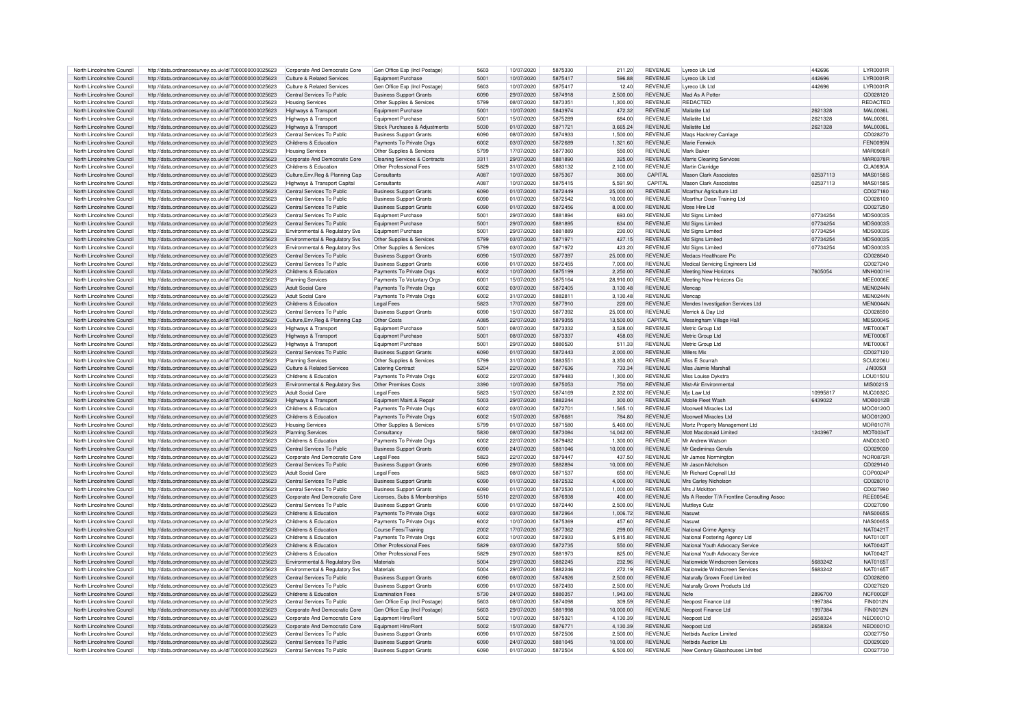| North Lincolnshire Council | http://data.ordnancesurvey.co.uk/id/7000000000025623 | Corporate And Democratic Core | Gen Office Exp (Incl Postage) | 5603 | 10/07/2020 | 5875330 | 211.20 | REVENUE | Lyreco Uk Ltd | 442696 | LYR0001R |
|---|---|---|---|---|---|---|---|---|---|---|---|
| North Lincolnshire Council | http://data.ordnancesurvey.co.uk/id/7000000000025623 | Culture & Related Services | Equipment Purchase | 5001 | 10/07/2020 | 5875417 | 596.88 | REVENUE | Lyreco Uk Ltd | 442696 | LYR0001R |
| North Lincolnshire Council | http://data.ordnancesurvey.co.uk/id/7000000000025623 | Culture & Related Services | Gen Office Exp (Incl Postage) | 5603 | 10/07/2020 | 5875417 | 12.40 | REVENUE | Lyreco Uk Ltd | 442696 | LYR0001R |
| North Lincolnshire Council | http://data.ordnancesurvey.co.uk/id/7000000000025623 | Central Services To Public | Business Support Grants | 6090 | 29/07/2020 | 5874918 | 2,500.00 | REVENUE | Mad As A Potter | | CD028120 |
| North Lincolnshire Council | http://data.ordnancesurvey.co.uk/id/7000000000025623 | Housing Services | Other Supplies & Services | 5799 | 08/07/2020 | 5873351 | 1,300.00 | REVENUE | REDACTED | | REDACTED |
| North Lincolnshire Council | http://data.ordnancesurvey.co.uk/id/7000000000025623 | Highways & Transport | Equipment Purchase | 5001 | 10/07/2020 | 5843974 | 472.32 | REVENUE | Mallatite Ltd | 2621328 | MAL0036L |
| North Lincolnshire Council | http://data.ordnancesurvey.co.uk/id/7000000000025623 | Highways & Transport | Equipment Purchase | 5001 | 15/07/2020 | 5875289 | 684.00 | REVENUE | Mallatite Ltd | 2621328 | MAL0036L |
| North Lincolnshire Council | http://data.ordnancesurvey.co.uk/id/7000000000025623 | Highways & Transport | Stock Purchases & Adjustments | 5030 | 01/07/2020 | 5871721 | 3,665.24 | REVENUE | Mallatite Ltd | 2621328 | MAL0036L |
| North Lincolnshire Council | http://data.ordnancesurvey.co.uk/id/7000000000025623 | Central Services To Public | Business Support Grants | 6090 | 08/07/2020 | 5874933 | 1,500.00 | REVENUE | Maqs Hackney Carriage | | CD028270 |
| North Lincolnshire Council | http://data.ordnancesurvey.co.uk/id/7000000000025623 | Childrens & Education | Payments To Private Orgs | 6002 | 03/07/2020 | 5872689 | 1,321.60 | REVENUE | Marie Fenwick | | FEN0095N |
| North Lincolnshire Council | http://data.ordnancesurvey.co.uk/id/7000000000025623 | Housing Services | Other Supplies & Services | 5799 | 17/07/2020 | 5877360 | 550.00 | REVENUE | Mark Baker | | MAR0968R |
| North Lincolnshire Council | http://data.ordnancesurvey.co.uk/id/7000000000025623 | Corporate And Democratic Core | Cleaning Services & Contracts | 3311 | 29/07/2020 | 5881890 | 325.00 | REVENUE | Marris Cleaning Services | | MAR0378R |
| North Lincolnshire Council | http://data.ordnancesurvey.co.uk/id/7000000000025623 | Childrens & Education | Other Professional Fees | 5829 | 31/07/2020 | 5883132 | 2,100.00 | REVENUE | Martin Clarridge | | CLA0690A |
| North Lincolnshire Council | http://data.ordnancesurvey.co.uk/id/7000000000025623 | Culture,Env,Reg & Planning Cap | Consultants | A087 | 10/07/2020 | 5875367 | 360.00 | CAPITAL | Mason Clark Associates | 02537113 | MAS0158S |
| North Lincolnshire Council | http://data.ordnancesurvey.co.uk/id/7000000000025623 | Highways & Transport Capital | Consultants | A087 | 10/07/2020 | 5875415 | 5,591.90 | CAPITAL | Mason Clark Associates | 02537113 | MAS0158S |
| North Lincolnshire Council | http://data.ordnancesurvey.co.uk/id/7000000000025623 | Central Services To Public | Business Support Grants | 6090 | 01/07/2020 | 5872449 | 25,000.00 | REVENUE | Mcarthur Agriculture Ltd | | CD027180 |
| North Lincolnshire Council | http://data.ordnancesurvey.co.uk/id/7000000000025623 | Central Services To Public | Business Support Grants | 6090 | 01/07/2020 | 5872542 | 10,000.00 | REVENUE | Mcarthur Dean Training Ltd | | CD028100 |
| North Lincolnshire Council | http://data.ordnancesurvey.co.uk/id/7000000000025623 | Central Services To Public | Business Support Grants | 6090 | 01/07/2020 | 5872456 | 8,000.00 | REVENUE | Mces Hire Ltd | | CD027250 |
| North Lincolnshire Council | http://data.ordnancesurvey.co.uk/id/7000000000025623 | Central Services To Public | Equipment Purchase | 5001 | 29/07/2020 | 5881894 | 693.00 | REVENUE | Md Signs Limited | 07734254 | MDS0003S |
| North Lincolnshire Council | http://data.ordnancesurvey.co.uk/id/7000000000025623 | Central Services To Public | Equipment Purchase | 5001 | 29/07/2020 | 5881895 | 634.00 | REVENUE | Md Signs Limited | 07734254 | MDS0003S |
| North Lincolnshire Council | http://data.ordnancesurvey.co.uk/id/7000000000025623 | Environmental & Regulatory Svs | Equipment Purchase | 5001 | 29/07/2020 | 5881889 | 230.00 | REVENUE | Md Signs Limited | 07734254 | MDS0003S |
| North Lincolnshire Council | http://data.ordnancesurvey.co.uk/id/7000000000025623 | Environmental & Regulatory Svs | Other Supplies & Services | 5799 | 03/07/2020 | 5871971 | 427.15 | REVENUE | Md Signs Limited | 07734254 | MDS0003S |
| North Lincolnshire Council | http://data.ordnancesurvey.co.uk/id/7000000000025623 | Environmental & Regulatory Svs | Other Supplies & Services | 5799 | 03/07/2020 | 5871972 | 423.20 | REVENUE | Md Signs Limited | 07734254 | MDS0003S |
| North Lincolnshire Council | http://data.ordnancesurvey.co.uk/id/7000000000025623 | Central Services To Public | Business Support Grants | 6090 | 15/07/2020 | 5877397 | 25,000.00 | REVENUE | Medacs Healthcare Plc | | CD028640 |
| North Lincolnshire Council | http://data.ordnancesurvey.co.uk/id/7000000000025623 | Central Services To Public | Business Support Grants | 6090 | 01/07/2020 | 5872455 | 7,000.00 | REVENUE | Medical Servicing Engineers Ltd | | CD027240 |
| North Lincolnshire Council | http://data.ordnancesurvey.co.uk/id/7000000000025623 | Childrens & Education | Payments To Private Orgs | 6002 | 10/07/2020 | 5875199 | 2,250.00 | REVENUE | Meeting New Horizons | 7605054 | MNH0001H |
| North Lincolnshire Council | http://data.ordnancesurvey.co.uk/id/7000000000025623 | Planning Services | Payments To Voluntary Orgs | 6001 | 15/07/2020 | 5875164 | 28,910.00 | REVENUE | Meeting New Horizons Cic | | MEE0006E |
| North Lincolnshire Council | http://data.ordnancesurvey.co.uk/id/7000000000025623 | Adult Social Care | Payments To Private Orgs | 6002 | 03/07/2020 | 5872405 | 3,130.48 | REVENUE | Mencap | | MEN0244N |
| North Lincolnshire Council | http://data.ordnancesurvey.co.uk/id/7000000000025623 | Adult Social Care | Payments To Private Orgs | 6002 | 31/07/2020 | 5882811 | 3,130.48 | REVENUE | Mencap | | MEN0244N |
| North Lincolnshire Council | http://data.ordnancesurvey.co.uk/id/7000000000025623 | Childrens & Education | Legal Fees | 5823 | 17/07/2020 | 5877910 | 220.00 | REVENUE | Mendes Investigation Services Ltd | | MEN0044N |
| North Lincolnshire Council | http://data.ordnancesurvey.co.uk/id/7000000000025623 | Central Services To Public | Business Support Grants | 6090 | 15/07/2020 | 5877392 | 25,000.00 | REVENUE | Merrick & Day Ltd | | CD028590 |
| North Lincolnshire Council | http://data.ordnancesurvey.co.uk/id/7000000000025623 | Culture,Env,Reg & Planning Cap | Other Costs | A085 | 22/07/2020 | 5879355 | 13,500.00 | CAPITAL | Messingham Village Hall | | MES0004S |
| North Lincolnshire Council | http://data.ordnancesurvey.co.uk/id/7000000000025623 | Highways & Transport | Equipment Purchase | 5001 | 08/07/2020 | 5873332 | 3,528.00 | REVENUE | Metric Group Ltd | | MET0006T |
| North Lincolnshire Council | http://data.ordnancesurvey.co.uk/id/7000000000025623 | Highways & Transport | Equipment Purchase | 5001 | 08/07/2020 | 5873337 | 458.03 | REVENUE | Metric Group Ltd | | MET0006T |
| North Lincolnshire Council | http://data.ordnancesurvey.co.uk/id/7000000000025623 | Highways & Transport | Equipment Purchase | 5001 | 29/07/2020 | 5880520 | 511.33 | REVENUE | Metric Group Ltd | | MET0006T |
| North Lincolnshire Council | http://data.ordnancesurvey.co.uk/id/7000000000025623 | Central Services To Public | Business Support Grants | 6090 | 01/07/2020 | 5872443 | 2,000.00 | REVENUE | Millers Mix | | CD027120 |
| North Lincolnshire Council | http://data.ordnancesurvey.co.uk/id/7000000000025623 | Planning Services | Other Supplies & Services | 5799 | 31/07/2020 | 5883551 | 3,350.00 | REVENUE | Miss E Scurrah | | SCU0206U |
| North Lincolnshire Council | http://data.ordnancesurvey.co.uk/id/7000000000025623 | Culture & Related Services | Catering Contract | 5204 | 22/07/2020 | 5877636 | 733.34 | REVENUE | Miss Jaimie Marshall | | JAI0050I |
| North Lincolnshire Council | http://data.ordnancesurvey.co.uk/id/7000000000025623 | Childrens & Education | Payments To Private Orgs | 6002 | 22/07/2020 | 5879483 | 1,300.00 | REVENUE | Miss Louise Dykstra | | LOU0150U |
| North Lincolnshire Council | http://data.ordnancesurvey.co.uk/id/7000000000025623 | Environmental & Regulatory Svs | Other Premises Costs | 3390 | 10/07/2020 | 5875053 | 750.00 | REVENUE | Mist-Air Environmental | | MIS0021S |
| North Lincolnshire Council | http://data.ordnancesurvey.co.uk/id/7000000000025623 | Adult Social Care | Legal Fees | 5823 | 15/07/2020 | 5874169 | 2,332.00 | REVENUE | Mjc Law Ltd | 10995817 | MJC0032C |
| North Lincolnshire Council | http://data.ordnancesurvey.co.uk/id/7000000000025623 | Highways & Transport | Equipment Maint.& Repair | 5003 | 29/07/2020 | 5882244 | 300.00 | REVENUE | Mobile Fleet Wash | 6439022 | MOB0012B |
| North Lincolnshire Council | http://data.ordnancesurvey.co.uk/id/7000000000025623 | Childrens & Education | Payments To Private Orgs | 6002 | 03/07/2020 | 5872701 | 1,565.10 | REVENUE | Moorwell Miracles Ltd | | MOO0120O |
| North Lincolnshire Council | http://data.ordnancesurvey.co.uk/id/7000000000025623 | Childrens & Education | Payments To Private Orgs | 6002 | 15/07/2020 | 5876681 | 784.80 | REVENUE | Moorwell Miracles Ltd | | MOO0120O |
| North Lincolnshire Council | http://data.ordnancesurvey.co.uk/id/7000000000025623 | Housing Services | Other Supplies & Services | 5799 | 01/07/2020 | 5871580 | 5,460.00 | REVENUE | Mortz Property Management Ltd | | MOR0107R |
| North Lincolnshire Council | http://data.ordnancesurvey.co.uk/id/7000000000025623 | Planning Services | Consultancy | 5830 | 08/07/2020 | 5873084 | 14,042.00 | REVENUE | Mott Macdonald Limited | 1243967 | MOT0034T |
| North Lincolnshire Council | http://data.ordnancesurvey.co.uk/id/7000000000025623 | Childrens & Education | Payments To Private Orgs | 6002 | 22/07/2020 | 5879482 | 1,300.00 | REVENUE | Mr Andrew Watson | | AND0330D |
| North Lincolnshire Council | http://data.ordnancesurvey.co.uk/id/7000000000025623 | Central Services To Public | Business Support Grants | 6090 | 24/07/2020 | 5881046 | 10,000.00 | REVENUE | Mr Gediminas Gerulis | | CD029030 |
| North Lincolnshire Council | http://data.ordnancesurvey.co.uk/id/7000000000025623 | Corporate And Democratic Core | Legal Fees | 5823 | 22/07/2020 | 5879447 | 437.50 | REVENUE | Mr James Normington | | NOR0872R |
| North Lincolnshire Council | http://data.ordnancesurvey.co.uk/id/7000000000025623 | Central Services To Public | Business Support Grants | 6090 | 29/07/2020 | 5882894 | 10,000.00 | REVENUE | Mr Jason Nicholson | | CD029140 |
| North Lincolnshire Council | http://data.ordnancesurvey.co.uk/id/7000000000025623 | Adult Social Care | Legal Fees | 5823 | 08/07/2020 | 5871537 | 650.00 | REVENUE | Mr Richard Copnall Ltd | | COP0024P |
| North Lincolnshire Council | http://data.ordnancesurvey.co.uk/id/7000000000025623 | Central Services To Public | Business Support Grants | 6090 | 01/07/2020 | 5872532 | 4,000.00 | REVENUE | Mrs Carley Nicholson | | CD028010 |
| North Lincolnshire Council | http://data.ordnancesurvey.co.uk/id/7000000000025623 | Central Services To Public | Business Support Grants | 6090 | 01/07/2020 | 5872530 | 1,000.00 | REVENUE | Mrs J Mckitton | | CD027990 |
| North Lincolnshire Council | http://data.ordnancesurvey.co.uk/id/7000000000025623 | Corporate And Democratic Core | Licenses, Subs & Memberships | 5510 | 22/07/2020 | 5876938 | 400.00 | REVENUE | Ms A Reeder T/A Frontline Consulting Assoc | | REE0054E |
| North Lincolnshire Council | http://data.ordnancesurvey.co.uk/id/7000000000025623 | Central Services To Public | Business Support Grants | 6090 | 01/07/2020 | 5872440 | 2,500.00 | REVENUE | Muttleys Cutz | | CD027090 |
| North Lincolnshire Council | http://data.ordnancesurvey.co.uk/id/7000000000025623 | Childrens & Education | Payments To Private Orgs | 6002 | 03/07/2020 | 5872964 | 1,006.72 | REVENUE | Nasuwt | | NAS0065S |
| North Lincolnshire Council | http://data.ordnancesurvey.co.uk/id/7000000000025623 | Childrens & Education | Payments To Private Orgs | 6002 | 10/07/2020 | 5875369 | 457.60 | REVENUE | Nasuwt | | NAS0065S |
| North Lincolnshire Council | http://data.ordnancesurvey.co.uk/id/7000000000025623 | Childrens & Education | Course Fees/Training | 2002 | 17/07/2020 | 5877362 | 299.00 | REVENUE | National Crime Agency | | NAT0421T |
| North Lincolnshire Council | http://data.ordnancesurvey.co.uk/id/7000000000025623 | Childrens & Education | Payments To Private Orgs | 6002 | 10/07/2020 | 5872933 | 5,815.80 | REVENUE | National Fostering Agency Ltd | | NAT0100T |
| North Lincolnshire Council | http://data.ordnancesurvey.co.uk/id/7000000000025623 | Childrens & Education | Other Professional Fees | 5829 | 03/07/2020 | 5872735 | 550.00 | REVENUE | National Youth Advocacy Service | | NAT0042T |
| North Lincolnshire Council | http://data.ordnancesurvey.co.uk/id/7000000000025623 | Childrens & Education | Other Professional Fees | 5829 | 29/07/2020 | 5881973 | 825.00 | REVENUE | National Youth Advocacy Service | | NAT0042T |
| North Lincolnshire Council | http://data.ordnancesurvey.co.uk/id/7000000000025623 | Environmental & Regulatory Svs | Materials | 5004 | 29/07/2020 | 5882245 | 232.96 | REVENUE | Nationwide Windscreen Services | 5683242 | NAT0165T |
| North Lincolnshire Council | http://data.ordnancesurvey.co.uk/id/7000000000025623 | Environmental & Regulatory Svs | Materials | 5004 | 29/07/2020 | 5882246 | 272.19 | REVENUE | Nationwide Windscreen Services | 5683242 | NAT0165T |
| North Lincolnshire Council | http://data.ordnancesurvey.co.uk/id/7000000000025623 | Central Services To Public | Business Support Grants | 6090 | 08/07/2020 | 5874926 | 2,500.00 | REVENUE | Naturally Grown Food Limited | | CD028200 |
| North Lincolnshire Council | http://data.ordnancesurvey.co.uk/id/7000000000025623 | Central Services To Public | Business Support Grants | 6090 | 01/07/2020 | 5872493 | 2,500.00 | REVENUE | Naturally Grown Products Ltd | | CD027620 |
| North Lincolnshire Council | http://data.ordnancesurvey.co.uk/id/7000000000025623 | Childrens & Education | Examination Fees | 5730 | 24/07/2020 | 5880357 | 1,943.00 | REVENUE | Ncfe | 2896700 | NCF0002F |
| North Lincolnshire Council | http://data.ordnancesurvey.co.uk/id/7000000000025623 | Central Services To Public | Gen Office Exp (Incl Postage) | 5603 | 08/07/2020 | 5874098 | 309.59 | REVENUE | Neopost Finance Ltd | 1997384 | FIN0012N |
| North Lincolnshire Council | http://data.ordnancesurvey.co.uk/id/7000000000025623 | Corporate And Democratic Core | Gen Office Exp (Incl Postage) | 5603 | 29/07/2020 | 5881998 | 10,000.00 | REVENUE | Neopost Finance Ltd | 1997384 | FIN0012N |
| North Lincolnshire Council | http://data.ordnancesurvey.co.uk/id/7000000000025623 | Corporate And Democratic Core | Equipment Hire/Rent | 5002 | 10/07/2020 | 5875321 | 4,130.39 | REVENUE | Neopost Ltd | 2658324 | NEO0001O |
| North Lincolnshire Council | http://data.ordnancesurvey.co.uk/id/7000000000025623 | Corporate And Democratic Core | Equipment Hire/Rent | 5002 | 15/07/2020 | 5876771 | 4,130.39 | REVENUE | Neopost Ltd | 2658324 | NEO0001O |
| North Lincolnshire Council | http://data.ordnancesurvey.co.uk/id/7000000000025623 | Central Services To Public | Business Support Grants | 6090 | 01/07/2020 | 5872506 | 2,500.00 | REVENUE | Netbids Auction Limited | | CD027750 |
| North Lincolnshire Council | http://data.ordnancesurvey.co.uk/id/7000000000025623 | Central Services To Public | Business Support Grants | 6090 | 24/07/2020 | 5881045 | 10,000.00 | REVENUE | Netbids Auction Lts | | CD029020 |
| North Lincolnshire Council | http://data.ordnancesurvey.co.uk/id/7000000000025623 | Central Services To Public | Business Support Grants | 6090 | 01/07/2020 | 5872504 | 6,500.00 | REVENUE | New Century Glasshouses Limited | | CD027730 |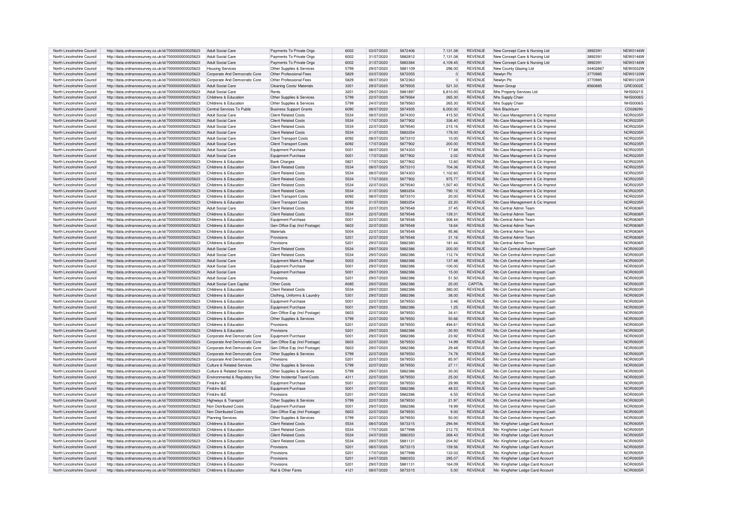| North Lincolnshire Council | http://data.ordnancesurvey.co.uk/id/7000000000025623 | Adult Social Care | Payments To Private Orgs | 6002 | 03/07/2020 | 5872406 | 7,131.08 | REVENUE | New Concept Care & Nursing Ltd | 3892391 | NEW0146W |
|---|---|---|---|---|---|---|---|---|---|---|---|
| North Lincolnshire Council | http://data.ordnancesurvey.co.uk/id/7000000000025623 | Adult Social Care | Payments To Private Orgs | 6002 | 31/07/2020 | 5882812 | 7,131.08 | REVENUE | New Concept Care & Nursing Ltd | 3892391 | NEW0146W |
| North Lincolnshire Council | http://data.ordnancesurvey.co.uk/id/7000000000025623 | Adult Social Care | Payments To Private Orgs | 6002 | 31/07/2020 | 5883384 | 4,109.45 | REVENUE | New Concept Care & Nursing Ltd | 3892391 | NEW0146W |
| North Lincolnshire Council | http://data.ordnancesurvey.co.uk/id/7000000000025623 | Housing Services | Other Supplies & Services | 5799 | 29/07/2020 | 5881109 | 296.00 | REVENUE | New County Glazing Ltd | 04402867 | NEW0032W |
| North Lincolnshire Council | http://data.ordnancesurvey.co.uk/id/7000000000025623 | Corporate And Democratic Core | Other Professional Fees | 5829 | 03/07/2020 | 5872055 | 0 | REVENUE | Newlyn Plc | 3770985 | NEW0120W |
| North Lincolnshire Council | http://data.ordnancesurvey.co.uk/id/7000000000025623 | Corporate And Democratic Core | Other Professional Fees | 5829 | 08/07/2020 | 5872363 | 0 | REVENUE | Newlyn Plc | 3770985 | NEW0120W |
| North Lincolnshire Council | http://data.ordnancesurvey.co.uk/id/7000000000025623 | Adult Social Care | Cleaning Costs/ Materials | 3301 | 29/07/2020 | 5879505 | 521.33 | REVENUE | Nexon Group | 8560885 | GRE0002E |
| North Lincolnshire Council | http://data.ordnancesurvey.co.uk/id/7000000000025623 | Adult Social Care | Rents | 3201 | 29/07/2020 | 5881897 | 6,810.00 | REVENUE | Nhs Property Services Ltd | | NHS0021S |
| North Lincolnshire Council | http://data.ordnancesurvey.co.uk/id/7000000000025623 | Childrens & Education | Other Supplies & Services | 5799 | 22/07/2020 | 5879564 | 265.30 | REVENUE | Nhs Supply Chain | | NHS0006S |
| North Lincolnshire Council | http://data.ordnancesurvey.co.uk/id/7000000000025623 | Childrens & Education | Other Supplies & Services | 5799 | 24/07/2020 | 5879563 | 265.30 | REVENUE | Nhs Supply Chain | | NHS0006S |
| North Lincolnshire Council | http://data.ordnancesurvey.co.uk/id/7000000000025623 | Central Services To Public | Business Support Grants | 6090 | 08/07/2020 | 5874935 | 6,000.00 | REVENUE | Nick Blackburn | | CD028290 |
| North Lincolnshire Council | http://data.ordnancesurvey.co.uk/id/7000000000025623 | Adult Social Care | Client Related Costs | 5534 | 08/07/2020 | 5874303 | 415.50 | REVENUE | Nlc-Case Management & Cic Imprest | | NOR0235R |
| North Lincolnshire Council | http://data.ordnancesurvey.co.uk/id/7000000000025623 | Adult Social Care | Client Related Costs | 5534 | 17/07/2020 | 5877902 | 336.40 | REVENUE | Nlc-Case Management & Cic Imprest | | NOR0235R |
| North Lincolnshire Council | http://data.ordnancesurvey.co.uk/id/7000000000025623 | Adult Social Care | Client Related Costs | 5534 | 22/07/2020 | 5879540 | 215.16 | REVENUE | Nlc-Case Management & Cic Imprest | | NOR0235R |
| North Lincolnshire Council | http://data.ordnancesurvey.co.uk/id/7000000000025623 | Adult Social Care | Client Related Costs | 5534 | 31/07/2020 | 5883254 | 178.00 | REVENUE | Nlc-Case Management & Cic Imprest | | NOR0235R |
| North Lincolnshire Council | http://data.ordnancesurvey.co.uk/id/7000000000025623 | Adult Social Care | Client Transport Costs | 6092 | 08/07/2020 | 5873310 | 10.00 | REVENUE | Nlc-Case Management & Cic Imprest | | NOR0235R |
| North Lincolnshire Council | http://data.ordnancesurvey.co.uk/id/7000000000025623 | Adult Social Care | Client Transport Costs | 6092 | 17/07/2020 | 5877902 | 200.00 | REVENUE | Nlc-Case Management & Cic Imprest | | NOR0235R |
| North Lincolnshire Council | http://data.ordnancesurvey.co.uk/id/7000000000025623 | Adult Social Care | Equipment Purchase | 5001 | 08/07/2020 | 5874303 | 17.88 | REVENUE | Nlc-Case Management & Cic Imprest | | NOR0235R |
| North Lincolnshire Council | http://data.ordnancesurvey.co.uk/id/7000000000025623 | Adult Social Care | Equipment Purchase | 5001 | 17/07/2020 | 5877902 | 2.02 | REVENUE | Nlc-Case Management & Cic Imprest | | NOR0235R |
| North Lincolnshire Council | http://data.ordnancesurvey.co.uk/id/7000000000025623 | Childrens & Education | Bank Charges | 5821 | 17/07/2020 | 5877902 | 12.60 | REVENUE | Nlc-Case Management & Cic Imprest | | NOR0235R |
| North Lincolnshire Council | http://data.ordnancesurvey.co.uk/id/7000000000025623 | Childrens & Education | Client Related Costs | 5534 | 08/07/2020 | 5873310 | 704.36 | REVENUE | Nlc-Case Management & Cic Imprest | | NOR0235R |
| North Lincolnshire Council | http://data.ordnancesurvey.co.uk/id/7000000000025623 | Childrens & Education | Client Related Costs | 5534 | 08/07/2020 | 5874303 | 1,102.60 | REVENUE | Nlc-Case Management & Cic Imprest | | NOR0235R |
| North Lincolnshire Council | http://data.ordnancesurvey.co.uk/id/7000000000025623 | Childrens & Education | Client Related Costs | 5534 | 17/07/2020 | 5877902 | 975.77 | REVENUE | Nlc-Case Management & Cic Imprest | | NOR0235R |
| North Lincolnshire Council | http://data.ordnancesurvey.co.uk/id/7000000000025623 | Childrens & Education | Client Related Costs | 5534 | 22/07/2020 | 5879540 | 1,507.40 | REVENUE | Nlc-Case Management & Cic Imprest | | NOR0235R |
| North Lincolnshire Council | http://data.ordnancesurvey.co.uk/id/7000000000025623 | Childrens & Education | Client Related Costs | 5534 | 31/07/2020 | 5883254 | 790.12 | REVENUE | Nlc-Case Management & Cic Imprest | | NOR0235R |
| North Lincolnshire Council | http://data.ordnancesurvey.co.uk/id/7000000000025623 | Childrens & Education | Client Transport Costs | 6092 | 08/07/2020 | 5873310 | 20.00 | REVENUE | Nlc-Case Management & Cic Imprest | | NOR0235R |
| North Lincolnshire Council | http://data.ordnancesurvey.co.uk/id/7000000000025623 | Childrens & Education | Client Transport Costs | 6092 | 31/07/2020 | 5883254 | 22.20 | REVENUE | Nlc-Case Management & Cic Imprest | | NOR0235R |
| North Lincolnshire Council | http://data.ordnancesurvey.co.uk/id/7000000000025623 | Adult Social Care | Client Related Costs | 5534 | 22/07/2020 | 5879548 | 37.45 | REVENUE | Nlc-Central Admin Team | | NOR0836R |
| North Lincolnshire Council | http://data.ordnancesurvey.co.uk/id/7000000000025623 | Childrens & Education | Client Related Costs | 5534 | 22/07/2020 | 5879548 | 139.31 | REVENUE | Nlc-Central Admin Team | | NOR0836R |
| North Lincolnshire Council | http://data.ordnancesurvey.co.uk/id/7000000000025623 | Childrens & Education | Equipment Purchase | 5001 | 22/07/2020 | 5879548 | 306.44 | REVENUE | Nlc-Central Admin Team | | NOR0836R |
| North Lincolnshire Council | http://data.ordnancesurvey.co.uk/id/7000000000025623 | Childrens & Education | Gen Office Exp (Incl Postage) | 5603 | 22/07/2020 | 5879548 | 18.64 | REVENUE | Nlc-Central Admin Team | | NOR0836R |
| North Lincolnshire Council | http://data.ordnancesurvey.co.uk/id/7000000000025623 | Childrens & Education | Materials | 5004 | 22/07/2020 | 5879548 | 95.86 | REVENUE | Nlc-Central Admin Team | | NOR0836R |
| North Lincolnshire Council | http://data.ordnancesurvey.co.uk/id/7000000000025623 | Childrens & Education | Provisions | 5201 | 22/07/2020 | 5879548 | 31.16 | REVENUE | Nlc-Central Admin Team | | NOR0836R |
| North Lincolnshire Council | http://data.ordnancesurvey.co.uk/id/7000000000025623 | Childrens & Education | Provisions | 5201 | 29/07/2020 | 5882380 | 181.44 | REVENUE | Nlc-Central Admin Team | | NOR0836R |
| North Lincolnshire Council | http://data.ordnancesurvey.co.uk/id/7000000000025623 | Adult Social Care | Client Related Costs | 5534 | 29/07/2020 | 5882386 | 200.00 | REVENUE | Nlc-Csh Central Admin Imprest Cash | | NOR0933R |
| North Lincolnshire Council | http://data.ordnancesurvey.co.uk/id/7000000000025623 | Adult Social Care | Client Related Costs | 5534 | 29/07/2020 | 5882386 | 112.74 | REVENUE | Nlc-Csh Central Admin Imprest Cash | | NOR0933R |
| North Lincolnshire Council | http://data.ordnancesurvey.co.uk/id/7000000000025623 | Adult Social Care | Equipment Maint.& Repair | 5003 | 29/07/2020 | 5882386 | 137.48 | REVENUE | Nlc-Csh Central Admin Imprest Cash | | NOR0933R |
| North Lincolnshire Council | http://data.ordnancesurvey.co.uk/id/7000000000025623 | Adult Social Care | Equipment Purchase | 5001 | 29/07/2020 | 5882386 | -100.00 | REVENUE | Nlc-Csh Central Admin Imprest Cash | | NOR0933R |
| North Lincolnshire Council | http://data.ordnancesurvey.co.uk/id/7000000000025623 | Adult Social Care | Equipment Purchase | 5001 | 29/07/2020 | 5882386 | 15.00 | REVENUE | Nlc-Csh Central Admin Imprest Cash | | NOR0933R |
| North Lincolnshire Council | http://data.ordnancesurvey.co.uk/id/7000000000025623 | Adult Social Care | Provisions | 5201 | 29/07/2020 | 5882386 | 51.50 | REVENUE | Nlc-Csh Central Admin Imprest Cash | | NOR0933R |
| North Lincolnshire Council | http://data.ordnancesurvey.co.uk/id/7000000000025623 | Adult Social Care Capital | Other Costs | A085 | 29/07/2020 | 5882386 | 20.00 | CAPITAL | Nlc-Csh Central Admin Imprest Cash | | NOR0933R |
| North Lincolnshire Council | http://data.ordnancesurvey.co.uk/id/7000000000025623 | Childrens & Education | Client Related Costs | 5534 | 29/07/2020 | 5882386 | 380.00 | REVENUE | Nlc-Csh Central Admin Imprest Cash | | NOR0933R |
| North Lincolnshire Council | http://data.ordnancesurvey.co.uk/id/7000000000025623 | Childrens & Education | Clothing, Uniforms & Laundry | 5301 | 29/07/2020 | 5882386 | 38.00 | REVENUE | Nlc-Csh Central Admin Imprest Cash | | NOR0933R |
| North Lincolnshire Council | http://data.ordnancesurvey.co.uk/id/7000000000025623 | Childrens & Education | Equipment Purchase | 5001 | 22/07/2020 | 5879550 | 3.46 | REVENUE | Nlc-Csh Central Admin Imprest Cash | | NOR0933R |
| North Lincolnshire Council | http://data.ordnancesurvey.co.uk/id/7000000000025623 | Childrens & Education | Equipment Purchase | 5001 | 29/07/2020 | 5882386 | 1.25 | REVENUE | Nlc-Csh Central Admin Imprest Cash | | NOR0933R |
| North Lincolnshire Council | http://data.ordnancesurvey.co.uk/id/7000000000025623 | Childrens & Education | Gen Office Exp (Incl Postage) | 5603 | 22/07/2020 | 5879550 | 34.41 | REVENUE | Nlc-Csh Central Admin Imprest Cash | | NOR0933R |
| North Lincolnshire Council | http://data.ordnancesurvey.co.uk/id/7000000000025623 | Childrens & Education | Other Supplies & Services | 5799 | 22/07/2020 | 5879550 | 50.66 | REVENUE | Nlc-Csh Central Admin Imprest Cash | | NOR0933R |
| North Lincolnshire Council | http://data.ordnancesurvey.co.uk/id/7000000000025623 | Childrens & Education | Provisions | 5201 | 22/07/2020 | 5879550 | 494.61 | REVENUE | Nlc-Csh Central Admin Imprest Cash | | NOR0933R |
| North Lincolnshire Council | http://data.ordnancesurvey.co.uk/id/7000000000025623 | Childrens & Education | Provisions | 5201 | 29/07/2020 | 5882386 | -30.93 | REVENUE | Nlc-Csh Central Admin Imprest Cash | | NOR0933R |
| North Lincolnshire Council | http://data.ordnancesurvey.co.uk/id/7000000000025623 | Corporate And Democratic Core | Equipment Purchase | 5001 | 29/07/2020 | 5882386 | 23.92 | REVENUE | Nlc-Csh Central Admin Imprest Cash | | NOR0933R |
| North Lincolnshire Council | http://data.ordnancesurvey.co.uk/id/7000000000025623 | Corporate And Democratic Core | Gen Office Exp (Incl Postage) | 5603 | 22/07/2020 | 5879550 | 14.99 | REVENUE | Nlc-Csh Central Admin Imprest Cash | | NOR0933R |
| North Lincolnshire Council | http://data.ordnancesurvey.co.uk/id/7000000000025623 | Corporate And Democratic Core | Gen Office Exp (Incl Postage) | 5603 | 29/07/2020 | 5882386 | 29.48 | REVENUE | Nlc-Csh Central Admin Imprest Cash | | NOR0933R |
| North Lincolnshire Council | http://data.ordnancesurvey.co.uk/id/7000000000025623 | Corporate And Democratic Core | Other Supplies & Services | 5799 | 22/07/2020 | 5879550 | 74.78 | REVENUE | Nlc-Csh Central Admin Imprest Cash | | NOR0933R |
| North Lincolnshire Council | http://data.ordnancesurvey.co.uk/id/7000000000025623 | Corporate And Democratic Core | Provisions | 5201 | 22/07/2020 | 5879550 | 85.97 | REVENUE | Nlc-Csh Central Admin Imprest Cash | | NOR0933R |
| North Lincolnshire Council | http://data.ordnancesurvey.co.uk/id/7000000000025623 | Culture & Related Services | Other Supplies & Services | 5799 | 22/07/2020 | 5879550 | 27.11 | REVENUE | Nlc-Csh Central Admin Imprest Cash | | NOR0933R |
| North Lincolnshire Council | http://data.ordnancesurvey.co.uk/id/7000000000025623 | Culture & Related Services | Other Supplies & Services | 5799 | 29/07/2020 | 5882386 | 30.00 | REVENUE | Nlc-Csh Central Admin Imprest Cash | | NOR0933R |
| North Lincolnshire Council | http://data.ordnancesurvey.co.uk/id/7000000000025623 | Environmental & Regulatory Svs | Other Incidental Travel Costs | 4311 | 22/07/2020 | 5879550 | 25.00 | REVENUE | Nlc-Csh Central Admin Imprest Cash | | NOR0933R |
| North Lincolnshire Council | http://data.ordnancesurvey.co.uk/id/7000000000025623 | Fin&Inv I&E | Equipment Purchase | 5001 | 22/07/2020 | 5879550 | 29.99 | REVENUE | Nlc-Csh Central Admin Imprest Cash | | NOR0933R |
| North Lincolnshire Council | http://data.ordnancesurvey.co.uk/id/7000000000025623 | Fin&Inv I&E | Equipment Purchase | 5001 | 29/07/2020 | 5882386 | 48.53 | REVENUE | Nlc-Csh Central Admin Imprest Cash | | NOR0933R |
| North Lincolnshire Council | http://data.ordnancesurvey.co.uk/id/7000000000025623 | Fin&Inv I&E | Provisions | 5201 | 29/07/2020 | 5882386 | 6.55 | REVENUE | Nlc-Csh Central Admin Imprest Cash | | NOR0933R |
| North Lincolnshire Council | http://data.ordnancesurvey.co.uk/id/7000000000025623 | Highways & Transport | Other Supplies & Services | 5799 | 22/07/2020 | 5879550 | 21.97 | REVENUE | Nlc-Csh Central Admin Imprest Cash | | NOR0933R |
| North Lincolnshire Council | http://data.ordnancesurvey.co.uk/id/7000000000025623 | Non Distributed Costs | Equipment Purchase | 5001 | 29/07/2020 | 5882386 | 19.99 | REVENUE | Nlc-Csh Central Admin Imprest Cash | | NOR0933R |
| North Lincolnshire Council | http://data.ordnancesurvey.co.uk/id/7000000000025623 | Non Distributed Costs | Gen Office Exp (Incl Postage) | 5603 | 22/07/2020 | 5879550 | 9.00 | REVENUE | Nlc-Csh Central Admin Imprest Cash | | NOR0933R |
| North Lincolnshire Council | http://data.ordnancesurvey.co.uk/id/7000000000025623 | Planning Services | Other Supplies & Services | 5799 | 22/07/2020 | 5879550 | 50.00 | REVENUE | Nlc-Csh Central Admin Imprest Cash | | NOR0933R |
| North Lincolnshire Council | http://data.ordnancesurvey.co.uk/id/7000000000025623 | Childrens & Education | Client Related Costs | 5534 | 08/07/2020 | 5873315 | 294.94 | REVENUE | Nlc- Kingfisher Lodge Card Account | | NOR0935R |
| North Lincolnshire Council | http://data.ordnancesurvey.co.uk/id/7000000000025623 | Childrens & Education | Client Related Costs | 5534 | 17/07/2020 | 5877998 | 212.75 | REVENUE | Nlc- Kingfisher Lodge Card Account | | NOR0935R |
| North Lincolnshire Council | http://data.ordnancesurvey.co.uk/id/7000000000025623 | Childrens & Education | Client Related Costs | 5534 | 24/07/2020 | 5880353 | 268.43 | REVENUE | Nlc- Kingfisher Lodge Card Account | | NOR0935R |
| North Lincolnshire Council | http://data.ordnancesurvey.co.uk/id/7000000000025623 | Childrens & Education | Client Related Costs | 5534 | 29/07/2020 | 5881131 | 204.92 | REVENUE | Nlc- Kingfisher Lodge Card Account | | NOR0935R |
| North Lincolnshire Council | http://data.ordnancesurvey.co.uk/id/7000000000025623 | Childrens & Education | Provisions | 5201 | 08/07/2020 | 5873315 | 159.56 | REVENUE | Nlc- Kingfisher Lodge Card Account | | NOR0935R |
| North Lincolnshire Council | http://data.ordnancesurvey.co.uk/id/7000000000025623 | Childrens & Education | Provisions | 5201 | 17/07/2020 | 5877998 | 133.03 | REVENUE | Nlc- Kingfisher Lodge Card Account | | NOR0935R |
| North Lincolnshire Council | http://data.ordnancesurvey.co.uk/id/7000000000025623 | Childrens & Education | Provisions | 5201 | 24/07/2020 | 5880353 | 295.07 | REVENUE | Nlc- Kingfisher Lodge Card Account | | NOR0935R |
| North Lincolnshire Council | http://data.ordnancesurvey.co.uk/id/7000000000025623 | Childrens & Education | Provisions | 5201 | 29/07/2020 | 5881131 | 164.09 | REVENUE | Nlc- Kingfisher Lodge Card Account | | NOR0935R |
| North Lincolnshire Council | http://data.ordnancesurvey.co.uk/id/7000000000025623 | Childrens & Education | Rail & Other Fares | 4121 | 08/07/2020 | 5873315 | 5.00 | REVENUE | Nlc- Kingfisher Lodge Card Account | | NOR0935R |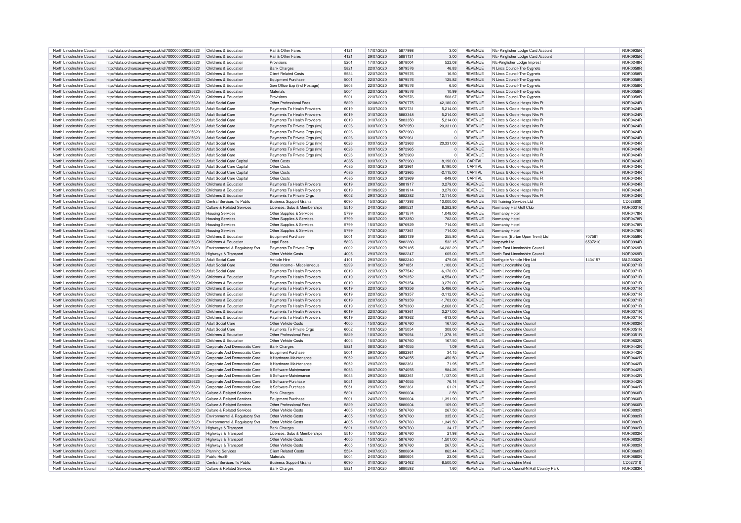| North Lincolnshire Council | http://data.ordnancesurvey.co.uk/id/7000000000025623 | Childrens & Education | Rail & Other Fares | 4121 | 17/07/2020 | 5877998 | 3.00 | REVENUE | Nlc- Kingfisher Lodge Card Account | | NOR0935R |
|---|---|---|---|---|---|---|---|---|---|---|---|
| North Lincolnshire Council | http://data.ordnancesurvey.co.uk/id/7000000000025623 | Childrens & Education | Rail & Other Fares | 4121 | 29/07/2020 | 5881131 | 3.00 | REVENUE | Nlc- Kingfisher Lodge Card Account | | NOR0935R |
| North Lincolnshire Council | http://data.ordnancesurvey.co.uk/id/7000000000025623 | Childrens & Education | Provisions | 5201 | 17/07/2020 | 5878004 | 522.08 | REVENUE | Nlc-Kingfisher Lodge Imprest | | NOR0248R |
| North Lincolnshire Council | http://data.ordnancesurvey.co.uk/id/7000000000025623 | Childrens & Education | Bank Charges | 5821 | 22/07/2020 | 5879576 | 46.83 | REVENUE | N Lincs Council-The Cygnets | | NOR0058R |
| North Lincolnshire Council | http://data.ordnancesurvey.co.uk/id/7000000000025623 | Childrens & Education | Client Related Costs | 5534 | 22/07/2020 | 5879576 | 16.50 | REVENUE | N Lincs Council-The Cygnets | | NOR0058R |
| North Lincolnshire Council | http://data.ordnancesurvey.co.uk/id/7000000000025623 | Childrens & Education | Equipment Purchase | 5001 | 22/07/2020 | 5879576 | 125.82 | REVENUE | N Lincs Council-The Cygnets | | NOR0058R |
| North Lincolnshire Council | http://data.ordnancesurvey.co.uk/id/7000000000025623 | Childrens & Education | Gen Office Exp (Incl Postage) | 5603 | 22/07/2020 | 5879576 | 6.50 | REVENUE | N Lincs Council-The Cygnets | | NOR0058R |
| North Lincolnshire Council | http://data.ordnancesurvey.co.uk/id/7000000000025623 | Childrens & Education | Materials | 5004 | 22/07/2020 | 5879576 | 10.99 | REVENUE | N Lincs Council-The Cygnets | | NOR0058R |
| North Lincolnshire Council | http://data.ordnancesurvey.co.uk/id/7000000000025623 | Childrens & Education | Provisions | 5201 | 22/07/2020 | 5879576 | 508.67 | REVENUE | N Lincs Council-The Cygnets | | NOR0058R |
| North Lincolnshire Council | http://data.ordnancesurvey.co.uk/id/7000000000025623 | Adult Social Care | Other Professional Fees | 5829 | 02/08/2020 | 5876775 | 42,180.00 | REVENUE | N Lincs & Goole Hosps Nhs Ft | | NOR0424R |
| North Lincolnshire Council | http://data.ordnancesurvey.co.uk/id/7000000000025623 | Adult Social Care | Payments To Health Providers | 6019 | 03/07/2020 | 5872731 | 5,214.00 | REVENUE | N Lincs & Goole Hosps Nhs Ft | | NOR0424R |
| North Lincolnshire Council | http://data.ordnancesurvey.co.uk/id/7000000000025623 | Adult Social Care | Payments To Health Providers | 6019 | 31/07/2020 | 5883348 | 5,214.00 | REVENUE | N Lincs & Goole Hosps Nhs Ft | | NOR0424R |
| North Lincolnshire Council | http://data.ordnancesurvey.co.uk/id/7000000000025623 | Adult Social Care | Payments To Health Providers | 6019 | 31/07/2020 | 5883350 | 5,214.00 | REVENUE | N Lincs & Goole Hosps Nhs Ft | | NOR0424R |
| North Lincolnshire Council | http://data.ordnancesurvey.co.uk/id/7000000000025623 | Adult Social Care | Payments To Private Orgs (Inv) | 6026 | 03/07/2020 | 5872959 | 20,331.00 | REVENUE | N Lincs & Goole Hosps Nhs Ft | | NOR0424R |
| North Lincolnshire Council | http://data.ordnancesurvey.co.uk/id/7000000000025623 | Adult Social Care | Payments To Private Orgs (Inv) | 6026 | 03/07/2020 | 5872960 | 0 | REVENUE | N Lincs & Goole Hosps Nhs Ft | | NOR0424R |
| North Lincolnshire Council | http://data.ordnancesurvey.co.uk/id/7000000000025623 | Adult Social Care | Payments To Private Orgs (Inv) | 6026 | 03/07/2020 | 5872961 | 0 | REVENUE | N Lincs & Goole Hosps Nhs Ft | | NOR0424R |
| North Lincolnshire Council | http://data.ordnancesurvey.co.uk/id/7000000000025623 | Adult Social Care | Payments To Private Orgs (Inv) | 6026 | 03/07/2020 | 5872963 | 20,331.00 | REVENUE | N Lincs & Goole Hosps Nhs Ft | | NOR0424R |
| North Lincolnshire Council | http://data.ordnancesurvey.co.uk/id/7000000000025623 | Adult Social Care | Payments To Private Orgs (Inv) | 6026 | 03/07/2020 | 5872965 | 0 | REVENUE | N Lincs & Goole Hosps Nhs Ft | | NOR0424R |
| North Lincolnshire Council | http://data.ordnancesurvey.co.uk/id/7000000000025623 | Adult Social Care | Payments To Private Orgs (Inv) | 6026 | 03/07/2020 | 5872969 | 0 | REVENUE | N Lincs & Goole Hosps Nhs Ft | | NOR0424R |
| North Lincolnshire Council | http://data.ordnancesurvey.co.uk/id/7000000000025623 | Adult Social Care Capital | Other Costs | A085 | 03/07/2020 | 5872960 | 8,190.00 | CAPITAL | N Lincs & Goole Hosps Nhs Ft | | NOR0424R |
| North Lincolnshire Council | http://data.ordnancesurvey.co.uk/id/7000000000025623 | Adult Social Care Capital | Other Costs | A085 | 03/07/2020 | 5872961 | 8,190.00 | CAPITAL | N Lincs & Goole Hosps Nhs Ft | | NOR0424R |
| North Lincolnshire Council | http://data.ordnancesurvey.co.uk/id/7000000000025623 | Adult Social Care Capital | Other Costs | A085 | 03/07/2020 | 5872965 | -2,115.00 | CAPITAL | N Lincs & Goole Hosps Nhs Ft | | NOR0424R |
| North Lincolnshire Council | http://data.ordnancesurvey.co.uk/id/7000000000025623 | Adult Social Care Capital | Other Costs | A085 | 03/07/2020 | 5872969 | -849.00 | CAPITAL | N Lincs & Goole Hosps Nhs Ft | | NOR0424R |
| North Lincolnshire Council | http://data.ordnancesurvey.co.uk/id/7000000000025623 | Childrens & Education | Payments To Health Providers | 6019 | 29/07/2020 | 5881917 | 3,279.00 | REVENUE | N Lincs & Goole Hosps Nhs Ft | | NOR0424R |
| North Lincolnshire Council | http://data.ordnancesurvey.co.uk/id/7000000000025623 | Childrens & Education | Payments To Health Providers | 6019 | 01/09/2020 | 5881914 | 3,279.00 | REVENUE | N Lincs & Goole Hosps Nhs Ft | | NOR0424R |
| North Lincolnshire Council | http://data.ordnancesurvey.co.uk/id/7000000000025623 | Childrens & Education | Payments To Private Orgs | 6002 | 29/07/2020 | 5882382 | 12,114.00 | REVENUE | N Lincs & Goole Hosps Nhs Ft | | NOR0424R |
| North Lincolnshire Council | http://data.ordnancesurvey.co.uk/id/7000000000025623 | Central Services To Public | Business Support Grants | 6090 | 15/07/2020 | 5877393 | 10,000.00 | REVENUE | Nlt Training Services Ltd | | CD028600 |
| North Lincolnshire Council | http://data.ordnancesurvey.co.uk/id/7000000000025623 | Culture & Related Services | Licenses, Subs & Memberships | 5510 | 24/07/2020 | 5880521 | 6,282.80 | REVENUE | Normanby Hall Golf Club | | NOR0031R |
| North Lincolnshire Council | http://data.ordnancesurvey.co.uk/id/7000000000025623 | Housing Services | Other Supplies & Services | 5799 | 01/07/2020 | 5871574 | 1,048.00 | REVENUE | Normanby Hotel | | NOR0478R |
| North Lincolnshire Council | http://data.ordnancesurvey.co.uk/id/7000000000025623 | Housing Services | Other Supplies & Services | 5799 | 08/07/2020 | 5873350 | 782.00 | REVENUE | Normanby Hotel | | NOR0478R |
| North Lincolnshire Council | http://data.ordnancesurvey.co.uk/id/7000000000025623 | Housing Services | Other Supplies & Services | 5799 | 15/07/2020 | 5876929 | 714.00 | REVENUE | Normanby Hotel | | NOR0478R |
| North Lincolnshire Council | http://data.ordnancesurvey.co.uk/id/7000000000025623 | Housing Services | Other Supplies & Services | 5799 | 17/07/2020 | 5877361 | 714.00 | REVENUE | Normanby Hotel | | NOR0478R |
| North Lincolnshire Council | http://data.ordnancesurvey.co.uk/id/7000000000025623 | Childrens & Education | Equipment Purchase | 5001 | 31/07/2020 | 5883139 | 255.80 | REVENUE | Normans (Burton Upon Trent) Ltd | 707581 | NOR0559R |
| North Lincolnshire Council | http://data.ordnancesurvey.co.uk/id/7000000000025623 | Childrens & Education | Legal Fees | 5823 | 29/07/2020 | 5882280 | 532.15 | REVENUE | Norpsych Ltd | 6507210 | NOR0994R |
| North Lincolnshire Council | http://data.ordnancesurvey.co.uk/id/7000000000025623 | Environmental & Regulatory Svs | Payments To Private Orgs | 6002 | 22/07/2020 | 5879185 | 64,282.29 | REVENUE | North East Lincolnshire Council | | NOR0269R |
| North Lincolnshire Council | http://data.ordnancesurvey.co.uk/id/7000000000025623 | Highways & Transport | Other Vehicle Costs | 4005 | 29/07/2020 | 5882247 | 605.00 | REVENUE | North East Lincolnshire Council | | NOR0269R |
| North Lincolnshire Council | http://data.ordnancesurvey.co.uk/id/7000000000025623 | Adult Social Care | Vehicle Hire | 4101 | 29/07/2020 | 5882240 | 479.08 | REVENUE | Northgate Vehicle Hire Ltd | 1434157 | M&G0002G |
| North Lincolnshire Council | http://data.ordnancesurvey.co.uk/id/7000000000025623 | Adult Social Care | Other Income - Miscellaneous | 9299 | 01/07/2020 | 5871851 | 1,100.00 | REVENUE | North Lincolnshire Ccg | | NOR0071R |
| North Lincolnshire Council | http://data.ordnancesurvey.co.uk/id/7000000000025623 | Adult Social Care | Payments To Health Providers | 6019 | 22/07/2020 | 5877542 | -6,170.09 | REVENUE | North Lincolnshire Ccg | | NOR0071R |
| North Lincolnshire Council | http://data.ordnancesurvey.co.uk/id/7000000000025623 | Childrens & Education | Payments To Health Providers | 6019 | 22/07/2020 | 5879352 | 4,554.00 | REVENUE | North Lincolnshire Ccg | | NOR0071R |
| North Lincolnshire Council | http://data.ordnancesurvey.co.uk/id/7000000000025623 | Childrens & Education | Payments To Health Providers | 6019 | 22/07/2020 | 5879354 | 3,279.00 | REVENUE | North Lincolnshire Ccg | | NOR0071R |
| North Lincolnshire Council | http://data.ordnancesurvey.co.uk/id/7000000000025623 | Childrens & Education | Payments To Health Providers | 6019 | 22/07/2020 | 5879356 | 5,486.00 | REVENUE | North Lincolnshire Ccg | | NOR0071R |
| North Lincolnshire Council | http://data.ordnancesurvey.co.uk/id/7000000000025623 | Childrens & Education | Payments To Health Providers | 6019 | 22/07/2020 | 5879357 | -3,112.00 | REVENUE | North Lincolnshire Ccg | | NOR0071R |
| North Lincolnshire Council | http://data.ordnancesurvey.co.uk/id/7000000000025623 | Childrens & Education | Payments To Health Providers | 6019 | 22/07/2020 | 5879359 | -1,703.00 | REVENUE | North Lincolnshire Ccg | | NOR0071R |
| North Lincolnshire Council | http://data.ordnancesurvey.co.uk/id/7000000000025623 | Childrens & Education | Payments To Health Providers | 6019 | 22/07/2020 | 5879360 | -2,068.00 | REVENUE | North Lincolnshire Ccg | | NOR0071R |
| North Lincolnshire Council | http://data.ordnancesurvey.co.uk/id/7000000000025623 | Childrens & Education | Payments To Health Providers | 6019 | 22/07/2020 | 5879361 | 3,271.00 | REVENUE | North Lincolnshire Ccg | | NOR0071R |
| North Lincolnshire Council | http://data.ordnancesurvey.co.uk/id/7000000000025623 | Childrens & Education | Payments To Health Providers | 6019 | 22/07/2020 | 5879362 | -813.00 | REVENUE | North Lincolnshire Ccg | | NOR0071R |
| North Lincolnshire Council | http://data.ordnancesurvey.co.uk/id/7000000000025623 | Adult Social Care | Other Vehicle Costs | 4005 | 15/07/2020 | 5876760 | 167.50 | REVENUE | North Lincolnshire Council | | NOR0802R |
| North Lincolnshire Council | http://data.ordnancesurvey.co.uk/id/7000000000025623 | Adult Social Care | Payments To Private Orgs | 6002 | 10/07/2020 | 5875054 | 308.00 | REVENUE | North Lincolnshire Council | | NOR0351R |
| North Lincolnshire Council | http://data.ordnancesurvey.co.uk/id/7000000000025623 | Childrens & Education | Other Professional Fees | 5829 | 10/07/2020 | 5875054 | 11,378.16 | REVENUE | North Lincolnshire Council | | NOR0351R |
| North Lincolnshire Council | http://data.ordnancesurvey.co.uk/id/7000000000025623 | Childrens & Education | Other Vehicle Costs | 4005 | 15/07/2020 | 5876760 | 167.50 | REVENUE | North Lincolnshire Council | | NOR0802R |
| North Lincolnshire Council | http://data.ordnancesurvey.co.uk/id/7000000000025623 | Corporate And Democratic Core | Bank Charges | 5821 | 08/07/2020 | 5874055 | 1.09 | REVENUE | North Lincolnshire Council | | NOR0442R |
| North Lincolnshire Council | http://data.ordnancesurvey.co.uk/id/7000000000025623 | Corporate And Democratic Core | Equipment Purchase | 5001 | 29/07/2020 | 5882361 | 34.15 | REVENUE | North Lincolnshire Council | | NOR0442R |
| North Lincolnshire Council | http://data.ordnancesurvey.co.uk/id/7000000000025623 | Corporate And Democratic Core | It Hardware-Maintenance | 5052 | 08/07/2020 | 5874055 | -450.50 | REVENUE | North Lincolnshire Council | | NOR0442R |
| North Lincolnshire Council | http://data.ordnancesurvey.co.uk/id/7000000000025623 | Corporate And Democratic Core | It Hardware-Maintenance | 5052 | 29/07/2020 | 5882361 | 71.95 | REVENUE | North Lincolnshire Council | | NOR0442R |
| North Lincolnshire Council | http://data.ordnancesurvey.co.uk/id/7000000000025623 | Corporate And Democratic Core | It Software-Maintenance | 5053 | 08/07/2020 | 5874055 | 984.26 | REVENUE | North Lincolnshire Council | | NOR0442R |
| North Lincolnshire Council | http://data.ordnancesurvey.co.uk/id/7000000000025623 | Corporate And Democratic Core | It Software-Maintenance | 5053 | 29/07/2020 | 5882361 | 1,137.00 | REVENUE | North Lincolnshire Council | | NOR0442R |
| North Lincolnshire Council | http://data.ordnancesurvey.co.uk/id/7000000000025623 | Corporate And Democratic Core | It Software-Purchase | 5051 | 08/07/2020 | 5874055 | 76.14 | REVENUE | North Lincolnshire Council | | NOR0442R |
| North Lincolnshire Council | http://data.ordnancesurvey.co.uk/id/7000000000025623 | Corporate And Democratic Core | It Software-Purchase | 5051 | 29/07/2020 | 5882361 | 61.21 | REVENUE | North Lincolnshire Council | | NOR0442R |
| North Lincolnshire Council | http://data.ordnancesurvey.co.uk/id/7000000000025623 | Culture & Related Services | Bank Charges | 5821 | 24/07/2020 | 5880604 | 2.58 | REVENUE | North Lincolnshire Council | | NOR0860R |
| North Lincolnshire Council | http://data.ordnancesurvey.co.uk/id/7000000000025623 | Culture & Related Services | Equipment Purchase | 5001 | 24/07/2020 | 5880604 | 1,391.90 | REVENUE | North Lincolnshire Council | | NOR0860R |
| North Lincolnshire Council | http://data.ordnancesurvey.co.uk/id/7000000000025623 | Culture & Related Services | Other Professional Fees | 5829 | 24/07/2020 | 5880604 | 109.00 | REVENUE | North Lincolnshire Council | | NOR0860R |
| North Lincolnshire Council | http://data.ordnancesurvey.co.uk/id/7000000000025623 | Culture & Related Services | Other Vehicle Costs | 4005 | 15/07/2020 | 5876760 | 267.50 | REVENUE | North Lincolnshire Council | | NOR0802R |
| North Lincolnshire Council | http://data.ordnancesurvey.co.uk/id/7000000000025623 | Environmental & Regulatory Svs | Other Vehicle Costs | 4005 | 15/07/2020 | 5876760 | 335.00 | REVENUE | North Lincolnshire Council | | NOR0802R |
| North Lincolnshire Council | http://data.ordnancesurvey.co.uk/id/7000000000025623 | Environmental & Regulatory Svs | Other Vehicle Costs | 4005 | 15/07/2020 | 5876760 | 1,349.50 | REVENUE | North Lincolnshire Council | | NOR0802R |
| North Lincolnshire Council | http://data.ordnancesurvey.co.uk/id/7000000000025623 | Highways & Transport | Bank Charges | 5821 | 15/07/2020 | 5876760 | 34.17 | REVENUE | North Lincolnshire Council | | NOR0802R |
| North Lincolnshire Council | http://data.ordnancesurvey.co.uk/id/7000000000025623 | Highways & Transport | Licenses, Subs & Memberships | 5510 | 15/07/2020 | 5876760 | 21.98 | REVENUE | North Lincolnshire Council | | NOR0802R |
| North Lincolnshire Council | http://data.ordnancesurvey.co.uk/id/7000000000025623 | Highways & Transport | Other Vehicle Costs | 4005 | 15/07/2020 | 5876760 | 1,501.00 | REVENUE | North Lincolnshire Council | | NOR0802R |
| North Lincolnshire Council | http://data.ordnancesurvey.co.uk/id/7000000000025623 | Highways & Transport | Other Vehicle Costs | 4005 | 15/07/2020 | 5876760 | 267.50 | REVENUE | North Lincolnshire Council | | NOR0802R |
| North Lincolnshire Council | http://data.ordnancesurvey.co.uk/id/7000000000025623 | Planning Services | Client Related Costs | 5534 | 24/07/2020 | 5880604 | 862.44 | REVENUE | North Lincolnshire Council | | NOR0860R |
| North Lincolnshire Council | http://data.ordnancesurvey.co.uk/id/7000000000025623 | Public Health | Materials | 5004 | 24/07/2020 | 5880604 | 23.06 | REVENUE | North Lincolnshire Council | | NOR0860R |
| North Lincolnshire Council | http://data.ordnancesurvey.co.uk/id/7000000000025623 | Central Services To Public | Business Support Grants | 6090 | 01/07/2020 | 5872462 | 6,500.00 | REVENUE | North Lincolnshire Mind | | CD027310 |
| North Lincolnshire Council | http://data.ordnancesurvey.co.uk/id/7000000000025623 | Culture & Related Services | Bank Charges | 5821 | 24/07/2020 | 5880592 | 1.60 | REVENUE | North Lincs Council-N.Hall Country Park | | NOR0283R |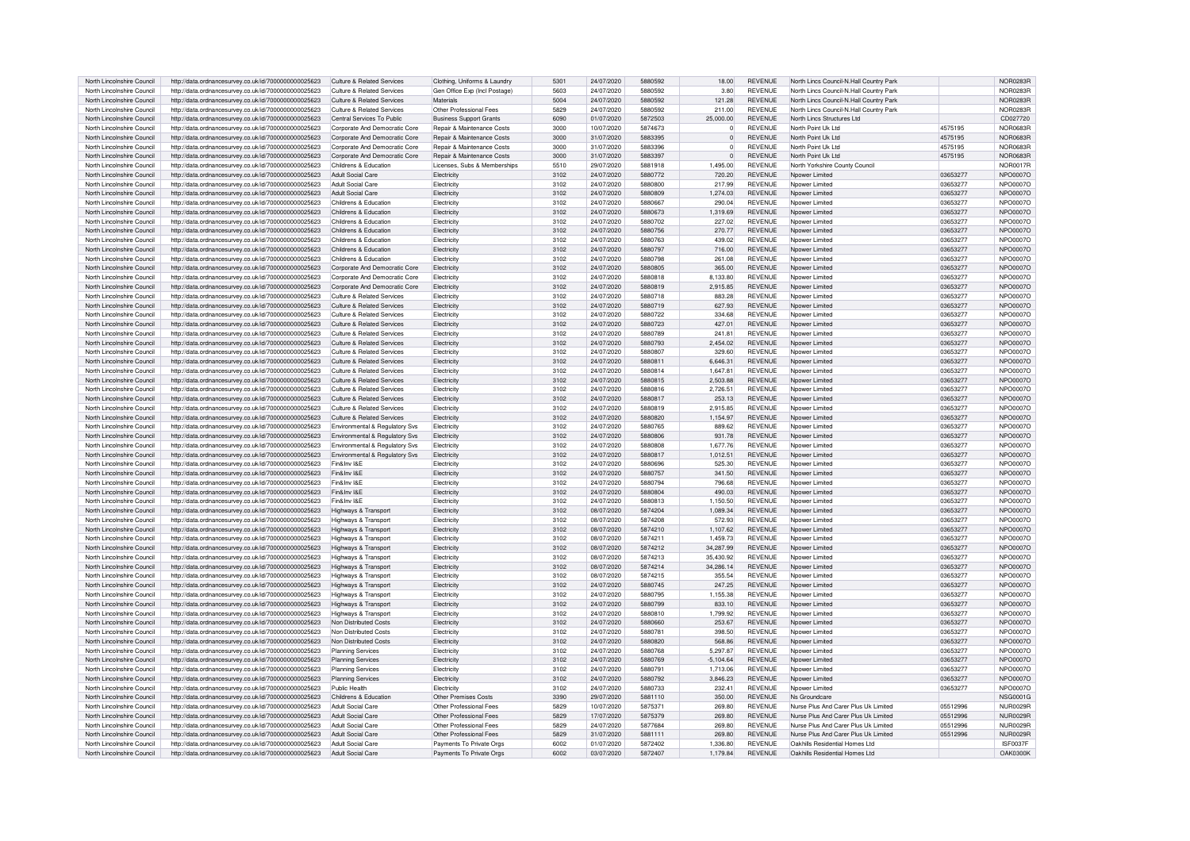| North Lincolnshire Council | http://data.ordnancesurvey.co.uk/id/7000000000025623 | Culture & Related Services | Clothing, Uniforms & Laundry | 5301 | 24/07/2020 | 5880592 | 18.00 | REVENUE | North Lincs Council-N.Hall Country Park | | NOR0283R |
|---|---|---|---|---|---|---|---|---|---|---|---|
| North Lincolnshire Council | http://data.ordnancesurvey.co.uk/id/7000000000025623 | Culture & Related Services | Gen Office Exp (Incl Postage) | 5603 | 24/07/2020 | 5880592 | 3.80 | REVENUE | North Lincs Council-N.Hall Country Park | | NOR0283R |
| North Lincolnshire Council | http://data.ordnancesurvey.co.uk/id/7000000000025623 | Culture & Related Services | Materials | 5004 | 24/07/2020 | 5880592 | 121.28 | REVENUE | North Lincs Council-N.Hall Country Park | | NOR0283R |
| North Lincolnshire Council | http://data.ordnancesurvey.co.uk/id/7000000000025623 | Culture & Related Services | Other Professional Fees | 5829 | 24/07/2020 | 5880592 | 211.00 | REVENUE | North Lincs Council-N.Hall Country Park | | NOR0283R |
| North Lincolnshire Council | http://data.ordnancesurvey.co.uk/id/7000000000025623 | Central Services To Public | Business Support Grants | 6090 | 01/07/2020 | 5872503 | 25,000.00 | REVENUE | North Lincs Structures Ltd | | CD027720 |
| North Lincolnshire Council | http://data.ordnancesurvey.co.uk/id/7000000000025623 | Corporate And Democratic Core | Repair & Maintenance Costs | 3000 | 10/07/2020 | 5874673 | 0 | REVENUE | North Point Uk Ltd | 4575195 | NOR0683R |
| North Lincolnshire Council | http://data.ordnancesurvey.co.uk/id/7000000000025623 | Corporate And Democratic Core | Repair & Maintenance Costs | 3000 | 31/07/2020 | 5883395 | 0 | REVENUE | North Point Uk Ltd | 4575195 | NOR0683R |
| North Lincolnshire Council | http://data.ordnancesurvey.co.uk/id/7000000000025623 | Corporate And Democratic Core | Repair & Maintenance Costs | 3000 | 31/07/2020 | 5883396 | 0 | REVENUE | North Point Uk Ltd | 4575195 | NOR0683R |
| North Lincolnshire Council | http://data.ordnancesurvey.co.uk/id/7000000000025623 | Corporate And Democratic Core | Repair & Maintenance Costs | 3000 | 31/07/2020 | 5883397 | 0 | REVENUE | North Point Uk Ltd | 4575195 | NOR0683R |
| North Lincolnshire Council | http://data.ordnancesurvey.co.uk/id/7000000000025623 | Childrens & Education | Licenses, Subs & Memberships | 5510 | 29/07/2020 | 5881918 | 1,495.00 | REVENUE | North Yorkshire County Council | | NOR0017R |
| North Lincolnshire Council | http://data.ordnancesurvey.co.uk/id/7000000000025623 | Adult Social Care | Electricity | 3102 | 24/07/2020 | 5880772 | 720.20 | REVENUE | Npower Limited | 03653277 | NPO0007O |
| North Lincolnshire Council | http://data.ordnancesurvey.co.uk/id/7000000000025623 | Adult Social Care | Electricity | 3102 | 24/07/2020 | 5880800 | 217.99 | REVENUE | Npower Limited | 03653277 | NPO0007O |
| North Lincolnshire Council | http://data.ordnancesurvey.co.uk/id/7000000000025623 | Adult Social Care | Electricity | 3102 | 24/07/2020 | 5880809 | 1,274.03 | REVENUE | Npower Limited | 03653277 | NPO0007O |
| North Lincolnshire Council | http://data.ordnancesurvey.co.uk/id/7000000000025623 | Childrens & Education | Electricity | 3102 | 24/07/2020 | 5880667 | 290.04 | REVENUE | Npower Limited | 03653277 | NPO0007O |
| North Lincolnshire Council | http://data.ordnancesurvey.co.uk/id/7000000000025623 | Childrens & Education | Electricity | 3102 | 24/07/2020 | 5880673 | 1,319.69 | REVENUE | Npower Limited | 03653277 | NPO0007O |
| North Lincolnshire Council | http://data.ordnancesurvey.co.uk/id/7000000000025623 | Childrens & Education | Electricity | 3102 | 24/07/2020 | 5880702 | 227.02 | REVENUE | Npower Limited | 03653277 | NPO0007O |
| North Lincolnshire Council | http://data.ordnancesurvey.co.uk/id/7000000000025623 | Childrens & Education | Electricity | 3102 | 24/07/2020 | 5880756 | 270.77 | REVENUE | Npower Limited | 03653277 | NPO0007O |
| North Lincolnshire Council | http://data.ordnancesurvey.co.uk/id/7000000000025623 | Childrens & Education | Electricity | 3102 | 24/07/2020 | 5880763 | 439.02 | REVENUE | Npower Limited | 03653277 | NPO0007O |
| North Lincolnshire Council | http://data.ordnancesurvey.co.uk/id/7000000000025623 | Childrens & Education | Electricity | 3102 | 24/07/2020 | 5880797 | 716.00 | REVENUE | Npower Limited | 03653277 | NPO0007O |
| North Lincolnshire Council | http://data.ordnancesurvey.co.uk/id/7000000000025623 | Childrens & Education | Electricity | 3102 | 24/07/2020 | 5880798 | 261.08 | REVENUE | Npower Limited | 03653277 | NPO0007O |
| North Lincolnshire Council | http://data.ordnancesurvey.co.uk/id/7000000000025623 | Corporate And Democratic Core | Electricity | 3102 | 24/07/2020 | 5880805 | 365.00 | REVENUE | Npower Limited | 03653277 | NPO0007O |
| North Lincolnshire Council | http://data.ordnancesurvey.co.uk/id/7000000000025623 | Corporate And Democratic Core | Electricity | 3102 | 24/07/2020 | 5880818 | 8,133.80 | REVENUE | Npower Limited | 03653277 | NPO0007O |
| North Lincolnshire Council | http://data.ordnancesurvey.co.uk/id/7000000000025623 | Corporate And Democratic Core | Electricity | 3102 | 24/07/2020 | 5880819 | 2,915.85 | REVENUE | Npower Limited | 03653277 | NPO0007O |
| North Lincolnshire Council | http://data.ordnancesurvey.co.uk/id/7000000000025623 | Culture & Related Services | Electricity | 3102 | 24/07/2020 | 5880718 | 883.28 | REVENUE | Npower Limited | 03653277 | NPO0007O |
| North Lincolnshire Council | http://data.ordnancesurvey.co.uk/id/7000000000025623 | Culture & Related Services | Electricity | 3102 | 24/07/2020 | 5880719 | 627.93 | REVENUE | Npower Limited | 03653277 | NPO0007O |
| North Lincolnshire Council | http://data.ordnancesurvey.co.uk/id/7000000000025623 | Culture & Related Services | Electricity | 3102 | 24/07/2020 | 5880722 | 334.68 | REVENUE | Npower Limited | 03653277 | NPO0007O |
| North Lincolnshire Council | http://data.ordnancesurvey.co.uk/id/7000000000025623 | Culture & Related Services | Electricity | 3102 | 24/07/2020 | 5880723 | 427.01 | REVENUE | Npower Limited | 03653277 | NPO0007O |
| North Lincolnshire Council | http://data.ordnancesurvey.co.uk/id/7000000000025623 | Culture & Related Services | Electricity | 3102 | 24/07/2020 | 5880789 | 241.81 | REVENUE | Npower Limited | 03653277 | NPO0007O |
| North Lincolnshire Council | http://data.ordnancesurvey.co.uk/id/7000000000025623 | Culture & Related Services | Electricity | 3102 | 24/07/2020 | 5880793 | 2,454.02 | REVENUE | Npower Limited | 03653277 | NPO0007O |
| North Lincolnshire Council | http://data.ordnancesurvey.co.uk/id/7000000000025623 | Culture & Related Services | Electricity | 3102 | 24/07/2020 | 5880807 | 329.60 | REVENUE | Npower Limited | 03653277 | NPO0007O |
| North Lincolnshire Council | http://data.ordnancesurvey.co.uk/id/7000000000025623 | Culture & Related Services | Electricity | 3102 | 24/07/2020 | 5880811 | 6,646.31 | REVENUE | Npower Limited | 03653277 | NPO0007O |
| North Lincolnshire Council | http://data.ordnancesurvey.co.uk/id/7000000000025623 | Culture & Related Services | Electricity | 3102 | 24/07/2020 | 5880814 | 1,647.81 | REVENUE | Npower Limited | 03653277 | NPO0007O |
| North Lincolnshire Council | http://data.ordnancesurvey.co.uk/id/7000000000025623 | Culture & Related Services | Electricity | 3102 | 24/07/2020 | 5880815 | 2,503.88 | REVENUE | Npower Limited | 03653277 | NPO0007O |
| North Lincolnshire Council | http://data.ordnancesurvey.co.uk/id/7000000000025623 | Culture & Related Services | Electricity | 3102 | 24/07/2020 | 5880816 | 2,726.51 | REVENUE | Npower Limited | 03653277 | NPO0007O |
| North Lincolnshire Council | http://data.ordnancesurvey.co.uk/id/7000000000025623 | Culture & Related Services | Electricity | 3102 | 24/07/2020 | 5880817 | 253.13 | REVENUE | Npower Limited | 03653277 | NPO0007O |
| North Lincolnshire Council | http://data.ordnancesurvey.co.uk/id/7000000000025623 | Culture & Related Services | Electricity | 3102 | 24/07/2020 | 5880819 | 2,915.85 | REVENUE | Npower Limited | 03653277 | NPO0007O |
| North Lincolnshire Council | http://data.ordnancesurvey.co.uk/id/7000000000025623 | Culture & Related Services | Electricity | 3102 | 24/07/2020 | 5880820 | 1,154.97 | REVENUE | Npower Limited | 03653277 | NPO0007O |
| North Lincolnshire Council | http://data.ordnancesurvey.co.uk/id/7000000000025623 | Environmental & Regulatory Svs | Electricity | 3102 | 24/07/2020 | 5880765 | 889.62 | REVENUE | Npower Limited | 03653277 | NPO0007O |
| North Lincolnshire Council | http://data.ordnancesurvey.co.uk/id/7000000000025623 | Environmental & Regulatory Svs | Electricity | 3102 | 24/07/2020 | 5880806 | 931.78 | REVENUE | Npower Limited | 03653277 | NPO0007O |
| North Lincolnshire Council | http://data.ordnancesurvey.co.uk/id/7000000000025623 | Environmental & Regulatory Svs | Electricity | 3102 | 24/07/2020 | 5880808 | 1,677.76 | REVENUE | Npower Limited | 03653277 | NPO0007O |
| North Lincolnshire Council | http://data.ordnancesurvey.co.uk/id/7000000000025623 | Environmental & Regulatory Svs | Electricity | 3102 | 24/07/2020 | 5880817 | 1,012.51 | REVENUE | Npower Limited | 03653277 | NPO0007O |
| North Lincolnshire Council | http://data.ordnancesurvey.co.uk/id/7000000000025623 | Fin&Inv I&E | Electricity | 3102 | 24/07/2020 | 5880696 | 525.30 | REVENUE | Npower Limited | 03653277 | NPO0007O |
| North Lincolnshire Council | http://data.ordnancesurvey.co.uk/id/7000000000025623 | Fin&Inv I&E | Electricity | 3102 | 24/07/2020 | 5880757 | 341.50 | REVENUE | Npower Limited | 03653277 | NPO0007O |
| North Lincolnshire Council | http://data.ordnancesurvey.co.uk/id/7000000000025623 | Fin&Inv I&E | Electricity | 3102 | 24/07/2020 | 5880794 | 796.68 | REVENUE | Npower Limited | 03653277 | NPO0007O |
| North Lincolnshire Council | http://data.ordnancesurvey.co.uk/id/7000000000025623 | Fin&Inv I&E | Electricity | 3102 | 24/07/2020 | 5880804 | 490.03 | REVENUE | Npower Limited | 03653277 | NPO0007O |
| North Lincolnshire Council | http://data.ordnancesurvey.co.uk/id/7000000000025623 | Fin&Inv I&E | Electricity | 3102 | 24/07/2020 | 5880813 | 1,150.50 | REVENUE | Npower Limited | 03653277 | NPO0007O |
| North Lincolnshire Council | http://data.ordnancesurvey.co.uk/id/7000000000025623 | Highways & Transport | Electricity | 3102 | 08/07/2020 | 5874204 | 1,089.34 | REVENUE | Npower Limited | 03653277 | NPO0007O |
| North Lincolnshire Council | http://data.ordnancesurvey.co.uk/id/7000000000025623 | Highways & Transport | Electricity | 3102 | 08/07/2020 | 5874208 | 572.93 | REVENUE | Npower Limited | 03653277 | NPO0007O |
| North Lincolnshire Council | http://data.ordnancesurvey.co.uk/id/7000000000025623 | Highways & Transport | Electricity | 3102 | 08/07/2020 | 5874210 | 1,107.62 | REVENUE | Npower Limited | 03653277 | NPO0007O |
| North Lincolnshire Council | http://data.ordnancesurvey.co.uk/id/7000000000025623 | Highways & Transport | Electricity | 3102 | 08/07/2020 | 5874211 | 1,459.73 | REVENUE | Npower Limited | 03653277 | NPO0007O |
| North Lincolnshire Council | http://data.ordnancesurvey.co.uk/id/7000000000025623 | Highways & Transport | Electricity | 3102 | 08/07/2020 | 5874212 | 34,287.99 | REVENUE | Npower Limited | 03653277 | NPO0007O |
| North Lincolnshire Council | http://data.ordnancesurvey.co.uk/id/7000000000025623 | Highways & Transport | Electricity | 3102 | 08/07/2020 | 5874213 | 35,430.92 | REVENUE | Npower Limited | 03653277 | NPO0007O |
| North Lincolnshire Council | http://data.ordnancesurvey.co.uk/id/7000000000025623 | Highways & Transport | Electricity | 3102 | 08/07/2020 | 5874214 | 34,286.14 | REVENUE | Npower Limited | 03653277 | NPO0007O |
| North Lincolnshire Council | http://data.ordnancesurvey.co.uk/id/7000000000025623 | Highways & Transport | Electricity | 3102 | 08/07/2020 | 5874215 | 355.54 | REVENUE | Npower Limited | 03653277 | NPO0007O |
| North Lincolnshire Council | http://data.ordnancesurvey.co.uk/id/7000000000025623 | Highways & Transport | Electricity | 3102 | 24/07/2020 | 5880745 | 247.25 | REVENUE | Npower Limited | 03653277 | NPO0007O |
| North Lincolnshire Council | http://data.ordnancesurvey.co.uk/id/7000000000025623 | Highways & Transport | Electricity | 3102 | 24/07/2020 | 5880795 | 1,155.38 | REVENUE | Npower Limited | 03653277 | NPO0007O |
| North Lincolnshire Council | http://data.ordnancesurvey.co.uk/id/7000000000025623 | Highways & Transport | Electricity | 3102 | 24/07/2020 | 5880799 | 833.10 | REVENUE | Npower Limited | 03653277 | NPO0007O |
| North Lincolnshire Council | http://data.ordnancesurvey.co.uk/id/7000000000025623 | Highways & Transport | Electricity | 3102 | 24/07/2020 | 5880810 | 1,799.92 | REVENUE | Npower Limited | 03653277 | NPO0007O |
| North Lincolnshire Council | http://data.ordnancesurvey.co.uk/id/7000000000025623 | Non Distributed Costs | Electricity | 3102 | 24/07/2020 | 5880660 | 253.67 | REVENUE | Npower Limited | 03653277 | NPO0007O |
| North Lincolnshire Council | http://data.ordnancesurvey.co.uk/id/7000000000025623 | Non Distributed Costs | Electricity | 3102 | 24/07/2020 | 5880781 | 398.50 | REVENUE | Npower Limited | 03653277 | NPO0007O |
| North Lincolnshire Council | http://data.ordnancesurvey.co.uk/id/7000000000025623 | Non Distributed Costs | Electricity | 3102 | 24/07/2020 | 5880820 | 568.86 | REVENUE | Npower Limited | 03653277 | NPO0007O |
| North Lincolnshire Council | http://data.ordnancesurvey.co.uk/id/7000000000025623 | Planning Services | Electricity | 3102 | 24/07/2020 | 5880768 | 5,297.87 | REVENUE | Npower Limited | 03653277 | NPO0007O |
| North Lincolnshire Council | http://data.ordnancesurvey.co.uk/id/7000000000025623 | Planning Services | Electricity | 3102 | 24/07/2020 | 5880769 | -5,104.64 | REVENUE | Npower Limited | 03653277 | NPO0007O |
| North Lincolnshire Council | http://data.ordnancesurvey.co.uk/id/7000000000025623 | Planning Services | Electricity | 3102 | 24/07/2020 | 5880791 | 1,713.06 | REVENUE | Npower Limited | 03653277 | NPO0007O |
| North Lincolnshire Council | http://data.ordnancesurvey.co.uk/id/7000000000025623 | Planning Services | Electricity | 3102 | 24/07/2020 | 5880792 | 3,846.23 | REVENUE | Npower Limited | 03653277 | NPO0007O |
| North Lincolnshire Council | http://data.ordnancesurvey.co.uk/id/7000000000025623 | Public Health | Electricity | 3102 | 24/07/2020 | 5880733 | 232.41 | REVENUE | Npower Limited | 03653277 | NPO0007O |
| North Lincolnshire Council | http://data.ordnancesurvey.co.uk/id/7000000000025623 | Childrens & Education | Other Premises Costs | 3390 | 29/07/2020 | 5881110 | 350.00 | REVENUE | Ns Groundcare | | NSG0001G |
| North Lincolnshire Council | http://data.ordnancesurvey.co.uk/id/7000000000025623 | Adult Social Care | Other Professional Fees | 5829 | 10/07/2020 | 5875371 | 269.80 | REVENUE | Nurse Plus And Carer Plus Uk Limited | 05512996 | NUR0029R |
| North Lincolnshire Council | http://data.ordnancesurvey.co.uk/id/7000000000025623 | Adult Social Care | Other Professional Fees | 5829 | 17/07/2020 | 5875379 | 269.80 | REVENUE | Nurse Plus And Carer Plus Uk Limited | 05512996 | NUR0029R |
| North Lincolnshire Council | http://data.ordnancesurvey.co.uk/id/7000000000025623 | Adult Social Care | Other Professional Fees | 5829 | 24/07/2020 | 5877684 | 269.80 | REVENUE | Nurse Plus And Carer Plus Uk Limited | 05512996 | NUR0029R |
| North Lincolnshire Council | http://data.ordnancesurvey.co.uk/id/7000000000025623 | Adult Social Care | Other Professional Fees | 5829 | 31/07/2020 | 5881111 | 269.80 | REVENUE | Nurse Plus And Carer Plus Uk Limited | 05512996 | NUR0029R |
| North Lincolnshire Council | http://data.ordnancesurvey.co.uk/id/7000000000025623 | Adult Social Care | Payments To Private Orgs | 6002 | 01/07/2020 | 5872402 | 1,336.80 | REVENUE | Oakhills Residential Homes Ltd | | ISF0037F |
| North Lincolnshire Council | http://data.ordnancesurvey.co.uk/id/7000000000025623 | Adult Social Care | Payments To Private Orgs | 6002 | 03/07/2020 | 5872407 | 1,179.84 | REVENUE | Oakhills Residential Homes Ltd | | OAK0300K |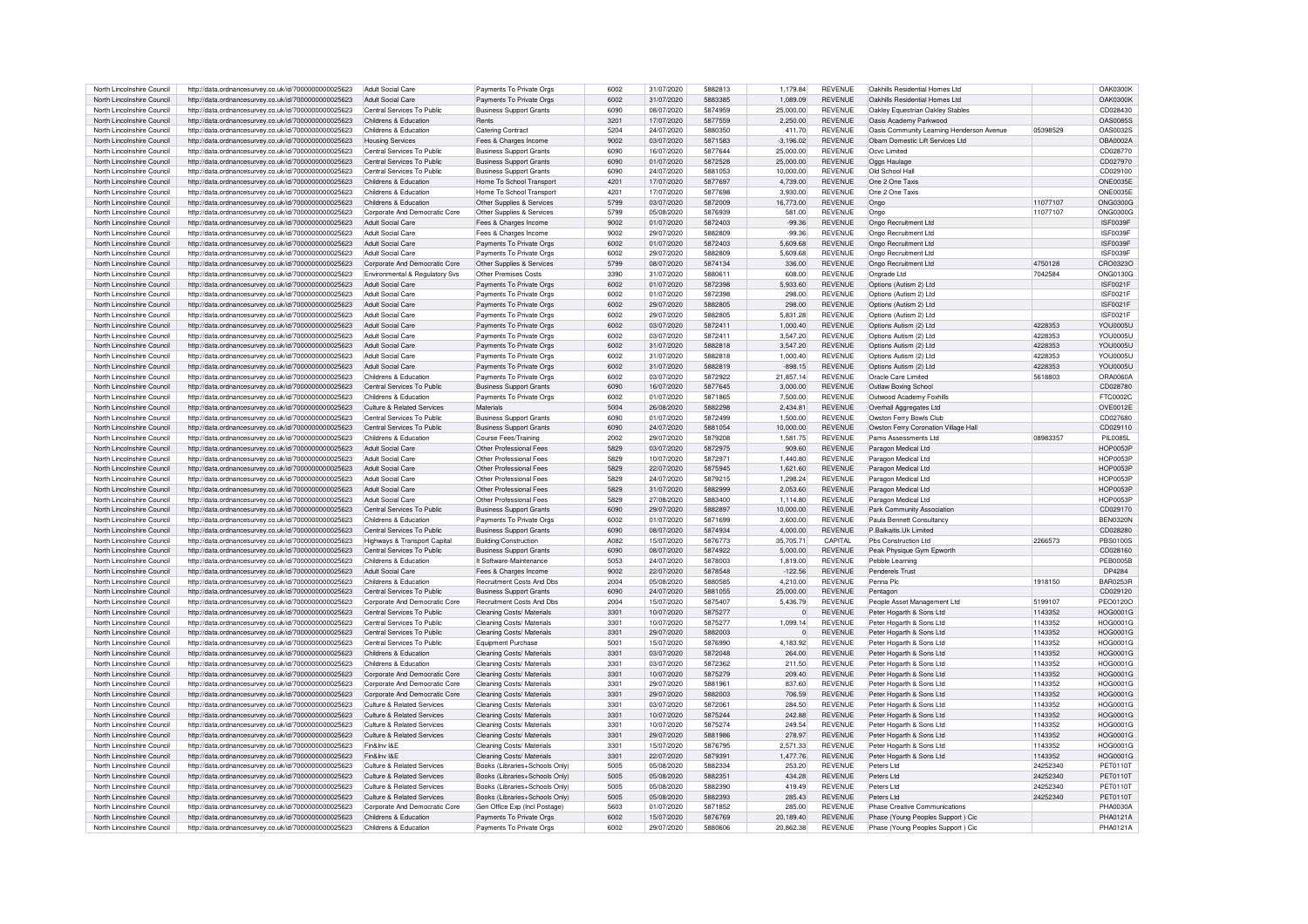| North Lincolnshire Council | http://data.ordnancesurvey.co.uk/id/7000000000025623 | Adult Social Care | Payments To Private Orgs | 6002 | 31/07/2020 | 5882813 | 1,179.84 | REVENUE | Oakhills Residential Homes Ltd | | OAK0300K |
|---|---|---|---|---|---|---|---|---|---|---|---|
| North Lincolnshire Council | http://data.ordnancesurvey.co.uk/id/7000000000025623 | Adult Social Care | Payments To Private Orgs | 6002 | 31/07/2020 | 5883385 | 1,089.09 | REVENUE | Oakhills Residential Homes Ltd | | OAK0300K |
| North Lincolnshire Council | http://data.ordnancesurvey.co.uk/id/7000000000025623 | Central Services To Public | Business Support Grants | 6090 | 08/07/2020 | 5874959 | 25,000.00 | REVENUE | Oakley Equestrian Oakley Stables | | CD028430 |
| North Lincolnshire Council | http://data.ordnancesurvey.co.uk/id/7000000000025623 | Childrens & Education | Rents | 3201 | 17/07/2020 | 5877559 | 2,250.00 | REVENUE | Oasis Academy Parkwood | | OAS0085S |
| North Lincolnshire Council | http://data.ordnancesurvey.co.uk/id/7000000000025623 | Childrens & Education | Catering Contract | 5204 | 24/07/2020 | 5880350 | 411.70 | REVENUE | Oasis Community Learning Henderson Avenue | 05398529 | OAS0032S |
| North Lincolnshire Council | http://data.ordnancesurvey.co.uk/id/7000000000025623 | Housing Services | Fees & Charges Income | 9002 | 03/07/2020 | 5871583 | -3,196.02 | REVENUE | Obam Domestic Lift Services Ltd | | OBA0002A |
| North Lincolnshire Council | http://data.ordnancesurvey.co.uk/id/7000000000025623 | Central Services To Public | Business Support Grants | 6090 | 16/07/2020 | 5877644 | 25,000.00 | REVENUE | Ocvc Limited | | CD028770 |
| North Lincolnshire Council | http://data.ordnancesurvey.co.uk/id/7000000000025623 | Central Services To Public | Business Support Grants | 6090 | 01/07/2020 | 5872528 | 25,000.00 | REVENUE | Oggs Haulage | | CD027970 |
| North Lincolnshire Council | http://data.ordnancesurvey.co.uk/id/7000000000025623 | Central Services To Public | Business Support Grants | 6090 | 24/07/2020 | 5881053 | 10,000.00 | REVENUE | Old School Hall | | CD029100 |
| North Lincolnshire Council | http://data.ordnancesurvey.co.uk/id/7000000000025623 | Childrens & Education | Home To School Transport | 4201 | 17/07/2020 | 5877697 | 4,739.00 | REVENUE | One 2 One Taxis | | ONE0035E |
| North Lincolnshire Council | http://data.ordnancesurvey.co.uk/id/7000000000025623 | Childrens & Education | Home To School Transport | 4201 | 17/07/2020 | 5877698 | 3,930.00 | REVENUE | One 2 One Taxis | | ONE0035E |
| North Lincolnshire Council | http://data.ordnancesurvey.co.uk/id/7000000000025623 | Childrens & Education | Other Supplies & Services | 5799 | 03/07/2020 | 5872009 | 16,773.00 | REVENUE | Ongo | 11077107 | ONG0300G |
| North Lincolnshire Council | http://data.ordnancesurvey.co.uk/id/7000000000025623 | Corporate And Democratic Core | Other Supplies & Services | 5799 | 05/08/2020 | 5876939 | 581.00 | REVENUE | Ongo | 11077107 | ONG0300G |
| North Lincolnshire Council | http://data.ordnancesurvey.co.uk/id/7000000000025623 | Adult Social Care | Fees & Charges Income | 9002 | 01/07/2020 | 5872403 | -99.36 | REVENUE | Ongo Recruitment Ltd | | ISF0039F |
| North Lincolnshire Council | http://data.ordnancesurvey.co.uk/id/7000000000025623 | Adult Social Care | Fees & Charges Income | 9002 | 29/07/2020 | 5882809 | -99.36 | REVENUE | Ongo Recruitment Ltd | | ISF0039F |
| North Lincolnshire Council | http://data.ordnancesurvey.co.uk/id/7000000000025623 | Adult Social Care | Payments To Private Orgs | 6002 | 01/07/2020 | 5872403 | 5,609.68 | REVENUE | Ongo Recruitment Ltd | | ISF0039F |
| North Lincolnshire Council | http://data.ordnancesurvey.co.uk/id/7000000000025623 | Adult Social Care | Payments To Private Orgs | 6002 | 29/07/2020 | 5882809 | 5,609.68 | REVENUE | Ongo Recruitment Ltd | | ISF0039F |
| North Lincolnshire Council | http://data.ordnancesurvey.co.uk/id/7000000000025623 | Corporate And Democratic Core | Other Supplies & Services | 5799 | 08/07/2020 | 5874134 | 336.00 | REVENUE | Ongo Recruitment Ltd | 4750128 | CRO0323O |
| North Lincolnshire Council | http://data.ordnancesurvey.co.uk/id/7000000000025623 | Environmental & Regulatory Svs | Other Premises Costs | 3390 | 31/07/2020 | 5880611 | 608.00 | REVENUE | Ongrade Ltd | 7042584 | ONG0130G |
| North Lincolnshire Council | http://data.ordnancesurvey.co.uk/id/7000000000025623 | Adult Social Care | Payments To Private Orgs | 6002 | 01/07/2020 | 5872398 | 5,933.60 | REVENUE | Options (Autism 2) Ltd | | ISF0021F |
| North Lincolnshire Council | http://data.ordnancesurvey.co.uk/id/7000000000025623 | Adult Social Care | Payments To Private Orgs | 6002 | 01/07/2020 | 5872398 | 298.00 | REVENUE | Options (Autism 2) Ltd | | ISF0021F |
| North Lincolnshire Council | http://data.ordnancesurvey.co.uk/id/7000000000025623 | Adult Social Care | Payments To Private Orgs | 6002 | 29/07/2020 | 5882805 | 298.00 | REVENUE | Options (Autism 2) Ltd | | ISF0021F |
| North Lincolnshire Council | http://data.ordnancesurvey.co.uk/id/7000000000025623 | Adult Social Care | Payments To Private Orgs | 6002 | 29/07/2020 | 5882805 | 5,831.28 | REVENUE | Options (Autism 2) Ltd | | ISF0021F |
| North Lincolnshire Council | http://data.ordnancesurvey.co.uk/id/7000000000025623 | Adult Social Care | Payments To Private Orgs | 6002 | 03/07/2020 | 5872411 | 1,000.40 | REVENUE | Options Autism (2) Ltd | 4228353 | YOU0005U |
| North Lincolnshire Council | http://data.ordnancesurvey.co.uk/id/7000000000025623 | Adult Social Care | Payments To Private Orgs | 6002 | 03/07/2020 | 5872411 | 3,547.20 | REVENUE | Options Autism (2) Ltd | 4228353 | YOU0005U |
| North Lincolnshire Council | http://data.ordnancesurvey.co.uk/id/7000000000025623 | Adult Social Care | Payments To Private Orgs | 6002 | 31/07/2020 | 5882818 | 3,547.20 | REVENUE | Options Autism (2) Ltd | 4228353 | YOU0005U |
| North Lincolnshire Council | http://data.ordnancesurvey.co.uk/id/7000000000025623 | Adult Social Care | Payments To Private Orgs | 6002 | 31/07/2020 | 5882818 | 1,000.40 | REVENUE | Options Autism (2) Ltd | 4228353 | YOU0005U |
| North Lincolnshire Council | http://data.ordnancesurvey.co.uk/id/7000000000025623 | Adult Social Care | Payments To Private Orgs | 6002 | 31/07/2020 | 5882819 | -898.15 | REVENUE | Options Autism (2) Ltd | 4228353 | YOU0005U |
| North Lincolnshire Council | http://data.ordnancesurvey.co.uk/id/7000000000025623 | Childrens & Education | Payments To Private Orgs | 6002 | 03/07/2020 | 5872922 | 21,857.14 | REVENUE | Oracle Care Limited | 5618803 | ORA0060A |
| North Lincolnshire Council | http://data.ordnancesurvey.co.uk/id/7000000000025623 | Central Services To Public | Business Support Grants | 6090 | 16/07/2020 | 5877645 | 3,000.00 | REVENUE | Outlaw Boxing School | | CD028780 |
| North Lincolnshire Council | http://data.ordnancesurvey.co.uk/id/7000000000025623 | Childrens & Education | Payments To Private Orgs | 6002 | 01/07/2020 | 5871865 | 7,500.00 | REVENUE | Outwood Academy Foxhills | | FTC0002C |
| North Lincolnshire Council | http://data.ordnancesurvey.co.uk/id/7000000000025623 | Culture & Related Services | Materials | 5004 | 26/08/2020 | 5882298 | 2,434.81 | REVENUE | Overhall Aggregates Ltd | | OVE0012E |
| North Lincolnshire Council | http://data.ordnancesurvey.co.uk/id/7000000000025623 | Central Services To Public | Business Support Grants | 6090 | 01/07/2020 | 5872499 | 1,500.00 | REVENUE | Owston Ferry Bowls Club | | CD027680 |
| North Lincolnshire Council | http://data.ordnancesurvey.co.uk/id/7000000000025623 | Central Services To Public | Business Support Grants | 6090 | 24/07/2020 | 5881054 | 10,000.00 | REVENUE | Owston Ferry Coronation Village Hall | | CD029110 |
| North Lincolnshire Council | http://data.ordnancesurvey.co.uk/id/7000000000025623 | Childrens & Education | Course Fees/Training | 2002 | 29/07/2020 | 5879208 | 1,581.75 | REVENUE | Pams Assessments Ltd | 08983357 | PIL0085L |
| North Lincolnshire Council | http://data.ordnancesurvey.co.uk/id/7000000000025623 | Adult Social Care | Other Professional Fees | 5829 | 03/07/2020 | 5872975 | 909.60 | REVENUE | Paragon Medical Ltd | | HOP0053P |
| North Lincolnshire Council | http://data.ordnancesurvey.co.uk/id/7000000000025623 | Adult Social Care | Other Professional Fees | 5829 | 10/07/2020 | 5872971 | 1,440.80 | REVENUE | Paragon Medical Ltd | | HOP0053P |
| North Lincolnshire Council | http://data.ordnancesurvey.co.uk/id/7000000000025623 | Adult Social Care | Other Professional Fees | 5829 | 22/07/2020 | 5875945 | 1,621.60 | REVENUE | Paragon Medical Ltd | | HOP0053P |
| North Lincolnshire Council | http://data.ordnancesurvey.co.uk/id/7000000000025623 | Adult Social Care | Other Professional Fees | 5829 | 24/07/2020 | 5879215 | 1,298.24 | REVENUE | Paragon Medical Ltd | | HOP0053P |
| North Lincolnshire Council | http://data.ordnancesurvey.co.uk/id/7000000000025623 | Adult Social Care | Other Professional Fees | 5829 | 31/07/2020 | 5882999 | 2,053.60 | REVENUE | Paragon Medical Ltd | | HOP0053P |
| North Lincolnshire Council | http://data.ordnancesurvey.co.uk/id/7000000000025623 | Adult Social Care | Other Professional Fees | 5829 | 27/08/2020 | 5883400 | 1,114.80 | REVENUE | Paragon Medical Ltd | | HOP0053P |
| North Lincolnshire Council | http://data.ordnancesurvey.co.uk/id/7000000000025623 | Central Services To Public | Business Support Grants | 6090 | 29/07/2020 | 5882897 | 10,000.00 | REVENUE | Park Community Association | | CD029170 |
| North Lincolnshire Council | http://data.ordnancesurvey.co.uk/id/7000000000025623 | Childrens & Education | Payments To Private Orgs | 6002 | 01/07/2020 | 5871699 | 3,600.00 | REVENUE | Paula Bennett Consultancy | | BEN0320N |
| North Lincolnshire Council | http://data.ordnancesurvey.co.uk/id/7000000000025623 | Central Services To Public | Business Support Grants | 6090 | 08/07/2020 | 5874934 | 4,000.00 | REVENUE | P.Balkaitis.Uk Limited | | CD028280 |
| North Lincolnshire Council | http://data.ordnancesurvey.co.uk/id/7000000000025623 | Highways & Transport Capital | Building/Construction | A082 | 15/07/2020 | 5876773 | 35,705.71 | CAPITAL | Pbs Construction Ltd | 2266573 | PBS0100S |
| North Lincolnshire Council | http://data.ordnancesurvey.co.uk/id/7000000000025623 | Central Services To Public | Business Support Grants | 6090 | 08/07/2020 | 5874922 | 5,000.00 | REVENUE | Peak Physique Gym Epworth | | CD028160 |
| North Lincolnshire Council | http://data.ordnancesurvey.co.uk/id/7000000000025623 | Childrens & Education | It Software-Maintenance | 5053 | 24/07/2020 | 5878003 | 1,819.00 | REVENUE | Pebble Learning | | PEB0005B |
| North Lincolnshire Council | http://data.ordnancesurvey.co.uk/id/7000000000025623 | Adult Social Care | Fees & Charges Income | 9002 | 22/07/2020 | 5878548 | -122.56 | REVENUE | Penderels Trust | | DP4284 |
| North Lincolnshire Council | http://data.ordnancesurvey.co.uk/id/7000000000025623 | Childrens & Education | Recruitment Costs And Dbs | 2004 | 05/08/2020 | 5880585 | 4,210.00 | REVENUE | Penna Plc | 1918150 | BAR0253R |
| North Lincolnshire Council | http://data.ordnancesurvey.co.uk/id/7000000000025623 | Central Services To Public | Business Support Grants | 6090 | 24/07/2020 | 5881055 | 25,000.00 | REVENUE | Pentagon | | CD029120 |
| North Lincolnshire Council | http://data.ordnancesurvey.co.uk/id/7000000000025623 | Corporate And Democratic Core | Recruitment Costs And Dbs | 2004 | 15/07/2020 | 5875407 | 5,436.79 | REVENUE | People Asset Management Ltd | 5199107 | PEO0120O |
| North Lincolnshire Council | http://data.ordnancesurvey.co.uk/id/7000000000025623 | Central Services To Public | Cleaning Costs/ Materials | 3301 | 10/07/2020 | 5875277 | 0 | REVENUE | Peter Hogarth & Sons Ltd | 1143352 | HOG0001G |
| North Lincolnshire Council | http://data.ordnancesurvey.co.uk/id/7000000000025623 | Central Services To Public | Cleaning Costs/ Materials | 3301 | 10/07/2020 | 5875277 | 1,099.14 | REVENUE | Peter Hogarth & Sons Ltd | 1143352 | HOG0001G |
| North Lincolnshire Council | http://data.ordnancesurvey.co.uk/id/7000000000025623 | Central Services To Public | Cleaning Costs/ Materials | 3301 | 29/07/2020 | 5882003 | 0 | REVENUE | Peter Hogarth & Sons Ltd | 1143352 | HOG0001G |
| North Lincolnshire Council | http://data.ordnancesurvey.co.uk/id/7000000000025623 | Central Services To Public | Equipment Purchase | 5001 | 15/07/2020 | 5876990 | 4,183.92 | REVENUE | Peter Hogarth & Sons Ltd | 1143352 | HOG0001G |
| North Lincolnshire Council | http://data.ordnancesurvey.co.uk/id/7000000000025623 | Childrens & Education | Cleaning Costs/ Materials | 3301 | 03/07/2020 | 5872048 | 264.00 | REVENUE | Peter Hogarth & Sons Ltd | 1143352 | HOG0001G |
| North Lincolnshire Council | http://data.ordnancesurvey.co.uk/id/7000000000025623 | Childrens & Education | Cleaning Costs/ Materials | 3301 | 03/07/2020 | 5872362 | 211.50 | REVENUE | Peter Hogarth & Sons Ltd | 1143352 | HOG0001G |
| North Lincolnshire Council | http://data.ordnancesurvey.co.uk/id/7000000000025623 | Corporate And Democratic Core | Cleaning Costs/ Materials | 3301 | 10/07/2020 | 5875279 | 209.40 | REVENUE | Peter Hogarth & Sons Ltd | 1143352 | HOG0001G |
| North Lincolnshire Council | http://data.ordnancesurvey.co.uk/id/7000000000025623 | Corporate And Democratic Core | Cleaning Costs/ Materials | 3301 | 29/07/2020 | 5881961 | 837.60 | REVENUE | Peter Hogarth & Sons Ltd | 1143352 | HOG0001G |
| North Lincolnshire Council | http://data.ordnancesurvey.co.uk/id/7000000000025623 | Corporate And Democratic Core | Cleaning Costs/ Materials | 3301 | 29/07/2020 | 5882003 | 706.59 | REVENUE | Peter Hogarth & Sons Ltd | 1143352 | HOG0001G |
| North Lincolnshire Council | http://data.ordnancesurvey.co.uk/id/7000000000025623 | Culture & Related Services | Cleaning Costs/ Materials | 3301 | 03/07/2020 | 5872061 | 284.50 | REVENUE | Peter Hogarth & Sons Ltd | 1143352 | HOG0001G |
| North Lincolnshire Council | http://data.ordnancesurvey.co.uk/id/7000000000025623 | Culture & Related Services | Cleaning Costs/ Materials | 3301 | 10/07/2020 | 5875244 | 242.88 | REVENUE | Peter Hogarth & Sons Ltd | 1143352 | HOG0001G |
| North Lincolnshire Council | http://data.ordnancesurvey.co.uk/id/7000000000025623 | Culture & Related Services | Cleaning Costs/ Materials | 3301 | 10/07/2020 | 5875274 | 249.54 | REVENUE | Peter Hogarth & Sons Ltd | 1143352 | HOG0001G |
| North Lincolnshire Council | http://data.ordnancesurvey.co.uk/id/7000000000025623 | Culture & Related Services | Cleaning Costs/ Materials | 3301 | 29/07/2020 | 5881986 | 278.97 | REVENUE | Peter Hogarth & Sons Ltd | 1143352 | HOG0001G |
| North Lincolnshire Council | http://data.ordnancesurvey.co.uk/id/7000000000025623 | Fin&Inv I&E | Cleaning Costs/ Materials | 3301 | 15/07/2020 | 5876795 | 2,571.33 | REVENUE | Peter Hogarth & Sons Ltd | 1143352 | HOG0001G |
| North Lincolnshire Council | http://data.ordnancesurvey.co.uk/id/7000000000025623 | Fin&Inv I&E | Cleaning Costs/ Materials | 3301 | 22/07/2020 | 5879391 | 1,477.76 | REVENUE | Peter Hogarth & Sons Ltd | 1143352 | HOG0001G |
| North Lincolnshire Council | http://data.ordnancesurvey.co.uk/id/7000000000025623 | Culture & Related Services | Books (Libraries+Schools Only) | 5005 | 05/08/2020 | 5882334 | 253.20 | REVENUE | Peters Ltd | 24252340 | PET0110T |
| North Lincolnshire Council | http://data.ordnancesurvey.co.uk/id/7000000000025623 | Culture & Related Services | Books (Libraries+Schools Only) | 5005 | 05/08/2020 | 5882351 | 434.28 | REVENUE | Peters Ltd | 24252340 | PET0110T |
| North Lincolnshire Council | http://data.ordnancesurvey.co.uk/id/7000000000025623 | Culture & Related Services | Books (Libraries+Schools Only) | 5005 | 05/08/2020 | 5882390 | 419.49 | REVENUE | Peters Ltd | 24252340 | PET0110T |
| North Lincolnshire Council | http://data.ordnancesurvey.co.uk/id/7000000000025623 | Culture & Related Services | Books (Libraries+Schools Only) | 5005 | 05/08/2020 | 5882393 | 285.43 | REVENUE | Peters Ltd | 24252340 | PET0110T |
| North Lincolnshire Council | http://data.ordnancesurvey.co.uk/id/7000000000025623 | Corporate And Democratic Core | Gen Office Exp (Incl Postage) | 5603 | 01/07/2020 | 5871852 | 285.00 | REVENUE | Phase Creative Communications | | PHA0030A |
| North Lincolnshire Council | http://data.ordnancesurvey.co.uk/id/7000000000025623 | Childrens & Education | Payments To Private Orgs | 6002 | 15/07/2020 | 5876769 | 20,189.40 | REVENUE | Phase (Young Peoples Support ) Cic | | PHA0121A |
| North Lincolnshire Council | http://data.ordnancesurvey.co.uk/id/7000000000025623 | Childrens & Education | Payments To Private Orgs | 6002 | 29/07/2020 | 5880606 | 20,862.38 | REVENUE | Phase (Young Peoples Support ) Cic | | PHA0121A |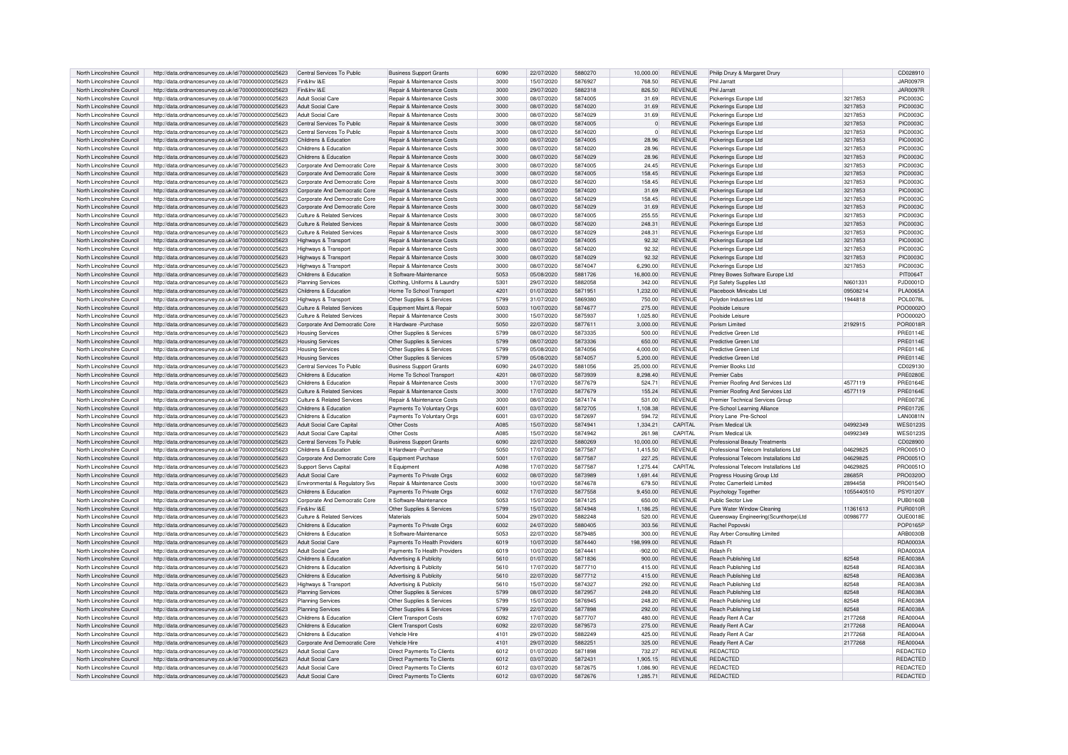| North Lincolnshire Council | http://data.ordnancesurvey.co.uk/id/7000000000025623 | Central Services To Public | Business Support Grants | 6090 | 22/07/2020 | 5880270 | 10,000.00 | REVENUE | Philip Drury & Margaret Drury | | CD028910 |
|---|---|---|---|---|---|---|---|---|---|---|---|
| North Lincolnshire Council | http://data.ordnancesurvey.co.uk/id/7000000000025623 | Fin&Inv I&E | Repair & Maintenance Costs | 3000 | 15/07/2020 | 5876927 | 768.50 | REVENUE | Phil Jarratt | | JAR0097R |
| North Lincolnshire Council | http://data.ordnancesurvey.co.uk/id/7000000000025623 | Fin&Inv I&E | Repair & Maintenance Costs | 3000 | 29/07/2020 | 5882318 | 826.50 | REVENUE | Phil Jarratt | | JAR0097R |
| North Lincolnshire Council | http://data.ordnancesurvey.co.uk/id/7000000000025623 | Adult Social Care | Repair & Maintenance Costs | 3000 | 08/07/2020 | 5874005 | 31.69 | REVENUE | Pickerings Europe Ltd | 3217853 | PIC0003C |
| North Lincolnshire Council | http://data.ordnancesurvey.co.uk/id/7000000000025623 | Adult Social Care | Repair & Maintenance Costs | 3000 | 08/07/2020 | 5874020 | 31.69 | REVENUE | Pickerings Europe Ltd | 3217853 | PIC0003C |
| North Lincolnshire Council | http://data.ordnancesurvey.co.uk/id/7000000000025623 | Adult Social Care | Repair & Maintenance Costs | 3000 | 08/07/2020 | 5874029 | 31.69 | REVENUE | Pickerings Europe Ltd | 3217853 | PIC0003C |
| North Lincolnshire Council | http://data.ordnancesurvey.co.uk/id/7000000000025623 | Central Services To Public | Repair & Maintenance Costs | 3000 | 08/07/2020 | 5874005 | 0 | REVENUE | Pickerings Europe Ltd | 3217853 | PIC0003C |
| North Lincolnshire Council | http://data.ordnancesurvey.co.uk/id/7000000000025623 | Central Services To Public | Repair & Maintenance Costs | 3000 | 08/07/2020 | 5874020 | 0 | REVENUE | Pickerings Europe Ltd | 3217853 | PIC0003C |
| North Lincolnshire Council | http://data.ordnancesurvey.co.uk/id/7000000000025623 | Childrens & Education | Repair & Maintenance Costs | 3000 | 08/07/2020 | 5874005 | 28.96 | REVENUE | Pickerings Europe Ltd | 3217853 | PIC0003C |
| North Lincolnshire Council | http://data.ordnancesurvey.co.uk/id/7000000000025623 | Childrens & Education | Repair & Maintenance Costs | 3000 | 08/07/2020 | 5874020 | 28.96 | REVENUE | Pickerings Europe Ltd | 3217853 | PIC0003C |
| North Lincolnshire Council | http://data.ordnancesurvey.co.uk/id/7000000000025623 | Childrens & Education | Repair & Maintenance Costs | 3000 | 08/07/2020 | 5874029 | 28.96 | REVENUE | Pickerings Europe Ltd | 3217853 | PIC0003C |
| North Lincolnshire Council | http://data.ordnancesurvey.co.uk/id/7000000000025623 | Corporate And Democratic Core | Repair & Maintenance Costs | 3000 | 08/07/2020 | 5874005 | 24.45 | REVENUE | Pickerings Europe Ltd | 3217853 | PIC0003C |
| North Lincolnshire Council | http://data.ordnancesurvey.co.uk/id/7000000000025623 | Corporate And Democratic Core | Repair & Maintenance Costs | 3000 | 08/07/2020 | 5874005 | 158.45 | REVENUE | Pickerings Europe Ltd | 3217853 | PIC0003C |
| North Lincolnshire Council | http://data.ordnancesurvey.co.uk/id/7000000000025623 | Corporate And Democratic Core | Repair & Maintenance Costs | 3000 | 08/07/2020 | 5874020 | 158.45 | REVENUE | Pickerings Europe Ltd | 3217853 | PIC0003C |
| North Lincolnshire Council | http://data.ordnancesurvey.co.uk/id/7000000000025623 | Corporate And Democratic Core | Repair & Maintenance Costs | 3000 | 08/07/2020 | 5874020 | 31.69 | REVENUE | Pickerings Europe Ltd | 3217853 | PIC0003C |
| North Lincolnshire Council | http://data.ordnancesurvey.co.uk/id/7000000000025623 | Corporate And Democratic Core | Repair & Maintenance Costs | 3000 | 08/07/2020 | 5874029 | 158.45 | REVENUE | Pickerings Europe Ltd | 3217853 | PIC0003C |
| North Lincolnshire Council | http://data.ordnancesurvey.co.uk/id/7000000000025623 | Corporate And Democratic Core | Repair & Maintenance Costs | 3000 | 08/07/2020 | 5874029 | 31.69 | REVENUE | Pickerings Europe Ltd | 3217853 | PIC0003C |
| North Lincolnshire Council | http://data.ordnancesurvey.co.uk/id/7000000000025623 | Culture & Related Services | Repair & Maintenance Costs | 3000 | 08/07/2020 | 5874005 | 255.55 | REVENUE | Pickerings Europe Ltd | 3217853 | PIC0003C |
| North Lincolnshire Council | http://data.ordnancesurvey.co.uk/id/7000000000025623 | Culture & Related Services | Repair & Maintenance Costs | 3000 | 08/07/2020 | 5874020 | 248.31 | REVENUE | Pickerings Europe Ltd | 3217853 | PIC0003C |
| North Lincolnshire Council | http://data.ordnancesurvey.co.uk/id/7000000000025623 | Culture & Related Services | Repair & Maintenance Costs | 3000 | 08/07/2020 | 5874029 | 248.31 | REVENUE | Pickerings Europe Ltd | 3217853 | PIC0003C |
| North Lincolnshire Council | http://data.ordnancesurvey.co.uk/id/7000000000025623 | Highways & Transport | Repair & Maintenance Costs | 3000 | 08/07/2020 | 5874005 | 92.32 | REVENUE | Pickerings Europe Ltd | 3217853 | PIC0003C |
| North Lincolnshire Council | http://data.ordnancesurvey.co.uk/id/7000000000025623 | Highways & Transport | Repair & Maintenance Costs | 3000 | 08/07/2020 | 5874020 | 92.32 | REVENUE | Pickerings Europe Ltd | 3217853 | PIC0003C |
| North Lincolnshire Council | http://data.ordnancesurvey.co.uk/id/7000000000025623 | Highways & Transport | Repair & Maintenance Costs | 3000 | 08/07/2020 | 5874029 | 92.32 | REVENUE | Pickerings Europe Ltd | 3217853 | PIC0003C |
| North Lincolnshire Council | http://data.ordnancesurvey.co.uk/id/7000000000025623 | Highways & Transport | Repair & Maintenance Costs | 3000 | 08/07/2020 | 5874047 | 6,290.00 | REVENUE | Pickerings Europe Ltd | 3217853 | PIC0003C |
| North Lincolnshire Council | http://data.ordnancesurvey.co.uk/id/7000000000025623 | Childrens & Education | It Software-Maintenance | 5053 | 05/08/2020 | 5881726 | 16,800.00 | REVENUE | Pitney Bowes Software Europe Ltd | | PIT0064T |
| North Lincolnshire Council | http://data.ordnancesurvey.co.uk/id/7000000000025623 | Planning Services | Clothing, Uniforms & Laundry | 5301 | 29/07/2020 | 5882058 | 342.00 | REVENUE | Pjd Safety Supplies Ltd | NI601331 | PJD0001D |
| North Lincolnshire Council | http://data.ordnancesurvey.co.uk/id/7000000000025623 | Childrens & Education | Home To School Transport | 4201 | 01/07/2020 | 5871951 | 1,232.00 | REVENUE | Placebook Minicabs Ltd | 09508214 | PLA0065A |
| North Lincolnshire Council | http://data.ordnancesurvey.co.uk/id/7000000000025623 | Highways & Transport | Other Supplies & Services | 5799 | 31/07/2020 | 5869380 | 750.00 | REVENUE | Polydon Industries Ltd | 1944818 | POL0078L |
| North Lincolnshire Council | http://data.ordnancesurvey.co.uk/id/7000000000025623 | Culture & Related Services | Equipment Maint.& Repair | 5003 | 10/07/2020 | 5874677 | 275.00 | REVENUE | Poolside Leisure | | POO0002O |
| North Lincolnshire Council | http://data.ordnancesurvey.co.uk/id/7000000000025623 | Culture & Related Services | Repair & Maintenance Costs | 3000 | 15/07/2020 | 5875937 | 1,025.80 | REVENUE | Poolside Leisure | | POO0002O |
| North Lincolnshire Council | http://data.ordnancesurvey.co.uk/id/7000000000025623 | Corporate And Democratic Core | It Hardware -Purchase | 5050 | 22/07/2020 | 5877611 | 3,000.00 | REVENUE | Porism Limited | 2192915 | POR0018R |
| North Lincolnshire Council | http://data.ordnancesurvey.co.uk/id/7000000000025623 | Housing Services | Other Supplies & Services | 5799 | 08/07/2020 | 5873335 | 500.00 | REVENUE | Predictive Green Ltd | | PRE0114E |
| North Lincolnshire Council | http://data.ordnancesurvey.co.uk/id/7000000000025623 | Housing Services | Other Supplies & Services | 5799 | 08/07/2020 | 5873336 | 650.00 | REVENUE | Predictive Green Ltd | | PRE0114E |
| North Lincolnshire Council | http://data.ordnancesurvey.co.uk/id/7000000000025623 | Housing Services | Other Supplies & Services | 5799 | 05/08/2020 | 5874056 | 4,000.00 | REVENUE | Predictive Green Ltd | | PRE0114E |
| North Lincolnshire Council | http://data.ordnancesurvey.co.uk/id/7000000000025623 | Housing Services | Other Supplies & Services | 5799 | 05/08/2020 | 5874057 | 5,200.00 | REVENUE | Predictive Green Ltd | | PRE0114E |
| North Lincolnshire Council | http://data.ordnancesurvey.co.uk/id/7000000000025623 | Central Services To Public | Business Support Grants | 6090 | 24/07/2020 | 5881056 | 25,000.00 | REVENUE | Premier Books Ltd | | CD029130 |
| North Lincolnshire Council | http://data.ordnancesurvey.co.uk/id/7000000000025623 | Childrens & Education | Home To School Transport | 4201 | 08/07/2020 | 5873939 | 8,298.40 | REVENUE | Premier Cabs | | PRE0280E |
| North Lincolnshire Council | http://data.ordnancesurvey.co.uk/id/7000000000025623 | Childrens & Education | Repair & Maintenance Costs | 3000 | 17/07/2020 | 5877679 | 524.71 | REVENUE | Premier Roofing And Services Ltd | 4577119 | PRE0164E |
| North Lincolnshire Council | http://data.ordnancesurvey.co.uk/id/7000000000025623 | Culture & Related Services | Repair & Maintenance Costs | 3000 | 17/07/2020 | 5877679 | 155.24 | REVENUE | Premier Roofing And Services Ltd | 4577119 | PRE0164E |
| North Lincolnshire Council | http://data.ordnancesurvey.co.uk/id/7000000000025623 | Culture & Related Services | Repair & Maintenance Costs | 3000 | 08/07/2020 | 5874174 | 531.00 | REVENUE | Premier Technical Services Group | | PRE0073E |
| North Lincolnshire Council | http://data.ordnancesurvey.co.uk/id/7000000000025623 | Childrens & Education | Payments To Voluntary Orgs | 6001 | 03/07/2020 | 5872705 | 1,108.38 | REVENUE | Pre-School Learning Alliance | | PRE0172E |
| North Lincolnshire Council | http://data.ordnancesurvey.co.uk/id/7000000000025623 | Childrens & Education | Payments To Voluntary Orgs | 6001 | 03/07/2020 | 5872697 | 594.72 | REVENUE | Priory Lane Pre-School | | LAN0081N |
| North Lincolnshire Council | http://data.ordnancesurvey.co.uk/id/7000000000025623 | Adult Social Care Capital | Other Costs | A085 | 15/07/2020 | 5874941 | 1,334.21 | CAPITAL | Prism Medical Uk | 04992349 | WES0123S |
| North Lincolnshire Council | http://data.ordnancesurvey.co.uk/id/7000000000025623 | Adult Social Care Capital | Other Costs | A085 | 15/07/2020 | 5874942 | 261.98 | CAPITAL | Prism Medical Uk | 04992349 | WES0123S |
| North Lincolnshire Council | http://data.ordnancesurvey.co.uk/id/7000000000025623 | Central Services To Public | Business Support Grants | 6090 | 22/07/2020 | 5880269 | 10,000.00 | REVENUE | Professional Beauty Treatments | | CD028900 |
| North Lincolnshire Council | http://data.ordnancesurvey.co.uk/id/7000000000025623 | Childrens & Education | It Hardware -Purchase | 5050 | 17/07/2020 | 5877587 | 1,415.50 | REVENUE | Professional Telecom Installations Ltd | 04629825 | PRO0051O |
| North Lincolnshire Council | http://data.ordnancesurvey.co.uk/id/7000000000025623 | Corporate And Democratic Core | Equipment Purchase | 5001 | 17/07/2020 | 5877587 | 227.25 | REVENUE | Professional Telecom Installations Ltd | 04629825 | PRO0051O |
| North Lincolnshire Council | http://data.ordnancesurvey.co.uk/id/7000000000025623 | Support Servs Capital | It Equipment | A098 | 17/07/2020 | 5877587 | 1,275.44 | CAPITAL | Professional Telecom Installations Ltd | 04629825 | PRO0051O |
| North Lincolnshire Council | http://data.ordnancesurvey.co.uk/id/7000000000025623 | Adult Social Care | Payments To Private Orgs | 6002 | 08/07/2020 | 5873989 | 1,691.44 | REVENUE | Progress Housing Group Ltd | 28685R | PRO0320O |
| North Lincolnshire Council | http://data.ordnancesurvey.co.uk/id/7000000000025623 | Environmental & Regulatory Svs | Repair & Maintenance Costs | 3000 | 10/07/2020 | 5874678 | 679.50 | REVENUE | Protec Camerfield Limited | 2894458 | PRO0154O |
| North Lincolnshire Council | http://data.ordnancesurvey.co.uk/id/7000000000025623 | Childrens & Education | Payments To Private Orgs | 6002 | 17/07/2020 | 5877558 | 9,450.00 | REVENUE | Psychology Together | 1055440510 | PSY0120Y |
| North Lincolnshire Council | http://data.ordnancesurvey.co.uk/id/7000000000025623 | Corporate And Democratic Core | It Software-Maintenance | 5053 | 15/07/2020 | 5874125 | 650.00 | REVENUE | Public Sector Live | | PUB0160B |
| North Lincolnshire Council | http://data.ordnancesurvey.co.uk/id/7000000000025623 | Fin&Inv I&E | Other Supplies & Services | 5799 | 15/07/2020 | 5874948 | 1,186.25 | REVENUE | Pure Water Window Cleaning | 11361613 | PUR0010R |
| North Lincolnshire Council | http://data.ordnancesurvey.co.uk/id/7000000000025623 | Culture & Related Services | Materials | 5004 | 29/07/2020 | 5882248 | 520.00 | REVENUE | Queensway Engineering(Scunthorpe)Ltd | 00986777 | QUE0018E |
| North Lincolnshire Council | http://data.ordnancesurvey.co.uk/id/7000000000025623 | Childrens & Education | Payments To Private Orgs | 6002 | 24/07/2020 | 5880405 | 303.56 | REVENUE | Rachel Popovski | | POP0165P |
| North Lincolnshire Council | http://data.ordnancesurvey.co.uk/id/7000000000025623 | Childrens & Education | It Software-Maintenance | 5053 | 22/07/2020 | 5879485 | 300.00 | REVENUE | Ray Arber Consulting Limited | | ARB0030B |
| North Lincolnshire Council | http://data.ordnancesurvey.co.uk/id/7000000000025623 | Adult Social Care | Payments To Health Providers | 6019 | 10/07/2020 | 5874440 | 198,999.00 | REVENUE | Rdash Ft | | RDA0003A |
| North Lincolnshire Council | http://data.ordnancesurvey.co.uk/id/7000000000025623 | Adult Social Care | Payments To Health Providers | 6019 | 10/07/2020 | 5874441 | -902.00 | REVENUE | Rdash Ft | | RDA0003A |
| North Lincolnshire Council | http://data.ordnancesurvey.co.uk/id/7000000000025623 | Childrens & Education | Advertising & Publicity | 5610 | 01/07/2020 | 5871836 | 900.00 | REVENUE | Reach Publishing Ltd | 82548 | REA0038A |
| North Lincolnshire Council | http://data.ordnancesurvey.co.uk/id/7000000000025623 | Childrens & Education | Advertising & Publicity | 5610 | 17/07/2020 | 5877710 | 415.00 | REVENUE | Reach Publishing Ltd | 82548 | REA0038A |
| North Lincolnshire Council | http://data.ordnancesurvey.co.uk/id/7000000000025623 | Childrens & Education | Advertising & Publicity | 5610 | 22/07/2020 | 5877712 | 415.00 | REVENUE | Reach Publishing Ltd | 82548 | REA0038A |
| North Lincolnshire Council | http://data.ordnancesurvey.co.uk/id/7000000000025623 | Highways & Transport | Advertising & Publicity | 5610 | 15/07/2020 | 5874327 | 292.00 | REVENUE | Reach Publishing Ltd | 82548 | REA0038A |
| North Lincolnshire Council | http://data.ordnancesurvey.co.uk/id/7000000000025623 | Planning Services | Other Supplies & Services | 5799 | 08/07/2020 | 5872957 | 248.20 | REVENUE | Reach Publishing Ltd | 82548 | REA0038A |
| North Lincolnshire Council | http://data.ordnancesurvey.co.uk/id/7000000000025623 | Planning Services | Other Supplies & Services | 5799 | 15/07/2020 | 5876945 | 248.20 | REVENUE | Reach Publishing Ltd | 82548 | REA0038A |
| North Lincolnshire Council | http://data.ordnancesurvey.co.uk/id/7000000000025623 | Planning Services | Other Supplies & Services | 5799 | 22/07/2020 | 5877898 | 292.00 | REVENUE | Reach Publishing Ltd | 82548 | REA0038A |
| North Lincolnshire Council | http://data.ordnancesurvey.co.uk/id/7000000000025623 | Childrens & Education | Client Transport Costs | 6092 | 17/07/2020 | 5877707 | 480.00 | REVENUE | Ready Rent A Car | 2177268 | REA0004A |
| North Lincolnshire Council | http://data.ordnancesurvey.co.uk/id/7000000000025623 | Childrens & Education | Client Transport Costs | 6092 | 22/07/2020 | 5879573 | 275.00 | REVENUE | Ready Rent A Car | 2177268 | REA0004A |
| North Lincolnshire Council | http://data.ordnancesurvey.co.uk/id/7000000000025623 | Childrens & Education | Vehicle Hire | 4101 | 29/07/2020 | 5882249 | 425.00 | REVENUE | Ready Rent A Car | 2177268 | REA0004A |
| North Lincolnshire Council | http://data.ordnancesurvey.co.uk/id/7000000000025623 | Corporate And Democratic Core | Vehicle Hire | 4101 | 29/07/2020 | 5882251 | 325.00 | REVENUE | Ready Rent A Car | 2177268 | REA0004A |
| North Lincolnshire Council | http://data.ordnancesurvey.co.uk/id/7000000000025623 | Adult Social Care | Direct Payments To Clients | 6012 | 01/07/2020 | 5871898 | 732.27 | REVENUE | REDACTED | | REDACTED |
| North Lincolnshire Council | http://data.ordnancesurvey.co.uk/id/7000000000025623 | Adult Social Care | Direct Payments To Clients | 6012 | 03/07/2020 | 5872431 | 1,905.15 | REVENUE | REDACTED | | REDACTED |
| North Lincolnshire Council | http://data.ordnancesurvey.co.uk/id/7000000000025623 | Adult Social Care | Direct Payments To Clients | 6012 | 03/07/2020 | 5872675 | 1,086.90 | REVENUE | REDACTED | | REDACTED |
| North Lincolnshire Council | http://data.ordnancesurvey.co.uk/id/7000000000025623 | Adult Social Care | Direct Payments To Clients | 6012 | 03/07/2020 | 5872676 | 1,285.71 | REVENUE | REDACTED | | REDACTED |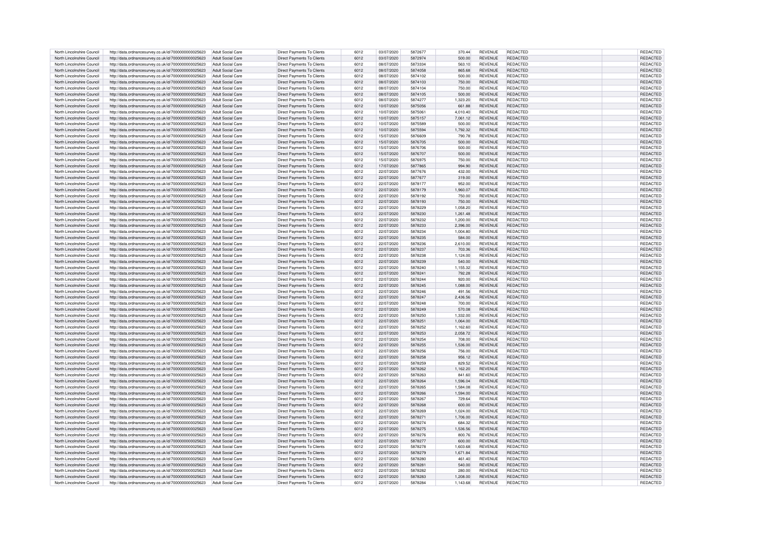| | | | | | | | | | | | |
|---|---|---|---|---|---|---|---|---|---|---|---|
| North Lincolnshire Council | http://data.ordnancesurvey.co.uk/id/7000000000025623 | Adult Social Care | Direct Payments To Clients | 6012 | 03/07/2020 | 5872677 | 370.44 | REVENUE | REDACTED | | REDACTED |
| North Lincolnshire Council | http://data.ordnancesurvey.co.uk/id/7000000000025623 | Adult Social Care | Direct Payments To Clients | 6012 | 03/07/2020 | 5872974 | 500.00 | REVENUE | REDACTED | | REDACTED |
| North Lincolnshire Council | http://data.ordnancesurvey.co.uk/id/7000000000025623 | Adult Social Care | Direct Payments To Clients | 6012 | 08/07/2020 | 5873334 | 563.10 | REVENUE | REDACTED | | REDACTED |
| North Lincolnshire Council | http://data.ordnancesurvey.co.uk/id/7000000000025623 | Adult Social Care | Direct Payments To Clients | 6012 | 08/07/2020 | 5874058 | 865.68 | REVENUE | REDACTED | | REDACTED |
| North Lincolnshire Council | http://data.ordnancesurvey.co.uk/id/7000000000025623 | Adult Social Care | Direct Payments To Clients | 6012 | 08/07/2020 | 5874102 | 500.00 | REVENUE | REDACTED | | REDACTED |
| North Lincolnshire Council | http://data.ordnancesurvey.co.uk/id/7000000000025623 | Adult Social Care | Direct Payments To Clients | 6012 | 08/07/2020 | 5874103 | 750.00 | REVENUE | REDACTED | | REDACTED |
| North Lincolnshire Council | http://data.ordnancesurvey.co.uk/id/7000000000025623 | Adult Social Care | Direct Payments To Clients | 6012 | 08/07/2020 | 5874104 | 750.00 | REVENUE | REDACTED | | REDACTED |
| North Lincolnshire Council | http://data.ordnancesurvey.co.uk/id/7000000000025623 | Adult Social Care | Direct Payments To Clients | 6012 | 08/07/2020 | 5874105 | 500.00 | REVENUE | REDACTED | | REDACTED |
| North Lincolnshire Council | http://data.ordnancesurvey.co.uk/id/7000000000025623 | Adult Social Care | Direct Payments To Clients | 6012 | 08/07/2020 | 5874277 | 1,323.20 | REVENUE | REDACTED | | REDACTED |
| North Lincolnshire Council | http://data.ordnancesurvey.co.uk/id/7000000000025623 | Adult Social Care | Direct Payments To Clients | 6012 | 10/07/2020 | 5875056 | 661.88 | REVENUE | REDACTED | | REDACTED |
| North Lincolnshire Council | http://data.ordnancesurvey.co.uk/id/7000000000025623 | Adult Social Care | Direct Payments To Clients | 6012 | 10/07/2020 | 5875061 | 4,010.40 | REVENUE | REDACTED | | REDACTED |
| North Lincolnshire Council | http://data.ordnancesurvey.co.uk/id/7000000000025623 | Adult Social Care | Direct Payments To Clients | 6012 | 10/07/2020 | 5875157 | 7,061.12 | REVENUE | REDACTED | | REDACTED |
| North Lincolnshire Council | http://data.ordnancesurvey.co.uk/id/7000000000025623 | Adult Social Care | Direct Payments To Clients | 6012 | 10/07/2020 | 5875589 | 500.00 | REVENUE | REDACTED | | REDACTED |
| North Lincolnshire Council | http://data.ordnancesurvey.co.uk/id/7000000000025623 | Adult Social Care | Direct Payments To Clients | 6012 | 10/07/2020 | 5875594 | 1,792.32 | REVENUE | REDACTED | | REDACTED |
| North Lincolnshire Council | http://data.ordnancesurvey.co.uk/id/7000000000025623 | Adult Social Care | Direct Payments To Clients | 6012 | 15/07/2020 | 5876609 | 790.78 | REVENUE | REDACTED | | REDACTED |
| North Lincolnshire Council | http://data.ordnancesurvey.co.uk/id/7000000000025623 | Adult Social Care | Direct Payments To Clients | 6012 | 15/07/2020 | 5876705 | 500.00 | REVENUE | REDACTED | | REDACTED |
| North Lincolnshire Council | http://data.ordnancesurvey.co.uk/id/7000000000025623 | Adult Social Care | Direct Payments To Clients | 6012 | 15/07/2020 | 5876706 | 500.00 | REVENUE | REDACTED | | REDACTED |
| North Lincolnshire Council | http://data.ordnancesurvey.co.uk/id/7000000000025623 | Adult Social Care | Direct Payments To Clients | 6012 | 15/07/2020 | 5876707 | 500.00 | REVENUE | REDACTED | | REDACTED |
| North Lincolnshire Council | http://data.ordnancesurvey.co.uk/id/7000000000025623 | Adult Social Care | Direct Payments To Clients | 6012 | 15/07/2020 | 5876975 | 750.00 | REVENUE | REDACTED | | REDACTED |
| North Lincolnshire Council | http://data.ordnancesurvey.co.uk/id/7000000000025623 | Adult Social Care | Direct Payments To Clients | 6012 | 17/07/2020 | 5877865 | 994.90 | REVENUE | REDACTED | | REDACTED |
| North Lincolnshire Council | http://data.ordnancesurvey.co.uk/id/7000000000025623 | Adult Social Care | Direct Payments To Clients | 6012 | 22/07/2020 | 5877676 | 432.00 | REVENUE | REDACTED | | REDACTED |
| North Lincolnshire Council | http://data.ordnancesurvey.co.uk/id/7000000000025623 | Adult Social Care | Direct Payments To Clients | 6012 | 22/07/2020 | 5877677 | 319.00 | REVENUE | REDACTED | | REDACTED |
| North Lincolnshire Council | http://data.ordnancesurvey.co.uk/id/7000000000025623 | Adult Social Care | Direct Payments To Clients | 6012 | 22/07/2020 | 5878177 | 952.00 | REVENUE | REDACTED | | REDACTED |
| North Lincolnshire Council | http://data.ordnancesurvey.co.uk/id/7000000000025623 | Adult Social Care | Direct Payments To Clients | 6012 | 22/07/2020 | 5878179 | 1,960.07 | REVENUE | REDACTED | | REDACTED |
| North Lincolnshire Council | http://data.ordnancesurvey.co.uk/id/7000000000025623 | Adult Social Care | Direct Payments To Clients | 6012 | 22/07/2020 | 5878192 | 750.00 | REVENUE | REDACTED | | REDACTED |
| North Lincolnshire Council | http://data.ordnancesurvey.co.uk/id/7000000000025623 | Adult Social Care | Direct Payments To Clients | 6012 | 22/07/2020 | 5878193 | 750.00 | REVENUE | REDACTED | | REDACTED |
| North Lincolnshire Council | http://data.ordnancesurvey.co.uk/id/7000000000025623 | Adult Social Care | Direct Payments To Clients | 6012 | 22/07/2020 | 5878229 | 1,058.20 | REVENUE | REDACTED | | REDACTED |
| North Lincolnshire Council | http://data.ordnancesurvey.co.uk/id/7000000000025623 | Adult Social Care | Direct Payments To Clients | 6012 | 22/07/2020 | 5878230 | 1,261.48 | REVENUE | REDACTED | | REDACTED |
| North Lincolnshire Council | http://data.ordnancesurvey.co.uk/id/7000000000025623 | Adult Social Care | Direct Payments To Clients | 6012 | 22/07/2020 | 5878232 | 1,200.00 | REVENUE | REDACTED | | REDACTED |
| North Lincolnshire Council | http://data.ordnancesurvey.co.uk/id/7000000000025623 | Adult Social Care | Direct Payments To Clients | 6012 | 22/07/2020 | 5878233 | 2,396.00 | REVENUE | REDACTED | | REDACTED |
| North Lincolnshire Council | http://data.ordnancesurvey.co.uk/id/7000000000025623 | Adult Social Care | Direct Payments To Clients | 6012 | 22/07/2020 | 5878234 | 1,004.80 | REVENUE | REDACTED | | REDACTED |
| North Lincolnshire Council | http://data.ordnancesurvey.co.uk/id/7000000000025623 | Adult Social Care | Direct Payments To Clients | 6012 | 22/07/2020 | 5878235 | 584.00 | REVENUE | REDACTED | | REDACTED |
| North Lincolnshire Council | http://data.ordnancesurvey.co.uk/id/7000000000025623 | Adult Social Care | Direct Payments To Clients | 6012 | 22/07/2020 | 5878236 | 2,610.00 | REVENUE | REDACTED | | REDACTED |
| North Lincolnshire Council | http://data.ordnancesurvey.co.uk/id/7000000000025623 | Adult Social Care | Direct Payments To Clients | 6012 | 22/07/2020 | 5878237 | 703.36 | REVENUE | REDACTED | | REDACTED |
| North Lincolnshire Council | http://data.ordnancesurvey.co.uk/id/7000000000025623 | Adult Social Care | Direct Payments To Clients | 6012 | 22/07/2020 | 5878238 | 1,124.00 | REVENUE | REDACTED | | REDACTED |
| North Lincolnshire Council | http://data.ordnancesurvey.co.uk/id/7000000000025623 | Adult Social Care | Direct Payments To Clients | 6012 | 22/07/2020 | 5878239 | 540.00 | REVENUE | REDACTED | | REDACTED |
| North Lincolnshire Council | http://data.ordnancesurvey.co.uk/id/7000000000025623 | Adult Social Care | Direct Payments To Clients | 6012 | 22/07/2020 | 5878240 | 1,155.32 | REVENUE | REDACTED | | REDACTED |
| North Lincolnshire Council | http://data.ordnancesurvey.co.uk/id/7000000000025623 | Adult Social Care | Direct Payments To Clients | 6012 | 22/07/2020 | 5878241 | 792.28 | REVENUE | REDACTED | | REDACTED |
| North Lincolnshire Council | http://data.ordnancesurvey.co.uk/id/7000000000025623 | Adult Social Care | Direct Payments To Clients | 6012 | 22/07/2020 | 5878244 | 920.00 | REVENUE | REDACTED | | REDACTED |
| North Lincolnshire Council | http://data.ordnancesurvey.co.uk/id/7000000000025623 | Adult Social Care | Direct Payments To Clients | 6012 | 22/07/2020 | 5878245 | 1,088.00 | REVENUE | REDACTED | | REDACTED |
| North Lincolnshire Council | http://data.ordnancesurvey.co.uk/id/7000000000025623 | Adult Social Care | Direct Payments To Clients | 6012 | 22/07/2020 | 5878246 | 491.56 | REVENUE | REDACTED | | REDACTED |
| North Lincolnshire Council | http://data.ordnancesurvey.co.uk/id/7000000000025623 | Adult Social Care | Direct Payments To Clients | 6012 | 22/07/2020 | 5878247 | 2,436.56 | REVENUE | REDACTED | | REDACTED |
| North Lincolnshire Council | http://data.ordnancesurvey.co.uk/id/7000000000025623 | Adult Social Care | Direct Payments To Clients | 6012 | 22/07/2020 | 5878248 | 700.00 | REVENUE | REDACTED | | REDACTED |
| North Lincolnshire Council | http://data.ordnancesurvey.co.uk/id/7000000000025623 | Adult Social Care | Direct Payments To Clients | 6012 | 22/07/2020 | 5878249 | 570.08 | REVENUE | REDACTED | | REDACTED |
| North Lincolnshire Council | http://data.ordnancesurvey.co.uk/id/7000000000025623 | Adult Social Care | Direct Payments To Clients | 6012 | 22/07/2020 | 5878250 | 1,332.00 | REVENUE | REDACTED | | REDACTED |
| North Lincolnshire Council | http://data.ordnancesurvey.co.uk/id/7000000000025623 | Adult Social Care | Direct Payments To Clients | 6012 | 22/07/2020 | 5878251 | 1,064.00 | REVENUE | REDACTED | | REDACTED |
| North Lincolnshire Council | http://data.ordnancesurvey.co.uk/id/7000000000025623 | Adult Social Care | Direct Payments To Clients | 6012 | 22/07/2020 | 5878252 | 1,162.60 | REVENUE | REDACTED | | REDACTED |
| North Lincolnshire Council | http://data.ordnancesurvey.co.uk/id/7000000000025623 | Adult Social Care | Direct Payments To Clients | 6012 | 22/07/2020 | 5878253 | 2,058.72 | REVENUE | REDACTED | | REDACTED |
| North Lincolnshire Council | http://data.ordnancesurvey.co.uk/id/7000000000025623 | Adult Social Care | Direct Payments To Clients | 6012 | 22/07/2020 | 5878254 | 708.00 | REVENUE | REDACTED | | REDACTED |
| North Lincolnshire Council | http://data.ordnancesurvey.co.uk/id/7000000000025623 | Adult Social Care | Direct Payments To Clients | 6012 | 22/07/2020 | 5878255 | 1,536.00 | REVENUE | REDACTED | | REDACTED |
| North Lincolnshire Council | http://data.ordnancesurvey.co.uk/id/7000000000025623 | Adult Social Care | Direct Payments To Clients | 6012 | 22/07/2020 | 5878256 | 756.00 | REVENUE | REDACTED | | REDACTED |
| North Lincolnshire Council | http://data.ordnancesurvey.co.uk/id/7000000000025623 | Adult Social Care | Direct Payments To Clients | 6012 | 22/07/2020 | 5878258 | 956.12 | REVENUE | REDACTED | | REDACTED |
| North Lincolnshire Council | http://data.ordnancesurvey.co.uk/id/7000000000025623 | Adult Social Care | Direct Payments To Clients | 6012 | 22/07/2020 | 5878259 | 829.52 | REVENUE | REDACTED | | REDACTED |
| North Lincolnshire Council | http://data.ordnancesurvey.co.uk/id/7000000000025623 | Adult Social Care | Direct Payments To Clients | 6012 | 22/07/2020 | 5878262 | 1,162.20 | REVENUE | REDACTED | | REDACTED |
| North Lincolnshire Council | http://data.ordnancesurvey.co.uk/id/7000000000025623 | Adult Social Care | Direct Payments To Clients | 6012 | 22/07/2020 | 5878263 | 841.60 | REVENUE | REDACTED | | REDACTED |
| North Lincolnshire Council | http://data.ordnancesurvey.co.uk/id/7000000000025623 | Adult Social Care | Direct Payments To Clients | 6012 | 22/07/2020 | 5878264 | 1,596.04 | REVENUE | REDACTED | | REDACTED |
| North Lincolnshire Council | http://data.ordnancesurvey.co.uk/id/7000000000025623 | Adult Social Care | Direct Payments To Clients | 6012 | 22/07/2020 | 5878265 | 1,584.08 | REVENUE | REDACTED | | REDACTED |
| North Lincolnshire Council | http://data.ordnancesurvey.co.uk/id/7000000000025623 | Adult Social Care | Direct Payments To Clients | 6012 | 22/07/2020 | 5878266 | 1,594.00 | REVENUE | REDACTED | | REDACTED |
| North Lincolnshire Council | http://data.ordnancesurvey.co.uk/id/7000000000025623 | Adult Social Care | Direct Payments To Clients | 6012 | 22/07/2020 | 5878267 | 729.64 | REVENUE | REDACTED | | REDACTED |
| North Lincolnshire Council | http://data.ordnancesurvey.co.uk/id/7000000000025623 | Adult Social Care | Direct Payments To Clients | 6012 | 22/07/2020 | 5878268 | 600.00 | REVENUE | REDACTED | | REDACTED |
| North Lincolnshire Council | http://data.ordnancesurvey.co.uk/id/7000000000025623 | Adult Social Care | Direct Payments To Clients | 6012 | 22/07/2020 | 5878269 | 1,024.00 | REVENUE | REDACTED | | REDACTED |
| North Lincolnshire Council | http://data.ordnancesurvey.co.uk/id/7000000000025623 | Adult Social Care | Direct Payments To Clients | 6012 | 22/07/2020 | 5878271 | 1,706.00 | REVENUE | REDACTED | | REDACTED |
| North Lincolnshire Council | http://data.ordnancesurvey.co.uk/id/7000000000025623 | Adult Social Care | Direct Payments To Clients | 6012 | 22/07/2020 | 5878274 | 684.32 | REVENUE | REDACTED | | REDACTED |
| North Lincolnshire Council | http://data.ordnancesurvey.co.uk/id/7000000000025623 | Adult Social Care | Direct Payments To Clients | 6012 | 22/07/2020 | 5878275 | 1,536.56 | REVENUE | REDACTED | | REDACTED |
| North Lincolnshire Council | http://data.ordnancesurvey.co.uk/id/7000000000025623 | Adult Social Care | Direct Payments To Clients | 6012 | 22/07/2020 | 5878276 | 800.76 | REVENUE | REDACTED | | REDACTED |
| North Lincolnshire Council | http://data.ordnancesurvey.co.uk/id/7000000000025623 | Adult Social Care | Direct Payments To Clients | 6012 | 22/07/2020 | 5878277 | 600.00 | REVENUE | REDACTED | | REDACTED |
| North Lincolnshire Council | http://data.ordnancesurvey.co.uk/id/7000000000025623 | Adult Social Care | Direct Payments To Clients | 6012 | 22/07/2020 | 5878278 | 1,603.68 | REVENUE | REDACTED | | REDACTED |
| North Lincolnshire Council | http://data.ordnancesurvey.co.uk/id/7000000000025623 | Adult Social Care | Direct Payments To Clients | 6012 | 22/07/2020 | 5878279 | 1,671.84 | REVENUE | REDACTED | | REDACTED |
| North Lincolnshire Council | http://data.ordnancesurvey.co.uk/id/7000000000025623 | Adult Social Care | Direct Payments To Clients | 6012 | 22/07/2020 | 5878280 | 461.40 | REVENUE | REDACTED | | REDACTED |
| North Lincolnshire Council | http://data.ordnancesurvey.co.uk/id/7000000000025623 | Adult Social Care | Direct Payments To Clients | 6012 | 22/07/2020 | 5878281 | 540.00 | REVENUE | REDACTED | | REDACTED |
| North Lincolnshire Council | http://data.ordnancesurvey.co.uk/id/7000000000025623 | Adult Social Care | Direct Payments To Clients | 6012 | 22/07/2020 | 5878282 | 280.00 | REVENUE | REDACTED | | REDACTED |
| North Lincolnshire Council | http://data.ordnancesurvey.co.uk/id/7000000000025623 | Adult Social Care | Direct Payments To Clients | 6012 | 22/07/2020 | 5878283 | 1,208.00 | REVENUE | REDACTED | | REDACTED |
| North Lincolnshire Council | http://data.ordnancesurvey.co.uk/id/7000000000025623 | Adult Social Care | Direct Payments To Clients | 6012 | 22/07/2020 | 5878284 | 1,143.68 | REVENUE | REDACTED | | REDACTED |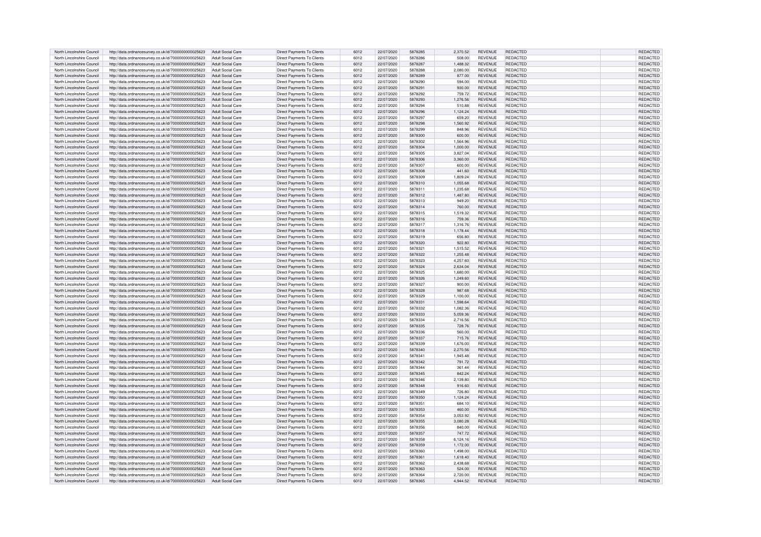| North Lincolnshire Council | http://data.ordnancesurvey.co.uk/id/7000000000025623 | Adult Social Care | Direct Payments To Clients | 6012 | 22/07/2020 | 5878285 | 2,370.52 | REVENUE | REDACTED | REDACTED |
|---|---|---|---|---|---|---|---|---|---|---|
| North Lincolnshire Council | http://data.ordnancesurvey.co.uk/id/7000000000025623 | Adult Social Care | Direct Payments To Clients | 6012 | 22/07/2020 | 5878286 | 508.00 | REVENUE | REDACTED | REDACTED |
| North Lincolnshire Council | http://data.ordnancesurvey.co.uk/id/7000000000025623 | Adult Social Care | Direct Payments To Clients | 6012 | 22/07/2020 | 5878287 | 1,488.32 | REVENUE | REDACTED | REDACTED |
| North Lincolnshire Council | http://data.ordnancesurvey.co.uk/id/7000000000025623 | Adult Social Care | Direct Payments To Clients | 6012 | 22/07/2020 | 5878288 | 2,080.00 | REVENUE | REDACTED | REDACTED |
| North Lincolnshire Council | http://data.ordnancesurvey.co.uk/id/7000000000025623 | Adult Social Care | Direct Payments To Clients | 6012 | 22/07/2020 | 5878289 | 877.00 | REVENUE | REDACTED | REDACTED |
| North Lincolnshire Council | http://data.ordnancesurvey.co.uk/id/7000000000025623 | Adult Social Care | Direct Payments To Clients | 6012 | 22/07/2020 | 5878290 | 594.00 | REVENUE | REDACTED | REDACTED |
| North Lincolnshire Council | http://data.ordnancesurvey.co.uk/id/7000000000025623 | Adult Social Care | Direct Payments To Clients | 6012 | 22/07/2020 | 5878291 | 930.00 | REVENUE | REDACTED | REDACTED |
| North Lincolnshire Council | http://data.ordnancesurvey.co.uk/id/7000000000025623 | Adult Social Care | Direct Payments To Clients | 6012 | 22/07/2020 | 5878292 | 759.72 | REVENUE | REDACTED | REDACTED |
| North Lincolnshire Council | http://data.ordnancesurvey.co.uk/id/7000000000025623 | Adult Social Care | Direct Payments To Clients | 6012 | 22/07/2020 | 5878293 | 1,276.56 | REVENUE | REDACTED | REDACTED |
| North Lincolnshire Council | http://data.ordnancesurvey.co.uk/id/7000000000025623 | Adult Social Care | Direct Payments To Clients | 6012 | 22/07/2020 | 5878294 | 510.88 | REVENUE | REDACTED | REDACTED |
| North Lincolnshire Council | http://data.ordnancesurvey.co.uk/id/7000000000025623 | Adult Social Care | Direct Payments To Clients | 6012 | 22/07/2020 | 5878296 | 1,124.24 | REVENUE | REDACTED | REDACTED |
| North Lincolnshire Council | http://data.ordnancesurvey.co.uk/id/7000000000025623 | Adult Social Care | Direct Payments To Clients | 6012 | 22/07/2020 | 5878297 | 659.20 | REVENUE | REDACTED | REDACTED |
| North Lincolnshire Council | http://data.ordnancesurvey.co.uk/id/7000000000025623 | Adult Social Care | Direct Payments To Clients | 6012 | 22/07/2020 | 5878298 | 1,560.92 | REVENUE | REDACTED | REDACTED |
| North Lincolnshire Council | http://data.ordnancesurvey.co.uk/id/7000000000025623 | Adult Social Care | Direct Payments To Clients | 6012 | 22/07/2020 | 5878299 | 848.96 | REVENUE | REDACTED | REDACTED |
| North Lincolnshire Council | http://data.ordnancesurvey.co.uk/id/7000000000025623 | Adult Social Care | Direct Payments To Clients | 6012 | 22/07/2020 | 5878300 | 600.00 | REVENUE | REDACTED | REDACTED |
| North Lincolnshire Council | http://data.ordnancesurvey.co.uk/id/7000000000025623 | Adult Social Care | Direct Payments To Clients | 6012 | 22/07/2020 | 5878302 | 1,564.96 | REVENUE | REDACTED | REDACTED |
| North Lincolnshire Council | http://data.ordnancesurvey.co.uk/id/7000000000025623 | Adult Social Care | Direct Payments To Clients | 6012 | 22/07/2020 | 5878304 | 1,000.00 | REVENUE | REDACTED | REDACTED |
| North Lincolnshire Council | http://data.ordnancesurvey.co.uk/id/7000000000025623 | Adult Social Care | Direct Payments To Clients | 6012 | 22/07/2020 | 5878305 | 3,827.04 | REVENUE | REDACTED | REDACTED |
| North Lincolnshire Council | http://data.ordnancesurvey.co.uk/id/7000000000025623 | Adult Social Care | Direct Payments To Clients | 6012 | 22/07/2020 | 5878306 | 3,360.00 | REVENUE | REDACTED | REDACTED |
| North Lincolnshire Council | http://data.ordnancesurvey.co.uk/id/7000000000025623 | Adult Social Care | Direct Payments To Clients | 6012 | 22/07/2020 | 5878307 | 600.00 | REVENUE | REDACTED | REDACTED |
| North Lincolnshire Council | http://data.ordnancesurvey.co.uk/id/7000000000025623 | Adult Social Care | Direct Payments To Clients | 6012 | 22/07/2020 | 5878308 | 441.60 | REVENUE | REDACTED | REDACTED |
| North Lincolnshire Council | http://data.ordnancesurvey.co.uk/id/7000000000025623 | Adult Social Care | Direct Payments To Clients | 6012 | 22/07/2020 | 5878309 | 1,809.24 | REVENUE | REDACTED | REDACTED |
| North Lincolnshire Council | http://data.ordnancesurvey.co.uk/id/7000000000025623 | Adult Social Care | Direct Payments To Clients | 6012 | 22/07/2020 | 5878310 | 1,055.68 | REVENUE | REDACTED | REDACTED |
| North Lincolnshire Council | http://data.ordnancesurvey.co.uk/id/7000000000025623 | Adult Social Care | Direct Payments To Clients | 6012 | 22/07/2020 | 5878311 | 1,235.68 | REVENUE | REDACTED | REDACTED |
| North Lincolnshire Council | http://data.ordnancesurvey.co.uk/id/7000000000025623 | Adult Social Care | Direct Payments To Clients | 6012 | 22/07/2020 | 5878312 | 1,487.80 | REVENUE | REDACTED | REDACTED |
| North Lincolnshire Council | http://data.ordnancesurvey.co.uk/id/7000000000025623 | Adult Social Care | Direct Payments To Clients | 6012 | 22/07/2020 | 5878313 | 949.20 | REVENUE | REDACTED | REDACTED |
| North Lincolnshire Council | http://data.ordnancesurvey.co.uk/id/7000000000025623 | Adult Social Care | Direct Payments To Clients | 6012 | 22/07/2020 | 5878314 | 760.00 | REVENUE | REDACTED | REDACTED |
| North Lincolnshire Council | http://data.ordnancesurvey.co.uk/id/7000000000025623 | Adult Social Care | Direct Payments To Clients | 6012 | 22/07/2020 | 5878315 | 1,519.32 | REVENUE | REDACTED | REDACTED |
| North Lincolnshire Council | http://data.ordnancesurvey.co.uk/id/7000000000025623 | Adult Social Care | Direct Payments To Clients | 6012 | 22/07/2020 | 5878316 | 759.36 | REVENUE | REDACTED | REDACTED |
| North Lincolnshire Council | http://data.ordnancesurvey.co.uk/id/7000000000025623 | Adult Social Care | Direct Payments To Clients | 6012 | 22/07/2020 | 5878317 | 1,316.76 | REVENUE | REDACTED | REDACTED |
| North Lincolnshire Council | http://data.ordnancesurvey.co.uk/id/7000000000025623 | Adult Social Care | Direct Payments To Clients | 6012 | 22/07/2020 | 5878318 | 1,178.44 | REVENUE | REDACTED | REDACTED |
| North Lincolnshire Council | http://data.ordnancesurvey.co.uk/id/7000000000025623 | Adult Social Care | Direct Payments To Clients | 6012 | 22/07/2020 | 5878319 | 656.80 | REVENUE | REDACTED | REDACTED |
| North Lincolnshire Council | http://data.ordnancesurvey.co.uk/id/7000000000025623 | Adult Social Care | Direct Payments To Clients | 6012 | 22/07/2020 | 5878320 | 922.80 | REVENUE | REDACTED | REDACTED |
| North Lincolnshire Council | http://data.ordnancesurvey.co.uk/id/7000000000025623 | Adult Social Care | Direct Payments To Clients | 6012 | 22/07/2020 | 5878321 | 1,515.52 | REVENUE | REDACTED | REDACTED |
| North Lincolnshire Council | http://data.ordnancesurvey.co.uk/id/7000000000025623 | Adult Social Care | Direct Payments To Clients | 6012 | 22/07/2020 | 5878322 | 1,255.48 | REVENUE | REDACTED | REDACTED |
| North Lincolnshire Council | http://data.ordnancesurvey.co.uk/id/7000000000025623 | Adult Social Care | Direct Payments To Clients | 6012 | 22/07/2020 | 5878323 | 4,257.60 | REVENUE | REDACTED | REDACTED |
| North Lincolnshire Council | http://data.ordnancesurvey.co.uk/id/7000000000025623 | Adult Social Care | Direct Payments To Clients | 6012 | 22/07/2020 | 5878324 | 2,634.04 | REVENUE | REDACTED | REDACTED |
| North Lincolnshire Council | http://data.ordnancesurvey.co.uk/id/7000000000025623 | Adult Social Care | Direct Payments To Clients | 6012 | 22/07/2020 | 5878325 | 1,680.00 | REVENUE | REDACTED | REDACTED |
| North Lincolnshire Council | http://data.ordnancesurvey.co.uk/id/7000000000025623 | Adult Social Care | Direct Payments To Clients | 6012 | 22/07/2020 | 5878326 | 1,249.60 | REVENUE | REDACTED | REDACTED |
| North Lincolnshire Council | http://data.ordnancesurvey.co.uk/id/7000000000025623 | Adult Social Care | Direct Payments To Clients | 6012 | 22/07/2020 | 5878327 | 900.00 | REVENUE | REDACTED | REDACTED |
| North Lincolnshire Council | http://data.ordnancesurvey.co.uk/id/7000000000025623 | Adult Social Care | Direct Payments To Clients | 6012 | 22/07/2020 | 5878328 | 987.68 | REVENUE | REDACTED | REDACTED |
| North Lincolnshire Council | http://data.ordnancesurvey.co.uk/id/7000000000025623 | Adult Social Care | Direct Payments To Clients | 6012 | 22/07/2020 | 5878329 | 1,100.00 | REVENUE | REDACTED | REDACTED |
| North Lincolnshire Council | http://data.ordnancesurvey.co.uk/id/7000000000025623 | Adult Social Care | Direct Payments To Clients | 6012 | 22/07/2020 | 5878331 | 1,598.64 | REVENUE | REDACTED | REDACTED |
| North Lincolnshire Council | http://data.ordnancesurvey.co.uk/id/7000000000025623 | Adult Social Care | Direct Payments To Clients | 6012 | 22/07/2020 | 5878332 | 1,082.36 | REVENUE | REDACTED | REDACTED |
| North Lincolnshire Council | http://data.ordnancesurvey.co.uk/id/7000000000025623 | Adult Social Care | Direct Payments To Clients | 6012 | 22/07/2020 | 5878333 | 5,059.36 | REVENUE | REDACTED | REDACTED |
| North Lincolnshire Council | http://data.ordnancesurvey.co.uk/id/7000000000025623 | Adult Social Care | Direct Payments To Clients | 6012 | 22/07/2020 | 5878334 | 2,716.56 | REVENUE | REDACTED | REDACTED |
| North Lincolnshire Council | http://data.ordnancesurvey.co.uk/id/7000000000025623 | Adult Social Care | Direct Payments To Clients | 6012 | 22/07/2020 | 5878335 | 728.76 | REVENUE | REDACTED | REDACTED |
| North Lincolnshire Council | http://data.ordnancesurvey.co.uk/id/7000000000025623 | Adult Social Care | Direct Payments To Clients | 6012 | 22/07/2020 | 5878336 | 560.00 | REVENUE | REDACTED | REDACTED |
| North Lincolnshire Council | http://data.ordnancesurvey.co.uk/id/7000000000025623 | Adult Social Care | Direct Payments To Clients | 6012 | 22/07/2020 | 5878337 | 715.76 | REVENUE | REDACTED | REDACTED |
| North Lincolnshire Council | http://data.ordnancesurvey.co.uk/id/7000000000025623 | Adult Social Care | Direct Payments To Clients | 6012 | 22/07/2020 | 5878339 | 1,676.00 | REVENUE | REDACTED | REDACTED |
| North Lincolnshire Council | http://data.ordnancesurvey.co.uk/id/7000000000025623 | Adult Social Care | Direct Payments To Clients | 6012 | 22/07/2020 | 5878340 | 2,270.56 | REVENUE | REDACTED | REDACTED |
| North Lincolnshire Council | http://data.ordnancesurvey.co.uk/id/7000000000025623 | Adult Social Care | Direct Payments To Clients | 6012 | 22/07/2020 | 5878341 | 1,945.48 | REVENUE | REDACTED | REDACTED |
| North Lincolnshire Council | http://data.ordnancesurvey.co.uk/id/7000000000025623 | Adult Social Care | Direct Payments To Clients | 6012 | 22/07/2020 | 5878342 | 791.72 | REVENUE | REDACTED | REDACTED |
| North Lincolnshire Council | http://data.ordnancesurvey.co.uk/id/7000000000025623 | Adult Social Care | Direct Payments To Clients | 6012 | 22/07/2020 | 5878344 | 361.44 | REVENUE | REDACTED | REDACTED |
| North Lincolnshire Council | http://data.ordnancesurvey.co.uk/id/7000000000025623 | Adult Social Care | Direct Payments To Clients | 6012 | 22/07/2020 | 5878345 | 842.24 | REVENUE | REDACTED | REDACTED |
| North Lincolnshire Council | http://data.ordnancesurvey.co.uk/id/7000000000025623 | Adult Social Care | Direct Payments To Clients | 6012 | 22/07/2020 | 5878346 | 2,139.80 | REVENUE | REDACTED | REDACTED |
| North Lincolnshire Council | http://data.ordnancesurvey.co.uk/id/7000000000025623 | Adult Social Care | Direct Payments To Clients | 6012 | 22/07/2020 | 5878348 | 916.60 | REVENUE | REDACTED | REDACTED |
| North Lincolnshire Council | http://data.ordnancesurvey.co.uk/id/7000000000025623 | Adult Social Care | Direct Payments To Clients | 6012 | 22/07/2020 | 5878349 | 726.80 | REVENUE | REDACTED | REDACTED |
| North Lincolnshire Council | http://data.ordnancesurvey.co.uk/id/7000000000025623 | Adult Social Care | Direct Payments To Clients | 6012 | 22/07/2020 | 5878350 | 1,124.24 | REVENUE | REDACTED | REDACTED |
| North Lincolnshire Council | http://data.ordnancesurvey.co.uk/id/7000000000025623 | Adult Social Care | Direct Payments To Clients | 6012 | 22/07/2020 | 5878351 | 684.10 | REVENUE | REDACTED | REDACTED |
| North Lincolnshire Council | http://data.ordnancesurvey.co.uk/id/7000000000025623 | Adult Social Care | Direct Payments To Clients | 6012 | 22/07/2020 | 5878353 | 460.00 | REVENUE | REDACTED | REDACTED |
| North Lincolnshire Council | http://data.ordnancesurvey.co.uk/id/7000000000025623 | Adult Social Care | Direct Payments To Clients | 6012 | 22/07/2020 | 5878354 | 3,053.92 | REVENUE | REDACTED | REDACTED |
| North Lincolnshire Council | http://data.ordnancesurvey.co.uk/id/7000000000025623 | Adult Social Care | Direct Payments To Clients | 6012 | 22/07/2020 | 5878355 | 3,080.28 | REVENUE | REDACTED | REDACTED |
| North Lincolnshire Council | http://data.ordnancesurvey.co.uk/id/7000000000025623 | Adult Social Care | Direct Payments To Clients | 6012 | 22/07/2020 | 5878356 | 840.00 | REVENUE | REDACTED | REDACTED |
| North Lincolnshire Council | http://data.ordnancesurvey.co.uk/id/7000000000025623 | Adult Social Care | Direct Payments To Clients | 6012 | 22/07/2020 | 5878357 | 747.72 | REVENUE | REDACTED | REDACTED |
| North Lincolnshire Council | http://data.ordnancesurvey.co.uk/id/7000000000025623 | Adult Social Care | Direct Payments To Clients | 6012 | 22/07/2020 | 5878358 | 6,124.16 | REVENUE | REDACTED | REDACTED |
| North Lincolnshire Council | http://data.ordnancesurvey.co.uk/id/7000000000025623 | Adult Social Care | Direct Payments To Clients | 6012 | 22/07/2020 | 5878359 | 1,172.00 | REVENUE | REDACTED | REDACTED |
| North Lincolnshire Council | http://data.ordnancesurvey.co.uk/id/7000000000025623 | Adult Social Care | Direct Payments To Clients | 6012 | 22/07/2020 | 5878360 | 1,498.00 | REVENUE | REDACTED | REDACTED |
| North Lincolnshire Council | http://data.ordnancesurvey.co.uk/id/7000000000025623 | Adult Social Care | Direct Payments To Clients | 6012 | 22/07/2020 | 5878361 | 1,618.40 | REVENUE | REDACTED | REDACTED |
| North Lincolnshire Council | http://data.ordnancesurvey.co.uk/id/7000000000025623 | Adult Social Care | Direct Payments To Clients | 6012 | 22/07/2020 | 5878362 | 2,438.68 | REVENUE | REDACTED | REDACTED |
| North Lincolnshire Council | http://data.ordnancesurvey.co.uk/id/7000000000025623 | Adult Social Care | Direct Payments To Clients | 6012 | 22/07/2020 | 5878363 | 524.00 | REVENUE | REDACTED | REDACTED |
| North Lincolnshire Council | http://data.ordnancesurvey.co.uk/id/7000000000025623 | Adult Social Care | Direct Payments To Clients | 6012 | 22/07/2020 | 5878364 | 2,720.00 | REVENUE | REDACTED | REDACTED |
| North Lincolnshire Council | http://data.ordnancesurvey.co.uk/id/7000000000025623 | Adult Social Care | Direct Payments To Clients | 6012 | 22/07/2020 | 5878365 | 4,944.52 | REVENUE | REDACTED | REDACTED |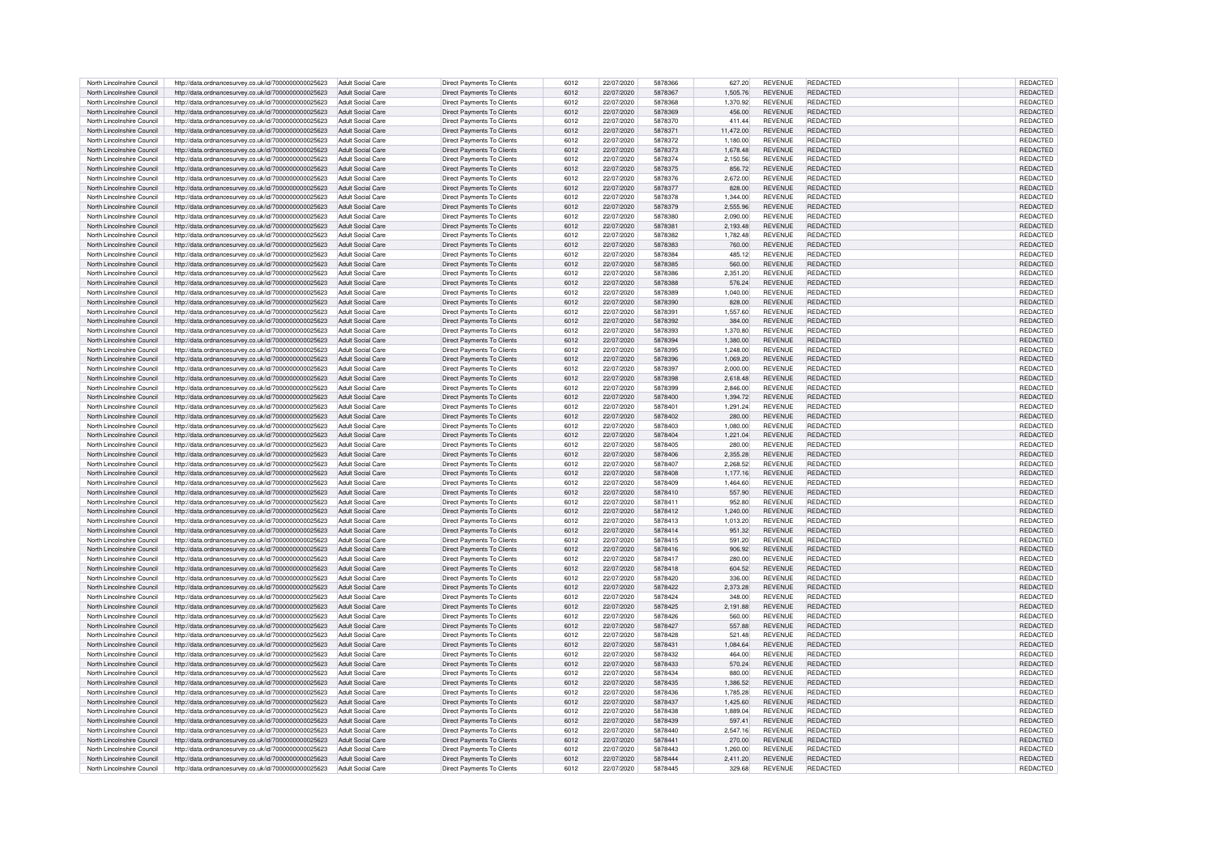| North Lincolnshire Council | http://data.ordnancesurvey.co.uk/id/7000000000025623 | Adult Social Care | Direct Payments To Clients | 6012 | 22/07/2020 | 5878366 | 627.20 | REVENUE | REDACTED | REDACTED |
|---|---|---|---|---|---|---|---|---|---|---|
| North Lincolnshire Council | http://data.ordnancesurvey.co.uk/id/7000000000025623 | Adult Social Care | Direct Payments To Clients | 6012 | 22/07/2020 | 5878367 | 1,505.76 | REVENUE | REDACTED | REDACTED |
| North Lincolnshire Council | http://data.ordnancesurvey.co.uk/id/7000000000025623 | Adult Social Care | Direct Payments To Clients | 6012 | 22/07/2020 | 5878368 | 1,370.92 | REVENUE | REDACTED | REDACTED |
| North Lincolnshire Council | http://data.ordnancesurvey.co.uk/id/7000000000025623 | Adult Social Care | Direct Payments To Clients | 6012 | 22/07/2020 | 5878369 | 456.00 | REVENUE | REDACTED | REDACTED |
| North Lincolnshire Council | http://data.ordnancesurvey.co.uk/id/7000000000025623 | Adult Social Care | Direct Payments To Clients | 6012 | 22/07/2020 | 5878370 | 411.44 | REVENUE | REDACTED | REDACTED |
| North Lincolnshire Council | http://data.ordnancesurvey.co.uk/id/7000000000025623 | Adult Social Care | Direct Payments To Clients | 6012 | 22/07/2020 | 5878371 | 11,472.00 | REVENUE | REDACTED | REDACTED |
| North Lincolnshire Council | http://data.ordnancesurvey.co.uk/id/7000000000025623 | Adult Social Care | Direct Payments To Clients | 6012 | 22/07/2020 | 5878372 | 1,180.00 | REVENUE | REDACTED | REDACTED |
| North Lincolnshire Council | http://data.ordnancesurvey.co.uk/id/7000000000025623 | Adult Social Care | Direct Payments To Clients | 6012 | 22/07/2020 | 5878373 | 1,678.48 | REVENUE | REDACTED | REDACTED |
| North Lincolnshire Council | http://data.ordnancesurvey.co.uk/id/7000000000025623 | Adult Social Care | Direct Payments To Clients | 6012 | 22/07/2020 | 5878374 | 2,150.56 | REVENUE | REDACTED | REDACTED |
| North Lincolnshire Council | http://data.ordnancesurvey.co.uk/id/7000000000025623 | Adult Social Care | Direct Payments To Clients | 6012 | 22/07/2020 | 5878375 | 856.72 | REVENUE | REDACTED | REDACTED |
| North Lincolnshire Council | http://data.ordnancesurvey.co.uk/id/7000000000025623 | Adult Social Care | Direct Payments To Clients | 6012 | 22/07/2020 | 5878376 | 2,672.00 | REVENUE | REDACTED | REDACTED |
| North Lincolnshire Council | http://data.ordnancesurvey.co.uk/id/7000000000025623 | Adult Social Care | Direct Payments To Clients | 6012 | 22/07/2020 | 5878377 | 828.00 | REVENUE | REDACTED | REDACTED |
| North Lincolnshire Council | http://data.ordnancesurvey.co.uk/id/7000000000025623 | Adult Social Care | Direct Payments To Clients | 6012 | 22/07/2020 | 5878378 | 1,344.00 | REVENUE | REDACTED | REDACTED |
| North Lincolnshire Council | http://data.ordnancesurvey.co.uk/id/7000000000025623 | Adult Social Care | Direct Payments To Clients | 6012 | 22/07/2020 | 5878379 | 2,555.96 | REVENUE | REDACTED | REDACTED |
| North Lincolnshire Council | http://data.ordnancesurvey.co.uk/id/7000000000025623 | Adult Social Care | Direct Payments To Clients | 6012 | 22/07/2020 | 5878380 | 2,090.00 | REVENUE | REDACTED | REDACTED |
| North Lincolnshire Council | http://data.ordnancesurvey.co.uk/id/7000000000025623 | Adult Social Care | Direct Payments To Clients | 6012 | 22/07/2020 | 5878381 | 2,193.48 | REVENUE | REDACTED | REDACTED |
| North Lincolnshire Council | http://data.ordnancesurvey.co.uk/id/7000000000025623 | Adult Social Care | Direct Payments To Clients | 6012 | 22/07/2020 | 5878382 | 1,782.48 | REVENUE | REDACTED | REDACTED |
| North Lincolnshire Council | http://data.ordnancesurvey.co.uk/id/7000000000025623 | Adult Social Care | Direct Payments To Clients | 6012 | 22/07/2020 | 5878383 | 760.00 | REVENUE | REDACTED | REDACTED |
| North Lincolnshire Council | http://data.ordnancesurvey.co.uk/id/7000000000025623 | Adult Social Care | Direct Payments To Clients | 6012 | 22/07/2020 | 5878384 | 485.12 | REVENUE | REDACTED | REDACTED |
| North Lincolnshire Council | http://data.ordnancesurvey.co.uk/id/7000000000025623 | Adult Social Care | Direct Payments To Clients | 6012 | 22/07/2020 | 5878385 | 560.00 | REVENUE | REDACTED | REDACTED |
| North Lincolnshire Council | http://data.ordnancesurvey.co.uk/id/7000000000025623 | Adult Social Care | Direct Payments To Clients | 6012 | 22/07/2020 | 5878386 | 2,351.20 | REVENUE | REDACTED | REDACTED |
| North Lincolnshire Council | http://data.ordnancesurvey.co.uk/id/7000000000025623 | Adult Social Care | Direct Payments To Clients | 6012 | 22/07/2020 | 5878388 | 576.24 | REVENUE | REDACTED | REDACTED |
| North Lincolnshire Council | http://data.ordnancesurvey.co.uk/id/7000000000025623 | Adult Social Care | Direct Payments To Clients | 6012 | 22/07/2020 | 5878389 | 1,040.00 | REVENUE | REDACTED | REDACTED |
| North Lincolnshire Council | http://data.ordnancesurvey.co.uk/id/7000000000025623 | Adult Social Care | Direct Payments To Clients | 6012 | 22/07/2020 | 5878390 | 828.00 | REVENUE | REDACTED | REDACTED |
| North Lincolnshire Council | http://data.ordnancesurvey.co.uk/id/7000000000025623 | Adult Social Care | Direct Payments To Clients | 6012 | 22/07/2020 | 5878391 | 1,557.60 | REVENUE | REDACTED | REDACTED |
| North Lincolnshire Council | http://data.ordnancesurvey.co.uk/id/7000000000025623 | Adult Social Care | Direct Payments To Clients | 6012 | 22/07/2020 | 5878392 | 384.00 | REVENUE | REDACTED | REDACTED |
| North Lincolnshire Council | http://data.ordnancesurvey.co.uk/id/7000000000025623 | Adult Social Care | Direct Payments To Clients | 6012 | 22/07/2020 | 5878393 | 1,370.80 | REVENUE | REDACTED | REDACTED |
| North Lincolnshire Council | http://data.ordnancesurvey.co.uk/id/7000000000025623 | Adult Social Care | Direct Payments To Clients | 6012 | 22/07/2020 | 5878394 | 1,380.00 | REVENUE | REDACTED | REDACTED |
| North Lincolnshire Council | http://data.ordnancesurvey.co.uk/id/7000000000025623 | Adult Social Care | Direct Payments To Clients | 6012 | 22/07/2020 | 5878395 | 1,248.00 | REVENUE | REDACTED | REDACTED |
| North Lincolnshire Council | http://data.ordnancesurvey.co.uk/id/7000000000025623 | Adult Social Care | Direct Payments To Clients | 6012 | 22/07/2020 | 5878396 | 1,069.20 | REVENUE | REDACTED | REDACTED |
| North Lincolnshire Council | http://data.ordnancesurvey.co.uk/id/7000000000025623 | Adult Social Care | Direct Payments To Clients | 6012 | 22/07/2020 | 5878397 | 2,000.00 | REVENUE | REDACTED | REDACTED |
| North Lincolnshire Council | http://data.ordnancesurvey.co.uk/id/7000000000025623 | Adult Social Care | Direct Payments To Clients | 6012 | 22/07/2020 | 5878398 | 2,618.48 | REVENUE | REDACTED | REDACTED |
| North Lincolnshire Council | http://data.ordnancesurvey.co.uk/id/7000000000025623 | Adult Social Care | Direct Payments To Clients | 6012 | 22/07/2020 | 5878399 | 2,846.00 | REVENUE | REDACTED | REDACTED |
| North Lincolnshire Council | http://data.ordnancesurvey.co.uk/id/7000000000025623 | Adult Social Care | Direct Payments To Clients | 6012 | 22/07/2020 | 5878400 | 1,394.72 | REVENUE | REDACTED | REDACTED |
| North Lincolnshire Council | http://data.ordnancesurvey.co.uk/id/7000000000025623 | Adult Social Care | Direct Payments To Clients | 6012 | 22/07/2020 | 5878401 | 1,291.24 | REVENUE | REDACTED | REDACTED |
| North Lincolnshire Council | http://data.ordnancesurvey.co.uk/id/7000000000025623 | Adult Social Care | Direct Payments To Clients | 6012 | 22/07/2020 | 5878402 | 280.00 | REVENUE | REDACTED | REDACTED |
| North Lincolnshire Council | http://data.ordnancesurvey.co.uk/id/7000000000025623 | Adult Social Care | Direct Payments To Clients | 6012 | 22/07/2020 | 5878403 | 1,080.00 | REVENUE | REDACTED | REDACTED |
| North Lincolnshire Council | http://data.ordnancesurvey.co.uk/id/7000000000025623 | Adult Social Care | Direct Payments To Clients | 6012 | 22/07/2020 | 5878404 | 1,221.04 | REVENUE | REDACTED | REDACTED |
| North Lincolnshire Council | http://data.ordnancesurvey.co.uk/id/7000000000025623 | Adult Social Care | Direct Payments To Clients | 6012 | 22/07/2020 | 5878405 | 280.00 | REVENUE | REDACTED | REDACTED |
| North Lincolnshire Council | http://data.ordnancesurvey.co.uk/id/7000000000025623 | Adult Social Care | Direct Payments To Clients | 6012 | 22/07/2020 | 5878406 | 2,355.28 | REVENUE | REDACTED | REDACTED |
| North Lincolnshire Council | http://data.ordnancesurvey.co.uk/id/7000000000025623 | Adult Social Care | Direct Payments To Clients | 6012 | 22/07/2020 | 5878407 | 2,268.52 | REVENUE | REDACTED | REDACTED |
| North Lincolnshire Council | http://data.ordnancesurvey.co.uk/id/7000000000025623 | Adult Social Care | Direct Payments To Clients | 6012 | 22/07/2020 | 5878408 | 1,177.16 | REVENUE | REDACTED | REDACTED |
| North Lincolnshire Council | http://data.ordnancesurvey.co.uk/id/7000000000025623 | Adult Social Care | Direct Payments To Clients | 6012 | 22/07/2020 | 5878409 | 1,464.60 | REVENUE | REDACTED | REDACTED |
| North Lincolnshire Council | http://data.ordnancesurvey.co.uk/id/7000000000025623 | Adult Social Care | Direct Payments To Clients | 6012 | 22/07/2020 | 5878410 | 557.90 | REVENUE | REDACTED | REDACTED |
| North Lincolnshire Council | http://data.ordnancesurvey.co.uk/id/7000000000025623 | Adult Social Care | Direct Payments To Clients | 6012 | 22/07/2020 | 5878411 | 952.80 | REVENUE | REDACTED | REDACTED |
| North Lincolnshire Council | http://data.ordnancesurvey.co.uk/id/7000000000025623 | Adult Social Care | Direct Payments To Clients | 6012 | 22/07/2020 | 5878412 | 1,240.00 | REVENUE | REDACTED | REDACTED |
| North Lincolnshire Council | http://data.ordnancesurvey.co.uk/id/7000000000025623 | Adult Social Care | Direct Payments To Clients | 6012 | 22/07/2020 | 5878413 | 1,013.20 | REVENUE | REDACTED | REDACTED |
| North Lincolnshire Council | http://data.ordnancesurvey.co.uk/id/7000000000025623 | Adult Social Care | Direct Payments To Clients | 6012 | 22/07/2020 | 5878414 | 951.32 | REVENUE | REDACTED | REDACTED |
| North Lincolnshire Council | http://data.ordnancesurvey.co.uk/id/7000000000025623 | Adult Social Care | Direct Payments To Clients | 6012 | 22/07/2020 | 5878415 | 591.20 | REVENUE | REDACTED | REDACTED |
| North Lincolnshire Council | http://data.ordnancesurvey.co.uk/id/7000000000025623 | Adult Social Care | Direct Payments To Clients | 6012 | 22/07/2020 | 5878416 | 906.92 | REVENUE | REDACTED | REDACTED |
| North Lincolnshire Council | http://data.ordnancesurvey.co.uk/id/7000000000025623 | Adult Social Care | Direct Payments To Clients | 6012 | 22/07/2020 | 5878417 | 280.00 | REVENUE | REDACTED | REDACTED |
| North Lincolnshire Council | http://data.ordnancesurvey.co.uk/id/7000000000025623 | Adult Social Care | Direct Payments To Clients | 6012 | 22/07/2020 | 5878418 | 604.52 | REVENUE | REDACTED | REDACTED |
| North Lincolnshire Council | http://data.ordnancesurvey.co.uk/id/7000000000025623 | Adult Social Care | Direct Payments To Clients | 6012 | 22/07/2020 | 5878420 | 336.00 | REVENUE | REDACTED | REDACTED |
| North Lincolnshire Council | http://data.ordnancesurvey.co.uk/id/7000000000025623 | Adult Social Care | Direct Payments To Clients | 6012 | 22/07/2020 | 5878422 | 2,373.28 | REVENUE | REDACTED | REDACTED |
| North Lincolnshire Council | http://data.ordnancesurvey.co.uk/id/7000000000025623 | Adult Social Care | Direct Payments To Clients | 6012 | 22/07/2020 | 5878424 | 348.00 | REVENUE | REDACTED | REDACTED |
| North Lincolnshire Council | http://data.ordnancesurvey.co.uk/id/7000000000025623 | Adult Social Care | Direct Payments To Clients | 6012 | 22/07/2020 | 5878425 | 2,191.88 | REVENUE | REDACTED | REDACTED |
| North Lincolnshire Council | http://data.ordnancesurvey.co.uk/id/7000000000025623 | Adult Social Care | Direct Payments To Clients | 6012 | 22/07/2020 | 5878426 | 560.00 | REVENUE | REDACTED | REDACTED |
| North Lincolnshire Council | http://data.ordnancesurvey.co.uk/id/7000000000025623 | Adult Social Care | Direct Payments To Clients | 6012 | 22/07/2020 | 5878427 | 557.88 | REVENUE | REDACTED | REDACTED |
| North Lincolnshire Council | http://data.ordnancesurvey.co.uk/id/7000000000025623 | Adult Social Care | Direct Payments To Clients | 6012 | 22/07/2020 | 5878428 | 521.48 | REVENUE | REDACTED | REDACTED |
| North Lincolnshire Council | http://data.ordnancesurvey.co.uk/id/7000000000025623 | Adult Social Care | Direct Payments To Clients | 6012 | 22/07/2020 | 5878431 | 1,084.64 | REVENUE | REDACTED | REDACTED |
| North Lincolnshire Council | http://data.ordnancesurvey.co.uk/id/7000000000025623 | Adult Social Care | Direct Payments To Clients | 6012 | 22/07/2020 | 5878432 | 464.00 | REVENUE | REDACTED | REDACTED |
| North Lincolnshire Council | http://data.ordnancesurvey.co.uk/id/7000000000025623 | Adult Social Care | Direct Payments To Clients | 6012 | 22/07/2020 | 5878433 | 570.24 | REVENUE | REDACTED | REDACTED |
| North Lincolnshire Council | http://data.ordnancesurvey.co.uk/id/7000000000025623 | Adult Social Care | Direct Payments To Clients | 6012 | 22/07/2020 | 5878434 | 880.00 | REVENUE | REDACTED | REDACTED |
| North Lincolnshire Council | http://data.ordnancesurvey.co.uk/id/7000000000025623 | Adult Social Care | Direct Payments To Clients | 6012 | 22/07/2020 | 5878435 | 1,386.52 | REVENUE | REDACTED | REDACTED |
| North Lincolnshire Council | http://data.ordnancesurvey.co.uk/id/7000000000025623 | Adult Social Care | Direct Payments To Clients | 6012 | 22/07/2020 | 5878436 | 1,785.28 | REVENUE | REDACTED | REDACTED |
| North Lincolnshire Council | http://data.ordnancesurvey.co.uk/id/7000000000025623 | Adult Social Care | Direct Payments To Clients | 6012 | 22/07/2020 | 5878437 | 1,425.60 | REVENUE | REDACTED | REDACTED |
| North Lincolnshire Council | http://data.ordnancesurvey.co.uk/id/7000000000025623 | Adult Social Care | Direct Payments To Clients | 6012 | 22/07/2020 | 5878438 | 1,889.04 | REVENUE | REDACTED | REDACTED |
| North Lincolnshire Council | http://data.ordnancesurvey.co.uk/id/7000000000025623 | Adult Social Care | Direct Payments To Clients | 6012 | 22/07/2020 | 5878439 | 597.41 | REVENUE | REDACTED | REDACTED |
| North Lincolnshire Council | http://data.ordnancesurvey.co.uk/id/7000000000025623 | Adult Social Care | Direct Payments To Clients | 6012 | 22/07/2020 | 5878440 | 2,547.16 | REVENUE | REDACTED | REDACTED |
| North Lincolnshire Council | http://data.ordnancesurvey.co.uk/id/7000000000025623 | Adult Social Care | Direct Payments To Clients | 6012 | 22/07/2020 | 5878441 | 270.00 | REVENUE | REDACTED | REDACTED |
| North Lincolnshire Council | http://data.ordnancesurvey.co.uk/id/7000000000025623 | Adult Social Care | Direct Payments To Clients | 6012 | 22/07/2020 | 5878443 | 1,260.00 | REVENUE | REDACTED | REDACTED |
| North Lincolnshire Council | http://data.ordnancesurvey.co.uk/id/7000000000025623 | Adult Social Care | Direct Payments To Clients | 6012 | 22/07/2020 | 5878444 | 2,411.20 | REVENUE | REDACTED | REDACTED |
| North Lincolnshire Council | http://data.ordnancesurvey.co.uk/id/7000000000025623 | Adult Social Care | Direct Payments To Clients | 6012 | 22/07/2020 | 5878445 | 329.68 | REVENUE | REDACTED | REDACTED |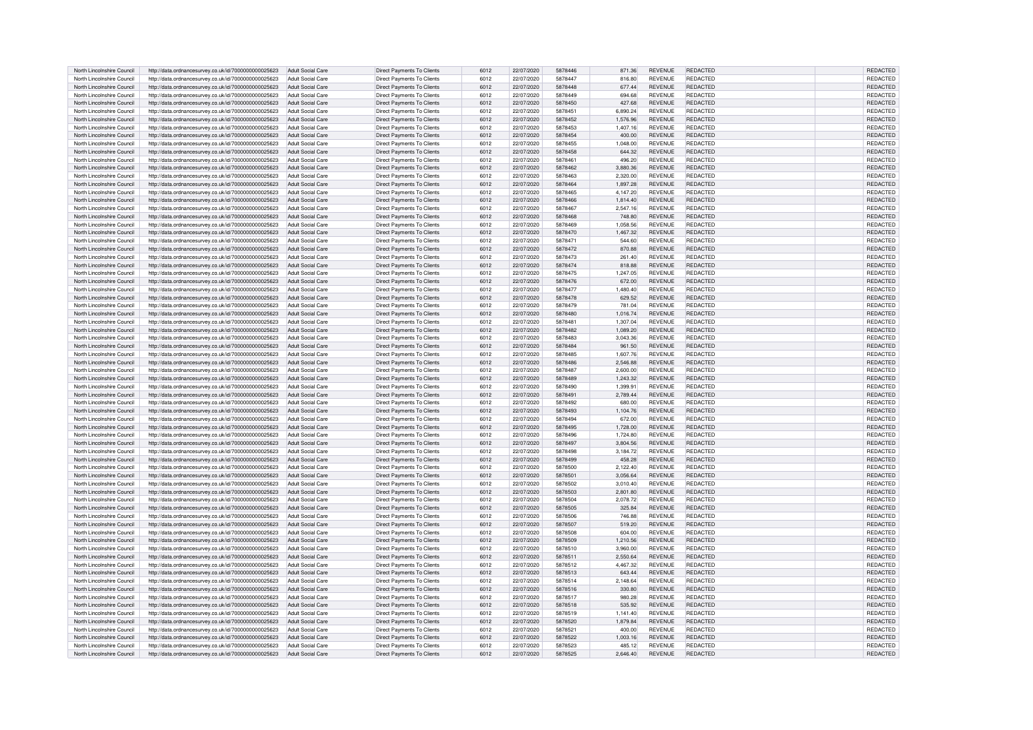| North Lincolnshire Council | http://data.ordnancesurvey.co.uk/id/7000000000025623 | Adult Social Care | Direct Payments To Clients | 6012 | 22/07/2020 | 5878446 | 871.36 | REVENUE | REDACTED | REDACTED |
|---|---|---|---|---|---|---|---|---|---|---|
| North Lincolnshire Council | http://data.ordnancesurvey.co.uk/id/7000000000025623 | Adult Social Care | Direct Payments To Clients | 6012 | 22/07/2020 | 5878447 | 816.80 | REVENUE | REDACTED | REDACTED |
| North Lincolnshire Council | http://data.ordnancesurvey.co.uk/id/7000000000025623 | Adult Social Care | Direct Payments To Clients | 6012 | 22/07/2020 | 5878448 | 677.44 | REVENUE | REDACTED | REDACTED |
| North Lincolnshire Council | http://data.ordnancesurvey.co.uk/id/7000000000025623 | Adult Social Care | Direct Payments To Clients | 6012 | 22/07/2020 | 5878449 | 694.68 | REVENUE | REDACTED | REDACTED |
| North Lincolnshire Council | http://data.ordnancesurvey.co.uk/id/7000000000025623 | Adult Social Care | Direct Payments To Clients | 6012 | 22/07/2020 | 5878450 | 427.68 | REVENUE | REDACTED | REDACTED |
| North Lincolnshire Council | http://data.ordnancesurvey.co.uk/id/7000000000025623 | Adult Social Care | Direct Payments To Clients | 6012 | 22/07/2020 | 5878451 | 6,890.24 | REVENUE | REDACTED | REDACTED |
| North Lincolnshire Council | http://data.ordnancesurvey.co.uk/id/7000000000025623 | Adult Social Care | Direct Payments To Clients | 6012 | 22/07/2020 | 5878452 | 1,576.96 | REVENUE | REDACTED | REDACTED |
| North Lincolnshire Council | http://data.ordnancesurvey.co.uk/id/7000000000025623 | Adult Social Care | Direct Payments To Clients | 6012 | 22/07/2020 | 5878453 | 1,407.16 | REVENUE | REDACTED | REDACTED |
| North Lincolnshire Council | http://data.ordnancesurvey.co.uk/id/7000000000025623 | Adult Social Care | Direct Payments To Clients | 6012 | 22/07/2020 | 5878454 | 400.00 | REVENUE | REDACTED | REDACTED |
| North Lincolnshire Council | http://data.ordnancesurvey.co.uk/id/7000000000025623 | Adult Social Care | Direct Payments To Clients | 6012 | 22/07/2020 | 5878455 | 1,048.00 | REVENUE | REDACTED | REDACTED |
| North Lincolnshire Council | http://data.ordnancesurvey.co.uk/id/7000000000025623 | Adult Social Care | Direct Payments To Clients | 6012 | 22/07/2020 | 5878458 | 644.32 | REVENUE | REDACTED | REDACTED |
| North Lincolnshire Council | http://data.ordnancesurvey.co.uk/id/7000000000025623 | Adult Social Care | Direct Payments To Clients | 6012 | 22/07/2020 | 5878461 | 496.20 | REVENUE | REDACTED | REDACTED |
| North Lincolnshire Council | http://data.ordnancesurvey.co.uk/id/7000000000025623 | Adult Social Care | Direct Payments To Clients | 6012 | 22/07/2020 | 5878462 | 3,880.36 | REVENUE | REDACTED | REDACTED |
| North Lincolnshire Council | http://data.ordnancesurvey.co.uk/id/7000000000025623 | Adult Social Care | Direct Payments To Clients | 6012 | 22/07/2020 | 5878463 | 2,320.00 | REVENUE | REDACTED | REDACTED |
| North Lincolnshire Council | http://data.ordnancesurvey.co.uk/id/7000000000025623 | Adult Social Care | Direct Payments To Clients | 6012 | 22/07/2020 | 5878464 | 1,897.28 | REVENUE | REDACTED | REDACTED |
| North Lincolnshire Council | http://data.ordnancesurvey.co.uk/id/7000000000025623 | Adult Social Care | Direct Payments To Clients | 6012 | 22/07/2020 | 5878465 | 4,147.20 | REVENUE | REDACTED | REDACTED |
| North Lincolnshire Council | http://data.ordnancesurvey.co.uk/id/7000000000025623 | Adult Social Care | Direct Payments To Clients | 6012 | 22/07/2020 | 5878466 | 1,814.40 | REVENUE | REDACTED | REDACTED |
| North Lincolnshire Council | http://data.ordnancesurvey.co.uk/id/7000000000025623 | Adult Social Care | Direct Payments To Clients | 6012 | 22/07/2020 | 5878467 | 2,547.16 | REVENUE | REDACTED | REDACTED |
| North Lincolnshire Council | http://data.ordnancesurvey.co.uk/id/7000000000025623 | Adult Social Care | Direct Payments To Clients | 6012 | 22/07/2020 | 5878468 | 748.80 | REVENUE | REDACTED | REDACTED |
| North Lincolnshire Council | http://data.ordnancesurvey.co.uk/id/7000000000025623 | Adult Social Care | Direct Payments To Clients | 6012 | 22/07/2020 | 5878469 | 1,058.56 | REVENUE | REDACTED | REDACTED |
| North Lincolnshire Council | http://data.ordnancesurvey.co.uk/id/7000000000025623 | Adult Social Care | Direct Payments To Clients | 6012 | 22/07/2020 | 5878470 | 1,467.32 | REVENUE | REDACTED | REDACTED |
| North Lincolnshire Council | http://data.ordnancesurvey.co.uk/id/7000000000025623 | Adult Social Care | Direct Payments To Clients | 6012 | 22/07/2020 | 5878471 | 544.60 | REVENUE | REDACTED | REDACTED |
| North Lincolnshire Council | http://data.ordnancesurvey.co.uk/id/7000000000025623 | Adult Social Care | Direct Payments To Clients | 6012 | 22/07/2020 | 5878472 | 870.88 | REVENUE | REDACTED | REDACTED |
| North Lincolnshire Council | http://data.ordnancesurvey.co.uk/id/7000000000025623 | Adult Social Care | Direct Payments To Clients | 6012 | 22/07/2020 | 5878473 | 261.40 | REVENUE | REDACTED | REDACTED |
| North Lincolnshire Council | http://data.ordnancesurvey.co.uk/id/7000000000025623 | Adult Social Care | Direct Payments To Clients | 6012 | 22/07/2020 | 5878474 | 818.88 | REVENUE | REDACTED | REDACTED |
| North Lincolnshire Council | http://data.ordnancesurvey.co.uk/id/7000000000025623 | Adult Social Care | Direct Payments To Clients | 6012 | 22/07/2020 | 5878475 | 1,247.05 | REVENUE | REDACTED | REDACTED |
| North Lincolnshire Council | http://data.ordnancesurvey.co.uk/id/7000000000025623 | Adult Social Care | Direct Payments To Clients | 6012 | 22/07/2020 | 5878476 | 672.00 | REVENUE | REDACTED | REDACTED |
| North Lincolnshire Council | http://data.ordnancesurvey.co.uk/id/7000000000025623 | Adult Social Care | Direct Payments To Clients | 6012 | 22/07/2020 | 5878477 | 1,480.40 | REVENUE | REDACTED | REDACTED |
| North Lincolnshire Council | http://data.ordnancesurvey.co.uk/id/7000000000025623 | Adult Social Care | Direct Payments To Clients | 6012 | 22/07/2020 | 5878478 | 629.52 | REVENUE | REDACTED | REDACTED |
| North Lincolnshire Council | http://data.ordnancesurvey.co.uk/id/7000000000025623 | Adult Social Care | Direct Payments To Clients | 6012 | 22/07/2020 | 5878479 | 781.04 | REVENUE | REDACTED | REDACTED |
| North Lincolnshire Council | http://data.ordnancesurvey.co.uk/id/7000000000025623 | Adult Social Care | Direct Payments To Clients | 6012 | 22/07/2020 | 5878480 | 1,016.74 | REVENUE | REDACTED | REDACTED |
| North Lincolnshire Council | http://data.ordnancesurvey.co.uk/id/7000000000025623 | Adult Social Care | Direct Payments To Clients | 6012 | 22/07/2020 | 5878481 | 1,307.04 | REVENUE | REDACTED | REDACTED |
| North Lincolnshire Council | http://data.ordnancesurvey.co.uk/id/7000000000025623 | Adult Social Care | Direct Payments To Clients | 6012 | 22/07/2020 | 5878482 | 1,089.20 | REVENUE | REDACTED | REDACTED |
| North Lincolnshire Council | http://data.ordnancesurvey.co.uk/id/7000000000025623 | Adult Social Care | Direct Payments To Clients | 6012 | 22/07/2020 | 5878483 | 3,043.36 | REVENUE | REDACTED | REDACTED |
| North Lincolnshire Council | http://data.ordnancesurvey.co.uk/id/7000000000025623 | Adult Social Care | Direct Payments To Clients | 6012 | 22/07/2020 | 5878484 | 961.50 | REVENUE | REDACTED | REDACTED |
| North Lincolnshire Council | http://data.ordnancesurvey.co.uk/id/7000000000025623 | Adult Social Care | Direct Payments To Clients | 6012 | 22/07/2020 | 5878485 | 1,607.76 | REVENUE | REDACTED | REDACTED |
| North Lincolnshire Council | http://data.ordnancesurvey.co.uk/id/7000000000025623 | Adult Social Care | Direct Payments To Clients | 6012 | 22/07/2020 | 5878486 | 2,546.88 | REVENUE | REDACTED | REDACTED |
| North Lincolnshire Council | http://data.ordnancesurvey.co.uk/id/7000000000025623 | Adult Social Care | Direct Payments To Clients | 6012 | 22/07/2020 | 5878487 | 2,600.00 | REVENUE | REDACTED | REDACTED |
| North Lincolnshire Council | http://data.ordnancesurvey.co.uk/id/7000000000025623 | Adult Social Care | Direct Payments To Clients | 6012 | 22/07/2020 | 5878489 | 1,243.32 | REVENUE | REDACTED | REDACTED |
| North Lincolnshire Council | http://data.ordnancesurvey.co.uk/id/7000000000025623 | Adult Social Care | Direct Payments To Clients | 6012 | 22/07/2020 | 5878490 | 1,399.91 | REVENUE | REDACTED | REDACTED |
| North Lincolnshire Council | http://data.ordnancesurvey.co.uk/id/7000000000025623 | Adult Social Care | Direct Payments To Clients | 6012 | 22/07/2020 | 5878491 | 2,789.44 | REVENUE | REDACTED | REDACTED |
| North Lincolnshire Council | http://data.ordnancesurvey.co.uk/id/7000000000025623 | Adult Social Care | Direct Payments To Clients | 6012 | 22/07/2020 | 5878492 | 680.00 | REVENUE | REDACTED | REDACTED |
| North Lincolnshire Council | http://data.ordnancesurvey.co.uk/id/7000000000025623 | Adult Social Care | Direct Payments To Clients | 6012 | 22/07/2020 | 5878493 | 1,104.76 | REVENUE | REDACTED | REDACTED |
| North Lincolnshire Council | http://data.ordnancesurvey.co.uk/id/7000000000025623 | Adult Social Care | Direct Payments To Clients | 6012 | 22/07/2020 | 5878494 | 672.00 | REVENUE | REDACTED | REDACTED |
| North Lincolnshire Council | http://data.ordnancesurvey.co.uk/id/7000000000025623 | Adult Social Care | Direct Payments To Clients | 6012 | 22/07/2020 | 5878495 | 1,728.00 | REVENUE | REDACTED | REDACTED |
| North Lincolnshire Council | http://data.ordnancesurvey.co.uk/id/7000000000025623 | Adult Social Care | Direct Payments To Clients | 6012 | 22/07/2020 | 5878496 | 1,724.80 | REVENUE | REDACTED | REDACTED |
| North Lincolnshire Council | http://data.ordnancesurvey.co.uk/id/7000000000025623 | Adult Social Care | Direct Payments To Clients | 6012 | 22/07/2020 | 5878497 | 3,804.56 | REVENUE | REDACTED | REDACTED |
| North Lincolnshire Council | http://data.ordnancesurvey.co.uk/id/7000000000025623 | Adult Social Care | Direct Payments To Clients | 6012 | 22/07/2020 | 5878498 | 3,184.72 | REVENUE | REDACTED | REDACTED |
| North Lincolnshire Council | http://data.ordnancesurvey.co.uk/id/7000000000025623 | Adult Social Care | Direct Payments To Clients | 6012 | 22/07/2020 | 5878499 | 458.28 | REVENUE | REDACTED | REDACTED |
| North Lincolnshire Council | http://data.ordnancesurvey.co.uk/id/7000000000025623 | Adult Social Care | Direct Payments To Clients | 6012 | 22/07/2020 | 5878500 | 2,122.40 | REVENUE | REDACTED | REDACTED |
| North Lincolnshire Council | http://data.ordnancesurvey.co.uk/id/7000000000025623 | Adult Social Care | Direct Payments To Clients | 6012 | 22/07/2020 | 5878501 | 3,056.64 | REVENUE | REDACTED | REDACTED |
| North Lincolnshire Council | http://data.ordnancesurvey.co.uk/id/7000000000025623 | Adult Social Care | Direct Payments To Clients | 6012 | 22/07/2020 | 5878502 | 3,010.40 | REVENUE | REDACTED | REDACTED |
| North Lincolnshire Council | http://data.ordnancesurvey.co.uk/id/7000000000025623 | Adult Social Care | Direct Payments To Clients | 6012 | 22/07/2020 | 5878503 | 2,801.80 | REVENUE | REDACTED | REDACTED |
| North Lincolnshire Council | http://data.ordnancesurvey.co.uk/id/7000000000025623 | Adult Social Care | Direct Payments To Clients | 6012 | 22/07/2020 | 5878504 | 2,078.72 | REVENUE | REDACTED | REDACTED |
| North Lincolnshire Council | http://data.ordnancesurvey.co.uk/id/7000000000025623 | Adult Social Care | Direct Payments To Clients | 6012 | 22/07/2020 | 5878505 | 325.84 | REVENUE | REDACTED | REDACTED |
| North Lincolnshire Council | http://data.ordnancesurvey.co.uk/id/7000000000025623 | Adult Social Care | Direct Payments To Clients | 6012 | 22/07/2020 | 5878506 | 746.88 | REVENUE | REDACTED | REDACTED |
| North Lincolnshire Council | http://data.ordnancesurvey.co.uk/id/7000000000025623 | Adult Social Care | Direct Payments To Clients | 6012 | 22/07/2020 | 5878507 | 519.20 | REVENUE | REDACTED | REDACTED |
| North Lincolnshire Council | http://data.ordnancesurvey.co.uk/id/7000000000025623 | Adult Social Care | Direct Payments To Clients | 6012 | 22/07/2020 | 5878508 | 604.00 | REVENUE | REDACTED | REDACTED |
| North Lincolnshire Council | http://data.ordnancesurvey.co.uk/id/7000000000025623 | Adult Social Care | Direct Payments To Clients | 6012 | 22/07/2020 | 5878509 | 1,210.56 | REVENUE | REDACTED | REDACTED |
| North Lincolnshire Council | http://data.ordnancesurvey.co.uk/id/7000000000025623 | Adult Social Care | Direct Payments To Clients | 6012 | 22/07/2020 | 5878510 | 3,960.00 | REVENUE | REDACTED | REDACTED |
| North Lincolnshire Council | http://data.ordnancesurvey.co.uk/id/7000000000025623 | Adult Social Care | Direct Payments To Clients | 6012 | 22/07/2020 | 5878511 | 2,550.64 | REVENUE | REDACTED | REDACTED |
| North Lincolnshire Council | http://data.ordnancesurvey.co.uk/id/7000000000025623 | Adult Social Care | Direct Payments To Clients | 6012 | 22/07/2020 | 5878512 | 4,467.32 | REVENUE | REDACTED | REDACTED |
| North Lincolnshire Council | http://data.ordnancesurvey.co.uk/id/7000000000025623 | Adult Social Care | Direct Payments To Clients | 6012 | 22/07/2020 | 5878513 | 643.44 | REVENUE | REDACTED | REDACTED |
| North Lincolnshire Council | http://data.ordnancesurvey.co.uk/id/7000000000025623 | Adult Social Care | Direct Payments To Clients | 6012 | 22/07/2020 | 5878514 | 2,148.64 | REVENUE | REDACTED | REDACTED |
| North Lincolnshire Council | http://data.ordnancesurvey.co.uk/id/7000000000025623 | Adult Social Care | Direct Payments To Clients | 6012 | 22/07/2020 | 5878516 | 330.80 | REVENUE | REDACTED | REDACTED |
| North Lincolnshire Council | http://data.ordnancesurvey.co.uk/id/7000000000025623 | Adult Social Care | Direct Payments To Clients | 6012 | 22/07/2020 | 5878517 | 980.28 | REVENUE | REDACTED | REDACTED |
| North Lincolnshire Council | http://data.ordnancesurvey.co.uk/id/7000000000025623 | Adult Social Care | Direct Payments To Clients | 6012 | 22/07/2020 | 5878518 | 535.92 | REVENUE | REDACTED | REDACTED |
| North Lincolnshire Council | http://data.ordnancesurvey.co.uk/id/7000000000025623 | Adult Social Care | Direct Payments To Clients | 6012 | 22/07/2020 | 5878519 | 1,141.40 | REVENUE | REDACTED | REDACTED |
| North Lincolnshire Council | http://data.ordnancesurvey.co.uk/id/7000000000025623 | Adult Social Care | Direct Payments To Clients | 6012 | 22/07/2020 | 5878520 | 1,879.84 | REVENUE | REDACTED | REDACTED |
| North Lincolnshire Council | http://data.ordnancesurvey.co.uk/id/7000000000025623 | Adult Social Care | Direct Payments To Clients | 6012 | 22/07/2020 | 5878521 | 400.00 | REVENUE | REDACTED | REDACTED |
| North Lincolnshire Council | http://data.ordnancesurvey.co.uk/id/7000000000025623 | Adult Social Care | Direct Payments To Clients | 6012 | 22/07/2020 | 5878522 | 1,003.16 | REVENUE | REDACTED | REDACTED |
| North Lincolnshire Council | http://data.ordnancesurvey.co.uk/id/7000000000025623 | Adult Social Care | Direct Payments To Clients | 6012 | 22/07/2020 | 5878523 | 485.12 | REVENUE | REDACTED | REDACTED |
| North Lincolnshire Council | http://data.ordnancesurvey.co.uk/id/7000000000025623 | Adult Social Care | Direct Payments To Clients | 6012 | 22/07/2020 | 5878525 | 2,646.40 | REVENUE | REDACTED | REDACTED |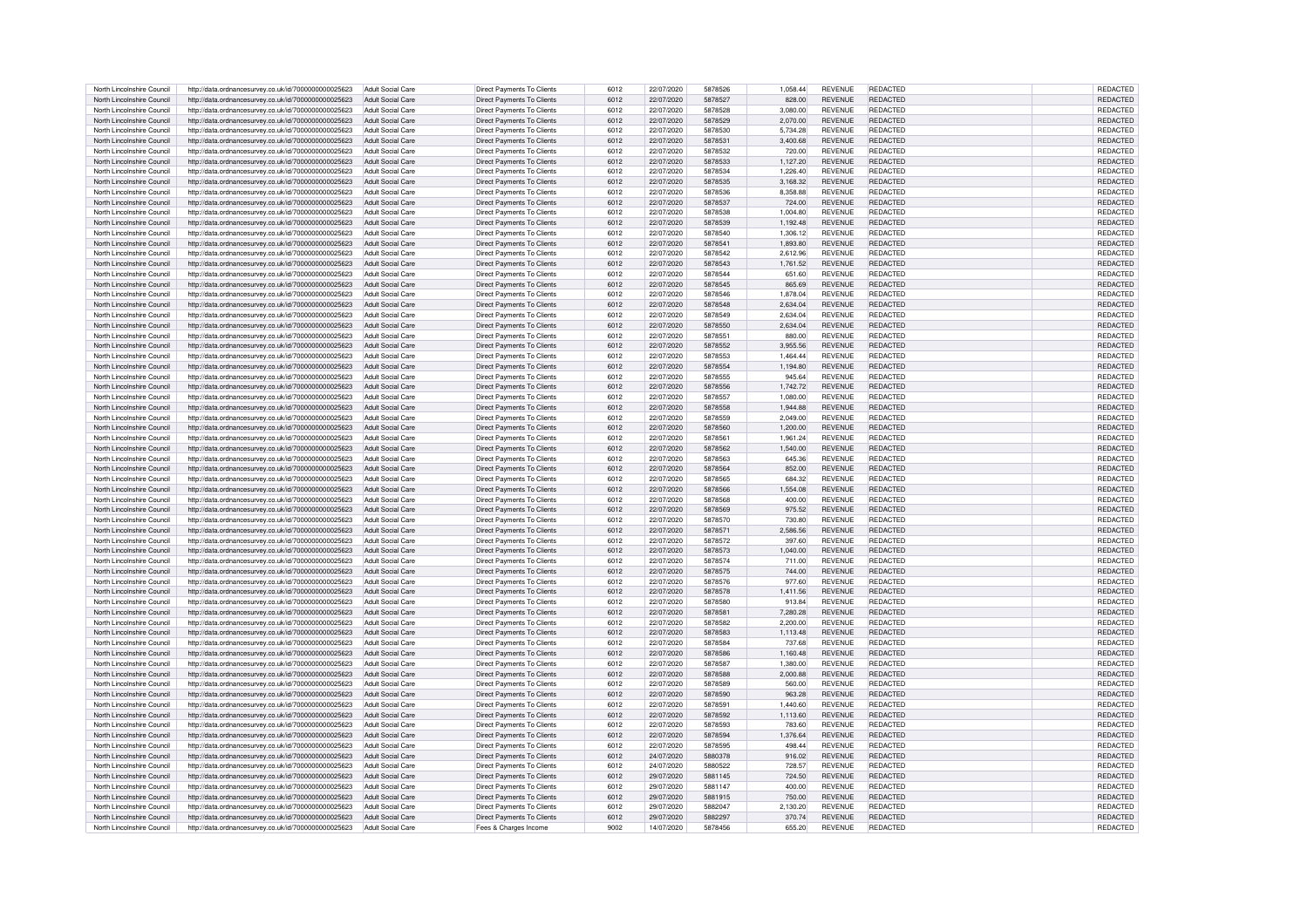| | | | | | | | | | | | |
|---|---|---|---|---|---|---|---|---|---|---|---|
| North Lincolnshire Council | http://data.ordnancesurvey.co.uk/id/7000000000025623 | Adult Social Care | Direct Payments To Clients | 6012 | 22/07/2020 | 5878526 | 1,058.44 | REVENUE | REDACTED | | REDACTED |
| North Lincolnshire Council | http://data.ordnancesurvey.co.uk/id/7000000000025623 | Adult Social Care | Direct Payments To Clients | 6012 | 22/07/2020 | 5878527 | 828.00 | REVENUE | REDACTED | | REDACTED |
| North Lincolnshire Council | http://data.ordnancesurvey.co.uk/id/7000000000025623 | Adult Social Care | Direct Payments To Clients | 6012 | 22/07/2020 | 5878528 | 3,080.00 | REVENUE | REDACTED | | REDACTED |
| North Lincolnshire Council | http://data.ordnancesurvey.co.uk/id/7000000000025623 | Adult Social Care | Direct Payments To Clients | 6012 | 22/07/2020 | 5878529 | 2,070.00 | REVENUE | REDACTED | | REDACTED |
| North Lincolnshire Council | http://data.ordnancesurvey.co.uk/id/7000000000025623 | Adult Social Care | Direct Payments To Clients | 6012 | 22/07/2020 | 5878530 | 5,734.28 | REVENUE | REDACTED | | REDACTED |
| North Lincolnshire Council | http://data.ordnancesurvey.co.uk/id/7000000000025623 | Adult Social Care | Direct Payments To Clients | 6012 | 22/07/2020 | 5878531 | 3,400.68 | REVENUE | REDACTED | | REDACTED |
| North Lincolnshire Council | http://data.ordnancesurvey.co.uk/id/7000000000025623 | Adult Social Care | Direct Payments To Clients | 6012 | 22/07/2020 | 5878532 | 720.00 | REVENUE | REDACTED | | REDACTED |
| North Lincolnshire Council | http://data.ordnancesurvey.co.uk/id/7000000000025623 | Adult Social Care | Direct Payments To Clients | 6012 | 22/07/2020 | 5878533 | 1,127.20 | REVENUE | REDACTED | | REDACTED |
| North Lincolnshire Council | http://data.ordnancesurvey.co.uk/id/7000000000025623 | Adult Social Care | Direct Payments To Clients | 6012 | 22/07/2020 | 5878534 | 1,226.40 | REVENUE | REDACTED | | REDACTED |
| North Lincolnshire Council | http://data.ordnancesurvey.co.uk/id/7000000000025623 | Adult Social Care | Direct Payments To Clients | 6012 | 22/07/2020 | 5878535 | 3,168.32 | REVENUE | REDACTED | | REDACTED |
| North Lincolnshire Council | http://data.ordnancesurvey.co.uk/id/7000000000025623 | Adult Social Care | Direct Payments To Clients | 6012 | 22/07/2020 | 5878536 | 8,358.88 | REVENUE | REDACTED | | REDACTED |
| North Lincolnshire Council | http://data.ordnancesurvey.co.uk/id/7000000000025623 | Adult Social Care | Direct Payments To Clients | 6012 | 22/07/2020 | 5878537 | 724.00 | REVENUE | REDACTED | | REDACTED |
| North Lincolnshire Council | http://data.ordnancesurvey.co.uk/id/7000000000025623 | Adult Social Care | Direct Payments To Clients | 6012 | 22/07/2020 | 5878538 | 1,004.80 | REVENUE | REDACTED | | REDACTED |
| North Lincolnshire Council | http://data.ordnancesurvey.co.uk/id/7000000000025623 | Adult Social Care | Direct Payments To Clients | 6012 | 22/07/2020 | 5878539 | 1,192.48 | REVENUE | REDACTED | | REDACTED |
| North Lincolnshire Council | http://data.ordnancesurvey.co.uk/id/7000000000025623 | Adult Social Care | Direct Payments To Clients | 6012 | 22/07/2020 | 5878540 | 1,306.12 | REVENUE | REDACTED | | REDACTED |
| North Lincolnshire Council | http://data.ordnancesurvey.co.uk/id/7000000000025623 | Adult Social Care | Direct Payments To Clients | 6012 | 22/07/2020 | 5878541 | 1,893.80 | REVENUE | REDACTED | | REDACTED |
| North Lincolnshire Council | http://data.ordnancesurvey.co.uk/id/7000000000025623 | Adult Social Care | Direct Payments To Clients | 6012 | 22/07/2020 | 5878542 | 2,612.96 | REVENUE | REDACTED | | REDACTED |
| North Lincolnshire Council | http://data.ordnancesurvey.co.uk/id/7000000000025623 | Adult Social Care | Direct Payments To Clients | 6012 | 22/07/2020 | 5878543 | 1,761.52 | REVENUE | REDACTED | | REDACTED |
| North Lincolnshire Council | http://data.ordnancesurvey.co.uk/id/7000000000025623 | Adult Social Care | Direct Payments To Clients | 6012 | 22/07/2020 | 5878544 | 651.60 | REVENUE | REDACTED | | REDACTED |
| North Lincolnshire Council | http://data.ordnancesurvey.co.uk/id/7000000000025623 | Adult Social Care | Direct Payments To Clients | 6012 | 22/07/2020 | 5878545 | 865.69 | REVENUE | REDACTED | | REDACTED |
| North Lincolnshire Council | http://data.ordnancesurvey.co.uk/id/7000000000025623 | Adult Social Care | Direct Payments To Clients | 6012 | 22/07/2020 | 5878546 | 1,878.04 | REVENUE | REDACTED | | REDACTED |
| North Lincolnshire Council | http://data.ordnancesurvey.co.uk/id/7000000000025623 | Adult Social Care | Direct Payments To Clients | 6012 | 22/07/2020 | 5878548 | 2,634.04 | REVENUE | REDACTED | | REDACTED |
| North Lincolnshire Council | http://data.ordnancesurvey.co.uk/id/7000000000025623 | Adult Social Care | Direct Payments To Clients | 6012 | 22/07/2020 | 5878549 | 2,634.04 | REVENUE | REDACTED | | REDACTED |
| North Lincolnshire Council | http://data.ordnancesurvey.co.uk/id/7000000000025623 | Adult Social Care | Direct Payments To Clients | 6012 | 22/07/2020 | 5878550 | 2,634.04 | REVENUE | REDACTED | | REDACTED |
| North Lincolnshire Council | http://data.ordnancesurvey.co.uk/id/7000000000025623 | Adult Social Care | Direct Payments To Clients | 6012 | 22/07/2020 | 5878551 | 880.00 | REVENUE | REDACTED | | REDACTED |
| North Lincolnshire Council | http://data.ordnancesurvey.co.uk/id/7000000000025623 | Adult Social Care | Direct Payments To Clients | 6012 | 22/07/2020 | 5878552 | 3,955.56 | REVENUE | REDACTED | | REDACTED |
| North Lincolnshire Council | http://data.ordnancesurvey.co.uk/id/7000000000025623 | Adult Social Care | Direct Payments To Clients | 6012 | 22/07/2020 | 5878553 | 1,464.44 | REVENUE | REDACTED | | REDACTED |
| North Lincolnshire Council | http://data.ordnancesurvey.co.uk/id/7000000000025623 | Adult Social Care | Direct Payments To Clients | 6012 | 22/07/2020 | 5878554 | 1,194.80 | REVENUE | REDACTED | | REDACTED |
| North Lincolnshire Council | http://data.ordnancesurvey.co.uk/id/7000000000025623 | Adult Social Care | Direct Payments To Clients | 6012 | 22/07/2020 | 5878555 | 945.64 | REVENUE | REDACTED | | REDACTED |
| North Lincolnshire Council | http://data.ordnancesurvey.co.uk/id/7000000000025623 | Adult Social Care | Direct Payments To Clients | 6012 | 22/07/2020 | 5878556 | 1,742.72 | REVENUE | REDACTED | | REDACTED |
| North Lincolnshire Council | http://data.ordnancesurvey.co.uk/id/7000000000025623 | Adult Social Care | Direct Payments To Clients | 6012 | 22/07/2020 | 5878557 | 1,080.00 | REVENUE | REDACTED | | REDACTED |
| North Lincolnshire Council | http://data.ordnancesurvey.co.uk/id/7000000000025623 | Adult Social Care | Direct Payments To Clients | 6012 | 22/07/2020 | 5878558 | 1,944.88 | REVENUE | REDACTED | | REDACTED |
| North Lincolnshire Council | http://data.ordnancesurvey.co.uk/id/7000000000025623 | Adult Social Care | Direct Payments To Clients | 6012 | 22/07/2020 | 5878559 | 2,049.00 | REVENUE | REDACTED | | REDACTED |
| North Lincolnshire Council | http://data.ordnancesurvey.co.uk/id/7000000000025623 | Adult Social Care | Direct Payments To Clients | 6012 | 22/07/2020 | 5878560 | 1,200.00 | REVENUE | REDACTED | | REDACTED |
| North Lincolnshire Council | http://data.ordnancesurvey.co.uk/id/7000000000025623 | Adult Social Care | Direct Payments To Clients | 6012 | 22/07/2020 | 5878561 | 1,961.24 | REVENUE | REDACTED | | REDACTED |
| North Lincolnshire Council | http://data.ordnancesurvey.co.uk/id/7000000000025623 | Adult Social Care | Direct Payments To Clients | 6012 | 22/07/2020 | 5878562 | 1,540.00 | REVENUE | REDACTED | | REDACTED |
| North Lincolnshire Council | http://data.ordnancesurvey.co.uk/id/7000000000025623 | Adult Social Care | Direct Payments To Clients | 6012 | 22/07/2020 | 5878563 | 645.36 | REVENUE | REDACTED | | REDACTED |
| North Lincolnshire Council | http://data.ordnancesurvey.co.uk/id/7000000000025623 | Adult Social Care | Direct Payments To Clients | 6012 | 22/07/2020 | 5878564 | 852.00 | REVENUE | REDACTED | | REDACTED |
| North Lincolnshire Council | http://data.ordnancesurvey.co.uk/id/7000000000025623 | Adult Social Care | Direct Payments To Clients | 6012 | 22/07/2020 | 5878565 | 684.32 | REVENUE | REDACTED | | REDACTED |
| North Lincolnshire Council | http://data.ordnancesurvey.co.uk/id/7000000000025623 | Adult Social Care | Direct Payments To Clients | 6012 | 22/07/2020 | 5878566 | 1,554.08 | REVENUE | REDACTED | | REDACTED |
| North Lincolnshire Council | http://data.ordnancesurvey.co.uk/id/7000000000025623 | Adult Social Care | Direct Payments To Clients | 6012 | 22/07/2020 | 5878568 | 400.00 | REVENUE | REDACTED | | REDACTED |
| North Lincolnshire Council | http://data.ordnancesurvey.co.uk/id/7000000000025623 | Adult Social Care | Direct Payments To Clients | 6012 | 22/07/2020 | 5878569 | 975.52 | REVENUE | REDACTED | | REDACTED |
| North Lincolnshire Council | http://data.ordnancesurvey.co.uk/id/7000000000025623 | Adult Social Care | Direct Payments To Clients | 6012 | 22/07/2020 | 5878570 | 730.80 | REVENUE | REDACTED | | REDACTED |
| North Lincolnshire Council | http://data.ordnancesurvey.co.uk/id/7000000000025623 | Adult Social Care | Direct Payments To Clients | 6012 | 22/07/2020 | 5878571 | 2,586.56 | REVENUE | REDACTED | | REDACTED |
| North Lincolnshire Council | http://data.ordnancesurvey.co.uk/id/7000000000025623 | Adult Social Care | Direct Payments To Clients | 6012 | 22/07/2020 | 5878572 | 397.60 | REVENUE | REDACTED | | REDACTED |
| North Lincolnshire Council | http://data.ordnancesurvey.co.uk/id/7000000000025623 | Adult Social Care | Direct Payments To Clients | 6012 | 22/07/2020 | 5878573 | 1,040.00 | REVENUE | REDACTED | | REDACTED |
| North Lincolnshire Council | http://data.ordnancesurvey.co.uk/id/7000000000025623 | Adult Social Care | Direct Payments To Clients | 6012 | 22/07/2020 | 5878574 | 711.00 | REVENUE | REDACTED | | REDACTED |
| North Lincolnshire Council | http://data.ordnancesurvey.co.uk/id/7000000000025623 | Adult Social Care | Direct Payments To Clients | 6012 | 22/07/2020 | 5878575 | 744.00 | REVENUE | REDACTED | | REDACTED |
| North Lincolnshire Council | http://data.ordnancesurvey.co.uk/id/7000000000025623 | Adult Social Care | Direct Payments To Clients | 6012 | 22/07/2020 | 5878576 | 977.60 | REVENUE | REDACTED | | REDACTED |
| North Lincolnshire Council | http://data.ordnancesurvey.co.uk/id/7000000000025623 | Adult Social Care | Direct Payments To Clients | 6012 | 22/07/2020 | 5878578 | 1,411.56 | REVENUE | REDACTED | | REDACTED |
| North Lincolnshire Council | http://data.ordnancesurvey.co.uk/id/7000000000025623 | Adult Social Care | Direct Payments To Clients | 6012 | 22/07/2020 | 5878580 | 913.84 | REVENUE | REDACTED | | REDACTED |
| North Lincolnshire Council | http://data.ordnancesurvey.co.uk/id/7000000000025623 | Adult Social Care | Direct Payments To Clients | 6012 | 22/07/2020 | 5878581 | 7,280.28 | REVENUE | REDACTED | | REDACTED |
| North Lincolnshire Council | http://data.ordnancesurvey.co.uk/id/7000000000025623 | Adult Social Care | Direct Payments To Clients | 6012 | 22/07/2020 | 5878582 | 2,200.00 | REVENUE | REDACTED | | REDACTED |
| North Lincolnshire Council | http://data.ordnancesurvey.co.uk/id/7000000000025623 | Adult Social Care | Direct Payments To Clients | 6012 | 22/07/2020 | 5878583 | 1,113.48 | REVENUE | REDACTED | | REDACTED |
| North Lincolnshire Council | http://data.ordnancesurvey.co.uk/id/7000000000025623 | Adult Social Care | Direct Payments To Clients | 6012 | 22/07/2020 | 5878584 | 737.68 | REVENUE | REDACTED | | REDACTED |
| North Lincolnshire Council | http://data.ordnancesurvey.co.uk/id/7000000000025623 | Adult Social Care | Direct Payments To Clients | 6012 | 22/07/2020 | 5878586 | 1,160.48 | REVENUE | REDACTED | | REDACTED |
| North Lincolnshire Council | http://data.ordnancesurvey.co.uk/id/7000000000025623 | Adult Social Care | Direct Payments To Clients | 6012 | 22/07/2020 | 5878587 | 1,380.00 | REVENUE | REDACTED | | REDACTED |
| North Lincolnshire Council | http://data.ordnancesurvey.co.uk/id/7000000000025623 | Adult Social Care | Direct Payments To Clients | 6012 | 22/07/2020 | 5878588 | 2,000.88 | REVENUE | REDACTED | | REDACTED |
| North Lincolnshire Council | http://data.ordnancesurvey.co.uk/id/7000000000025623 | Adult Social Care | Direct Payments To Clients | 6012 | 22/07/2020 | 5878589 | 560.00 | REVENUE | REDACTED | | REDACTED |
| North Lincolnshire Council | http://data.ordnancesurvey.co.uk/id/7000000000025623 | Adult Social Care | Direct Payments To Clients | 6012 | 22/07/2020 | 5878590 | 963.28 | REVENUE | REDACTED | | REDACTED |
| North Lincolnshire Council | http://data.ordnancesurvey.co.uk/id/7000000000025623 | Adult Social Care | Direct Payments To Clients | 6012 | 22/07/2020 | 5878591 | 1,440.60 | REVENUE | REDACTED | | REDACTED |
| North Lincolnshire Council | http://data.ordnancesurvey.co.uk/id/7000000000025623 | Adult Social Care | Direct Payments To Clients | 6012 | 22/07/2020 | 5878592 | 1,113.60 | REVENUE | REDACTED | | REDACTED |
| North Lincolnshire Council | http://data.ordnancesurvey.co.uk/id/7000000000025623 | Adult Social Care | Direct Payments To Clients | 6012 | 22/07/2020 | 5878593 | 783.60 | REVENUE | REDACTED | | REDACTED |
| North Lincolnshire Council | http://data.ordnancesurvey.co.uk/id/7000000000025623 | Adult Social Care | Direct Payments To Clients | 6012 | 22/07/2020 | 5878594 | 1,376.64 | REVENUE | REDACTED | | REDACTED |
| North Lincolnshire Council | http://data.ordnancesurvey.co.uk/id/7000000000025623 | Adult Social Care | Direct Payments To Clients | 6012 | 22/07/2020 | 5878595 | 498.44 | REVENUE | REDACTED | | REDACTED |
| North Lincolnshire Council | http://data.ordnancesurvey.co.uk/id/7000000000025623 | Adult Social Care | Direct Payments To Clients | 6012 | 24/07/2020 | 5880378 | 916.02 | REVENUE | REDACTED | | REDACTED |
| North Lincolnshire Council | http://data.ordnancesurvey.co.uk/id/7000000000025623 | Adult Social Care | Direct Payments To Clients | 6012 | 24/07/2020 | 5880522 | 728.57 | REVENUE | REDACTED | | REDACTED |
| North Lincolnshire Council | http://data.ordnancesurvey.co.uk/id/7000000000025623 | Adult Social Care | Direct Payments To Clients | 6012 | 29/07/2020 | 5881145 | 724.50 | REVENUE | REDACTED | | REDACTED |
| North Lincolnshire Council | http://data.ordnancesurvey.co.uk/id/7000000000025623 | Adult Social Care | Direct Payments To Clients | 6012 | 29/07/2020 | 5881147 | 400.00 | REVENUE | REDACTED | | REDACTED |
| North Lincolnshire Council | http://data.ordnancesurvey.co.uk/id/7000000000025623 | Adult Social Care | Direct Payments To Clients | 6012 | 29/07/2020 | 5881915 | 750.00 | REVENUE | REDACTED | | REDACTED |
| North Lincolnshire Council | http://data.ordnancesurvey.co.uk/id/7000000000025623 | Adult Social Care | Direct Payments To Clients | 6012 | 29/07/2020 | 5882047 | 2,130.20 | REVENUE | REDACTED | | REDACTED |
| North Lincolnshire Council | http://data.ordnancesurvey.co.uk/id/7000000000025623 | Adult Social Care | Direct Payments To Clients | 6012 | 29/07/2020 | 5882297 | 370.74 | REVENUE | REDACTED | | REDACTED |
| North Lincolnshire Council | http://data.ordnancesurvey.co.uk/id/7000000000025623 | Adult Social Care | Fees & Charges Income | 9002 | 14/07/2020 | 5878456 | 655.20 | REVENUE | REDACTED | | REDACTED |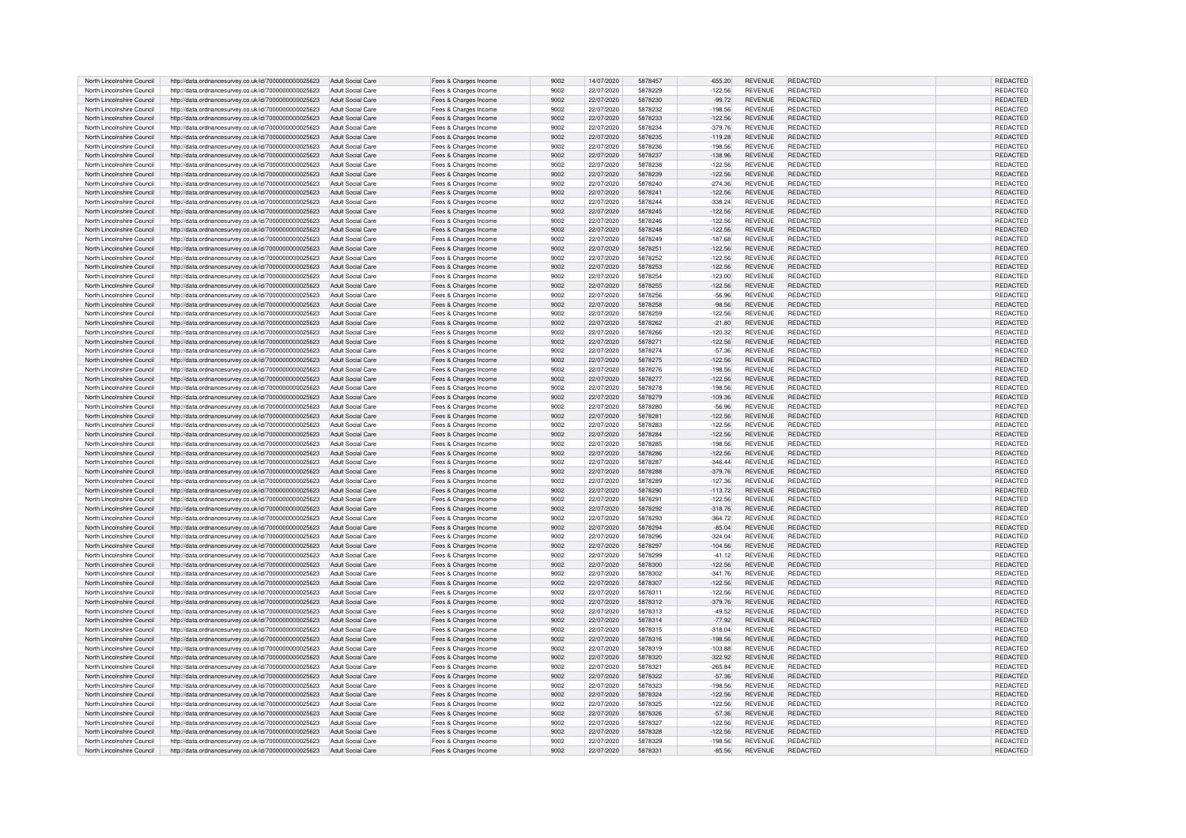| | | | | | | | | | | | |
|---|---|---|---|---|---|---|---|---|---|---|---|
| North Lincolnshire Council | http://data.ordnancesurvey.co.uk/id/7000000000025623 | Adult Social Care | Fees & Charges Income | 9002 | 14/07/2020 | 5878457 | -655.20 | REVENUE | REDACTED | | REDACTED |
| North Lincolnshire Council | http://data.ordnancesurvey.co.uk/id/7000000000025623 | Adult Social Care | Fees & Charges Income | 9002 | 22/07/2020 | 5878229 | -122.56 | REVENUE | REDACTED | | REDACTED |
| North Lincolnshire Council | http://data.ordnancesurvey.co.uk/id/7000000000025623 | Adult Social Care | Fees & Charges Income | 9002 | 22/07/2020 | 5878230 | -99.72 | REVENUE | REDACTED | | REDACTED |
| North Lincolnshire Council | http://data.ordnancesurvey.co.uk/id/7000000000025623 | Adult Social Care | Fees & Charges Income | 9002 | 22/07/2020 | 5878232 | -198.56 | REVENUE | REDACTED | | REDACTED |
| North Lincolnshire Council | http://data.ordnancesurvey.co.uk/id/7000000000025623 | Adult Social Care | Fees & Charges Income | 9002 | 22/07/2020 | 5878233 | -122.56 | REVENUE | REDACTED | | REDACTED |
| North Lincolnshire Council | http://data.ordnancesurvey.co.uk/id/7000000000025623 | Adult Social Care | Fees & Charges Income | 9002 | 22/07/2020 | 5878234 | -379.76 | REVENUE | REDACTED | | REDACTED |
| North Lincolnshire Council | http://data.ordnancesurvey.co.uk/id/7000000000025623 | Adult Social Care | Fees & Charges Income | 9002 | 22/07/2020 | 5878235 | -119.28 | REVENUE | REDACTED | | REDACTED |
| North Lincolnshire Council | http://data.ordnancesurvey.co.uk/id/7000000000025623 | Adult Social Care | Fees & Charges Income | 9002 | 22/07/2020 | 5878236 | -198.56 | REVENUE | REDACTED | | REDACTED |
| North Lincolnshire Council | http://data.ordnancesurvey.co.uk/id/7000000000025623 | Adult Social Care | Fees & Charges Income | 9002 | 22/07/2020 | 5878237 | -138.96 | REVENUE | REDACTED | | REDACTED |
| North Lincolnshire Council | http://data.ordnancesurvey.co.uk/id/7000000000025623 | Adult Social Care | Fees & Charges Income | 9002 | 22/07/2020 | 5878238 | -122.56 | REVENUE | REDACTED | | REDACTED |
| North Lincolnshire Council | http://data.ordnancesurvey.co.uk/id/7000000000025623 | Adult Social Care | Fees & Charges Income | 9002 | 22/07/2020 | 5878239 | -122.56 | REVENUE | REDACTED | | REDACTED |
| North Lincolnshire Council | http://data.ordnancesurvey.co.uk/id/7000000000025623 | Adult Social Care | Fees & Charges Income | 9002 | 22/07/2020 | 5878240 | -274.36 | REVENUE | REDACTED | | REDACTED |
| North Lincolnshire Council | http://data.ordnancesurvey.co.uk/id/7000000000025623 | Adult Social Care | Fees & Charges Income | 9002 | 22/07/2020 | 5878241 | -122.56 | REVENUE | REDACTED | | REDACTED |
| North Lincolnshire Council | http://data.ordnancesurvey.co.uk/id/7000000000025623 | Adult Social Care | Fees & Charges Income | 9002 | 22/07/2020 | 5878244 | -338.24 | REVENUE | REDACTED | | REDACTED |
| North Lincolnshire Council | http://data.ordnancesurvey.co.uk/id/7000000000025623 | Adult Social Care | Fees & Charges Income | 9002 | 22/07/2020 | 5878245 | -122.56 | REVENUE | REDACTED | | REDACTED |
| North Lincolnshire Council | http://data.ordnancesurvey.co.uk/id/7000000000025623 | Adult Social Care | Fees & Charges Income | 9002 | 22/07/2020 | 5878246 | -122.56 | REVENUE | REDACTED | | REDACTED |
| North Lincolnshire Council | http://data.ordnancesurvey.co.uk/id/7000000000025623 | Adult Social Care | Fees & Charges Income | 9002 | 22/07/2020 | 5878248 | -122.56 | REVENUE | REDACTED | | REDACTED |
| North Lincolnshire Council | http://data.ordnancesurvey.co.uk/id/7000000000025623 | Adult Social Care | Fees & Charges Income | 9002 | 22/07/2020 | 5878249 | -187.68 | REVENUE | REDACTED | | REDACTED |
| North Lincolnshire Council | http://data.ordnancesurvey.co.uk/id/7000000000025623 | Adult Social Care | Fees & Charges Income | 9002 | 22/07/2020 | 5878251 | -122.56 | REVENUE | REDACTED | | REDACTED |
| North Lincolnshire Council | http://data.ordnancesurvey.co.uk/id/7000000000025623 | Adult Social Care | Fees & Charges Income | 9002 | 22/07/2020 | 5878252 | -122.56 | REVENUE | REDACTED | | REDACTED |
| North Lincolnshire Council | http://data.ordnancesurvey.co.uk/id/7000000000025623 | Adult Social Care | Fees & Charges Income | 9002 | 22/07/2020 | 5878253 | -122.56 | REVENUE | REDACTED | | REDACTED |
| North Lincolnshire Council | http://data.ordnancesurvey.co.uk/id/7000000000025623 | Adult Social Care | Fees & Charges Income | 9002 | 22/07/2020 | 5878254 | -123.00 | REVENUE | REDACTED | | REDACTED |
| North Lincolnshire Council | http://data.ordnancesurvey.co.uk/id/7000000000025623 | Adult Social Care | Fees & Charges Income | 9002 | 22/07/2020 | 5878255 | -122.56 | REVENUE | REDACTED | | REDACTED |
| North Lincolnshire Council | http://data.ordnancesurvey.co.uk/id/7000000000025623 | Adult Social Care | Fees & Charges Income | 9002 | 22/07/2020 | 5878256 | -56.96 | REVENUE | REDACTED | | REDACTED |
| North Lincolnshire Council | http://data.ordnancesurvey.co.uk/id/7000000000025623 | Adult Social Care | Fees & Charges Income | 9002 | 22/07/2020 | 5878258 | -98.56 | REVENUE | REDACTED | | REDACTED |
| North Lincolnshire Council | http://data.ordnancesurvey.co.uk/id/7000000000025623 | Adult Social Care | Fees & Charges Income | 9002 | 22/07/2020 | 5878259 | -122.56 | REVENUE | REDACTED | | REDACTED |
| North Lincolnshire Council | http://data.ordnancesurvey.co.uk/id/7000000000025623 | Adult Social Care | Fees & Charges Income | 9002 | 22/07/2020 | 5878262 | -21.80 | REVENUE | REDACTED | | REDACTED |
| North Lincolnshire Council | http://data.ordnancesurvey.co.uk/id/7000000000025623 | Adult Social Care | Fees & Charges Income | 9002 | 22/07/2020 | 5878266 | -120.32 | REVENUE | REDACTED | | REDACTED |
| North Lincolnshire Council | http://data.ordnancesurvey.co.uk/id/7000000000025623 | Adult Social Care | Fees & Charges Income | 9002 | 22/07/2020 | 5878271 | -122.56 | REVENUE | REDACTED | | REDACTED |
| North Lincolnshire Council | http://data.ordnancesurvey.co.uk/id/7000000000025623 | Adult Social Care | Fees & Charges Income | 9002 | 22/07/2020 | 5878274 | -57.36 | REVENUE | REDACTED | | REDACTED |
| North Lincolnshire Council | http://data.ordnancesurvey.co.uk/id/7000000000025623 | Adult Social Care | Fees & Charges Income | 9002 | 22/07/2020 | 5878275 | -122.56 | REVENUE | REDACTED | | REDACTED |
| North Lincolnshire Council | http://data.ordnancesurvey.co.uk/id/7000000000025623 | Adult Social Care | Fees & Charges Income | 9002 | 22/07/2020 | 5878276 | -198.56 | REVENUE | REDACTED | | REDACTED |
| North Lincolnshire Council | http://data.ordnancesurvey.co.uk/id/7000000000025623 | Adult Social Care | Fees & Charges Income | 9002 | 22/07/2020 | 5878277 | -122.56 | REVENUE | REDACTED | | REDACTED |
| North Lincolnshire Council | http://data.ordnancesurvey.co.uk/id/7000000000025623 | Adult Social Care | Fees & Charges Income | 9002 | 22/07/2020 | 5878278 | -198.56 | REVENUE | REDACTED | | REDACTED |
| North Lincolnshire Council | http://data.ordnancesurvey.co.uk/id/7000000000025623 | Adult Social Care | Fees & Charges Income | 9002 | 22/07/2020 | 5878279 | -109.36 | REVENUE | REDACTED | | REDACTED |
| North Lincolnshire Council | http://data.ordnancesurvey.co.uk/id/7000000000025623 | Adult Social Care | Fees & Charges Income | 9002 | 22/07/2020 | 5878280 | -56.96 | REVENUE | REDACTED | | REDACTED |
| North Lincolnshire Council | http://data.ordnancesurvey.co.uk/id/7000000000025623 | Adult Social Care | Fees & Charges Income | 9002 | 22/07/2020 | 5878281 | -122.56 | REVENUE | REDACTED | | REDACTED |
| North Lincolnshire Council | http://data.ordnancesurvey.co.uk/id/7000000000025623 | Adult Social Care | Fees & Charges Income | 9002 | 22/07/2020 | 5878283 | -122.56 | REVENUE | REDACTED | | REDACTED |
| North Lincolnshire Council | http://data.ordnancesurvey.co.uk/id/7000000000025623 | Adult Social Care | Fees & Charges Income | 9002 | 22/07/2020 | 5878284 | -122.56 | REVENUE | REDACTED | | REDACTED |
| North Lincolnshire Council | http://data.ordnancesurvey.co.uk/id/7000000000025623 | Adult Social Care | Fees & Charges Income | 9002 | 22/07/2020 | 5878285 | -198.56 | REVENUE | REDACTED | | REDACTED |
| North Lincolnshire Council | http://data.ordnancesurvey.co.uk/id/7000000000025623 | Adult Social Care | Fees & Charges Income | 9002 | 22/07/2020 | 5878286 | -122.56 | REVENUE | REDACTED | | REDACTED |
| North Lincolnshire Council | http://data.ordnancesurvey.co.uk/id/7000000000025623 | Adult Social Care | Fees & Charges Income | 9002 | 22/07/2020 | 5878287 | -346.44 | REVENUE | REDACTED | | REDACTED |
| North Lincolnshire Council | http://data.ordnancesurvey.co.uk/id/7000000000025623 | Adult Social Care | Fees & Charges Income | 9002 | 22/07/2020 | 5878288 | -379.76 | REVENUE | REDACTED | | REDACTED |
| North Lincolnshire Council | http://data.ordnancesurvey.co.uk/id/7000000000025623 | Adult Social Care | Fees & Charges Income | 9002 | 22/07/2020 | 5878289 | -127.36 | REVENUE | REDACTED | | REDACTED |
| North Lincolnshire Council | http://data.ordnancesurvey.co.uk/id/7000000000025623 | Adult Social Care | Fees & Charges Income | 9002 | 22/07/2020 | 5878290 | -113.72 | REVENUE | REDACTED | | REDACTED |
| North Lincolnshire Council | http://data.ordnancesurvey.co.uk/id/7000000000025623 | Adult Social Care | Fees & Charges Income | 9002 | 22/07/2020 | 5878291 | -122.56 | REVENUE | REDACTED | | REDACTED |
| North Lincolnshire Council | http://data.ordnancesurvey.co.uk/id/7000000000025623 | Adult Social Care | Fees & Charges Income | 9002 | 22/07/2020 | 5878292 | -318.76 | REVENUE | REDACTED | | REDACTED |
| North Lincolnshire Council | http://data.ordnancesurvey.co.uk/id/7000000000025623 | Adult Social Care | Fees & Charges Income | 9002 | 22/07/2020 | 5878293 | -364.72 | REVENUE | REDACTED | | REDACTED |
| North Lincolnshire Council | http://data.ordnancesurvey.co.uk/id/7000000000025623 | Adult Social Care | Fees & Charges Income | 9002 | 22/07/2020 | 5878294 | -85.04 | REVENUE | REDACTED | | REDACTED |
| North Lincolnshire Council | http://data.ordnancesurvey.co.uk/id/7000000000025623 | Adult Social Care | Fees & Charges Income | 9002 | 22/07/2020 | 5878296 | -324.04 | REVENUE | REDACTED | | REDACTED |
| North Lincolnshire Council | http://data.ordnancesurvey.co.uk/id/7000000000025623 | Adult Social Care | Fees & Charges Income | 9002 | 22/07/2020 | 5878297 | -104.56 | REVENUE | REDACTED | | REDACTED |
| North Lincolnshire Council | http://data.ordnancesurvey.co.uk/id/7000000000025623 | Adult Social Care | Fees & Charges Income | 9002 | 22/07/2020 | 5878299 | -41.12 | REVENUE | REDACTED | | REDACTED |
| North Lincolnshire Council | http://data.ordnancesurvey.co.uk/id/7000000000025623 | Adult Social Care | Fees & Charges Income | 9002 | 22/07/2020 | 5878300 | -122.56 | REVENUE | REDACTED | | REDACTED |
| North Lincolnshire Council | http://data.ordnancesurvey.co.uk/id/7000000000025623 | Adult Social Care | Fees & Charges Income | 9002 | 22/07/2020 | 5878302 | -341.76 | REVENUE | REDACTED | | REDACTED |
| North Lincolnshire Council | http://data.ordnancesurvey.co.uk/id/7000000000025623 | Adult Social Care | Fees & Charges Income | 9002 | 22/07/2020 | 5878307 | -122.56 | REVENUE | REDACTED | | REDACTED |
| North Lincolnshire Council | http://data.ordnancesurvey.co.uk/id/7000000000025623 | Adult Social Care | Fees & Charges Income | 9002 | 22/07/2020 | 5878311 | -122.56 | REVENUE | REDACTED | | REDACTED |
| North Lincolnshire Council | http://data.ordnancesurvey.co.uk/id/7000000000025623 | Adult Social Care | Fees & Charges Income | 9002 | 22/07/2020 | 5878312 | -379.76 | REVENUE | REDACTED | | REDACTED |
| North Lincolnshire Council | http://data.ordnancesurvey.co.uk/id/7000000000025623 | Adult Social Care | Fees & Charges Income | 9002 | 22/07/2020 | 5878313 | -49.52 | REVENUE | REDACTED | | REDACTED |
| North Lincolnshire Council | http://data.ordnancesurvey.co.uk/id/7000000000025623 | Adult Social Care | Fees & Charges Income | 9002 | 22/07/2020 | 5878314 | -77.92 | REVENUE | REDACTED | | REDACTED |
| North Lincolnshire Council | http://data.ordnancesurvey.co.uk/id/7000000000025623 | Adult Social Care | Fees & Charges Income | 9002 | 22/07/2020 | 5878315 | -318.04 | REVENUE | REDACTED | | REDACTED |
| North Lincolnshire Council | http://data.ordnancesurvey.co.uk/id/7000000000025623 | Adult Social Care | Fees & Charges Income | 9002 | 22/07/2020 | 5878316 | -198.56 | REVENUE | REDACTED | | REDACTED |
| North Lincolnshire Council | http://data.ordnancesurvey.co.uk/id/7000000000025623 | Adult Social Care | Fees & Charges Income | 9002 | 22/07/2020 | 5878319 | -103.88 | REVENUE | REDACTED | | REDACTED |
| North Lincolnshire Council | http://data.ordnancesurvey.co.uk/id/7000000000025623 | Adult Social Care | Fees & Charges Income | 9002 | 22/07/2020 | 5878320 | -322.92 | REVENUE | REDACTED | | REDACTED |
| North Lincolnshire Council | http://data.ordnancesurvey.co.uk/id/7000000000025623 | Adult Social Care | Fees & Charges Income | 9002 | 22/07/2020 | 5878321 | -265.84 | REVENUE | REDACTED | | REDACTED |
| North Lincolnshire Council | http://data.ordnancesurvey.co.uk/id/7000000000025623 | Adult Social Care | Fees & Charges Income | 9002 | 22/07/2020 | 5878322 | -57.36 | REVENUE | REDACTED | | REDACTED |
| North Lincolnshire Council | http://data.ordnancesurvey.co.uk/id/7000000000025623 | Adult Social Care | Fees & Charges Income | 9002 | 22/07/2020 | 5878323 | -198.56 | REVENUE | REDACTED | | REDACTED |
| North Lincolnshire Council | http://data.ordnancesurvey.co.uk/id/7000000000025623 | Adult Social Care | Fees & Charges Income | 9002 | 22/07/2020 | 5878324 | -122.56 | REVENUE | REDACTED | | REDACTED |
| North Lincolnshire Council | http://data.ordnancesurvey.co.uk/id/7000000000025623 | Adult Social Care | Fees & Charges Income | 9002 | 22/07/2020 | 5878325 | -122.56 | REVENUE | REDACTED | | REDACTED |
| North Lincolnshire Council | http://data.ordnancesurvey.co.uk/id/7000000000025623 | Adult Social Care | Fees & Charges Income | 9002 | 22/07/2020 | 5878326 | -57.36 | REVENUE | REDACTED | | REDACTED |
| North Lincolnshire Council | http://data.ordnancesurvey.co.uk/id/7000000000025623 | Adult Social Care | Fees & Charges Income | 9002 | 22/07/2020 | 5878327 | -122.56 | REVENUE | REDACTED | | REDACTED |
| North Lincolnshire Council | http://data.ordnancesurvey.co.uk/id/7000000000025623 | Adult Social Care | Fees & Charges Income | 9002 | 22/07/2020 | 5878328 | -122.56 | REVENUE | REDACTED | | REDACTED |
| North Lincolnshire Council | http://data.ordnancesurvey.co.uk/id/7000000000025623 | Adult Social Care | Fees & Charges Income | 9002 | 22/07/2020 | 5878329 | -198.56 | REVENUE | REDACTED | | REDACTED |
| North Lincolnshire Council | http://data.ordnancesurvey.co.uk/id/7000000000025623 | Adult Social Care | Fees & Charges Income | 9002 | 22/07/2020 | 5878331 | -85.56 | REVENUE | REDACTED | | REDACTED |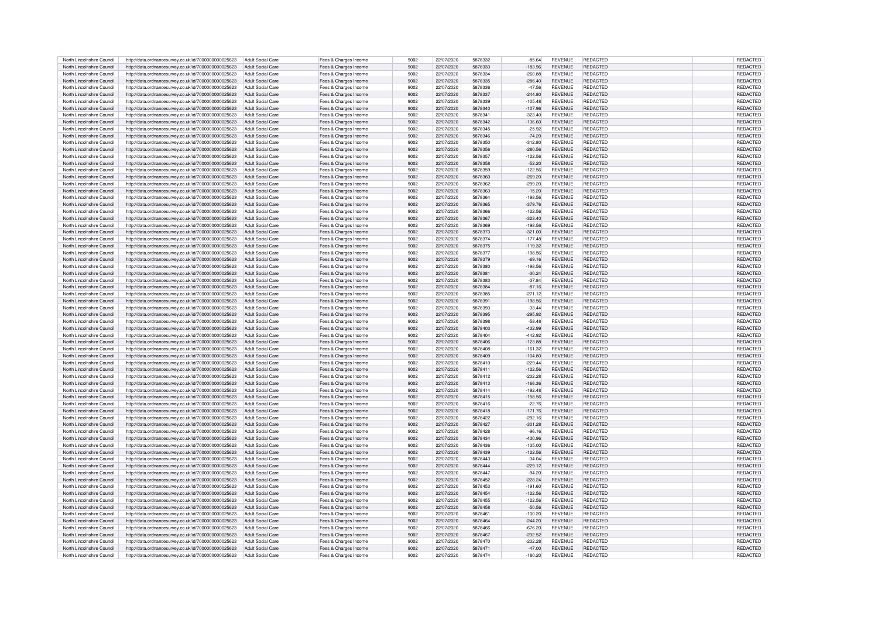| | | | | | | | | | | | |
|---|---|---|---|---|---|---|---|---|---|---|---|
| North Lincolnshire Council | http://data.ordnancesurvey.co.uk/id/7000000000025623 | Adult Social Care | Fees & Charges Income | 9002 | 22/07/2020 | 5878332 | -85.64 | REVENUE | REDACTED | | REDACTED |
| North Lincolnshire Council | http://data.ordnancesurvey.co.uk/id/7000000000025623 | Adult Social Care | Fees & Charges Income | 9002 | 22/07/2020 | 5878333 | -183.96 | REVENUE | REDACTED | | REDACTED |
| North Lincolnshire Council | http://data.ordnancesurvey.co.uk/id/7000000000025623 | Adult Social Care | Fees & Charges Income | 9002 | 22/07/2020 | 5878334 | -260.88 | REVENUE | REDACTED | | REDACTED |
| North Lincolnshire Council | http://data.ordnancesurvey.co.uk/id/7000000000025623 | Adult Social Care | Fees & Charges Income | 9002 | 22/07/2020 | 5878335 | -286.40 | REVENUE | REDACTED | | REDACTED |
| North Lincolnshire Council | http://data.ordnancesurvey.co.uk/id/7000000000025623 | Adult Social Care | Fees & Charges Income | 9002 | 22/07/2020 | 5878336 | -47.56 | REVENUE | REDACTED | | REDACTED |
| North Lincolnshire Council | http://data.ordnancesurvey.co.uk/id/7000000000025623 | Adult Social Care | Fees & Charges Income | 9002 | 22/07/2020 | 5878337 | -244.80 | REVENUE | REDACTED | | REDACTED |
| North Lincolnshire Council | http://data.ordnancesurvey.co.uk/id/7000000000025623 | Adult Social Care | Fees & Charges Income | 9002 | 22/07/2020 | 5878339 | -105.48 | REVENUE | REDACTED | | REDACTED |
| North Lincolnshire Council | http://data.ordnancesurvey.co.uk/id/7000000000025623 | Adult Social Care | Fees & Charges Income | 9002 | 22/07/2020 | 5878340 | -107.96 | REVENUE | REDACTED | | REDACTED |
| North Lincolnshire Council | http://data.ordnancesurvey.co.uk/id/7000000000025623 | Adult Social Care | Fees & Charges Income | 9002 | 22/07/2020 | 5878341 | -323.40 | REVENUE | REDACTED | | REDACTED |
| North Lincolnshire Council | http://data.ordnancesurvey.co.uk/id/7000000000025623 | Adult Social Care | Fees & Charges Income | 9002 | 22/07/2020 | 5878342 | -136.60 | REVENUE | REDACTED | | REDACTED |
| North Lincolnshire Council | http://data.ordnancesurvey.co.uk/id/7000000000025623 | Adult Social Care | Fees & Charges Income | 9002 | 22/07/2020 | 5878345 | -25.92 | REVENUE | REDACTED | | REDACTED |
| North Lincolnshire Council | http://data.ordnancesurvey.co.uk/id/7000000000025623 | Adult Social Care | Fees & Charges Income | 9002 | 22/07/2020 | 5878346 | -74.20 | REVENUE | REDACTED | | REDACTED |
| North Lincolnshire Council | http://data.ordnancesurvey.co.uk/id/7000000000025623 | Adult Social Care | Fees & Charges Income | 9002 | 22/07/2020 | 5878350 | -312.80 | REVENUE | REDACTED | | REDACTED |
| North Lincolnshire Council | http://data.ordnancesurvey.co.uk/id/7000000000025623 | Adult Social Care | Fees & Charges Income | 9002 | 22/07/2020 | 5878356 | -280.56 | REVENUE | REDACTED | | REDACTED |
| North Lincolnshire Council | http://data.ordnancesurvey.co.uk/id/7000000000025623 | Adult Social Care | Fees & Charges Income | 9002 | 22/07/2020 | 5878357 | -122.56 | REVENUE | REDACTED | | REDACTED |
| North Lincolnshire Council | http://data.ordnancesurvey.co.uk/id/7000000000025623 | Adult Social Care | Fees & Charges Income | 9002 | 22/07/2020 | 5878358 | -52.20 | REVENUE | REDACTED | | REDACTED |
| North Lincolnshire Council | http://data.ordnancesurvey.co.uk/id/7000000000025623 | Adult Social Care | Fees & Charges Income | 9002 | 22/07/2020 | 5878359 | -122.56 | REVENUE | REDACTED | | REDACTED |
| North Lincolnshire Council | http://data.ordnancesurvey.co.uk/id/7000000000025623 | Adult Social Care | Fees & Charges Income | 9002 | 22/07/2020 | 5878360 | -269.20 | REVENUE | REDACTED | | REDACTED |
| North Lincolnshire Council | http://data.ordnancesurvey.co.uk/id/7000000000025623 | Adult Social Care | Fees & Charges Income | 9002 | 22/07/2020 | 5878362 | -299.20 | REVENUE | REDACTED | | REDACTED |
| North Lincolnshire Council | http://data.ordnancesurvey.co.uk/id/7000000000025623 | Adult Social Care | Fees & Charges Income | 9002 | 22/07/2020 | 5878363 | -15.20 | REVENUE | REDACTED | | REDACTED |
| North Lincolnshire Council | http://data.ordnancesurvey.co.uk/id/7000000000025623 | Adult Social Care | Fees & Charges Income | 9002 | 22/07/2020 | 5878364 | -198.56 | REVENUE | REDACTED | | REDACTED |
| North Lincolnshire Council | http://data.ordnancesurvey.co.uk/id/7000000000025623 | Adult Social Care | Fees & Charges Income | 9002 | 22/07/2020 | 5878365 | -379.76 | REVENUE | REDACTED | | REDACTED |
| North Lincolnshire Council | http://data.ordnancesurvey.co.uk/id/7000000000025623 | Adult Social Care | Fees & Charges Income | 9002 | 22/07/2020 | 5878366 | -122.56 | REVENUE | REDACTED | | REDACTED |
| North Lincolnshire Council | http://data.ordnancesurvey.co.uk/id/7000000000025623 | Adult Social Care | Fees & Charges Income | 9002 | 22/07/2020 | 5878367 | -323.40 | REVENUE | REDACTED | | REDACTED |
| North Lincolnshire Council | http://data.ordnancesurvey.co.uk/id/7000000000025623 | Adult Social Care | Fees & Charges Income | 9002 | 22/07/2020 | 5878369 | -198.56 | REVENUE | REDACTED | | REDACTED |
| North Lincolnshire Council | http://data.ordnancesurvey.co.uk/id/7000000000025623 | Adult Social Care | Fees & Charges Income | 9002 | 22/07/2020 | 5878373 | -321.00 | REVENUE | REDACTED | | REDACTED |
| North Lincolnshire Council | http://data.ordnancesurvey.co.uk/id/7000000000025623 | Adult Social Care | Fees & Charges Income | 9002 | 22/07/2020 | 5878374 | -177.48 | REVENUE | REDACTED | | REDACTED |
| North Lincolnshire Council | http://data.ordnancesurvey.co.uk/id/7000000000025623 | Adult Social Care | Fees & Charges Income | 9002 | 22/07/2020 | 5878375 | -119.32 | REVENUE | REDACTED | | REDACTED |
| North Lincolnshire Council | http://data.ordnancesurvey.co.uk/id/7000000000025623 | Adult Social Care | Fees & Charges Income | 9002 | 22/07/2020 | 5878377 | -198.56 | REVENUE | REDACTED | | REDACTED |
| North Lincolnshire Council | http://data.ordnancesurvey.co.uk/id/7000000000025623 | Adult Social Care | Fees & Charges Income | 9002 | 22/07/2020 | 5878379 | -69.16 | REVENUE | REDACTED | | REDACTED |
| North Lincolnshire Council | http://data.ordnancesurvey.co.uk/id/7000000000025623 | Adult Social Care | Fees & Charges Income | 9002 | 22/07/2020 | 5878380 | -198.56 | REVENUE | REDACTED | | REDACTED |
| North Lincolnshire Council | http://data.ordnancesurvey.co.uk/id/7000000000025623 | Adult Social Care | Fees & Charges Income | 9002 | 22/07/2020 | 5878381 | -30.24 | REVENUE | REDACTED | | REDACTED |
| North Lincolnshire Council | http://data.ordnancesurvey.co.uk/id/7000000000025623 | Adult Social Care | Fees & Charges Income | 9002 | 22/07/2020 | 5878383 | -37.84 | REVENUE | REDACTED | | REDACTED |
| North Lincolnshire Council | http://data.ordnancesurvey.co.uk/id/7000000000025623 | Adult Social Care | Fees & Charges Income | 9002 | 22/07/2020 | 5878384 | -87.16 | REVENUE | REDACTED | | REDACTED |
| North Lincolnshire Council | http://data.ordnancesurvey.co.uk/id/7000000000025623 | Adult Social Care | Fees & Charges Income | 9002 | 22/07/2020 | 5878385 | -271.12 | REVENUE | REDACTED | | REDACTED |
| North Lincolnshire Council | http://data.ordnancesurvey.co.uk/id/7000000000025623 | Adult Social Care | Fees & Charges Income | 9002 | 22/07/2020 | 5878391 | -198.56 | REVENUE | REDACTED | | REDACTED |
| North Lincolnshire Council | http://data.ordnancesurvey.co.uk/id/7000000000025623 | Adult Social Care | Fees & Charges Income | 9002 | 22/07/2020 | 5878393 | -33.44 | REVENUE | REDACTED | | REDACTED |
| North Lincolnshire Council | http://data.ordnancesurvey.co.uk/id/7000000000025623 | Adult Social Care | Fees & Charges Income | 9002 | 22/07/2020 | 5878395 | -295.92 | REVENUE | REDACTED | | REDACTED |
| North Lincolnshire Council | http://data.ordnancesurvey.co.uk/id/7000000000025623 | Adult Social Care | Fees & Charges Income | 9002 | 22/07/2020 | 5878398 | -58.48 | REVENUE | REDACTED | | REDACTED |
| North Lincolnshire Council | http://data.ordnancesurvey.co.uk/id/7000000000025623 | Adult Social Care | Fees & Charges Income | 9002 | 22/07/2020 | 5878403 | -432.99 | REVENUE | REDACTED | | REDACTED |
| North Lincolnshire Council | http://data.ordnancesurvey.co.uk/id/7000000000025623 | Adult Social Care | Fees & Charges Income | 9002 | 22/07/2020 | 5878404 | -442.92 | REVENUE | REDACTED | | REDACTED |
| North Lincolnshire Council | http://data.ordnancesurvey.co.uk/id/7000000000025623 | Adult Social Care | Fees & Charges Income | 9002 | 22/07/2020 | 5878406 | -123.88 | REVENUE | REDACTED | | REDACTED |
| North Lincolnshire Council | http://data.ordnancesurvey.co.uk/id/7000000000025623 | Adult Social Care | Fees & Charges Income | 9002 | 22/07/2020 | 5878408 | -161.32 | REVENUE | REDACTED | | REDACTED |
| North Lincolnshire Council | http://data.ordnancesurvey.co.uk/id/7000000000025623 | Adult Social Care | Fees & Charges Income | 9002 | 22/07/2020 | 5878409 | -104.80 | REVENUE | REDACTED | | REDACTED |
| North Lincolnshire Council | http://data.ordnancesurvey.co.uk/id/7000000000025623 | Adult Social Care | Fees & Charges Income | 9002 | 22/07/2020 | 5878410 | -229.44 | REVENUE | REDACTED | | REDACTED |
| North Lincolnshire Council | http://data.ordnancesurvey.co.uk/id/7000000000025623 | Adult Social Care | Fees & Charges Income | 9002 | 22/07/2020 | 5878411 | -122.56 | REVENUE | REDACTED | | REDACTED |
| North Lincolnshire Council | http://data.ordnancesurvey.co.uk/id/7000000000025623 | Adult Social Care | Fees & Charges Income | 9002 | 22/07/2020 | 5878412 | -232.28 | REVENUE | REDACTED | | REDACTED |
| North Lincolnshire Council | http://data.ordnancesurvey.co.uk/id/7000000000025623 | Adult Social Care | Fees & Charges Income | 9002 | 22/07/2020 | 5878413 | -166.36 | REVENUE | REDACTED | | REDACTED |
| North Lincolnshire Council | http://data.ordnancesurvey.co.uk/id/7000000000025623 | Adult Social Care | Fees & Charges Income | 9002 | 22/07/2020 | 5878414 | -192.48 | REVENUE | REDACTED | | REDACTED |
| North Lincolnshire Council | http://data.ordnancesurvey.co.uk/id/7000000000025623 | Adult Social Care | Fees & Charges Income | 9002 | 22/07/2020 | 5878415 | -158.56 | REVENUE | REDACTED | | REDACTED |
| North Lincolnshire Council | http://data.ordnancesurvey.co.uk/id/7000000000025623 | Adult Social Care | Fees & Charges Income | 9002 | 22/07/2020 | 5878416 | -22.76 | REVENUE | REDACTED | | REDACTED |
| North Lincolnshire Council | http://data.ordnancesurvey.co.uk/id/7000000000025623 | Adult Social Care | Fees & Charges Income | 9002 | 22/07/2020 | 5878418 | -171.76 | REVENUE | REDACTED | | REDACTED |
| North Lincolnshire Council | http://data.ordnancesurvey.co.uk/id/7000000000025623 | Adult Social Care | Fees & Charges Income | 9002 | 22/07/2020 | 5878422 | -292.16 | REVENUE | REDACTED | | REDACTED |
| North Lincolnshire Council | http://data.ordnancesurvey.co.uk/id/7000000000025623 | Adult Social Care | Fees & Charges Income | 9002 | 22/07/2020 | 5878427 | -301.28 | REVENUE | REDACTED | | REDACTED |
| North Lincolnshire Council | http://data.ordnancesurvey.co.uk/id/7000000000025623 | Adult Social Care | Fees & Charges Income | 9002 | 22/07/2020 | 5878428 | -96.16 | REVENUE | REDACTED | | REDACTED |
| North Lincolnshire Council | http://data.ordnancesurvey.co.uk/id/7000000000025623 | Adult Social Care | Fees & Charges Income | 9002 | 22/07/2020 | 5878434 | -430.96 | REVENUE | REDACTED | | REDACTED |
| North Lincolnshire Council | http://data.ordnancesurvey.co.uk/id/7000000000025623 | Adult Social Care | Fees & Charges Income | 9002 | 22/07/2020 | 5878436 | -135.00 | REVENUE | REDACTED | | REDACTED |
| North Lincolnshire Council | http://data.ordnancesurvey.co.uk/id/7000000000025623 | Adult Social Care | Fees & Charges Income | 9002 | 22/07/2020 | 5878439 | -122.56 | REVENUE | REDACTED | | REDACTED |
| North Lincolnshire Council | http://data.ordnancesurvey.co.uk/id/7000000000025623 | Adult Social Care | Fees & Charges Income | 9002 | 22/07/2020 | 5878443 | -34.04 | REVENUE | REDACTED | | REDACTED |
| North Lincolnshire Council | http://data.ordnancesurvey.co.uk/id/7000000000025623 | Adult Social Care | Fees & Charges Income | 9002 | 22/07/2020 | 5878444 | -229.12 | REVENUE | REDACTED | | REDACTED |
| North Lincolnshire Council | http://data.ordnancesurvey.co.uk/id/7000000000025623 | Adult Social Care | Fees & Charges Income | 9002 | 22/07/2020 | 5878447 | -94.20 | REVENUE | REDACTED | | REDACTED |
| North Lincolnshire Council | http://data.ordnancesurvey.co.uk/id/7000000000025623 | Adult Social Care | Fees & Charges Income | 9002 | 22/07/2020 | 5878452 | -228.24 | REVENUE | REDACTED | | REDACTED |
| North Lincolnshire Council | http://data.ordnancesurvey.co.uk/id/7000000000025623 | Adult Social Care | Fees & Charges Income | 9002 | 22/07/2020 | 5878453 | -191.60 | REVENUE | REDACTED | | REDACTED |
| North Lincolnshire Council | http://data.ordnancesurvey.co.uk/id/7000000000025623 | Adult Social Care | Fees & Charges Income | 9002 | 22/07/2020 | 5878454 | -122.56 | REVENUE | REDACTED | | REDACTED |
| North Lincolnshire Council | http://data.ordnancesurvey.co.uk/id/7000000000025623 | Adult Social Care | Fees & Charges Income | 9002 | 22/07/2020 | 5878455 | -122.56 | REVENUE | REDACTED | | REDACTED |
| North Lincolnshire Council | http://data.ordnancesurvey.co.uk/id/7000000000025623 | Adult Social Care | Fees & Charges Income | 9002 | 22/07/2020 | 5878458 | -50.56 | REVENUE | REDACTED | | REDACTED |
| North Lincolnshire Council | http://data.ordnancesurvey.co.uk/id/7000000000025623 | Adult Social Care | Fees & Charges Income | 9002 | 22/07/2020 | 5878461 | -100.20 | REVENUE | REDACTED | | REDACTED |
| North Lincolnshire Council | http://data.ordnancesurvey.co.uk/id/7000000000025623 | Adult Social Care | Fees & Charges Income | 9002 | 22/07/2020 | 5878464 | -244.20 | REVENUE | REDACTED | | REDACTED |
| North Lincolnshire Council | http://data.ordnancesurvey.co.uk/id/7000000000025623 | Adult Social Care | Fees & Charges Income | 9002 | 22/07/2020 | 5878466 | -676.20 | REVENUE | REDACTED | | REDACTED |
| North Lincolnshire Council | http://data.ordnancesurvey.co.uk/id/7000000000025623 | Adult Social Care | Fees & Charges Income | 9002 | 22/07/2020 | 5878467 | -232.52 | REVENUE | REDACTED | | REDACTED |
| North Lincolnshire Council | http://data.ordnancesurvey.co.uk/id/7000000000025623 | Adult Social Care | Fees & Charges Income | 9002 | 22/07/2020 | 5878470 | -232.28 | REVENUE | REDACTED | | REDACTED |
| North Lincolnshire Council | http://data.ordnancesurvey.co.uk/id/7000000000025623 | Adult Social Care | Fees & Charges Income | 9002 | 22/07/2020 | 5878471 | -47.00 | REVENUE | REDACTED | | REDACTED |
| North Lincolnshire Council | http://data.ordnancesurvey.co.uk/id/7000000000025623 | Adult Social Care | Fees & Charges Income | 9002 | 22/07/2020 | 5878474 | -180.20 | REVENUE | REDACTED | | REDACTED |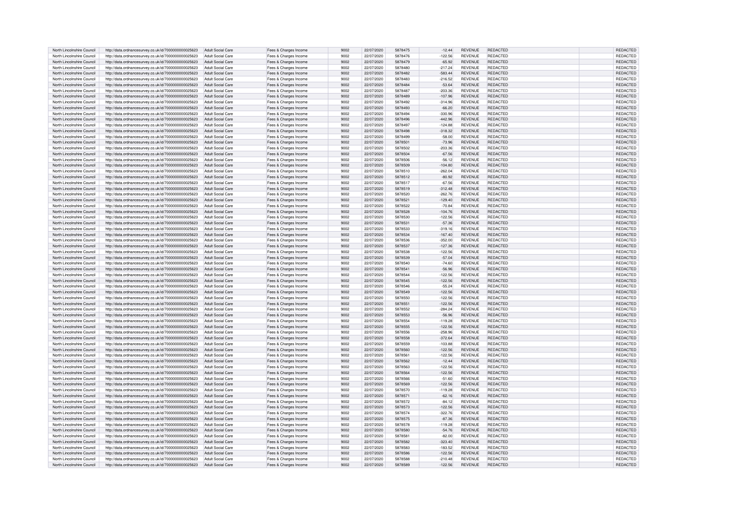| North Lincolnshire Council | http://data.ordnancesurvey.co.uk/id/7000000000025623 | Adult Social Care | Fees & Charges Income | 9002 | 22/07/2020 | 5878475 | -12.44 | REVENUE | REDACTED | REDACTED |
|---|---|---|---|---|---|---|---|---|---|---|
| North Lincolnshire Council | http://data.ordnancesurvey.co.uk/id/7000000000025623 | Adult Social Care | Fees & Charges Income | 9002 | 22/07/2020 | 5878476 | -122.56 | REVENUE | REDACTED | REDACTED |
| North Lincolnshire Council | http://data.ordnancesurvey.co.uk/id/7000000000025623 | Adult Social Care | Fees & Charges Income | 9002 | 22/07/2020 | 5878479 | -65.92 | REVENUE | REDACTED | REDACTED |
| North Lincolnshire Council | http://data.ordnancesurvey.co.uk/id/7000000000025623 | Adult Social Care | Fees & Charges Income | 9002 | 22/07/2020 | 5878480 | -217.24 | REVENUE | REDACTED | REDACTED |
| North Lincolnshire Council | http://data.ordnancesurvey.co.uk/id/7000000000025623 | Adult Social Care | Fees & Charges Income | 9002 | 22/07/2020 | 5878482 | -583.44 | REVENUE | REDACTED | REDACTED |
| North Lincolnshire Council | http://data.ordnancesurvey.co.uk/id/7000000000025623 | Adult Social Care | Fees & Charges Income | 9002 | 22/07/2020 | 5878483 | -216.52 | REVENUE | REDACTED | REDACTED |
| North Lincolnshire Council | http://data.ordnancesurvey.co.uk/id/7000000000025623 | Adult Social Care | Fees & Charges Income | 9002 | 22/07/2020 | 5878484 | -53.64 | REVENUE | REDACTED | REDACTED |
| North Lincolnshire Council | http://data.ordnancesurvey.co.uk/id/7000000000025623 | Adult Social Care | Fees & Charges Income | 9002 | 22/07/2020 | 5878487 | -203.36 | REVENUE | REDACTED | REDACTED |
| North Lincolnshire Council | http://data.ordnancesurvey.co.uk/id/7000000000025623 | Adult Social Care | Fees & Charges Income | 9002 | 22/07/2020 | 5878489 | -107.96 | REVENUE | REDACTED | REDACTED |
| North Lincolnshire Council | http://data.ordnancesurvey.co.uk/id/7000000000025623 | Adult Social Care | Fees & Charges Income | 9002 | 22/07/2020 | 5878492 | -314.96 | REVENUE | REDACTED | REDACTED |
| North Lincolnshire Council | http://data.ordnancesurvey.co.uk/id/7000000000025623 | Adult Social Care | Fees & Charges Income | 9002 | 22/07/2020 | 5878493 | -66.20 | REVENUE | REDACTED | REDACTED |
| North Lincolnshire Council | http://data.ordnancesurvey.co.uk/id/7000000000025623 | Adult Social Care | Fees & Charges Income | 9002 | 22/07/2020 | 5878494 | -330.96 | REVENUE | REDACTED | REDACTED |
| North Lincolnshire Council | http://data.ordnancesurvey.co.uk/id/7000000000025623 | Adult Social Care | Fees & Charges Income | 9002 | 22/07/2020 | 5878496 | -442.96 | REVENUE | REDACTED | REDACTED |
| North Lincolnshire Council | http://data.ordnancesurvey.co.uk/id/7000000000025623 | Adult Social Care | Fees & Charges Income | 9002 | 22/07/2020 | 5878497 | -124.88 | REVENUE | REDACTED | REDACTED |
| North Lincolnshire Council | http://data.ordnancesurvey.co.uk/id/7000000000025623 | Adult Social Care | Fees & Charges Income | 9002 | 22/07/2020 | 5878498 | -318.32 | REVENUE | REDACTED | REDACTED |
| North Lincolnshire Council | http://data.ordnancesurvey.co.uk/id/7000000000025623 | Adult Social Care | Fees & Charges Income | 9002 | 22/07/2020 | 5878499 | -58.00 | REVENUE | REDACTED | REDACTED |
| North Lincolnshire Council | http://data.ordnancesurvey.co.uk/id/7000000000025623 | Adult Social Care | Fees & Charges Income | 9002 | 22/07/2020 | 5878501 | -73.96 | REVENUE | REDACTED | REDACTED |
| North Lincolnshire Council | http://data.ordnancesurvey.co.uk/id/7000000000025623 | Adult Social Care | Fees & Charges Income | 9002 | 22/07/2020 | 5878502 | -203.36 | REVENUE | REDACTED | REDACTED |
| North Lincolnshire Council | http://data.ordnancesurvey.co.uk/id/7000000000025623 | Adult Social Care | Fees & Charges Income | 9002 | 22/07/2020 | 5878504 | -67.56 | REVENUE | REDACTED | REDACTED |
| North Lincolnshire Council | http://data.ordnancesurvey.co.uk/id/7000000000025623 | Adult Social Care | Fees & Charges Income | 9002 | 22/07/2020 | 5878506 | -56.12 | REVENUE | REDACTED | REDACTED |
| North Lincolnshire Council | http://data.ordnancesurvey.co.uk/id/7000000000025623 | Adult Social Care | Fees & Charges Income | 9002 | 22/07/2020 | 5878509 | -104.80 | REVENUE | REDACTED | REDACTED |
| North Lincolnshire Council | http://data.ordnancesurvey.co.uk/id/7000000000025623 | Adult Social Care | Fees & Charges Income | 9002 | 22/07/2020 | 5878510 | -262.04 | REVENUE | REDACTED | REDACTED |
| North Lincolnshire Council | http://data.ordnancesurvey.co.uk/id/7000000000025623 | Adult Social Care | Fees & Charges Income | 9002 | 22/07/2020 | 5878512 | -80.92 | REVENUE | REDACTED | REDACTED |
| North Lincolnshire Council | http://data.ordnancesurvey.co.uk/id/7000000000025623 | Adult Social Care | Fees & Charges Income | 9002 | 22/07/2020 | 5878517 | -67.56 | REVENUE | REDACTED | REDACTED |
| North Lincolnshire Council | http://data.ordnancesurvey.co.uk/id/7000000000025623 | Adult Social Care | Fees & Charges Income | 9002 | 22/07/2020 | 5878519 | -312.48 | REVENUE | REDACTED | REDACTED |
| North Lincolnshire Council | http://data.ordnancesurvey.co.uk/id/7000000000025623 | Adult Social Care | Fees & Charges Income | 9002 | 22/07/2020 | 5878520 | -262.76 | REVENUE | REDACTED | REDACTED |
| North Lincolnshire Council | http://data.ordnancesurvey.co.uk/id/7000000000025623 | Adult Social Care | Fees & Charges Income | 9002 | 22/07/2020 | 5878521 | -129.40 | REVENUE | REDACTED | REDACTED |
| North Lincolnshire Council | http://data.ordnancesurvey.co.uk/id/7000000000025623 | Adult Social Care | Fees & Charges Income | 9002 | 22/07/2020 | 5878522 | -70.84 | REVENUE | REDACTED | REDACTED |
| North Lincolnshire Council | http://data.ordnancesurvey.co.uk/id/7000000000025623 | Adult Social Care | Fees & Charges Income | 9002 | 22/07/2020 | 5878528 | -104.76 | REVENUE | REDACTED | REDACTED |
| North Lincolnshire Council | http://data.ordnancesurvey.co.uk/id/7000000000025623 | Adult Social Care | Fees & Charges Income | 9002 | 22/07/2020 | 5878530 | -122.56 | REVENUE | REDACTED | REDACTED |
| North Lincolnshire Council | http://data.ordnancesurvey.co.uk/id/7000000000025623 | Adult Social Care | Fees & Charges Income | 9002 | 22/07/2020 | 5878531 | -57.36 | REVENUE | REDACTED | REDACTED |
| North Lincolnshire Council | http://data.ordnancesurvey.co.uk/id/7000000000025623 | Adult Social Care | Fees & Charges Income | 9002 | 22/07/2020 | 5878533 | -319.16 | REVENUE | REDACTED | REDACTED |
| North Lincolnshire Council | http://data.ordnancesurvey.co.uk/id/7000000000025623 | Adult Social Care | Fees & Charges Income | 9002 | 22/07/2020 | 5878534 | -167.40 | REVENUE | REDACTED | REDACTED |
| North Lincolnshire Council | http://data.ordnancesurvey.co.uk/id/7000000000025623 | Adult Social Care | Fees & Charges Income | 9002 | 22/07/2020 | 5878536 | -352.00 | REVENUE | REDACTED | REDACTED |
| North Lincolnshire Council | http://data.ordnancesurvey.co.uk/id/7000000000025623 | Adult Social Care | Fees & Charges Income | 9002 | 22/07/2020 | 5878537 | -127.36 | REVENUE | REDACTED | REDACTED |
| North Lincolnshire Council | http://data.ordnancesurvey.co.uk/id/7000000000025623 | Adult Social Care | Fees & Charges Income | 9002 | 22/07/2020 | 5878538 | -122.56 | REVENUE | REDACTED | REDACTED |
| North Lincolnshire Council | http://data.ordnancesurvey.co.uk/id/7000000000025623 | Adult Social Care | Fees & Charges Income | 9002 | 22/07/2020 | 5878539 | -57.04 | REVENUE | REDACTED | REDACTED |
| North Lincolnshire Council | http://data.ordnancesurvey.co.uk/id/7000000000025623 | Adult Social Care | Fees & Charges Income | 9002 | 22/07/2020 | 5878540 | -74.60 | REVENUE | REDACTED | REDACTED |
| North Lincolnshire Council | http://data.ordnancesurvey.co.uk/id/7000000000025623 | Adult Social Care | Fees & Charges Income | 9002 | 22/07/2020 | 5878541 | -56.96 | REVENUE | REDACTED | REDACTED |
| North Lincolnshire Council | http://data.ordnancesurvey.co.uk/id/7000000000025623 | Adult Social Care | Fees & Charges Income | 9002 | 22/07/2020 | 5878544 | -122.56 | REVENUE | REDACTED | REDACTED |
| North Lincolnshire Council | http://data.ordnancesurvey.co.uk/id/7000000000025623 | Adult Social Care | Fees & Charges Income | 9002 | 22/07/2020 | 5878545 | -122.56 | REVENUE | REDACTED | REDACTED |
| North Lincolnshire Council | http://data.ordnancesurvey.co.uk/id/7000000000025623 | Adult Social Care | Fees & Charges Income | 9002 | 22/07/2020 | 5878546 | -55.24 | REVENUE | REDACTED | REDACTED |
| North Lincolnshire Council | http://data.ordnancesurvey.co.uk/id/7000000000025623 | Adult Social Care | Fees & Charges Income | 9002 | 22/07/2020 | 5878549 | -122.56 | REVENUE | REDACTED | REDACTED |
| North Lincolnshire Council | http://data.ordnancesurvey.co.uk/id/7000000000025623 | Adult Social Care | Fees & Charges Income | 9002 | 22/07/2020 | 5878550 | -122.56 | REVENUE | REDACTED | REDACTED |
| North Lincolnshire Council | http://data.ordnancesurvey.co.uk/id/7000000000025623 | Adult Social Care | Fees & Charges Income | 9002 | 22/07/2020 | 5878551 | -122.56 | REVENUE | REDACTED | REDACTED |
| North Lincolnshire Council | http://data.ordnancesurvey.co.uk/id/7000000000025623 | Adult Social Care | Fees & Charges Income | 9002 | 22/07/2020 | 5878552 | -284.24 | REVENUE | REDACTED | REDACTED |
| North Lincolnshire Council | http://data.ordnancesurvey.co.uk/id/7000000000025623 | Adult Social Care | Fees & Charges Income | 9002 | 22/07/2020 | 5878553 | -56.96 | REVENUE | REDACTED | REDACTED |
| North Lincolnshire Council | http://data.ordnancesurvey.co.uk/id/7000000000025623 | Adult Social Care | Fees & Charges Income | 9002 | 22/07/2020 | 5878554 | -119.28 | REVENUE | REDACTED | REDACTED |
| North Lincolnshire Council | http://data.ordnancesurvey.co.uk/id/7000000000025623 | Adult Social Care | Fees & Charges Income | 9002 | 22/07/2020 | 5878555 | -122.56 | REVENUE | REDACTED | REDACTED |
| North Lincolnshire Council | http://data.ordnancesurvey.co.uk/id/7000000000025623 | Adult Social Care | Fees & Charges Income | 9002 | 22/07/2020 | 5878556 | -258.96 | REVENUE | REDACTED | REDACTED |
| North Lincolnshire Council | http://data.ordnancesurvey.co.uk/id/7000000000025623 | Adult Social Care | Fees & Charges Income | 9002 | 22/07/2020 | 5878558 | -372.64 | REVENUE | REDACTED | REDACTED |
| North Lincolnshire Council | http://data.ordnancesurvey.co.uk/id/7000000000025623 | Adult Social Care | Fees & Charges Income | 9002 | 22/07/2020 | 5878559 | -103.88 | REVENUE | REDACTED | REDACTED |
| North Lincolnshire Council | http://data.ordnancesurvey.co.uk/id/7000000000025623 | Adult Social Care | Fees & Charges Income | 9002 | 22/07/2020 | 5878560 | -122.56 | REVENUE | REDACTED | REDACTED |
| North Lincolnshire Council | http://data.ordnancesurvey.co.uk/id/7000000000025623 | Adult Social Care | Fees & Charges Income | 9002 | 22/07/2020 | 5878561 | -122.56 | REVENUE | REDACTED | REDACTED |
| North Lincolnshire Council | http://data.ordnancesurvey.co.uk/id/7000000000025623 | Adult Social Care | Fees & Charges Income | 9002 | 22/07/2020 | 5878562 | -12.44 | REVENUE | REDACTED | REDACTED |
| North Lincolnshire Council | http://data.ordnancesurvey.co.uk/id/7000000000025623 | Adult Social Care | Fees & Charges Income | 9002 | 22/07/2020 | 5878563 | -122.56 | REVENUE | REDACTED | REDACTED |
| North Lincolnshire Council | http://data.ordnancesurvey.co.uk/id/7000000000025623 | Adult Social Care | Fees & Charges Income | 9002 | 22/07/2020 | 5878564 | -122.56 | REVENUE | REDACTED | REDACTED |
| North Lincolnshire Council | http://data.ordnancesurvey.co.uk/id/7000000000025623 | Adult Social Care | Fees & Charges Income | 9002 | 22/07/2020 | 5878566 | -51.60 | REVENUE | REDACTED | REDACTED |
| North Lincolnshire Council | http://data.ordnancesurvey.co.uk/id/7000000000025623 | Adult Social Care | Fees & Charges Income | 9002 | 22/07/2020 | 5878569 | -122.56 | REVENUE | REDACTED | REDACTED |
| North Lincolnshire Council | http://data.ordnancesurvey.co.uk/id/7000000000025623 | Adult Social Care | Fees & Charges Income | 9002 | 22/07/2020 | 5878570 | -119.28 | REVENUE | REDACTED | REDACTED |
| North Lincolnshire Council | http://data.ordnancesurvey.co.uk/id/7000000000025623 | Adult Social Care | Fees & Charges Income | 9002 | 22/07/2020 | 5878571 | -62.16 | REVENUE | REDACTED | REDACTED |
| North Lincolnshire Council | http://data.ordnancesurvey.co.uk/id/7000000000025623 | Adult Social Care | Fees & Charges Income | 9002 | 22/07/2020 | 5878572 | -84.12 | REVENUE | REDACTED | REDACTED |
| North Lincolnshire Council | http://data.ordnancesurvey.co.uk/id/7000000000025623 | Adult Social Care | Fees & Charges Income | 9002 | 22/07/2020 | 5878573 | -122.56 | REVENUE | REDACTED | REDACTED |
| North Lincolnshire Council | http://data.ordnancesurvey.co.uk/id/7000000000025623 | Adult Social Care | Fees & Charges Income | 9002 | 22/07/2020 | 5878574 | -322.76 | REVENUE | REDACTED | REDACTED |
| North Lincolnshire Council | http://data.ordnancesurvey.co.uk/id/7000000000025623 | Adult Social Care | Fees & Charges Income | 9002 | 22/07/2020 | 5878575 | -87.36 | REVENUE | REDACTED | REDACTED |
| North Lincolnshire Council | http://data.ordnancesurvey.co.uk/id/7000000000025623 | Adult Social Care | Fees & Charges Income | 9002 | 22/07/2020 | 5878578 | -119.28 | REVENUE | REDACTED | REDACTED |
| North Lincolnshire Council | http://data.ordnancesurvey.co.uk/id/7000000000025623 | Adult Social Care | Fees & Charges Income | 9002 | 22/07/2020 | 5878580 | -54.76 | REVENUE | REDACTED | REDACTED |
| North Lincolnshire Council | http://data.ordnancesurvey.co.uk/id/7000000000025623 | Adult Social Care | Fees & Charges Income | 9002 | 22/07/2020 | 5878581 | -82.00 | REVENUE | REDACTED | REDACTED |
| North Lincolnshire Council | http://data.ordnancesurvey.co.uk/id/7000000000025623 | Adult Social Care | Fees & Charges Income | 9002 | 22/07/2020 | 5878582 | -323.40 | REVENUE | REDACTED | REDACTED |
| North Lincolnshire Council | http://data.ordnancesurvey.co.uk/id/7000000000025623 | Adult Social Care | Fees & Charges Income | 9002 | 22/07/2020 | 5878583 | -183.52 | REVENUE | REDACTED | REDACTED |
| North Lincolnshire Council | http://data.ordnancesurvey.co.uk/id/7000000000025623 | Adult Social Care | Fees & Charges Income | 9002 | 22/07/2020 | 5878586 | -122.56 | REVENUE | REDACTED | REDACTED |
| North Lincolnshire Council | http://data.ordnancesurvey.co.uk/id/7000000000025623 | Adult Social Care | Fees & Charges Income | 9002 | 22/07/2020 | 5878588 | -210.48 | REVENUE | REDACTED | REDACTED |
| North Lincolnshire Council | http://data.ordnancesurvey.co.uk/id/7000000000025623 | Adult Social Care | Fees & Charges Income | 9002 | 22/07/2020 | 5878589 | -122.56 | REVENUE | REDACTED | REDACTED |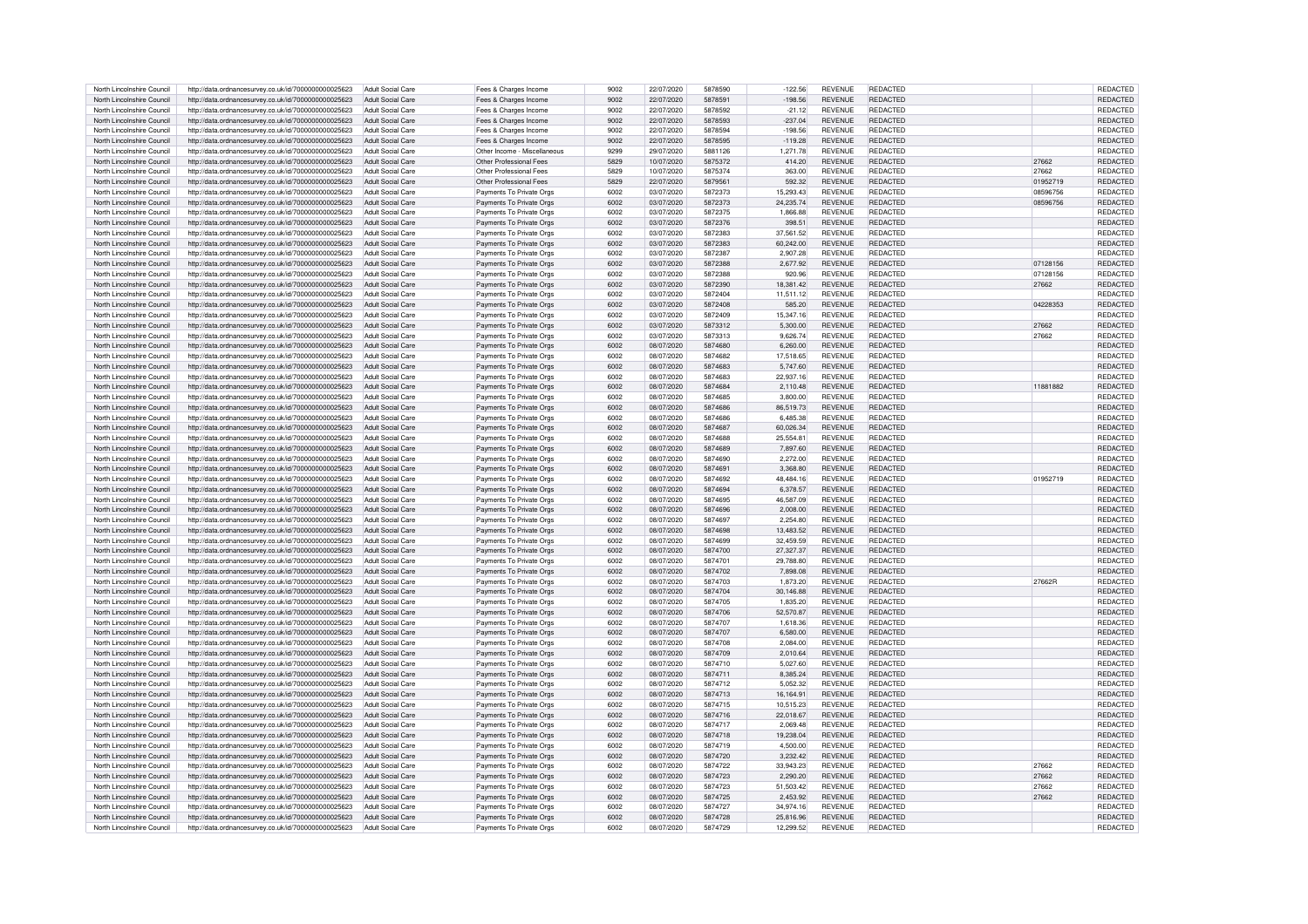| North Lincolnshire Council | http://data.ordnancesurvey.co.uk/id/7000000000025623 | Adult Social Care | Fees & Charges Income | 9002 | 22/07/2020 | 5878590 | -122.56 | REVENUE | REDACTED | | REDACTED |
|---|---|---|---|---|---|---|---|---|---|---|---|
| North Lincolnshire Council | http://data.ordnancesurvey.co.uk/id/7000000000025623 | Adult Social Care | Fees & Charges Income | 9002 | 22/07/2020 | 5878591 | -198.56 | REVENUE | REDACTED | | REDACTED |
| North Lincolnshire Council | http://data.ordnancesurvey.co.uk/id/7000000000025623 | Adult Social Care | Fees & Charges Income | 9002 | 22/07/2020 | 5878592 | -21.12 | REVENUE | REDACTED | | REDACTED |
| North Lincolnshire Council | http://data.ordnancesurvey.co.uk/id/7000000000025623 | Adult Social Care | Fees & Charges Income | 9002 | 22/07/2020 | 5878593 | -237.04 | REVENUE | REDACTED | | REDACTED |
| North Lincolnshire Council | http://data.ordnancesurvey.co.uk/id/7000000000025623 | Adult Social Care | Fees & Charges Income | 9002 | 22/07/2020 | 5878594 | -198.56 | REVENUE | REDACTED | | REDACTED |
| North Lincolnshire Council | http://data.ordnancesurvey.co.uk/id/7000000000025623 | Adult Social Care | Fees & Charges Income | 9002 | 22/07/2020 | 5878595 | -119.28 | REVENUE | REDACTED | | REDACTED |
| North Lincolnshire Council | http://data.ordnancesurvey.co.uk/id/7000000000025623 | Adult Social Care | Other Income - Miscellaneous | 9299 | 29/07/2020 | 5881126 | 1,271.78 | REVENUE | REDACTED | | REDACTED |
| North Lincolnshire Council | http://data.ordnancesurvey.co.uk/id/7000000000025623 | Adult Social Care | Other Professional Fees | 5829 | 10/07/2020 | 5875372 | 414.20 | REVENUE | REDACTED | 27662 | REDACTED |
| North Lincolnshire Council | http://data.ordnancesurvey.co.uk/id/7000000000025623 | Adult Social Care | Other Professional Fees | 5829 | 10/07/2020 | 5875374 | 363.00 | REVENUE | REDACTED | 27662 | REDACTED |
| North Lincolnshire Council | http://data.ordnancesurvey.co.uk/id/7000000000025623 | Adult Social Care | Other Professional Fees | 5829 | 22/07/2020 | 5879561 | 592.32 | REVENUE | REDACTED | 01952719 | REDACTED |
| North Lincolnshire Council | http://data.ordnancesurvey.co.uk/id/7000000000025623 | Adult Social Care | Payments To Private Orgs | 6002 | 03/07/2020 | 5872373 | 15,293.43 | REVENUE | REDACTED | 08596756 | REDACTED |
| North Lincolnshire Council | http://data.ordnancesurvey.co.uk/id/7000000000025623 | Adult Social Care | Payments To Private Orgs | 6002 | 03/07/2020 | 5872373 | 24,235.74 | REVENUE | REDACTED | 08596756 | REDACTED |
| North Lincolnshire Council | http://data.ordnancesurvey.co.uk/id/7000000000025623 | Adult Social Care | Payments To Private Orgs | 6002 | 03/07/2020 | 5872375 | 1,866.88 | REVENUE | REDACTED | | REDACTED |
| North Lincolnshire Council | http://data.ordnancesurvey.co.uk/id/7000000000025623 | Adult Social Care | Payments To Private Orgs | 6002 | 03/07/2020 | 5872376 | 398.51 | REVENUE | REDACTED | | REDACTED |
| North Lincolnshire Council | http://data.ordnancesurvey.co.uk/id/7000000000025623 | Adult Social Care | Payments To Private Orgs | 6002 | 03/07/2020 | 5872383 | 37,561.52 | REVENUE | REDACTED | | REDACTED |
| North Lincolnshire Council | http://data.ordnancesurvey.co.uk/id/7000000000025623 | Adult Social Care | Payments To Private Orgs | 6002 | 03/07/2020 | 5872383 | 60,242.00 | REVENUE | REDACTED | | REDACTED |
| North Lincolnshire Council | http://data.ordnancesurvey.co.uk/id/7000000000025623 | Adult Social Care | Payments To Private Orgs | 6002 | 03/07/2020 | 5872387 | 2,907.28 | REVENUE | REDACTED | | REDACTED |
| North Lincolnshire Council | http://data.ordnancesurvey.co.uk/id/7000000000025623 | Adult Social Care | Payments To Private Orgs | 6002 | 03/07/2020 | 5872388 | 2,677.92 | REVENUE | REDACTED | 07128156 | REDACTED |
| North Lincolnshire Council | http://data.ordnancesurvey.co.uk/id/7000000000025623 | Adult Social Care | Payments To Private Orgs | 6002 | 03/07/2020 | 5872388 | 920.96 | REVENUE | REDACTED | 07128156 | REDACTED |
| North Lincolnshire Council | http://data.ordnancesurvey.co.uk/id/7000000000025623 | Adult Social Care | Payments To Private Orgs | 6002 | 03/07/2020 | 5872390 | 18,381.42 | REVENUE | REDACTED | 27662 | REDACTED |
| North Lincolnshire Council | http://data.ordnancesurvey.co.uk/id/7000000000025623 | Adult Social Care | Payments To Private Orgs | 6002 | 03/07/2020 | 5872404 | 11,511.12 | REVENUE | REDACTED | | REDACTED |
| North Lincolnshire Council | http://data.ordnancesurvey.co.uk/id/7000000000025623 | Adult Social Care | Payments To Private Orgs | 6002 | 03/07/2020 | 5872408 | 585.20 | REVENUE | REDACTED | 04228353 | REDACTED |
| North Lincolnshire Council | http://data.ordnancesurvey.co.uk/id/7000000000025623 | Adult Social Care | Payments To Private Orgs | 6002 | 03/07/2020 | 5872409 | 15,347.16 | REVENUE | REDACTED | | REDACTED |
| North Lincolnshire Council | http://data.ordnancesurvey.co.uk/id/7000000000025623 | Adult Social Care | Payments To Private Orgs | 6002 | 03/07/2020 | 5873312 | 5,300.00 | REVENUE | REDACTED | 27662 | REDACTED |
| North Lincolnshire Council | http://data.ordnancesurvey.co.uk/id/7000000000025623 | Adult Social Care | Payments To Private Orgs | 6002 | 03/07/2020 | 5873313 | 9,626.74 | REVENUE | REDACTED | 27662 | REDACTED |
| North Lincolnshire Council | http://data.ordnancesurvey.co.uk/id/7000000000025623 | Adult Social Care | Payments To Private Orgs | 6002 | 08/07/2020 | 5874680 | 6,260.00 | REVENUE | REDACTED | | REDACTED |
| North Lincolnshire Council | http://data.ordnancesurvey.co.uk/id/7000000000025623 | Adult Social Care | Payments To Private Orgs | 6002 | 08/07/2020 | 5874682 | 17,518.65 | REVENUE | REDACTED | | REDACTED |
| North Lincolnshire Council | http://data.ordnancesurvey.co.uk/id/7000000000025623 | Adult Social Care | Payments To Private Orgs | 6002 | 08/07/2020 | 5874683 | 5,747.60 | REVENUE | REDACTED | | REDACTED |
| North Lincolnshire Council | http://data.ordnancesurvey.co.uk/id/7000000000025623 | Adult Social Care | Payments To Private Orgs | 6002 | 08/07/2020 | 5874683 | 22,937.16 | REVENUE | REDACTED | | REDACTED |
| North Lincolnshire Council | http://data.ordnancesurvey.co.uk/id/7000000000025623 | Adult Social Care | Payments To Private Orgs | 6002 | 08/07/2020 | 5874684 | 2,110.48 | REVENUE | REDACTED | 11881882 | REDACTED |
| North Lincolnshire Council | http://data.ordnancesurvey.co.uk/id/7000000000025623 | Adult Social Care | Payments To Private Orgs | 6002 | 08/07/2020 | 5874685 | 3,800.00 | REVENUE | REDACTED | | REDACTED |
| North Lincolnshire Council | http://data.ordnancesurvey.co.uk/id/7000000000025623 | Adult Social Care | Payments To Private Orgs | 6002 | 08/07/2020 | 5874686 | 86,519.73 | REVENUE | REDACTED | | REDACTED |
| North Lincolnshire Council | http://data.ordnancesurvey.co.uk/id/7000000000025623 | Adult Social Care | Payments To Private Orgs | 6002 | 08/07/2020 | 5874686 | 6,485.38 | REVENUE | REDACTED | | REDACTED |
| North Lincolnshire Council | http://data.ordnancesurvey.co.uk/id/7000000000025623 | Adult Social Care | Payments To Private Orgs | 6002 | 08/07/2020 | 5874687 | 60,026.34 | REVENUE | REDACTED | | REDACTED |
| North Lincolnshire Council | http://data.ordnancesurvey.co.uk/id/7000000000025623 | Adult Social Care | Payments To Private Orgs | 6002 | 08/07/2020 | 5874688 | 25,554.81 | REVENUE | REDACTED | | REDACTED |
| North Lincolnshire Council | http://data.ordnancesurvey.co.uk/id/7000000000025623 | Adult Social Care | Payments To Private Orgs | 6002 | 08/07/2020 | 5874689 | 7,897.60 | REVENUE | REDACTED | | REDACTED |
| North Lincolnshire Council | http://data.ordnancesurvey.co.uk/id/7000000000025623 | Adult Social Care | Payments To Private Orgs | 6002 | 08/07/2020 | 5874690 | 2,272.00 | REVENUE | REDACTED | | REDACTED |
| North Lincolnshire Council | http://data.ordnancesurvey.co.uk/id/7000000000025623 | Adult Social Care | Payments To Private Orgs | 6002 | 08/07/2020 | 5874691 | 3,368.80 | REVENUE | REDACTED | | REDACTED |
| North Lincolnshire Council | http://data.ordnancesurvey.co.uk/id/7000000000025623 | Adult Social Care | Payments To Private Orgs | 6002 | 08/07/2020 | 5874692 | 48,484.16 | REVENUE | REDACTED | 01952719 | REDACTED |
| North Lincolnshire Council | http://data.ordnancesurvey.co.uk/id/7000000000025623 | Adult Social Care | Payments To Private Orgs | 6002 | 08/07/2020 | 5874694 | 6,378.57 | REVENUE | REDACTED | | REDACTED |
| North Lincolnshire Council | http://data.ordnancesurvey.co.uk/id/7000000000025623 | Adult Social Care | Payments To Private Orgs | 6002 | 08/07/2020 | 5874695 | 46,587.09 | REVENUE | REDACTED | | REDACTED |
| North Lincolnshire Council | http://data.ordnancesurvey.co.uk/id/7000000000025623 | Adult Social Care | Payments To Private Orgs | 6002 | 08/07/2020 | 5874696 | 2,008.00 | REVENUE | REDACTED | | REDACTED |
| North Lincolnshire Council | http://data.ordnancesurvey.co.uk/id/7000000000025623 | Adult Social Care | Payments To Private Orgs | 6002 | 08/07/2020 | 5874697 | 2,254.80 | REVENUE | REDACTED | | REDACTED |
| North Lincolnshire Council | http://data.ordnancesurvey.co.uk/id/7000000000025623 | Adult Social Care | Payments To Private Orgs | 6002 | 08/07/2020 | 5874698 | 13,483.52 | REVENUE | REDACTED | | REDACTED |
| North Lincolnshire Council | http://data.ordnancesurvey.co.uk/id/7000000000025623 | Adult Social Care | Payments To Private Orgs | 6002 | 08/07/2020 | 5874699 | 32,459.59 | REVENUE | REDACTED | | REDACTED |
| North Lincolnshire Council | http://data.ordnancesurvey.co.uk/id/7000000000025623 | Adult Social Care | Payments To Private Orgs | 6002 | 08/07/2020 | 5874700 | 27,327.37 | REVENUE | REDACTED | | REDACTED |
| North Lincolnshire Council | http://data.ordnancesurvey.co.uk/id/7000000000025623 | Adult Social Care | Payments To Private Orgs | 6002 | 08/07/2020 | 5874701 | 29,788.80 | REVENUE | REDACTED | | REDACTED |
| North Lincolnshire Council | http://data.ordnancesurvey.co.uk/id/7000000000025623 | Adult Social Care | Payments To Private Orgs | 6002 | 08/07/2020 | 5874702 | 7,898.08 | REVENUE | REDACTED | | REDACTED |
| North Lincolnshire Council | http://data.ordnancesurvey.co.uk/id/7000000000025623 | Adult Social Care | Payments To Private Orgs | 6002 | 08/07/2020 | 5874703 | 1,873.20 | REVENUE | REDACTED | 27662R | REDACTED |
| North Lincolnshire Council | http://data.ordnancesurvey.co.uk/id/7000000000025623 | Adult Social Care | Payments To Private Orgs | 6002 | 08/07/2020 | 5874704 | 30,146.88 | REVENUE | REDACTED | | REDACTED |
| North Lincolnshire Council | http://data.ordnancesurvey.co.uk/id/7000000000025623 | Adult Social Care | Payments To Private Orgs | 6002 | 08/07/2020 | 5874705 | 1,835.20 | REVENUE | REDACTED | | REDACTED |
| North Lincolnshire Council | http://data.ordnancesurvey.co.uk/id/7000000000025623 | Adult Social Care | Payments To Private Orgs | 6002 | 08/07/2020 | 5874706 | 52,570.87 | REVENUE | REDACTED | | REDACTED |
| North Lincolnshire Council | http://data.ordnancesurvey.co.uk/id/7000000000025623 | Adult Social Care | Payments To Private Orgs | 6002 | 08/07/2020 | 5874707 | 1,618.36 | REVENUE | REDACTED | | REDACTED |
| North Lincolnshire Council | http://data.ordnancesurvey.co.uk/id/7000000000025623 | Adult Social Care | Payments To Private Orgs | 6002 | 08/07/2020 | 5874707 | 6,580.00 | REVENUE | REDACTED | | REDACTED |
| North Lincolnshire Council | http://data.ordnancesurvey.co.uk/id/7000000000025623 | Adult Social Care | Payments To Private Orgs | 6002 | 08/07/2020 | 5874708 | 2,084.00 | REVENUE | REDACTED | | REDACTED |
| North Lincolnshire Council | http://data.ordnancesurvey.co.uk/id/7000000000025623 | Adult Social Care | Payments To Private Orgs | 6002 | 08/07/2020 | 5874709 | 2,010.64 | REVENUE | REDACTED | | REDACTED |
| North Lincolnshire Council | http://data.ordnancesurvey.co.uk/id/7000000000025623 | Adult Social Care | Payments To Private Orgs | 6002 | 08/07/2020 | 5874710 | 5,027.60 | REVENUE | REDACTED | | REDACTED |
| North Lincolnshire Council | http://data.ordnancesurvey.co.uk/id/7000000000025623 | Adult Social Care | Payments To Private Orgs | 6002 | 08/07/2020 | 5874711 | 8,385.24 | REVENUE | REDACTED | | REDACTED |
| North Lincolnshire Council | http://data.ordnancesurvey.co.uk/id/7000000000025623 | Adult Social Care | Payments To Private Orgs | 6002 | 08/07/2020 | 5874712 | 5,052.32 | REVENUE | REDACTED | | REDACTED |
| North Lincolnshire Council | http://data.ordnancesurvey.co.uk/id/7000000000025623 | Adult Social Care | Payments To Private Orgs | 6002 | 08/07/2020 | 5874713 | 16,164.91 | REVENUE | REDACTED | | REDACTED |
| North Lincolnshire Council | http://data.ordnancesurvey.co.uk/id/7000000000025623 | Adult Social Care | Payments To Private Orgs | 6002 | 08/07/2020 | 5874715 | 10,515.23 | REVENUE | REDACTED | | REDACTED |
| North Lincolnshire Council | http://data.ordnancesurvey.co.uk/id/7000000000025623 | Adult Social Care | Payments To Private Orgs | 6002 | 08/07/2020 | 5874716 | 22,018.67 | REVENUE | REDACTED | | REDACTED |
| North Lincolnshire Council | http://data.ordnancesurvey.co.uk/id/7000000000025623 | Adult Social Care | Payments To Private Orgs | 6002 | 08/07/2020 | 5874717 | 2,069.48 | REVENUE | REDACTED | | REDACTED |
| North Lincolnshire Council | http://data.ordnancesurvey.co.uk/id/7000000000025623 | Adult Social Care | Payments To Private Orgs | 6002 | 08/07/2020 | 5874718 | 19,238.04 | REVENUE | REDACTED | | REDACTED |
| North Lincolnshire Council | http://data.ordnancesurvey.co.uk/id/7000000000025623 | Adult Social Care | Payments To Private Orgs | 6002 | 08/07/2020 | 5874719 | 4,500.00 | REVENUE | REDACTED | | REDACTED |
| North Lincolnshire Council | http://data.ordnancesurvey.co.uk/id/7000000000025623 | Adult Social Care | Payments To Private Orgs | 6002 | 08/07/2020 | 5874720 | 3,232.42 | REVENUE | REDACTED | | REDACTED |
| North Lincolnshire Council | http://data.ordnancesurvey.co.uk/id/7000000000025623 | Adult Social Care | Payments To Private Orgs | 6002 | 08/07/2020 | 5874722 | 33,943.23 | REVENUE | REDACTED | 27662 | REDACTED |
| North Lincolnshire Council | http://data.ordnancesurvey.co.uk/id/7000000000025623 | Adult Social Care | Payments To Private Orgs | 6002 | 08/07/2020 | 5874723 | 2,290.20 | REVENUE | REDACTED | 27662 | REDACTED |
| North Lincolnshire Council | http://data.ordnancesurvey.co.uk/id/7000000000025623 | Adult Social Care | Payments To Private Orgs | 6002 | 08/07/2020 | 5874723 | 51,503.42 | REVENUE | REDACTED | 27662 | REDACTED |
| North Lincolnshire Council | http://data.ordnancesurvey.co.uk/id/7000000000025623 | Adult Social Care | Payments To Private Orgs | 6002 | 08/07/2020 | 5874725 | 2,453.92 | REVENUE | REDACTED | 27662 | REDACTED |
| North Lincolnshire Council | http://data.ordnancesurvey.co.uk/id/7000000000025623 | Adult Social Care | Payments To Private Orgs | 6002 | 08/07/2020 | 5874727 | 34,974.16 | REVENUE | REDACTED | | REDACTED |
| North Lincolnshire Council | http://data.ordnancesurvey.co.uk/id/7000000000025623 | Adult Social Care | Payments To Private Orgs | 6002 | 08/07/2020 | 5874728 | 25,816.96 | REVENUE | REDACTED | | REDACTED |
| North Lincolnshire Council | http://data.ordnancesurvey.co.uk/id/7000000000025623 | Adult Social Care | Payments To Private Orgs | 6002 | 08/07/2020 | 5874729 | 12,299.52 | REVENUE | REDACTED | | REDACTED |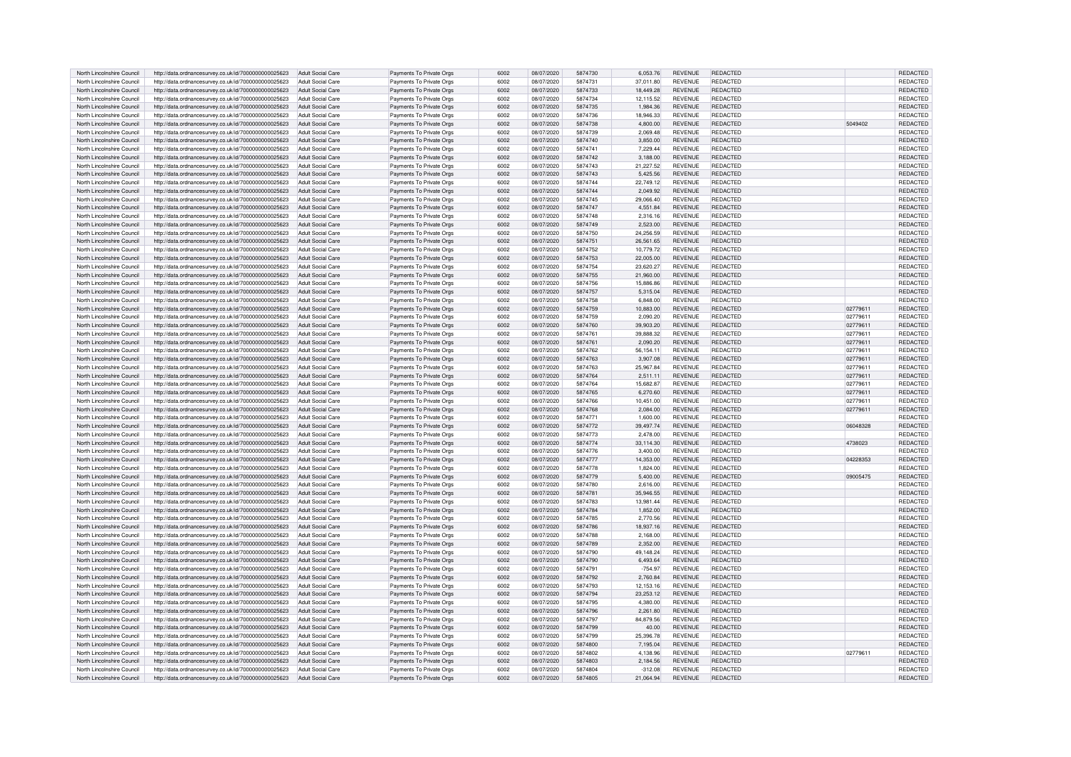| North Lincolnshire Council | http://data.ordnancesurvey.co.uk/id/7000000000025623 | Adult Social Care | Payments To Private Orgs | 6002 | 08/07/2020 | 5874730 | 6,053.76 | REVENUE | REDACTED | | REDACTED |
|---|---|---|---|---|---|---|---|---|---|---|---|
| North Lincolnshire Council | http://data.ordnancesurvey.co.uk/id/7000000000025623 | Adult Social Care | Payments To Private Orgs | 6002 | 08/07/2020 | 5874731 | 37,011.80 | REVENUE | REDACTED | | REDACTED |
| North Lincolnshire Council | http://data.ordnancesurvey.co.uk/id/7000000000025623 | Adult Social Care | Payments To Private Orgs | 6002 | 08/07/2020 | 5874733 | 18,449.28 | REVENUE | REDACTED | | REDACTED |
| North Lincolnshire Council | http://data.ordnancesurvey.co.uk/id/7000000000025623 | Adult Social Care | Payments To Private Orgs | 6002 | 08/07/2020 | 5874734 | 12,115.52 | REVENUE | REDACTED | | REDACTED |
| North Lincolnshire Council | http://data.ordnancesurvey.co.uk/id/7000000000025623 | Adult Social Care | Payments To Private Orgs | 6002 | 08/07/2020 | 5874735 | 1,984.36 | REVENUE | REDACTED | | REDACTED |
| North Lincolnshire Council | http://data.ordnancesurvey.co.uk/id/7000000000025623 | Adult Social Care | Payments To Private Orgs | 6002 | 08/07/2020 | 5874736 | 18,946.33 | REVENUE | REDACTED | | REDACTED |
| North Lincolnshire Council | http://data.ordnancesurvey.co.uk/id/7000000000025623 | Adult Social Care | Payments To Private Orgs | 6002 | 08/07/2020 | 5874738 | 4,800.00 | REVENUE | REDACTED | 5049402 | REDACTED |
| North Lincolnshire Council | http://data.ordnancesurvey.co.uk/id/7000000000025623 | Adult Social Care | Payments To Private Orgs | 6002 | 08/07/2020 | 5874739 | 2,069.48 | REVENUE | REDACTED | | REDACTED |
| North Lincolnshire Council | http://data.ordnancesurvey.co.uk/id/7000000000025623 | Adult Social Care | Payments To Private Orgs | 6002 | 08/07/2020 | 5874740 | 3,850.00 | REVENUE | REDACTED | | REDACTED |
| North Lincolnshire Council | http://data.ordnancesurvey.co.uk/id/7000000000025623 | Adult Social Care | Payments To Private Orgs | 6002 | 08/07/2020 | 5874741 | 7,229.44 | REVENUE | REDACTED | | REDACTED |
| North Lincolnshire Council | http://data.ordnancesurvey.co.uk/id/7000000000025623 | Adult Social Care | Payments To Private Orgs | 6002 | 08/07/2020 | 5874742 | 3,188.00 | REVENUE | REDACTED | | REDACTED |
| North Lincolnshire Council | http://data.ordnancesurvey.co.uk/id/7000000000025623 | Adult Social Care | Payments To Private Orgs | 6002 | 08/07/2020 | 5874743 | 21,227.52 | REVENUE | REDACTED | | REDACTED |
| North Lincolnshire Council | http://data.ordnancesurvey.co.uk/id/7000000000025623 | Adult Social Care | Payments To Private Orgs | 6002 | 08/07/2020 | 5874743 | 5,425.56 | REVENUE | REDACTED | | REDACTED |
| North Lincolnshire Council | http://data.ordnancesurvey.co.uk/id/7000000000025623 | Adult Social Care | Payments To Private Orgs | 6002 | 08/07/2020 | 5874744 | 22,749.12 | REVENUE | REDACTED | | REDACTED |
| North Lincolnshire Council | http://data.ordnancesurvey.co.uk/id/7000000000025623 | Adult Social Care | Payments To Private Orgs | 6002 | 08/07/2020 | 5874744 | 2,049.92 | REVENUE | REDACTED | | REDACTED |
| North Lincolnshire Council | http://data.ordnancesurvey.co.uk/id/7000000000025623 | Adult Social Care | Payments To Private Orgs | 6002 | 08/07/2020 | 5874745 | 29,066.40 | REVENUE | REDACTED | | REDACTED |
| North Lincolnshire Council | http://data.ordnancesurvey.co.uk/id/7000000000025623 | Adult Social Care | Payments To Private Orgs | 6002 | 08/07/2020 | 5874747 | 4,551.84 | REVENUE | REDACTED | | REDACTED |
| North Lincolnshire Council | http://data.ordnancesurvey.co.uk/id/7000000000025623 | Adult Social Care | Payments To Private Orgs | 6002 | 08/07/2020 | 5874748 | 2,316.16 | REVENUE | REDACTED | | REDACTED |
| North Lincolnshire Council | http://data.ordnancesurvey.co.uk/id/7000000000025623 | Adult Social Care | Payments To Private Orgs | 6002 | 08/07/2020 | 5874749 | 2,523.00 | REVENUE | REDACTED | | REDACTED |
| North Lincolnshire Council | http://data.ordnancesurvey.co.uk/id/7000000000025623 | Adult Social Care | Payments To Private Orgs | 6002 | 08/07/2020 | 5874750 | 24,256.59 | REVENUE | REDACTED | | REDACTED |
| North Lincolnshire Council | http://data.ordnancesurvey.co.uk/id/7000000000025623 | Adult Social Care | Payments To Private Orgs | 6002 | 08/07/2020 | 5874751 | 26,561.65 | REVENUE | REDACTED | | REDACTED |
| North Lincolnshire Council | http://data.ordnancesurvey.co.uk/id/7000000000025623 | Adult Social Care | Payments To Private Orgs | 6002 | 08/07/2020 | 5874752 | 10,779.72 | REVENUE | REDACTED | | REDACTED |
| North Lincolnshire Council | http://data.ordnancesurvey.co.uk/id/7000000000025623 | Adult Social Care | Payments To Private Orgs | 6002 | 08/07/2020 | 5874753 | 22,005.00 | REVENUE | REDACTED | | REDACTED |
| North Lincolnshire Council | http://data.ordnancesurvey.co.uk/id/7000000000025623 | Adult Social Care | Payments To Private Orgs | 6002 | 08/07/2020 | 5874754 | 23,620.27 | REVENUE | REDACTED | | REDACTED |
| North Lincolnshire Council | http://data.ordnancesurvey.co.uk/id/7000000000025623 | Adult Social Care | Payments To Private Orgs | 6002 | 08/07/2020 | 5874755 | 21,960.00 | REVENUE | REDACTED | | REDACTED |
| North Lincolnshire Council | http://data.ordnancesurvey.co.uk/id/7000000000025623 | Adult Social Care | Payments To Private Orgs | 6002 | 08/07/2020 | 5874756 | 15,886.86 | REVENUE | REDACTED | | REDACTED |
| North Lincolnshire Council | http://data.ordnancesurvey.co.uk/id/7000000000025623 | Adult Social Care | Payments To Private Orgs | 6002 | 08/07/2020 | 5874757 | 5,315.04 | REVENUE | REDACTED | | REDACTED |
| North Lincolnshire Council | http://data.ordnancesurvey.co.uk/id/7000000000025623 | Adult Social Care | Payments To Private Orgs | 6002 | 08/07/2020 | 5874758 | 6,848.00 | REVENUE | REDACTED | | REDACTED |
| North Lincolnshire Council | http://data.ordnancesurvey.co.uk/id/7000000000025623 | Adult Social Care | Payments To Private Orgs | 6002 | 08/07/2020 | 5874759 | 10,883.00 | REVENUE | REDACTED | 02779611 | REDACTED |
| North Lincolnshire Council | http://data.ordnancesurvey.co.uk/id/7000000000025623 | Adult Social Care | Payments To Private Orgs | 6002 | 08/07/2020 | 5874759 | 2,090.20 | REVENUE | REDACTED | 02779611 | REDACTED |
| North Lincolnshire Council | http://data.ordnancesurvey.co.uk/id/7000000000025623 | Adult Social Care | Payments To Private Orgs | 6002 | 08/07/2020 | 5874760 | 39,903.20 | REVENUE | REDACTED | 02779611 | REDACTED |
| North Lincolnshire Council | http://data.ordnancesurvey.co.uk/id/7000000000025623 | Adult Social Care | Payments To Private Orgs | 6002 | 08/07/2020 | 5874761 | 39,888.32 | REVENUE | REDACTED | 02779611 | REDACTED |
| North Lincolnshire Council | http://data.ordnancesurvey.co.uk/id/7000000000025623 | Adult Social Care | Payments To Private Orgs | 6002 | 08/07/2020 | 5874761 | 2,090.20 | REVENUE | REDACTED | 02779611 | REDACTED |
| North Lincolnshire Council | http://data.ordnancesurvey.co.uk/id/7000000000025623 | Adult Social Care | Payments To Private Orgs | 6002 | 08/07/2020 | 5874762 | 56,154.11 | REVENUE | REDACTED | 02779611 | REDACTED |
| North Lincolnshire Council | http://data.ordnancesurvey.co.uk/id/7000000000025623 | Adult Social Care | Payments To Private Orgs | 6002 | 08/07/2020 | 5874763 | 3,907.08 | REVENUE | REDACTED | 02779611 | REDACTED |
| North Lincolnshire Council | http://data.ordnancesurvey.co.uk/id/7000000000025623 | Adult Social Care | Payments To Private Orgs | 6002 | 08/07/2020 | 5874763 | 25,967.84 | REVENUE | REDACTED | 02779611 | REDACTED |
| North Lincolnshire Council | http://data.ordnancesurvey.co.uk/id/7000000000025623 | Adult Social Care | Payments To Private Orgs | 6002 | 08/07/2020 | 5874764 | 2,511.11 | REVENUE | REDACTED | 02779611 | REDACTED |
| North Lincolnshire Council | http://data.ordnancesurvey.co.uk/id/7000000000025623 | Adult Social Care | Payments To Private Orgs | 6002 | 08/07/2020 | 5874764 | 15,682.87 | REVENUE | REDACTED | 02779611 | REDACTED |
| North Lincolnshire Council | http://data.ordnancesurvey.co.uk/id/7000000000025623 | Adult Social Care | Payments To Private Orgs | 6002 | 08/07/2020 | 5874765 | 6,270.60 | REVENUE | REDACTED | 02779611 | REDACTED |
| North Lincolnshire Council | http://data.ordnancesurvey.co.uk/id/7000000000025623 | Adult Social Care | Payments To Private Orgs | 6002 | 08/07/2020 | 5874766 | 10,451.00 | REVENUE | REDACTED | 02779611 | REDACTED |
| North Lincolnshire Council | http://data.ordnancesurvey.co.uk/id/7000000000025623 | Adult Social Care | Payments To Private Orgs | 6002 | 08/07/2020 | 5874768 | 2,084.00 | REVENUE | REDACTED | 02779611 | REDACTED |
| North Lincolnshire Council | http://data.ordnancesurvey.co.uk/id/7000000000025623 | Adult Social Care | Payments To Private Orgs | 6002 | 08/07/2020 | 5874771 | 1,600.00 | REVENUE | REDACTED | | REDACTED |
| North Lincolnshire Council | http://data.ordnancesurvey.co.uk/id/7000000000025623 | Adult Social Care | Payments To Private Orgs | 6002 | 08/07/2020 | 5874772 | 39,497.74 | REVENUE | REDACTED | 06048328 | REDACTED |
| North Lincolnshire Council | http://data.ordnancesurvey.co.uk/id/7000000000025623 | Adult Social Care | Payments To Private Orgs | 6002 | 08/07/2020 | 5874773 | 2,478.00 | REVENUE | REDACTED | | REDACTED |
| North Lincolnshire Council | http://data.ordnancesurvey.co.uk/id/7000000000025623 | Adult Social Care | Payments To Private Orgs | 6002 | 08/07/2020 | 5874774 | 33,114.30 | REVENUE | REDACTED | 4738023 | REDACTED |
| North Lincolnshire Council | http://data.ordnancesurvey.co.uk/id/7000000000025623 | Adult Social Care | Payments To Private Orgs | 6002 | 08/07/2020 | 5874776 | 3,400.00 | REVENUE | REDACTED | | REDACTED |
| North Lincolnshire Council | http://data.ordnancesurvey.co.uk/id/7000000000025623 | Adult Social Care | Payments To Private Orgs | 6002 | 08/07/2020 | 5874777 | 14,353.00 | REVENUE | REDACTED | 04228353 | REDACTED |
| North Lincolnshire Council | http://data.ordnancesurvey.co.uk/id/7000000000025623 | Adult Social Care | Payments To Private Orgs | 6002 | 08/07/2020 | 5874778 | 1,824.00 | REVENUE | REDACTED | | REDACTED |
| North Lincolnshire Council | http://data.ordnancesurvey.co.uk/id/7000000000025623 | Adult Social Care | Payments To Private Orgs | 6002 | 08/07/2020 | 5874779 | 5,400.00 | REVENUE | REDACTED | 09005475 | REDACTED |
| North Lincolnshire Council | http://data.ordnancesurvey.co.uk/id/7000000000025623 | Adult Social Care | Payments To Private Orgs | 6002 | 08/07/2020 | 5874780 | 2,616.00 | REVENUE | REDACTED | | REDACTED |
| North Lincolnshire Council | http://data.ordnancesurvey.co.uk/id/7000000000025623 | Adult Social Care | Payments To Private Orgs | 6002 | 08/07/2020 | 5874781 | 35,946.55 | REVENUE | REDACTED | | REDACTED |
| North Lincolnshire Council | http://data.ordnancesurvey.co.uk/id/7000000000025623 | Adult Social Care | Payments To Private Orgs | 6002 | 08/07/2020 | 5874783 | 13,981.44 | REVENUE | REDACTED | | REDACTED |
| North Lincolnshire Council | http://data.ordnancesurvey.co.uk/id/7000000000025623 | Adult Social Care | Payments To Private Orgs | 6002 | 08/07/2020 | 5874784 | 1,852.00 | REVENUE | REDACTED | | REDACTED |
| North Lincolnshire Council | http://data.ordnancesurvey.co.uk/id/7000000000025623 | Adult Social Care | Payments To Private Orgs | 6002 | 08/07/2020 | 5874785 | 2,770.56 | REVENUE | REDACTED | | REDACTED |
| North Lincolnshire Council | http://data.ordnancesurvey.co.uk/id/7000000000025623 | Adult Social Care | Payments To Private Orgs | 6002 | 08/07/2020 | 5874786 | 18,937.16 | REVENUE | REDACTED | | REDACTED |
| North Lincolnshire Council | http://data.ordnancesurvey.co.uk/id/7000000000025623 | Adult Social Care | Payments To Private Orgs | 6002 | 08/07/2020 | 5874788 | 2,168.00 | REVENUE | REDACTED | | REDACTED |
| North Lincolnshire Council | http://data.ordnancesurvey.co.uk/id/7000000000025623 | Adult Social Care | Payments To Private Orgs | 6002 | 08/07/2020 | 5874789 | 2,352.00 | REVENUE | REDACTED | | REDACTED |
| North Lincolnshire Council | http://data.ordnancesurvey.co.uk/id/7000000000025623 | Adult Social Care | Payments To Private Orgs | 6002 | 08/07/2020 | 5874790 | 49,148.24 | REVENUE | REDACTED | | REDACTED |
| North Lincolnshire Council | http://data.ordnancesurvey.co.uk/id/7000000000025623 | Adult Social Care | Payments To Private Orgs | 6002 | 08/07/2020 | 5874790 | 6,493.64 | REVENUE | REDACTED | | REDACTED |
| North Lincolnshire Council | http://data.ordnancesurvey.co.uk/id/7000000000025623 | Adult Social Care | Payments To Private Orgs | 6002 | 08/07/2020 | 5874791 | -754.97 | REVENUE | REDACTED | | REDACTED |
| North Lincolnshire Council | http://data.ordnancesurvey.co.uk/id/7000000000025623 | Adult Social Care | Payments To Private Orgs | 6002 | 08/07/2020 | 5874792 | 2,760.84 | REVENUE | REDACTED | | REDACTED |
| North Lincolnshire Council | http://data.ordnancesurvey.co.uk/id/7000000000025623 | Adult Social Care | Payments To Private Orgs | 6002 | 08/07/2020 | 5874793 | 12,153.16 | REVENUE | REDACTED | | REDACTED |
| North Lincolnshire Council | http://data.ordnancesurvey.co.uk/id/7000000000025623 | Adult Social Care | Payments To Private Orgs | 6002 | 08/07/2020 | 5874794 | 23,253.12 | REVENUE | REDACTED | | REDACTED |
| North Lincolnshire Council | http://data.ordnancesurvey.co.uk/id/7000000000025623 | Adult Social Care | Payments To Private Orgs | 6002 | 08/07/2020 | 5874795 | 4,380.00 | REVENUE | REDACTED | | REDACTED |
| North Lincolnshire Council | http://data.ordnancesurvey.co.uk/id/7000000000025623 | Adult Social Care | Payments To Private Orgs | 6002 | 08/07/2020 | 5874796 | 2,261.80 | REVENUE | REDACTED | | REDACTED |
| North Lincolnshire Council | http://data.ordnancesurvey.co.uk/id/7000000000025623 | Adult Social Care | Payments To Private Orgs | 6002 | 08/07/2020 | 5874797 | 84,879.56 | REVENUE | REDACTED | | REDACTED |
| North Lincolnshire Council | http://data.ordnancesurvey.co.uk/id/7000000000025623 | Adult Social Care | Payments To Private Orgs | 6002 | 08/07/2020 | 5874799 | 40.00 | REVENUE | REDACTED | | REDACTED |
| North Lincolnshire Council | http://data.ordnancesurvey.co.uk/id/7000000000025623 | Adult Social Care | Payments To Private Orgs | 6002 | 08/07/2020 | 5874799 | 25,396.78 | REVENUE | REDACTED | | REDACTED |
| North Lincolnshire Council | http://data.ordnancesurvey.co.uk/id/7000000000025623 | Adult Social Care | Payments To Private Orgs | 6002 | 08/07/2020 | 5874800 | 7,195.04 | REVENUE | REDACTED | | REDACTED |
| North Lincolnshire Council | http://data.ordnancesurvey.co.uk/id/7000000000025623 | Adult Social Care | Payments To Private Orgs | 6002 | 08/07/2020 | 5874802 | 4,138.96 | REVENUE | REDACTED | 02779611 | REDACTED |
| North Lincolnshire Council | http://data.ordnancesurvey.co.uk/id/7000000000025623 | Adult Social Care | Payments To Private Orgs | 6002 | 08/07/2020 | 5874803 | 2,184.56 | REVENUE | REDACTED | | REDACTED |
| North Lincolnshire Council | http://data.ordnancesurvey.co.uk/id/7000000000025623 | Adult Social Care | Payments To Private Orgs | 6002 | 08/07/2020 | 5874804 | -312.08 | REVENUE | REDACTED | | REDACTED |
| North Lincolnshire Council | http://data.ordnancesurvey.co.uk/id/7000000000025623 | Adult Social Care | Payments To Private Orgs | 6002 | 08/07/2020 | 5874805 | 21,064.94 | REVENUE | REDACTED | | REDACTED |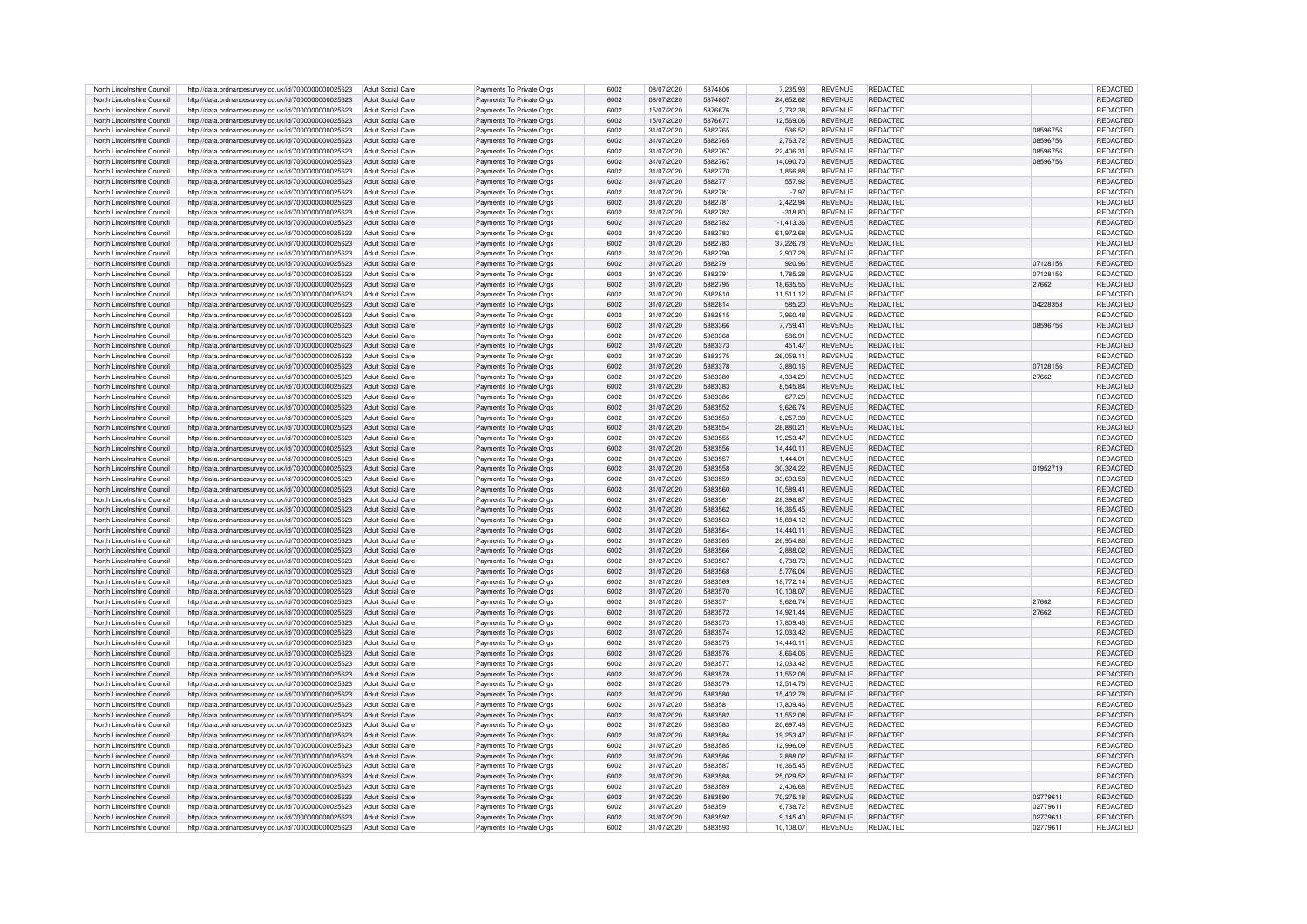| North Lincolnshire Council | http://data.ordnancesurvey.co.uk/id/7000000000025623 | Adult Social Care | Payments To Private Orgs | 6002 | 08/07/2020 | 5874806 | 7,235.93 | REVENUE | REDACTED | | REDACTED |
|---|---|---|---|---|---|---|---|---|---|---|---|
| North Lincolnshire Council | http://data.ordnancesurvey.co.uk/id/7000000000025623 | Adult Social Care | Payments To Private Orgs | 6002 | 08/07/2020 | 5874807 | 24,652.62 | REVENUE | REDACTED | | REDACTED |
| North Lincolnshire Council | http://data.ordnancesurvey.co.uk/id/7000000000025623 | Adult Social Care | Payments To Private Orgs | 6002 | 15/07/2020 | 5876676 | 2,732.38 | REVENUE | REDACTED | | REDACTED |
| North Lincolnshire Council | http://data.ordnancesurvey.co.uk/id/7000000000025623 | Adult Social Care | Payments To Private Orgs | 6002 | 15/07/2020 | 5876677 | 12,569.06 | REVENUE | REDACTED | | REDACTED |
| North Lincolnshire Council | http://data.ordnancesurvey.co.uk/id/7000000000025623 | Adult Social Care | Payments To Private Orgs | 6002 | 31/07/2020 | 5882765 | 536.52 | REVENUE | REDACTED | 08596756 | REDACTED |
| North Lincolnshire Council | http://data.ordnancesurvey.co.uk/id/7000000000025623 | Adult Social Care | Payments To Private Orgs | 6002 | 31/07/2020 | 5882765 | 2,763.72 | REVENUE | REDACTED | 08596756 | REDACTED |
| North Lincolnshire Council | http://data.ordnancesurvey.co.uk/id/7000000000025623 | Adult Social Care | Payments To Private Orgs | 6002 | 31/07/2020 | 5882767 | 22,406.31 | REVENUE | REDACTED | 08596756 | REDACTED |
| North Lincolnshire Council | http://data.ordnancesurvey.co.uk/id/7000000000025623 | Adult Social Care | Payments To Private Orgs | 6002 | 31/07/2020 | 5882767 | 14,090.70 | REVENUE | REDACTED | 08596756 | REDACTED |
| North Lincolnshire Council | http://data.ordnancesurvey.co.uk/id/7000000000025623 | Adult Social Care | Payments To Private Orgs | 6002 | 31/07/2020 | 5882770 | 1,866.88 | REVENUE | REDACTED | | REDACTED |
| North Lincolnshire Council | http://data.ordnancesurvey.co.uk/id/7000000000025623 | Adult Social Care | Payments To Private Orgs | 6002 | 31/07/2020 | 5882771 | 557.92 | REVENUE | REDACTED | | REDACTED |
| North Lincolnshire Council | http://data.ordnancesurvey.co.uk/id/7000000000025623 | Adult Social Care | Payments To Private Orgs | 6002 | 31/07/2020 | 5882781 | -7.97 | REVENUE | REDACTED | | REDACTED |
| North Lincolnshire Council | http://data.ordnancesurvey.co.uk/id/7000000000025623 | Adult Social Care | Payments To Private Orgs | 6002 | 31/07/2020 | 5882781 | 2,422.94 | REVENUE | REDACTED | | REDACTED |
| North Lincolnshire Council | http://data.ordnancesurvey.co.uk/id/7000000000025623 | Adult Social Care | Payments To Private Orgs | 6002 | 31/07/2020 | 5882782 | -318.80 | REVENUE | REDACTED | | REDACTED |
| North Lincolnshire Council | http://data.ordnancesurvey.co.uk/id/7000000000025623 | Adult Social Care | Payments To Private Orgs | 6002 | 31/07/2020 | 5882782 | -1,413.36 | REVENUE | REDACTED | | REDACTED |
| North Lincolnshire Council | http://data.ordnancesurvey.co.uk/id/7000000000025623 | Adult Social Care | Payments To Private Orgs | 6002 | 31/07/2020 | 5882783 | 61,972.68 | REVENUE | REDACTED | | REDACTED |
| North Lincolnshire Council | http://data.ordnancesurvey.co.uk/id/7000000000025623 | Adult Social Care | Payments To Private Orgs | 6002 | 31/07/2020 | 5882783 | 37,226.78 | REVENUE | REDACTED | | REDACTED |
| North Lincolnshire Council | http://data.ordnancesurvey.co.uk/id/7000000000025623 | Adult Social Care | Payments To Private Orgs | 6002 | 31/07/2020 | 5882790 | 2,907.28 | REVENUE | REDACTED | | REDACTED |
| North Lincolnshire Council | http://data.ordnancesurvey.co.uk/id/7000000000025623 | Adult Social Care | Payments To Private Orgs | 6002 | 31/07/2020 | 5882791 | 920.96 | REVENUE | REDACTED | 07128156 | REDACTED |
| North Lincolnshire Council | http://data.ordnancesurvey.co.uk/id/7000000000025623 | Adult Social Care | Payments To Private Orgs | 6002 | 31/07/2020 | 5882791 | 1,785.28 | REVENUE | REDACTED | 07128156 | REDACTED |
| North Lincolnshire Council | http://data.ordnancesurvey.co.uk/id/7000000000025623 | Adult Social Care | Payments To Private Orgs | 6002 | 31/07/2020 | 5882795 | 18,635.55 | REVENUE | REDACTED | 27662 | REDACTED |
| North Lincolnshire Council | http://data.ordnancesurvey.co.uk/id/7000000000025623 | Adult Social Care | Payments To Private Orgs | 6002 | 31/07/2020 | 5882810 | 11,511.12 | REVENUE | REDACTED | | REDACTED |
| North Lincolnshire Council | http://data.ordnancesurvey.co.uk/id/7000000000025623 | Adult Social Care | Payments To Private Orgs | 6002 | 31/07/2020 | 5882814 | 585.20 | REVENUE | REDACTED | 04228353 | REDACTED |
| North Lincolnshire Council | http://data.ordnancesurvey.co.uk/id/7000000000025623 | Adult Social Care | Payments To Private Orgs | 6002 | 31/07/2020 | 5882815 | 7,960.48 | REVENUE | REDACTED | | REDACTED |
| North Lincolnshire Council | http://data.ordnancesurvey.co.uk/id/7000000000025623 | Adult Social Care | Payments To Private Orgs | 6002 | 31/07/2020 | 5883366 | 7,759.41 | REVENUE | REDACTED | 08596756 | REDACTED |
| North Lincolnshire Council | http://data.ordnancesurvey.co.uk/id/7000000000025623 | Adult Social Care | Payments To Private Orgs | 6002 | 31/07/2020 | 5883368 | 586.91 | REVENUE | REDACTED | | REDACTED |
| North Lincolnshire Council | http://data.ordnancesurvey.co.uk/id/7000000000025623 | Adult Social Care | Payments To Private Orgs | 6002 | 31/07/2020 | 5883373 | 451.47 | REVENUE | REDACTED | | REDACTED |
| North Lincolnshire Council | http://data.ordnancesurvey.co.uk/id/7000000000025623 | Adult Social Care | Payments To Private Orgs | 6002 | 31/07/2020 | 5883375 | 26,059.11 | REVENUE | REDACTED | | REDACTED |
| North Lincolnshire Council | http://data.ordnancesurvey.co.uk/id/7000000000025623 | Adult Social Care | Payments To Private Orgs | 6002 | 31/07/2020 | 5883378 | 3,880.16 | REVENUE | REDACTED | 07128156 | REDACTED |
| North Lincolnshire Council | http://data.ordnancesurvey.co.uk/id/7000000000025623 | Adult Social Care | Payments To Private Orgs | 6002 | 31/07/2020 | 5883380 | 4,334.29 | REVENUE | REDACTED | 27662 | REDACTED |
| North Lincolnshire Council | http://data.ordnancesurvey.co.uk/id/7000000000025623 | Adult Social Care | Payments To Private Orgs | 6002 | 31/07/2020 | 5883383 | 8,545.84 | REVENUE | REDACTED | | REDACTED |
| North Lincolnshire Council | http://data.ordnancesurvey.co.uk/id/7000000000025623 | Adult Social Care | Payments To Private Orgs | 6002 | 31/07/2020 | 5883386 | 677.20 | REVENUE | REDACTED | | REDACTED |
| North Lincolnshire Council | http://data.ordnancesurvey.co.uk/id/7000000000025623 | Adult Social Care | Payments To Private Orgs | 6002 | 31/07/2020 | 5883552 | 9,626.74 | REVENUE | REDACTED | | REDACTED |
| North Lincolnshire Council | http://data.ordnancesurvey.co.uk/id/7000000000025623 | Adult Social Care | Payments To Private Orgs | 6002 | 31/07/2020 | 5883553 | 6,257.38 | REVENUE | REDACTED | | REDACTED |
| North Lincolnshire Council | http://data.ordnancesurvey.co.uk/id/7000000000025623 | Adult Social Care | Payments To Private Orgs | 6002 | 31/07/2020 | 5883554 | 28,880.21 | REVENUE | REDACTED | | REDACTED |
| North Lincolnshire Council | http://data.ordnancesurvey.co.uk/id/7000000000025623 | Adult Social Care | Payments To Private Orgs | 6002 | 31/07/2020 | 5883555 | 19,253.47 | REVENUE | REDACTED | | REDACTED |
| North Lincolnshire Council | http://data.ordnancesurvey.co.uk/id/7000000000025623 | Adult Social Care | Payments To Private Orgs | 6002 | 31/07/2020 | 5883556 | 14,440.11 | REVENUE | REDACTED | | REDACTED |
| North Lincolnshire Council | http://data.ordnancesurvey.co.uk/id/7000000000025623 | Adult Social Care | Payments To Private Orgs | 6002 | 31/07/2020 | 5883557 | 1,444.01 | REVENUE | REDACTED | | REDACTED |
| North Lincolnshire Council | http://data.ordnancesurvey.co.uk/id/7000000000025623 | Adult Social Care | Payments To Private Orgs | 6002 | 31/07/2020 | 5883558 | 30,324.22 | REVENUE | REDACTED | 01952719 | REDACTED |
| North Lincolnshire Council | http://data.ordnancesurvey.co.uk/id/7000000000025623 | Adult Social Care | Payments To Private Orgs | 6002 | 31/07/2020 | 5883559 | 33,693.58 | REVENUE | REDACTED | | REDACTED |
| North Lincolnshire Council | http://data.ordnancesurvey.co.uk/id/7000000000025623 | Adult Social Care | Payments To Private Orgs | 6002 | 31/07/2020 | 5883560 | 10,589.41 | REVENUE | REDACTED | | REDACTED |
| North Lincolnshire Council | http://data.ordnancesurvey.co.uk/id/7000000000025623 | Adult Social Care | Payments To Private Orgs | 6002 | 31/07/2020 | 5883561 | 28,398.87 | REVENUE | REDACTED | | REDACTED |
| North Lincolnshire Council | http://data.ordnancesurvey.co.uk/id/7000000000025623 | Adult Social Care | Payments To Private Orgs | 6002 | 31/07/2020 | 5883562 | 16,365.45 | REVENUE | REDACTED | | REDACTED |
| North Lincolnshire Council | http://data.ordnancesurvey.co.uk/id/7000000000025623 | Adult Social Care | Payments To Private Orgs | 6002 | 31/07/2020 | 5883563 | 15,884.12 | REVENUE | REDACTED | | REDACTED |
| North Lincolnshire Council | http://data.ordnancesurvey.co.uk/id/7000000000025623 | Adult Social Care | Payments To Private Orgs | 6002 | 31/07/2020 | 5883564 | 14,440.11 | REVENUE | REDACTED | | REDACTED |
| North Lincolnshire Council | http://data.ordnancesurvey.co.uk/id/7000000000025623 | Adult Social Care | Payments To Private Orgs | 6002 | 31/07/2020 | 5883565 | 26,954.86 | REVENUE | REDACTED | | REDACTED |
| North Lincolnshire Council | http://data.ordnancesurvey.co.uk/id/7000000000025623 | Adult Social Care | Payments To Private Orgs | 6002 | 31/07/2020 | 5883566 | 2,888.02 | REVENUE | REDACTED | | REDACTED |
| North Lincolnshire Council | http://data.ordnancesurvey.co.uk/id/7000000000025623 | Adult Social Care | Payments To Private Orgs | 6002 | 31/07/2020 | 5883567 | 6,738.72 | REVENUE | REDACTED | | REDACTED |
| North Lincolnshire Council | http://data.ordnancesurvey.co.uk/id/7000000000025623 | Adult Social Care | Payments To Private Orgs | 6002 | 31/07/2020 | 5883568 | 5,776.04 | REVENUE | REDACTED | | REDACTED |
| North Lincolnshire Council | http://data.ordnancesurvey.co.uk/id/7000000000025623 | Adult Social Care | Payments To Private Orgs | 6002 | 31/07/2020 | 5883569 | 18,772.14 | REVENUE | REDACTED | | REDACTED |
| North Lincolnshire Council | http://data.ordnancesurvey.co.uk/id/7000000000025623 | Adult Social Care | Payments To Private Orgs | 6002 | 31/07/2020 | 5883570 | 10,108.07 | REVENUE | REDACTED | | REDACTED |
| North Lincolnshire Council | http://data.ordnancesurvey.co.uk/id/7000000000025623 | Adult Social Care | Payments To Private Orgs | 6002 | 31/07/2020 | 5883571 | 9,626.74 | REVENUE | REDACTED | 27662 | REDACTED |
| North Lincolnshire Council | http://data.ordnancesurvey.co.uk/id/7000000000025623 | Adult Social Care | Payments To Private Orgs | 6002 | 31/07/2020 | 5883572 | 14,921.44 | REVENUE | REDACTED | 27662 | REDACTED |
| North Lincolnshire Council | http://data.ordnancesurvey.co.uk/id/7000000000025623 | Adult Social Care | Payments To Private Orgs | 6002 | 31/07/2020 | 5883573 | 17,809.46 | REVENUE | REDACTED | | REDACTED |
| North Lincolnshire Council | http://data.ordnancesurvey.co.uk/id/7000000000025623 | Adult Social Care | Payments To Private Orgs | 6002 | 31/07/2020 | 5883574 | 12,033.42 | REVENUE | REDACTED | | REDACTED |
| North Lincolnshire Council | http://data.ordnancesurvey.co.uk/id/7000000000025623 | Adult Social Care | Payments To Private Orgs | 6002 | 31/07/2020 | 5883575 | 14,440.11 | REVENUE | REDACTED | | REDACTED |
| North Lincolnshire Council | http://data.ordnancesurvey.co.uk/id/7000000000025623 | Adult Social Care | Payments To Private Orgs | 6002 | 31/07/2020 | 5883576 | 8,664.06 | REVENUE | REDACTED | | REDACTED |
| North Lincolnshire Council | http://data.ordnancesurvey.co.uk/id/7000000000025623 | Adult Social Care | Payments To Private Orgs | 6002 | 31/07/2020 | 5883577 | 12,033.42 | REVENUE | REDACTED | | REDACTED |
| North Lincolnshire Council | http://data.ordnancesurvey.co.uk/id/7000000000025623 | Adult Social Care | Payments To Private Orgs | 6002 | 31/07/2020 | 5883578 | 11,552.08 | REVENUE | REDACTED | | REDACTED |
| North Lincolnshire Council | http://data.ordnancesurvey.co.uk/id/7000000000025623 | Adult Social Care | Payments To Private Orgs | 6002 | 31/07/2020 | 5883579 | 12,514.76 | REVENUE | REDACTED | | REDACTED |
| North Lincolnshire Council | http://data.ordnancesurvey.co.uk/id/7000000000025623 | Adult Social Care | Payments To Private Orgs | 6002 | 31/07/2020 | 5883580 | 15,402.78 | REVENUE | REDACTED | | REDACTED |
| North Lincolnshire Council | http://data.ordnancesurvey.co.uk/id/7000000000025623 | Adult Social Care | Payments To Private Orgs | 6002 | 31/07/2020 | 5883581 | 17,809.46 | REVENUE | REDACTED | | REDACTED |
| North Lincolnshire Council | http://data.ordnancesurvey.co.uk/id/7000000000025623 | Adult Social Care | Payments To Private Orgs | 6002 | 31/07/2020 | 5883582 | 11,552.08 | REVENUE | REDACTED | | REDACTED |
| North Lincolnshire Council | http://data.ordnancesurvey.co.uk/id/7000000000025623 | Adult Social Care | Payments To Private Orgs | 6002 | 31/07/2020 | 5883583 | 20,697.48 | REVENUE | REDACTED | | REDACTED |
| North Lincolnshire Council | http://data.ordnancesurvey.co.uk/id/7000000000025623 | Adult Social Care | Payments To Private Orgs | 6002 | 31/07/2020 | 5883584 | 19,253.47 | REVENUE | REDACTED | | REDACTED |
| North Lincolnshire Council | http://data.ordnancesurvey.co.uk/id/7000000000025623 | Adult Social Care | Payments To Private Orgs | 6002 | 31/07/2020 | 5883585 | 12,996.09 | REVENUE | REDACTED | | REDACTED |
| North Lincolnshire Council | http://data.ordnancesurvey.co.uk/id/7000000000025623 | Adult Social Care | Payments To Private Orgs | 6002 | 31/07/2020 | 5883586 | 2,888.02 | REVENUE | REDACTED | | REDACTED |
| North Lincolnshire Council | http://data.ordnancesurvey.co.uk/id/7000000000025623 | Adult Social Care | Payments To Private Orgs | 6002 | 31/07/2020 | 5883587 | 16,365.45 | REVENUE | REDACTED | | REDACTED |
| North Lincolnshire Council | http://data.ordnancesurvey.co.uk/id/7000000000025623 | Adult Social Care | Payments To Private Orgs | 6002 | 31/07/2020 | 5883588 | 25,029.52 | REVENUE | REDACTED | | REDACTED |
| North Lincolnshire Council | http://data.ordnancesurvey.co.uk/id/7000000000025623 | Adult Social Care | Payments To Private Orgs | 6002 | 31/07/2020 | 5883589 | 2,406.68 | REVENUE | REDACTED | | REDACTED |
| North Lincolnshire Council | http://data.ordnancesurvey.co.uk/id/7000000000025623 | Adult Social Care | Payments To Private Orgs | 6002 | 31/07/2020 | 5883590 | 70,275.18 | REVENUE | REDACTED | 02779611 | REDACTED |
| North Lincolnshire Council | http://data.ordnancesurvey.co.uk/id/7000000000025623 | Adult Social Care | Payments To Private Orgs | 6002 | 31/07/2020 | 5883591 | 6,738.72 | REVENUE | REDACTED | 02779611 | REDACTED |
| North Lincolnshire Council | http://data.ordnancesurvey.co.uk/id/7000000000025623 | Adult Social Care | Payments To Private Orgs | 6002 | 31/07/2020 | 5883592 | 9,145.40 | REVENUE | REDACTED | 02779611 | REDACTED |
| North Lincolnshire Council | http://data.ordnancesurvey.co.uk/id/7000000000025623 | Adult Social Care | Payments To Private Orgs | 6002 | 31/07/2020 | 5883593 | 10,108.07 | REVENUE | REDACTED | 02779611 | REDACTED |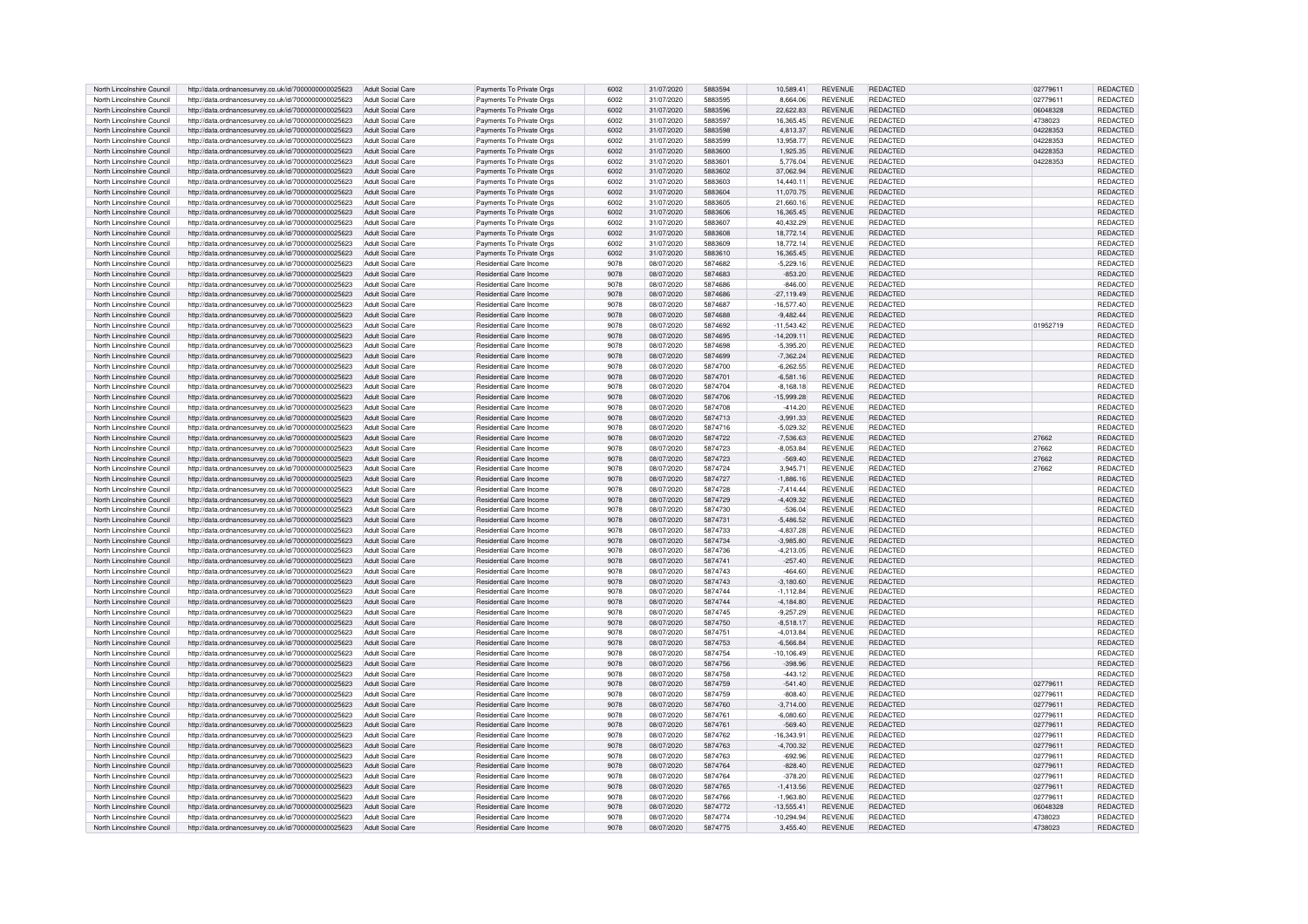| | | | | | | | | | | | |
|---|---|---|---|---|---|---|---|---|---|---|---|
| North Lincolnshire Council | http://data.ordnancesurvey.co.uk/id/7000000000025623 | Adult Social Care | Payments To Private Orgs | 6002 | 31/07/2020 | 5883594 | 10,589.41 | REVENUE | REDACTED | 02779611 | REDACTED |
| North Lincolnshire Council | http://data.ordnancesurvey.co.uk/id/7000000000025623 | Adult Social Care | Payments To Private Orgs | 6002 | 31/07/2020 | 5883595 | 8,664.06 | REVENUE | REDACTED | 02779611 | REDACTED |
| North Lincolnshire Council | http://data.ordnancesurvey.co.uk/id/7000000000025623 | Adult Social Care | Payments To Private Orgs | 6002 | 31/07/2020 | 5883596 | 22,622.83 | REVENUE | REDACTED | 06048328 | REDACTED |
| North Lincolnshire Council | http://data.ordnancesurvey.co.uk/id/7000000000025623 | Adult Social Care | Payments To Private Orgs | 6002 | 31/07/2020 | 5883597 | 16,365.45 | REVENUE | REDACTED | 4738023 | REDACTED |
| North Lincolnshire Council | http://data.ordnancesurvey.co.uk/id/7000000000025623 | Adult Social Care | Payments To Private Orgs | 6002 | 31/07/2020 | 5883598 | 4,813.37 | REVENUE | REDACTED | 04228353 | REDACTED |
| North Lincolnshire Council | http://data.ordnancesurvey.co.uk/id/7000000000025623 | Adult Social Care | Payments To Private Orgs | 6002 | 31/07/2020 | 5883599 | 13,958.77 | REVENUE | REDACTED | 04228353 | REDACTED |
| North Lincolnshire Council | http://data.ordnancesurvey.co.uk/id/7000000000025623 | Adult Social Care | Payments To Private Orgs | 6002 | 31/07/2020 | 5883600 | 1,925.35 | REVENUE | REDACTED | 04228353 | REDACTED |
| North Lincolnshire Council | http://data.ordnancesurvey.co.uk/id/7000000000025623 | Adult Social Care | Payments To Private Orgs | 6002 | 31/07/2020 | 5883601 | 5,776.04 | REVENUE | REDACTED | 04228353 | REDACTED |
| North Lincolnshire Council | http://data.ordnancesurvey.co.uk/id/7000000000025623 | Adult Social Care | Payments To Private Orgs | 6002 | 31/07/2020 | 5883602 | 37,062.94 | REVENUE | REDACTED | | REDACTED |
| North Lincolnshire Council | http://data.ordnancesurvey.co.uk/id/7000000000025623 | Adult Social Care | Payments To Private Orgs | 6002 | 31/07/2020 | 5883603 | 14,440.11 | REVENUE | REDACTED | | REDACTED |
| North Lincolnshire Council | http://data.ordnancesurvey.co.uk/id/7000000000025623 | Adult Social Care | Payments To Private Orgs | 6002 | 31/07/2020 | 5883604 | 11,070.75 | REVENUE | REDACTED | | REDACTED |
| North Lincolnshire Council | http://data.ordnancesurvey.co.uk/id/7000000000025623 | Adult Social Care | Payments To Private Orgs | 6002 | 31/07/2020 | 5883605 | 21,660.16 | REVENUE | REDACTED | | REDACTED |
| North Lincolnshire Council | http://data.ordnancesurvey.co.uk/id/7000000000025623 | Adult Social Care | Payments To Private Orgs | 6002 | 31/07/2020 | 5883606 | 16,365.45 | REVENUE | REDACTED | | REDACTED |
| North Lincolnshire Council | http://data.ordnancesurvey.co.uk/id/7000000000025623 | Adult Social Care | Payments To Private Orgs | 6002 | 31/07/2020 | 5883607 | 40,432.29 | REVENUE | REDACTED | | REDACTED |
| North Lincolnshire Council | http://data.ordnancesurvey.co.uk/id/7000000000025623 | Adult Social Care | Payments To Private Orgs | 6002 | 31/07/2020 | 5883608 | 18,772.14 | REVENUE | REDACTED | | REDACTED |
| North Lincolnshire Council | http://data.ordnancesurvey.co.uk/id/7000000000025623 | Adult Social Care | Payments To Private Orgs | 6002 | 31/07/2020 | 5883609 | 18,772.14 | REVENUE | REDACTED | | REDACTED |
| North Lincolnshire Council | http://data.ordnancesurvey.co.uk/id/7000000000025623 | Adult Social Care | Payments To Private Orgs | 6002 | 31/07/2020 | 5883610 | 16,365.45 | REVENUE | REDACTED | | REDACTED |
| North Lincolnshire Council | http://data.ordnancesurvey.co.uk/id/7000000000025623 | Adult Social Care | Residential Care Income | 9078 | 08/07/2020 | 5874682 | -5,229.16 | REVENUE | REDACTED | | REDACTED |
| North Lincolnshire Council | http://data.ordnancesurvey.co.uk/id/7000000000025623 | Adult Social Care | Residential Care Income | 9078 | 08/07/2020 | 5874683 | -853.20 | REVENUE | REDACTED | | REDACTED |
| North Lincolnshire Council | http://data.ordnancesurvey.co.uk/id/7000000000025623 | Adult Social Care | Residential Care Income | 9078 | 08/07/2020 | 5874686 | -846.00 | REVENUE | REDACTED | | REDACTED |
| North Lincolnshire Council | http://data.ordnancesurvey.co.uk/id/7000000000025623 | Adult Social Care | Residential Care Income | 9078 | 08/07/2020 | 5874686 | -27,119.49 | REVENUE | REDACTED | | REDACTED |
| North Lincolnshire Council | http://data.ordnancesurvey.co.uk/id/7000000000025623 | Adult Social Care | Residential Care Income | 9078 | 08/07/2020 | 5874687 | -16,577.40 | REVENUE | REDACTED | | REDACTED |
| North Lincolnshire Council | http://data.ordnancesurvey.co.uk/id/7000000000025623 | Adult Social Care | Residential Care Income | 9078 | 08/07/2020 | 5874688 | -9,482.44 | REVENUE | REDACTED | | REDACTED |
| North Lincolnshire Council | http://data.ordnancesurvey.co.uk/id/7000000000025623 | Adult Social Care | Residential Care Income | 9078 | 08/07/2020 | 5874692 | -11,543.42 | REVENUE | REDACTED | 01952719 | REDACTED |
| North Lincolnshire Council | http://data.ordnancesurvey.co.uk/id/7000000000025623 | Adult Social Care | Residential Care Income | 9078 | 08/07/2020 | 5874695 | -14,209.11 | REVENUE | REDACTED | | REDACTED |
| North Lincolnshire Council | http://data.ordnancesurvey.co.uk/id/7000000000025623 | Adult Social Care | Residential Care Income | 9078 | 08/07/2020 | 5874698 | -5,395.20 | REVENUE | REDACTED | | REDACTED |
| North Lincolnshire Council | http://data.ordnancesurvey.co.uk/id/7000000000025623 | Adult Social Care | Residential Care Income | 9078 | 08/07/2020 | 5874699 | -7,362.24 | REVENUE | REDACTED | | REDACTED |
| North Lincolnshire Council | http://data.ordnancesurvey.co.uk/id/7000000000025623 | Adult Social Care | Residential Care Income | 9078 | 08/07/2020 | 5874700 | -6,262.55 | REVENUE | REDACTED | | REDACTED |
| North Lincolnshire Council | http://data.ordnancesurvey.co.uk/id/7000000000025623 | Adult Social Care | Residential Care Income | 9078 | 08/07/2020 | 5874701 | -6,581.16 | REVENUE | REDACTED | | REDACTED |
| North Lincolnshire Council | http://data.ordnancesurvey.co.uk/id/7000000000025623 | Adult Social Care | Residential Care Income | 9078 | 08/07/2020 | 5874704 | -8,168.18 | REVENUE | REDACTED | | REDACTED |
| North Lincolnshire Council | http://data.ordnancesurvey.co.uk/id/7000000000025623 | Adult Social Care | Residential Care Income | 9078 | 08/07/2020 | 5874706 | -15,999.28 | REVENUE | REDACTED | | REDACTED |
| North Lincolnshire Council | http://data.ordnancesurvey.co.uk/id/7000000000025623 | Adult Social Care | Residential Care Income | 9078 | 08/07/2020 | 5874708 | -414.20 | REVENUE | REDACTED | | REDACTED |
| North Lincolnshire Council | http://data.ordnancesurvey.co.uk/id/7000000000025623 | Adult Social Care | Residential Care Income | 9078 | 08/07/2020 | 5874713 | -3,991.33 | REVENUE | REDACTED | | REDACTED |
| North Lincolnshire Council | http://data.ordnancesurvey.co.uk/id/7000000000025623 | Adult Social Care | Residential Care Income | 9078 | 08/07/2020 | 5874716 | -5,029.32 | REVENUE | REDACTED | | REDACTED |
| North Lincolnshire Council | http://data.ordnancesurvey.co.uk/id/7000000000025623 | Adult Social Care | Residential Care Income | 9078 | 08/07/2020 | 5874722 | -7,536.63 | REVENUE | REDACTED | 27662 | REDACTED |
| North Lincolnshire Council | http://data.ordnancesurvey.co.uk/id/7000000000025623 | Adult Social Care | Residential Care Income | 9078 | 08/07/2020 | 5874723 | -8,053.84 | REVENUE | REDACTED | 27662 | REDACTED |
| North Lincolnshire Council | http://data.ordnancesurvey.co.uk/id/7000000000025623 | Adult Social Care | Residential Care Income | 9078 | 08/07/2020 | 5874723 | -569.40 | REVENUE | REDACTED | 27662 | REDACTED |
| North Lincolnshire Council | http://data.ordnancesurvey.co.uk/id/7000000000025623 | Adult Social Care | Residential Care Income | 9078 | 08/07/2020 | 5874724 | 3,945.71 | REVENUE | REDACTED | 27662 | REDACTED |
| North Lincolnshire Council | http://data.ordnancesurvey.co.uk/id/7000000000025623 | Adult Social Care | Residential Care Income | 9078 | 08/07/2020 | 5874727 | -1,886.16 | REVENUE | REDACTED | | REDACTED |
| North Lincolnshire Council | http://data.ordnancesurvey.co.uk/id/7000000000025623 | Adult Social Care | Residential Care Income | 9078 | 08/07/2020 | 5874728 | -7,414.44 | REVENUE | REDACTED | | REDACTED |
| North Lincolnshire Council | http://data.ordnancesurvey.co.uk/id/7000000000025623 | Adult Social Care | Residential Care Income | 9078 | 08/07/2020 | 5874729 | -4,409.32 | REVENUE | REDACTED | | REDACTED |
| North Lincolnshire Council | http://data.ordnancesurvey.co.uk/id/7000000000025623 | Adult Social Care | Residential Care Income | 9078 | 08/07/2020 | 5874730 | -536.04 | REVENUE | REDACTED | | REDACTED |
| North Lincolnshire Council | http://data.ordnancesurvey.co.uk/id/7000000000025623 | Adult Social Care | Residential Care Income | 9078 | 08/07/2020 | 5874731 | -5,486.52 | REVENUE | REDACTED | | REDACTED |
| North Lincolnshire Council | http://data.ordnancesurvey.co.uk/id/7000000000025623 | Adult Social Care | Residential Care Income | 9078 | 08/07/2020 | 5874733 | -4,837.28 | REVENUE | REDACTED | | REDACTED |
| North Lincolnshire Council | http://data.ordnancesurvey.co.uk/id/7000000000025623 | Adult Social Care | Residential Care Income | 9078 | 08/07/2020 | 5874734 | -3,985.80 | REVENUE | REDACTED | | REDACTED |
| North Lincolnshire Council | http://data.ordnancesurvey.co.uk/id/7000000000025623 | Adult Social Care | Residential Care Income | 9078 | 08/07/2020 | 5874736 | -4,213.05 | REVENUE | REDACTED | | REDACTED |
| North Lincolnshire Council | http://data.ordnancesurvey.co.uk/id/7000000000025623 | Adult Social Care | Residential Care Income | 9078 | 08/07/2020 | 5874741 | -257.40 | REVENUE | REDACTED | | REDACTED |
| North Lincolnshire Council | http://data.ordnancesurvey.co.uk/id/7000000000025623 | Adult Social Care | Residential Care Income | 9078 | 08/07/2020 | 5874743 | -464.60 | REVENUE | REDACTED | | REDACTED |
| North Lincolnshire Council | http://data.ordnancesurvey.co.uk/id/7000000000025623 | Adult Social Care | Residential Care Income | 9078 | 08/07/2020 | 5874743 | -3,180.60 | REVENUE | REDACTED | | REDACTED |
| North Lincolnshire Council | http://data.ordnancesurvey.co.uk/id/7000000000025623 | Adult Social Care | Residential Care Income | 9078 | 08/07/2020 | 5874744 | -1,112.84 | REVENUE | REDACTED | | REDACTED |
| North Lincolnshire Council | http://data.ordnancesurvey.co.uk/id/7000000000025623 | Adult Social Care | Residential Care Income | 9078 | 08/07/2020 | 5874744 | -4,184.80 | REVENUE | REDACTED | | REDACTED |
| North Lincolnshire Council | http://data.ordnancesurvey.co.uk/id/7000000000025623 | Adult Social Care | Residential Care Income | 9078 | 08/07/2020 | 5874745 | -9,257.29 | REVENUE | REDACTED | | REDACTED |
| North Lincolnshire Council | http://data.ordnancesurvey.co.uk/id/7000000000025623 | Adult Social Care | Residential Care Income | 9078 | 08/07/2020 | 5874750 | -8,518.17 | REVENUE | REDACTED | | REDACTED |
| North Lincolnshire Council | http://data.ordnancesurvey.co.uk/id/7000000000025623 | Adult Social Care | Residential Care Income | 9078 | 08/07/2020 | 5874751 | -4,013.84 | REVENUE | REDACTED | | REDACTED |
| North Lincolnshire Council | http://data.ordnancesurvey.co.uk/id/7000000000025623 | Adult Social Care | Residential Care Income | 9078 | 08/07/2020 | 5874753 | -6,566.84 | REVENUE | REDACTED | | REDACTED |
| North Lincolnshire Council | http://data.ordnancesurvey.co.uk/id/7000000000025623 | Adult Social Care | Residential Care Income | 9078 | 08/07/2020 | 5874754 | -10,106.49 | REVENUE | REDACTED | | REDACTED |
| North Lincolnshire Council | http://data.ordnancesurvey.co.uk/id/7000000000025623 | Adult Social Care | Residential Care Income | 9078 | 08/07/2020 | 5874756 | -398.96 | REVENUE | REDACTED | | REDACTED |
| North Lincolnshire Council | http://data.ordnancesurvey.co.uk/id/7000000000025623 | Adult Social Care | Residential Care Income | 9078 | 08/07/2020 | 5874758 | -443.12 | REVENUE | REDACTED | | REDACTED |
| North Lincolnshire Council | http://data.ordnancesurvey.co.uk/id/7000000000025623 | Adult Social Care | Residential Care Income | 9078 | 08/07/2020 | 5874759 | -541.40 | REVENUE | REDACTED | 02779611 | REDACTED |
| North Lincolnshire Council | http://data.ordnancesurvey.co.uk/id/7000000000025623 | Adult Social Care | Residential Care Income | 9078 | 08/07/2020 | 5874759 | -808.40 | REVENUE | REDACTED | 02779611 | REDACTED |
| North Lincolnshire Council | http://data.ordnancesurvey.co.uk/id/7000000000025623 | Adult Social Care | Residential Care Income | 9078 | 08/07/2020 | 5874760 | -3,714.00 | REVENUE | REDACTED | 02779611 | REDACTED |
| North Lincolnshire Council | http://data.ordnancesurvey.co.uk/id/7000000000025623 | Adult Social Care | Residential Care Income | 9078 | 08/07/2020 | 5874761 | -6,080.60 | REVENUE | REDACTED | 02779611 | REDACTED |
| North Lincolnshire Council | http://data.ordnancesurvey.co.uk/id/7000000000025623 | Adult Social Care | Residential Care Income | 9078 | 08/07/2020 | 5874761 | -569.40 | REVENUE | REDACTED | 02779611 | REDACTED |
| North Lincolnshire Council | http://data.ordnancesurvey.co.uk/id/7000000000025623 | Adult Social Care | Residential Care Income | 9078 | 08/07/2020 | 5874762 | -16,343.91 | REVENUE | REDACTED | 02779611 | REDACTED |
| North Lincolnshire Council | http://data.ordnancesurvey.co.uk/id/7000000000025623 | Adult Social Care | Residential Care Income | 9078 | 08/07/2020 | 5874763 | -4,700.32 | REVENUE | REDACTED | 02779611 | REDACTED |
| North Lincolnshire Council | http://data.ordnancesurvey.co.uk/id/7000000000025623 | Adult Social Care | Residential Care Income | 9078 | 08/07/2020 | 5874763 | -692.96 | REVENUE | REDACTED | 02779611 | REDACTED |
| North Lincolnshire Council | http://data.ordnancesurvey.co.uk/id/7000000000025623 | Adult Social Care | Residential Care Income | 9078 | 08/07/2020 | 5874764 | -828.40 | REVENUE | REDACTED | 02779611 | REDACTED |
| North Lincolnshire Council | http://data.ordnancesurvey.co.uk/id/7000000000025623 | Adult Social Care | Residential Care Income | 9078 | 08/07/2020 | 5874764 | -378.20 | REVENUE | REDACTED | 02779611 | REDACTED |
| North Lincolnshire Council | http://data.ordnancesurvey.co.uk/id/7000000000025623 | Adult Social Care | Residential Care Income | 9078 | 08/07/2020 | 5874765 | -1,413.56 | REVENUE | REDACTED | 02779611 | REDACTED |
| North Lincolnshire Council | http://data.ordnancesurvey.co.uk/id/7000000000025623 | Adult Social Care | Residential Care Income | 9078 | 08/07/2020 | 5874766 | -1,963.80 | REVENUE | REDACTED | 02779611 | REDACTED |
| North Lincolnshire Council | http://data.ordnancesurvey.co.uk/id/7000000000025623 | Adult Social Care | Residential Care Income | 9078 | 08/07/2020 | 5874772 | -13,555.41 | REVENUE | REDACTED | 06048328 | REDACTED |
| North Lincolnshire Council | http://data.ordnancesurvey.co.uk/id/7000000000025623 | Adult Social Care | Residential Care Income | 9078 | 08/07/2020 | 5874774 | -10,294.94 | REVENUE | REDACTED | 4738023 | REDACTED |
| North Lincolnshire Council | http://data.ordnancesurvey.co.uk/id/7000000000025623 | Adult Social Care | Residential Care Income | 9078 | 08/07/2020 | 5874775 | 3,455.40 | REVENUE | REDACTED | 4738023 | REDACTED |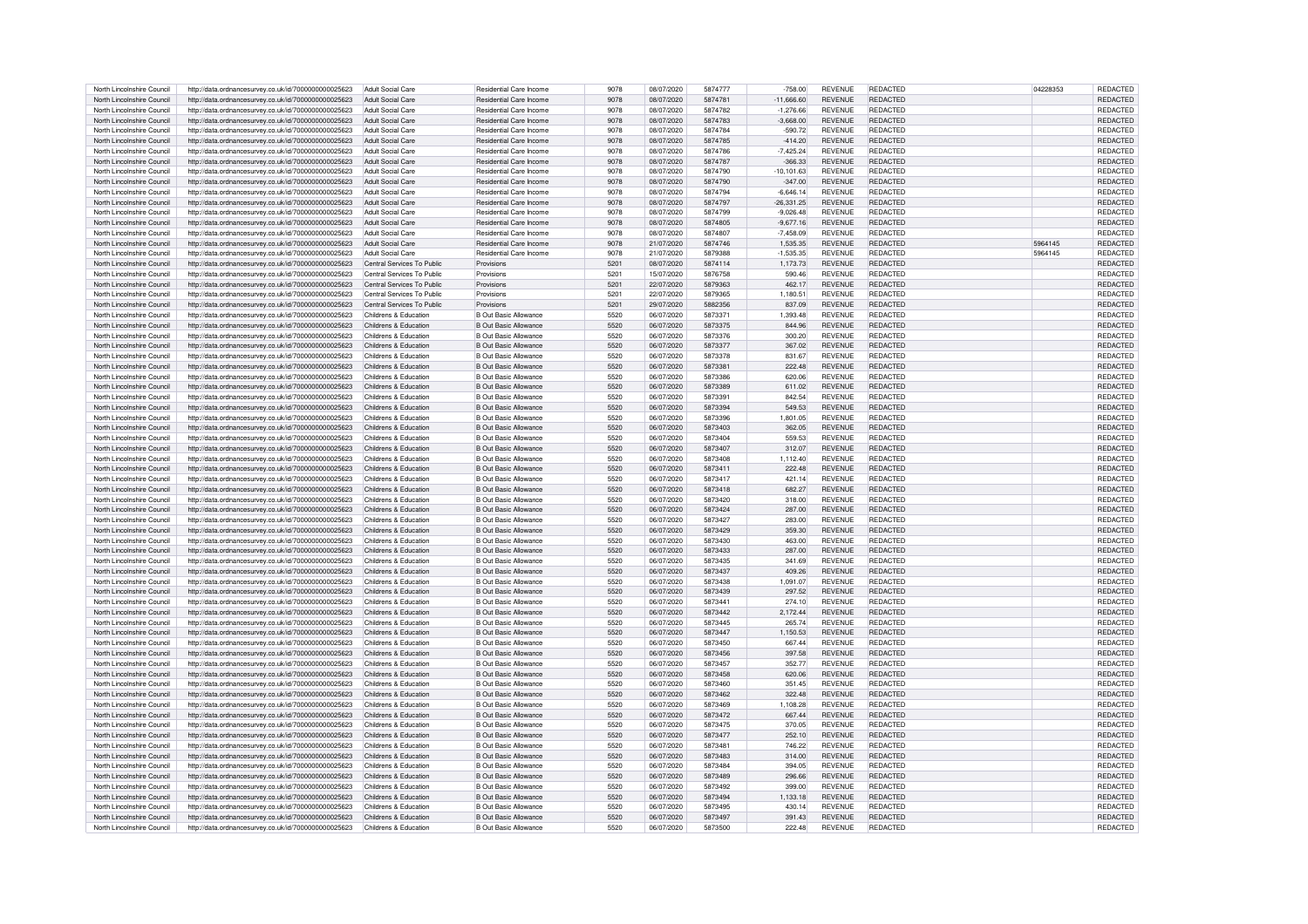| | | | | | | | | | | | | |
|---|---|---|---|---|---|---|---|---|---|---|---|---|
| North Lincolnshire Council | http://data.ordnancesurvey.co.uk/id/7000000000025623 | Adult Social Care | Residential Care Income | 9078 | 08/07/2020 | 5874777 | -758.00 | REVENUE | REDACTED | | 04228353 | REDACTED |
| North Lincolnshire Council | http://data.ordnancesurvey.co.uk/id/7000000000025623 | Adult Social Care | Residential Care Income | 9078 | 08/07/2020 | 5874781 | -11,666.60 | REVENUE | REDACTED | | | REDACTED |
| North Lincolnshire Council | http://data.ordnancesurvey.co.uk/id/7000000000025623 | Adult Social Care | Residential Care Income | 9078 | 08/07/2020 | 5874782 | -1,276.66 | REVENUE | REDACTED | | | REDACTED |
| North Lincolnshire Council | http://data.ordnancesurvey.co.uk/id/7000000000025623 | Adult Social Care | Residential Care Income | 9078 | 08/07/2020 | 5874783 | -3,668.00 | REVENUE | REDACTED | | | REDACTED |
| North Lincolnshire Council | http://data.ordnancesurvey.co.uk/id/7000000000025623 | Adult Social Care | Residential Care Income | 9078 | 08/07/2020 | 5874784 | -590.72 | REVENUE | REDACTED | | | REDACTED |
| North Lincolnshire Council | http://data.ordnancesurvey.co.uk/id/7000000000025623 | Adult Social Care | Residential Care Income | 9078 | 08/07/2020 | 5874785 | -414.20 | REVENUE | REDACTED | | | REDACTED |
| North Lincolnshire Council | http://data.ordnancesurvey.co.uk/id/7000000000025623 | Adult Social Care | Residential Care Income | 9078 | 08/07/2020 | 5874786 | -7,425.24 | REVENUE | REDACTED | | | REDACTED |
| North Lincolnshire Council | http://data.ordnancesurvey.co.uk/id/7000000000025623 | Adult Social Care | Residential Care Income | 9078 | 08/07/2020 | 5874787 | -366.33 | REVENUE | REDACTED | | | REDACTED |
| North Lincolnshire Council | http://data.ordnancesurvey.co.uk/id/7000000000025623 | Adult Social Care | Residential Care Income | 9078 | 08/07/2020 | 5874790 | -10,101.63 | REVENUE | REDACTED | | | REDACTED |
| North Lincolnshire Council | http://data.ordnancesurvey.co.uk/id/7000000000025623 | Adult Social Care | Residential Care Income | 9078 | 08/07/2020 | 5874790 | -347.00 | REVENUE | REDACTED | | | REDACTED |
| North Lincolnshire Council | http://data.ordnancesurvey.co.uk/id/7000000000025623 | Adult Social Care | Residential Care Income | 9078 | 08/07/2020 | 5874794 | -6,646.14 | REVENUE | REDACTED | | | REDACTED |
| North Lincolnshire Council | http://data.ordnancesurvey.co.uk/id/7000000000025623 | Adult Social Care | Residential Care Income | 9078 | 08/07/2020 | 5874797 | -26,331.25 | REVENUE | REDACTED | | | REDACTED |
| North Lincolnshire Council | http://data.ordnancesurvey.co.uk/id/7000000000025623 | Adult Social Care | Residential Care Income | 9078 | 08/07/2020 | 5874799 | -9,026.48 | REVENUE | REDACTED | | | REDACTED |
| North Lincolnshire Council | http://data.ordnancesurvey.co.uk/id/7000000000025623 | Adult Social Care | Residential Care Income | 9078 | 08/07/2020 | 5874805 | -9,677.16 | REVENUE | REDACTED | | | REDACTED |
| North Lincolnshire Council | http://data.ordnancesurvey.co.uk/id/7000000000025623 | Adult Social Care | Residential Care Income | 9078 | 08/07/2020 | 5874807 | -7,458.09 | REVENUE | REDACTED | | | REDACTED |
| North Lincolnshire Council | http://data.ordnancesurvey.co.uk/id/7000000000025623 | Adult Social Care | Residential Care Income | 9078 | 21/07/2020 | 5874746 | 1,535.35 | REVENUE | REDACTED | | 5964145 | REDACTED |
| North Lincolnshire Council | http://data.ordnancesurvey.co.uk/id/7000000000025623 | Adult Social Care | Residential Care Income | 9078 | 21/07/2020 | 5879388 | -1,535.35 | REVENUE | REDACTED | | 5964145 | REDACTED |
| North Lincolnshire Council | http://data.ordnancesurvey.co.uk/id/7000000000025623 | Central Services To Public | Provisions | 5201 | 08/07/2020 | 5874114 | 1,173.73 | REVENUE | REDACTED | | | REDACTED |
| North Lincolnshire Council | http://data.ordnancesurvey.co.uk/id/7000000000025623 | Central Services To Public | Provisions | 5201 | 15/07/2020 | 5876758 | 590.46 | REVENUE | REDACTED | | | REDACTED |
| North Lincolnshire Council | http://data.ordnancesurvey.co.uk/id/7000000000025623 | Central Services To Public | Provisions | 5201 | 22/07/2020 | 5879363 | 462.17 | REVENUE | REDACTED | | | REDACTED |
| North Lincolnshire Council | http://data.ordnancesurvey.co.uk/id/7000000000025623 | Central Services To Public | Provisions | 5201 | 22/07/2020 | 5879365 | 1,180.51 | REVENUE | REDACTED | | | REDACTED |
| North Lincolnshire Council | http://data.ordnancesurvey.co.uk/id/7000000000025623 | Central Services To Public | Provisions | 5201 | 29/07/2020 | 5882356 | 837.09 | REVENUE | REDACTED | | | REDACTED |
| North Lincolnshire Council | http://data.ordnancesurvey.co.uk/id/7000000000025623 | Childrens & Education | B Out Basic Allowance | 5520 | 06/07/2020 | 5873371 | 1,393.48 | REVENUE | REDACTED | | | REDACTED |
| North Lincolnshire Council | http://data.ordnancesurvey.co.uk/id/7000000000025623 | Childrens & Education | B Out Basic Allowance | 5520 | 06/07/2020 | 5873375 | 844.96 | REVENUE | REDACTED | | | REDACTED |
| North Lincolnshire Council | http://data.ordnancesurvey.co.uk/id/7000000000025623 | Childrens & Education | B Out Basic Allowance | 5520 | 06/07/2020 | 5873376 | 300.20 | REVENUE | REDACTED | | | REDACTED |
| North Lincolnshire Council | http://data.ordnancesurvey.co.uk/id/7000000000025623 | Childrens & Education | B Out Basic Allowance | 5520 | 06/07/2020 | 5873377 | 367.02 | REVENUE | REDACTED | | | REDACTED |
| North Lincolnshire Council | http://data.ordnancesurvey.co.uk/id/7000000000025623 | Childrens & Education | B Out Basic Allowance | 5520 | 06/07/2020 | 5873378 | 831.67 | REVENUE | REDACTED | | | REDACTED |
| North Lincolnshire Council | http://data.ordnancesurvey.co.uk/id/7000000000025623 | Childrens & Education | B Out Basic Allowance | 5520 | 06/07/2020 | 5873381 | 222.48 | REVENUE | REDACTED | | | REDACTED |
| North Lincolnshire Council | http://data.ordnancesurvey.co.uk/id/7000000000025623 | Childrens & Education | B Out Basic Allowance | 5520 | 06/07/2020 | 5873386 | 620.06 | REVENUE | REDACTED | | | REDACTED |
| North Lincolnshire Council | http://data.ordnancesurvey.co.uk/id/7000000000025623 | Childrens & Education | B Out Basic Allowance | 5520 | 06/07/2020 | 5873389 | 611.02 | REVENUE | REDACTED | | | REDACTED |
| North Lincolnshire Council | http://data.ordnancesurvey.co.uk/id/7000000000025623 | Childrens & Education | B Out Basic Allowance | 5520 | 06/07/2020 | 5873391 | 842.54 | REVENUE | REDACTED | | | REDACTED |
| North Lincolnshire Council | http://data.ordnancesurvey.co.uk/id/7000000000025623 | Childrens & Education | B Out Basic Allowance | 5520 | 06/07/2020 | 5873394 | 549.53 | REVENUE | REDACTED | | | REDACTED |
| North Lincolnshire Council | http://data.ordnancesurvey.co.uk/id/7000000000025623 | Childrens & Education | B Out Basic Allowance | 5520 | 06/07/2020 | 5873396 | 1,801.05 | REVENUE | REDACTED | | | REDACTED |
| North Lincolnshire Council | http://data.ordnancesurvey.co.uk/id/7000000000025623 | Childrens & Education | B Out Basic Allowance | 5520 | 06/07/2020 | 5873403 | 362.05 | REVENUE | REDACTED | | | REDACTED |
| North Lincolnshire Council | http://data.ordnancesurvey.co.uk/id/7000000000025623 | Childrens & Education | B Out Basic Allowance | 5520 | 06/07/2020 | 5873404 | 559.53 | REVENUE | REDACTED | | | REDACTED |
| North Lincolnshire Council | http://data.ordnancesurvey.co.uk/id/7000000000025623 | Childrens & Education | B Out Basic Allowance | 5520 | 06/07/2020 | 5873407 | 312.07 | REVENUE | REDACTED | | | REDACTED |
| North Lincolnshire Council | http://data.ordnancesurvey.co.uk/id/7000000000025623 | Childrens & Education | B Out Basic Allowance | 5520 | 06/07/2020 | 5873408 | 1,112.40 | REVENUE | REDACTED | | | REDACTED |
| North Lincolnshire Council | http://data.ordnancesurvey.co.uk/id/7000000000025623 | Childrens & Education | B Out Basic Allowance | 5520 | 06/07/2020 | 5873411 | 222.48 | REVENUE | REDACTED | | | REDACTED |
| North Lincolnshire Council | http://data.ordnancesurvey.co.uk/id/7000000000025623 | Childrens & Education | B Out Basic Allowance | 5520 | 06/07/2020 | 5873417 | 421.14 | REVENUE | REDACTED | | | REDACTED |
| North Lincolnshire Council | http://data.ordnancesurvey.co.uk/id/7000000000025623 | Childrens & Education | B Out Basic Allowance | 5520 | 06/07/2020 | 5873418 | 682.27 | REVENUE | REDACTED | | | REDACTED |
| North Lincolnshire Council | http://data.ordnancesurvey.co.uk/id/7000000000025623 | Childrens & Education | B Out Basic Allowance | 5520 | 06/07/2020 | 5873420 | 318.00 | REVENUE | REDACTED | | | REDACTED |
| North Lincolnshire Council | http://data.ordnancesurvey.co.uk/id/7000000000025623 | Childrens & Education | B Out Basic Allowance | 5520 | 06/07/2020 | 5873424 | 287.00 | REVENUE | REDACTED | | | REDACTED |
| North Lincolnshire Council | http://data.ordnancesurvey.co.uk/id/7000000000025623 | Childrens & Education | B Out Basic Allowance | 5520 | 06/07/2020 | 5873427 | 283.00 | REVENUE | REDACTED | | | REDACTED |
| North Lincolnshire Council | http://data.ordnancesurvey.co.uk/id/7000000000025623 | Childrens & Education | B Out Basic Allowance | 5520 | 06/07/2020 | 5873429 | 359.30 | REVENUE | REDACTED | | | REDACTED |
| North Lincolnshire Council | http://data.ordnancesurvey.co.uk/id/7000000000025623 | Childrens & Education | B Out Basic Allowance | 5520 | 06/07/2020 | 5873430 | 463.00 | REVENUE | REDACTED | | | REDACTED |
| North Lincolnshire Council | http://data.ordnancesurvey.co.uk/id/7000000000025623 | Childrens & Education | B Out Basic Allowance | 5520 | 06/07/2020 | 5873433 | 287.00 | REVENUE | REDACTED | | | REDACTED |
| North Lincolnshire Council | http://data.ordnancesurvey.co.uk/id/7000000000025623 | Childrens & Education | B Out Basic Allowance | 5520 | 06/07/2020 | 5873435 | 341.69 | REVENUE | REDACTED | | | REDACTED |
| North Lincolnshire Council | http://data.ordnancesurvey.co.uk/id/7000000000025623 | Childrens & Education | B Out Basic Allowance | 5520 | 06/07/2020 | 5873437 | 409.26 | REVENUE | REDACTED | | | REDACTED |
| North Lincolnshire Council | http://data.ordnancesurvey.co.uk/id/7000000000025623 | Childrens & Education | B Out Basic Allowance | 5520 | 06/07/2020 | 5873438 | 1,091.07 | REVENUE | REDACTED | | | REDACTED |
| North Lincolnshire Council | http://data.ordnancesurvey.co.uk/id/7000000000025623 | Childrens & Education | B Out Basic Allowance | 5520 | 06/07/2020 | 5873439 | 297.52 | REVENUE | REDACTED | | | REDACTED |
| North Lincolnshire Council | http://data.ordnancesurvey.co.uk/id/7000000000025623 | Childrens & Education | B Out Basic Allowance | 5520 | 06/07/2020 | 5873441 | 274.10 | REVENUE | REDACTED | | | REDACTED |
| North Lincolnshire Council | http://data.ordnancesurvey.co.uk/id/7000000000025623 | Childrens & Education | B Out Basic Allowance | 5520 | 06/07/2020 | 5873442 | 2,172.44 | REVENUE | REDACTED | | | REDACTED |
| North Lincolnshire Council | http://data.ordnancesurvey.co.uk/id/7000000000025623 | Childrens & Education | B Out Basic Allowance | 5520 | 06/07/2020 | 5873445 | 265.74 | REVENUE | REDACTED | | | REDACTED |
| North Lincolnshire Council | http://data.ordnancesurvey.co.uk/id/7000000000025623 | Childrens & Education | B Out Basic Allowance | 5520 | 06/07/2020 | 5873447 | 1,150.53 | REVENUE | REDACTED | | | REDACTED |
| North Lincolnshire Council | http://data.ordnancesurvey.co.uk/id/7000000000025623 | Childrens & Education | B Out Basic Allowance | 5520 | 06/07/2020 | 5873450 | 667.44 | REVENUE | REDACTED | | | REDACTED |
| North Lincolnshire Council | http://data.ordnancesurvey.co.uk/id/7000000000025623 | Childrens & Education | B Out Basic Allowance | 5520 | 06/07/2020 | 5873456 | 397.58 | REVENUE | REDACTED | | | REDACTED |
| North Lincolnshire Council | http://data.ordnancesurvey.co.uk/id/7000000000025623 | Childrens & Education | B Out Basic Allowance | 5520 | 06/07/2020 | 5873457 | 352.77 | REVENUE | REDACTED | | | REDACTED |
| North Lincolnshire Council | http://data.ordnancesurvey.co.uk/id/7000000000025623 | Childrens & Education | B Out Basic Allowance | 5520 | 06/07/2020 | 5873458 | 620.06 | REVENUE | REDACTED | | | REDACTED |
| North Lincolnshire Council | http://data.ordnancesurvey.co.uk/id/7000000000025623 | Childrens & Education | B Out Basic Allowance | 5520 | 06/07/2020 | 5873460 | 351.45 | REVENUE | REDACTED | | | REDACTED |
| North Lincolnshire Council | http://data.ordnancesurvey.co.uk/id/7000000000025623 | Childrens & Education | B Out Basic Allowance | 5520 | 06/07/2020 | 5873462 | 322.48 | REVENUE | REDACTED | | | REDACTED |
| North Lincolnshire Council | http://data.ordnancesurvey.co.uk/id/7000000000025623 | Childrens & Education | B Out Basic Allowance | 5520 | 06/07/2020 | 5873469 | 1,108.28 | REVENUE | REDACTED | | | REDACTED |
| North Lincolnshire Council | http://data.ordnancesurvey.co.uk/id/7000000000025623 | Childrens & Education | B Out Basic Allowance | 5520 | 06/07/2020 | 5873472 | 667.44 | REVENUE | REDACTED | | | REDACTED |
| North Lincolnshire Council | http://data.ordnancesurvey.co.uk/id/7000000000025623 | Childrens & Education | B Out Basic Allowance | 5520 | 06/07/2020 | 5873475 | 370.05 | REVENUE | REDACTED | | | REDACTED |
| North Lincolnshire Council | http://data.ordnancesurvey.co.uk/id/7000000000025623 | Childrens & Education | B Out Basic Allowance | 5520 | 06/07/2020 | 5873477 | 252.10 | REVENUE | REDACTED | | | REDACTED |
| North Lincolnshire Council | http://data.ordnancesurvey.co.uk/id/7000000000025623 | Childrens & Education | B Out Basic Allowance | 5520 | 06/07/2020 | 5873481 | 746.22 | REVENUE | REDACTED | | | REDACTED |
| North Lincolnshire Council | http://data.ordnancesurvey.co.uk/id/7000000000025623 | Childrens & Education | B Out Basic Allowance | 5520 | 06/07/2020 | 5873483 | 314.00 | REVENUE | REDACTED | | | REDACTED |
| North Lincolnshire Council | http://data.ordnancesurvey.co.uk/id/7000000000025623 | Childrens & Education | B Out Basic Allowance | 5520 | 06/07/2020 | 5873484 | 394.05 | REVENUE | REDACTED | | | REDACTED |
| North Lincolnshire Council | http://data.ordnancesurvey.co.uk/id/7000000000025623 | Childrens & Education | B Out Basic Allowance | 5520 | 06/07/2020 | 5873489 | 296.66 | REVENUE | REDACTED | | | REDACTED |
| North Lincolnshire Council | http://data.ordnancesurvey.co.uk/id/7000000000025623 | Childrens & Education | B Out Basic Allowance | 5520 | 06/07/2020 | 5873492 | 399.00 | REVENUE | REDACTED | | | REDACTED |
| North Lincolnshire Council | http://data.ordnancesurvey.co.uk/id/7000000000025623 | Childrens & Education | B Out Basic Allowance | 5520 | 06/07/2020 | 5873494 | 1,133.18 | REVENUE | REDACTED | | | REDACTED |
| North Lincolnshire Council | http://data.ordnancesurvey.co.uk/id/7000000000025623 | Childrens & Education | B Out Basic Allowance | 5520 | 06/07/2020 | 5873495 | 430.14 | REVENUE | REDACTED | | | REDACTED |
| North Lincolnshire Council | http://data.ordnancesurvey.co.uk/id/7000000000025623 | Childrens & Education | B Out Basic Allowance | 5520 | 06/07/2020 | 5873497 | 391.43 | REVENUE | REDACTED | | | REDACTED |
| North Lincolnshire Council | http://data.ordnancesurvey.co.uk/id/7000000000025623 | Childrens & Education | B Out Basic Allowance | 5520 | 06/07/2020 | 5873500 | 222.48 | REVENUE | REDACTED | | | REDACTED |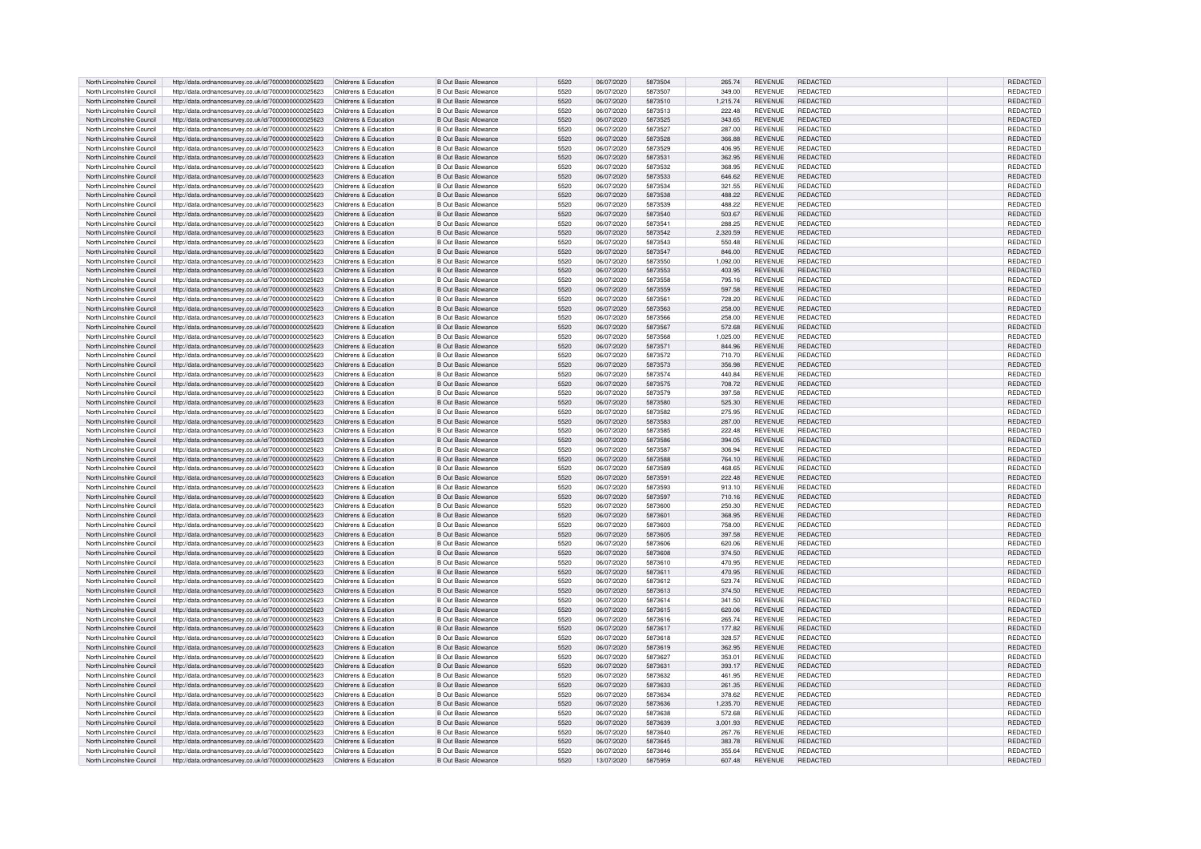| North Lincolnshire Council | http://data.ordnancesurvey.co.uk/id/7000000000025623 | Childrens & Education | B Out Basic Allowance | 5520 | 06/07/2020 | 5873504 | 265.74 | REVENUE | REDACTED | REDACTED |
|---|---|---|---|---|---|---|---|---|---|---|
| North Lincolnshire Council | http://data.ordnancesurvey.co.uk/id/7000000000025623 | Childrens & Education | B Out Basic Allowance | 5520 | 06/07/2020 | 5873507 | 349.00 | REVENUE | REDACTED | REDACTED |
| North Lincolnshire Council | http://data.ordnancesurvey.co.uk/id/7000000000025623 | Childrens & Education | B Out Basic Allowance | 5520 | 06/07/2020 | 5873510 | 1,215.74 | REVENUE | REDACTED | REDACTED |
| North Lincolnshire Council | http://data.ordnancesurvey.co.uk/id/7000000000025623 | Childrens & Education | B Out Basic Allowance | 5520 | 06/07/2020 | 5873513 | 222.48 | REVENUE | REDACTED | REDACTED |
| North Lincolnshire Council | http://data.ordnancesurvey.co.uk/id/7000000000025623 | Childrens & Education | B Out Basic Allowance | 5520 | 06/07/2020 | 5873525 | 343.65 | REVENUE | REDACTED | REDACTED |
| North Lincolnshire Council | http://data.ordnancesurvey.co.uk/id/7000000000025623 | Childrens & Education | B Out Basic Allowance | 5520 | 06/07/2020 | 5873527 | 287.00 | REVENUE | REDACTED | REDACTED |
| North Lincolnshire Council | http://data.ordnancesurvey.co.uk/id/7000000000025623 | Childrens & Education | B Out Basic Allowance | 5520 | 06/07/2020 | 5873528 | 366.88 | REVENUE | REDACTED | REDACTED |
| North Lincolnshire Council | http://data.ordnancesurvey.co.uk/id/7000000000025623 | Childrens & Education | B Out Basic Allowance | 5520 | 06/07/2020 | 5873529 | 406.95 | REVENUE | REDACTED | REDACTED |
| North Lincolnshire Council | http://data.ordnancesurvey.co.uk/id/7000000000025623 | Childrens & Education | B Out Basic Allowance | 5520 | 06/07/2020 | 5873531 | 362.95 | REVENUE | REDACTED | REDACTED |
| North Lincolnshire Council | http://data.ordnancesurvey.co.uk/id/7000000000025623 | Childrens & Education | B Out Basic Allowance | 5520 | 06/07/2020 | 5873532 | 368.95 | REVENUE | REDACTED | REDACTED |
| North Lincolnshire Council | http://data.ordnancesurvey.co.uk/id/7000000000025623 | Childrens & Education | B Out Basic Allowance | 5520 | 06/07/2020 | 5873533 | 646.62 | REVENUE | REDACTED | REDACTED |
| North Lincolnshire Council | http://data.ordnancesurvey.co.uk/id/7000000000025623 | Childrens & Education | B Out Basic Allowance | 5520 | 06/07/2020 | 5873534 | 321.55 | REVENUE | REDACTED | REDACTED |
| North Lincolnshire Council | http://data.ordnancesurvey.co.uk/id/7000000000025623 | Childrens & Education | B Out Basic Allowance | 5520 | 06/07/2020 | 5873538 | 488.22 | REVENUE | REDACTED | REDACTED |
| North Lincolnshire Council | http://data.ordnancesurvey.co.uk/id/7000000000025623 | Childrens & Education | B Out Basic Allowance | 5520 | 06/07/2020 | 5873539 | 488.22 | REVENUE | REDACTED | REDACTED |
| North Lincolnshire Council | http://data.ordnancesurvey.co.uk/id/7000000000025623 | Childrens & Education | B Out Basic Allowance | 5520 | 06/07/2020 | 5873540 | 503.67 | REVENUE | REDACTED | REDACTED |
| North Lincolnshire Council | http://data.ordnancesurvey.co.uk/id/7000000000025623 | Childrens & Education | B Out Basic Allowance | 5520 | 06/07/2020 | 5873541 | 288.25 | REVENUE | REDACTED | REDACTED |
| North Lincolnshire Council | http://data.ordnancesurvey.co.uk/id/7000000000025623 | Childrens & Education | B Out Basic Allowance | 5520 | 06/07/2020 | 5873542 | 2,320.59 | REVENUE | REDACTED | REDACTED |
| North Lincolnshire Council | http://data.ordnancesurvey.co.uk/id/7000000000025623 | Childrens & Education | B Out Basic Allowance | 5520 | 06/07/2020 | 5873543 | 550.48 | REVENUE | REDACTED | REDACTED |
| North Lincolnshire Council | http://data.ordnancesurvey.co.uk/id/7000000000025623 | Childrens & Education | B Out Basic Allowance | 5520 | 06/07/2020 | 5873547 | 846.00 | REVENUE | REDACTED | REDACTED |
| North Lincolnshire Council | http://data.ordnancesurvey.co.uk/id/7000000000025623 | Childrens & Education | B Out Basic Allowance | 5520 | 06/07/2020 | 5873550 | 1,092.00 | REVENUE | REDACTED | REDACTED |
| North Lincolnshire Council | http://data.ordnancesurvey.co.uk/id/7000000000025623 | Childrens & Education | B Out Basic Allowance | 5520 | 06/07/2020 | 5873553 | 403.95 | REVENUE | REDACTED | REDACTED |
| North Lincolnshire Council | http://data.ordnancesurvey.co.uk/id/7000000000025623 | Childrens & Education | B Out Basic Allowance | 5520 | 06/07/2020 | 5873558 | 795.16 | REVENUE | REDACTED | REDACTED |
| North Lincolnshire Council | http://data.ordnancesurvey.co.uk/id/7000000000025623 | Childrens & Education | B Out Basic Allowance | 5520 | 06/07/2020 | 5873559 | 597.58 | REVENUE | REDACTED | REDACTED |
| North Lincolnshire Council | http://data.ordnancesurvey.co.uk/id/7000000000025623 | Childrens & Education | B Out Basic Allowance | 5520 | 06/07/2020 | 5873561 | 728.20 | REVENUE | REDACTED | REDACTED |
| North Lincolnshire Council | http://data.ordnancesurvey.co.uk/id/7000000000025623 | Childrens & Education | B Out Basic Allowance | 5520 | 06/07/2020 | 5873563 | 258.00 | REVENUE | REDACTED | REDACTED |
| North Lincolnshire Council | http://data.ordnancesurvey.co.uk/id/7000000000025623 | Childrens & Education | B Out Basic Allowance | 5520 | 06/07/2020 | 5873566 | 258.00 | REVENUE | REDACTED | REDACTED |
| North Lincolnshire Council | http://data.ordnancesurvey.co.uk/id/7000000000025623 | Childrens & Education | B Out Basic Allowance | 5520 | 06/07/2020 | 5873567 | 572.68 | REVENUE | REDACTED | REDACTED |
| North Lincolnshire Council | http://data.ordnancesurvey.co.uk/id/7000000000025623 | Childrens & Education | B Out Basic Allowance | 5520 | 06/07/2020 | 5873568 | 1,025.00 | REVENUE | REDACTED | REDACTED |
| North Lincolnshire Council | http://data.ordnancesurvey.co.uk/id/7000000000025623 | Childrens & Education | B Out Basic Allowance | 5520 | 06/07/2020 | 5873571 | 844.96 | REVENUE | REDACTED | REDACTED |
| North Lincolnshire Council | http://data.ordnancesurvey.co.uk/id/7000000000025623 | Childrens & Education | B Out Basic Allowance | 5520 | 06/07/2020 | 5873572 | 710.70 | REVENUE | REDACTED | REDACTED |
| North Lincolnshire Council | http://data.ordnancesurvey.co.uk/id/7000000000025623 | Childrens & Education | B Out Basic Allowance | 5520 | 06/07/2020 | 5873573 | 356.98 | REVENUE | REDACTED | REDACTED |
| North Lincolnshire Council | http://data.ordnancesurvey.co.uk/id/7000000000025623 | Childrens & Education | B Out Basic Allowance | 5520 | 06/07/2020 | 5873574 | 440.84 | REVENUE | REDACTED | REDACTED |
| North Lincolnshire Council | http://data.ordnancesurvey.co.uk/id/7000000000025623 | Childrens & Education | B Out Basic Allowance | 5520 | 06/07/2020 | 5873575 | 708.72 | REVENUE | REDACTED | REDACTED |
| North Lincolnshire Council | http://data.ordnancesurvey.co.uk/id/7000000000025623 | Childrens & Education | B Out Basic Allowance | 5520 | 06/07/2020 | 5873579 | 397.58 | REVENUE | REDACTED | REDACTED |
| North Lincolnshire Council | http://data.ordnancesurvey.co.uk/id/7000000000025623 | Childrens & Education | B Out Basic Allowance | 5520 | 06/07/2020 | 5873580 | 525.30 | REVENUE | REDACTED | REDACTED |
| North Lincolnshire Council | http://data.ordnancesurvey.co.uk/id/7000000000025623 | Childrens & Education | B Out Basic Allowance | 5520 | 06/07/2020 | 5873582 | 275.95 | REVENUE | REDACTED | REDACTED |
| North Lincolnshire Council | http://data.ordnancesurvey.co.uk/id/7000000000025623 | Childrens & Education | B Out Basic Allowance | 5520 | 06/07/2020 | 5873583 | 287.00 | REVENUE | REDACTED | REDACTED |
| North Lincolnshire Council | http://data.ordnancesurvey.co.uk/id/7000000000025623 | Childrens & Education | B Out Basic Allowance | 5520 | 06/07/2020 | 5873585 | 222.48 | REVENUE | REDACTED | REDACTED |
| North Lincolnshire Council | http://data.ordnancesurvey.co.uk/id/7000000000025623 | Childrens & Education | B Out Basic Allowance | 5520 | 06/07/2020 | 5873586 | 394.05 | REVENUE | REDACTED | REDACTED |
| North Lincolnshire Council | http://data.ordnancesurvey.co.uk/id/7000000000025623 | Childrens & Education | B Out Basic Allowance | 5520 | 06/07/2020 | 5873587 | 306.94 | REVENUE | REDACTED | REDACTED |
| North Lincolnshire Council | http://data.ordnancesurvey.co.uk/id/7000000000025623 | Childrens & Education | B Out Basic Allowance | 5520 | 06/07/2020 | 5873588 | 764.10 | REVENUE | REDACTED | REDACTED |
| North Lincolnshire Council | http://data.ordnancesurvey.co.uk/id/7000000000025623 | Childrens & Education | B Out Basic Allowance | 5520 | 06/07/2020 | 5873589 | 468.65 | REVENUE | REDACTED | REDACTED |
| North Lincolnshire Council | http://data.ordnancesurvey.co.uk/id/7000000000025623 | Childrens & Education | B Out Basic Allowance | 5520 | 06/07/2020 | 5873591 | 222.48 | REVENUE | REDACTED | REDACTED |
| North Lincolnshire Council | http://data.ordnancesurvey.co.uk/id/7000000000025623 | Childrens & Education | B Out Basic Allowance | 5520 | 06/07/2020 | 5873593 | 913.10 | REVENUE | REDACTED | REDACTED |
| North Lincolnshire Council | http://data.ordnancesurvey.co.uk/id/7000000000025623 | Childrens & Education | B Out Basic Allowance | 5520 | 06/07/2020 | 5873597 | 710.16 | REVENUE | REDACTED | REDACTED |
| North Lincolnshire Council | http://data.ordnancesurvey.co.uk/id/7000000000025623 | Childrens & Education | B Out Basic Allowance | 5520 | 06/07/2020 | 5873600 | 250.30 | REVENUE | REDACTED | REDACTED |
| North Lincolnshire Council | http://data.ordnancesurvey.co.uk/id/7000000000025623 | Childrens & Education | B Out Basic Allowance | 5520 | 06/07/2020 | 5873601 | 368.95 | REVENUE | REDACTED | REDACTED |
| North Lincolnshire Council | http://data.ordnancesurvey.co.uk/id/7000000000025623 | Childrens & Education | B Out Basic Allowance | 5520 | 06/07/2020 | 5873603 | 758.00 | REVENUE | REDACTED | REDACTED |
| North Lincolnshire Council | http://data.ordnancesurvey.co.uk/id/7000000000025623 | Childrens & Education | B Out Basic Allowance | 5520 | 06/07/2020 | 5873605 | 397.58 | REVENUE | REDACTED | REDACTED |
| North Lincolnshire Council | http://data.ordnancesurvey.co.uk/id/7000000000025623 | Childrens & Education | B Out Basic Allowance | 5520 | 06/07/2020 | 5873606 | 620.06 | REVENUE | REDACTED | REDACTED |
| North Lincolnshire Council | http://data.ordnancesurvey.co.uk/id/7000000000025623 | Childrens & Education | B Out Basic Allowance | 5520 | 06/07/2020 | 5873608 | 374.50 | REVENUE | REDACTED | REDACTED |
| North Lincolnshire Council | http://data.ordnancesurvey.co.uk/id/7000000000025623 | Childrens & Education | B Out Basic Allowance | 5520 | 06/07/2020 | 5873610 | 470.95 | REVENUE | REDACTED | REDACTED |
| North Lincolnshire Council | http://data.ordnancesurvey.co.uk/id/7000000000025623 | Childrens & Education | B Out Basic Allowance | 5520 | 06/07/2020 | 5873611 | 470.95 | REVENUE | REDACTED | REDACTED |
| North Lincolnshire Council | http://data.ordnancesurvey.co.uk/id/7000000000025623 | Childrens & Education | B Out Basic Allowance | 5520 | 06/07/2020 | 5873612 | 523.74 | REVENUE | REDACTED | REDACTED |
| North Lincolnshire Council | http://data.ordnancesurvey.co.uk/id/7000000000025623 | Childrens & Education | B Out Basic Allowance | 5520 | 06/07/2020 | 5873613 | 374.50 | REVENUE | REDACTED | REDACTED |
| North Lincolnshire Council | http://data.ordnancesurvey.co.uk/id/7000000000025623 | Childrens & Education | B Out Basic Allowance | 5520 | 06/07/2020 | 5873614 | 341.50 | REVENUE | REDACTED | REDACTED |
| North Lincolnshire Council | http://data.ordnancesurvey.co.uk/id/7000000000025623 | Childrens & Education | B Out Basic Allowance | 5520 | 06/07/2020 | 5873615 | 620.06 | REVENUE | REDACTED | REDACTED |
| North Lincolnshire Council | http://data.ordnancesurvey.co.uk/id/7000000000025623 | Childrens & Education | B Out Basic Allowance | 5520 | 06/07/2020 | 5873616 | 265.74 | REVENUE | REDACTED | REDACTED |
| North Lincolnshire Council | http://data.ordnancesurvey.co.uk/id/7000000000025623 | Childrens & Education | B Out Basic Allowance | 5520 | 06/07/2020 | 5873617 | 177.82 | REVENUE | REDACTED | REDACTED |
| North Lincolnshire Council | http://data.ordnancesurvey.co.uk/id/7000000000025623 | Childrens & Education | B Out Basic Allowance | 5520 | 06/07/2020 | 5873618 | 328.57 | REVENUE | REDACTED | REDACTED |
| North Lincolnshire Council | http://data.ordnancesurvey.co.uk/id/7000000000025623 | Childrens & Education | B Out Basic Allowance | 5520 | 06/07/2020 | 5873619 | 362.95 | REVENUE | REDACTED | REDACTED |
| North Lincolnshire Council | http://data.ordnancesurvey.co.uk/id/7000000000025623 | Childrens & Education | B Out Basic Allowance | 5520 | 06/07/2020 | 5873627 | 353.01 | REVENUE | REDACTED | REDACTED |
| North Lincolnshire Council | http://data.ordnancesurvey.co.uk/id/7000000000025623 | Childrens & Education | B Out Basic Allowance | 5520 | 06/07/2020 | 5873631 | 393.17 | REVENUE | REDACTED | REDACTED |
| North Lincolnshire Council | http://data.ordnancesurvey.co.uk/id/7000000000025623 | Childrens & Education | B Out Basic Allowance | 5520 | 06/07/2020 | 5873632 | 461.95 | REVENUE | REDACTED | REDACTED |
| North Lincolnshire Council | http://data.ordnancesurvey.co.uk/id/7000000000025623 | Childrens & Education | B Out Basic Allowance | 5520 | 06/07/2020 | 5873633 | 261.35 | REVENUE | REDACTED | REDACTED |
| North Lincolnshire Council | http://data.ordnancesurvey.co.uk/id/7000000000025623 | Childrens & Education | B Out Basic Allowance | 5520 | 06/07/2020 | 5873634 | 378.62 | REVENUE | REDACTED | REDACTED |
| North Lincolnshire Council | http://data.ordnancesurvey.co.uk/id/7000000000025623 | Childrens & Education | B Out Basic Allowance | 5520 | 06/07/2020 | 5873636 | 1,235.70 | REVENUE | REDACTED | REDACTED |
| North Lincolnshire Council | http://data.ordnancesurvey.co.uk/id/7000000000025623 | Childrens & Education | B Out Basic Allowance | 5520 | 06/07/2020 | 5873638 | 572.68 | REVENUE | REDACTED | REDACTED |
| North Lincolnshire Council | http://data.ordnancesurvey.co.uk/id/7000000000025623 | Childrens & Education | B Out Basic Allowance | 5520 | 06/07/2020 | 5873639 | 3,001.93 | REVENUE | REDACTED | REDACTED |
| North Lincolnshire Council | http://data.ordnancesurvey.co.uk/id/7000000000025623 | Childrens & Education | B Out Basic Allowance | 5520 | 06/07/2020 | 5873640 | 267.76 | REVENUE | REDACTED | REDACTED |
| North Lincolnshire Council | http://data.ordnancesurvey.co.uk/id/7000000000025623 | Childrens & Education | B Out Basic Allowance | 5520 | 06/07/2020 | 5873645 | 383.78 | REVENUE | REDACTED | REDACTED |
| North Lincolnshire Council | http://data.ordnancesurvey.co.uk/id/7000000000025623 | Childrens & Education | B Out Basic Allowance | 5520 | 06/07/2020 | 5873646 | 355.64 | REVENUE | REDACTED | REDACTED |
| North Lincolnshire Council | http://data.ordnancesurvey.co.uk/id/7000000000025623 | Childrens & Education | B Out Basic Allowance | 5520 | 13/07/2020 | 5875959 | 607.48 | REVENUE | REDACTED | REDACTED |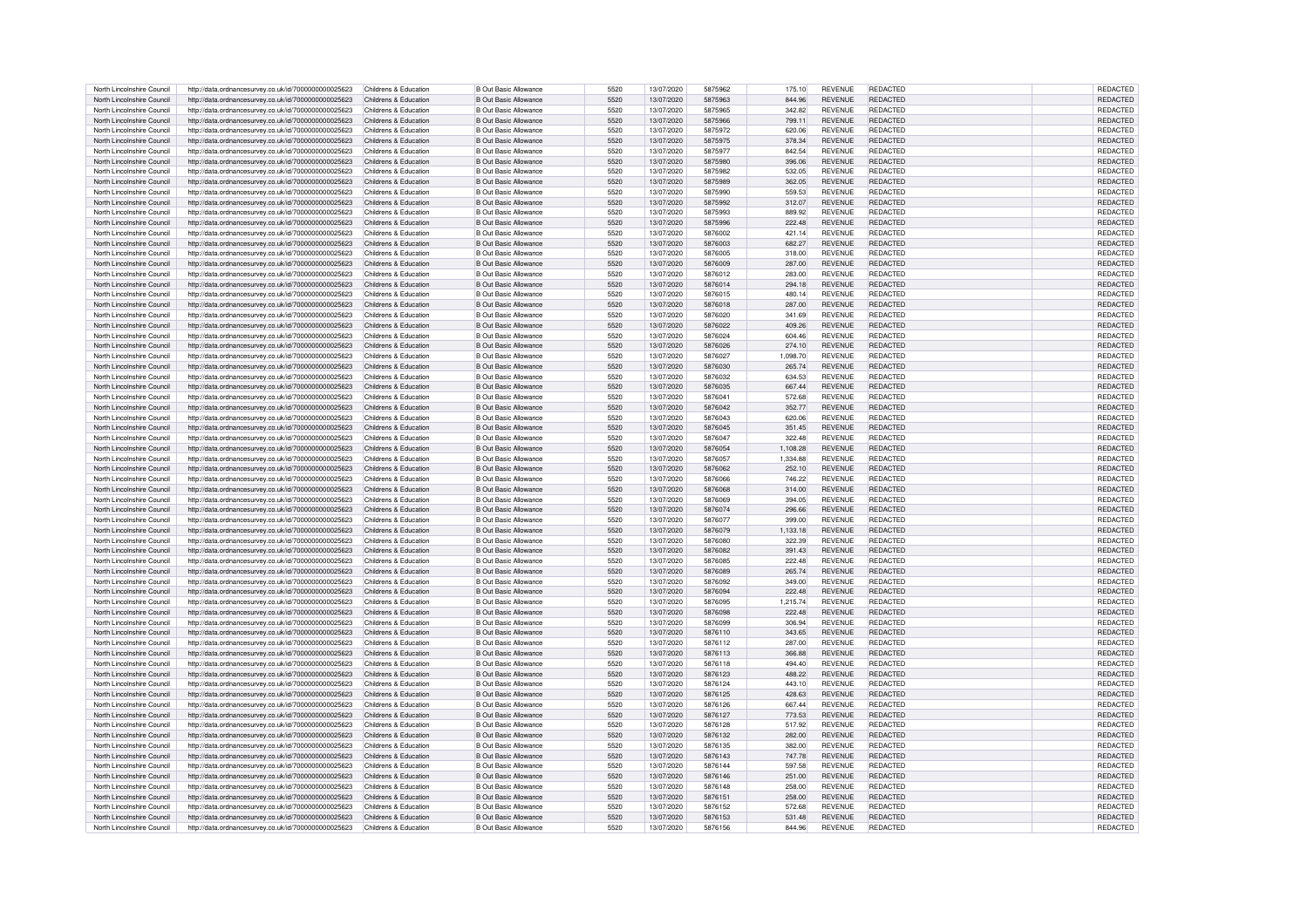| North Lincolnshire Council | http://data.ordnancesurvey.co.uk/id/7000000000025623 | Childrens & Education | B Out Basic Allowance | 5520 | 13/07/2020 | 5875962 | 175.10 | REVENUE | REDACTED | REDACTED |
|---|---|---|---|---|---|---|---|---|---|---|
| North Lincolnshire Council | http://data.ordnancesurvey.co.uk/id/7000000000025623 | Childrens & Education | B Out Basic Allowance | 5520 | 13/07/2020 | 5875963 | 844.96 | REVENUE | REDACTED | REDACTED |
| North Lincolnshire Council | http://data.ordnancesurvey.co.uk/id/7000000000025623 | Childrens & Education | B Out Basic Allowance | 5520 | 13/07/2020 | 5875965 | 342.82 | REVENUE | REDACTED | REDACTED |
| North Lincolnshire Council | http://data.ordnancesurvey.co.uk/id/7000000000025623 | Childrens & Education | B Out Basic Allowance | 5520 | 13/07/2020 | 5875966 | 799.11 | REVENUE | REDACTED | REDACTED |
| North Lincolnshire Council | http://data.ordnancesurvey.co.uk/id/7000000000025623 | Childrens & Education | B Out Basic Allowance | 5520 | 13/07/2020 | 5875972 | 620.06 | REVENUE | REDACTED | REDACTED |
| North Lincolnshire Council | http://data.ordnancesurvey.co.uk/id/7000000000025623 | Childrens & Education | B Out Basic Allowance | 5520 | 13/07/2020 | 5875975 | 378.34 | REVENUE | REDACTED | REDACTED |
| North Lincolnshire Council | http://data.ordnancesurvey.co.uk/id/7000000000025623 | Childrens & Education | B Out Basic Allowance | 5520 | 13/07/2020 | 5875977 | 842.54 | REVENUE | REDACTED | REDACTED |
| North Lincolnshire Council | http://data.ordnancesurvey.co.uk/id/7000000000025623 | Childrens & Education | B Out Basic Allowance | 5520 | 13/07/2020 | 5875980 | 396.06 | REVENUE | REDACTED | REDACTED |
| North Lincolnshire Council | http://data.ordnancesurvey.co.uk/id/7000000000025623 | Childrens & Education | B Out Basic Allowance | 5520 | 13/07/2020 | 5875982 | 532.05 | REVENUE | REDACTED | REDACTED |
| North Lincolnshire Council | http://data.ordnancesurvey.co.uk/id/7000000000025623 | Childrens & Education | B Out Basic Allowance | 5520 | 13/07/2020 | 5875989 | 362.05 | REVENUE | REDACTED | REDACTED |
| North Lincolnshire Council | http://data.ordnancesurvey.co.uk/id/7000000000025623 | Childrens & Education | B Out Basic Allowance | 5520 | 13/07/2020 | 5875990 | 559.53 | REVENUE | REDACTED | REDACTED |
| North Lincolnshire Council | http://data.ordnancesurvey.co.uk/id/7000000000025623 | Childrens & Education | B Out Basic Allowance | 5520 | 13/07/2020 | 5875992 | 312.07 | REVENUE | REDACTED | REDACTED |
| North Lincolnshire Council | http://data.ordnancesurvey.co.uk/id/7000000000025623 | Childrens & Education | B Out Basic Allowance | 5520 | 13/07/2020 | 5875993 | 889.92 | REVENUE | REDACTED | REDACTED |
| North Lincolnshire Council | http://data.ordnancesurvey.co.uk/id/7000000000025623 | Childrens & Education | B Out Basic Allowance | 5520 | 13/07/2020 | 5875996 | 222.48 | REVENUE | REDACTED | REDACTED |
| North Lincolnshire Council | http://data.ordnancesurvey.co.uk/id/7000000000025623 | Childrens & Education | B Out Basic Allowance | 5520 | 13/07/2020 | 5876002 | 421.14 | REVENUE | REDACTED | REDACTED |
| North Lincolnshire Council | http://data.ordnancesurvey.co.uk/id/7000000000025623 | Childrens & Education | B Out Basic Allowance | 5520 | 13/07/2020 | 5876003 | 682.27 | REVENUE | REDACTED | REDACTED |
| North Lincolnshire Council | http://data.ordnancesurvey.co.uk/id/7000000000025623 | Childrens & Education | B Out Basic Allowance | 5520 | 13/07/2020 | 5876005 | 318.00 | REVENUE | REDACTED | REDACTED |
| North Lincolnshire Council | http://data.ordnancesurvey.co.uk/id/7000000000025623 | Childrens & Education | B Out Basic Allowance | 5520 | 13/07/2020 | 5876009 | 287.00 | REVENUE | REDACTED | REDACTED |
| North Lincolnshire Council | http://data.ordnancesurvey.co.uk/id/7000000000025623 | Childrens & Education | B Out Basic Allowance | 5520 | 13/07/2020 | 5876012 | 283.00 | REVENUE | REDACTED | REDACTED |
| North Lincolnshire Council | http://data.ordnancesurvey.co.uk/id/7000000000025623 | Childrens & Education | B Out Basic Allowance | 5520 | 13/07/2020 | 5876014 | 294.18 | REVENUE | REDACTED | REDACTED |
| North Lincolnshire Council | http://data.ordnancesurvey.co.uk/id/7000000000025623 | Childrens & Education | B Out Basic Allowance | 5520 | 13/07/2020 | 5876015 | 480.14 | REVENUE | REDACTED | REDACTED |
| North Lincolnshire Council | http://data.ordnancesurvey.co.uk/id/7000000000025623 | Childrens & Education | B Out Basic Allowance | 5520 | 13/07/2020 | 5876018 | 287.00 | REVENUE | REDACTED | REDACTED |
| North Lincolnshire Council | http://data.ordnancesurvey.co.uk/id/7000000000025623 | Childrens & Education | B Out Basic Allowance | 5520 | 13/07/2020 | 5876020 | 341.69 | REVENUE | REDACTED | REDACTED |
| North Lincolnshire Council | http://data.ordnancesurvey.co.uk/id/7000000000025623 | Childrens & Education | B Out Basic Allowance | 5520 | 13/07/2020 | 5876022 | 409.26 | REVENUE | REDACTED | REDACTED |
| North Lincolnshire Council | http://data.ordnancesurvey.co.uk/id/7000000000025623 | Childrens & Education | B Out Basic Allowance | 5520 | 13/07/2020 | 5876024 | 604.46 | REVENUE | REDACTED | REDACTED |
| North Lincolnshire Council | http://data.ordnancesurvey.co.uk/id/7000000000025623 | Childrens & Education | B Out Basic Allowance | 5520 | 13/07/2020 | 5876026 | 274.10 | REVENUE | REDACTED | REDACTED |
| North Lincolnshire Council | http://data.ordnancesurvey.co.uk/id/7000000000025623 | Childrens & Education | B Out Basic Allowance | 5520 | 13/07/2020 | 5876027 | 1,098.70 | REVENUE | REDACTED | REDACTED |
| North Lincolnshire Council | http://data.ordnancesurvey.co.uk/id/7000000000025623 | Childrens & Education | B Out Basic Allowance | 5520 | 13/07/2020 | 5876030 | 265.74 | REVENUE | REDACTED | REDACTED |
| North Lincolnshire Council | http://data.ordnancesurvey.co.uk/id/7000000000025623 | Childrens & Education | B Out Basic Allowance | 5520 | 13/07/2020 | 5876032 | 634.53 | REVENUE | REDACTED | REDACTED |
| North Lincolnshire Council | http://data.ordnancesurvey.co.uk/id/7000000000025623 | Childrens & Education | B Out Basic Allowance | 5520 | 13/07/2020 | 5876035 | 667.44 | REVENUE | REDACTED | REDACTED |
| North Lincolnshire Council | http://data.ordnancesurvey.co.uk/id/7000000000025623 | Childrens & Education | B Out Basic Allowance | 5520 | 13/07/2020 | 5876041 | 572.68 | REVENUE | REDACTED | REDACTED |
| North Lincolnshire Council | http://data.ordnancesurvey.co.uk/id/7000000000025623 | Childrens & Education | B Out Basic Allowance | 5520 | 13/07/2020 | 5876042 | 352.77 | REVENUE | REDACTED | REDACTED |
| North Lincolnshire Council | http://data.ordnancesurvey.co.uk/id/7000000000025623 | Childrens & Education | B Out Basic Allowance | 5520 | 13/07/2020 | 5876043 | 620.06 | REVENUE | REDACTED | REDACTED |
| North Lincolnshire Council | http://data.ordnancesurvey.co.uk/id/7000000000025623 | Childrens & Education | B Out Basic Allowance | 5520 | 13/07/2020 | 5876045 | 351.45 | REVENUE | REDACTED | REDACTED |
| North Lincolnshire Council | http://data.ordnancesurvey.co.uk/id/7000000000025623 | Childrens & Education | B Out Basic Allowance | 5520 | 13/07/2020 | 5876047 | 322.48 | REVENUE | REDACTED | REDACTED |
| North Lincolnshire Council | http://data.ordnancesurvey.co.uk/id/7000000000025623 | Childrens & Education | B Out Basic Allowance | 5520 | 13/07/2020 | 5876054 | 1,108.28 | REVENUE | REDACTED | REDACTED |
| North Lincolnshire Council | http://data.ordnancesurvey.co.uk/id/7000000000025623 | Childrens & Education | B Out Basic Allowance | 5520 | 13/07/2020 | 5876057 | 1,334.88 | REVENUE | REDACTED | REDACTED |
| North Lincolnshire Council | http://data.ordnancesurvey.co.uk/id/7000000000025623 | Childrens & Education | B Out Basic Allowance | 5520 | 13/07/2020 | 5876062 | 252.10 | REVENUE | REDACTED | REDACTED |
| North Lincolnshire Council | http://data.ordnancesurvey.co.uk/id/7000000000025623 | Childrens & Education | B Out Basic Allowance | 5520 | 13/07/2020 | 5876066 | 746.22 | REVENUE | REDACTED | REDACTED |
| North Lincolnshire Council | http://data.ordnancesurvey.co.uk/id/7000000000025623 | Childrens & Education | B Out Basic Allowance | 5520 | 13/07/2020 | 5876068 | 314.00 | REVENUE | REDACTED | REDACTED |
| North Lincolnshire Council | http://data.ordnancesurvey.co.uk/id/7000000000025623 | Childrens & Education | B Out Basic Allowance | 5520 | 13/07/2020 | 5876069 | 394.05 | REVENUE | REDACTED | REDACTED |
| North Lincolnshire Council | http://data.ordnancesurvey.co.uk/id/7000000000025623 | Childrens & Education | B Out Basic Allowance | 5520 | 13/07/2020 | 5876074 | 296.66 | REVENUE | REDACTED | REDACTED |
| North Lincolnshire Council | http://data.ordnancesurvey.co.uk/id/7000000000025623 | Childrens & Education | B Out Basic Allowance | 5520 | 13/07/2020 | 5876077 | 399.00 | REVENUE | REDACTED | REDACTED |
| North Lincolnshire Council | http://data.ordnancesurvey.co.uk/id/7000000000025623 | Childrens & Education | B Out Basic Allowance | 5520 | 13/07/2020 | 5876079 | 1,133.18 | REVENUE | REDACTED | REDACTED |
| North Lincolnshire Council | http://data.ordnancesurvey.co.uk/id/7000000000025623 | Childrens & Education | B Out Basic Allowance | 5520 | 13/07/2020 | 5876080 | 322.39 | REVENUE | REDACTED | REDACTED |
| North Lincolnshire Council | http://data.ordnancesurvey.co.uk/id/7000000000025623 | Childrens & Education | B Out Basic Allowance | 5520 | 13/07/2020 | 5876082 | 391.43 | REVENUE | REDACTED | REDACTED |
| North Lincolnshire Council | http://data.ordnancesurvey.co.uk/id/7000000000025623 | Childrens & Education | B Out Basic Allowance | 5520 | 13/07/2020 | 5876085 | 222.48 | REVENUE | REDACTED | REDACTED |
| North Lincolnshire Council | http://data.ordnancesurvey.co.uk/id/7000000000025623 | Childrens & Education | B Out Basic Allowance | 5520 | 13/07/2020 | 5876089 | 265.74 | REVENUE | REDACTED | REDACTED |
| North Lincolnshire Council | http://data.ordnancesurvey.co.uk/id/7000000000025623 | Childrens & Education | B Out Basic Allowance | 5520 | 13/07/2020 | 5876092 | 349.00 | REVENUE | REDACTED | REDACTED |
| North Lincolnshire Council | http://data.ordnancesurvey.co.uk/id/7000000000025623 | Childrens & Education | B Out Basic Allowance | 5520 | 13/07/2020 | 5876094 | 222.48 | REVENUE | REDACTED | REDACTED |
| North Lincolnshire Council | http://data.ordnancesurvey.co.uk/id/7000000000025623 | Childrens & Education | B Out Basic Allowance | 5520 | 13/07/2020 | 5876095 | 1,215.74 | REVENUE | REDACTED | REDACTED |
| North Lincolnshire Council | http://data.ordnancesurvey.co.uk/id/7000000000025623 | Childrens & Education | B Out Basic Allowance | 5520 | 13/07/2020 | 5876098 | 222.48 | REVENUE | REDACTED | REDACTED |
| North Lincolnshire Council | http://data.ordnancesurvey.co.uk/id/7000000000025623 | Childrens & Education | B Out Basic Allowance | 5520 | 13/07/2020 | 5876099 | 306.94 | REVENUE | REDACTED | REDACTED |
| North Lincolnshire Council | http://data.ordnancesurvey.co.uk/id/7000000000025623 | Childrens & Education | B Out Basic Allowance | 5520 | 13/07/2020 | 5876110 | 343.65 | REVENUE | REDACTED | REDACTED |
| North Lincolnshire Council | http://data.ordnancesurvey.co.uk/id/7000000000025623 | Childrens & Education | B Out Basic Allowance | 5520 | 13/07/2020 | 5876112 | 287.00 | REVENUE | REDACTED | REDACTED |
| North Lincolnshire Council | http://data.ordnancesurvey.co.uk/id/7000000000025623 | Childrens & Education | B Out Basic Allowance | 5520 | 13/07/2020 | 5876113 | 366.88 | REVENUE | REDACTED | REDACTED |
| North Lincolnshire Council | http://data.ordnancesurvey.co.uk/id/7000000000025623 | Childrens & Education | B Out Basic Allowance | 5520 | 13/07/2020 | 5876118 | 494.40 | REVENUE | REDACTED | REDACTED |
| North Lincolnshire Council | http://data.ordnancesurvey.co.uk/id/7000000000025623 | Childrens & Education | B Out Basic Allowance | 5520 | 13/07/2020 | 5876123 | 488.22 | REVENUE | REDACTED | REDACTED |
| North Lincolnshire Council | http://data.ordnancesurvey.co.uk/id/7000000000025623 | Childrens & Education | B Out Basic Allowance | 5520 | 13/07/2020 | 5876124 | 443.10 | REVENUE | REDACTED | REDACTED |
| North Lincolnshire Council | http://data.ordnancesurvey.co.uk/id/7000000000025623 | Childrens & Education | B Out Basic Allowance | 5520 | 13/07/2020 | 5876125 | 428.63 | REVENUE | REDACTED | REDACTED |
| North Lincolnshire Council | http://data.ordnancesurvey.co.uk/id/7000000000025623 | Childrens & Education | B Out Basic Allowance | 5520 | 13/07/2020 | 5876126 | 667.44 | REVENUE | REDACTED | REDACTED |
| North Lincolnshire Council | http://data.ordnancesurvey.co.uk/id/7000000000025623 | Childrens & Education | B Out Basic Allowance | 5520 | 13/07/2020 | 5876127 | 773.53 | REVENUE | REDACTED | REDACTED |
| North Lincolnshire Council | http://data.ordnancesurvey.co.uk/id/7000000000025623 | Childrens & Education | B Out Basic Allowance | 5520 | 13/07/2020 | 5876128 | 517.92 | REVENUE | REDACTED | REDACTED |
| North Lincolnshire Council | http://data.ordnancesurvey.co.uk/id/7000000000025623 | Childrens & Education | B Out Basic Allowance | 5520 | 13/07/2020 | 5876132 | 282.00 | REVENUE | REDACTED | REDACTED |
| North Lincolnshire Council | http://data.ordnancesurvey.co.uk/id/7000000000025623 | Childrens & Education | B Out Basic Allowance | 5520 | 13/07/2020 | 5876135 | 382.00 | REVENUE | REDACTED | REDACTED |
| North Lincolnshire Council | http://data.ordnancesurvey.co.uk/id/7000000000025623 | Childrens & Education | B Out Basic Allowance | 5520 | 13/07/2020 | 5876143 | 747.78 | REVENUE | REDACTED | REDACTED |
| North Lincolnshire Council | http://data.ordnancesurvey.co.uk/id/7000000000025623 | Childrens & Education | B Out Basic Allowance | 5520 | 13/07/2020 | 5876144 | 597.58 | REVENUE | REDACTED | REDACTED |
| North Lincolnshire Council | http://data.ordnancesurvey.co.uk/id/7000000000025623 | Childrens & Education | B Out Basic Allowance | 5520 | 13/07/2020 | 5876146 | 251.00 | REVENUE | REDACTED | REDACTED |
| North Lincolnshire Council | http://data.ordnancesurvey.co.uk/id/7000000000025623 | Childrens & Education | B Out Basic Allowance | 5520 | 13/07/2020 | 5876148 | 258.00 | REVENUE | REDACTED | REDACTED |
| North Lincolnshire Council | http://data.ordnancesurvey.co.uk/id/7000000000025623 | Childrens & Education | B Out Basic Allowance | 5520 | 13/07/2020 | 5876151 | 258.00 | REVENUE | REDACTED | REDACTED |
| North Lincolnshire Council | http://data.ordnancesurvey.co.uk/id/7000000000025623 | Childrens & Education | B Out Basic Allowance | 5520 | 13/07/2020 | 5876152 | 572.68 | REVENUE | REDACTED | REDACTED |
| North Lincolnshire Council | http://data.ordnancesurvey.co.uk/id/7000000000025623 | Childrens & Education | B Out Basic Allowance | 5520 | 13/07/2020 | 5876153 | 531.48 | REVENUE | REDACTED | REDACTED |
| North Lincolnshire Council | http://data.ordnancesurvey.co.uk/id/7000000000025623 | Childrens & Education | B Out Basic Allowance | 5520 | 13/07/2020 | 5876156 | 844.96 | REVENUE | REDACTED | REDACTED |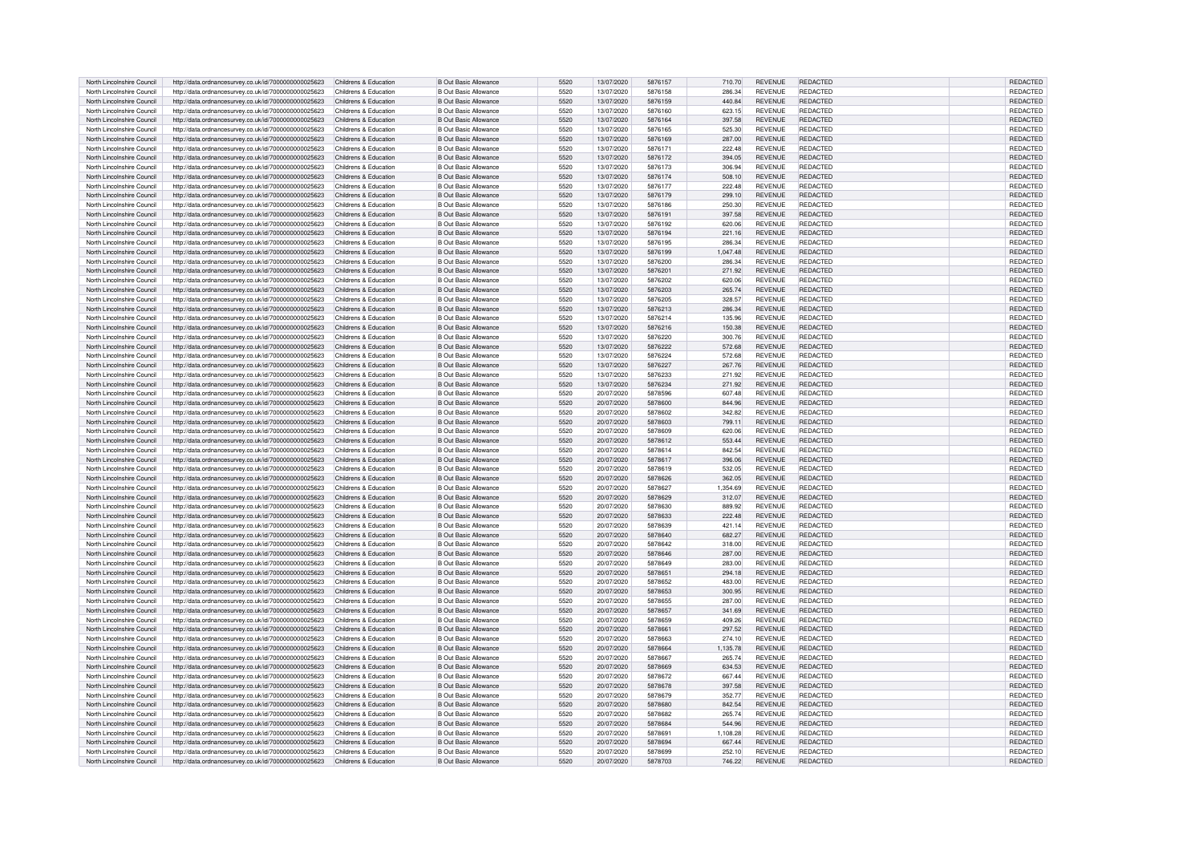| North Lincolnshire Council | http://data.ordnancesurvey.co.uk/id/7000000000025623 | Childrens & Education | B Out Basic Allowance | 5520 | 13/07/2020 | 5876157 | 710.70 | REVENUE | REDACTED | REDACTED |
|---|---|---|---|---|---|---|---|---|---|---|
| North Lincolnshire Council | http://data.ordnancesurvey.co.uk/id/7000000000025623 | Childrens & Education | B Out Basic Allowance | 5520 | 13/07/2020 | 5876158 | 286.34 | REVENUE | REDACTED | REDACTED |
| North Lincolnshire Council | http://data.ordnancesurvey.co.uk/id/7000000000025623 | Childrens & Education | B Out Basic Allowance | 5520 | 13/07/2020 | 5876159 | 440.84 | REVENUE | REDACTED | REDACTED |
| North Lincolnshire Council | http://data.ordnancesurvey.co.uk/id/7000000000025623 | Childrens & Education | B Out Basic Allowance | 5520 | 13/07/2020 | 5876160 | 623.15 | REVENUE | REDACTED | REDACTED |
| North Lincolnshire Council | http://data.ordnancesurvey.co.uk/id/7000000000025623 | Childrens & Education | B Out Basic Allowance | 5520 | 13/07/2020 | 5876164 | 397.58 | REVENUE | REDACTED | REDACTED |
| North Lincolnshire Council | http://data.ordnancesurvey.co.uk/id/7000000000025623 | Childrens & Education | B Out Basic Allowance | 5520 | 13/07/2020 | 5876165 | 525.30 | REVENUE | REDACTED | REDACTED |
| North Lincolnshire Council | http://data.ordnancesurvey.co.uk/id/7000000000025623 | Childrens & Education | B Out Basic Allowance | 5520 | 13/07/2020 | 5876169 | 287.00 | REVENUE | REDACTED | REDACTED |
| North Lincolnshire Council | http://data.ordnancesurvey.co.uk/id/7000000000025623 | Childrens & Education | B Out Basic Allowance | 5520 | 13/07/2020 | 5876171 | 222.48 | REVENUE | REDACTED | REDACTED |
| North Lincolnshire Council | http://data.ordnancesurvey.co.uk/id/7000000000025623 | Childrens & Education | B Out Basic Allowance | 5520 | 13/07/2020 | 5876172 | 394.05 | REVENUE | REDACTED | REDACTED |
| North Lincolnshire Council | http://data.ordnancesurvey.co.uk/id/7000000000025623 | Childrens & Education | B Out Basic Allowance | 5520 | 13/07/2020 | 5876173 | 306.94 | REVENUE | REDACTED | REDACTED |
| North Lincolnshire Council | http://data.ordnancesurvey.co.uk/id/7000000000025623 | Childrens & Education | B Out Basic Allowance | 5520 | 13/07/2020 | 5876174 | 508.10 | REVENUE | REDACTED | REDACTED |
| North Lincolnshire Council | http://data.ordnancesurvey.co.uk/id/7000000000025623 | Childrens & Education | B Out Basic Allowance | 5520 | 13/07/2020 | 5876177 | 222.48 | REVENUE | REDACTED | REDACTED |
| North Lincolnshire Council | http://data.ordnancesurvey.co.uk/id/7000000000025623 | Childrens & Education | B Out Basic Allowance | 5520 | 13/07/2020 | 5876179 | 299.10 | REVENUE | REDACTED | REDACTED |
| North Lincolnshire Council | http://data.ordnancesurvey.co.uk/id/7000000000025623 | Childrens & Education | B Out Basic Allowance | 5520 | 13/07/2020 | 5876186 | 250.30 | REVENUE | REDACTED | REDACTED |
| North Lincolnshire Council | http://data.ordnancesurvey.co.uk/id/7000000000025623 | Childrens & Education | B Out Basic Allowance | 5520 | 13/07/2020 | 5876191 | 397.58 | REVENUE | REDACTED | REDACTED |
| North Lincolnshire Council | http://data.ordnancesurvey.co.uk/id/7000000000025623 | Childrens & Education | B Out Basic Allowance | 5520 | 13/07/2020 | 5876192 | 620.06 | REVENUE | REDACTED | REDACTED |
| North Lincolnshire Council | http://data.ordnancesurvey.co.uk/id/7000000000025623 | Childrens & Education | B Out Basic Allowance | 5520 | 13/07/2020 | 5876194 | 221.16 | REVENUE | REDACTED | REDACTED |
| North Lincolnshire Council | http://data.ordnancesurvey.co.uk/id/7000000000025623 | Childrens & Education | B Out Basic Allowance | 5520 | 13/07/2020 | 5876195 | 286.34 | REVENUE | REDACTED | REDACTED |
| North Lincolnshire Council | http://data.ordnancesurvey.co.uk/id/7000000000025623 | Childrens & Education | B Out Basic Allowance | 5520 | 13/07/2020 | 5876199 | 1,047.48 | REVENUE | REDACTED | REDACTED |
| North Lincolnshire Council | http://data.ordnancesurvey.co.uk/id/7000000000025623 | Childrens & Education | B Out Basic Allowance | 5520 | 13/07/2020 | 5876200 | 286.34 | REVENUE | REDACTED | REDACTED |
| North Lincolnshire Council | http://data.ordnancesurvey.co.uk/id/7000000000025623 | Childrens & Education | B Out Basic Allowance | 5520 | 13/07/2020 | 5876201 | 271.92 | REVENUE | REDACTED | REDACTED |
| North Lincolnshire Council | http://data.ordnancesurvey.co.uk/id/7000000000025623 | Childrens & Education | B Out Basic Allowance | 5520 | 13/07/2020 | 5876202 | 620.06 | REVENUE | REDACTED | REDACTED |
| North Lincolnshire Council | http://data.ordnancesurvey.co.uk/id/7000000000025623 | Childrens & Education | B Out Basic Allowance | 5520 | 13/07/2020 | 5876203 | 265.74 | REVENUE | REDACTED | REDACTED |
| North Lincolnshire Council | http://data.ordnancesurvey.co.uk/id/7000000000025623 | Childrens & Education | B Out Basic Allowance | 5520 | 13/07/2020 | 5876205 | 328.57 | REVENUE | REDACTED | REDACTED |
| North Lincolnshire Council | http://data.ordnancesurvey.co.uk/id/7000000000025623 | Childrens & Education | B Out Basic Allowance | 5520 | 13/07/2020 | 5876213 | 286.34 | REVENUE | REDACTED | REDACTED |
| North Lincolnshire Council | http://data.ordnancesurvey.co.uk/id/7000000000025623 | Childrens & Education | B Out Basic Allowance | 5520 | 13/07/2020 | 5876214 | 135.96 | REVENUE | REDACTED | REDACTED |
| North Lincolnshire Council | http://data.ordnancesurvey.co.uk/id/7000000000025623 | Childrens & Education | B Out Basic Allowance | 5520 | 13/07/2020 | 5876216 | 150.38 | REVENUE | REDACTED | REDACTED |
| North Lincolnshire Council | http://data.ordnancesurvey.co.uk/id/7000000000025623 | Childrens & Education | B Out Basic Allowance | 5520 | 13/07/2020 | 5876220 | 300.76 | REVENUE | REDACTED | REDACTED |
| North Lincolnshire Council | http://data.ordnancesurvey.co.uk/id/7000000000025623 | Childrens & Education | B Out Basic Allowance | 5520 | 13/07/2020 | 5876222 | 572.68 | REVENUE | REDACTED | REDACTED |
| North Lincolnshire Council | http://data.ordnancesurvey.co.uk/id/7000000000025623 | Childrens & Education | B Out Basic Allowance | 5520 | 13/07/2020 | 5876224 | 572.68 | REVENUE | REDACTED | REDACTED |
| North Lincolnshire Council | http://data.ordnancesurvey.co.uk/id/7000000000025623 | Childrens & Education | B Out Basic Allowance | 5520 | 13/07/2020 | 5876227 | 267.76 | REVENUE | REDACTED | REDACTED |
| North Lincolnshire Council | http://data.ordnancesurvey.co.uk/id/7000000000025623 | Childrens & Education | B Out Basic Allowance | 5520 | 13/07/2020 | 5876233 | 271.92 | REVENUE | REDACTED | REDACTED |
| North Lincolnshire Council | http://data.ordnancesurvey.co.uk/id/7000000000025623 | Childrens & Education | B Out Basic Allowance | 5520 | 13/07/2020 | 5876234 | 271.92 | REVENUE | REDACTED | REDACTED |
| North Lincolnshire Council | http://data.ordnancesurvey.co.uk/id/7000000000025623 | Childrens & Education | B Out Basic Allowance | 5520 | 20/07/2020 | 5878596 | 607.48 | REVENUE | REDACTED | REDACTED |
| North Lincolnshire Council | http://data.ordnancesurvey.co.uk/id/7000000000025623 | Childrens & Education | B Out Basic Allowance | 5520 | 20/07/2020 | 5878600 | 844.96 | REVENUE | REDACTED | REDACTED |
| North Lincolnshire Council | http://data.ordnancesurvey.co.uk/id/7000000000025623 | Childrens & Education | B Out Basic Allowance | 5520 | 20/07/2020 | 5878602 | 342.82 | REVENUE | REDACTED | REDACTED |
| North Lincolnshire Council | http://data.ordnancesurvey.co.uk/id/7000000000025623 | Childrens & Education | B Out Basic Allowance | 5520 | 20/07/2020 | 5878603 | 799.11 | REVENUE | REDACTED | REDACTED |
| North Lincolnshire Council | http://data.ordnancesurvey.co.uk/id/7000000000025623 | Childrens & Education | B Out Basic Allowance | 5520 | 20/07/2020 | 5878609 | 620.06 | REVENUE | REDACTED | REDACTED |
| North Lincolnshire Council | http://data.ordnancesurvey.co.uk/id/7000000000025623 | Childrens & Education | B Out Basic Allowance | 5520 | 20/07/2020 | 5878612 | 553.44 | REVENUE | REDACTED | REDACTED |
| North Lincolnshire Council | http://data.ordnancesurvey.co.uk/id/7000000000025623 | Childrens & Education | B Out Basic Allowance | 5520 | 20/07/2020 | 5878614 | 842.54 | REVENUE | REDACTED | REDACTED |
| North Lincolnshire Council | http://data.ordnancesurvey.co.uk/id/7000000000025623 | Childrens & Education | B Out Basic Allowance | 5520 | 20/07/2020 | 5878617 | 396.06 | REVENUE | REDACTED | REDACTED |
| North Lincolnshire Council | http://data.ordnancesurvey.co.uk/id/7000000000025623 | Childrens & Education | B Out Basic Allowance | 5520 | 20/07/2020 | 5878619 | 532.05 | REVENUE | REDACTED | REDACTED |
| North Lincolnshire Council | http://data.ordnancesurvey.co.uk/id/7000000000025623 | Childrens & Education | B Out Basic Allowance | 5520 | 20/07/2020 | 5878626 | 362.05 | REVENUE | REDACTED | REDACTED |
| North Lincolnshire Council | http://data.ordnancesurvey.co.uk/id/7000000000025623 | Childrens & Education | B Out Basic Allowance | 5520 | 20/07/2020 | 5878627 | 1,354.69 | REVENUE | REDACTED | REDACTED |
| North Lincolnshire Council | http://data.ordnancesurvey.co.uk/id/7000000000025623 | Childrens & Education | B Out Basic Allowance | 5520 | 20/07/2020 | 5878629 | 312.07 | REVENUE | REDACTED | REDACTED |
| North Lincolnshire Council | http://data.ordnancesurvey.co.uk/id/7000000000025623 | Childrens & Education | B Out Basic Allowance | 5520 | 20/07/2020 | 5878630 | 889.92 | REVENUE | REDACTED | REDACTED |
| North Lincolnshire Council | http://data.ordnancesurvey.co.uk/id/7000000000025623 | Childrens & Education | B Out Basic Allowance | 5520 | 20/07/2020 | 5878633 | 222.48 | REVENUE | REDACTED | REDACTED |
| North Lincolnshire Council | http://data.ordnancesurvey.co.uk/id/7000000000025623 | Childrens & Education | B Out Basic Allowance | 5520 | 20/07/2020 | 5878639 | 421.14 | REVENUE | REDACTED | REDACTED |
| North Lincolnshire Council | http://data.ordnancesurvey.co.uk/id/7000000000025623 | Childrens & Education | B Out Basic Allowance | 5520 | 20/07/2020 | 5878640 | 682.27 | REVENUE | REDACTED | REDACTED |
| North Lincolnshire Council | http://data.ordnancesurvey.co.uk/id/7000000000025623 | Childrens & Education | B Out Basic Allowance | 5520 | 20/07/2020 | 5878642 | 318.00 | REVENUE | REDACTED | REDACTED |
| North Lincolnshire Council | http://data.ordnancesurvey.co.uk/id/7000000000025623 | Childrens & Education | B Out Basic Allowance | 5520 | 20/07/2020 | 5878646 | 287.00 | REVENUE | REDACTED | REDACTED |
| North Lincolnshire Council | http://data.ordnancesurvey.co.uk/id/7000000000025623 | Childrens & Education | B Out Basic Allowance | 5520 | 20/07/2020 | 5878649 | 283.00 | REVENUE | REDACTED | REDACTED |
| North Lincolnshire Council | http://data.ordnancesurvey.co.uk/id/7000000000025623 | Childrens & Education | B Out Basic Allowance | 5520 | 20/07/2020 | 5878651 | 294.18 | REVENUE | REDACTED | REDACTED |
| North Lincolnshire Council | http://data.ordnancesurvey.co.uk/id/7000000000025623 | Childrens & Education | B Out Basic Allowance | 5520 | 20/07/2020 | 5878652 | 483.00 | REVENUE | REDACTED | REDACTED |
| North Lincolnshire Council | http://data.ordnancesurvey.co.uk/id/7000000000025623 | Childrens & Education | B Out Basic Allowance | 5520 | 20/07/2020 | 5878653 | 300.95 | REVENUE | REDACTED | REDACTED |
| North Lincolnshire Council | http://data.ordnancesurvey.co.uk/id/7000000000025623 | Childrens & Education | B Out Basic Allowance | 5520 | 20/07/2020 | 5878655 | 287.00 | REVENUE | REDACTED | REDACTED |
| North Lincolnshire Council | http://data.ordnancesurvey.co.uk/id/7000000000025623 | Childrens & Education | B Out Basic Allowance | 5520 | 20/07/2020 | 5878657 | 341.69 | REVENUE | REDACTED | REDACTED |
| North Lincolnshire Council | http://data.ordnancesurvey.co.uk/id/7000000000025623 | Childrens & Education | B Out Basic Allowance | 5520 | 20/07/2020 | 5878659 | 409.26 | REVENUE | REDACTED | REDACTED |
| North Lincolnshire Council | http://data.ordnancesurvey.co.uk/id/7000000000025623 | Childrens & Education | B Out Basic Allowance | 5520 | 20/07/2020 | 5878661 | 297.52 | REVENUE | REDACTED | REDACTED |
| North Lincolnshire Council | http://data.ordnancesurvey.co.uk/id/7000000000025623 | Childrens & Education | B Out Basic Allowance | 5520 | 20/07/2020 | 5878663 | 274.10 | REVENUE | REDACTED | REDACTED |
| North Lincolnshire Council | http://data.ordnancesurvey.co.uk/id/7000000000025623 | Childrens & Education | B Out Basic Allowance | 5520 | 20/07/2020 | 5878664 | 1,135.78 | REVENUE | REDACTED | REDACTED |
| North Lincolnshire Council | http://data.ordnancesurvey.co.uk/id/7000000000025623 | Childrens & Education | B Out Basic Allowance | 5520 | 20/07/2020 | 5878667 | 265.74 | REVENUE | REDACTED | REDACTED |
| North Lincolnshire Council | http://data.ordnancesurvey.co.uk/id/7000000000025623 | Childrens & Education | B Out Basic Allowance | 5520 | 20/07/2020 | 5878669 | 634.53 | REVENUE | REDACTED | REDACTED |
| North Lincolnshire Council | http://data.ordnancesurvey.co.uk/id/7000000000025623 | Childrens & Education | B Out Basic Allowance | 5520 | 20/07/2020 | 5878672 | 667.44 | REVENUE | REDACTED | REDACTED |
| North Lincolnshire Council | http://data.ordnancesurvey.co.uk/id/7000000000025623 | Childrens & Education | B Out Basic Allowance | 5520 | 20/07/2020 | 5878678 | 397.58 | REVENUE | REDACTED | REDACTED |
| North Lincolnshire Council | http://data.ordnancesurvey.co.uk/id/7000000000025623 | Childrens & Education | B Out Basic Allowance | 5520 | 20/07/2020 | 5878679 | 352.77 | REVENUE | REDACTED | REDACTED |
| North Lincolnshire Council | http://data.ordnancesurvey.co.uk/id/7000000000025623 | Childrens & Education | B Out Basic Allowance | 5520 | 20/07/2020 | 5878680 | 842.54 | REVENUE | REDACTED | REDACTED |
| North Lincolnshire Council | http://data.ordnancesurvey.co.uk/id/7000000000025623 | Childrens & Education | B Out Basic Allowance | 5520 | 20/07/2020 | 5878682 | 265.74 | REVENUE | REDACTED | REDACTED |
| North Lincolnshire Council | http://data.ordnancesurvey.co.uk/id/7000000000025623 | Childrens & Education | B Out Basic Allowance | 5520 | 20/07/2020 | 5878684 | 544.96 | REVENUE | REDACTED | REDACTED |
| North Lincolnshire Council | http://data.ordnancesurvey.co.uk/id/7000000000025623 | Childrens & Education | B Out Basic Allowance | 5520 | 20/07/2020 | 5878691 | 1,108.28 | REVENUE | REDACTED | REDACTED |
| North Lincolnshire Council | http://data.ordnancesurvey.co.uk/id/7000000000025623 | Childrens & Education | B Out Basic Allowance | 5520 | 20/07/2020 | 5878694 | 667.44 | REVENUE | REDACTED | REDACTED |
| North Lincolnshire Council | http://data.ordnancesurvey.co.uk/id/7000000000025623 | Childrens & Education | B Out Basic Allowance | 5520 | 20/07/2020 | 5878699 | 252.10 | REVENUE | REDACTED | REDACTED |
| North Lincolnshire Council | http://data.ordnancesurvey.co.uk/id/7000000000025623 | Childrens & Education | B Out Basic Allowance | 5520 | 20/07/2020 | 5878703 | 746.22 | REVENUE | REDACTED | REDACTED |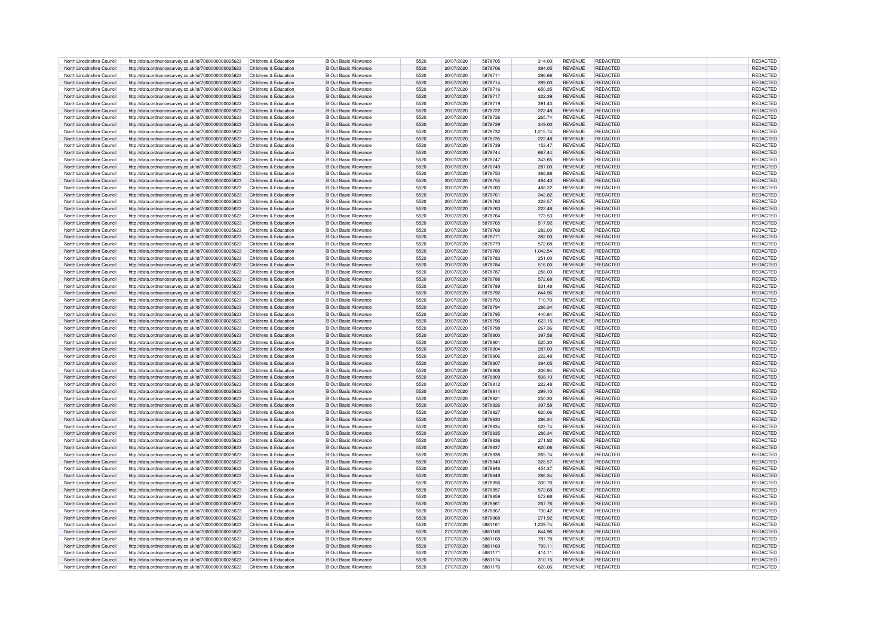| North Lincolnshire Council | http://data.ordnancesurvey.co.uk/id/7000000000025623 | Childrens & Education | B Out Basic Allowance | 5520 | 20/07/2020 | 5878705 | 314.00 | REVENUE | REDACTED | REDACTED |
|---|---|---|---|---|---|---|---|---|---|---|
| North Lincolnshire Council | http://data.ordnancesurvey.co.uk/id/7000000000025623 | Childrens & Education | B Out Basic Allowance | 5520 | 20/07/2020 | 5878706 | 394.05 | REVENUE | REDACTED | REDACTED |
| North Lincolnshire Council | http://data.ordnancesurvey.co.uk/id/7000000000025623 | Childrens & Education | B Out Basic Allowance | 5520 | 20/07/2020 | 5878711 | 296.66 | REVENUE | REDACTED | REDACTED |
| North Lincolnshire Council | http://data.ordnancesurvey.co.uk/id/7000000000025623 | Childrens & Education | B Out Basic Allowance | 5520 | 20/07/2020 | 5878714 | 399.00 | REVENUE | REDACTED | REDACTED |
| North Lincolnshire Council | http://data.ordnancesurvey.co.uk/id/7000000000025623 | Childrens & Education | B Out Basic Allowance | 5520 | 20/07/2020 | 5878716 | 650.35 | REVENUE | REDACTED | REDACTED |
| North Lincolnshire Council | http://data.ordnancesurvey.co.uk/id/7000000000025623 | Childrens & Education | B Out Basic Allowance | 5520 | 20/07/2020 | 5878717 | 322.39 | REVENUE | REDACTED | REDACTED |
| North Lincolnshire Council | http://data.ordnancesurvey.co.uk/id/7000000000025623 | Childrens & Education | B Out Basic Allowance | 5520 | 20/07/2020 | 5878719 | 391.43 | REVENUE | REDACTED | REDACTED |
| North Lincolnshire Council | http://data.ordnancesurvey.co.uk/id/7000000000025623 | Childrens & Education | B Out Basic Allowance | 5520 | 20/07/2020 | 5878722 | 222.48 | REVENUE | REDACTED | REDACTED |
| North Lincolnshire Council | http://data.ordnancesurvey.co.uk/id/7000000000025623 | Childrens & Education | B Out Basic Allowance | 5520 | 20/07/2020 | 5878726 | 265.74 | REVENUE | REDACTED | REDACTED |
| North Lincolnshire Council | http://data.ordnancesurvey.co.uk/id/7000000000025623 | Childrens & Education | B Out Basic Allowance | 5520 | 20/07/2020 | 5878729 | 349.00 | REVENUE | REDACTED | REDACTED |
| North Lincolnshire Council | http://data.ordnancesurvey.co.uk/id/7000000000025623 | Childrens & Education | B Out Basic Allowance | 5520 | 20/07/2020 | 5878732 | 1,215.74 | REVENUE | REDACTED | REDACTED |
| North Lincolnshire Council | http://data.ordnancesurvey.co.uk/id/7000000000025623 | Childrens & Education | B Out Basic Allowance | 5520 | 20/07/2020 | 5878735 | 222.48 | REVENUE | REDACTED | REDACTED |
| North Lincolnshire Council | http://data.ordnancesurvey.co.uk/id/7000000000025623 | Childrens & Education | B Out Basic Allowance | 5520 | 20/07/2020 | 5878739 | 153.47 | REVENUE | REDACTED | REDACTED |
| North Lincolnshire Council | http://data.ordnancesurvey.co.uk/id/7000000000025623 | Childrens & Education | B Out Basic Allowance | 5520 | 20/07/2020 | 5878744 | 667.44 | REVENUE | REDACTED | REDACTED |
| North Lincolnshire Council | http://data.ordnancesurvey.co.uk/id/7000000000025623 | Childrens & Education | B Out Basic Allowance | 5520 | 20/07/2020 | 5878747 | 343.65 | REVENUE | REDACTED | REDACTED |
| North Lincolnshire Council | http://data.ordnancesurvey.co.uk/id/7000000000025623 | Childrens & Education | B Out Basic Allowance | 5520 | 20/07/2020 | 5878749 | 287.00 | REVENUE | REDACTED | REDACTED |
| North Lincolnshire Council | http://data.ordnancesurvey.co.uk/id/7000000000025623 | Childrens & Education | B Out Basic Allowance | 5520 | 20/07/2020 | 5878750 | 366.88 | REVENUE | REDACTED | REDACTED |
| North Lincolnshire Council | http://data.ordnancesurvey.co.uk/id/7000000000025623 | Childrens & Education | B Out Basic Allowance | 5520 | 20/07/2020 | 5878755 | 494.40 | REVENUE | REDACTED | REDACTED |
| North Lincolnshire Council | http://data.ordnancesurvey.co.uk/id/7000000000025623 | Childrens & Education | B Out Basic Allowance | 5520 | 20/07/2020 | 5878760 | 488.22 | REVENUE | REDACTED | REDACTED |
| North Lincolnshire Council | http://data.ordnancesurvey.co.uk/id/7000000000025623 | Childrens & Education | B Out Basic Allowance | 5520 | 20/07/2020 | 5878761 | 342.82 | REVENUE | REDACTED | REDACTED |
| North Lincolnshire Council | http://data.ordnancesurvey.co.uk/id/7000000000025623 | Childrens & Education | B Out Basic Allowance | 5520 | 20/07/2020 | 5878762 | 328.57 | REVENUE | REDACTED | REDACTED |
| North Lincolnshire Council | http://data.ordnancesurvey.co.uk/id/7000000000025623 | Childrens & Education | B Out Basic Allowance | 5520 | 20/07/2020 | 5878763 | 222.48 | REVENUE | REDACTED | REDACTED |
| North Lincolnshire Council | http://data.ordnancesurvey.co.uk/id/7000000000025623 | Childrens & Education | B Out Basic Allowance | 5520 | 20/07/2020 | 5878764 | 773.53 | REVENUE | REDACTED | REDACTED |
| North Lincolnshire Council | http://data.ordnancesurvey.co.uk/id/7000000000025623 | Childrens & Education | B Out Basic Allowance | 5520 | 20/07/2020 | 5878765 | 517.92 | REVENUE | REDACTED | REDACTED |
| North Lincolnshire Council | http://data.ordnancesurvey.co.uk/id/7000000000025623 | Childrens & Education | B Out Basic Allowance | 5520 | 20/07/2020 | 5878768 | 282.00 | REVENUE | REDACTED | REDACTED |
| North Lincolnshire Council | http://data.ordnancesurvey.co.uk/id/7000000000025623 | Childrens & Education | B Out Basic Allowance | 5520 | 20/07/2020 | 5878771 | 382.00 | REVENUE | REDACTED | REDACTED |
| North Lincolnshire Council | http://data.ordnancesurvey.co.uk/id/7000000000025623 | Childrens & Education | B Out Basic Allowance | 5520 | 20/07/2020 | 5878779 | 572.68 | REVENUE | REDACTED | REDACTED |
| North Lincolnshire Council | http://data.ordnancesurvey.co.uk/id/7000000000025623 | Childrens & Education | B Out Basic Allowance | 5520 | 20/07/2020 | 5878780 | 1,042.54 | REVENUE | REDACTED | REDACTED |
| North Lincolnshire Council | http://data.ordnancesurvey.co.uk/id/7000000000025623 | Childrens & Education | B Out Basic Allowance | 5520 | 20/07/2020 | 5878782 | 251.00 | REVENUE | REDACTED | REDACTED |
| North Lincolnshire Council | http://data.ordnancesurvey.co.uk/id/7000000000025623 | Childrens & Education | B Out Basic Allowance | 5520 | 20/07/2020 | 5878784 | 516.00 | REVENUE | REDACTED | REDACTED |
| North Lincolnshire Council | http://data.ordnancesurvey.co.uk/id/7000000000025623 | Childrens & Education | B Out Basic Allowance | 5520 | 20/07/2020 | 5878787 | 258.00 | REVENUE | REDACTED | REDACTED |
| North Lincolnshire Council | http://data.ordnancesurvey.co.uk/id/7000000000025623 | Childrens & Education | B Out Basic Allowance | 5520 | 20/07/2020 | 5878788 | 572.68 | REVENUE | REDACTED | REDACTED |
| North Lincolnshire Council | http://data.ordnancesurvey.co.uk/id/7000000000025623 | Childrens & Education | B Out Basic Allowance | 5520 | 20/07/2020 | 5878789 | 531.48 | REVENUE | REDACTED | REDACTED |
| North Lincolnshire Council | http://data.ordnancesurvey.co.uk/id/7000000000025623 | Childrens & Education | B Out Basic Allowance | 5520 | 20/07/2020 | 5878792 | 844.96 | REVENUE | REDACTED | REDACTED |
| North Lincolnshire Council | http://data.ordnancesurvey.co.uk/id/7000000000025623 | Childrens & Education | B Out Basic Allowance | 5520 | 20/07/2020 | 5878793 | 710.70 | REVENUE | REDACTED | REDACTED |
| North Lincolnshire Council | http://data.ordnancesurvey.co.uk/id/7000000000025623 | Childrens & Education | B Out Basic Allowance | 5520 | 20/07/2020 | 5878794 | 286.34 | REVENUE | REDACTED | REDACTED |
| North Lincolnshire Council | http://data.ordnancesurvey.co.uk/id/7000000000025623 | Childrens & Education | B Out Basic Allowance | 5520 | 20/07/2020 | 5878795 | 440.84 | REVENUE | REDACTED | REDACTED |
| North Lincolnshire Council | http://data.ordnancesurvey.co.uk/id/7000000000025623 | Childrens & Education | B Out Basic Allowance | 5520 | 20/07/2020 | 5878796 | 623.15 | REVENUE | REDACTED | REDACTED |
| North Lincolnshire Council | http://data.ordnancesurvey.co.uk/id/7000000000025623 | Childrens & Education | B Out Basic Allowance | 5520 | 20/07/2020 | 5878798 | 267.36 | REVENUE | REDACTED | REDACTED |
| North Lincolnshire Council | http://data.ordnancesurvey.co.uk/id/7000000000025623 | Childrens & Education | B Out Basic Allowance | 5520 | 20/07/2020 | 5878800 | 397.58 | REVENUE | REDACTED | REDACTED |
| North Lincolnshire Council | http://data.ordnancesurvey.co.uk/id/7000000000025623 | Childrens & Education | B Out Basic Allowance | 5520 | 20/07/2020 | 5878801 | 525.30 | REVENUE | REDACTED | REDACTED |
| North Lincolnshire Council | http://data.ordnancesurvey.co.uk/id/7000000000025623 | Childrens & Education | B Out Basic Allowance | 5520 | 20/07/2020 | 5878804 | 287.00 | REVENUE | REDACTED | REDACTED |
| North Lincolnshire Council | http://data.ordnancesurvey.co.uk/id/7000000000025623 | Childrens & Education | B Out Basic Allowance | 5520 | 20/07/2020 | 5878806 | 222.48 | REVENUE | REDACTED | REDACTED |
| North Lincolnshire Council | http://data.ordnancesurvey.co.uk/id/7000000000025623 | Childrens & Education | B Out Basic Allowance | 5520 | 20/07/2020 | 5878807 | 394.05 | REVENUE | REDACTED | REDACTED |
| North Lincolnshire Council | http://data.ordnancesurvey.co.uk/id/7000000000025623 | Childrens & Education | B Out Basic Allowance | 5520 | 20/07/2020 | 5878808 | 306.94 | REVENUE | REDACTED | REDACTED |
| North Lincolnshire Council | http://data.ordnancesurvey.co.uk/id/7000000000025623 | Childrens & Education | B Out Basic Allowance | 5520 | 20/07/2020 | 5878809 | 508.10 | REVENUE | REDACTED | REDACTED |
| North Lincolnshire Council | http://data.ordnancesurvey.co.uk/id/7000000000025623 | Childrens & Education | B Out Basic Allowance | 5520 | 20/07/2020 | 5878812 | 222.48 | REVENUE | REDACTED | REDACTED |
| North Lincolnshire Council | http://data.ordnancesurvey.co.uk/id/7000000000025623 | Childrens & Education | B Out Basic Allowance | 5520 | 20/07/2020 | 5878814 | 299.10 | REVENUE | REDACTED | REDACTED |
| North Lincolnshire Council | http://data.ordnancesurvey.co.uk/id/7000000000025623 | Childrens & Education | B Out Basic Allowance | 5520 | 20/07/2020 | 5878821 | 250.30 | REVENUE | REDACTED | REDACTED |
| North Lincolnshire Council | http://data.ordnancesurvey.co.uk/id/7000000000025623 | Childrens & Education | B Out Basic Allowance | 5520 | 20/07/2020 | 5878826 | 397.58 | REVENUE | REDACTED | REDACTED |
| North Lincolnshire Council | http://data.ordnancesurvey.co.uk/id/7000000000025623 | Childrens & Education | B Out Basic Allowance | 5520 | 20/07/2020 | 5878827 | 620.06 | REVENUE | REDACTED | REDACTED |
| North Lincolnshire Council | http://data.ordnancesurvey.co.uk/id/7000000000025623 | Childrens & Education | B Out Basic Allowance | 5520 | 20/07/2020 | 5878830 | 286.34 | REVENUE | REDACTED | REDACTED |
| North Lincolnshire Council | http://data.ordnancesurvey.co.uk/id/7000000000025623 | Childrens & Education | B Out Basic Allowance | 5520 | 20/07/2020 | 5878834 | 523.74 | REVENUE | REDACTED | REDACTED |
| North Lincolnshire Council | http://data.ordnancesurvey.co.uk/id/7000000000025623 | Childrens & Education | B Out Basic Allowance | 5520 | 20/07/2020 | 5878835 | 286.34 | REVENUE | REDACTED | REDACTED |
| North Lincolnshire Council | http://data.ordnancesurvey.co.uk/id/7000000000025623 | Childrens & Education | B Out Basic Allowance | 5520 | 20/07/2020 | 5878836 | 271.92 | REVENUE | REDACTED | REDACTED |
| North Lincolnshire Council | http://data.ordnancesurvey.co.uk/id/7000000000025623 | Childrens & Education | B Out Basic Allowance | 5520 | 20/07/2020 | 5878837 | 620.06 | REVENUE | REDACTED | REDACTED |
| North Lincolnshire Council | http://data.ordnancesurvey.co.uk/id/7000000000025623 | Childrens & Education | B Out Basic Allowance | 5520 | 20/07/2020 | 5878838 | 265.74 | REVENUE | REDACTED | REDACTED |
| North Lincolnshire Council | http://data.ordnancesurvey.co.uk/id/7000000000025623 | Childrens & Education | B Out Basic Allowance | 5520 | 20/07/2020 | 5878840 | 328.57 | REVENUE | REDACTED | REDACTED |
| North Lincolnshire Council | http://data.ordnancesurvey.co.uk/id/7000000000025623 | Childrens & Education | B Out Basic Allowance | 5520 | 20/07/2020 | 5878846 | 454.37 | REVENUE | REDACTED | REDACTED |
| North Lincolnshire Council | http://data.ordnancesurvey.co.uk/id/7000000000025623 | Childrens & Education | B Out Basic Allowance | 5520 | 20/07/2020 | 5878849 | 286.34 | REVENUE | REDACTED | REDACTED |
| North Lincolnshire Council | http://data.ordnancesurvey.co.uk/id/7000000000025623 | Childrens & Education | B Out Basic Allowance | 5520 | 20/07/2020 | 5878856 | 300.76 | REVENUE | REDACTED | REDACTED |
| North Lincolnshire Council | http://data.ordnancesurvey.co.uk/id/7000000000025623 | Childrens & Education | B Out Basic Allowance | 5520 | 20/07/2020 | 5878857 | 572.68 | REVENUE | REDACTED | REDACTED |
| North Lincolnshire Council | http://data.ordnancesurvey.co.uk/id/7000000000025623 | Childrens & Education | B Out Basic Allowance | 5520 | 20/07/2020 | 5878859 | 572.68 | REVENUE | REDACTED | REDACTED |
| North Lincolnshire Council | http://data.ordnancesurvey.co.uk/id/7000000000025623 | Childrens & Education | B Out Basic Allowance | 5520 | 20/07/2020 | 5878861 | 267.76 | REVENUE | REDACTED | REDACTED |
| North Lincolnshire Council | http://data.ordnancesurvey.co.uk/id/7000000000025623 | Childrens & Education | B Out Basic Allowance | 5520 | 20/07/2020 | 5878867 | 730.42 | REVENUE | REDACTED | REDACTED |
| North Lincolnshire Council | http://data.ordnancesurvey.co.uk/id/7000000000025623 | Childrens & Education | B Out Basic Allowance | 5520 | 20/07/2020 | 5878868 | 271.92 | REVENUE | REDACTED | REDACTED |
| North Lincolnshire Council | http://data.ordnancesurvey.co.uk/id/7000000000025623 | Childrens & Education | B Out Basic Allowance | 5520 | 27/07/2020 | 5881161 | 1,239.74 | REVENUE | REDACTED | REDACTED |
| North Lincolnshire Council | http://data.ordnancesurvey.co.uk/id/7000000000025623 | Childrens & Education | B Out Basic Allowance | 5520 | 27/07/2020 | 5881166 | 844.96 | REVENUE | REDACTED | REDACTED |
| North Lincolnshire Council | http://data.ordnancesurvey.co.uk/id/7000000000025623 | Childrens & Education | B Out Basic Allowance | 5520 | 27/07/2020 | 5881168 | 787.78 | REVENUE | REDACTED | REDACTED |
| North Lincolnshire Council | http://data.ordnancesurvey.co.uk/id/7000000000025623 | Childrens & Education | B Out Basic Allowance | 5520 | 27/07/2020 | 5881169 | 799.11 | REVENUE | REDACTED | REDACTED |
| North Lincolnshire Council | http://data.ordnancesurvey.co.uk/id/7000000000025623 | Childrens & Education | B Out Basic Allowance | 5520 | 27/07/2020 | 5881171 | 414.11 | REVENUE | REDACTED | REDACTED |
| North Lincolnshire Council | http://data.ordnancesurvey.co.uk/id/7000000000025623 | Childrens & Education | B Out Basic Allowance | 5520 | 27/07/2020 | 5881174 | 310.15 | REVENUE | REDACTED | REDACTED |
| North Lincolnshire Council | http://data.ordnancesurvey.co.uk/id/7000000000025623 | Childrens & Education | B Out Basic Allowance | 5520 | 27/07/2020 | 5881176 | 620.06 | REVENUE | REDACTED | REDACTED |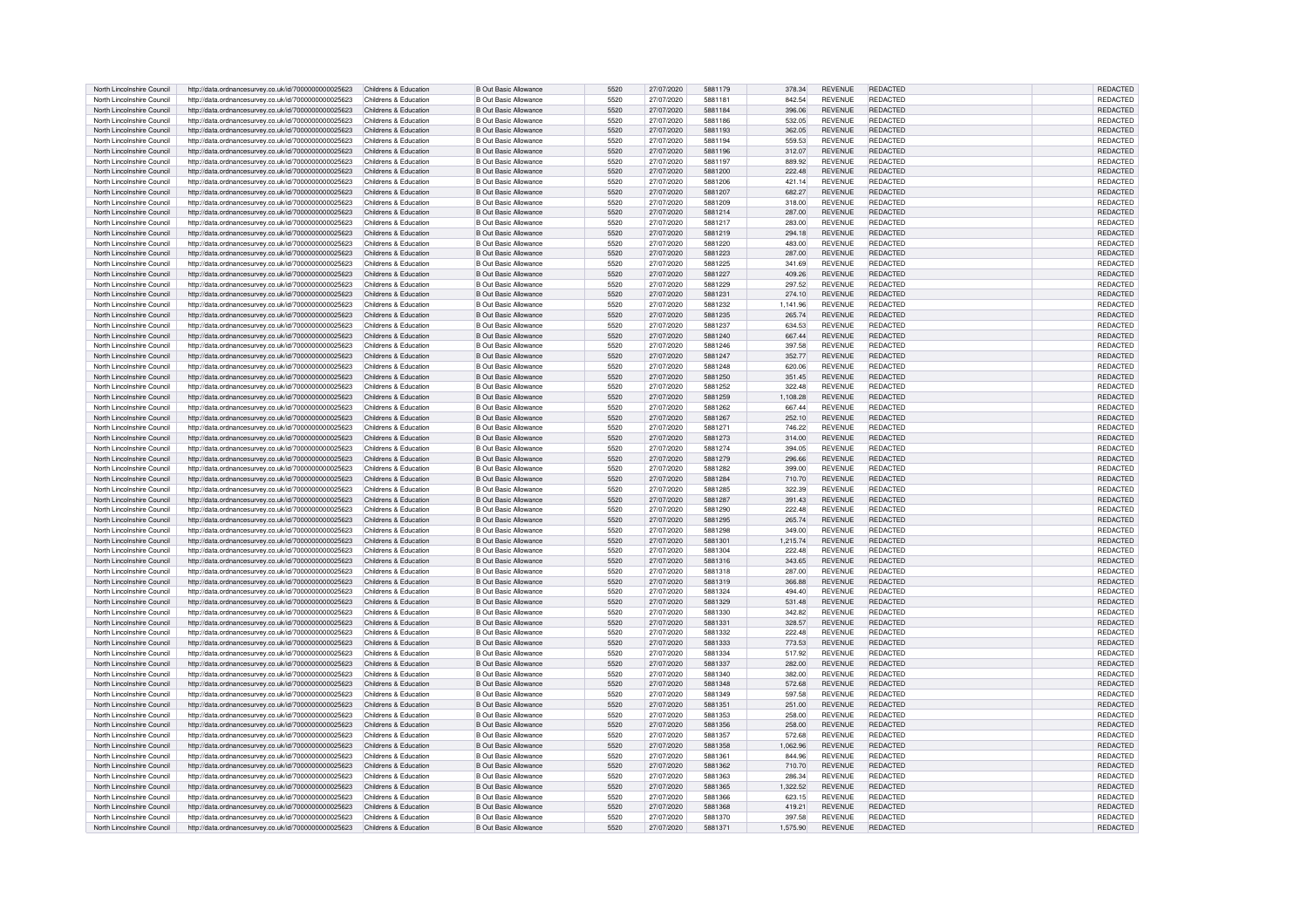| North Lincolnshire Council | http://data.ordnancesurvey.co.uk/id/7000000000025623 | Childrens & Education | B Out Basic Allowance | 5520 | 27/07/2020 | 5881179 | 378.34 | REVENUE | REDACTED | REDACTED |
|---|---|---|---|---|---|---|---|---|---|---|
| North Lincolnshire Council | http://data.ordnancesurvey.co.uk/id/7000000000025623 | Childrens & Education | B Out Basic Allowance | 5520 | 27/07/2020 | 5881181 | 842.54 | REVENUE | REDACTED | REDACTED |
| North Lincolnshire Council | http://data.ordnancesurvey.co.uk/id/7000000000025623 | Childrens & Education | B Out Basic Allowance | 5520 | 27/07/2020 | 5881184 | 396.06 | REVENUE | REDACTED | REDACTED |
| North Lincolnshire Council | http://data.ordnancesurvey.co.uk/id/7000000000025623 | Childrens & Education | B Out Basic Allowance | 5520 | 27/07/2020 | 5881186 | 532.05 | REVENUE | REDACTED | REDACTED |
| North Lincolnshire Council | http://data.ordnancesurvey.co.uk/id/7000000000025623 | Childrens & Education | B Out Basic Allowance | 5520 | 27/07/2020 | 5881193 | 362.05 | REVENUE | REDACTED | REDACTED |
| North Lincolnshire Council | http://data.ordnancesurvey.co.uk/id/7000000000025623 | Childrens & Education | B Out Basic Allowance | 5520 | 27/07/2020 | 5881194 | 559.53 | REVENUE | REDACTED | REDACTED |
| North Lincolnshire Council | http://data.ordnancesurvey.co.uk/id/7000000000025623 | Childrens & Education | B Out Basic Allowance | 5520 | 27/07/2020 | 5881196 | 312.07 | REVENUE | REDACTED | REDACTED |
| North Lincolnshire Council | http://data.ordnancesurvey.co.uk/id/7000000000025623 | Childrens & Education | B Out Basic Allowance | 5520 | 27/07/2020 | 5881197 | 889.92 | REVENUE | REDACTED | REDACTED |
| North Lincolnshire Council | http://data.ordnancesurvey.co.uk/id/7000000000025623 | Childrens & Education | B Out Basic Allowance | 5520 | 27/07/2020 | 5881200 | 222.48 | REVENUE | REDACTED | REDACTED |
| North Lincolnshire Council | http://data.ordnancesurvey.co.uk/id/7000000000025623 | Childrens & Education | B Out Basic Allowance | 5520 | 27/07/2020 | 5881206 | 421.14 | REVENUE | REDACTED | REDACTED |
| North Lincolnshire Council | http://data.ordnancesurvey.co.uk/id/7000000000025623 | Childrens & Education | B Out Basic Allowance | 5520 | 27/07/2020 | 5881207 | 682.27 | REVENUE | REDACTED | REDACTED |
| North Lincolnshire Council | http://data.ordnancesurvey.co.uk/id/7000000000025623 | Childrens & Education | B Out Basic Allowance | 5520 | 27/07/2020 | 5881209 | 318.00 | REVENUE | REDACTED | REDACTED |
| North Lincolnshire Council | http://data.ordnancesurvey.co.uk/id/7000000000025623 | Childrens & Education | B Out Basic Allowance | 5520 | 27/07/2020 | 5881214 | 287.00 | REVENUE | REDACTED | REDACTED |
| North Lincolnshire Council | http://data.ordnancesurvey.co.uk/id/7000000000025623 | Childrens & Education | B Out Basic Allowance | 5520 | 27/07/2020 | 5881217 | 283.00 | REVENUE | REDACTED | REDACTED |
| North Lincolnshire Council | http://data.ordnancesurvey.co.uk/id/7000000000025623 | Childrens & Education | B Out Basic Allowance | 5520 | 27/07/2020 | 5881219 | 294.18 | REVENUE | REDACTED | REDACTED |
| North Lincolnshire Council | http://data.ordnancesurvey.co.uk/id/7000000000025623 | Childrens & Education | B Out Basic Allowance | 5520 | 27/07/2020 | 5881220 | 483.00 | REVENUE | REDACTED | REDACTED |
| North Lincolnshire Council | http://data.ordnancesurvey.co.uk/id/7000000000025623 | Childrens & Education | B Out Basic Allowance | 5520 | 27/07/2020 | 5881223 | 287.00 | REVENUE | REDACTED | REDACTED |
| North Lincolnshire Council | http://data.ordnancesurvey.co.uk/id/7000000000025623 | Childrens & Education | B Out Basic Allowance | 5520 | 27/07/2020 | 5881225 | 341.69 | REVENUE | REDACTED | REDACTED |
| North Lincolnshire Council | http://data.ordnancesurvey.co.uk/id/7000000000025623 | Childrens & Education | B Out Basic Allowance | 5520 | 27/07/2020 | 5881227 | 409.26 | REVENUE | REDACTED | REDACTED |
| North Lincolnshire Council | http://data.ordnancesurvey.co.uk/id/7000000000025623 | Childrens & Education | B Out Basic Allowance | 5520 | 27/07/2020 | 5881229 | 297.52 | REVENUE | REDACTED | REDACTED |
| North Lincolnshire Council | http://data.ordnancesurvey.co.uk/id/7000000000025623 | Childrens & Education | B Out Basic Allowance | 5520 | 27/07/2020 | 5881231 | 274.10 | REVENUE | REDACTED | REDACTED |
| North Lincolnshire Council | http://data.ordnancesurvey.co.uk/id/7000000000025623 | Childrens & Education | B Out Basic Allowance | 5520 | 27/07/2020 | 5881232 | 1,141.96 | REVENUE | REDACTED | REDACTED |
| North Lincolnshire Council | http://data.ordnancesurvey.co.uk/id/7000000000025623 | Childrens & Education | B Out Basic Allowance | 5520 | 27/07/2020 | 5881235 | 265.74 | REVENUE | REDACTED | REDACTED |
| North Lincolnshire Council | http://data.ordnancesurvey.co.uk/id/7000000000025623 | Childrens & Education | B Out Basic Allowance | 5520 | 27/07/2020 | 5881237 | 634.53 | REVENUE | REDACTED | REDACTED |
| North Lincolnshire Council | http://data.ordnancesurvey.co.uk/id/7000000000025623 | Childrens & Education | B Out Basic Allowance | 5520 | 27/07/2020 | 5881240 | 667.44 | REVENUE | REDACTED | REDACTED |
| North Lincolnshire Council | http://data.ordnancesurvey.co.uk/id/7000000000025623 | Childrens & Education | B Out Basic Allowance | 5520 | 27/07/2020 | 5881246 | 397.58 | REVENUE | REDACTED | REDACTED |
| North Lincolnshire Council | http://data.ordnancesurvey.co.uk/id/7000000000025623 | Childrens & Education | B Out Basic Allowance | 5520 | 27/07/2020 | 5881247 | 352.77 | REVENUE | REDACTED | REDACTED |
| North Lincolnshire Council | http://data.ordnancesurvey.co.uk/id/7000000000025623 | Childrens & Education | B Out Basic Allowance | 5520 | 27/07/2020 | 5881248 | 620.06 | REVENUE | REDACTED | REDACTED |
| North Lincolnshire Council | http://data.ordnancesurvey.co.uk/id/7000000000025623 | Childrens & Education | B Out Basic Allowance | 5520 | 27/07/2020 | 5881250 | 351.45 | REVENUE | REDACTED | REDACTED |
| North Lincolnshire Council | http://data.ordnancesurvey.co.uk/id/7000000000025623 | Childrens & Education | B Out Basic Allowance | 5520 | 27/07/2020 | 5881252 | 322.48 | REVENUE | REDACTED | REDACTED |
| North Lincolnshire Council | http://data.ordnancesurvey.co.uk/id/7000000000025623 | Childrens & Education | B Out Basic Allowance | 5520 | 27/07/2020 | 5881259 | 1,108.28 | REVENUE | REDACTED | REDACTED |
| North Lincolnshire Council | http://data.ordnancesurvey.co.uk/id/7000000000025623 | Childrens & Education | B Out Basic Allowance | 5520 | 27/07/2020 | 5881262 | 667.44 | REVENUE | REDACTED | REDACTED |
| North Lincolnshire Council | http://data.ordnancesurvey.co.uk/id/7000000000025623 | Childrens & Education | B Out Basic Allowance | 5520 | 27/07/2020 | 5881267 | 252.10 | REVENUE | REDACTED | REDACTED |
| North Lincolnshire Council | http://data.ordnancesurvey.co.uk/id/7000000000025623 | Childrens & Education | B Out Basic Allowance | 5520 | 27/07/2020 | 5881271 | 746.22 | REVENUE | REDACTED | REDACTED |
| North Lincolnshire Council | http://data.ordnancesurvey.co.uk/id/7000000000025623 | Childrens & Education | B Out Basic Allowance | 5520 | 27/07/2020 | 5881273 | 314.00 | REVENUE | REDACTED | REDACTED |
| North Lincolnshire Council | http://data.ordnancesurvey.co.uk/id/7000000000025623 | Childrens & Education | B Out Basic Allowance | 5520 | 27/07/2020 | 5881274 | 394.05 | REVENUE | REDACTED | REDACTED |
| North Lincolnshire Council | http://data.ordnancesurvey.co.uk/id/7000000000025623 | Childrens & Education | B Out Basic Allowance | 5520 | 27/07/2020 | 5881279 | 296.66 | REVENUE | REDACTED | REDACTED |
| North Lincolnshire Council | http://data.ordnancesurvey.co.uk/id/7000000000025623 | Childrens & Education | B Out Basic Allowance | 5520 | 27/07/2020 | 5881282 | 399.00 | REVENUE | REDACTED | REDACTED |
| North Lincolnshire Council | http://data.ordnancesurvey.co.uk/id/7000000000025623 | Childrens & Education | B Out Basic Allowance | 5520 | 27/07/2020 | 5881284 | 710.70 | REVENUE | REDACTED | REDACTED |
| North Lincolnshire Council | http://data.ordnancesurvey.co.uk/id/7000000000025623 | Childrens & Education | B Out Basic Allowance | 5520 | 27/07/2020 | 5881285 | 322.39 | REVENUE | REDACTED | REDACTED |
| North Lincolnshire Council | http://data.ordnancesurvey.co.uk/id/7000000000025623 | Childrens & Education | B Out Basic Allowance | 5520 | 27/07/2020 | 5881287 | 391.43 | REVENUE | REDACTED | REDACTED |
| North Lincolnshire Council | http://data.ordnancesurvey.co.uk/id/7000000000025623 | Childrens & Education | B Out Basic Allowance | 5520 | 27/07/2020 | 5881290 | 222.48 | REVENUE | REDACTED | REDACTED |
| North Lincolnshire Council | http://data.ordnancesurvey.co.uk/id/7000000000025623 | Childrens & Education | B Out Basic Allowance | 5520 | 27/07/2020 | 5881295 | 265.74 | REVENUE | REDACTED | REDACTED |
| North Lincolnshire Council | http://data.ordnancesurvey.co.uk/id/7000000000025623 | Childrens & Education | B Out Basic Allowance | 5520 | 27/07/2020 | 5881298 | 349.00 | REVENUE | REDACTED | REDACTED |
| North Lincolnshire Council | http://data.ordnancesurvey.co.uk/id/7000000000025623 | Childrens & Education | B Out Basic Allowance | 5520 | 27/07/2020 | 5881301 | 1,215.74 | REVENUE | REDACTED | REDACTED |
| North Lincolnshire Council | http://data.ordnancesurvey.co.uk/id/7000000000025623 | Childrens & Education | B Out Basic Allowance | 5520 | 27/07/2020 | 5881304 | 222.48 | REVENUE | REDACTED | REDACTED |
| North Lincolnshire Council | http://data.ordnancesurvey.co.uk/id/7000000000025623 | Childrens & Education | B Out Basic Allowance | 5520 | 27/07/2020 | 5881316 | 343.65 | REVENUE | REDACTED | REDACTED |
| North Lincolnshire Council | http://data.ordnancesurvey.co.uk/id/7000000000025623 | Childrens & Education | B Out Basic Allowance | 5520 | 27/07/2020 | 5881318 | 287.00 | REVENUE | REDACTED | REDACTED |
| North Lincolnshire Council | http://data.ordnancesurvey.co.uk/id/7000000000025623 | Childrens & Education | B Out Basic Allowance | 5520 | 27/07/2020 | 5881319 | 366.88 | REVENUE | REDACTED | REDACTED |
| North Lincolnshire Council | http://data.ordnancesurvey.co.uk/id/7000000000025623 | Childrens & Education | B Out Basic Allowance | 5520 | 27/07/2020 | 5881324 | 494.40 | REVENUE | REDACTED | REDACTED |
| North Lincolnshire Council | http://data.ordnancesurvey.co.uk/id/7000000000025623 | Childrens & Education | B Out Basic Allowance | 5520 | 27/07/2020 | 5881329 | 531.48 | REVENUE | REDACTED | REDACTED |
| North Lincolnshire Council | http://data.ordnancesurvey.co.uk/id/7000000000025623 | Childrens & Education | B Out Basic Allowance | 5520 | 27/07/2020 | 5881330 | 342.82 | REVENUE | REDACTED | REDACTED |
| North Lincolnshire Council | http://data.ordnancesurvey.co.uk/id/7000000000025623 | Childrens & Education | B Out Basic Allowance | 5520 | 27/07/2020 | 5881331 | 328.57 | REVENUE | REDACTED | REDACTED |
| North Lincolnshire Council | http://data.ordnancesurvey.co.uk/id/7000000000025623 | Childrens & Education | B Out Basic Allowance | 5520 | 27/07/2020 | 5881332 | 222.48 | REVENUE | REDACTED | REDACTED |
| North Lincolnshire Council | http://data.ordnancesurvey.co.uk/id/7000000000025623 | Childrens & Education | B Out Basic Allowance | 5520 | 27/07/2020 | 5881333 | 773.53 | REVENUE | REDACTED | REDACTED |
| North Lincolnshire Council | http://data.ordnancesurvey.co.uk/id/7000000000025623 | Childrens & Education | B Out Basic Allowance | 5520 | 27/07/2020 | 5881334 | 517.92 | REVENUE | REDACTED | REDACTED |
| North Lincolnshire Council | http://data.ordnancesurvey.co.uk/id/7000000000025623 | Childrens & Education | B Out Basic Allowance | 5520 | 27/07/2020 | 5881337 | 282.00 | REVENUE | REDACTED | REDACTED |
| North Lincolnshire Council | http://data.ordnancesurvey.co.uk/id/7000000000025623 | Childrens & Education | B Out Basic Allowance | 5520 | 27/07/2020 | 5881340 | 382.00 | REVENUE | REDACTED | REDACTED |
| North Lincolnshire Council | http://data.ordnancesurvey.co.uk/id/7000000000025623 | Childrens & Education | B Out Basic Allowance | 5520 | 27/07/2020 | 5881348 | 572.68 | REVENUE | REDACTED | REDACTED |
| North Lincolnshire Council | http://data.ordnancesurvey.co.uk/id/7000000000025623 | Childrens & Education | B Out Basic Allowance | 5520 | 27/07/2020 | 5881349 | 597.58 | REVENUE | REDACTED | REDACTED |
| North Lincolnshire Council | http://data.ordnancesurvey.co.uk/id/7000000000025623 | Childrens & Education | B Out Basic Allowance | 5520 | 27/07/2020 | 5881351 | 251.00 | REVENUE | REDACTED | REDACTED |
| North Lincolnshire Council | http://data.ordnancesurvey.co.uk/id/7000000000025623 | Childrens & Education | B Out Basic Allowance | 5520 | 27/07/2020 | 5881353 | 258.00 | REVENUE | REDACTED | REDACTED |
| North Lincolnshire Council | http://data.ordnancesurvey.co.uk/id/7000000000025623 | Childrens & Education | B Out Basic Allowance | 5520 | 27/07/2020 | 5881356 | 258.00 | REVENUE | REDACTED | REDACTED |
| North Lincolnshire Council | http://data.ordnancesurvey.co.uk/id/7000000000025623 | Childrens & Education | B Out Basic Allowance | 5520 | 27/07/2020 | 5881357 | 572.68 | REVENUE | REDACTED | REDACTED |
| North Lincolnshire Council | http://data.ordnancesurvey.co.uk/id/7000000000025623 | Childrens & Education | B Out Basic Allowance | 5520 | 27/07/2020 | 5881358 | 1,062.96 | REVENUE | REDACTED | REDACTED |
| North Lincolnshire Council | http://data.ordnancesurvey.co.uk/id/7000000000025623 | Childrens & Education | B Out Basic Allowance | 5520 | 27/07/2020 | 5881361 | 844.96 | REVENUE | REDACTED | REDACTED |
| North Lincolnshire Council | http://data.ordnancesurvey.co.uk/id/7000000000025623 | Childrens & Education | B Out Basic Allowance | 5520 | 27/07/2020 | 5881362 | 710.70 | REVENUE | REDACTED | REDACTED |
| North Lincolnshire Council | http://data.ordnancesurvey.co.uk/id/7000000000025623 | Childrens & Education | B Out Basic Allowance | 5520 | 27/07/2020 | 5881363 | 286.34 | REVENUE | REDACTED | REDACTED |
| North Lincolnshire Council | http://data.ordnancesurvey.co.uk/id/7000000000025623 | Childrens & Education | B Out Basic Allowance | 5520 | 27/07/2020 | 5881365 | 1,322.52 | REVENUE | REDACTED | REDACTED |
| North Lincolnshire Council | http://data.ordnancesurvey.co.uk/id/7000000000025623 | Childrens & Education | B Out Basic Allowance | 5520 | 27/07/2020 | 5881366 | 623.15 | REVENUE | REDACTED | REDACTED |
| North Lincolnshire Council | http://data.ordnancesurvey.co.uk/id/7000000000025623 | Childrens & Education | B Out Basic Allowance | 5520 | 27/07/2020 | 5881368 | 419.21 | REVENUE | REDACTED | REDACTED |
| North Lincolnshire Council | http://data.ordnancesurvey.co.uk/id/7000000000025623 | Childrens & Education | B Out Basic Allowance | 5520 | 27/07/2020 | 5881370 | 397.58 | REVENUE | REDACTED | REDACTED |
| North Lincolnshire Council | http://data.ordnancesurvey.co.uk/id/7000000000025623 | Childrens & Education | B Out Basic Allowance | 5520 | 27/07/2020 | 5881371 | 1,575.90 | REVENUE | REDACTED | REDACTED |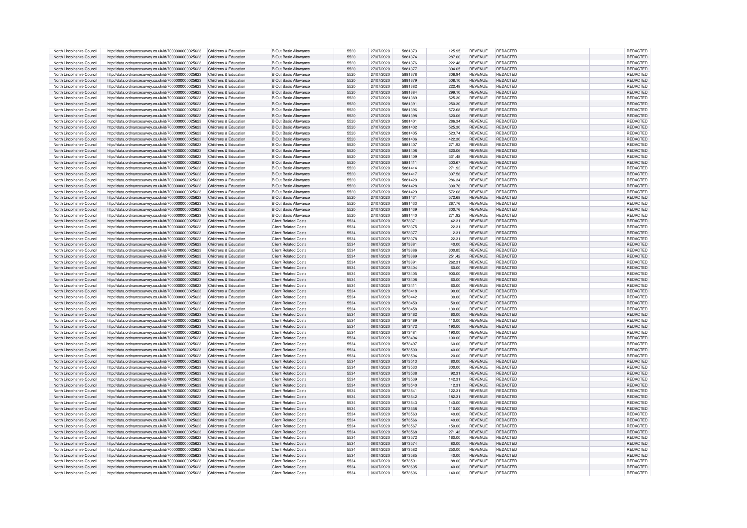| North Lincolnshire Council | http://data.ordnancesurvey.co.uk/id/7000000000025623 | Childrens & Education | B Out Basic Allowance | 5520 | 27/07/2020 | 5881373 | 125.95 | REVENUE | REDACTED | REDACTED |
|---|---|---|---|---|---|---|---|---|---|---|
| North Lincolnshire Council | http://data.ordnancesurvey.co.uk/id/7000000000025623 | Childrens & Education | B Out Basic Allowance | 5520 | 27/07/2020 | 5881374 | 287.00 | REVENUE | REDACTED | REDACTED |
| North Lincolnshire Council | http://data.ordnancesurvey.co.uk/id/7000000000025623 | Childrens & Education | B Out Basic Allowance | 5520 | 27/07/2020 | 5881376 | 222.48 | REVENUE | REDACTED | REDACTED |
| North Lincolnshire Council | http://data.ordnancesurvey.co.uk/id/7000000000025623 | Childrens & Education | B Out Basic Allowance | 5520 | 27/07/2020 | 5881377 | 394.05 | REVENUE | REDACTED | REDACTED |
| North Lincolnshire Council | http://data.ordnancesurvey.co.uk/id/7000000000025623 | Childrens & Education | B Out Basic Allowance | 5520 | 27/07/2020 | 5881378 | 306.94 | REVENUE | REDACTED | REDACTED |
| North Lincolnshire Council | http://data.ordnancesurvey.co.uk/id/7000000000025623 | Childrens & Education | B Out Basic Allowance | 5520 | 27/07/2020 | 5881379 | 508.10 | REVENUE | REDACTED | REDACTED |
| North Lincolnshire Council | http://data.ordnancesurvey.co.uk/id/7000000000025623 | Childrens & Education | B Out Basic Allowance | 5520 | 27/07/2020 | 5881382 | 222.48 | REVENUE | REDACTED | REDACTED |
| North Lincolnshire Council | http://data.ordnancesurvey.co.uk/id/7000000000025623 | Childrens & Education | B Out Basic Allowance | 5520 | 27/07/2020 | 5881384 | 299.10 | REVENUE | REDACTED | REDACTED |
| North Lincolnshire Council | http://data.ordnancesurvey.co.uk/id/7000000000025623 | Childrens & Education | B Out Basic Allowance | 5520 | 27/07/2020 | 5881389 | 525.30 | REVENUE | REDACTED | REDACTED |
| North Lincolnshire Council | http://data.ordnancesurvey.co.uk/id/7000000000025623 | Childrens & Education | B Out Basic Allowance | 5520 | 27/07/2020 | 5881391 | 250.30 | REVENUE | REDACTED | REDACTED |
| North Lincolnshire Council | http://data.ordnancesurvey.co.uk/id/7000000000025623 | Childrens & Education | B Out Basic Allowance | 5520 | 27/07/2020 | 5881396 | 572.68 | REVENUE | REDACTED | REDACTED |
| North Lincolnshire Council | http://data.ordnancesurvey.co.uk/id/7000000000025623 | Childrens & Education | B Out Basic Allowance | 5520 | 27/07/2020 | 5881398 | 620.06 | REVENUE | REDACTED | REDACTED |
| North Lincolnshire Council | http://data.ordnancesurvey.co.uk/id/7000000000025623 | Childrens & Education | B Out Basic Allowance | 5520 | 27/07/2020 | 5881401 | 286.34 | REVENUE | REDACTED | REDACTED |
| North Lincolnshire Council | http://data.ordnancesurvey.co.uk/id/7000000000025623 | Childrens & Education | B Out Basic Allowance | 5520 | 27/07/2020 | 5881402 | 525.30 | REVENUE | REDACTED | REDACTED |
| North Lincolnshire Council | http://data.ordnancesurvey.co.uk/id/7000000000025623 | Childrens & Education | B Out Basic Allowance | 5520 | 27/07/2020 | 5881405 | 523.74 | REVENUE | REDACTED | REDACTED |
| North Lincolnshire Council | http://data.ordnancesurvey.co.uk/id/7000000000025623 | Childrens & Education | B Out Basic Allowance | 5520 | 27/07/2020 | 5881406 | 422.30 | REVENUE | REDACTED | REDACTED |
| North Lincolnshire Council | http://data.ordnancesurvey.co.uk/id/7000000000025623 | Childrens & Education | B Out Basic Allowance | 5520 | 27/07/2020 | 5881407 | 271.92 | REVENUE | REDACTED | REDACTED |
| North Lincolnshire Council | http://data.ordnancesurvey.co.uk/id/7000000000025623 | Childrens & Education | B Out Basic Allowance | 5520 | 27/07/2020 | 5881408 | 620.06 | REVENUE | REDACTED | REDACTED |
| North Lincolnshire Council | http://data.ordnancesurvey.co.uk/id/7000000000025623 | Childrens & Education | B Out Basic Allowance | 5520 | 27/07/2020 | 5881409 | 531.48 | REVENUE | REDACTED | REDACTED |
| North Lincolnshire Council | http://data.ordnancesurvey.co.uk/id/7000000000025623 | Childrens & Education | B Out Basic Allowance | 5520 | 27/07/2020 | 5881411 | 503.67 | REVENUE | REDACTED | REDACTED |
| North Lincolnshire Council | http://data.ordnancesurvey.co.uk/id/7000000000025623 | Childrens & Education | B Out Basic Allowance | 5520 | 27/07/2020 | 5881414 | 271.92 | REVENUE | REDACTED | REDACTED |
| North Lincolnshire Council | http://data.ordnancesurvey.co.uk/id/7000000000025623 | Childrens & Education | B Out Basic Allowance | 5520 | 27/07/2020 | 5881417 | 397.58 | REVENUE | REDACTED | REDACTED |
| North Lincolnshire Council | http://data.ordnancesurvey.co.uk/id/7000000000025623 | Childrens & Education | B Out Basic Allowance | 5520 | 27/07/2020 | 5881420 | 286.34 | REVENUE | REDACTED | REDACTED |
| North Lincolnshire Council | http://data.ordnancesurvey.co.uk/id/7000000000025623 | Childrens & Education | B Out Basic Allowance | 5520 | 27/07/2020 | 5881428 | 300.76 | REVENUE | REDACTED | REDACTED |
| North Lincolnshire Council | http://data.ordnancesurvey.co.uk/id/7000000000025623 | Childrens & Education | B Out Basic Allowance | 5520 | 27/07/2020 | 5881429 | 572.68 | REVENUE | REDACTED | REDACTED |
| North Lincolnshire Council | http://data.ordnancesurvey.co.uk/id/7000000000025623 | Childrens & Education | B Out Basic Allowance | 5520 | 27/07/2020 | 5881431 | 572.68 | REVENUE | REDACTED | REDACTED |
| North Lincolnshire Council | http://data.ordnancesurvey.co.uk/id/7000000000025623 | Childrens & Education | B Out Basic Allowance | 5520 | 27/07/2020 | 5881433 | 267.76 | REVENUE | REDACTED | REDACTED |
| North Lincolnshire Council | http://data.ordnancesurvey.co.uk/id/7000000000025623 | Childrens & Education | B Out Basic Allowance | 5520 | 27/07/2020 | 5881439 | 300.76 | REVENUE | REDACTED | REDACTED |
| North Lincolnshire Council | http://data.ordnancesurvey.co.uk/id/7000000000025623 | Childrens & Education | B Out Basic Allowance | 5520 | 27/07/2020 | 5881440 | 271.92 | REVENUE | REDACTED | REDACTED |
| North Lincolnshire Council | http://data.ordnancesurvey.co.uk/id/7000000000025623 | Childrens & Education | Client Related Costs | 5534 | 06/07/2020 | 5873371 | 42.31 | REVENUE | REDACTED | REDACTED |
| North Lincolnshire Council | http://data.ordnancesurvey.co.uk/id/7000000000025623 | Childrens & Education | Client Related Costs | 5534 | 06/07/2020 | 5873375 | 22.31 | REVENUE | REDACTED | REDACTED |
| North Lincolnshire Council | http://data.ordnancesurvey.co.uk/id/7000000000025623 | Childrens & Education | Client Related Costs | 5534 | 06/07/2020 | 5873377 | 2.31 | REVENUE | REDACTED | REDACTED |
| North Lincolnshire Council | http://data.ordnancesurvey.co.uk/id/7000000000025623 | Childrens & Education | Client Related Costs | 5534 | 06/07/2020 | 5873378 | 22.31 | REVENUE | REDACTED | REDACTED |
| North Lincolnshire Council | http://data.ordnancesurvey.co.uk/id/7000000000025623 | Childrens & Education | Client Related Costs | 5534 | 06/07/2020 | 5873381 | 40.00 | REVENUE | REDACTED | REDACTED |
| North Lincolnshire Council | http://data.ordnancesurvey.co.uk/id/7000000000025623 | Childrens & Education | Client Related Costs | 5534 | 06/07/2020 | 5873386 | 300.85 | REVENUE | REDACTED | REDACTED |
| North Lincolnshire Council | http://data.ordnancesurvey.co.uk/id/7000000000025623 | Childrens & Education | Client Related Costs | 5534 | 06/07/2020 | 5873389 | 251.42 | REVENUE | REDACTED | REDACTED |
| North Lincolnshire Council | http://data.ordnancesurvey.co.uk/id/7000000000025623 | Childrens & Education | Client Related Costs | 5534 | 06/07/2020 | 5873391 | 262.31 | REVENUE | REDACTED | REDACTED |
| North Lincolnshire Council | http://data.ordnancesurvey.co.uk/id/7000000000025623 | Childrens & Education | Client Related Costs | 5534 | 06/07/2020 | 5873404 | 60.00 | REVENUE | REDACTED | REDACTED |
| North Lincolnshire Council | http://data.ordnancesurvey.co.uk/id/7000000000025623 | Childrens & Education | Client Related Costs | 5534 | 06/07/2020 | 5873405 | 900.00 | REVENUE | REDACTED | REDACTED |
| North Lincolnshire Council | http://data.ordnancesurvey.co.uk/id/7000000000025623 | Childrens & Education | Client Related Costs | 5534 | 06/07/2020 | 5873408 | 60.00 | REVENUE | REDACTED | REDACTED |
| North Lincolnshire Council | http://data.ordnancesurvey.co.uk/id/7000000000025623 | Childrens & Education | Client Related Costs | 5534 | 06/07/2020 | 5873411 | 60.00 | REVENUE | REDACTED | REDACTED |
| North Lincolnshire Council | http://data.ordnancesurvey.co.uk/id/7000000000025623 | Childrens & Education | Client Related Costs | 5534 | 06/07/2020 | 5873418 | 90.00 | REVENUE | REDACTED | REDACTED |
| North Lincolnshire Council | http://data.ordnancesurvey.co.uk/id/7000000000025623 | Childrens & Education | Client Related Costs | 5534 | 06/07/2020 | 5873442 | 30.00 | REVENUE | REDACTED | REDACTED |
| North Lincolnshire Council | http://data.ordnancesurvey.co.uk/id/7000000000025623 | Childrens & Education | Client Related Costs | 5534 | 06/07/2020 | 5873450 | 50.00 | REVENUE | REDACTED | REDACTED |
| North Lincolnshire Council | http://data.ordnancesurvey.co.uk/id/7000000000025623 | Childrens & Education | Client Related Costs | 5534 | 06/07/2020 | 5873458 | 130.00 | REVENUE | REDACTED | REDACTED |
| North Lincolnshire Council | http://data.ordnancesurvey.co.uk/id/7000000000025623 | Childrens & Education | Client Related Costs | 5534 | 06/07/2020 | 5873462 | 60.00 | REVENUE | REDACTED | REDACTED |
| North Lincolnshire Council | http://data.ordnancesurvey.co.uk/id/7000000000025623 | Childrens & Education | Client Related Costs | 5534 | 06/07/2020 | 5873469 | 410.00 | REVENUE | REDACTED | REDACTED |
| North Lincolnshire Council | http://data.ordnancesurvey.co.uk/id/7000000000025623 | Childrens & Education | Client Related Costs | 5534 | 06/07/2020 | 5873472 | 190.00 | REVENUE | REDACTED | REDACTED |
| North Lincolnshire Council | http://data.ordnancesurvey.co.uk/id/7000000000025623 | Childrens & Education | Client Related Costs | 5534 | 06/07/2020 | 5873481 | 190.00 | REVENUE | REDACTED | REDACTED |
| North Lincolnshire Council | http://data.ordnancesurvey.co.uk/id/7000000000025623 | Childrens & Education | Client Related Costs | 5534 | 06/07/2020 | 5873494 | 100.00 | REVENUE | REDACTED | REDACTED |
| North Lincolnshire Council | http://data.ordnancesurvey.co.uk/id/7000000000025623 | Childrens & Education | Client Related Costs | 5534 | 06/07/2020 | 5873497 | 60.00 | REVENUE | REDACTED | REDACTED |
| North Lincolnshire Council | http://data.ordnancesurvey.co.uk/id/7000000000025623 | Childrens & Education | Client Related Costs | 5534 | 06/07/2020 | 5873500 | 40.00 | REVENUE | REDACTED | REDACTED |
| North Lincolnshire Council | http://data.ordnancesurvey.co.uk/id/7000000000025623 | Childrens & Education | Client Related Costs | 5534 | 06/07/2020 | 5873504 | 20.00 | REVENUE | REDACTED | REDACTED |
| North Lincolnshire Council | http://data.ordnancesurvey.co.uk/id/7000000000025623 | Childrens & Education | Client Related Costs | 5534 | 06/07/2020 | 5873513 | 80.00 | REVENUE | REDACTED | REDACTED |
| North Lincolnshire Council | http://data.ordnancesurvey.co.uk/id/7000000000025623 | Childrens & Education | Client Related Costs | 5534 | 06/07/2020 | 5873533 | 300.00 | REVENUE | REDACTED | REDACTED |
| North Lincolnshire Council | http://data.ordnancesurvey.co.uk/id/7000000000025623 | Childrens & Education | Client Related Costs | 5534 | 06/07/2020 | 5873538 | 92.31 | REVENUE | REDACTED | REDACTED |
| North Lincolnshire Council | http://data.ordnancesurvey.co.uk/id/7000000000025623 | Childrens & Education | Client Related Costs | 5534 | 06/07/2020 | 5873539 | 142.31 | REVENUE | REDACTED | REDACTED |
| North Lincolnshire Council | http://data.ordnancesurvey.co.uk/id/7000000000025623 | Childrens & Education | Client Related Costs | 5534 | 06/07/2020 | 5873540 | 12.31 | REVENUE | REDACTED | REDACTED |
| North Lincolnshire Council | http://data.ordnancesurvey.co.uk/id/7000000000025623 | Childrens & Education | Client Related Costs | 5534 | 06/07/2020 | 5873541 | 122.31 | REVENUE | REDACTED | REDACTED |
| North Lincolnshire Council | http://data.ordnancesurvey.co.uk/id/7000000000025623 | Childrens & Education | Client Related Costs | 5534 | 06/07/2020 | 5873542 | 182.31 | REVENUE | REDACTED | REDACTED |
| North Lincolnshire Council | http://data.ordnancesurvey.co.uk/id/7000000000025623 | Childrens & Education | Client Related Costs | 5534 | 06/07/2020 | 5873543 | 140.00 | REVENUE | REDACTED | REDACTED |
| North Lincolnshire Council | http://data.ordnancesurvey.co.uk/id/7000000000025623 | Childrens & Education | Client Related Costs | 5534 | 06/07/2020 | 5873558 | 110.00 | REVENUE | REDACTED | REDACTED |
| North Lincolnshire Council | http://data.ordnancesurvey.co.uk/id/7000000000025623 | Childrens & Education | Client Related Costs | 5534 | 06/07/2020 | 5873563 | 40.00 | REVENUE | REDACTED | REDACTED |
| North Lincolnshire Council | http://data.ordnancesurvey.co.uk/id/7000000000025623 | Childrens & Education | Client Related Costs | 5534 | 06/07/2020 | 5873566 | 40.00 | REVENUE | REDACTED | REDACTED |
| North Lincolnshire Council | http://data.ordnancesurvey.co.uk/id/7000000000025623 | Childrens & Education | Client Related Costs | 5534 | 06/07/2020 | 5873567 | 150.00 | REVENUE | REDACTED | REDACTED |
| North Lincolnshire Council | http://data.ordnancesurvey.co.uk/id/7000000000025623 | Childrens & Education | Client Related Costs | 5534 | 06/07/2020 | 5873568 | 271.43 | REVENUE | REDACTED | REDACTED |
| North Lincolnshire Council | http://data.ordnancesurvey.co.uk/id/7000000000025623 | Childrens & Education | Client Related Costs | 5534 | 06/07/2020 | 5873572 | 160.00 | REVENUE | REDACTED | REDACTED |
| North Lincolnshire Council | http://data.ordnancesurvey.co.uk/id/7000000000025623 | Childrens & Education | Client Related Costs | 5534 | 06/07/2020 | 5873574 | 80.00 | REVENUE | REDACTED | REDACTED |
| North Lincolnshire Council | http://data.ordnancesurvey.co.uk/id/7000000000025623 | Childrens & Education | Client Related Costs | 5534 | 06/07/2020 | 5873582 | 250.00 | REVENUE | REDACTED | REDACTED |
| North Lincolnshire Council | http://data.ordnancesurvey.co.uk/id/7000000000025623 | Childrens & Education | Client Related Costs | 5534 | 06/07/2020 | 5873585 | 40.00 | REVENUE | REDACTED | REDACTED |
| North Lincolnshire Council | http://data.ordnancesurvey.co.uk/id/7000000000025623 | Childrens & Education | Client Related Costs | 5534 | 06/07/2020 | 5873591 | 88.00 | REVENUE | REDACTED | REDACTED |
| North Lincolnshire Council | http://data.ordnancesurvey.co.uk/id/7000000000025623 | Childrens & Education | Client Related Costs | 5534 | 06/07/2020 | 5873605 | 40.00 | REVENUE | REDACTED | REDACTED |
| North Lincolnshire Council | http://data.ordnancesurvey.co.uk/id/7000000000025623 | Childrens & Education | Client Related Costs | 5534 | 06/07/2020 | 5873606 | 140.00 | REVENUE | REDACTED | REDACTED |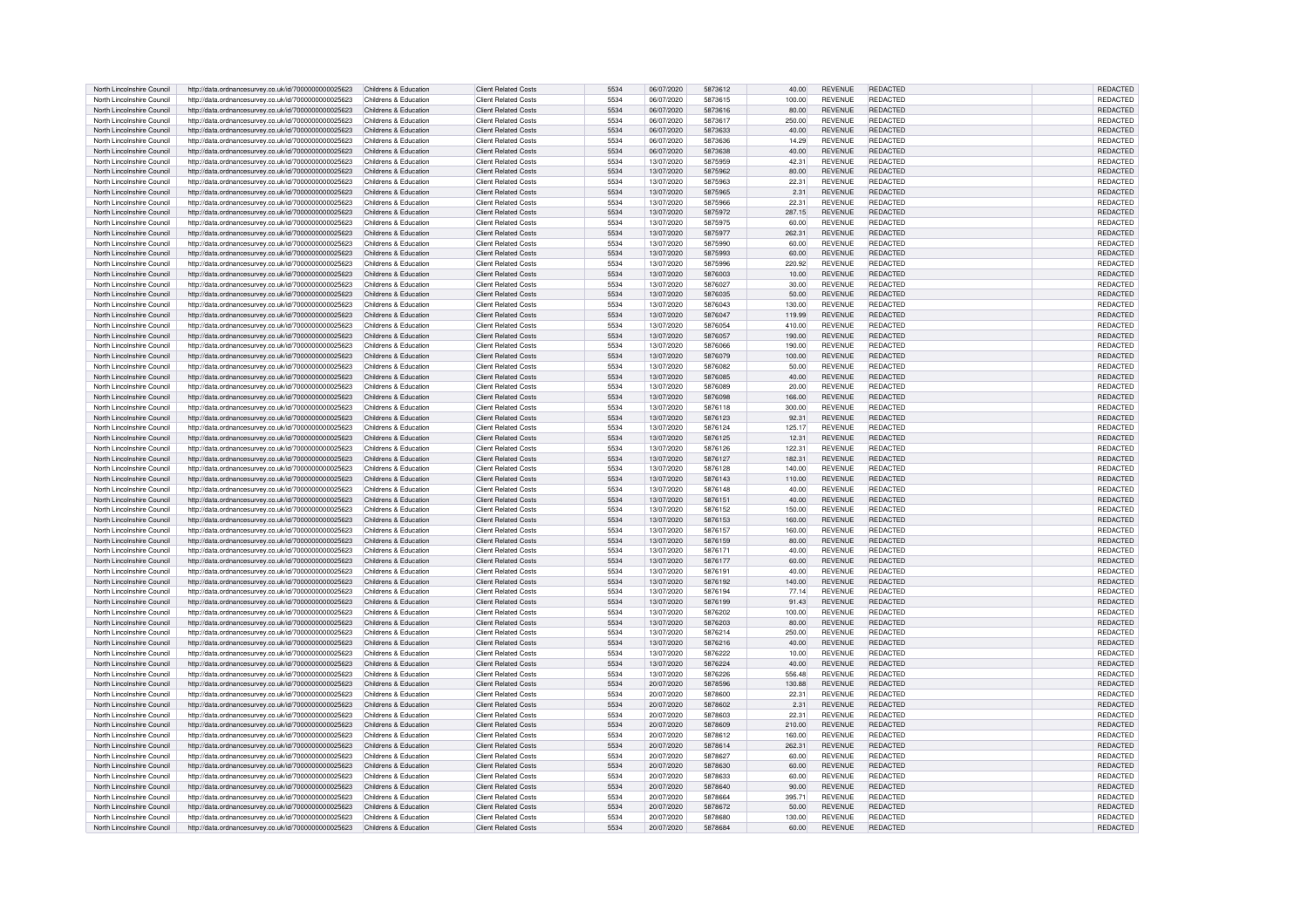| North Lincolnshire Council | http://data.ordnancesurvey.co.uk/id/7000000000025623 | Childrens & Education | Client Related Costs | 5534 | 06/07/2020 | 5873612 | 40.00 | REVENUE | REDACTED | REDACTED |
|---|---|---|---|---|---|---|---|---|---|---|
| North Lincolnshire Council | http://data.ordnancesurvey.co.uk/id/7000000000025623 | Childrens & Education | Client Related Costs | 5534 | 06/07/2020 | 5873615 | 100.00 | REVENUE | REDACTED | REDACTED |
| North Lincolnshire Council | http://data.ordnancesurvey.co.uk/id/7000000000025623 | Childrens & Education | Client Related Costs | 5534 | 06/07/2020 | 5873616 | 80.00 | REVENUE | REDACTED | REDACTED |
| North Lincolnshire Council | http://data.ordnancesurvey.co.uk/id/7000000000025623 | Childrens & Education | Client Related Costs | 5534 | 06/07/2020 | 5873617 | 250.00 | REVENUE | REDACTED | REDACTED |
| North Lincolnshire Council | http://data.ordnancesurvey.co.uk/id/7000000000025623 | Childrens & Education | Client Related Costs | 5534 | 06/07/2020 | 5873633 | 40.00 | REVENUE | REDACTED | REDACTED |
| North Lincolnshire Council | http://data.ordnancesurvey.co.uk/id/7000000000025623 | Childrens & Education | Client Related Costs | 5534 | 06/07/2020 | 5873636 | 14.29 | REVENUE | REDACTED | REDACTED |
| North Lincolnshire Council | http://data.ordnancesurvey.co.uk/id/7000000000025623 | Childrens & Education | Client Related Costs | 5534 | 06/07/2020 | 5873638 | 40.00 | REVENUE | REDACTED | REDACTED |
| North Lincolnshire Council | http://data.ordnancesurvey.co.uk/id/7000000000025623 | Childrens & Education | Client Related Costs | 5534 | 13/07/2020 | 5875959 | 42.31 | REVENUE | REDACTED | REDACTED |
| North Lincolnshire Council | http://data.ordnancesurvey.co.uk/id/7000000000025623 | Childrens & Education | Client Related Costs | 5534 | 13/07/2020 | 5875962 | 80.00 | REVENUE | REDACTED | REDACTED |
| North Lincolnshire Council | http://data.ordnancesurvey.co.uk/id/7000000000025623 | Childrens & Education | Client Related Costs | 5534 | 13/07/2020 | 5875963 | 22.31 | REVENUE | REDACTED | REDACTED |
| North Lincolnshire Council | http://data.ordnancesurvey.co.uk/id/7000000000025623 | Childrens & Education | Client Related Costs | 5534 | 13/07/2020 | 5875965 | 2.31 | REVENUE | REDACTED | REDACTED |
| North Lincolnshire Council | http://data.ordnancesurvey.co.uk/id/7000000000025623 | Childrens & Education | Client Related Costs | 5534 | 13/07/2020 | 5875966 | 22.31 | REVENUE | REDACTED | REDACTED |
| North Lincolnshire Council | http://data.ordnancesurvey.co.uk/id/7000000000025623 | Childrens & Education | Client Related Costs | 5534 | 13/07/2020 | 5875972 | 287.15 | REVENUE | REDACTED | REDACTED |
| North Lincolnshire Council | http://data.ordnancesurvey.co.uk/id/7000000000025623 | Childrens & Education | Client Related Costs | 5534 | 13/07/2020 | 5875975 | 60.00 | REVENUE | REDACTED | REDACTED |
| North Lincolnshire Council | http://data.ordnancesurvey.co.uk/id/7000000000025623 | Childrens & Education | Client Related Costs | 5534 | 13/07/2020 | 5875977 | 262.31 | REVENUE | REDACTED | REDACTED |
| North Lincolnshire Council | http://data.ordnancesurvey.co.uk/id/7000000000025623 | Childrens & Education | Client Related Costs | 5534 | 13/07/2020 | 5875990 | 60.00 | REVENUE | REDACTED | REDACTED |
| North Lincolnshire Council | http://data.ordnancesurvey.co.uk/id/7000000000025623 | Childrens & Education | Client Related Costs | 5534 | 13/07/2020 | 5875993 | 60.00 | REVENUE | REDACTED | REDACTED |
| North Lincolnshire Council | http://data.ordnancesurvey.co.uk/id/7000000000025623 | Childrens & Education | Client Related Costs | 5534 | 13/07/2020 | 5875996 | 220.92 | REVENUE | REDACTED | REDACTED |
| North Lincolnshire Council | http://data.ordnancesurvey.co.uk/id/7000000000025623 | Childrens & Education | Client Related Costs | 5534 | 13/07/2020 | 5876003 | 10.00 | REVENUE | REDACTED | REDACTED |
| North Lincolnshire Council | http://data.ordnancesurvey.co.uk/id/7000000000025623 | Childrens & Education | Client Related Costs | 5534 | 13/07/2020 | 5876027 | 30.00 | REVENUE | REDACTED | REDACTED |
| North Lincolnshire Council | http://data.ordnancesurvey.co.uk/id/7000000000025623 | Childrens & Education | Client Related Costs | 5534 | 13/07/2020 | 5876035 | 50.00 | REVENUE | REDACTED | REDACTED |
| North Lincolnshire Council | http://data.ordnancesurvey.co.uk/id/7000000000025623 | Childrens & Education | Client Related Costs | 5534 | 13/07/2020 | 5876043 | 130.00 | REVENUE | REDACTED | REDACTED |
| North Lincolnshire Council | http://data.ordnancesurvey.co.uk/id/7000000000025623 | Childrens & Education | Client Related Costs | 5534 | 13/07/2020 | 5876047 | 119.99 | REVENUE | REDACTED | REDACTED |
| North Lincolnshire Council | http://data.ordnancesurvey.co.uk/id/7000000000025623 | Childrens & Education | Client Related Costs | 5534 | 13/07/2020 | 5876054 | 410.00 | REVENUE | REDACTED | REDACTED |
| North Lincolnshire Council | http://data.ordnancesurvey.co.uk/id/7000000000025623 | Childrens & Education | Client Related Costs | 5534 | 13/07/2020 | 5876057 | 190.00 | REVENUE | REDACTED | REDACTED |
| North Lincolnshire Council | http://data.ordnancesurvey.co.uk/id/7000000000025623 | Childrens & Education | Client Related Costs | 5534 | 13/07/2020 | 5876066 | 190.00 | REVENUE | REDACTED | REDACTED |
| North Lincolnshire Council | http://data.ordnancesurvey.co.uk/id/7000000000025623 | Childrens & Education | Client Related Costs | 5534 | 13/07/2020 | 5876079 | 100.00 | REVENUE | REDACTED | REDACTED |
| North Lincolnshire Council | http://data.ordnancesurvey.co.uk/id/7000000000025623 | Childrens & Education | Client Related Costs | 5534 | 13/07/2020 | 5876082 | 50.00 | REVENUE | REDACTED | REDACTED |
| North Lincolnshire Council | http://data.ordnancesurvey.co.uk/id/7000000000025623 | Childrens & Education | Client Related Costs | 5534 | 13/07/2020 | 5876085 | 40.00 | REVENUE | REDACTED | REDACTED |
| North Lincolnshire Council | http://data.ordnancesurvey.co.uk/id/7000000000025623 | Childrens & Education | Client Related Costs | 5534 | 13/07/2020 | 5876089 | 20.00 | REVENUE | REDACTED | REDACTED |
| North Lincolnshire Council | http://data.ordnancesurvey.co.uk/id/7000000000025623 | Childrens & Education | Client Related Costs | 5534 | 13/07/2020 | 5876098 | 166.00 | REVENUE | REDACTED | REDACTED |
| North Lincolnshire Council | http://data.ordnancesurvey.co.uk/id/7000000000025623 | Childrens & Education | Client Related Costs | 5534 | 13/07/2020 | 5876118 | 300.00 | REVENUE | REDACTED | REDACTED |
| North Lincolnshire Council | http://data.ordnancesurvey.co.uk/id/7000000000025623 | Childrens & Education | Client Related Costs | 5534 | 13/07/2020 | 5876123 | 92.31 | REVENUE | REDACTED | REDACTED |
| North Lincolnshire Council | http://data.ordnancesurvey.co.uk/id/7000000000025623 | Childrens & Education | Client Related Costs | 5534 | 13/07/2020 | 5876124 | 125.17 | REVENUE | REDACTED | REDACTED |
| North Lincolnshire Council | http://data.ordnancesurvey.co.uk/id/7000000000025623 | Childrens & Education | Client Related Costs | 5534 | 13/07/2020 | 5876125 | 12.31 | REVENUE | REDACTED | REDACTED |
| North Lincolnshire Council | http://data.ordnancesurvey.co.uk/id/7000000000025623 | Childrens & Education | Client Related Costs | 5534 | 13/07/2020 | 5876126 | 122.31 | REVENUE | REDACTED | REDACTED |
| North Lincolnshire Council | http://data.ordnancesurvey.co.uk/id/7000000000025623 | Childrens & Education | Client Related Costs | 5534 | 13/07/2020 | 5876127 | 182.31 | REVENUE | REDACTED | REDACTED |
| North Lincolnshire Council | http://data.ordnancesurvey.co.uk/id/7000000000025623 | Childrens & Education | Client Related Costs | 5534 | 13/07/2020 | 5876128 | 140.00 | REVENUE | REDACTED | REDACTED |
| North Lincolnshire Council | http://data.ordnancesurvey.co.uk/id/7000000000025623 | Childrens & Education | Client Related Costs | 5534 | 13/07/2020 | 5876143 | 110.00 | REVENUE | REDACTED | REDACTED |
| North Lincolnshire Council | http://data.ordnancesurvey.co.uk/id/7000000000025623 | Childrens & Education | Client Related Costs | 5534 | 13/07/2020 | 5876148 | 40.00 | REVENUE | REDACTED | REDACTED |
| North Lincolnshire Council | http://data.ordnancesurvey.co.uk/id/7000000000025623 | Childrens & Education | Client Related Costs | 5534 | 13/07/2020 | 5876151 | 40.00 | REVENUE | REDACTED | REDACTED |
| North Lincolnshire Council | http://data.ordnancesurvey.co.uk/id/7000000000025623 | Childrens & Education | Client Related Costs | 5534 | 13/07/2020 | 5876152 | 150.00 | REVENUE | REDACTED | REDACTED |
| North Lincolnshire Council | http://data.ordnancesurvey.co.uk/id/7000000000025623 | Childrens & Education | Client Related Costs | 5534 | 13/07/2020 | 5876153 | 160.00 | REVENUE | REDACTED | REDACTED |
| North Lincolnshire Council | http://data.ordnancesurvey.co.uk/id/7000000000025623 | Childrens & Education | Client Related Costs | 5534 | 13/07/2020 | 5876157 | 160.00 | REVENUE | REDACTED | REDACTED |
| North Lincolnshire Council | http://data.ordnancesurvey.co.uk/id/7000000000025623 | Childrens & Education | Client Related Costs | 5534 | 13/07/2020 | 5876159 | 80.00 | REVENUE | REDACTED | REDACTED |
| North Lincolnshire Council | http://data.ordnancesurvey.co.uk/id/7000000000025623 | Childrens & Education | Client Related Costs | 5534 | 13/07/2020 | 5876171 | 40.00 | REVENUE | REDACTED | REDACTED |
| North Lincolnshire Council | http://data.ordnancesurvey.co.uk/id/7000000000025623 | Childrens & Education | Client Related Costs | 5534 | 13/07/2020 | 5876177 | 60.00 | REVENUE | REDACTED | REDACTED |
| North Lincolnshire Council | http://data.ordnancesurvey.co.uk/id/7000000000025623 | Childrens & Education | Client Related Costs | 5534 | 13/07/2020 | 5876191 | 40.00 | REVENUE | REDACTED | REDACTED |
| North Lincolnshire Council | http://data.ordnancesurvey.co.uk/id/7000000000025623 | Childrens & Education | Client Related Costs | 5534 | 13/07/2020 | 5876192 | 140.00 | REVENUE | REDACTED | REDACTED |
| North Lincolnshire Council | http://data.ordnancesurvey.co.uk/id/7000000000025623 | Childrens & Education | Client Related Costs | 5534 | 13/07/2020 | 5876194 | 77.14 | REVENUE | REDACTED | REDACTED |
| North Lincolnshire Council | http://data.ordnancesurvey.co.uk/id/7000000000025623 | Childrens & Education | Client Related Costs | 5534 | 13/07/2020 | 5876199 | 91.43 | REVENUE | REDACTED | REDACTED |
| North Lincolnshire Council | http://data.ordnancesurvey.co.uk/id/7000000000025623 | Childrens & Education | Client Related Costs | 5534 | 13/07/2020 | 5876202 | 100.00 | REVENUE | REDACTED | REDACTED |
| North Lincolnshire Council | http://data.ordnancesurvey.co.uk/id/7000000000025623 | Childrens & Education | Client Related Costs | 5534 | 13/07/2020 | 5876203 | 80.00 | REVENUE | REDACTED | REDACTED |
| North Lincolnshire Council | http://data.ordnancesurvey.co.uk/id/7000000000025623 | Childrens & Education | Client Related Costs | 5534 | 13/07/2020 | 5876214 | 250.00 | REVENUE | REDACTED | REDACTED |
| North Lincolnshire Council | http://data.ordnancesurvey.co.uk/id/7000000000025623 | Childrens & Education | Client Related Costs | 5534 | 13/07/2020 | 5876216 | 40.00 | REVENUE | REDACTED | REDACTED |
| North Lincolnshire Council | http://data.ordnancesurvey.co.uk/id/7000000000025623 | Childrens & Education | Client Related Costs | 5534 | 13/07/2020 | 5876222 | 10.00 | REVENUE | REDACTED | REDACTED |
| North Lincolnshire Council | http://data.ordnancesurvey.co.uk/id/7000000000025623 | Childrens & Education | Client Related Costs | 5534 | 13/07/2020 | 5876224 | 40.00 | REVENUE | REDACTED | REDACTED |
| North Lincolnshire Council | http://data.ordnancesurvey.co.uk/id/7000000000025623 | Childrens & Education | Client Related Costs | 5534 | 13/07/2020 | 5876226 | 556.48 | REVENUE | REDACTED | REDACTED |
| North Lincolnshire Council | http://data.ordnancesurvey.co.uk/id/7000000000025623 | Childrens & Education | Client Related Costs | 5534 | 20/07/2020 | 5878596 | 130.88 | REVENUE | REDACTED | REDACTED |
| North Lincolnshire Council | http://data.ordnancesurvey.co.uk/id/7000000000025623 | Childrens & Education | Client Related Costs | 5534 | 20/07/2020 | 5878600 | 22.31 | REVENUE | REDACTED | REDACTED |
| North Lincolnshire Council | http://data.ordnancesurvey.co.uk/id/7000000000025623 | Childrens & Education | Client Related Costs | 5534 | 20/07/2020 | 5878602 | 2.31 | REVENUE | REDACTED | REDACTED |
| North Lincolnshire Council | http://data.ordnancesurvey.co.uk/id/7000000000025623 | Childrens & Education | Client Related Costs | 5534 | 20/07/2020 | 5878603 | 22.31 | REVENUE | REDACTED | REDACTED |
| North Lincolnshire Council | http://data.ordnancesurvey.co.uk/id/7000000000025623 | Childrens & Education | Client Related Costs | 5534 | 20/07/2020 | 5878609 | 210.00 | REVENUE | REDACTED | REDACTED |
| North Lincolnshire Council | http://data.ordnancesurvey.co.uk/id/7000000000025623 | Childrens & Education | Client Related Costs | 5534 | 20/07/2020 | 5878612 | 160.00 | REVENUE | REDACTED | REDACTED |
| North Lincolnshire Council | http://data.ordnancesurvey.co.uk/id/7000000000025623 | Childrens & Education | Client Related Costs | 5534 | 20/07/2020 | 5878614 | 262.31 | REVENUE | REDACTED | REDACTED |
| North Lincolnshire Council | http://data.ordnancesurvey.co.uk/id/7000000000025623 | Childrens & Education | Client Related Costs | 5534 | 20/07/2020 | 5878627 | 60.00 | REVENUE | REDACTED | REDACTED |
| North Lincolnshire Council | http://data.ordnancesurvey.co.uk/id/7000000000025623 | Childrens & Education | Client Related Costs | 5534 | 20/07/2020 | 5878630 | 60.00 | REVENUE | REDACTED | REDACTED |
| North Lincolnshire Council | http://data.ordnancesurvey.co.uk/id/7000000000025623 | Childrens & Education | Client Related Costs | 5534 | 20/07/2020 | 5878633 | 60.00 | REVENUE | REDACTED | REDACTED |
| North Lincolnshire Council | http://data.ordnancesurvey.co.uk/id/7000000000025623 | Childrens & Education | Client Related Costs | 5534 | 20/07/2020 | 5878640 | 90.00 | REVENUE | REDACTED | REDACTED |
| North Lincolnshire Council | http://data.ordnancesurvey.co.uk/id/7000000000025623 | Childrens & Education | Client Related Costs | 5534 | 20/07/2020 | 5878664 | 395.71 | REVENUE | REDACTED | REDACTED |
| North Lincolnshire Council | http://data.ordnancesurvey.co.uk/id/7000000000025623 | Childrens & Education | Client Related Costs | 5534 | 20/07/2020 | 5878672 | 50.00 | REVENUE | REDACTED | REDACTED |
| North Lincolnshire Council | http://data.ordnancesurvey.co.uk/id/7000000000025623 | Childrens & Education | Client Related Costs | 5534 | 20/07/2020 | 5878680 | 130.00 | REVENUE | REDACTED | REDACTED |
| North Lincolnshire Council | http://data.ordnancesurvey.co.uk/id/7000000000025623 | Childrens & Education | Client Related Costs | 5534 | 20/07/2020 | 5878684 | 60.00 | REVENUE | REDACTED | REDACTED |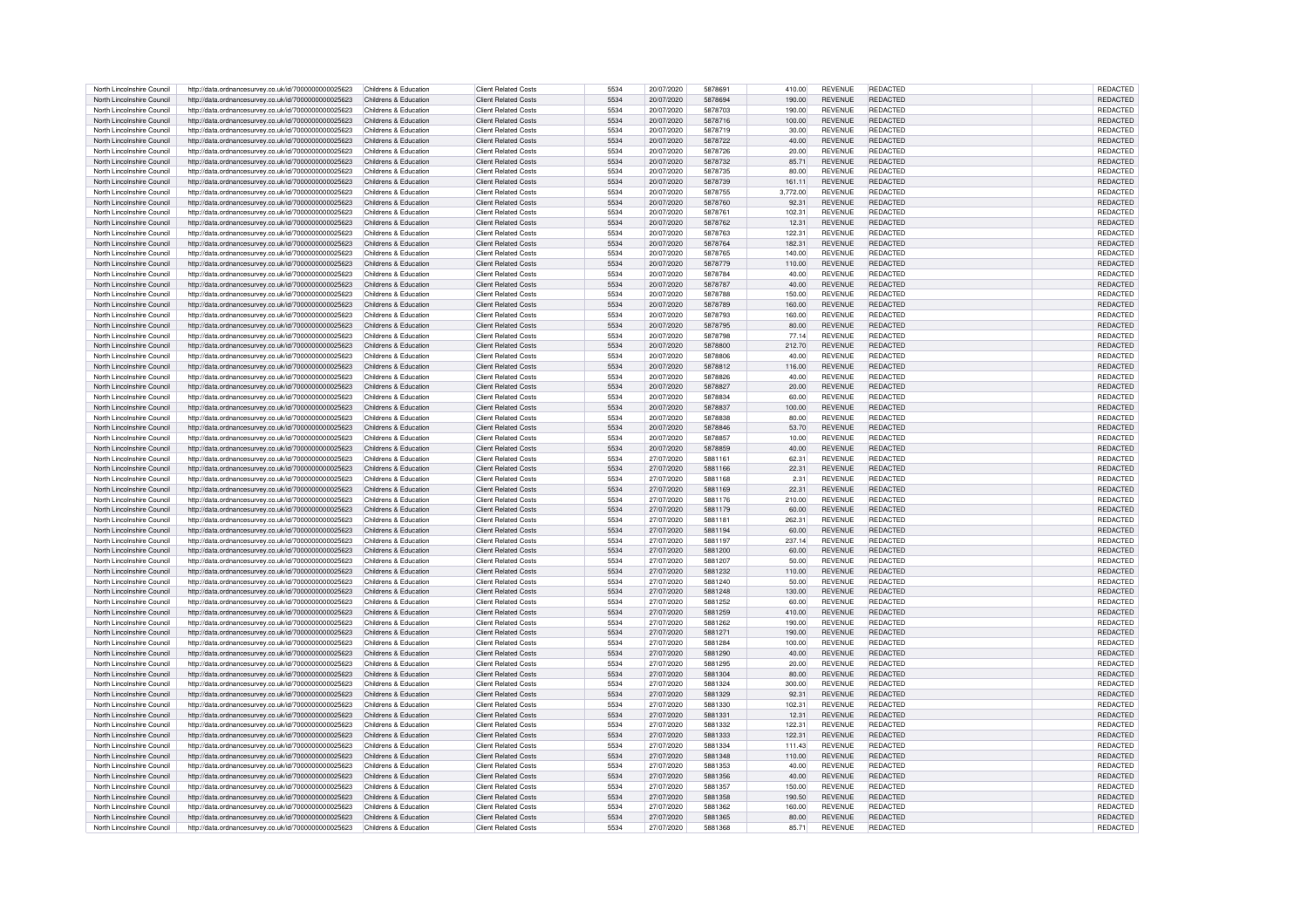| North Lincolnshire Council | http://data.ordnancesurvey.co.uk/id/7000000000025623 | Childrens & Education | Client Related Costs | 5534 | 20/07/2020 | 5878691 | 410.00 | REVENUE | REDACTED | REDACTED |
|---|---|---|---|---|---|---|---|---|---|---|
| North Lincolnshire Council | http://data.ordnancesurvey.co.uk/id/7000000000025623 | Childrens & Education | Client Related Costs | 5534 | 20/07/2020 | 5878694 | 190.00 | REVENUE | REDACTED | REDACTED |
| North Lincolnshire Council | http://data.ordnancesurvey.co.uk/id/7000000000025623 | Childrens & Education | Client Related Costs | 5534 | 20/07/2020 | 5878703 | 190.00 | REVENUE | REDACTED | REDACTED |
| North Lincolnshire Council | http://data.ordnancesurvey.co.uk/id/7000000000025623 | Childrens & Education | Client Related Costs | 5534 | 20/07/2020 | 5878716 | 100.00 | REVENUE | REDACTED | REDACTED |
| North Lincolnshire Council | http://data.ordnancesurvey.co.uk/id/7000000000025623 | Childrens & Education | Client Related Costs | 5534 | 20/07/2020 | 5878719 | 30.00 | REVENUE | REDACTED | REDACTED |
| North Lincolnshire Council | http://data.ordnancesurvey.co.uk/id/7000000000025623 | Childrens & Education | Client Related Costs | 5534 | 20/07/2020 | 5878722 | 40.00 | REVENUE | REDACTED | REDACTED |
| North Lincolnshire Council | http://data.ordnancesurvey.co.uk/id/7000000000025623 | Childrens & Education | Client Related Costs | 5534 | 20/07/2020 | 5878726 | 20.00 | REVENUE | REDACTED | REDACTED |
| North Lincolnshire Council | http://data.ordnancesurvey.co.uk/id/7000000000025623 | Childrens & Education | Client Related Costs | 5534 | 20/07/2020 | 5878732 | 85.71 | REVENUE | REDACTED | REDACTED |
| North Lincolnshire Council | http://data.ordnancesurvey.co.uk/id/7000000000025623 | Childrens & Education | Client Related Costs | 5534 | 20/07/2020 | 5878735 | 80.00 | REVENUE | REDACTED | REDACTED |
| North Lincolnshire Council | http://data.ordnancesurvey.co.uk/id/7000000000025623 | Childrens & Education | Client Related Costs | 5534 | 20/07/2020 | 5878739 | 161.11 | REVENUE | REDACTED | REDACTED |
| North Lincolnshire Council | http://data.ordnancesurvey.co.uk/id/7000000000025623 | Childrens & Education | Client Related Costs | 5534 | 20/07/2020 | 5878755 | 3,772.00 | REVENUE | REDACTED | REDACTED |
| North Lincolnshire Council | http://data.ordnancesurvey.co.uk/id/7000000000025623 | Childrens & Education | Client Related Costs | 5534 | 20/07/2020 | 5878760 | 92.31 | REVENUE | REDACTED | REDACTED |
| North Lincolnshire Council | http://data.ordnancesurvey.co.uk/id/7000000000025623 | Childrens & Education | Client Related Costs | 5534 | 20/07/2020 | 5878761 | 102.31 | REVENUE | REDACTED | REDACTED |
| North Lincolnshire Council | http://data.ordnancesurvey.co.uk/id/7000000000025623 | Childrens & Education | Client Related Costs | 5534 | 20/07/2020 | 5878762 | 12.31 | REVENUE | REDACTED | REDACTED |
| North Lincolnshire Council | http://data.ordnancesurvey.co.uk/id/7000000000025623 | Childrens & Education | Client Related Costs | 5534 | 20/07/2020 | 5878763 | 122.31 | REVENUE | REDACTED | REDACTED |
| North Lincolnshire Council | http://data.ordnancesurvey.co.uk/id/7000000000025623 | Childrens & Education | Client Related Costs | 5534 | 20/07/2020 | 5878764 | 182.31 | REVENUE | REDACTED | REDACTED |
| North Lincolnshire Council | http://data.ordnancesurvey.co.uk/id/7000000000025623 | Childrens & Education | Client Related Costs | 5534 | 20/07/2020 | 5878765 | 140.00 | REVENUE | REDACTED | REDACTED |
| North Lincolnshire Council | http://data.ordnancesurvey.co.uk/id/7000000000025623 | Childrens & Education | Client Related Costs | 5534 | 20/07/2020 | 5878779 | 110.00 | REVENUE | REDACTED | REDACTED |
| North Lincolnshire Council | http://data.ordnancesurvey.co.uk/id/7000000000025623 | Childrens & Education | Client Related Costs | 5534 | 20/07/2020 | 5878784 | 40.00 | REVENUE | REDACTED | REDACTED |
| North Lincolnshire Council | http://data.ordnancesurvey.co.uk/id/7000000000025623 | Childrens & Education | Client Related Costs | 5534 | 20/07/2020 | 5878787 | 40.00 | REVENUE | REDACTED | REDACTED |
| North Lincolnshire Council | http://data.ordnancesurvey.co.uk/id/7000000000025623 | Childrens & Education | Client Related Costs | 5534 | 20/07/2020 | 5878788 | 150.00 | REVENUE | REDACTED | REDACTED |
| North Lincolnshire Council | http://data.ordnancesurvey.co.uk/id/7000000000025623 | Childrens & Education | Client Related Costs | 5534 | 20/07/2020 | 5878789 | 160.00 | REVENUE | REDACTED | REDACTED |
| North Lincolnshire Council | http://data.ordnancesurvey.co.uk/id/7000000000025623 | Childrens & Education | Client Related Costs | 5534 | 20/07/2020 | 5878793 | 160.00 | REVENUE | REDACTED | REDACTED |
| North Lincolnshire Council | http://data.ordnancesurvey.co.uk/id/7000000000025623 | Childrens & Education | Client Related Costs | 5534 | 20/07/2020 | 5878795 | 80.00 | REVENUE | REDACTED | REDACTED |
| North Lincolnshire Council | http://data.ordnancesurvey.co.uk/id/7000000000025623 | Childrens & Education | Client Related Costs | 5534 | 20/07/2020 | 5878798 | 77.14 | REVENUE | REDACTED | REDACTED |
| North Lincolnshire Council | http://data.ordnancesurvey.co.uk/id/7000000000025623 | Childrens & Education | Client Related Costs | 5534 | 20/07/2020 | 5878800 | 212.70 | REVENUE | REDACTED | REDACTED |
| North Lincolnshire Council | http://data.ordnancesurvey.co.uk/id/7000000000025623 | Childrens & Education | Client Related Costs | 5534 | 20/07/2020 | 5878806 | 40.00 | REVENUE | REDACTED | REDACTED |
| North Lincolnshire Council | http://data.ordnancesurvey.co.uk/id/7000000000025623 | Childrens & Education | Client Related Costs | 5534 | 20/07/2020 | 5878812 | 116.00 | REVENUE | REDACTED | REDACTED |
| North Lincolnshire Council | http://data.ordnancesurvey.co.uk/id/7000000000025623 | Childrens & Education | Client Related Costs | 5534 | 20/07/2020 | 5878826 | 40.00 | REVENUE | REDACTED | REDACTED |
| North Lincolnshire Council | http://data.ordnancesurvey.co.uk/id/7000000000025623 | Childrens & Education | Client Related Costs | 5534 | 20/07/2020 | 5878827 | 20.00 | REVENUE | REDACTED | REDACTED |
| North Lincolnshire Council | http://data.ordnancesurvey.co.uk/id/7000000000025623 | Childrens & Education | Client Related Costs | 5534 | 20/07/2020 | 5878834 | 60.00 | REVENUE | REDACTED | REDACTED |
| North Lincolnshire Council | http://data.ordnancesurvey.co.uk/id/7000000000025623 | Childrens & Education | Client Related Costs | 5534 | 20/07/2020 | 5878837 | 100.00 | REVENUE | REDACTED | REDACTED |
| North Lincolnshire Council | http://data.ordnancesurvey.co.uk/id/7000000000025623 | Childrens & Education | Client Related Costs | 5534 | 20/07/2020 | 5878838 | 80.00 | REVENUE | REDACTED | REDACTED |
| North Lincolnshire Council | http://data.ordnancesurvey.co.uk/id/7000000000025623 | Childrens & Education | Client Related Costs | 5534 | 20/07/2020 | 5878846 | 53.70 | REVENUE | REDACTED | REDACTED |
| North Lincolnshire Council | http://data.ordnancesurvey.co.uk/id/7000000000025623 | Childrens & Education | Client Related Costs | 5534 | 20/07/2020 | 5878857 | 10.00 | REVENUE | REDACTED | REDACTED |
| North Lincolnshire Council | http://data.ordnancesurvey.co.uk/id/7000000000025623 | Childrens & Education | Client Related Costs | 5534 | 20/07/2020 | 5878859 | 40.00 | REVENUE | REDACTED | REDACTED |
| North Lincolnshire Council | http://data.ordnancesurvey.co.uk/id/7000000000025623 | Childrens & Education | Client Related Costs | 5534 | 27/07/2020 | 5881161 | 62.31 | REVENUE | REDACTED | REDACTED |
| North Lincolnshire Council | http://data.ordnancesurvey.co.uk/id/7000000000025623 | Childrens & Education | Client Related Costs | 5534 | 27/07/2020 | 5881166 | 22.31 | REVENUE | REDACTED | REDACTED |
| North Lincolnshire Council | http://data.ordnancesurvey.co.uk/id/7000000000025623 | Childrens & Education | Client Related Costs | 5534 | 27/07/2020 | 5881168 | 2.31 | REVENUE | REDACTED | REDACTED |
| North Lincolnshire Council | http://data.ordnancesurvey.co.uk/id/7000000000025623 | Childrens & Education | Client Related Costs | 5534 | 27/07/2020 | 5881169 | 22.31 | REVENUE | REDACTED | REDACTED |
| North Lincolnshire Council | http://data.ordnancesurvey.co.uk/id/7000000000025623 | Childrens & Education | Client Related Costs | 5534 | 27/07/2020 | 5881176 | 210.00 | REVENUE | REDACTED | REDACTED |
| North Lincolnshire Council | http://data.ordnancesurvey.co.uk/id/7000000000025623 | Childrens & Education | Client Related Costs | 5534 | 27/07/2020 | 5881179 | 60.00 | REVENUE | REDACTED | REDACTED |
| North Lincolnshire Council | http://data.ordnancesurvey.co.uk/id/7000000000025623 | Childrens & Education | Client Related Costs | 5534 | 27/07/2020 | 5881181 | 262.31 | REVENUE | REDACTED | REDACTED |
| North Lincolnshire Council | http://data.ordnancesurvey.co.uk/id/7000000000025623 | Childrens & Education | Client Related Costs | 5534 | 27/07/2020 | 5881194 | 60.00 | REVENUE | REDACTED | REDACTED |
| North Lincolnshire Council | http://data.ordnancesurvey.co.uk/id/7000000000025623 | Childrens & Education | Client Related Costs | 5534 | 27/07/2020 | 5881197 | 237.14 | REVENUE | REDACTED | REDACTED |
| North Lincolnshire Council | http://data.ordnancesurvey.co.uk/id/7000000000025623 | Childrens & Education | Client Related Costs | 5534 | 27/07/2020 | 5881200 | 60.00 | REVENUE | REDACTED | REDACTED |
| North Lincolnshire Council | http://data.ordnancesurvey.co.uk/id/7000000000025623 | Childrens & Education | Client Related Costs | 5534 | 27/07/2020 | 5881207 | 50.00 | REVENUE | REDACTED | REDACTED |
| North Lincolnshire Council | http://data.ordnancesurvey.co.uk/id/7000000000025623 | Childrens & Education | Client Related Costs | 5534 | 27/07/2020 | 5881232 | 110.00 | REVENUE | REDACTED | REDACTED |
| North Lincolnshire Council | http://data.ordnancesurvey.co.uk/id/7000000000025623 | Childrens & Education | Client Related Costs | 5534 | 27/07/2020 | 5881240 | 50.00 | REVENUE | REDACTED | REDACTED |
| North Lincolnshire Council | http://data.ordnancesurvey.co.uk/id/7000000000025623 | Childrens & Education | Client Related Costs | 5534 | 27/07/2020 | 5881248 | 130.00 | REVENUE | REDACTED | REDACTED |
| North Lincolnshire Council | http://data.ordnancesurvey.co.uk/id/7000000000025623 | Childrens & Education | Client Related Costs | 5534 | 27/07/2020 | 5881252 | 60.00 | REVENUE | REDACTED | REDACTED |
| North Lincolnshire Council | http://data.ordnancesurvey.co.uk/id/7000000000025623 | Childrens & Education | Client Related Costs | 5534 | 27/07/2020 | 5881259 | 410.00 | REVENUE | REDACTED | REDACTED |
| North Lincolnshire Council | http://data.ordnancesurvey.co.uk/id/7000000000025623 | Childrens & Education | Client Related Costs | 5534 | 27/07/2020 | 5881262 | 190.00 | REVENUE | REDACTED | REDACTED |
| North Lincolnshire Council | http://data.ordnancesurvey.co.uk/id/7000000000025623 | Childrens & Education | Client Related Costs | 5534 | 27/07/2020 | 5881271 | 190.00 | REVENUE | REDACTED | REDACTED |
| North Lincolnshire Council | http://data.ordnancesurvey.co.uk/id/7000000000025623 | Childrens & Education | Client Related Costs | 5534 | 27/07/2020 | 5881284 | 100.00 | REVENUE | REDACTED | REDACTED |
| North Lincolnshire Council | http://data.ordnancesurvey.co.uk/id/7000000000025623 | Childrens & Education | Client Related Costs | 5534 | 27/07/2020 | 5881290 | 40.00 | REVENUE | REDACTED | REDACTED |
| North Lincolnshire Council | http://data.ordnancesurvey.co.uk/id/7000000000025623 | Childrens & Education | Client Related Costs | 5534 | 27/07/2020 | 5881295 | 20.00 | REVENUE | REDACTED | REDACTED |
| North Lincolnshire Council | http://data.ordnancesurvey.co.uk/id/7000000000025623 | Childrens & Education | Client Related Costs | 5534 | 27/07/2020 | 5881304 | 80.00 | REVENUE | REDACTED | REDACTED |
| North Lincolnshire Council | http://data.ordnancesurvey.co.uk/id/7000000000025623 | Childrens & Education | Client Related Costs | 5534 | 27/07/2020 | 5881324 | 300.00 | REVENUE | REDACTED | REDACTED |
| North Lincolnshire Council | http://data.ordnancesurvey.co.uk/id/7000000000025623 | Childrens & Education | Client Related Costs | 5534 | 27/07/2020 | 5881329 | 92.31 | REVENUE | REDACTED | REDACTED |
| North Lincolnshire Council | http://data.ordnancesurvey.co.uk/id/7000000000025623 | Childrens & Education | Client Related Costs | 5534 | 27/07/2020 | 5881330 | 102.31 | REVENUE | REDACTED | REDACTED |
| North Lincolnshire Council | http://data.ordnancesurvey.co.uk/id/7000000000025623 | Childrens & Education | Client Related Costs | 5534 | 27/07/2020 | 5881331 | 12.31 | REVENUE | REDACTED | REDACTED |
| North Lincolnshire Council | http://data.ordnancesurvey.co.uk/id/7000000000025623 | Childrens & Education | Client Related Costs | 5534 | 27/07/2020 | 5881332 | 122.31 | REVENUE | REDACTED | REDACTED |
| North Lincolnshire Council | http://data.ordnancesurvey.co.uk/id/7000000000025623 | Childrens & Education | Client Related Costs | 5534 | 27/07/2020 | 5881333 | 122.31 | REVENUE | REDACTED | REDACTED |
| North Lincolnshire Council | http://data.ordnancesurvey.co.uk/id/7000000000025623 | Childrens & Education | Client Related Costs | 5534 | 27/07/2020 | 5881334 | 111.43 | REVENUE | REDACTED | REDACTED |
| North Lincolnshire Council | http://data.ordnancesurvey.co.uk/id/7000000000025623 | Childrens & Education | Client Related Costs | 5534 | 27/07/2020 | 5881348 | 110.00 | REVENUE | REDACTED | REDACTED |
| North Lincolnshire Council | http://data.ordnancesurvey.co.uk/id/7000000000025623 | Childrens & Education | Client Related Costs | 5534 | 27/07/2020 | 5881353 | 40.00 | REVENUE | REDACTED | REDACTED |
| North Lincolnshire Council | http://data.ordnancesurvey.co.uk/id/7000000000025623 | Childrens & Education | Client Related Costs | 5534 | 27/07/2020 | 5881356 | 40.00 | REVENUE | REDACTED | REDACTED |
| North Lincolnshire Council | http://data.ordnancesurvey.co.uk/id/7000000000025623 | Childrens & Education | Client Related Costs | 5534 | 27/07/2020 | 5881357 | 150.00 | REVENUE | REDACTED | REDACTED |
| North Lincolnshire Council | http://data.ordnancesurvey.co.uk/id/7000000000025623 | Childrens & Education | Client Related Costs | 5534 | 27/07/2020 | 5881358 | 190.50 | REVENUE | REDACTED | REDACTED |
| North Lincolnshire Council | http://data.ordnancesurvey.co.uk/id/7000000000025623 | Childrens & Education | Client Related Costs | 5534 | 27/07/2020 | 5881362 | 160.00 | REVENUE | REDACTED | REDACTED |
| North Lincolnshire Council | http://data.ordnancesurvey.co.uk/id/7000000000025623 | Childrens & Education | Client Related Costs | 5534 | 27/07/2020 | 5881365 | 80.00 | REVENUE | REDACTED | REDACTED |
| North Lincolnshire Council | http://data.ordnancesurvey.co.uk/id/7000000000025623 | Childrens & Education | Client Related Costs | 5534 | 27/07/2020 | 5881368 | 85.71 | REVENUE | REDACTED | REDACTED |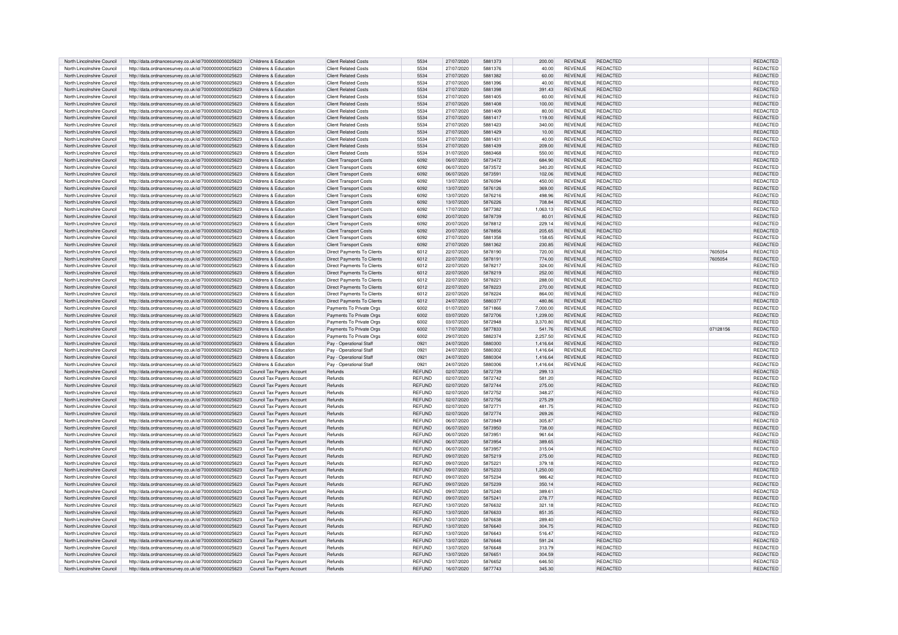| | | | | | | | | | | | | |
|---|---|---|---|---|---|---|---|---|---|---|---|---|
| North Lincolnshire Council | http://data.ordnancesurvey.co.uk/id/7000000000025623 | Childrens & Education | Client Related Costs | 5534 | 27/07/2020 | 5881373 | 200.00 | REVENUE | REDACTED | | | REDACTED |
| North Lincolnshire Council | http://data.ordnancesurvey.co.uk/id/7000000000025623 | Childrens & Education | Client Related Costs | 5534 | 27/07/2020 | 5881376 | 40.00 | REVENUE | REDACTED | | | REDACTED |
| North Lincolnshire Council | http://data.ordnancesurvey.co.uk/id/7000000000025623 | Childrens & Education | Client Related Costs | 5534 | 27/07/2020 | 5881382 | 60.00 | REVENUE | REDACTED | | | REDACTED |
| North Lincolnshire Council | http://data.ordnancesurvey.co.uk/id/7000000000025623 | Childrens & Education | Client Related Costs | 5534 | 27/07/2020 | 5881396 | 40.00 | REVENUE | REDACTED | | | REDACTED |
| North Lincolnshire Council | http://data.ordnancesurvey.co.uk/id/7000000000025623 | Childrens & Education | Client Related Costs | 5534 | 27/07/2020 | 5881398 | 391.43 | REVENUE | REDACTED | | | REDACTED |
| North Lincolnshire Council | http://data.ordnancesurvey.co.uk/id/7000000000025623 | Childrens & Education | Client Related Costs | 5534 | 27/07/2020 | 5881405 | 60.00 | REVENUE | REDACTED | | | REDACTED |
| North Lincolnshire Council | http://data.ordnancesurvey.co.uk/id/7000000000025623 | Childrens & Education | Client Related Costs | 5534 | 27/07/2020 | 5881408 | 100.00 | REVENUE | REDACTED | | | REDACTED |
| North Lincolnshire Council | http://data.ordnancesurvey.co.uk/id/7000000000025623 | Childrens & Education | Client Related Costs | 5534 | 27/07/2020 | 5881409 | 80.00 | REVENUE | REDACTED | | | REDACTED |
| North Lincolnshire Council | http://data.ordnancesurvey.co.uk/id/7000000000025623 | Childrens & Education | Client Related Costs | 5534 | 27/07/2020 | 5881417 | 119.00 | REVENUE | REDACTED | | | REDACTED |
| North Lincolnshire Council | http://data.ordnancesurvey.co.uk/id/7000000000025623 | Childrens & Education | Client Related Costs | 5534 | 27/07/2020 | 5881423 | 340.00 | REVENUE | REDACTED | | | REDACTED |
| North Lincolnshire Council | http://data.ordnancesurvey.co.uk/id/7000000000025623 | Childrens & Education | Client Related Costs | 5534 | 27/07/2020 | 5881429 | 10.00 | REVENUE | REDACTED | | | REDACTED |
| North Lincolnshire Council | http://data.ordnancesurvey.co.uk/id/7000000000025623 | Childrens & Education | Client Related Costs | 5534 | 27/07/2020 | 5881431 | 40.00 | REVENUE | REDACTED | | | REDACTED |
| North Lincolnshire Council | http://data.ordnancesurvey.co.uk/id/7000000000025623 | Childrens & Education | Client Related Costs | 5534 | 27/07/2020 | 5881439 | 209.00 | REVENUE | REDACTED | | | REDACTED |
| North Lincolnshire Council | http://data.ordnancesurvey.co.uk/id/7000000000025623 | Childrens & Education | Client Related Costs | 5534 | 31/07/2020 | 5883468 | 550.00 | REVENUE | REDACTED | | | REDACTED |
| North Lincolnshire Council | http://data.ordnancesurvey.co.uk/id/7000000000025623 | Childrens & Education | Client Transport Costs | 6092 | 06/07/2020 | 5873472 | 684.90 | REVENUE | REDACTED | | | REDACTED |
| North Lincolnshire Council | http://data.ordnancesurvey.co.uk/id/7000000000025623 | Childrens & Education | Client Transport Costs | 6092 | 06/07/2020 | 5873572 | 340.20 | REVENUE | REDACTED | | | REDACTED |
| North Lincolnshire Council | http://data.ordnancesurvey.co.uk/id/7000000000025623 | Childrens & Education | Client Transport Costs | 6092 | 06/07/2020 | 5873591 | 102.06 | REVENUE | REDACTED | | | REDACTED |
| North Lincolnshire Council | http://data.ordnancesurvey.co.uk/id/7000000000025623 | Childrens & Education | Client Transport Costs | 6092 | 13/07/2020 | 5876094 | 450.00 | REVENUE | REDACTED | | | REDACTED |
| North Lincolnshire Council | http://data.ordnancesurvey.co.uk/id/7000000000025623 | Childrens & Education | Client Transport Costs | 6092 | 13/07/2020 | 5876126 | 369.00 | REVENUE | REDACTED | | | REDACTED |
| North Lincolnshire Council | http://data.ordnancesurvey.co.uk/id/7000000000025623 | Childrens & Education | Client Transport Costs | 6092 | 13/07/2020 | 5876216 | 498.96 | REVENUE | REDACTED | | | REDACTED |
| North Lincolnshire Council | http://data.ordnancesurvey.co.uk/id/7000000000025623 | Childrens & Education | Client Transport Costs | 6092 | 13/07/2020 | 5876226 | 708.84 | REVENUE | REDACTED | | | REDACTED |
| North Lincolnshire Council | http://data.ordnancesurvey.co.uk/id/7000000000025623 | Childrens & Education | Client Transport Costs | 6092 | 17/07/2020 | 5877382 | 1,063.13 | REVENUE | REDACTED | | | REDACTED |
| North Lincolnshire Council | http://data.ordnancesurvey.co.uk/id/7000000000025623 | Childrens & Education | Client Transport Costs | 6092 | 20/07/2020 | 5878739 | 80.01 | REVENUE | REDACTED | | | REDACTED |
| North Lincolnshire Council | http://data.ordnancesurvey.co.uk/id/7000000000025623 | Childrens & Education | Client Transport Costs | 6092 | 20/07/2020 | 5878812 | 229.14 | REVENUE | REDACTED | | | REDACTED |
| North Lincolnshire Council | http://data.ordnancesurvey.co.uk/id/7000000000025623 | Childrens & Education | Client Transport Costs | 6092 | 20/07/2020 | 5878856 | 205.65 | REVENUE | REDACTED | | | REDACTED |
| North Lincolnshire Council | http://data.ordnancesurvey.co.uk/id/7000000000025623 | Childrens & Education | Client Transport Costs | 6092 | 27/07/2020 | 5881358 | 158.65 | REVENUE | REDACTED | | | REDACTED |
| North Lincolnshire Council | http://data.ordnancesurvey.co.uk/id/7000000000025623 | Childrens & Education | Client Transport Costs | 6092 | 27/07/2020 | 5881362 | 230.85 | REVENUE | REDACTED | | | REDACTED |
| North Lincolnshire Council | http://data.ordnancesurvey.co.uk/id/7000000000025623 | Childrens & Education | Direct Payments To Clients | 6012 | 22/07/2020 | 5878190 | 720.00 | REVENUE | REDACTED | | 7605054 | REDACTED |
| North Lincolnshire Council | http://data.ordnancesurvey.co.uk/id/7000000000025623 | Childrens & Education | Direct Payments To Clients | 6012 | 22/07/2020 | 5878191 | 774.00 | REVENUE | REDACTED | | 7605054 | REDACTED |
| North Lincolnshire Council | http://data.ordnancesurvey.co.uk/id/7000000000025623 | Childrens & Education | Direct Payments To Clients | 6012 | 22/07/2020 | 5878217 | 324.00 | REVENUE | REDACTED | | | REDACTED |
| North Lincolnshire Council | http://data.ordnancesurvey.co.uk/id/7000000000025623 | Childrens & Education | Direct Payments To Clients | 6012 | 22/07/2020 | 5878219 | 252.00 | REVENUE | REDACTED | | | REDACTED |
| North Lincolnshire Council | http://data.ordnancesurvey.co.uk/id/7000000000025623 | Childrens & Education | Direct Payments To Clients | 6012 | 22/07/2020 | 5878221 | 288.00 | REVENUE | REDACTED | | | REDACTED |
| North Lincolnshire Council | http://data.ordnancesurvey.co.uk/id/7000000000025623 | Childrens & Education | Direct Payments To Clients | 6012 | 22/07/2020 | 5878223 | 270.00 | REVENUE | REDACTED | | | REDACTED |
| North Lincolnshire Council | http://data.ordnancesurvey.co.uk/id/7000000000025623 | Childrens & Education | Direct Payments To Clients | 6012 | 22/07/2020 | 5878224 | 864.00 | REVENUE | REDACTED | | | REDACTED |
| North Lincolnshire Council | http://data.ordnancesurvey.co.uk/id/7000000000025623 | Childrens & Education | Direct Payments To Clients | 6012 | 24/07/2020 | 5880377 | 480.86 | REVENUE | REDACTED | | | REDACTED |
| North Lincolnshire Council | http://data.ordnancesurvey.co.uk/id/7000000000025623 | Childrens & Education | Payments To Private Orgs | 6002 | 01/07/2020 | 5871866 | 7,000.00 | REVENUE | REDACTED | | | REDACTED |
| North Lincolnshire Council | http://data.ordnancesurvey.co.uk/id/7000000000025623 | Childrens & Education | Payments To Private Orgs | 6002 | 03/07/2020 | 5872706 | 1,239.00 | REVENUE | REDACTED | | | REDACTED |
| North Lincolnshire Council | http://data.ordnancesurvey.co.uk/id/7000000000025623 | Childrens & Education | Payments To Private Orgs | 6002 | 03/07/2020 | 5872948 | 3,370.80 | REVENUE | REDACTED | | | REDACTED |
| North Lincolnshire Council | http://data.ordnancesurvey.co.uk/id/7000000000025623 | Childrens & Education | Payments To Private Orgs | 6002 | 17/07/2020 | 5877833 | 541.76 | REVENUE | REDACTED | | 07128156 | REDACTED |
| North Lincolnshire Council | http://data.ordnancesurvey.co.uk/id/7000000000025623 | Childrens & Education | Payments To Private Orgs | 6002 | 29/07/2020 | 5882374 | 2,257.50 | REVENUE | REDACTED | | | REDACTED |
| North Lincolnshire Council | http://data.ordnancesurvey.co.uk/id/7000000000025623 | Childrens & Education | Pay - Operational Staff | 0921 | 24/07/2020 | 5880300 | 1,416.64 | REVENUE | REDACTED | | | REDACTED |
| North Lincolnshire Council | http://data.ordnancesurvey.co.uk/id/7000000000025623 | Childrens & Education | Pay - Operational Staff | 0921 | 24/07/2020 | 5880302 | 1,416.64 | REVENUE | REDACTED | | | REDACTED |
| North Lincolnshire Council | http://data.ordnancesurvey.co.uk/id/7000000000025623 | Childrens & Education | Pay - Operational Staff | 0921 | 24/07/2020 | 5880304 | 1,416.64 | REVENUE | REDACTED | | | REDACTED |
| North Lincolnshire Council | http://data.ordnancesurvey.co.uk/id/7000000000025623 | Childrens & Education | Pay - Operational Staff | 0921 | 24/07/2020 | 5880306 | 1,416.64 | REVENUE | REDACTED | | | REDACTED |
| North Lincolnshire Council | http://data.ordnancesurvey.co.uk/id/7000000000025623 | Council Tax Payers Account | Refunds | REFUND | 02/07/2020 | 5872739 | 299.13 | | REDACTED | | | REDACTED |
| North Lincolnshire Council | http://data.ordnancesurvey.co.uk/id/7000000000025623 | Council Tax Payers Account | Refunds | REFUND | 02/07/2020 | 5872742 | 581.20 | | REDACTED | | | REDACTED |
| North Lincolnshire Council | http://data.ordnancesurvey.co.uk/id/7000000000025623 | Council Tax Payers Account | Refunds | REFUND | 02/07/2020 | 5872744 | 275.00 | | REDACTED | | | REDACTED |
| North Lincolnshire Council | http://data.ordnancesurvey.co.uk/id/7000000000025623 | Council Tax Payers Account | Refunds | REFUND | 02/07/2020 | 5872752 | 348.27 | | REDACTED | | | REDACTED |
| North Lincolnshire Council | http://data.ordnancesurvey.co.uk/id/7000000000025623 | Council Tax Payers Account | Refunds | REFUND | 02/07/2020 | 5872756 | 275.29 | | REDACTED | | | REDACTED |
| North Lincolnshire Council | http://data.ordnancesurvey.co.uk/id/7000000000025623 | Council Tax Payers Account | Refunds | REFUND | 02/07/2020 | 5872771 | 481.75 | | REDACTED | | | REDACTED |
| North Lincolnshire Council | http://data.ordnancesurvey.co.uk/id/7000000000025623 | Council Tax Payers Account | Refunds | REFUND | 02/07/2020 | 5872774 | 269.26 | | REDACTED | | | REDACTED |
| North Lincolnshire Council | http://data.ordnancesurvey.co.uk/id/7000000000025623 | Council Tax Payers Account | Refunds | REFUND | 06/07/2020 | 5873949 | 305.87 | | REDACTED | | | REDACTED |
| North Lincolnshire Council | http://data.ordnancesurvey.co.uk/id/7000000000025623 | Council Tax Payers Account | Refunds | REFUND | 06/07/2020 | 5873950 | 738.00 | | REDACTED | | | REDACTED |
| North Lincolnshire Council | http://data.ordnancesurvey.co.uk/id/7000000000025623 | Council Tax Payers Account | Refunds | REFUND | 06/07/2020 | 5873951 | 961.64 | | REDACTED | | | REDACTED |
| North Lincolnshire Council | http://data.ordnancesurvey.co.uk/id/7000000000025623 | Council Tax Payers Account | Refunds | REFUND | 06/07/2020 | 5873954 | 389.65 | | REDACTED | | | REDACTED |
| North Lincolnshire Council | http://data.ordnancesurvey.co.uk/id/7000000000025623 | Council Tax Payers Account | Refunds | REFUND | 06/07/2020 | 5873957 | 315.04 | | REDACTED | | | REDACTED |
| North Lincolnshire Council | http://data.ordnancesurvey.co.uk/id/7000000000025623 | Council Tax Payers Account | Refunds | REFUND | 09/07/2020 | 5875219 | 275.00 | | REDACTED | | | REDACTED |
| North Lincolnshire Council | http://data.ordnancesurvey.co.uk/id/7000000000025623 | Council Tax Payers Account | Refunds | REFUND | 09/07/2020 | 5875221 | 379.18 | | REDACTED | | | REDACTED |
| North Lincolnshire Council | http://data.ordnancesurvey.co.uk/id/7000000000025623 | Council Tax Payers Account | Refunds | REFUND | 09/07/2020 | 5875233 | 1,250.00 | | REDACTED | | | REDACTED |
| North Lincolnshire Council | http://data.ordnancesurvey.co.uk/id/7000000000025623 | Council Tax Payers Account | Refunds | REFUND | 09/07/2020 | 5875234 | 986.42 | | REDACTED | | | REDACTED |
| North Lincolnshire Council | http://data.ordnancesurvey.co.uk/id/7000000000025623 | Council Tax Payers Account | Refunds | REFUND | 09/07/2020 | 5875239 | 350.14 | | REDACTED | | | REDACTED |
| North Lincolnshire Council | http://data.ordnancesurvey.co.uk/id/7000000000025623 | Council Tax Payers Account | Refunds | REFUND | 09/07/2020 | 5875240 | 389.61 | | REDACTED | | | REDACTED |
| North Lincolnshire Council | http://data.ordnancesurvey.co.uk/id/7000000000025623 | Council Tax Payers Account | Refunds | REFUND | 09/07/2020 | 5875241 | 278.77 | | REDACTED | | | REDACTED |
| North Lincolnshire Council | http://data.ordnancesurvey.co.uk/id/7000000000025623 | Council Tax Payers Account | Refunds | REFUND | 13/07/2020 | 5876632 | 321.18 | | REDACTED | | | REDACTED |
| North Lincolnshire Council | http://data.ordnancesurvey.co.uk/id/7000000000025623 | Council Tax Payers Account | Refunds | REFUND | 13/07/2020 | 5876633 | 851.35 | | REDACTED | | | REDACTED |
| North Lincolnshire Council | http://data.ordnancesurvey.co.uk/id/7000000000025623 | Council Tax Payers Account | Refunds | REFUND | 13/07/2020 | 5876638 | 289.40 | | REDACTED | | | REDACTED |
| North Lincolnshire Council | http://data.ordnancesurvey.co.uk/id/7000000000025623 | Council Tax Payers Account | Refunds | REFUND | 13/07/2020 | 5876640 | 304.75 | | REDACTED | | | REDACTED |
| North Lincolnshire Council | http://data.ordnancesurvey.co.uk/id/7000000000025623 | Council Tax Payers Account | Refunds | REFUND | 13/07/2020 | 5876643 | 516.47 | | REDACTED | | | REDACTED |
| North Lincolnshire Council | http://data.ordnancesurvey.co.uk/id/7000000000025623 | Council Tax Payers Account | Refunds | REFUND | 13/07/2020 | 5876646 | 591.24 | | REDACTED | | | REDACTED |
| North Lincolnshire Council | http://data.ordnancesurvey.co.uk/id/7000000000025623 | Council Tax Payers Account | Refunds | REFUND | 13/07/2020 | 5876648 | 313.79 | | REDACTED | | | REDACTED |
| North Lincolnshire Council | http://data.ordnancesurvey.co.uk/id/7000000000025623 | Council Tax Payers Account | Refunds | REFUND | 13/07/2020 | 5876651 | 304.59 | | REDACTED | | | REDACTED |
| North Lincolnshire Council | http://data.ordnancesurvey.co.uk/id/7000000000025623 | Council Tax Payers Account | Refunds | REFUND | 13/07/2020 | 5876652 | 646.50 | | REDACTED | | | REDACTED |
| North Lincolnshire Council | http://data.ordnancesurvey.co.uk/id/7000000000025623 | Council Tax Payers Account | Refunds | REFUND | 16/07/2020 | 5877743 | 345.30 | | REDACTED | | | REDACTED |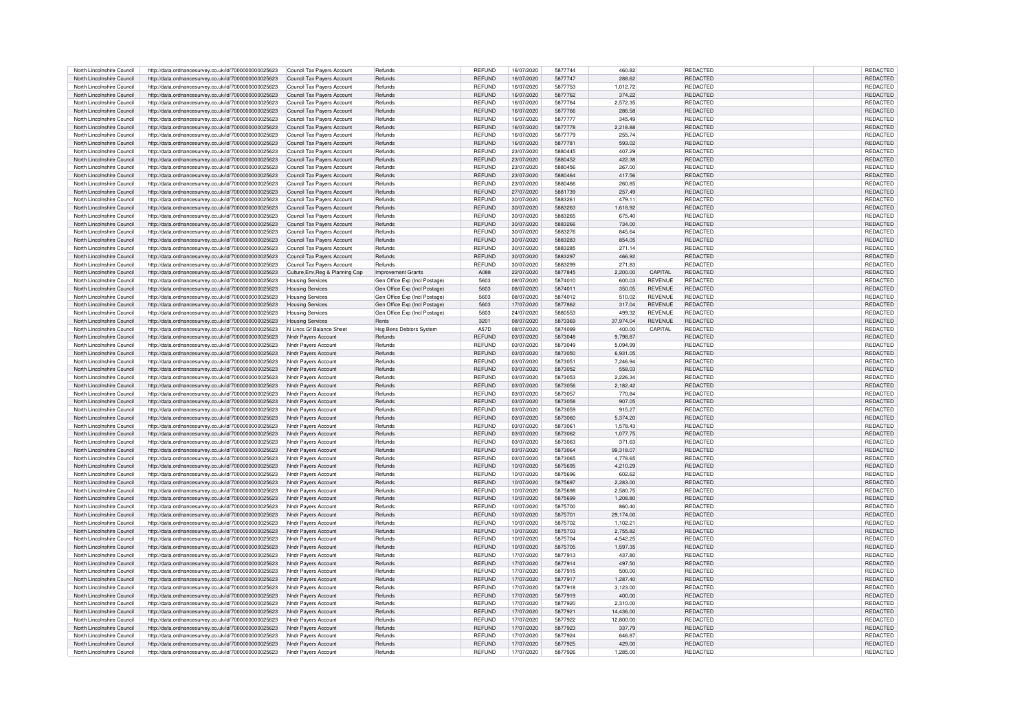| North Lincolnshire Council | http://data.ordnancesurvey.co.uk/id/7000000000025623 | Council Tax Payers Account | Refunds | REFUND | 16/07/2020 | 5877744 | 460.82 | | REDACTED | REDACTED |
|---|---|---|---|---|---|---|---|---|---|---|
| North Lincolnshire Council | http://data.ordnancesurvey.co.uk/id/7000000000025623 | Council Tax Payers Account | Refunds | REFUND | 16/07/2020 | 5877747 | 288.62 | | REDACTED | REDACTED |
| North Lincolnshire Council | http://data.ordnancesurvey.co.uk/id/7000000000025623 | Council Tax Payers Account | Refunds | REFUND | 16/07/2020 | 5877753 | 1,012.72 | | REDACTED | REDACTED |
| North Lincolnshire Council | http://data.ordnancesurvey.co.uk/id/7000000000025623 | Council Tax Payers Account | Refunds | REFUND | 16/07/2020 | 5877762 | 374.22 | | REDACTED | REDACTED |
| North Lincolnshire Council | http://data.ordnancesurvey.co.uk/id/7000000000025623 | Council Tax Payers Account | Refunds | REFUND | 16/07/2020 | 5877764 | 2,572.35 | | REDACTED | REDACTED |
| North Lincolnshire Council | http://data.ordnancesurvey.co.uk/id/7000000000025623 | Council Tax Payers Account | Refunds | REFUND | 16/07/2020 | 5877766 | 286.58 | | REDACTED | REDACTED |
| North Lincolnshire Council | http://data.ordnancesurvey.co.uk/id/7000000000025623 | Council Tax Payers Account | Refunds | REFUND | 16/07/2020 | 5877777 | 345.49 | | REDACTED | REDACTED |
| North Lincolnshire Council | http://data.ordnancesurvey.co.uk/id/7000000000025623 | Council Tax Payers Account | Refunds | REFUND | 16/07/2020 | 5877778 | 2,218.88 | | REDACTED | REDACTED |
| North Lincolnshire Council | http://data.ordnancesurvey.co.uk/id/7000000000025623 | Council Tax Payers Account | Refunds | REFUND | 16/07/2020 | 5877779 | 255.74 | | REDACTED | REDACTED |
| North Lincolnshire Council | http://data.ordnancesurvey.co.uk/id/7000000000025623 | Council Tax Payers Account | Refunds | REFUND | 16/07/2020 | 5877781 | 593.02 | | REDACTED | REDACTED |
| North Lincolnshire Council | http://data.ordnancesurvey.co.uk/id/7000000000025623 | Council Tax Payers Account | Refunds | REFUND | 23/07/2020 | 5880445 | 407.29 | | REDACTED | REDACTED |
| North Lincolnshire Council | http://data.ordnancesurvey.co.uk/id/7000000000025623 | Council Tax Payers Account | Refunds | REFUND | 23/07/2020 | 5880452 | 422.38 | | REDACTED | REDACTED |
| North Lincolnshire Council | http://data.ordnancesurvey.co.uk/id/7000000000025623 | Council Tax Payers Account | Refunds | REFUND | 23/07/2020 | 5880456 | 267.00 | | REDACTED | REDACTED |
| North Lincolnshire Council | http://data.ordnancesurvey.co.uk/id/7000000000025623 | Council Tax Payers Account | Refunds | REFUND | 23/07/2020 | 5880464 | 417.56 | | REDACTED | REDACTED |
| North Lincolnshire Council | http://data.ordnancesurvey.co.uk/id/7000000000025623 | Council Tax Payers Account | Refunds | REFUND | 23/07/2020 | 5880466 | 260.85 | | REDACTED | REDACTED |
| North Lincolnshire Council | http://data.ordnancesurvey.co.uk/id/7000000000025623 | Council Tax Payers Account | Refunds | REFUND | 27/07/2020 | 5881739 | 257.49 | | REDACTED | REDACTED |
| North Lincolnshire Council | http://data.ordnancesurvey.co.uk/id/7000000000025623 | Council Tax Payers Account | Refunds | REFUND | 30/07/2020 | 5883261 | 479.11 | | REDACTED | REDACTED |
| North Lincolnshire Council | http://data.ordnancesurvey.co.uk/id/7000000000025623 | Council Tax Payers Account | Refunds | REFUND | 30/07/2020 | 5883263 | 1,618.92 | | REDACTED | REDACTED |
| North Lincolnshire Council | http://data.ordnancesurvey.co.uk/id/7000000000025623 | Council Tax Payers Account | Refunds | REFUND | 30/07/2020 | 5883265 | 675.40 | | REDACTED | REDACTED |
| North Lincolnshire Council | http://data.ordnancesurvey.co.uk/id/7000000000025623 | Council Tax Payers Account | Refunds | REFUND | 30/07/2020 | 5883266 | 734.00 | | REDACTED | REDACTED |
| North Lincolnshire Council | http://data.ordnancesurvey.co.uk/id/7000000000025623 | Council Tax Payers Account | Refunds | REFUND | 30/07/2020 | 5883276 | 845.64 | | REDACTED | REDACTED |
| North Lincolnshire Council | http://data.ordnancesurvey.co.uk/id/7000000000025623 | Council Tax Payers Account | Refunds | REFUND | 30/07/2020 | 5883283 | 854.05 | | REDACTED | REDACTED |
| North Lincolnshire Council | http://data.ordnancesurvey.co.uk/id/7000000000025623 | Council Tax Payers Account | Refunds | REFUND | 30/07/2020 | 5883285 | 271.14 | | REDACTED | REDACTED |
| North Lincolnshire Council | http://data.ordnancesurvey.co.uk/id/7000000000025623 | Council Tax Payers Account | Refunds | REFUND | 30/07/2020 | 5883297 | 466.92 | | REDACTED | REDACTED |
| North Lincolnshire Council | http://data.ordnancesurvey.co.uk/id/7000000000025623 | Council Tax Payers Account | Refunds | REFUND | 30/07/2020 | 5883299 | 271.83 | | REDACTED | REDACTED |
| North Lincolnshire Council | http://data.ordnancesurvey.co.uk/id/7000000000025623 | Culture,Env,Reg & Planning Cap | Improvement Grants | A088 | 22/07/2020 | 5877845 | 2,200.00 | CAPITAL | REDACTED | REDACTED |
| North Lincolnshire Council | http://data.ordnancesurvey.co.uk/id/7000000000025623 | Housing Services | Gen Office Exp (Incl Postage) | 5603 | 08/07/2020 | 5874010 | 600.03 | REVENUE | REDACTED | REDACTED |
| North Lincolnshire Council | http://data.ordnancesurvey.co.uk/id/7000000000025623 | Housing Services | Gen Office Exp (Incl Postage) | 5603 | 08/07/2020 | 5874011 | 350.05 | REVENUE | REDACTED | REDACTED |
| North Lincolnshire Council | http://data.ordnancesurvey.co.uk/id/7000000000025623 | Housing Services | Gen Office Exp (Incl Postage) | 5603 | 08/07/2020 | 5874012 | 510.02 | REVENUE | REDACTED | REDACTED |
| North Lincolnshire Council | http://data.ordnancesurvey.co.uk/id/7000000000025623 | Housing Services | Gen Office Exp (Incl Postage) | 5603 | 17/07/2020 | 5877862 | 317.04 | REVENUE | REDACTED | REDACTED |
| North Lincolnshire Council | http://data.ordnancesurvey.co.uk/id/7000000000025623 | Housing Services | Gen Office Exp (Incl Postage) | 5603 | 24/07/2020 | 5880553 | 499.32 | REVENUE | REDACTED | REDACTED |
| North Lincolnshire Council | http://data.ordnancesurvey.co.uk/id/7000000000025623 | Housing Services | Rents | 3201 | 08/07/2020 | 5873369 | 37,974.04 | REVENUE | REDACTED | REDACTED |
| North Lincolnshire Council | http://data.ordnancesurvey.co.uk/id/7000000000025623 | N Lincs Gf Balance Sheet | Hsg Bens Debtors System | A57D | 08/07/2020 | 5874099 | 400.00 | CAPITAL | REDACTED | REDACTED |
| North Lincolnshire Council | http://data.ordnancesurvey.co.uk/id/7000000000025623 | Nndr Payers Account | Refunds | REFUND | 03/07/2020 | 5873048 | 9,798.87 | | REDACTED | REDACTED |
| North Lincolnshire Council | http://data.ordnancesurvey.co.uk/id/7000000000025623 | Nndr Payers Account | Refunds | REFUND | 03/07/2020 | 5873049 | 5,094.99 | | REDACTED | REDACTED |
| North Lincolnshire Council | http://data.ordnancesurvey.co.uk/id/7000000000025623 | Nndr Payers Account | Refunds | REFUND | 03/07/2020 | 5873050 | 6,931.05 | | REDACTED | REDACTED |
| North Lincolnshire Council | http://data.ordnancesurvey.co.uk/id/7000000000025623 | Nndr Payers Account | Refunds | REFUND | 03/07/2020 | 5873051 | 7,246.94 | | REDACTED | REDACTED |
| North Lincolnshire Council | http://data.ordnancesurvey.co.uk/id/7000000000025623 | Nndr Payers Account | Refunds | REFUND | 03/07/2020 | 5873052 | 558.03 | | REDACTED | REDACTED |
| North Lincolnshire Council | http://data.ordnancesurvey.co.uk/id/7000000000025623 | Nndr Payers Account | Refunds | REFUND | 03/07/2020 | 5873053 | 2,226.34 | | REDACTED | REDACTED |
| North Lincolnshire Council | http://data.ordnancesurvey.co.uk/id/7000000000025623 | Nndr Payers Account | Refunds | REFUND | 03/07/2020 | 5873056 | 2,182.42 | | REDACTED | REDACTED |
| North Lincolnshire Council | http://data.ordnancesurvey.co.uk/id/7000000000025623 | Nndr Payers Account | Refunds | REFUND | 03/07/2020 | 5873057 | 770.84 | | REDACTED | REDACTED |
| North Lincolnshire Council | http://data.ordnancesurvey.co.uk/id/7000000000025623 | Nndr Payers Account | Refunds | REFUND | 03/07/2020 | 5873058 | 907.05 | | REDACTED | REDACTED |
| North Lincolnshire Council | http://data.ordnancesurvey.co.uk/id/7000000000025623 | Nndr Payers Account | Refunds | REFUND | 03/07/2020 | 5873059 | 915.27 | | REDACTED | REDACTED |
| North Lincolnshire Council | http://data.ordnancesurvey.co.uk/id/7000000000025623 | Nndr Payers Account | Refunds | REFUND | 03/07/2020 | 5873060 | 5,374.20 | | REDACTED | REDACTED |
| North Lincolnshire Council | http://data.ordnancesurvey.co.uk/id/7000000000025623 | Nndr Payers Account | Refunds | REFUND | 03/07/2020 | 5873061 | 1,578.43 | | REDACTED | REDACTED |
| North Lincolnshire Council | http://data.ordnancesurvey.co.uk/id/7000000000025623 | Nndr Payers Account | Refunds | REFUND | 03/07/2020 | 5873062 | 1,077.75 | | REDACTED | REDACTED |
| North Lincolnshire Council | http://data.ordnancesurvey.co.uk/id/7000000000025623 | Nndr Payers Account | Refunds | REFUND | 03/07/2020 | 5873063 | 371.63 | | REDACTED | REDACTED |
| North Lincolnshire Council | http://data.ordnancesurvey.co.uk/id/7000000000025623 | Nndr Payers Account | Refunds | REFUND | 03/07/2020 | 5873064 | 99,318.07 | | REDACTED | REDACTED |
| North Lincolnshire Council | http://data.ordnancesurvey.co.uk/id/7000000000025623 | Nndr Payers Account | Refunds | REFUND | 03/07/2020 | 5873065 | 4,778.65 | | REDACTED | REDACTED |
| North Lincolnshire Council | http://data.ordnancesurvey.co.uk/id/7000000000025623 | Nndr Payers Account | Refunds | REFUND | 10/07/2020 | 5875695 | 4,210.29 | | REDACTED | REDACTED |
| North Lincolnshire Council | http://data.ordnancesurvey.co.uk/id/7000000000025623 | Nndr Payers Account | Refunds | REFUND | 10/07/2020 | 5875696 | 602.62 | | REDACTED | REDACTED |
| North Lincolnshire Council | http://data.ordnancesurvey.co.uk/id/7000000000025623 | Nndr Payers Account | Refunds | REFUND | 10/07/2020 | 5875697 | 2,283.00 | | REDACTED | REDACTED |
| North Lincolnshire Council | http://data.ordnancesurvey.co.uk/id/7000000000025623 | Nndr Payers Account | Refunds | REFUND | 10/07/2020 | 5875698 | 2,580.75 | | REDACTED | REDACTED |
| North Lincolnshire Council | http://data.ordnancesurvey.co.uk/id/7000000000025623 | Nndr Payers Account | Refunds | REFUND | 10/07/2020 | 5875699 | 1,208.80 | | REDACTED | REDACTED |
| North Lincolnshire Council | http://data.ordnancesurvey.co.uk/id/7000000000025623 | Nndr Payers Account | Refunds | REFUND | 10/07/2020 | 5875700 | 860.40 | | REDACTED | REDACTED |
| North Lincolnshire Council | http://data.ordnancesurvey.co.uk/id/7000000000025623 | Nndr Payers Account | Refunds | REFUND | 10/07/2020 | 5875701 | 29,174.00 | | REDACTED | REDACTED |
| North Lincolnshire Council | http://data.ordnancesurvey.co.uk/id/7000000000025623 | Nndr Payers Account | Refunds | REFUND | 10/07/2020 | 5875702 | 1,102.21 | | REDACTED | REDACTED |
| North Lincolnshire Council | http://data.ordnancesurvey.co.uk/id/7000000000025623 | Nndr Payers Account | Refunds | REFUND | 10/07/2020 | 5875703 | 2,755.82 | | REDACTED | REDACTED |
| North Lincolnshire Council | http://data.ordnancesurvey.co.uk/id/7000000000025623 | Nndr Payers Account | Refunds | REFUND | 10/07/2020 | 5875704 | 4,542.25 | | REDACTED | REDACTED |
| North Lincolnshire Council | http://data.ordnancesurvey.co.uk/id/7000000000025623 | Nndr Payers Account | Refunds | REFUND | 10/07/2020 | 5875705 | 1,597.35 | | REDACTED | REDACTED |
| North Lincolnshire Council | http://data.ordnancesurvey.co.uk/id/7000000000025623 | Nndr Payers Account | Refunds | REFUND | 17/07/2020 | 5877913 | 437.80 | | REDACTED | REDACTED |
| North Lincolnshire Council | http://data.ordnancesurvey.co.uk/id/7000000000025623 | Nndr Payers Account | Refunds | REFUND | 17/07/2020 | 5877914 | 497.50 | | REDACTED | REDACTED |
| North Lincolnshire Council | http://data.ordnancesurvey.co.uk/id/7000000000025623 | Nndr Payers Account | Refunds | REFUND | 17/07/2020 | 5877915 | 500.00 | | REDACTED | REDACTED |
| North Lincolnshire Council | http://data.ordnancesurvey.co.uk/id/7000000000025623 | Nndr Payers Account | Refunds | REFUND | 17/07/2020 | 5877917 | 1,287.40 | | REDACTED | REDACTED |
| North Lincolnshire Council | http://data.ordnancesurvey.co.uk/id/7000000000025623 | Nndr Payers Account | Refunds | REFUND | 17/07/2020 | 5877918 | 3,123.00 | | REDACTED | REDACTED |
| North Lincolnshire Council | http://data.ordnancesurvey.co.uk/id/7000000000025623 | Nndr Payers Account | Refunds | REFUND | 17/07/2020 | 5877919 | 400.00 | | REDACTED | REDACTED |
| North Lincolnshire Council | http://data.ordnancesurvey.co.uk/id/7000000000025623 | Nndr Payers Account | Refunds | REFUND | 17/07/2020 | 5877920 | 2,310.00 | | REDACTED | REDACTED |
| North Lincolnshire Council | http://data.ordnancesurvey.co.uk/id/7000000000025623 | Nndr Payers Account | Refunds | REFUND | 17/07/2020 | 5877921 | 14,436.00 | | REDACTED | REDACTED |
| North Lincolnshire Council | http://data.ordnancesurvey.co.uk/id/7000000000025623 | Nndr Payers Account | Refunds | REFUND | 17/07/2020 | 5877922 | 12,800.00 | | REDACTED | REDACTED |
| North Lincolnshire Council | http://data.ordnancesurvey.co.uk/id/7000000000025623 | Nndr Payers Account | Refunds | REFUND | 17/07/2020 | 5877923 | 337.79 | | REDACTED | REDACTED |
| North Lincolnshire Council | http://data.ordnancesurvey.co.uk/id/7000000000025623 | Nndr Payers Account | Refunds | REFUND | 17/07/2020 | 5877924 | 646.87 | | REDACTED | REDACTED |
| North Lincolnshire Council | http://data.ordnancesurvey.co.uk/id/7000000000025623 | Nndr Payers Account | Refunds | REFUND | 17/07/2020 | 5877925 | 429.00 | | REDACTED | REDACTED |
| North Lincolnshire Council | http://data.ordnancesurvey.co.uk/id/7000000000025623 | Nndr Payers Account | Refunds | REFUND | 17/07/2020 | 5877926 | 1,285.00 | | REDACTED | REDACTED |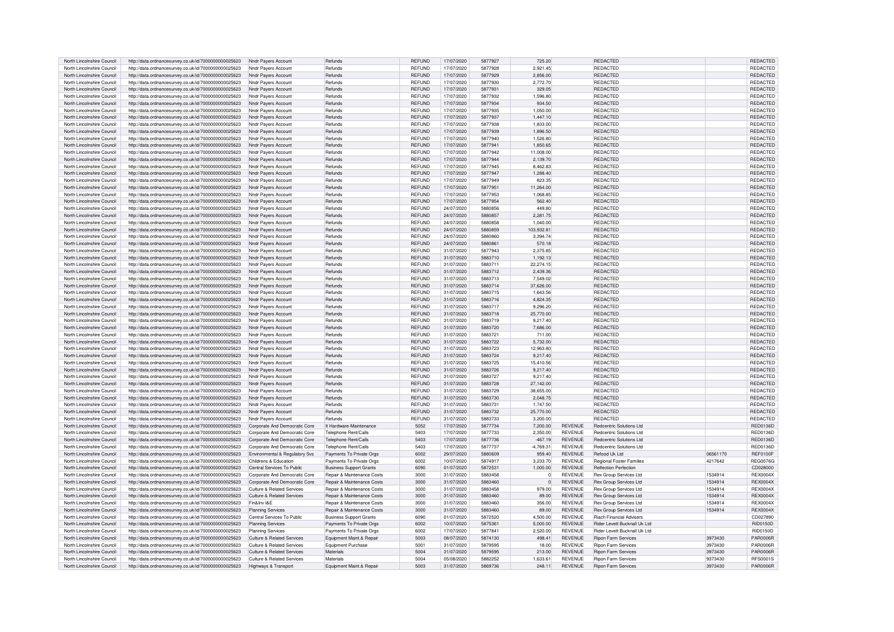| | | | | | | | | | | | |
|---|---|---|---|---|---|---|---|---|---|---|---|
| North Lincolnshire Council | http://data.ordnancesurvey.co.uk/id/7000000000025623 | Nndr Payers Account | Refunds | REFUND | 17/07/2020 | 5877927 | 725.20 | | REDACTED | | REDACTED |
| North Lincolnshire Council | http://data.ordnancesurvey.co.uk/id/7000000000025623 | Nndr Payers Account | Refunds | REFUND | 17/07/2020 | 5877928 | 2,921.45 | | REDACTED | | REDACTED |
| North Lincolnshire Council | http://data.ordnancesurvey.co.uk/id/7000000000025623 | Nndr Payers Account | Refunds | REFUND | 17/07/2020 | 5877929 | 2,856.00 | | REDACTED | | REDACTED |
| North Lincolnshire Council | http://data.ordnancesurvey.co.uk/id/7000000000025623 | Nndr Payers Account | Refunds | REFUND | 17/07/2020 | 5877930 | 2,772.70 | | REDACTED | | REDACTED |
| North Lincolnshire Council | http://data.ordnancesurvey.co.uk/id/7000000000025623 | Nndr Payers Account | Refunds | REFUND | 17/07/2020 | 5877931 | 329.05 | | REDACTED | | REDACTED |
| North Lincolnshire Council | http://data.ordnancesurvey.co.uk/id/7000000000025623 | Nndr Payers Account | Refunds | REFUND | 17/07/2020 | 5877932 | 1,596.80 | | REDACTED | | REDACTED |
| North Lincolnshire Council | http://data.ordnancesurvey.co.uk/id/7000000000025623 | Nndr Payers Account | Refunds | REFUND | 17/07/2020 | 5877934 | 934.50 | | REDACTED | | REDACTED |
| North Lincolnshire Council | http://data.ordnancesurvey.co.uk/id/7000000000025623 | Nndr Payers Account | Refunds | REFUND | 17/07/2020 | 5877935 | 1,050.00 | | REDACTED | | REDACTED |
| North Lincolnshire Council | http://data.ordnancesurvey.co.uk/id/7000000000025623 | Nndr Payers Account | Refunds | REFUND | 17/07/2020 | 5877937 | 1,447.10 | | REDACTED | | REDACTED |
| North Lincolnshire Council | http://data.ordnancesurvey.co.uk/id/7000000000025623 | Nndr Payers Account | Refunds | REFUND | 17/07/2020 | 5877938 | 1,833.00 | | REDACTED | | REDACTED |
| North Lincolnshire Council | http://data.ordnancesurvey.co.uk/id/7000000000025623 | Nndr Payers Account | Refunds | REFUND | 17/07/2020 | 5877939 | 1,896.50 | | REDACTED | | REDACTED |
| North Lincolnshire Council | http://data.ordnancesurvey.co.uk/id/7000000000025623 | Nndr Payers Account | Refunds | REFUND | 17/07/2020 | 5877940 | 1,526.80 | | REDACTED | | REDACTED |
| North Lincolnshire Council | http://data.ordnancesurvey.co.uk/id/7000000000025623 | Nndr Payers Account | Refunds | REFUND | 17/07/2020 | 5877941 | 1,850.65 | | REDACTED | | REDACTED |
| North Lincolnshire Council | http://data.ordnancesurvey.co.uk/id/7000000000025623 | Nndr Payers Account | Refunds | REFUND | 17/07/2020 | 5877942 | 11,008.00 | | REDACTED | | REDACTED |
| North Lincolnshire Council | http://data.ordnancesurvey.co.uk/id/7000000000025623 | Nndr Payers Account | Refunds | REFUND | 17/07/2020 | 5877944 | 2,139.70 | | REDACTED | | REDACTED |
| North Lincolnshire Council | http://data.ordnancesurvey.co.uk/id/7000000000025623 | Nndr Payers Account | Refunds | REFUND | 17/07/2020 | 5877945 | 8,462.83 | | REDACTED | | REDACTED |
| North Lincolnshire Council | http://data.ordnancesurvey.co.uk/id/7000000000025623 | Nndr Payers Account | Refunds | REFUND | 17/07/2020 | 5877947 | 1,288.40 | | REDACTED | | REDACTED |
| North Lincolnshire Council | http://data.ordnancesurvey.co.uk/id/7000000000025623 | Nndr Payers Account | Refunds | REFUND | 17/07/2020 | 5877949 | 823.35 | | REDACTED | | REDACTED |
| North Lincolnshire Council | http://data.ordnancesurvey.co.uk/id/7000000000025623 | Nndr Payers Account | Refunds | REFUND | 17/07/2020 | 5877951 | 11,264.00 | | REDACTED | | REDACTED |
| North Lincolnshire Council | http://data.ordnancesurvey.co.uk/id/7000000000025623 | Nndr Payers Account | Refunds | REFUND | 17/07/2020 | 5877953 | 1,068.85 | | REDACTED | | REDACTED |
| North Lincolnshire Council | http://data.ordnancesurvey.co.uk/id/7000000000025623 | Nndr Payers Account | Refunds | REFUND | 17/07/2020 | 5877954 | 562.40 | | REDACTED | | REDACTED |
| North Lincolnshire Council | http://data.ordnancesurvey.co.uk/id/7000000000025623 | Nndr Payers Account | Refunds | REFUND | 24/07/2020 | 5880856 | 449.80 | | REDACTED | | REDACTED |
| North Lincolnshire Council | http://data.ordnancesurvey.co.uk/id/7000000000025623 | Nndr Payers Account | Refunds | REFUND | 24/07/2020 | 5880857 | 2,281.75 | | REDACTED | | REDACTED |
| North Lincolnshire Council | http://data.ordnancesurvey.co.uk/id/7000000000025623 | Nndr Payers Account | Refunds | REFUND | 24/07/2020 | 5880858 | 1,040.00 | | REDACTED | | REDACTED |
| North Lincolnshire Council | http://data.ordnancesurvey.co.uk/id/7000000000025623 | Nndr Payers Account | Refunds | REFUND | 24/07/2020 | 5880859 | 103,932.81 | | REDACTED | | REDACTED |
| North Lincolnshire Council | http://data.ordnancesurvey.co.uk/id/7000000000025623 | Nndr Payers Account | Refunds | REFUND | 24/07/2020 | 5880860 | 3,394.74 | | REDACTED | | REDACTED |
| North Lincolnshire Council | http://data.ordnancesurvey.co.uk/id/7000000000025623 | Nndr Payers Account | Refunds | REFUND | 24/07/2020 | 5880861 | 570.18 | | REDACTED | | REDACTED |
| North Lincolnshire Council | http://data.ordnancesurvey.co.uk/id/7000000000025623 | Nndr Payers Account | Refunds | REFUND | 31/07/2020 | 5877943 | 2,375.85 | | REDACTED | | REDACTED |
| North Lincolnshire Council | http://data.ordnancesurvey.co.uk/id/7000000000025623 | Nndr Payers Account | Refunds | REFUND | 31/07/2020 | 5883710 | 1,192.13 | | REDACTED | | REDACTED |
| North Lincolnshire Council | http://data.ordnancesurvey.co.uk/id/7000000000025623 | Nndr Payers Account | Refunds | REFUND | 31/07/2020 | 5883711 | 22,274.15 | | REDACTED | | REDACTED |
| North Lincolnshire Council | http://data.ordnancesurvey.co.uk/id/7000000000025623 | Nndr Payers Account | Refunds | REFUND | 31/07/2020 | 5883712 | 2,439.36 | | REDACTED | | REDACTED |
| North Lincolnshire Council | http://data.ordnancesurvey.co.uk/id/7000000000025623 | Nndr Payers Account | Refunds | REFUND | 31/07/2020 | 5883713 | 7,549.02 | | REDACTED | | REDACTED |
| North Lincolnshire Council | http://data.ordnancesurvey.co.uk/id/7000000000025623 | Nndr Payers Account | Refunds | REFUND | 31/07/2020 | 5883714 | 37,626.00 | | REDACTED | | REDACTED |
| North Lincolnshire Council | http://data.ordnancesurvey.co.uk/id/7000000000025623 | Nndr Payers Account | Refunds | REFUND | 31/07/2020 | 5883715 | 1,643.56 | | REDACTED | | REDACTED |
| North Lincolnshire Council | http://data.ordnancesurvey.co.uk/id/7000000000025623 | Nndr Payers Account | Refunds | REFUND | 31/07/2020 | 5883716 | 4,824.35 | | REDACTED | | REDACTED |
| North Lincolnshire Council | http://data.ordnancesurvey.co.uk/id/7000000000025623 | Nndr Payers Account | Refunds | REFUND | 31/07/2020 | 5883717 | 9,296.20 | | REDACTED | | REDACTED |
| North Lincolnshire Council | http://data.ordnancesurvey.co.uk/id/7000000000025623 | Nndr Payers Account | Refunds | REFUND | 31/07/2020 | 5883718 | 25,770.00 | | REDACTED | | REDACTED |
| North Lincolnshire Council | http://data.ordnancesurvey.co.uk/id/7000000000025623 | Nndr Payers Account | Refunds | REFUND | 31/07/2020 | 5883719 | 9,217.40 | | REDACTED | | REDACTED |
| North Lincolnshire Council | http://data.ordnancesurvey.co.uk/id/7000000000025623 | Nndr Payers Account | Refunds | REFUND | 31/07/2020 | 5883720 | 7,686.00 | | REDACTED | | REDACTED |
| North Lincolnshire Council | http://data.ordnancesurvey.co.uk/id/7000000000025623 | Nndr Payers Account | Refunds | REFUND | 31/07/2020 | 5883721 | 711.00 | | REDACTED | | REDACTED |
| North Lincolnshire Council | http://data.ordnancesurvey.co.uk/id/7000000000025623 | Nndr Payers Account | Refunds | REFUND | 31/07/2020 | 5883722 | 5,732.00 | | REDACTED | | REDACTED |
| North Lincolnshire Council | http://data.ordnancesurvey.co.uk/id/7000000000025623 | Nndr Payers Account | Refunds | REFUND | 31/07/2020 | 5883723 | 12,963.80 | | REDACTED | | REDACTED |
| North Lincolnshire Council | http://data.ordnancesurvey.co.uk/id/7000000000025623 | Nndr Payers Account | Refunds | REFUND | 31/07/2020 | 5883724 | 9,217.40 | | REDACTED | | REDACTED |
| North Lincolnshire Council | http://data.ordnancesurvey.co.uk/id/7000000000025623 | Nndr Payers Account | Refunds | REFUND | 31/07/2020 | 5883725 | 15,410.56 | | REDACTED | | REDACTED |
| North Lincolnshire Council | http://data.ordnancesurvey.co.uk/id/7000000000025623 | Nndr Payers Account | Refunds | REFUND | 31/07/2020 | 5883726 | 9,217.40 | | REDACTED | | REDACTED |
| North Lincolnshire Council | http://data.ordnancesurvey.co.uk/id/7000000000025623 | Nndr Payers Account | Refunds | REFUND | 31/07/2020 | 5883727 | 9,217.40 | | REDACTED | | REDACTED |
| North Lincolnshire Council | http://data.ordnancesurvey.co.uk/id/7000000000025623 | Nndr Payers Account | Refunds | REFUND | 31/07/2020 | 5883728 | 27,142.00 | | REDACTED | | REDACTED |
| North Lincolnshire Council | http://data.ordnancesurvey.co.uk/id/7000000000025623 | Nndr Payers Account | Refunds | REFUND | 31/07/2020 | 5883729 | 38,655.00 | | REDACTED | | REDACTED |
| North Lincolnshire Council | http://data.ordnancesurvey.co.uk/id/7000000000025623 | Nndr Payers Account | Refunds | REFUND | 31/07/2020 | 5883730 | 2,048.75 | | REDACTED | | REDACTED |
| North Lincolnshire Council | http://data.ordnancesurvey.co.uk/id/7000000000025623 | Nndr Payers Account | Refunds | REFUND | 31/07/2020 | 5883731 | 1,747.50 | | REDACTED | | REDACTED |
| North Lincolnshire Council | http://data.ordnancesurvey.co.uk/id/7000000000025623 | Nndr Payers Account | Refunds | REFUND | 31/07/2020 | 5883732 | 25,770.00 | | REDACTED | | REDACTED |
| North Lincolnshire Council | http://data.ordnancesurvey.co.uk/id/7000000000025623 | Nndr Payers Account | Refunds | REFUND | 31/07/2020 | 5883733 | 3,200.00 | | REDACTED | | REDACTED |
| North Lincolnshire Council | http://data.ordnancesurvey.co.uk/id/7000000000025623 | Corporate And Democratic Core | It Hardware-Maintenance | 5052 | 17/07/2020 | 5877734 | 7,200.00 | REVENUE | Redcentric Solutions Ltd | | RED0136D |
| North Lincolnshire Council | http://data.ordnancesurvey.co.uk/id/7000000000025623 | Corporate And Democratic Core | Telephone Rent/Calls | 5403 | 17/07/2020 | 5877733 | 2,350.00 | REVENUE | Redcentric Solutions Ltd | | RED0136D |
| North Lincolnshire Council | http://data.ordnancesurvey.co.uk/id/7000000000025623 | Corporate And Democratic Core | Telephone Rent/Calls | 5403 | 17/07/2020 | 5877736 | -467.19 | REVENUE | Redcentric Solutions Ltd | | RED0136D |
| North Lincolnshire Council | http://data.ordnancesurvey.co.uk/id/7000000000025623 | Corporate And Democratic Core | Telephone Rent/Calls | 5403 | 17/07/2020 | 5877737 | -4,769.31 | REVENUE | Redcentric Solutions Ltd | | RED0136D |
| North Lincolnshire Council | http://data.ordnancesurvey.co.uk/id/7000000000025623 | Environmental & Regulatory Svs | Payments To Private Orgs | 6002 | 29/07/2020 | 5880609 | 959.40 | REVENUE | Refood Uk Ltd | 06561170 | REF0100F |
| North Lincolnshire Council | http://data.ordnancesurvey.co.uk/id/7000000000025623 | Childrens & Education | Payments To Private Orgs | 6002 | 10/07/2020 | 5874917 | 3,233.70 | REVENUE | Regional Foster Families | 4217642 | REG0076G |
| North Lincolnshire Council | http://data.ordnancesurvey.co.uk/id/7000000000025623 | Central Services To Public | Business Support Grants | 6090 | 01/07/2020 | 5872531 | 1,000.00 | REVENUE | Reflection Perfection | | CD028000 |
| North Lincolnshire Council | http://data.ordnancesurvey.co.uk/id/7000000000025623 | Corporate And Democratic Core | Repair & Maintenance Costs | 3000 | 31/07/2020 | 5883458 | 0 | REVENUE | Rex Group Services Ltd | 1534914 | REX0004X |
| North Lincolnshire Council | http://data.ordnancesurvey.co.uk/id/7000000000025623 | Corporate And Democratic Core | Repair & Maintenance Costs | 3000 | 31/07/2020 | 5883460 | 0 | REVENUE | Rex Group Services Ltd | 1534914 | REX0004X |
| North Lincolnshire Council | http://data.ordnancesurvey.co.uk/id/7000000000025623 | Culture & Related Services | Repair & Maintenance Costs | 3000 | 31/07/2020 | 5883458 | 979.00 | REVENUE | Rex Group Services Ltd | 1534914 | REX0004X |
| North Lincolnshire Council | http://data.ordnancesurvey.co.uk/id/7000000000025623 | Culture & Related Services | Repair & Maintenance Costs | 3000 | 31/07/2020 | 5883460 | 89.00 | REVENUE | Rex Group Services Ltd | 1534914 | REX0004X |
| North Lincolnshire Council | http://data.ordnancesurvey.co.uk/id/7000000000025623 | Fin&Inv I&E | Repair & Maintenance Costs | 3000 | 31/07/2020 | 5883460 | 356.00 | REVENUE | Rex Group Services Ltd | 1534914 | REX0004X |
| North Lincolnshire Council | http://data.ordnancesurvey.co.uk/id/7000000000025623 | Planning Services | Repair & Maintenance Costs | 3000 | 31/07/2020 | 5883460 | 89.00 | REVENUE | Rex Group Services Ltd | 1534914 | REX0004X |
| North Lincolnshire Council | http://data.ordnancesurvey.co.uk/id/7000000000025623 | Central Services To Public | Business Support Grants | 6090 | 01/07/2020 | 5872520 | 4,500.00 | REVENUE | Riach Financial Advisers | | CD027890 |
| North Lincolnshire Council | http://data.ordnancesurvey.co.uk/id/7000000000025623 | Planning Services | Payments To Private Orgs | 6002 | 10/07/2020 | 5875361 | 5,000.00 | REVENUE | Rider Levett Bucknall Uk Ltd | | RID0150D |
| North Lincolnshire Council | http://data.ordnancesurvey.co.uk/id/7000000000025623 | Planning Services | Payments To Private Orgs | 6002 | 17/07/2020 | 5877841 | 2,520.00 | REVENUE | Rider Levett Bucknall Uk Ltd | | RID0150D |
| North Lincolnshire Council | http://data.ordnancesurvey.co.uk/id/7000000000025623 | Culture & Related Services | Equipment Maint.& Repair | 5003 | 08/07/2020 | 5874130 | 498.41 | REVENUE | Ripon Farm Services | 3973430 | PAR0006R |
| North Lincolnshire Council | http://data.ordnancesurvey.co.uk/id/7000000000025623 | Culture & Related Services | Equipment Purchase | 5001 | 31/07/2020 | 5879595 | 18.00 | REVENUE | Ripon Farm Services | 3973430 | PAR0006R |
| North Lincolnshire Council | http://data.ordnancesurvey.co.uk/id/7000000000025623 | Culture & Related Services | Materials | 5004 | 31/07/2020 | 5879595 | 213.00 | REVENUE | Ripon Farm Services | 3973430 | PAR0006R |
| North Lincolnshire Council | http://data.ordnancesurvey.co.uk/id/7000000000025623 | Culture & Related Services | Materials | 5004 | 05/08/2020 | 5882252 | 1,633.61 | REVENUE | Ripon Farm Services | 9373430 | RFS0001S |
| North Lincolnshire Council | http://data.ordnancesurvey.co.uk/id/7000000000025623 | Highways & Transport | Equipment Maint.& Repair | 5003 | 31/07/2020 | 5869736 | 248.11 | REVENUE | Ripon Farm Services | 3973430 | PAR0006R |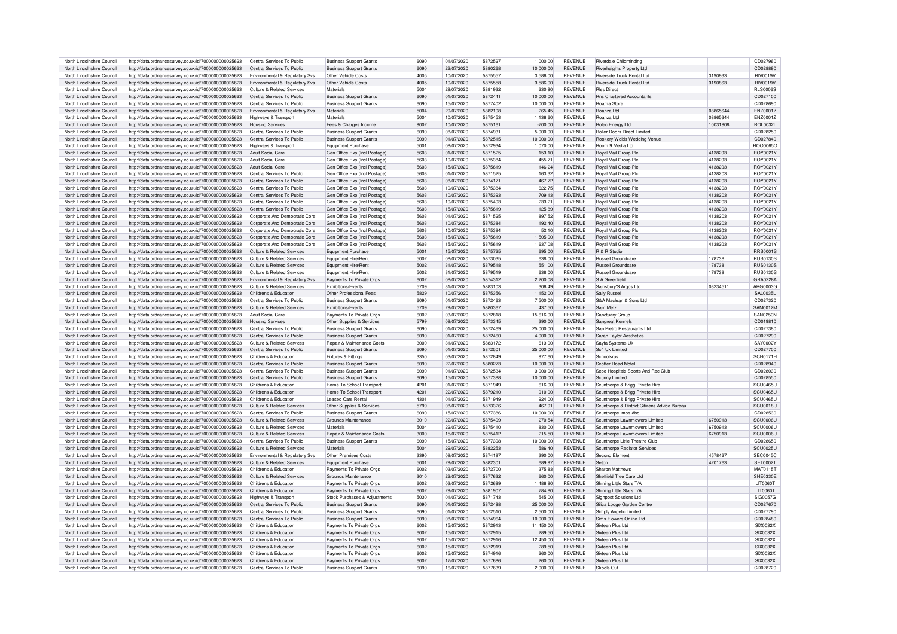| North Lincolnshire Council | http://data.ordnancesurvey.co.uk/id/7000000000025623 | Central Services To Public | Business Support Grants | 6090 | 01/07/2020 | 5872527 | 1,000.00 | REVENUE | Riverdale Childminding | | CD027960 |
|---|---|---|---|---|---|---|---|---|---|---|---|
| North Lincolnshire Council | http://data.ordnancesurvey.co.uk/id/7000000000025623 | Central Services To Public | Business Support Grants | 6090 | 22/07/2020 | 5880268 | 10,000.00 | REVENUE | Riverheights Property Ltd | | CD028890 |
| North Lincolnshire Council | http://data.ordnancesurvey.co.uk/id/7000000000025623 | Environmental & Regulatory Svs | Other Vehicle Costs | 4005 | 10/07/2020 | 5875557 | 3,586.00 | REVENUE | Riverside Truck Rental Ltd | 3190863 | RIV0019V |
| North Lincolnshire Council | http://data.ordnancesurvey.co.uk/id/7000000000025623 | Environmental & Regulatory Svs | Other Vehicle Costs | 4005 | 10/07/2020 | 5875558 | 3,586.00 | REVENUE | Riverside Truck Rental Ltd | 3190863 | RIV0019V |
| North Lincolnshire Council | http://data.ordnancesurvey.co.uk/id/7000000000025623 | Culture & Related Services | Materials | 5004 | 29/07/2020 | 5881932 | 230.90 | REVENUE | Rlss Direct | | RLS0006S |
| North Lincolnshire Council | http://data.ordnancesurvey.co.uk/id/7000000000025623 | Central Services To Public | Business Support Grants | 6090 | 01/07/2020 | 5872441 | 10,000.00 | REVENUE | Rns Chartered Accountants | | CD027100 |
| North Lincolnshire Council | http://data.ordnancesurvey.co.uk/id/7000000000025623 | Central Services To Public | Business Support Grants | 6090 | 15/07/2020 | 5877402 | 10,000.00 | REVENUE | Roama Store | | CD028690 |
| North Lincolnshire Council | http://data.ordnancesurvey.co.uk/id/7000000000025623 | Environmental & Regulatory Svs | Materials | 5004 | 29/07/2020 | 5882108 | 265.45 | REVENUE | Roanza Ltd | 08865644 | ENZ0001Z |
| North Lincolnshire Council | http://data.ordnancesurvey.co.uk/id/7000000000025623 | Highways & Transport | Materials | 5004 | 10/07/2020 | 5875453 | 1,136.60 | REVENUE | Roanza Ltd | 08865644 | ENZ0001Z |
| North Lincolnshire Council | http://data.ordnancesurvey.co.uk/id/7000000000025623 | Housing Services | Fees & Charges Income | 9002 | 10/07/2020 | 5875161 | -700.00 | REVENUE | Rolec Energy Ltd | 10031908 | ROL0032L |
| North Lincolnshire Council | http://data.ordnancesurvey.co.uk/id/7000000000025623 | Central Services To Public | Business Support Grants | 6090 | 08/07/2020 | 5874931 | 5,000.00 | REVENUE | Roller Doors Direct Limited | | CD028250 |
| North Lincolnshire Council | http://data.ordnancesurvey.co.uk/id/7000000000025623 | Central Services To Public | Business Support Grants | 6090 | 01/07/2020 | 5872515 | 10,000.00 | REVENUE | Rookery Wolds Wedding Venue | | CD027840 |
| North Lincolnshire Council | http://data.ordnancesurvey.co.uk/id/7000000000025623 | Highways & Transport | Equipment Purchase | 5001 | 08/07/2020 | 5872934 | 1,070.00 | REVENUE | Room 9 Media Ltd | | ROO0065O |
| North Lincolnshire Council | http://data.ordnancesurvey.co.uk/id/7000000000025623 | Adult Social Care | Gen Office Exp (Incl Postage) | 5603 | 01/07/2020 | 5871525 | 153.10 | REVENUE | Royal Mail Group Plc | 4138203 | ROY0021Y |
| North Lincolnshire Council | http://data.ordnancesurvey.co.uk/id/7000000000025623 | Adult Social Care | Gen Office Exp (Incl Postage) | 5603 | 10/07/2020 | 5875384 | 455.71 | REVENUE | Royal Mail Group Plc | 4138203 | ROY0021Y |
| North Lincolnshire Council | http://data.ordnancesurvey.co.uk/id/7000000000025623 | Adult Social Care | Gen Office Exp (Incl Postage) | 5603 | 15/07/2020 | 5875619 | 146.24 | REVENUE | Royal Mail Group Plc | 4138203 | ROY0021Y |
| North Lincolnshire Council | http://data.ordnancesurvey.co.uk/id/7000000000025623 | Central Services To Public | Gen Office Exp (Incl Postage) | 5603 | 01/07/2020 | 5871525 | 163.32 | REVENUE | Royal Mail Group Plc | 4138203 | ROY0021Y |
| North Lincolnshire Council | http://data.ordnancesurvey.co.uk/id/7000000000025623 | Central Services To Public | Gen Office Exp (Incl Postage) | 5603 | 08/07/2020 | 5874171 | 467.72 | REVENUE | Royal Mail Group Plc | 4138203 | ROY0021Y |
| North Lincolnshire Council | http://data.ordnancesurvey.co.uk/id/7000000000025623 | Central Services To Public | Gen Office Exp (Incl Postage) | 5603 | 10/07/2020 | 5875384 | 622.75 | REVENUE | Royal Mail Group Plc | 4138203 | ROY0021Y |
| North Lincolnshire Council | http://data.ordnancesurvey.co.uk/id/7000000000025623 | Central Services To Public | Gen Office Exp (Incl Postage) | 5603 | 10/07/2020 | 5875393 | 709.13 | REVENUE | Royal Mail Group Plc | 4138203 | ROY0021Y |
| North Lincolnshire Council | http://data.ordnancesurvey.co.uk/id/7000000000025623 | Central Services To Public | Gen Office Exp (Incl Postage) | 5603 | 10/07/2020 | 5875403 | 233.21 | REVENUE | Royal Mail Group Plc | 4138203 | ROY0021Y |
| North Lincolnshire Council | http://data.ordnancesurvey.co.uk/id/7000000000025623 | Central Services To Public | Gen Office Exp (Incl Postage) | 5603 | 15/07/2020 | 5875619 | 125.89 | REVENUE | Royal Mail Group Plc | 4138203 | ROY0021Y |
| North Lincolnshire Council | http://data.ordnancesurvey.co.uk/id/7000000000025623 | Corporate And Democratic Core | Gen Office Exp (Incl Postage) | 5603 | 01/07/2020 | 5871525 | 897.52 | REVENUE | Royal Mail Group Plc | 4138203 | ROY0021Y |
| North Lincolnshire Council | http://data.ordnancesurvey.co.uk/id/7000000000025623 | Corporate And Democratic Core | Gen Office Exp (Incl Postage) | 5603 | 10/07/2020 | 5875384 | 192.40 | REVENUE | Royal Mail Group Plc | 4138203 | ROY0021Y |
| North Lincolnshire Council | http://data.ordnancesurvey.co.uk/id/7000000000025623 | Corporate And Democratic Core | Gen Office Exp (Incl Postage) | 5603 | 10/07/2020 | 5875384 | 52.10 | REVENUE | Royal Mail Group Plc | 4138203 | ROY0021Y |
| North Lincolnshire Council | http://data.ordnancesurvey.co.uk/id/7000000000025623 | Corporate And Democratic Core | Gen Office Exp (Incl Postage) | 5603 | 15/07/2020 | 5875619 | 1,505.00 | REVENUE | Royal Mail Group Plc | 4138203 | ROY0021Y |
| North Lincolnshire Council | http://data.ordnancesurvey.co.uk/id/7000000000025623 | Corporate And Democratic Core | Gen Office Exp (Incl Postage) | 5603 | 15/07/2020 | 5875619 | 1,637.08 | REVENUE | Royal Mail Group Plc | 4138203 | ROY0021Y |
| North Lincolnshire Council | http://data.ordnancesurvey.co.uk/id/7000000000025623 | Culture & Related Services | Equipment Purchase | 5001 | 15/07/2020 | 5875725 | 695.00 | REVENUE | R & R Studio | | RRS0001S |
| North Lincolnshire Council | http://data.ordnancesurvey.co.uk/id/7000000000025623 | Culture & Related Services | Equipment Hire/Rent | 5002 | 08/07/2020 | 5873035 | 638.00 | REVENUE | Russell Groundcare | 178738 | RUS0130S |
| North Lincolnshire Council | http://data.ordnancesurvey.co.uk/id/7000000000025623 | Culture & Related Services | Equipment Hire/Rent | 5002 | 31/07/2020 | 5879518 | 551.00 | REVENUE | Russell Groundcare | 178738 | RUS0130S |
| North Lincolnshire Council | http://data.ordnancesurvey.co.uk/id/7000000000025623 | Culture & Related Services | Equipment Hire/Rent | 5002 | 31/07/2020 | 5879519 | 638.00 | REVENUE | Russell Groundcare | 178738 | RUS0130S |
| North Lincolnshire Council | http://data.ordnancesurvey.co.uk/id/7000000000025623 | Environmental & Regulatory Svs | Payments To Private Orgs | 6002 | 08/07/2020 | 5874312 | 2,200.08 | REVENUE | S A Greenfield | | GRA0228A |
| North Lincolnshire Council | http://data.ordnancesurvey.co.uk/id/7000000000025623 | Culture & Related Services | Exhibitions/Events | 5709 | 31/07/2020 | 5883103 | 306.49 | REVENUE | Sainsbury'S Argos Ltd | 03234511 | ARG0003G |
| North Lincolnshire Council | http://data.ordnancesurvey.co.uk/id/7000000000025623 | Childrens & Education | Other Professional Fees | 5829 | 10/07/2020 | 5875356 | 1,152.00 | REVENUE | Sally Russell | | SAL0035L |
| North Lincolnshire Council | http://data.ordnancesurvey.co.uk/id/7000000000025623 | Central Services To Public | Business Support Grants | 6090 | 01/07/2020 | 5872463 | 7,500.00 | REVENUE | S&A Maclean & Sons Ltd | | CD027320 |
| North Lincolnshire Council | http://data.ordnancesurvey.co.uk/id/7000000000025623 | Culture & Related Services | Exhibitions/Events | 5709 | 29/07/2020 | 5880367 | 437.50 | REVENUE | Sam Metz | | SAM0012M |
| North Lincolnshire Council | http://data.ordnancesurvey.co.uk/id/7000000000025623 | Adult Social Care | Payments To Private Orgs | 6002 | 03/07/2020 | 5872818 | 15,616.00 | REVENUE | Sanctuary Group | | SAN0250N |
| North Lincolnshire Council | http://data.ordnancesurvey.co.uk/id/7000000000025623 | Housing Services | Other Supplies & Services | 5799 | 08/07/2020 | 5873345 | 390.00 | REVENUE | Sangreat Kennels | | CD019810 |
| North Lincolnshire Council | http://data.ordnancesurvey.co.uk/id/7000000000025623 | Central Services To Public | Business Support Grants | 6090 | 01/07/2020 | 5872469 | 25,000.00 | REVENUE | San Pietro Restaurants Ltd | | CD027380 |
| North Lincolnshire Council | http://data.ordnancesurvey.co.uk/id/7000000000025623 | Central Services To Public | Business Support Grants | 6090 | 01/07/2020 | 5872460 | 4,000.00 | REVENUE | Sarah Taylor Aesthetics | | CD027290 |
| North Lincolnshire Council | http://data.ordnancesurvey.co.uk/id/7000000000025623 | Culture & Related Services | Repair & Maintenance Costs | 3000 | 31/07/2020 | 5883172 | 613.00 | REVENUE | Sayfa Systems Uk | | SAY0002Y |
| North Lincolnshire Council | http://data.ordnancesurvey.co.uk/id/7000000000025623 | Central Services To Public | Business Support Grants | 6090 | 01/07/2020 | 5872501 | 25,000.00 | REVENUE | Sc4 Uk Limited | | CD027700 |
| North Lincolnshire Council | http://data.ordnancesurvey.co.uk/id/7000000000025623 | Childrens & Education | Fixtures & Fittings | 3350 | 03/07/2020 | 5872849 | 977.60 | REVENUE | Schoolsrus | | SCH0171H |
| North Lincolnshire Council | http://data.ordnancesurvey.co.uk/id/7000000000025623 | Central Services To Public | Business Support Grants | 6090 | 22/07/2020 | 5880273 | 10,000.00 | REVENUE | Scotter Road Motel | | CD028940 |
| North Lincolnshire Council | http://data.ordnancesurvey.co.uk/id/7000000000025623 | Central Services To Public | Business Support Grants | 6090 | 01/07/2020 | 5872534 | 3,000.00 | REVENUE | Scpe Hospitals Sports And Rec Club | | CD028030 |
| North Lincolnshire Council | http://data.ordnancesurvey.co.uk/id/7000000000025623 | Central Services To Public | Business Support Grants | 6090 | 15/07/2020 | 5877388 | 10,000.00 | REVENUE | Scunny Limited | | CD028550 |
| North Lincolnshire Council | http://data.ordnancesurvey.co.uk/id/7000000000025623 | Childrens & Education | Home To School Transport | 4201 | 01/07/2020 | 5871949 | 616.00 | REVENUE | Scunthorpe & Brigg Private Hire | | SCU0465U |
| North Lincolnshire Council | http://data.ordnancesurvey.co.uk/id/7000000000025623 | Childrens & Education | Home To School Transport | 4201 | 22/07/2020 | 5879210 | 910.00 | REVENUE | Scunthorpe & Brigg Private Hire | | SCU0465U |
| North Lincolnshire Council | http://data.ordnancesurvey.co.uk/id/7000000000025623 | Childrens & Education | Leased Cars Rental | 4301 | 01/07/2020 | 5871949 | 924.00 | REVENUE | Scunthorpe & Brigg Private Hire | | SCU0465U |
| North Lincolnshire Council | http://data.ordnancesurvey.co.uk/id/7000000000025623 | Culture & Related Services | Other Supplies & Services | 5799 | 08/07/2020 | 5873326 | 467.91 | REVENUE | Scunthorpe & District Citizens Advice Bureau | | SCU0018U |
| North Lincolnshire Council | http://data.ordnancesurvey.co.uk/id/7000000000025623 | Central Services To Public | Business Support Grants | 6090 | 15/07/2020 | 5877386 | 10,000.00 | REVENUE | Scunthorpe Imps Abc | | CD028530 |
| North Lincolnshire Council | http://data.ordnancesurvey.co.uk/id/7000000000025623 | Culture & Related Services | Grounds Maintenance | 3010 | 22/07/2020 | 5875409 | 270.54 | REVENUE | Scunthorpe Lawnmowers Limited | 6750913 | SCU0006U |
| North Lincolnshire Council | http://data.ordnancesurvey.co.uk/id/7000000000025623 | Culture & Related Services | Materials | 5004 | 22/07/2020 | 5875410 | 830.00 | REVENUE | Scunthorpe Lawnmowers Limited | 6750913 | SCU0006U |
| North Lincolnshire Council | http://data.ordnancesurvey.co.uk/id/7000000000025623 | Culture & Related Services | Repair & Maintenance Costs | 3000 | 15/07/2020 | 5875412 | 215.50 | REVENUE | Scunthorpe Lawnmowers Limited | 6750913 | SCU0006U |
| North Lincolnshire Council | http://data.ordnancesurvey.co.uk/id/7000000000025623 | Central Services To Public | Business Support Grants | 6090 | 15/07/2020 | 5877398 | 10,000.00 | REVENUE | Scunthorpe Little Theatre Club | | CD028650 |
| North Lincolnshire Council | http://data.ordnancesurvey.co.uk/id/7000000000025623 | Culture & Related Services | Materials | 5004 | 29/07/2020 | 5882253 | 586.40 | REVENUE | Scunthorpe Radiator Services | | SCU0025U |
| North Lincolnshire Council | http://data.ordnancesurvey.co.uk/id/7000000000025623 | Environmental & Regulatory Svs | Other Premises Costs | 3390 | 08/07/2020 | 5874187 | 390.00 | REVENUE | Second Element | 4578427 | SEC0045C |
| North Lincolnshire Council | http://data.ordnancesurvey.co.uk/id/7000000000025623 | Culture & Related Services | Equipment Purchase | 5001 | 29/07/2020 | 5882301 | 689.97 | REVENUE | Seton | 4201763 | SET0002T |
| North Lincolnshire Council | http://data.ordnancesurvey.co.uk/id/7000000000025623 | Childrens & Education | Payments To Private Orgs | 6002 | 03/07/2020 | 5872700 | 375.83 | REVENUE | Sharon Matthews | | MAT0115T |
| North Lincolnshire Council | http://data.ordnancesurvey.co.uk/id/7000000000025623 | Culture & Related Services | Grounds Maintenance | 3010 | 22/07/2020 | 5877632 | 660.00 | REVENUE | Sheffield Tree Care Ltd | | SHE0330E |
| North Lincolnshire Council | http://data.ordnancesurvey.co.uk/id/7000000000025623 | Childrens & Education | Payments To Private Orgs | 6002 | 03/07/2020 | 5872699 | 1,486.80 | REVENUE | Shining Little Stars T/A | | LIT0060T |
| North Lincolnshire Council | http://data.ordnancesurvey.co.uk/id/7000000000025623 | Childrens & Education | Payments To Private Orgs | 6002 | 29/07/2020 | 5881907 | 784.80 | REVENUE | Shining Little Stars T/A | | LIT0060T |
| North Lincolnshire Council | http://data.ordnancesurvey.co.uk/id/7000000000025623 | Highways & Transport | Stock Purchases & Adjustments | 5030 | 01/07/2020 | 5871743 | 545.00 | REVENUE | Signpost Solutions Ltd | | SIG0057G |
| North Lincolnshire Council | http://data.ordnancesurvey.co.uk/id/7000000000025623 | Central Services To Public | Business Support Grants | 6090 | 01/07/2020 | 5872498 | 25,000.00 | REVENUE | Silica Lodge Garden Centre | | CD027670 |
| North Lincolnshire Council | http://data.ordnancesurvey.co.uk/id/7000000000025623 | Central Services To Public | Business Support Grants | 6090 | 01/07/2020 | 5872510 | 2,500.00 | REVENUE | Simply Angelic Limited | | CD027790 |
| North Lincolnshire Council | http://data.ordnancesurvey.co.uk/id/7000000000025623 | Central Services To Public | Business Support Grants | 6090 | 08/07/2020 | 5874964 | 10,000.00 | REVENUE | Sims Flowers Online Ltd | | CD028480 |
| North Lincolnshire Council | http://data.ordnancesurvey.co.uk/id/7000000000025623 | Childrens & Education | Payments To Private Orgs | 6002 | 15/07/2020 | 5872913 | 11,450.00 | REVENUE | Sixteen Plus Ltd | | SIX0032X |
| North Lincolnshire Council | http://data.ordnancesurvey.co.uk/id/7000000000025623 | Childrens & Education | Payments To Private Orgs | 6002 | 15/07/2020 | 5872915 | 289.50 | REVENUE | Sixteen Plus Ltd | | SIX0032X |
| North Lincolnshire Council | http://data.ordnancesurvey.co.uk/id/7000000000025623 | Childrens & Education | Payments To Private Orgs | 6002 | 15/07/2020 | 5872916 | 12,450.00 | REVENUE | Sixteen Plus Ltd | | SIX0032X |
| North Lincolnshire Council | http://data.ordnancesurvey.co.uk/id/7000000000025623 | Childrens & Education | Payments To Private Orgs | 6002 | 15/07/2020 | 5872919 | 289.50 | REVENUE | Sixteen Plus Ltd | | SIX0032X |
| North Lincolnshire Council | http://data.ordnancesurvey.co.uk/id/7000000000025623 | Childrens & Education | Payments To Private Orgs | 6002 | 15/07/2020 | 5874916 | 260.00 | REVENUE | Sixteen Plus Ltd | | SIX0032X |
| North Lincolnshire Council | http://data.ordnancesurvey.co.uk/id/7000000000025623 | Childrens & Education | Payments To Private Orgs | 6002 | 17/07/2020 | 5877686 | 260.00 | REVENUE | Sixteen Plus Ltd | | SIX0032X |
| North Lincolnshire Council | http://data.ordnancesurvey.co.uk/id/7000000000025623 | Central Services To Public | Business Support Grants | 6090 | 16/07/2020 | 5877639 | 2,000.00 | REVENUE | Skools Out | | CD028720 |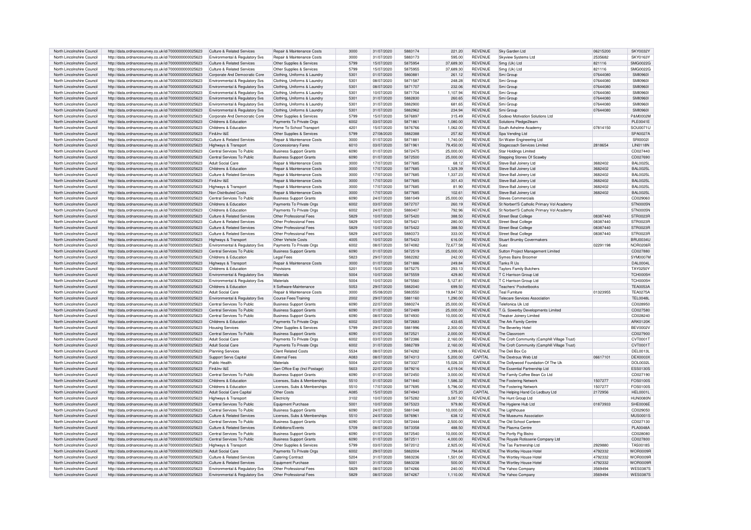| North Lincolnshire Council | http://data.ordnancesurvey.co.uk/id/7000000000025623 | Culture & Related Services | Repair & Maintenance Costs | 3000 | 31/07/2020 | 5883174 | 221.20 | REVENUE | Sky Garden Ltd | 06215200 | SKY0032Y |
|---|---|---|---|---|---|---|---|---|---|---|---|
| North Lincolnshire Council | http://data.ordnancesurvey.co.uk/id/7000000000025623 | Environmental & Regulatory Svs | Repair & Maintenance Costs | 3000 | 31/07/2020 | 5883173 | 595.00 | REVENUE | Skyview Systems Ltd | 2535682 | SKY0163Y |
| North Lincolnshire Council | http://data.ordnancesurvey.co.uk/id/7000000000025623 | Culture & Related Services | Other Supplies & Services | 5799 | 15/07/2020 | 5875954 | 37,689.30 | REVENUE | Smg (Uk) Ltd | 821116 | SMG0022G |
| North Lincolnshire Council | http://data.ordnancesurvey.co.uk/id/7000000000025623 | Culture & Related Services | Other Supplies & Services | 5799 | 15/07/2020 | 5875955 | 37,689.30 | REVENUE | Smg (Uk) Ltd | 821116 | SMG0022G |
| North Lincolnshire Council | http://data.ordnancesurvey.co.uk/id/7000000000025623 | Corporate And Democratic Core | Clothing, Uniforms & Laundry | 5301 | 01/07/2020 | 5860881 | 261.12 | REVENUE | Smi Group | 07644080 | SMI0960I |
| North Lincolnshire Council | http://data.ordnancesurvey.co.uk/id/7000000000025623 | Environmental & Regulatory Svs | Clothing, Uniforms & Laundry | 5301 | 08/07/2020 | 5871587 | 248.28 | REVENUE | Smi Group | 07644080 | SMI0960I |
| North Lincolnshire Council | http://data.ordnancesurvey.co.uk/id/7000000000025623 | Environmental & Regulatory Svs | Clothing, Uniforms & Laundry | 5301 | 08/07/2020 | 5871707 | 232.06 | REVENUE | Smi Group | 07644080 | SMI0960I |
| North Lincolnshire Council | http://data.ordnancesurvey.co.uk/id/7000000000025623 | Environmental & Regulatory Svs | Clothing, Uniforms & Laundry | 5301 | 10/07/2020 | 5871704 | 1,107.94 | REVENUE | Smi Group | 07644080 | SMI0960I |
| North Lincolnshire Council | http://data.ordnancesurvey.co.uk/id/7000000000025623 | Environmental & Regulatory Svs | Clothing, Uniforms & Laundry | 5301 | 31/07/2020 | 5882830 | 260.65 | REVENUE | Smi Group | 07644080 | SMI0960I |
| North Lincolnshire Council | http://data.ordnancesurvey.co.uk/id/7000000000025623 | Environmental & Regulatory Svs | Clothing, Uniforms & Laundry | 5301 | 31/07/2020 | 5882900 | 681.65 | REVENUE | Smi Group | 07644080 | SMI0960I |
| North Lincolnshire Council | http://data.ordnancesurvey.co.uk/id/7000000000025623 | Environmental & Regulatory Svs | Clothing, Uniforms & Laundry | 5301 | 31/07/2020 | 5882962 | 234.94 | REVENUE | Smi Group | 07644080 | SMI0960I |
| North Lincolnshire Council | http://data.ordnancesurvey.co.uk/id/7000000000025623 | Corporate And Democratic Core | Other Supplies & Services | 5799 | 15/07/2020 | 5876897 | 315.49 | REVENUE | Sodexo Motivation Solutions Ltd | | P&M0002M |
| North Lincolnshire Council | http://data.ordnancesurvey.co.uk/id/7000000000025623 | Childrens & Education | Payments To Private Orgs | 6002 | 03/07/2020 | 5871861 | 1,080.00 | REVENUE | Solutions Pledge2learn | | PLE0041E |
| North Lincolnshire Council | http://data.ordnancesurvey.co.uk/id/7000000000025623 | Childrens & Education | Home To School Transport | 4201 | 15/07/2020 | 5876766 | 1,062.00 | REVENUE | South Axholme Academy | 07814150 | SOU0071U |
| North Lincolnshire Council | http://data.ordnancesurvey.co.uk/id/7000000000025623 | Fin&Inv I&E | Other Supplies & Services | 5799 | 27/08/2020 | 5882388 | 257.82 | REVENUE | Spa Vending Ltd | | SPA0027A |
| North Lincolnshire Council | http://data.ordnancesurvey.co.uk/id/7000000000025623 | Culture & Related Services | Repair & Maintenance Costs | 3000 | 01/07/2020 | 5871881 | 1,740.00 | REVENUE | Sri Water Engineering Ltd | | SRI0002I |
| North Lincolnshire Council | http://data.ordnancesurvey.co.uk/id/7000000000025623 | Highways & Transport | Concessionary Fares | 6010 | 03/07/2020 | 5871961 | 79,450.00 | REVENUE | Stagecoach Services Limited | 2818654 | LIN0118N |
| North Lincolnshire Council | http://data.ordnancesurvey.co.uk/id/7000000000025623 | Central Services To Public | Business Support Grants | 6090 | 01/07/2020 | 5872475 | 25,000.00 | REVENUE | Star Holdings Limited | | CD027440 |
| North Lincolnshire Council | http://data.ordnancesurvey.co.uk/id/7000000000025623 | Central Services To Public | Business Support Grants | 6090 | 01/07/2020 | 5872500 | 25,000.00 | REVENUE | Stepping Stones Of Scawby | | CD027690 |
| North Lincolnshire Council | http://data.ordnancesurvey.co.uk/id/7000000000025623 | Adult Social Care | Repair & Maintenance Costs | 3000 | 17/07/2020 | 5877685 | 68.12 | REVENUE | Steve Ball Joinery Ltd | 3682402 | BAL0025L |
| North Lincolnshire Council | http://data.ordnancesurvey.co.uk/id/7000000000025623 | Childrens & Education | Repair & Maintenance Costs | 3000 | 17/07/2020 | 5877685 | 1,329.39 | REVENUE | Steve Ball Joinery Ltd | 3682402 | BAL0025L |
| North Lincolnshire Council | http://data.ordnancesurvey.co.uk/id/7000000000025623 | Culture & Related Services | Repair & Maintenance Costs | 3000 | 17/07/2020 | 5877685 | 1,337.23 | REVENUE | Steve Ball Joinery Ltd | 3682402 | BAL0025L |
| North Lincolnshire Council | http://data.ordnancesurvey.co.uk/id/7000000000025623 | Fin&Inv I&E | Repair & Maintenance Costs | 3000 | 17/07/2020 | 5877685 | 301.43 | REVENUE | Steve Ball Joinery Ltd | 3682402 | BAL0025L |
| North Lincolnshire Council | http://data.ordnancesurvey.co.uk/id/7000000000025623 | Highways & Transport | Repair & Maintenance Costs | 3000 | 17/07/2020 | 5877685 | 81.90 | REVENUE | Steve Ball Joinery Ltd | 3682402 | BAL0025L |
| North Lincolnshire Council | http://data.ordnancesurvey.co.uk/id/7000000000025623 | Non Distributed Costs | Repair & Maintenance Costs | 3000 | 17/07/2020 | 5877685 | 102.61 | REVENUE | Steve Ball Joinery Ltd | 3682402 | BAL0025L |
| North Lincolnshire Council | http://data.ordnancesurvey.co.uk/id/7000000000025623 | Central Services To Public | Business Support Grants | 6090 | 24/07/2020 | 5881049 | 25,000.00 | REVENUE | Steves Commercials | | CD029060 |
| North Lincolnshire Council | http://data.ordnancesurvey.co.uk/id/7000000000025623 | Childrens & Education | Payments To Private Orgs | 6002 | 03/07/2020 | 5872707 | 260.19 | REVENUE | St Norbert'S Catholic Primary Vol Academy | | STN0005N |
| North Lincolnshire Council | http://data.ordnancesurvey.co.uk/id/7000000000025623 | Childrens & Education | Payments To Private Orgs | 6002 | 24/07/2020 | 5880407 | 792.96 | REVENUE | St Norbert'S Catholic Primary Vol Academy | | STN0005N |
| North Lincolnshire Council | http://data.ordnancesurvey.co.uk/id/7000000000025623 | Culture & Related Services | Other Professional Fees | 5829 | 10/07/2020 | 5875420 | 388.50 | REVENUE | Street Beat College | 08387440 | STR0023R |
| North Lincolnshire Council | http://data.ordnancesurvey.co.uk/id/7000000000025623 | Culture & Related Services | Other Professional Fees | 5829 | 10/07/2020 | 5875421 | 280.00 | REVENUE | Street Beat College | 08387440 | STR0023R |
| North Lincolnshire Council | http://data.ordnancesurvey.co.uk/id/7000000000025623 | Culture & Related Services | Other Professional Fees | 5829 | 10/07/2020 | 5875422 | 388.50 | REVENUE | Street Beat College | 08387440 | STR0023R |
| North Lincolnshire Council | http://data.ordnancesurvey.co.uk/id/7000000000025623 | Culture & Related Services | Other Professional Fees | 5829 | 24/07/2020 | 5880373 | 333.00 | REVENUE | Street Beat College | 08387440 | STR0023R |
| North Lincolnshire Council | http://data.ordnancesurvey.co.uk/id/7000000000025623 | Highways & Transport | Other Vehicle Costs | 4005 | 10/07/2020 | 5875423 | 616.00 | REVENUE | Stuart Brumby Covermakers | | BRU0034U |
| North Lincolnshire Council | http://data.ordnancesurvey.co.uk/id/7000000000025623 | Environmental & Regulatory Svs | Payments To Private Orgs | 6002 | 08/07/2020 | 5874082 | 72,677.58 | REVENUE | Suez | 02291198 | NOR0206R |
| North Lincolnshire Council | http://data.ordnancesurvey.co.uk/id/7000000000025623 | Central Services To Public | Business Support Grants | 6090 | 01/07/2020 | 5872519 | 25,000.00 | REVENUE | Sutton Project Management Limited | | CD027880 |
| North Lincolnshire Council | http://data.ordnancesurvey.co.uk/id/7000000000025623 | Childrens & Education | Legal Fees | 5823 | 29/07/2020 | 5882282 | 242.00 | REVENUE | Symes Bains Broomer | | SYM0007M |
| North Lincolnshire Council | http://data.ordnancesurvey.co.uk/id/7000000000025623 | Highways & Transport | Repair & Maintenance Costs | 3000 | 01/07/2020 | 5871886 | 249.84 | REVENUE | Tanks R Us | | DAL0004L |
| North Lincolnshire Council | http://data.ordnancesurvey.co.uk/id/7000000000025623 | Childrens & Education | Provisions | 5201 | 15/07/2020 | 5875275 | 293.13 | REVENUE | Taylors Family Butchers | | TAY0250Y |
| North Lincolnshire Council | http://data.ordnancesurvey.co.uk/id/7000000000025623 | Environmental & Regulatory Svs | Materials | 5004 | 10/07/2020 | 5875559 | 429.80 | REVENUE | T C Harrison Group Ltd | | TCH0005H |
| North Lincolnshire Council | http://data.ordnancesurvey.co.uk/id/7000000000025623 | Environmental & Regulatory Svs | Materials | 5004 | 10/07/2020 | 5875560 | 5,127.81 | REVENUE | T C Harrison Group Ltd | | TCH0005H |
| North Lincolnshire Council | http://data.ordnancesurvey.co.uk/id/7000000000025623 | Childrens & Education | It Software-Maintenance | 5053 | 29/07/2020 | 5882040 | 699.50 | REVENUE | Teachers' Pocketbooks | | TEA0053A |
| North Lincolnshire Council | http://data.ordnancesurvey.co.uk/id/7000000000025623 | Adult Social Care | Repair & Maintenance Costs | 3000 | 05/08/2020 | 5883550 | 19,847.50 | REVENUE | Teal Furniture | 01323955 | TEA0275A |
| North Lincolnshire Council | http://data.ordnancesurvey.co.uk/id/7000000000025623 | Environmental & Regulatory Svs | Course Fees/Training | 2002 | 29/07/2020 | 5881160 | 1,290.00 | REVENUE | Telecare Services Association | | TEL0048L |
| North Lincolnshire Council | http://data.ordnancesurvey.co.uk/id/7000000000025623 | Central Services To Public | Business Support Grants | 6090 | 22/07/2020 | 5880274 | 25,000.00 | REVENUE | Telefonica Uk Ltd | | CD028950 |
| North Lincolnshire Council | http://data.ordnancesurvey.co.uk/id/7000000000025623 | Central Services To Public | Business Support Grants | 6090 | 01/07/2020 | 5872489 | 25,000.00 | REVENUE | T.G. Sowerby Developments Limited | | CD027580 |
| North Lincolnshire Council | http://data.ordnancesurvey.co.uk/id/7000000000025623 | Central Services To Public | Business Support Grants | 6090 | 08/07/2020 | 5874930 | 10,000.00 | REVENUE | Theaker Joinery Limited | | CD028240 |
| North Lincolnshire Council | http://data.ordnancesurvey.co.uk/id/7000000000025623 | Childrens & Education | Payments To Private Orgs | 6002 | 03/07/2020 | 5872683 | 433.65 | REVENUE | The Ark Family Centre | | ARK0120K |
| North Lincolnshire Council | http://data.ordnancesurvey.co.uk/id/7000000000025623 | Housing Services | Other Supplies & Services | 5799 | 29/07/2020 | 5881996 | 2,300.00 | REVENUE | The Beverley Hotel | | BEV0002V |
| North Lincolnshire Council | http://data.ordnancesurvey.co.uk/id/7000000000025623 | Central Services To Public | Business Support Grants | 6090 | 01/07/2020 | 5872521 | 2,000.00 | REVENUE | The Classroom | | CD027900 |
| North Lincolnshire Council | http://data.ordnancesurvey.co.uk/id/7000000000025623 | Adult Social Care | Payments To Private Orgs | 6002 | 03/07/2020 | 5872386 | 2,160.00 | REVENUE | The Croft Community (Camphill Village Trust) | | CVT0001T |
| North Lincolnshire Council | http://data.ordnancesurvey.co.uk/id/7000000000025623 | Adult Social Care | Payments To Private Orgs | 6002 | 31/07/2020 | 5882789 | 2,160.00 | REVENUE | The Croft Community (Camphill Village Trust) | | CVT0001T |
| North Lincolnshire Council | http://data.ordnancesurvey.co.uk/id/7000000000025623 | Planning Services | Client Related Costs | 5534 | 08/07/2020 | 5874282 | 1,399.60 | REVENUE | The Deli Box Co | | DEL0013L |
| North Lincolnshire Council | http://data.ordnancesurvey.co.uk/id/7000000000025623 | Support Servs Capital | External Fees | A083 | 08/07/2020 | 5874313 | 5,200.00 | CAPITAL | The Dextrous Web Ltd | 06617101 | DEX0003X |
| North Lincolnshire Council | http://data.ordnancesurvey.co.uk/id/7000000000025623 | Public Health | Materials | 5004 | 22/07/2020 | 5873327 | 15,026.33 | REVENUE | The Dollywood Foundation Of The Uk | | DOL0032L |
| North Lincolnshire Council | http://data.ordnancesurvey.co.uk/id/7000000000025623 | Fin&Inv I&E | Gen Office Exp (Incl Postage) | 5603 | 22/07/2020 | 5879216 | 4,019.04 | REVENUE | The Essential Partnership Ltd | | ESS0130S |
| North Lincolnshire Council | http://data.ordnancesurvey.co.uk/id/7000000000025623 | Central Services To Public | Business Support Grants | 6090 | 01/07/2020 | 5872450 | 3,000.00 | REVENUE | The Family Coffee Bean Co Ltd | | CD027190 |
| North Lincolnshire Council | http://data.ordnancesurvey.co.uk/id/7000000000025623 | Childrens & Education | Licenses, Subs & Memberships | 5510 | 01/07/2020 | 5871840 | 1,586.32 | REVENUE | The Fostering Network | 1507277 | FOS0100S |
| North Lincolnshire Council | http://data.ordnancesurvey.co.uk/id/7000000000025623 | Childrens & Education | Licenses, Subs & Memberships | 5510 | 17/07/2020 | 5877695 | 5,796.00 | REVENUE | The Fostering Network | 1507277 | FOS0100S |
| North Lincolnshire Council | http://data.ordnancesurvey.co.uk/id/7000000000025623 | Adult Social Care Capital | Other Costs | A085 | 15/07/2020 | 5874943 | 575.20 | CAPITAL | The Helping Hand Co Ledbury Ltd | 2172956 | HEL0001L |
| North Lincolnshire Council | http://data.ordnancesurvey.co.uk/id/7000000000025623 | Highways & Transport | Electricity | 3102 | 10/07/2020 | 5875282 | 3,087.50 | REVENUE | The Hunt Group Ltd | | HUN0080N |
| North Lincolnshire Council | http://data.ordnancesurvey.co.uk/id/7000000000025623 | Central Services To Public | Equipment Purchase | 5001 | 10/07/2020 | 5875323 | 979.80 | REVENUE | The Hygiene Hub Ltd | 01873933 | SHE0006E |
| North Lincolnshire Council | http://data.ordnancesurvey.co.uk/id/7000000000025623 | Central Services To Public | Business Support Grants | 6090 | 24/07/2020 | 5881048 | 10,000.00 | REVENUE | The Lighthouse | | CD029050 |
| North Lincolnshire Council | http://data.ordnancesurvey.co.uk/id/7000000000025623 | Culture & Related Services | Licenses, Subs & Memberships | 5510 | 24/07/2020 | 5876961 | 638.12 | REVENUE | The Museums Association | | MUS0001S |
| North Lincolnshire Council | http://data.ordnancesurvey.co.uk/id/7000000000025623 | Central Services To Public | Business Support Grants | 6090 | 01/07/2020 | 5872444 | 2,500.00 | REVENUE | The Old School Canteen | | CD027130 |
| North Lincolnshire Council | http://data.ordnancesurvey.co.uk/id/7000000000025623 | Culture & Related Services | Exhibitions/Events | 5709 | 08/07/2020 | 5873358 | 488.50 | REVENUE | The Plasma Centre | | PLA0048A |
| North Lincolnshire Council | http://data.ordnancesurvey.co.uk/id/7000000000025623 | Central Services To Public | Business Support Grants | 6090 | 01/07/2020 | 5872540 | 10,000.00 | REVENUE | The Portly Pig Bistro | | CD028080 |
| North Lincolnshire Council | http://data.ordnancesurvey.co.uk/id/7000000000025623 | Central Services To Public | Business Support Grants | 6090 | 01/07/2020 | 5872511 | 4,000.00 | REVENUE | The Royale Rotisserie Company Ltd | | CD027800 |
| North Lincolnshire Council | http://data.ordnancesurvey.co.uk/id/7000000000025623 | Highways & Transport | Other Supplies & Services | 5799 | 03/07/2020 | 5872012 | 2,925.00 | REVENUE | The Tas Partnership Ltd | 2929880 | TAS0018S |
| North Lincolnshire Council | http://data.ordnancesurvey.co.uk/id/7000000000025623 | Adult Social Care | Payments To Private Orgs | 6002 | 29/07/2020 | 5882004 | 794.64 | REVENUE | The Wortley House Hotel | 4792332 | WOR0009R |
| North Lincolnshire Council | http://data.ordnancesurvey.co.uk/id/7000000000025623 | Culture & Related Services | Catering Contract | 5204 | 31/07/2020 | 5883236 | 1,501.00 | REVENUE | The Wortley House Hotel | 4792332 | WOR0009R |
| North Lincolnshire Council | http://data.ordnancesurvey.co.uk/id/7000000000025623 | Culture & Related Services | Equipment Purchase | 5001 | 31/07/2020 | 5883238 | 500.00 | REVENUE | The Wortley House Hotel | 4792332 | WOR0009R |
| North Lincolnshire Council | http://data.ordnancesurvey.co.uk/id/7000000000025623 | Environmental & Regulatory Svs | Other Professional Fees | 5829 | 08/07/2020 | 5874266 | 240.00 | REVENUE | The Yahoo Company | 3569494 | WES0387S |
| North Lincolnshire Council | http://data.ordnancesurvey.co.uk/id/7000000000025623 | Environmental & Regulatory Svs | Other Professional Fees | 5829 | 08/07/2020 | 5874267 | 1,110.00 | REVENUE | The Yahoo Company | 3569494 | WES0387S |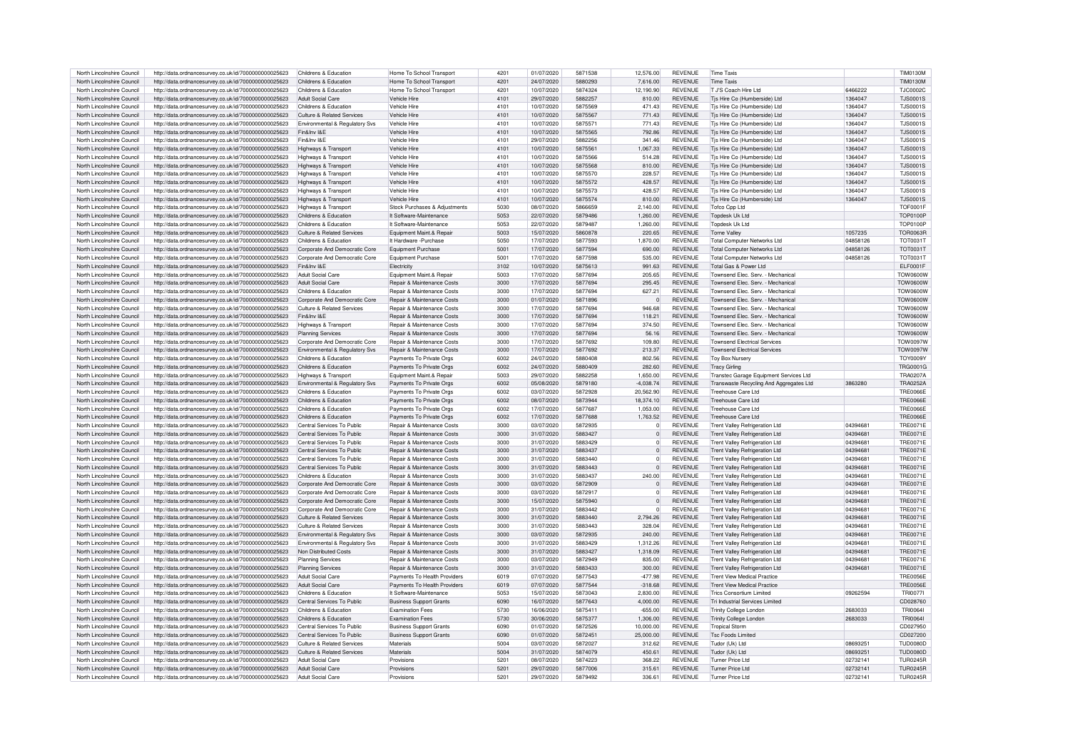| North Lincolnshire Council | http://data.ordnancesurvey.co.uk/id/7000000000025623 | Childrens & Education | Home To School Transport | 4201 | 01/07/2020 | 5871538 | 12,576.00 | REVENUE | Time Taxis | | TIM0130M |
|---|---|---|---|---|---|---|---|---|---|---|---|
| North Lincolnshire Council | http://data.ordnancesurvey.co.uk/id/7000000000025623 | Childrens & Education | Home To School Transport | 4201 | 24/07/2020 | 5880293 | 7,616.00 | REVENUE | Time Taxis | | TIM0130M |
| North Lincolnshire Council | http://data.ordnancesurvey.co.uk/id/7000000000025623 | Childrens & Education | Home To School Transport | 4201 | 10/07/2020 | 5874324 | 12,190.90 | REVENUE | T J'S Coach Hire Ltd | 6466222 | TJC0002C |
| North Lincolnshire Council | http://data.ordnancesurvey.co.uk/id/7000000000025623 | Adult Social Care | Vehicle Hire | 4101 | 29/07/2020 | 5882257 | 810.00 | REVENUE | Tjs Hire Co (Humberside) Ltd | 1364047 | TJS0001S |
| North Lincolnshire Council | http://data.ordnancesurvey.co.uk/id/7000000000025623 | Childrens & Education | Vehicle Hire | 4101 | 10/07/2020 | 5875569 | 471.43 | REVENUE | Tjs Hire Co (Humberside) Ltd | 1364047 | TJS0001S |
| North Lincolnshire Council | http://data.ordnancesurvey.co.uk/id/7000000000025623 | Culture & Related Services | Vehicle Hire | 4101 | 10/07/2020 | 5875567 | 771.43 | REVENUE | Tjs Hire Co (Humberside) Ltd | 1364047 | TJS0001S |
| North Lincolnshire Council | http://data.ordnancesurvey.co.uk/id/7000000000025623 | Environmental & Regulatory Svs | Vehicle Hire | 4101 | 10/07/2020 | 5875571 | 771.43 | REVENUE | Tjs Hire Co (Humberside) Ltd | 1364047 | TJS0001S |
| North Lincolnshire Council | http://data.ordnancesurvey.co.uk/id/7000000000025623 | Fin&Inv I&E | Vehicle Hire | 4101 | 10/07/2020 | 5875565 | 792.86 | REVENUE | Tjs Hire Co (Humberside) Ltd | 1364047 | TJS0001S |
| North Lincolnshire Council | http://data.ordnancesurvey.co.uk/id/7000000000025623 | Fin&Inv I&E | Vehicle Hire | 4101 | 29/07/2020 | 5882256 | 341.46 | REVENUE | Tjs Hire Co (Humberside) Ltd | 1364047 | TJS0001S |
| North Lincolnshire Council | http://data.ordnancesurvey.co.uk/id/7000000000025623 | Highways & Transport | Vehicle Hire | 4101 | 10/07/2020 | 5875561 | 1,067.33 | REVENUE | Tjs Hire Co (Humberside) Ltd | 1364047 | TJS0001S |
| North Lincolnshire Council | http://data.ordnancesurvey.co.uk/id/7000000000025623 | Highways & Transport | Vehicle Hire | 4101 | 10/07/2020 | 5875566 | 514.28 | REVENUE | Tjs Hire Co (Humberside) Ltd | 1364047 | TJS0001S |
| North Lincolnshire Council | http://data.ordnancesurvey.co.uk/id/7000000000025623 | Highways & Transport | Vehicle Hire | 4101 | 10/07/2020 | 5875568 | 810.00 | REVENUE | Tjs Hire Co (Humberside) Ltd | 1364047 | TJS0001S |
| North Lincolnshire Council | http://data.ordnancesurvey.co.uk/id/7000000000025623 | Highways & Transport | Vehicle Hire | 4101 | 10/07/2020 | 5875570 | 228.57 | REVENUE | Tjs Hire Co (Humberside) Ltd | 1364047 | TJS0001S |
| North Lincolnshire Council | http://data.ordnancesurvey.co.uk/id/7000000000025623 | Highways & Transport | Vehicle Hire | 4101 | 10/07/2020 | 5875572 | 428.57 | REVENUE | Tjs Hire Co (Humberside) Ltd | 1364047 | TJS0001S |
| North Lincolnshire Council | http://data.ordnancesurvey.co.uk/id/7000000000025623 | Highways & Transport | Vehicle Hire | 4101 | 10/07/2020 | 5875573 | 428.57 | REVENUE | Tjs Hire Co (Humberside) Ltd | 1364047 | TJS0001S |
| North Lincolnshire Council | http://data.ordnancesurvey.co.uk/id/7000000000025623 | Highways & Transport | Vehicle Hire | 4101 | 10/07/2020 | 5875574 | 810.00 | REVENUE | Tjs Hire Co (Humberside) Ltd | 1364047 | TJS0001S |
| North Lincolnshire Council | http://data.ordnancesurvey.co.uk/id/7000000000025623 | Highways & Transport | Stock Purchases & Adjustments | 5030 | 08/07/2020 | 5866659 | 2,140.00 | REVENUE | Tofco Cpp Ltd | | TOF0001F |
| North Lincolnshire Council | http://data.ordnancesurvey.co.uk/id/7000000000025623 | Childrens & Education | It Software-Maintenance | 5053 | 22/07/2020 | 5879486 | 1,260.00 | REVENUE | Topdesk Uk Ltd | | TOP0100P |
| North Lincolnshire Council | http://data.ordnancesurvey.co.uk/id/7000000000025623 | Childrens & Education | It Software-Maintenance | 5053 | 22/07/2020 | 5879487 | 1,260.00 | REVENUE | Topdesk Uk Ltd | | TOP0100P |
| North Lincolnshire Council | http://data.ordnancesurvey.co.uk/id/7000000000025623 | Culture & Related Services | Equipment Maint.& Repair | 5003 | 15/07/2020 | 5860878 | 220.65 | REVENUE | Torne Valley | 1057235 | TOR0063R |
| North Lincolnshire Council | http://data.ordnancesurvey.co.uk/id/7000000000025623 | Childrens & Education | It Hardware -Purchase | 5050 | 17/07/2020 | 5877593 | 1,870.00 | REVENUE | Total Computer Networks Ltd | 04858126 | TOT0031T |
| North Lincolnshire Council | http://data.ordnancesurvey.co.uk/id/7000000000025623 | Corporate And Democratic Core | Equipment Purchase | 5001 | 17/07/2020 | 5877594 | 690.00 | REVENUE | Total Computer Networks Ltd | 04858126 | TOT0031T |
| North Lincolnshire Council | http://data.ordnancesurvey.co.uk/id/7000000000025623 | Corporate And Democratic Core | Equipment Purchase | 5001 | 17/07/2020 | 5877598 | 535.00 | REVENUE | Total Computer Networks Ltd | 04858126 | TOT0031T |
| North Lincolnshire Council | http://data.ordnancesurvey.co.uk/id/7000000000025623 | Fin&Inv I&E | Electricity | 3102 | 10/07/2020 | 5875613 | 991.63 | REVENUE | Total Gas & Power Ltd | | ELF0001F |
| North Lincolnshire Council | http://data.ordnancesurvey.co.uk/id/7000000000025623 | Adult Social Care | Equipment Maint.& Repair | 5003 | 17/07/2020 | 5877694 | 205.65 | REVENUE | Townsend Elec. Serv. - Mechanical | | TOW0600W |
| North Lincolnshire Council | http://data.ordnancesurvey.co.uk/id/7000000000025623 | Adult Social Care | Repair & Maintenance Costs | 3000 | 17/07/2020 | 5877694 | 295.45 | REVENUE | Townsend Elec. Serv. - Mechanical | | TOW0600W |
| North Lincolnshire Council | http://data.ordnancesurvey.co.uk/id/7000000000025623 | Childrens & Education | Repair & Maintenance Costs | 3000 | 17/07/2020 | 5877694 | 627.21 | REVENUE | Townsend Elec. Serv. - Mechanical | | TOW0600W |
| North Lincolnshire Council | http://data.ordnancesurvey.co.uk/id/7000000000025623 | Corporate And Democratic Core | Repair & Maintenance Costs | 3000 | 01/07/2020 | 5871896 | 0 | REVENUE | Townsend Elec. Serv. - Mechanical | | TOW0600W |
| North Lincolnshire Council | http://data.ordnancesurvey.co.uk/id/7000000000025623 | Culture & Related Services | Repair & Maintenance Costs | 3000 | 17/07/2020 | 5877694 | 946.68 | REVENUE | Townsend Elec. Serv. - Mechanical | | TOW0600W |
| North Lincolnshire Council | http://data.ordnancesurvey.co.uk/id/7000000000025623 | Fin&Inv I&E | Repair & Maintenance Costs | 3000 | 17/07/2020 | 5877694 | 118.21 | REVENUE | Townsend Elec. Serv. - Mechanical | | TOW0600W |
| North Lincolnshire Council | http://data.ordnancesurvey.co.uk/id/7000000000025623 | Highways & Transport | Repair & Maintenance Costs | 3000 | 17/07/2020 | 5877694 | 374.50 | REVENUE | Townsend Elec. Serv. - Mechanical | | TOW0600W |
| North Lincolnshire Council | http://data.ordnancesurvey.co.uk/id/7000000000025623 | Planning Services | Repair & Maintenance Costs | 3000 | 17/07/2020 | 5877694 | 56.16 | REVENUE | Townsend Elec. Serv. - Mechanical | | TOW0600W |
| North Lincolnshire Council | http://data.ordnancesurvey.co.uk/id/7000000000025623 | Corporate And Democratic Core | Repair & Maintenance Costs | 3000 | 17/07/2020 | 5877692 | 109.80 | REVENUE | Townsend Electrical Services | | TOW0097W |
| North Lincolnshire Council | http://data.ordnancesurvey.co.uk/id/7000000000025623 | Environmental & Regulatory Svs | Repair & Maintenance Costs | 3000 | 17/07/2020 | 5877692 | 213.37 | REVENUE | Townsend Electrical Services | | TOW0097W |
| North Lincolnshire Council | http://data.ordnancesurvey.co.uk/id/7000000000025623 | Childrens & Education | Payments To Private Orgs | 6002 | 24/07/2020 | 5880408 | 802.56 | REVENUE | Toy Box Nursery | | TOY0009Y |
| North Lincolnshire Council | http://data.ordnancesurvey.co.uk/id/7000000000025623 | Childrens & Education | Payments To Private Orgs | 6002 | 24/07/2020 | 5880409 | 282.60 | REVENUE | Tracy Girling | | TRG0001G |
| North Lincolnshire Council | http://data.ordnancesurvey.co.uk/id/7000000000025623 | Highways & Transport | Equipment Maint.& Repair | 5003 | 29/07/2020 | 5882258 | 1,650.00 | REVENUE | Transtec Garage Equipment Services Ltd | | TRA0207A |
| North Lincolnshire Council | http://data.ordnancesurvey.co.uk/id/7000000000025623 | Environmental & Regulatory Svs | Payments To Private Orgs | 6002 | 05/08/2020 | 5879180 | -4,038.74 | REVENUE | Transwaste Recycling And Aggregates Ltd | 3863280 | TRA0252A |
| North Lincolnshire Council | http://data.ordnancesurvey.co.uk/id/7000000000025623 | Childrens & Education | Payments To Private Orgs | 6002 | 03/07/2020 | 5872928 | 20,562.90 | REVENUE | Treehouse Care Ltd | | TRE0066E |
| North Lincolnshire Council | http://data.ordnancesurvey.co.uk/id/7000000000025623 | Childrens & Education | Payments To Private Orgs | 6002 | 08/07/2020 | 5873944 | 18,374.10 | REVENUE | Treehouse Care Ltd | | TRE0066E |
| North Lincolnshire Council | http://data.ordnancesurvey.co.uk/id/7000000000025623 | Childrens & Education | Payments To Private Orgs | 6002 | 17/07/2020 | 5877687 | 1,053.00 | REVENUE | Treehouse Care Ltd | | TRE0066E |
| North Lincolnshire Council | http://data.ordnancesurvey.co.uk/id/7000000000025623 | Childrens & Education | Payments To Private Orgs | 6002 | 17/07/2020 | 5877688 | 1,763.52 | REVENUE | Treehouse Care Ltd | | TRE0066E |
| North Lincolnshire Council | http://data.ordnancesurvey.co.uk/id/7000000000025623 | Central Services To Public | Repair & Maintenance Costs | 3000 | 03/07/2020 | 5872935 | 0 | REVENUE | Trent Valley Refrigeration Ltd | 04394681 | TRE0071E |
| North Lincolnshire Council | http://data.ordnancesurvey.co.uk/id/7000000000025623 | Central Services To Public | Repair & Maintenance Costs | 3000 | 31/07/2020 | 5883427 | 0 | REVENUE | Trent Valley Refrigeration Ltd | 04394681 | TRE0071E |
| North Lincolnshire Council | http://data.ordnancesurvey.co.uk/id/7000000000025623 | Central Services To Public | Repair & Maintenance Costs | 3000 | 31/07/2020 | 5883429 | 0 | REVENUE | Trent Valley Refrigeration Ltd | 04394681 | TRE0071E |
| North Lincolnshire Council | http://data.ordnancesurvey.co.uk/id/7000000000025623 | Central Services To Public | Repair & Maintenance Costs | 3000 | 31/07/2020 | 5883437 | 0 | REVENUE | Trent Valley Refrigeration Ltd | 04394681 | TRE0071E |
| North Lincolnshire Council | http://data.ordnancesurvey.co.uk/id/7000000000025623 | Central Services To Public | Repair & Maintenance Costs | 3000 | 31/07/2020 | 5883440 | 0 | REVENUE | Trent Valley Refrigeration Ltd | 04394681 | TRE0071E |
| North Lincolnshire Council | http://data.ordnancesurvey.co.uk/id/7000000000025623 | Central Services To Public | Repair & Maintenance Costs | 3000 | 31/07/2020 | 5883443 | 0 | REVENUE | Trent Valley Refrigeration Ltd | 04394681 | TRE0071E |
| North Lincolnshire Council | http://data.ordnancesurvey.co.uk/id/7000000000025623 | Childrens & Education | Repair & Maintenance Costs | 3000 | 31/07/2020 | 5883437 | 240.00 | REVENUE | Trent Valley Refrigeration Ltd | 04394681 | TRE0071E |
| North Lincolnshire Council | http://data.ordnancesurvey.co.uk/id/7000000000025623 | Corporate And Democratic Core | Repair & Maintenance Costs | 3000 | 03/07/2020 | 5872909 | 0 | REVENUE | Trent Valley Refrigeration Ltd | 04394681 | TRE0071E |
| North Lincolnshire Council | http://data.ordnancesurvey.co.uk/id/7000000000025623 | Corporate And Democratic Core | Repair & Maintenance Costs | 3000 | 03/07/2020 | 5872917 | 0 | REVENUE | Trent Valley Refrigeration Ltd | 04394681 | TRE0071E |
| North Lincolnshire Council | http://data.ordnancesurvey.co.uk/id/7000000000025623 | Corporate And Democratic Core | Repair & Maintenance Costs | 3000 | 15/07/2020 | 5875940 | 0 | REVENUE | Trent Valley Refrigeration Ltd | 04394681 | TRE0071E |
| North Lincolnshire Council | http://data.ordnancesurvey.co.uk/id/7000000000025623 | Corporate And Democratic Core | Repair & Maintenance Costs | 3000 | 31/07/2020 | 5883442 | 0 | REVENUE | Trent Valley Refrigeration Ltd | 04394681 | TRE0071E |
| North Lincolnshire Council | http://data.ordnancesurvey.co.uk/id/7000000000025623 | Culture & Related Services | Repair & Maintenance Costs | 3000 | 31/07/2020 | 5883440 | 2,794.26 | REVENUE | Trent Valley Refrigeration Ltd | 04394681 | TRE0071E |
| North Lincolnshire Council | http://data.ordnancesurvey.co.uk/id/7000000000025623 | Culture & Related Services | Repair & Maintenance Costs | 3000 | 31/07/2020 | 5883443 | 328.04 | REVENUE | Trent Valley Refrigeration Ltd | 04394681 | TRE0071E |
| North Lincolnshire Council | http://data.ordnancesurvey.co.uk/id/7000000000025623 | Environmental & Regulatory Svs | Repair & Maintenance Costs | 3000 | 03/07/2020 | 5872935 | 240.00 | REVENUE | Trent Valley Refrigeration Ltd | 04394681 | TRE0071E |
| North Lincolnshire Council | http://data.ordnancesurvey.co.uk/id/7000000000025623 | Environmental & Regulatory Svs | Repair & Maintenance Costs | 3000 | 31/07/2020 | 5883429 | 1,312.26 | REVENUE | Trent Valley Refrigeration Ltd | 04394681 | TRE0071E |
| North Lincolnshire Council | http://data.ordnancesurvey.co.uk/id/7000000000025623 | Non Distributed Costs | Repair & Maintenance Costs | 3000 | 31/07/2020 | 5883427 | 1,318.09 | REVENUE | Trent Valley Refrigeration Ltd | 04394681 | TRE0071E |
| North Lincolnshire Council | http://data.ordnancesurvey.co.uk/id/7000000000025623 | Planning Services | Repair & Maintenance Costs | 3000 | 03/07/2020 | 5872949 | 835.00 | REVENUE | Trent Valley Refrigeration Ltd | 04394681 | TRE0071E |
| North Lincolnshire Council | http://data.ordnancesurvey.co.uk/id/7000000000025623 | Planning Services | Repair & Maintenance Costs | 3000 | 31/07/2020 | 5883433 | 300.00 | REVENUE | Trent Valley Refrigeration Ltd | 04394681 | TRE0071E |
| North Lincolnshire Council | http://data.ordnancesurvey.co.uk/id/7000000000025623 | Adult Social Care | Payments To Health Providers | 6019 | 07/07/2020 | 5877543 | -477.98 | REVENUE | Trent View Medical Practice | | TRE0056E |
| North Lincolnshire Council | http://data.ordnancesurvey.co.uk/id/7000000000025623 | Adult Social Care | Payments To Health Providers | 6019 | 07/07/2020 | 5877544 | -318.68 | REVENUE | Trent View Medical Practice | | TRE0056E |
| North Lincolnshire Council | http://data.ordnancesurvey.co.uk/id/7000000000025623 | Childrens & Education | It Software-Maintenance | 5053 | 15/07/2020 | 5873043 | 2,830.00 | REVENUE | Trics Consortium Limited | 09262594 | TRI0077I |
| North Lincolnshire Council | http://data.ordnancesurvey.co.uk/id/7000000000025623 | Central Services To Public | Business Support Grants | 6090 | 16/07/2020 | 5877643 | 4,000.00 | REVENUE | Tri Industrial Services Limited | | CD028760 |
| North Lincolnshire Council | http://data.ordnancesurvey.co.uk/id/7000000000025623 | Childrens & Education | Examination Fees | 5730 | 16/06/2020 | 5875411 | -655.00 | REVENUE | Trinity College London | 2683033 | TRI0064I |
| North Lincolnshire Council | http://data.ordnancesurvey.co.uk/id/7000000000025623 | Childrens & Education | Examination Fees | 5730 | 30/06/2020 | 5875377 | 1,306.00 | REVENUE | Trinity College London | 2683033 | TRI0064I |
| North Lincolnshire Council | http://data.ordnancesurvey.co.uk/id/7000000000025623 | Central Services To Public | Business Support Grants | 6090 | 01/07/2020 | 5872526 | 10,000.00 | REVENUE | Tropical Storm | | CD027950 |
| North Lincolnshire Council | http://data.ordnancesurvey.co.uk/id/7000000000025623 | Central Services To Public | Business Support Grants | 6090 | 01/07/2020 | 5872451 | 25,000.00 | REVENUE | Tsc Foods Limited | | CD027200 |
| North Lincolnshire Council | http://data.ordnancesurvey.co.uk/id/7000000000025623 | Culture & Related Services | Materials | 5004 | 03/07/2020 | 5872027 | 312.62 | REVENUE | Tudor (Uk) Ltd | 08693251 | TUD0080D |
| North Lincolnshire Council | http://data.ordnancesurvey.co.uk/id/7000000000025623 | Culture & Related Services | Materials | 5004 | 31/07/2020 | 5874079 | 450.61 | REVENUE | Tudor (Uk) Ltd | 08693251 | TUD0080D |
| North Lincolnshire Council | http://data.ordnancesurvey.co.uk/id/7000000000025623 | Adult Social Care | Provisions | 5201 | 08/07/2020 | 5874223 | 368.22 | REVENUE | Turner Price Ltd | 02732141 | TUR0245R |
| North Lincolnshire Council | http://data.ordnancesurvey.co.uk/id/7000000000025623 | Adult Social Care | Provisions | 5201 | 29/07/2020 | 5877006 | 315.61 | REVENUE | Turner Price Ltd | 02732141 | TUR0245R |
| North Lincolnshire Council | http://data.ordnancesurvey.co.uk/id/7000000000025623 | Adult Social Care | Provisions | 5201 | 29/07/2020 | 5879492 | 336.61 | REVENUE | Turner Price Ltd | 02732141 | TUR0245R |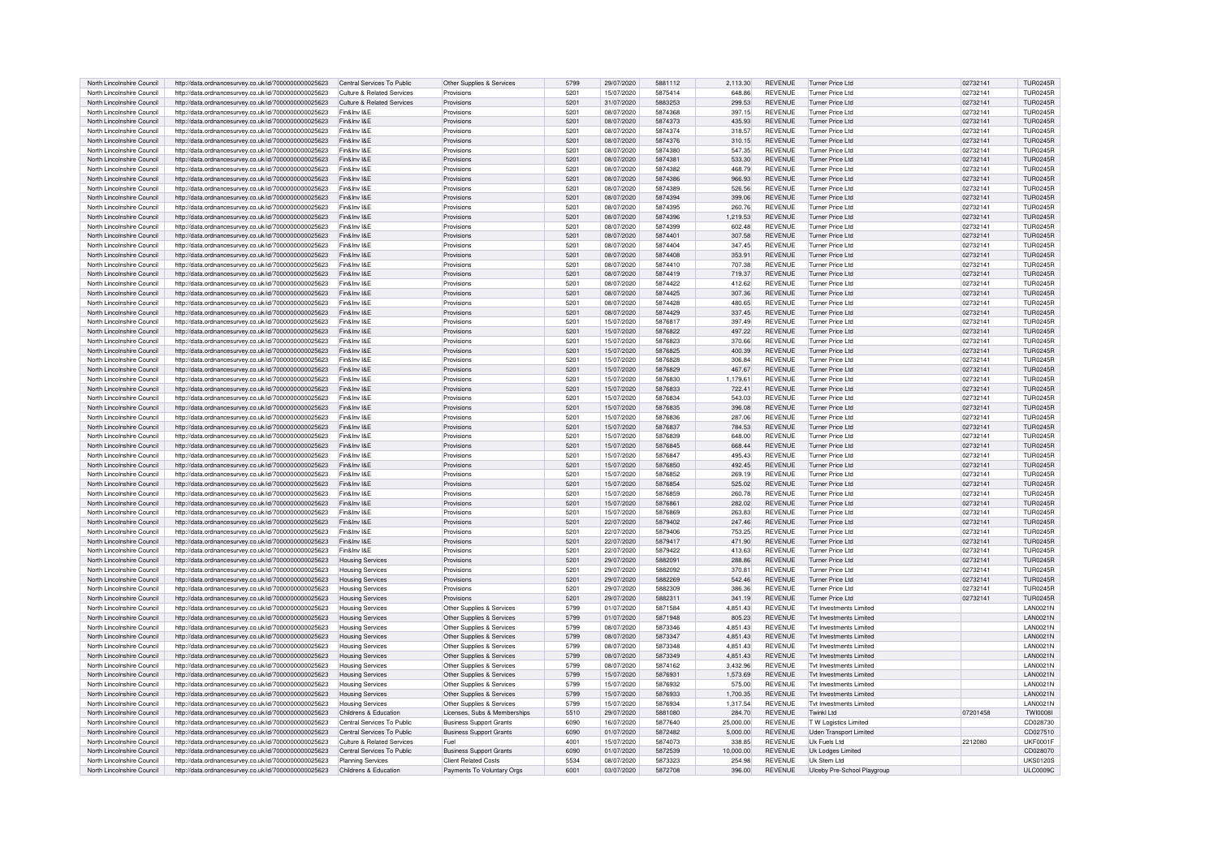| North Lincolnshire Council | http://data.ordnancesurvey.co.uk/id/7000000000025623 | Central Services To Public | Other Supplies & Services | 5799 | 29/07/2020 | 5881112 | 2,113.30 | REVENUE | Turner Price Ltd | 02732141 | TUR0245R |
|---|---|---|---|---|---|---|---|---|---|---|---|
| North Lincolnshire Council | http://data.ordnancesurvey.co.uk/id/7000000000025623 | Culture & Related Services | Provisions | 5201 | 15/07/2020 | 5875414 | 648.86 | REVENUE | Turner Price Ltd | 02732141 | TUR0245R |
| North Lincolnshire Council | http://data.ordnancesurvey.co.uk/id/7000000000025623 | Culture & Related Services | Provisions | 5201 | 31/07/2020 | 5883253 | 299.53 | REVENUE | Turner Price Ltd | 02732141 | TUR0245R |
| North Lincolnshire Council | http://data.ordnancesurvey.co.uk/id/7000000000025623 | Fin&Inv I&E | Provisions | 5201 | 08/07/2020 | 5874368 | 397.15 | REVENUE | Turner Price Ltd | 02732141 | TUR0245R |
| North Lincolnshire Council | http://data.ordnancesurvey.co.uk/id/7000000000025623 | Fin&Inv I&E | Provisions | 5201 | 08/07/2020 | 5874373 | 435.93 | REVENUE | Turner Price Ltd | 02732141 | TUR0245R |
| North Lincolnshire Council | http://data.ordnancesurvey.co.uk/id/7000000000025623 | Fin&Inv I&E | Provisions | 5201 | 08/07/2020 | 5874374 | 318.57 | REVENUE | Turner Price Ltd | 02732141 | TUR0245R |
| North Lincolnshire Council | http://data.ordnancesurvey.co.uk/id/7000000000025623 | Fin&Inv I&E | Provisions | 5201 | 08/07/2020 | 5874376 | 310.15 | REVENUE | Turner Price Ltd | 02732141 | TUR0245R |
| North Lincolnshire Council | http://data.ordnancesurvey.co.uk/id/7000000000025623 | Fin&Inv I&E | Provisions | 5201 | 08/07/2020 | 5874380 | 547.35 | REVENUE | Turner Price Ltd | 02732141 | TUR0245R |
| North Lincolnshire Council | http://data.ordnancesurvey.co.uk/id/7000000000025623 | Fin&Inv I&E | Provisions | 5201 | 08/07/2020 | 5874381 | 533.30 | REVENUE | Turner Price Ltd | 02732141 | TUR0245R |
| North Lincolnshire Council | http://data.ordnancesurvey.co.uk/id/7000000000025623 | Fin&Inv I&E | Provisions | 5201 | 08/07/2020 | 5874382 | 468.79 | REVENUE | Turner Price Ltd | 02732141 | TUR0245R |
| North Lincolnshire Council | http://data.ordnancesurvey.co.uk/id/7000000000025623 | Fin&Inv I&E | Provisions | 5201 | 08/07/2020 | 5874386 | 966.93 | REVENUE | Turner Price Ltd | 02732141 | TUR0245R |
| North Lincolnshire Council | http://data.ordnancesurvey.co.uk/id/7000000000025623 | Fin&Inv I&E | Provisions | 5201 | 08/07/2020 | 5874389 | 526.56 | REVENUE | Turner Price Ltd | 02732141 | TUR0245R |
| North Lincolnshire Council | http://data.ordnancesurvey.co.uk/id/7000000000025623 | Fin&Inv I&E | Provisions | 5201 | 08/07/2020 | 5874394 | 399.06 | REVENUE | Turner Price Ltd | 02732141 | TUR0245R |
| North Lincolnshire Council | http://data.ordnancesurvey.co.uk/id/7000000000025623 | Fin&Inv I&E | Provisions | 5201 | 08/07/2020 | 5874395 | 260.76 | REVENUE | Turner Price Ltd | 02732141 | TUR0245R |
| North Lincolnshire Council | http://data.ordnancesurvey.co.uk/id/7000000000025623 | Fin&Inv I&E | Provisions | 5201 | 08/07/2020 | 5874396 | 1,219.53 | REVENUE | Turner Price Ltd | 02732141 | TUR0245R |
| North Lincolnshire Council | http://data.ordnancesurvey.co.uk/id/7000000000025623 | Fin&Inv I&E | Provisions | 5201 | 08/07/2020 | 5874399 | 602.48 | REVENUE | Turner Price Ltd | 02732141 | TUR0245R |
| North Lincolnshire Council | http://data.ordnancesurvey.co.uk/id/7000000000025623 | Fin&Inv I&E | Provisions | 5201 | 08/07/2020 | 5874401 | 307.58 | REVENUE | Turner Price Ltd | 02732141 | TUR0245R |
| North Lincolnshire Council | http://data.ordnancesurvey.co.uk/id/7000000000025623 | Fin&Inv I&E | Provisions | 5201 | 08/07/2020 | 5874404 | 347.45 | REVENUE | Turner Price Ltd | 02732141 | TUR0245R |
| North Lincolnshire Council | http://data.ordnancesurvey.co.uk/id/7000000000025623 | Fin&Inv I&E | Provisions | 5201 | 08/07/2020 | 5874408 | 353.91 | REVENUE | Turner Price Ltd | 02732141 | TUR0245R |
| North Lincolnshire Council | http://data.ordnancesurvey.co.uk/id/7000000000025623 | Fin&Inv I&E | Provisions | 5201 | 08/07/2020 | 5874410 | 707.38 | REVENUE | Turner Price Ltd | 02732141 | TUR0245R |
| North Lincolnshire Council | http://data.ordnancesurvey.co.uk/id/7000000000025623 | Fin&Inv I&E | Provisions | 5201 | 08/07/2020 | 5874419 | 719.37 | REVENUE | Turner Price Ltd | 02732141 | TUR0245R |
| North Lincolnshire Council | http://data.ordnancesurvey.co.uk/id/7000000000025623 | Fin&Inv I&E | Provisions | 5201 | 08/07/2020 | 5874422 | 412.62 | REVENUE | Turner Price Ltd | 02732141 | TUR0245R |
| North Lincolnshire Council | http://data.ordnancesurvey.co.uk/id/7000000000025623 | Fin&Inv I&E | Provisions | 5201 | 08/07/2020 | 5874425 | 307.36 | REVENUE | Turner Price Ltd | 02732141 | TUR0245R |
| North Lincolnshire Council | http://data.ordnancesurvey.co.uk/id/7000000000025623 | Fin&Inv I&E | Provisions | 5201 | 08/07/2020 | 5874428 | 480.65 | REVENUE | Turner Price Ltd | 02732141 | TUR0245R |
| North Lincolnshire Council | http://data.ordnancesurvey.co.uk/id/7000000000025623 | Fin&Inv I&E | Provisions | 5201 | 08/07/2020 | 5874429 | 337.45 | REVENUE | Turner Price Ltd | 02732141 | TUR0245R |
| North Lincolnshire Council | http://data.ordnancesurvey.co.uk/id/7000000000025623 | Fin&Inv I&E | Provisions | 5201 | 15/07/2020 | 5876817 | 397.49 | REVENUE | Turner Price Ltd | 02732141 | TUR0245R |
| North Lincolnshire Council | http://data.ordnancesurvey.co.uk/id/7000000000025623 | Fin&Inv I&E | Provisions | 5201 | 15/07/2020 | 5876822 | 497.22 | REVENUE | Turner Price Ltd | 02732141 | TUR0245R |
| North Lincolnshire Council | http://data.ordnancesurvey.co.uk/id/7000000000025623 | Fin&Inv I&E | Provisions | 5201 | 15/07/2020 | 5876823 | 370.66 | REVENUE | Turner Price Ltd | 02732141 | TUR0245R |
| North Lincolnshire Council | http://data.ordnancesurvey.co.uk/id/7000000000025623 | Fin&Inv I&E | Provisions | 5201 | 15/07/2020 | 5876825 | 400.39 | REVENUE | Turner Price Ltd | 02732141 | TUR0245R |
| North Lincolnshire Council | http://data.ordnancesurvey.co.uk/id/7000000000025623 | Fin&Inv I&E | Provisions | 5201 | 15/07/2020 | 5876828 | 306.84 | REVENUE | Turner Price Ltd | 02732141 | TUR0245R |
| North Lincolnshire Council | http://data.ordnancesurvey.co.uk/id/7000000000025623 | Fin&Inv I&E | Provisions | 5201 | 15/07/2020 | 5876829 | 467.67 | REVENUE | Turner Price Ltd | 02732141 | TUR0245R |
| North Lincolnshire Council | http://data.ordnancesurvey.co.uk/id/7000000000025623 | Fin&Inv I&E | Provisions | 5201 | 15/07/2020 | 5876830 | 1,179.61 | REVENUE | Turner Price Ltd | 02732141 | TUR0245R |
| North Lincolnshire Council | http://data.ordnancesurvey.co.uk/id/7000000000025623 | Fin&Inv I&E | Provisions | 5201 | 15/07/2020 | 5876833 | 722.41 | REVENUE | Turner Price Ltd | 02732141 | TUR0245R |
| North Lincolnshire Council | http://data.ordnancesurvey.co.uk/id/7000000000025623 | Fin&Inv I&E | Provisions | 5201 | 15/07/2020 | 5876834 | 543.03 | REVENUE | Turner Price Ltd | 02732141 | TUR0245R |
| North Lincolnshire Council | http://data.ordnancesurvey.co.uk/id/7000000000025623 | Fin&Inv I&E | Provisions | 5201 | 15/07/2020 | 5876835 | 396.08 | REVENUE | Turner Price Ltd | 02732141 | TUR0245R |
| North Lincolnshire Council | http://data.ordnancesurvey.co.uk/id/7000000000025623 | Fin&Inv I&E | Provisions | 5201 | 15/07/2020 | 5876836 | 287.06 | REVENUE | Turner Price Ltd | 02732141 | TUR0245R |
| North Lincolnshire Council | http://data.ordnancesurvey.co.uk/id/7000000000025623 | Fin&Inv I&E | Provisions | 5201 | 15/07/2020 | 5876837 | 784.53 | REVENUE | Turner Price Ltd | 02732141 | TUR0245R |
| North Lincolnshire Council | http://data.ordnancesurvey.co.uk/id/7000000000025623 | Fin&Inv I&E | Provisions | 5201 | 15/07/2020 | 5876839 | 648.00 | REVENUE | Turner Price Ltd | 02732141 | TUR0245R |
| North Lincolnshire Council | http://data.ordnancesurvey.co.uk/id/7000000000025623 | Fin&Inv I&E | Provisions | 5201 | 15/07/2020 | 5876845 | 668.44 | REVENUE | Turner Price Ltd | 02732141 | TUR0245R |
| North Lincolnshire Council | http://data.ordnancesurvey.co.uk/id/7000000000025623 | Fin&Inv I&E | Provisions | 5201 | 15/07/2020 | 5876847 | 495.43 | REVENUE | Turner Price Ltd | 02732141 | TUR0245R |
| North Lincolnshire Council | http://data.ordnancesurvey.co.uk/id/7000000000025623 | Fin&Inv I&E | Provisions | 5201 | 15/07/2020 | 5876850 | 492.45 | REVENUE | Turner Price Ltd | 02732141 | TUR0245R |
| North Lincolnshire Council | http://data.ordnancesurvey.co.uk/id/7000000000025623 | Fin&Inv I&E | Provisions | 5201 | 15/07/2020 | 5876852 | 269.19 | REVENUE | Turner Price Ltd | 02732141 | TUR0245R |
| North Lincolnshire Council | http://data.ordnancesurvey.co.uk/id/7000000000025623 | Fin&Inv I&E | Provisions | 5201 | 15/07/2020 | 5876854 | 525.02 | REVENUE | Turner Price Ltd | 02732141 | TUR0245R |
| North Lincolnshire Council | http://data.ordnancesurvey.co.uk/id/7000000000025623 | Fin&Inv I&E | Provisions | 5201 | 15/07/2020 | 5876859 | 260.78 | REVENUE | Turner Price Ltd | 02732141 | TUR0245R |
| North Lincolnshire Council | http://data.ordnancesurvey.co.uk/id/7000000000025623 | Fin&Inv I&E | Provisions | 5201 | 15/07/2020 | 5876861 | 282.02 | REVENUE | Turner Price Ltd | 02732141 | TUR0245R |
| North Lincolnshire Council | http://data.ordnancesurvey.co.uk/id/7000000000025623 | Fin&Inv I&E | Provisions | 5201 | 15/07/2020 | 5876869 | 263.83 | REVENUE | Turner Price Ltd | 02732141 | TUR0245R |
| North Lincolnshire Council | http://data.ordnancesurvey.co.uk/id/7000000000025623 | Fin&Inv I&E | Provisions | 5201 | 22/07/2020 | 5879402 | 247.46 | REVENUE | Turner Price Ltd | 02732141 | TUR0245R |
| North Lincolnshire Council | http://data.ordnancesurvey.co.uk/id/7000000000025623 | Fin&Inv I&E | Provisions | 5201 | 22/07/2020 | 5879406 | 753.25 | REVENUE | Turner Price Ltd | 02732141 | TUR0245R |
| North Lincolnshire Council | http://data.ordnancesurvey.co.uk/id/7000000000025623 | Fin&Inv I&E | Provisions | 5201 | 22/07/2020 | 5879417 | 471.90 | REVENUE | Turner Price Ltd | 02732141 | TUR0245R |
| North Lincolnshire Council | http://data.ordnancesurvey.co.uk/id/7000000000025623 | Fin&Inv I&E | Provisions | 5201 | 22/07/2020 | 5879422 | 413.63 | REVENUE | Turner Price Ltd | 02732141 | TUR0245R |
| North Lincolnshire Council | http://data.ordnancesurvey.co.uk/id/7000000000025623 | Housing Services | Provisions | 5201 | 29/07/2020 | 5882091 | 288.86 | REVENUE | Turner Price Ltd | 02732141 | TUR0245R |
| North Lincolnshire Council | http://data.ordnancesurvey.co.uk/id/7000000000025623 | Housing Services | Provisions | 5201 | 29/07/2020 | 5882092 | 370.81 | REVENUE | Turner Price Ltd | 02732141 | TUR0245R |
| North Lincolnshire Council | http://data.ordnancesurvey.co.uk/id/7000000000025623 | Housing Services | Provisions | 5201 | 29/07/2020 | 5882269 | 542.46 | REVENUE | Turner Price Ltd | 02732141 | TUR0245R |
| North Lincolnshire Council | http://data.ordnancesurvey.co.uk/id/7000000000025623 | Housing Services | Provisions | 5201 | 29/07/2020 | 5882309 | 386.36 | REVENUE | Turner Price Ltd | 02732141 | TUR0245R |
| North Lincolnshire Council | http://data.ordnancesurvey.co.uk/id/7000000000025623 | Housing Services | Provisions | 5201 | 29/07/2020 | 5882311 | 341.19 | REVENUE | Turner Price Ltd | 02732141 | TUR0245R |
| North Lincolnshire Council | http://data.ordnancesurvey.co.uk/id/7000000000025623 | Housing Services | Other Supplies & Services | 5799 | 01/07/2020 | 5871584 | 4,851.43 | REVENUE | Tvt Investments Limited | | LAN0021N |
| North Lincolnshire Council | http://data.ordnancesurvey.co.uk/id/7000000000025623 | Housing Services | Other Supplies & Services | 5799 | 01/07/2020 | 5871948 | 805.23 | REVENUE | Tvt Investments Limited | | LAN0021N |
| North Lincolnshire Council | http://data.ordnancesurvey.co.uk/id/7000000000025623 | Housing Services | Other Supplies & Services | 5799 | 08/07/2020 | 5873346 | 4,851.43 | REVENUE | Tvt Investments Limited | | LAN0021N |
| North Lincolnshire Council | http://data.ordnancesurvey.co.uk/id/7000000000025623 | Housing Services | Other Supplies & Services | 5799 | 08/07/2020 | 5873347 | 4,851.43 | REVENUE | Tvt Investments Limited | | LAN0021N |
| North Lincolnshire Council | http://data.ordnancesurvey.co.uk/id/7000000000025623 | Housing Services | Other Supplies & Services | 5799 | 08/07/2020 | 5873348 | 4,851.43 | REVENUE | Tvt Investments Limited | | LAN0021N |
| North Lincolnshire Council | http://data.ordnancesurvey.co.uk/id/7000000000025623 | Housing Services | Other Supplies & Services | 5799 | 08/07/2020 | 5873349 | 4,851.43 | REVENUE | Tvt Investments Limited | | LAN0021N |
| North Lincolnshire Council | http://data.ordnancesurvey.co.uk/id/7000000000025623 | Housing Services | Other Supplies & Services | 5799 | 08/07/2020 | 5874162 | 3,432.96 | REVENUE | Tvt Investments Limited | | LAN0021N |
| North Lincolnshire Council | http://data.ordnancesurvey.co.uk/id/7000000000025623 | Housing Services | Other Supplies & Services | 5799 | 15/07/2020 | 5876931 | 1,573.69 | REVENUE | Tvt Investments Limited | | LAN0021N |
| North Lincolnshire Council | http://data.ordnancesurvey.co.uk/id/7000000000025623 | Housing Services | Other Supplies & Services | 5799 | 15/07/2020 | 5876932 | 575.00 | REVENUE | Tvt Investments Limited | | LAN0021N |
| North Lincolnshire Council | http://data.ordnancesurvey.co.uk/id/7000000000025623 | Housing Services | Other Supplies & Services | 5799 | 15/07/2020 | 5876933 | 1,700.35 | REVENUE | Tvt Investments Limited | | LAN0021N |
| North Lincolnshire Council | http://data.ordnancesurvey.co.uk/id/7000000000025623 | Housing Services | Other Supplies & Services | 5799 | 15/07/2020 | 5876934 | 1,317.54 | REVENUE | Tvt Investments Limited | | LAN0021N |
| North Lincolnshire Council | http://data.ordnancesurvey.co.uk/id/7000000000025623 | Childrens & Education | Licenses, Subs & Memberships | 5510 | 29/07/2020 | 5881080 | 284.70 | REVENUE | Twinkl Ltd | 07201458 | TWI0008I |
| North Lincolnshire Council | http://data.ordnancesurvey.co.uk/id/7000000000025623 | Central Services To Public | Business Support Grants | 6090 | 16/07/2020 | 5877640 | 25,000.00 | REVENUE | T W Logistics Limited | | CD028730 |
| North Lincolnshire Council | http://data.ordnancesurvey.co.uk/id/7000000000025623 | Central Services To Public | Business Support Grants | 6090 | 01/07/2020 | 5872482 | 5,000.00 | REVENUE | Uden Transport Limited | | CD027510 |
| North Lincolnshire Council | http://data.ordnancesurvey.co.uk/id/7000000000025623 | Culture & Related Services | Fuel | 4001 | 15/07/2020 | 5874073 | 338.85 | REVENUE | Uk Fuels Ltd | 2212080 | UKF0001F |
| North Lincolnshire Council | http://data.ordnancesurvey.co.uk/id/7000000000025623 | Central Services To Public | Business Support Grants | 6090 | 01/07/2020 | 5872539 | 10,000.00 | REVENUE | Uk Lodges Limited | | CD028070 |
| North Lincolnshire Council | http://data.ordnancesurvey.co.uk/id/7000000000025623 | Planning Services | Client Related Costs | 5534 | 08/07/2020 | 5873323 | 254.98 | REVENUE | Uk Stem Ltd | | UKS0120S |
| North Lincolnshire Council | http://data.ordnancesurvey.co.uk/id/7000000000025623 | Childrens & Education | Payments To Voluntary Orgs | 6001 | 03/07/2020 | 5872708 | 396.00 | REVENUE | Ulceby Pre-School Playgroup | | ULC0009C |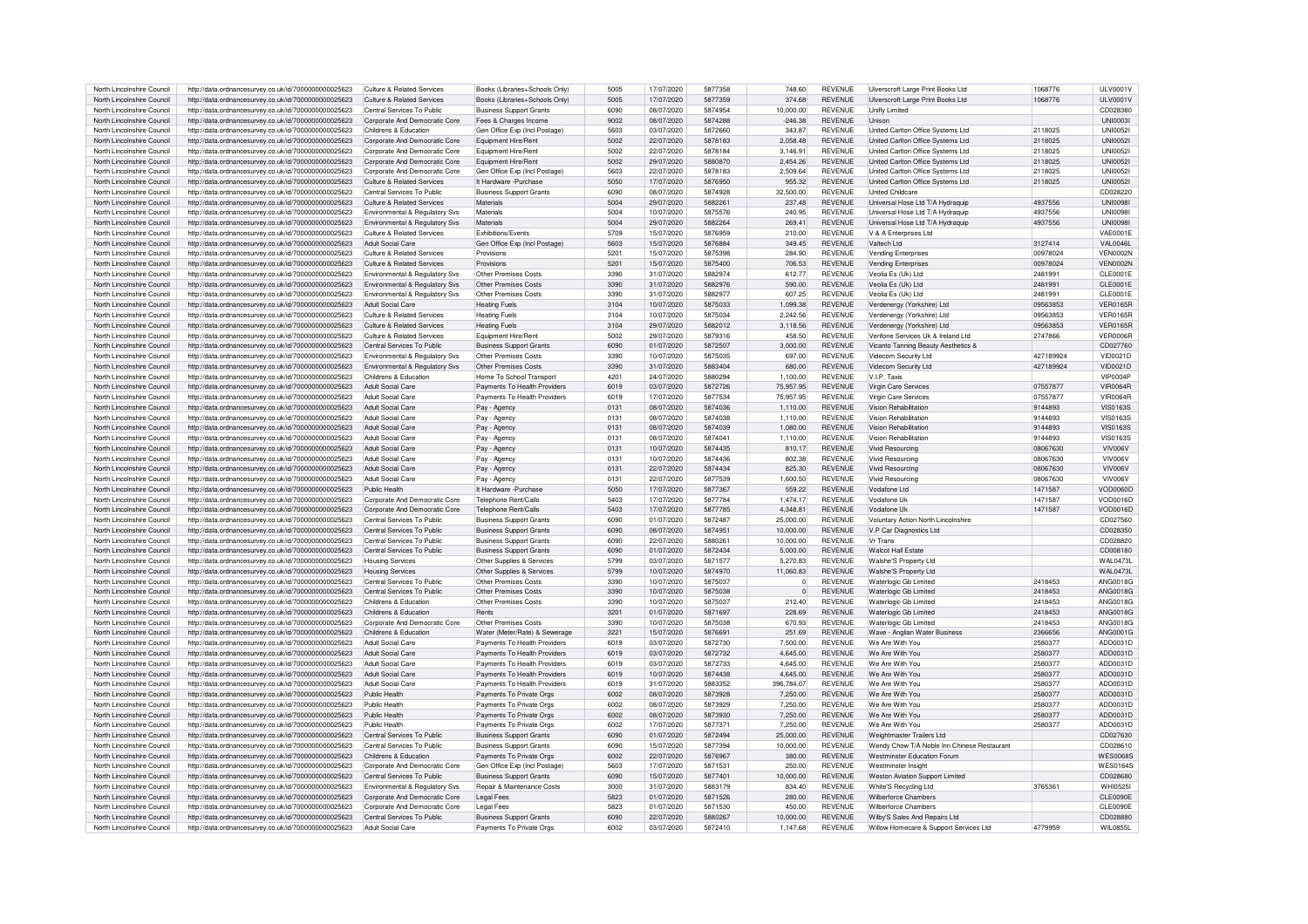| North Lincolnshire Council | http://data.ordnancesurvey.co.uk/id/7000000000025623 | Culture & Related Services | Books (Libraries+Schools Only) | 5005 | 17/07/2020 | 5877358 | 748.60 | REVENUE | Ulverscroft Large Print Books Ltd | 1068776 | ULV0001V |
|---|---|---|---|---|---|---|---|---|---|---|---|
| North Lincolnshire Council | http://data.ordnancesurvey.co.uk/id/7000000000025623 | Culture & Related Services | Books (Libraries+Schools Only) | 5005 | 17/07/2020 | 5877359 | 374.68 | REVENUE | Ulverscroft Large Print Books Ltd | 1068776 | ULV0001V |
| North Lincolnshire Council | http://data.ordnancesurvey.co.uk/id/7000000000025623 | Central Services To Public | Business Support Grants | 6090 | 08/07/2020 | 5874954 | 10,000.00 | REVENUE | Unifly Limited | | CD028380 |
| North Lincolnshire Council | http://data.ordnancesurvey.co.uk/id/7000000000025623 | Corporate And Democratic Core | Fees & Charges Income | 9002 | 08/07/2020 | 5874288 | -246.38 | REVENUE | Unison | | UNI0003I |
| North Lincolnshire Council | http://data.ordnancesurvey.co.uk/id/7000000000025623 | Childrens & Education | Gen Office Exp (Incl Postage) | 5603 | 03/07/2020 | 5872660 | 343.87 | REVENUE | United Carlton Office Systems Ltd | 2118025 | UNI0052I |
| North Lincolnshire Council | http://data.ordnancesurvey.co.uk/id/7000000000025623 | Corporate And Democratic Core | Equipment Hire/Rent | 5002 | 22/07/2020 | 5878183 | 2,058.48 | REVENUE | United Carlton Office Systems Ltd | 2118025 | UNI0052I |
| North Lincolnshire Council | http://data.ordnancesurvey.co.uk/id/7000000000025623 | Corporate And Democratic Core | Equipment Hire/Rent | 5002 | 22/07/2020 | 5878184 | 3,146.91 | REVENUE | United Carlton Office Systems Ltd | 2118025 | UNI0052I |
| North Lincolnshire Council | http://data.ordnancesurvey.co.uk/id/7000000000025623 | Corporate And Democratic Core | Equipment Hire/Rent | 5002 | 29/07/2020 | 5880870 | 2,454.26 | REVENUE | United Carlton Office Systems Ltd | 2118025 | UNI0052I |
| North Lincolnshire Council | http://data.ordnancesurvey.co.uk/id/7000000000025623 | Corporate And Democratic Core | Gen Office Exp (Incl Postage) | 5603 | 22/07/2020 | 5878183 | 2,509.64 | REVENUE | United Carlton Office Systems Ltd | 2118025 | UNI0052I |
| North Lincolnshire Council | http://data.ordnancesurvey.co.uk/id/7000000000025623 | Culture & Related Services | It Hardware -Purchase | 5050 | 17/07/2020 | 5876950 | 955.32 | REVENUE | United Carlton Office Systems Ltd | 2118025 | UNI0052I |
| North Lincolnshire Council | http://data.ordnancesurvey.co.uk/id/7000000000025623 | Central Services To Public | Business Support Grants | 6090 | 08/07/2020 | 5874928 | 32,500.00 | REVENUE | United Childcare | | CD028220 |
| North Lincolnshire Council | http://data.ordnancesurvey.co.uk/id/7000000000025623 | Culture & Related Services | Materials | 5004 | 29/07/2020 | 5882261 | 237.48 | REVENUE | Universal Hose Ltd T/A Hydraquip | 4937556 | UNI0098I |
| North Lincolnshire Council | http://data.ordnancesurvey.co.uk/id/7000000000025623 | Environmental & Regulatory Svs | Materials | 5004 | 10/07/2020 | 5875576 | 240.95 | REVENUE | Universal Hose Ltd T/A Hydraquip | 4937556 | UNI0098I |
| North Lincolnshire Council | http://data.ordnancesurvey.co.uk/id/7000000000025623 | Environmental & Regulatory Svs | Materials | 5004 | 29/07/2020 | 5882264 | 269.41 | REVENUE | Universal Hose Ltd T/A Hydraquip | 4937556 | UNI0098I |
| North Lincolnshire Council | http://data.ordnancesurvey.co.uk/id/7000000000025623 | Culture & Related Services | Exhibitions/Events | 5709 | 15/07/2020 | 5876959 | 210.00 | REVENUE | V & A Enterprises Ltd | | VAE0001E |
| North Lincolnshire Council | http://data.ordnancesurvey.co.uk/id/7000000000025623 | Adult Social Care | Gen Office Exp (Incl Postage) | 5603 | 15/07/2020 | 5876884 | 349.45 | REVENUE | Valtech Ltd | 3127414 | VAL0046L |
| North Lincolnshire Council | http://data.ordnancesurvey.co.uk/id/7000000000025623 | Culture & Related Services | Provisions | 5201 | 15/07/2020 | 5875398 | 284.90 | REVENUE | Vending Enterprises | 00978024 | VEN0002N |
| North Lincolnshire Council | http://data.ordnancesurvey.co.uk/id/7000000000025623 | Culture & Related Services | Provisions | 5201 | 15/07/2020 | 5875400 | 706.53 | REVENUE | Vending Enterprises | 00978024 | VEN0002N |
| North Lincolnshire Council | http://data.ordnancesurvey.co.uk/id/7000000000025623 | Environmental & Regulatory Svs | Other Premises Costs | 3390 | 31/07/2020 | 5882974 | 612.77 | REVENUE | Veolia Es (Uk) Ltd | 2481991 | CLE0001E |
| North Lincolnshire Council | http://data.ordnancesurvey.co.uk/id/7000000000025623 | Environmental & Regulatory Svs | Other Premises Costs | 3390 | 31/07/2020 | 5882976 | 590.00 | REVENUE | Veolia Es (Uk) Ltd | 2481991 | CLE0001E |
| North Lincolnshire Council | http://data.ordnancesurvey.co.uk/id/7000000000025623 | Environmental & Regulatory Svs | Other Premises Costs | 3390 | 31/07/2020 | 5882977 | 607.25 | REVENUE | Veolia Es (Uk) Ltd | 2481991 | CLE0001E |
| North Lincolnshire Council | http://data.ordnancesurvey.co.uk/id/7000000000025623 | Adult Social Care | Heating Fuels | 3104 | 10/07/2020 | 5875033 | 1,099.38 | REVENUE | Verdenergy (Yorkshire) Ltd | 09563853 | VER0165R |
| North Lincolnshire Council | http://data.ordnancesurvey.co.uk/id/7000000000025623 | Culture & Related Services | Heating Fuels | 3104 | 10/07/2020 | 5875034 | 2,242.56 | REVENUE | Verdenergy (Yorkshire) Ltd | 09563853 | VER0165R |
| North Lincolnshire Council | http://data.ordnancesurvey.co.uk/id/7000000000025623 | Culture & Related Services | Heating Fuels | 3104 | 29/07/2020 | 5882012 | 3,118.56 | REVENUE | Verdenergy (Yorkshire) Ltd | 09563853 | VER0165R |
| North Lincolnshire Council | http://data.ordnancesurvey.co.uk/id/7000000000025623 | Culture & Related Services | Equipment Hire/Rent | 5002 | 29/07/2020 | 5879316 | 458.50 | REVENUE | Verifone Services Uk & Ireland Ltd | 2747866 | VER0006R |
| North Lincolnshire Council | http://data.ordnancesurvey.co.uk/id/7000000000025623 | Central Services To Public | Business Support Grants | 6090 | 01/07/2020 | 5872507 | 3,000.00 | REVENUE | Vicanto Tanning Beauty Aesthetics & | | CD027760 |
| North Lincolnshire Council | http://data.ordnancesurvey.co.uk/id/7000000000025623 | Environmental & Regulatory Svs | Other Premises Costs | 3390 | 10/07/2020 | 5875035 | 697.00 | REVENUE | Videcom Security Ltd | 427189924 | VID0021D |
| North Lincolnshire Council | http://data.ordnancesurvey.co.uk/id/7000000000025623 | Environmental & Regulatory Svs | Other Premises Costs | 3390 | 31/07/2020 | 5883404 | 680.00 | REVENUE | Videcom Security Ltd | 427189924 | VID0021D |
| North Lincolnshire Council | http://data.ordnancesurvey.co.uk/id/7000000000025623 | Childrens & Education | Home To School Transport | 4201 | 24/07/2020 | 5880294 | 1,100.00 | REVENUE | V.I.P. Taxis | | VIP0004P |
| North Lincolnshire Council | http://data.ordnancesurvey.co.uk/id/7000000000025623 | Adult Social Care | Payments To Health Providers | 6019 | 03/07/2020 | 5872726 | 75,957.95 | REVENUE | Virgin Care Services | 07557877 | VIR0064R |
| North Lincolnshire Council | http://data.ordnancesurvey.co.uk/id/7000000000025623 | Adult Social Care | Payments To Health Providers | 6019 | 17/07/2020 | 5877534 | 75,957.95 | REVENUE | Virgin Care Services | 07557877 | VIR0064R |
| North Lincolnshire Council | http://data.ordnancesurvey.co.uk/id/7000000000025623 | Adult Social Care | Pay - Agency | 0131 | 08/07/2020 | 5874036 | 1,110.00 | REVENUE | Vision Rehabilitation | 9144893 | VIS0163S |
| North Lincolnshire Council | http://data.ordnancesurvey.co.uk/id/7000000000025623 | Adult Social Care | Pay - Agency | 0131 | 08/07/2020 | 5874038 | 1,110.00 | REVENUE | Vision Rehabilitation | 9144893 | VIS0163S |
| North Lincolnshire Council | http://data.ordnancesurvey.co.uk/id/7000000000025623 | Adult Social Care | Pay - Agency | 0131 | 08/07/2020 | 5874039 | 1,080.00 | REVENUE | Vision Rehabilitation | 9144893 | VIS0163S |
| North Lincolnshire Council | http://data.ordnancesurvey.co.uk/id/7000000000025623 | Adult Social Care | Pay - Agency | 0131 | 08/07/2020 | 5874041 | 1,110.00 | REVENUE | Vision Rehabilitation | 9144893 | VIS0163S |
| North Lincolnshire Council | http://data.ordnancesurvey.co.uk/id/7000000000025623 | Adult Social Care | Pay - Agency | 0131 | 10/07/2020 | 5874435 | 810.17 | REVENUE | Vivid Resourcing | 08067630 | VIV006V |
| North Lincolnshire Council | http://data.ordnancesurvey.co.uk/id/7000000000025623 | Adult Social Care | Pay - Agency | 0131 | 10/07/2020 | 5874436 | 802.38 | REVENUE | Vivid Resourcing | 08067630 | VIV006V |
| North Lincolnshire Council | http://data.ordnancesurvey.co.uk/id/7000000000025623 | Adult Social Care | Pay - Agency | 0131 | 22/07/2020 | 5874434 | 825.30 | REVENUE | Vivid Resourcing | 08067630 | VIV006V |
| North Lincolnshire Council | http://data.ordnancesurvey.co.uk/id/7000000000025623 | Adult Social Care | Pay - Agency | 0131 | 22/07/2020 | 5877539 | 1,600.50 | REVENUE | Vivid Resourcing | 08067630 | VIV006V |
| North Lincolnshire Council | http://data.ordnancesurvey.co.uk/id/7000000000025623 | Public Health | It Hardware -Purchase | 5050 | 17/07/2020 | 5877367 | 559.22 | REVENUE | Vodafone Ltd | 1471587 | VOD0060D |
| North Lincolnshire Council | http://data.ordnancesurvey.co.uk/id/7000000000025623 | Corporate And Democratic Core | Telephone Rent/Calls | 5403 | 17/07/2020 | 5877784 | 1,474.17 | REVENUE | Vodafone Uk | 1471587 | VOD0016D |
| North Lincolnshire Council | http://data.ordnancesurvey.co.uk/id/7000000000025623 | Corporate And Democratic Core | Telephone Rent/Calls | 5403 | 17/07/2020 | 5877785 | 4,348.81 | REVENUE | Vodafone Uk | 1471587 | VOD0016D |
| North Lincolnshire Council | http://data.ordnancesurvey.co.uk/id/7000000000025623 | Central Services To Public | Business Support Grants | 6090 | 01/07/2020 | 5872487 | 25,000.00 | REVENUE | Voluntary Action North Lincolnshire | | CD027560 |
| North Lincolnshire Council | http://data.ordnancesurvey.co.uk/id/7000000000025623 | Central Services To Public | Business Support Grants | 6090 | 08/07/2020 | 5874951 | 10,000.00 | REVENUE | V.P Car Diagnostics Ltd | | CD028350 |
| North Lincolnshire Council | http://data.ordnancesurvey.co.uk/id/7000000000025623 | Central Services To Public | Business Support Grants | 6090 | 22/07/2020 | 5880261 | 10,000.00 | REVENUE | Vr Trans | | CD028820 |
| North Lincolnshire Council | http://data.ordnancesurvey.co.uk/id/7000000000025623 | Central Services To Public | Business Support Grants | 6090 | 01/07/2020 | 5872434 | 5,000.00 | REVENUE | Walcot Hall Estate | | CD008180 |
| North Lincolnshire Council | http://data.ordnancesurvey.co.uk/id/7000000000025623 | Housing Services | Other Supplies & Services | 5799 | 03/07/2020 | 5871577 | 5,270.83 | REVENUE | Walshe'S Property Ltd | | WAL0473L |
| North Lincolnshire Council | http://data.ordnancesurvey.co.uk/id/7000000000025623 | Housing Services | Other Supplies & Services | 5799 | 10/07/2020 | 5874970 | 11,060.83 | REVENUE | Walshe'S Property Ltd | | WAL0473L |
| North Lincolnshire Council | http://data.ordnancesurvey.co.uk/id/7000000000025623 | Central Services To Public | Other Premises Costs | 3390 | 10/07/2020 | 5875037 | 0 | REVENUE | Waterlogic Gb Limited | 2418453 | ANG0018G |
| North Lincolnshire Council | http://data.ordnancesurvey.co.uk/id/7000000000025623 | Central Services To Public | Other Premises Costs | 3390 | 10/07/2020 | 5875038 | 0 | REVENUE | Waterlogic Gb Limited | 2418453 | ANG0018G |
| North Lincolnshire Council | http://data.ordnancesurvey.co.uk/id/7000000000025623 | Childrens & Education | Other Premises Costs | 3390 | 10/07/2020 | 5875037 | 212.40 | REVENUE | Waterlogic Gb Limited | 2418453 | ANG0018G |
| North Lincolnshire Council | http://data.ordnancesurvey.co.uk/id/7000000000025623 | Childrens & Education | Rents | 3201 | 01/07/2020 | 5871697 | 228.69 | REVENUE | Waterlogic Gb Limited | 2418453 | ANG0018G |
| North Lincolnshire Council | http://data.ordnancesurvey.co.uk/id/7000000000025623 | Corporate And Democratic Core | Other Premises Costs | 3390 | 10/07/2020 | 5875038 | 670.93 | REVENUE | Waterlogic Gb Limited | 2418453 | ANG0018G |
| North Lincolnshire Council | http://data.ordnancesurvey.co.uk/id/7000000000025623 | Childrens & Education | Water (Meter/Rate) & Sewerage | 3221 | 15/07/2020 | 5876691 | 251.69 | REVENUE | Wave - Anglian Water Business | 2366656 | ANG0001G |
| North Lincolnshire Council | http://data.ordnancesurvey.co.uk/id/7000000000025623 | Adult Social Care | Payments To Health Providers | 6019 | 03/07/2020 | 5872730 | 7,500.00 | REVENUE | We Are With You | 2580377 | ADD0031D |
| North Lincolnshire Council | http://data.ordnancesurvey.co.uk/id/7000000000025623 | Adult Social Care | Payments To Health Providers | 6019 | 03/07/2020 | 5872732 | 4,645.00 | REVENUE | We Are With You | 2580377 | ADD0031D |
| North Lincolnshire Council | http://data.ordnancesurvey.co.uk/id/7000000000025623 | Adult Social Care | Payments To Health Providers | 6019 | 03/07/2020 | 5872733 | 4,645.00 | REVENUE | We Are With You | 2580377 | ADD0031D |
| North Lincolnshire Council | http://data.ordnancesurvey.co.uk/id/7000000000025623 | Adult Social Care | Payments To Health Providers | 6019 | 10/07/2020 | 5874438 | 4,645.00 | REVENUE | We Are With You | 2580377 | ADD0031D |
| North Lincolnshire Council | http://data.ordnancesurvey.co.uk/id/7000000000025623 | Adult Social Care | Payments To Health Providers | 6019 | 31/07/2020 | 5883352 | 396,784.07 | REVENUE | We Are With You | 2580377 | ADD0031D |
| North Lincolnshire Council | http://data.ordnancesurvey.co.uk/id/7000000000025623 | Public Health | Payments To Private Orgs | 6002 | 08/07/2020 | 5873928 | 7,250.00 | REVENUE | We Are With You | 2580377 | ADD0031D |
| North Lincolnshire Council | http://data.ordnancesurvey.co.uk/id/7000000000025623 | Public Health | Payments To Private Orgs | 6002 | 08/07/2020 | 5873929 | 7,250.00 | REVENUE | We Are With You | 2580377 | ADD0031D |
| North Lincolnshire Council | http://data.ordnancesurvey.co.uk/id/7000000000025623 | Public Health | Payments To Private Orgs | 6002 | 08/07/2020 | 5873930 | 7,250.00 | REVENUE | We Are With You | 2580377 | ADD0031D |
| North Lincolnshire Council | http://data.ordnancesurvey.co.uk/id/7000000000025623 | Public Health | Payments To Private Orgs | 6002 | 17/07/2020 | 5877371 | 7,250.00 | REVENUE | We Are With You | 2580377 | ADD0031D |
| North Lincolnshire Council | http://data.ordnancesurvey.co.uk/id/7000000000025623 | Central Services To Public | Business Support Grants | 6090 | 01/07/2020 | 5872494 | 25,000.00 | REVENUE | Weightmaster Trailers Ltd | | CD027630 |
| North Lincolnshire Council | http://data.ordnancesurvey.co.uk/id/7000000000025623 | Central Services To Public | Business Support Grants | 6090 | 15/07/2020 | 5877394 | 10,000.00 | REVENUE | Wendy Chow T/A Noble Inn Chinese Restaurant | | CD028610 |
| North Lincolnshire Council | http://data.ordnancesurvey.co.uk/id/7000000000025623 | Childrens & Education | Payments To Private Orgs | 6002 | 22/07/2020 | 5876967 | 380.00 | REVENUE | Westminster Education Forum | | WES0068S |
| North Lincolnshire Council | http://data.ordnancesurvey.co.uk/id/7000000000025623 | Corporate And Democratic Core | Gen Office Exp (Incl Postage) | 5603 | 17/07/2020 | 5871531 | 250.00 | REVENUE | Westminster Insight | | WES0164S |
| North Lincolnshire Council | http://data.ordnancesurvey.co.uk/id/7000000000025623 | Central Services To Public | Business Support Grants | 6090 | 15/07/2020 | 5877401 | 10,000.00 | REVENUE | Weston Aviation Support Limited | | CD028680 |
| North Lincolnshire Council | http://data.ordnancesurvey.co.uk/id/7000000000025623 | Environmental & Regulatory Svs | Repair & Maintenance Costs | 3000 | 31/07/2020 | 5883179 | 834.40 | REVENUE | White'S Recycling Ltd | 3765361 | WHI0525I |
| North Lincolnshire Council | http://data.ordnancesurvey.co.uk/id/7000000000025623 | Corporate And Democratic Core | Legal Fees | 5823 | 01/07/2020 | 5871526 | 280.00 | REVENUE | Wilberforce Chambers | | CLE0090E |
| North Lincolnshire Council | http://data.ordnancesurvey.co.uk/id/7000000000025623 | Corporate And Democratic Core | Legal Fees | 5823 | 01/07/2020 | 5871530 | 450.00 | REVENUE | Wilberforce Chambers | | CLE0090E |
| North Lincolnshire Council | http://data.ordnancesurvey.co.uk/id/7000000000025623 | Central Services To Public | Business Support Grants | 6090 | 22/07/2020 | 5880267 | 10,000.00 | REVENUE | Wilby'S Sales And Repairs Ltd | | CD028880 |
| North Lincolnshire Council | http://data.ordnancesurvey.co.uk/id/7000000000025623 | Adult Social Care | Payments To Private Orgs | 6002 | 03/07/2020 | 5872410 | 1,147.68 | REVENUE | Willow Homecare & Support Services Ltd | 4779959 | WIL0855L |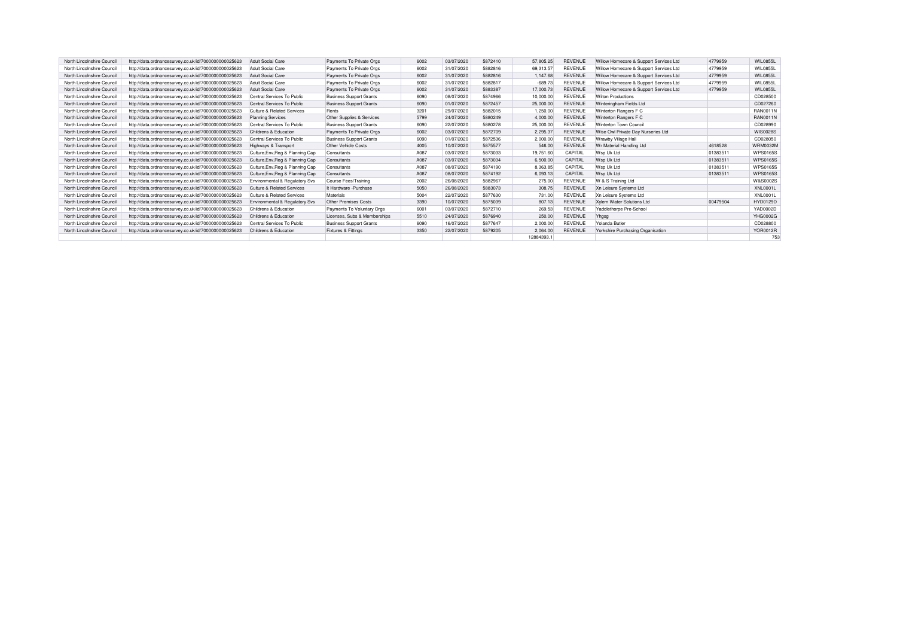| | | | | | | | | | | | | |
|---|---|---|---|---|---|---|---|---|---|---|---|---|
| North Lincolnshire Council | http://data.ordnancesurvey.co.uk/id/7000000000025623 | Adult Social Care | Payments To Private Orgs | 6002 | 03/07/2020 | 5872410 | 57,805.25 | REVENUE | Willow Homecare & Support Services Ltd | 4779959 | WIL0855L |
| North Lincolnshire Council | http://data.ordnancesurvey.co.uk/id/7000000000025623 | Adult Social Care | Payments To Private Orgs | 6002 | 31/07/2020 | 5882816 | 69,313.57 | REVENUE | Willow Homecare & Support Services Ltd | 4779959 | WIL0855L |
| North Lincolnshire Council | http://data.ordnancesurvey.co.uk/id/7000000000025623 | Adult Social Care | Payments To Private Orgs | 6002 | 31/07/2020 | 5882816 | 1,147.68 | REVENUE | Willow Homecare & Support Services Ltd | 4779959 | WIL0855L |
| North Lincolnshire Council | http://data.ordnancesurvey.co.uk/id/7000000000025623 | Adult Social Care | Payments To Private Orgs | 6002 | 31/07/2020 | 5882817 | -689.73 | REVENUE | Willow Homecare & Support Services Ltd | 4779959 | WIL0855L |
| North Lincolnshire Council | http://data.ordnancesurvey.co.uk/id/7000000000025623 | Adult Social Care | Payments To Private Orgs | 6002 | 31/07/2020 | 5883387 | 17,000.73 | REVENUE | Willow Homecare & Support Services Ltd | 4779959 | WIL0855L |
| North Lincolnshire Council | http://data.ordnancesurvey.co.uk/id/7000000000025623 | Central Services To Public | Business Support Grants | 6090 | 08/07/2020 | 5874966 | 10,000.00 | REVENUE | Wilton Productions | | CD028500 |
| North Lincolnshire Council | http://data.ordnancesurvey.co.uk/id/7000000000025623 | Central Services To Public | Business Support Grants | 6090 | 01/07/2020 | 5872457 | 25,000.00 | REVENUE | Winteringham Fields Ltd | | CD027260 |
| North Lincolnshire Council | http://data.ordnancesurvey.co.uk/id/7000000000025623 | Culture & Related Services | Rents | 3201 | 29/07/2020 | 5882015 | 1,250.00 | REVENUE | Winterton Rangers F C | | RAN0011N |
| North Lincolnshire Council | http://data.ordnancesurvey.co.uk/id/7000000000025623 | Planning Services | Other Supplies & Services | 5799 | 24/07/2020 | 5880249 | 4,000.00 | REVENUE | Winterton Rangers F C | | RAN0011N |
| North Lincolnshire Council | http://data.ordnancesurvey.co.uk/id/7000000000025623 | Central Services To Public | Business Support Grants | 6090 | 22/07/2020 | 5880278 | 25,000.00 | REVENUE | Winterton Town Council | | CD028990 |
| North Lincolnshire Council | http://data.ordnancesurvey.co.uk/id/7000000000025623 | Childrens & Education | Payments To Private Orgs | 6002 | 03/07/2020 | 5872709 | 2,295.37 | REVENUE | Wise Owl Private Day Nurseries Ltd | | WIS0028S |
| North Lincolnshire Council | http://data.ordnancesurvey.co.uk/id/7000000000025623 | Central Services To Public | Business Support Grants | 6090 | 01/07/2020 | 5872536 | 2,000.00 | REVENUE | Wrawby Village Hall | | CD028050 |
| North Lincolnshire Council | http://data.ordnancesurvey.co.uk/id/7000000000025623 | Highways & Transport | Other Vehicle Costs | 4005 | 10/07/2020 | 5875577 | 546.00 | REVENUE | Wr Material Handling Ltd | 4618528 | WRM0032M |
| North Lincolnshire Council | http://data.ordnancesurvey.co.uk/id/7000000000025623 | Culture,Env,Reg & Planning Cap | Consultants | A087 | 03/07/2020 | 5873033 | 19,751.60 | CAPITAL | Wsp Uk Ltd | 01383511 | WPS0165S |
| North Lincolnshire Council | http://data.ordnancesurvey.co.uk/id/7000000000025623 | Culture,Env,Reg & Planning Cap | Consultants | A087 | 03/07/2020 | 5873034 | 6,500.00 | CAPITAL | Wsp Uk Ltd | 01383511 | WPS0165S |
| North Lincolnshire Council | http://data.ordnancesurvey.co.uk/id/7000000000025623 | Culture,Env,Reg & Planning Cap | Consultants | A087 | 08/07/2020 | 5874190 | 8,363.85 | CAPITAL | Wsp Uk Ltd | 01383511 | WPS0165S |
| North Lincolnshire Council | http://data.ordnancesurvey.co.uk/id/7000000000025623 | Culture,Env,Reg & Planning Cap | Consultants | A087 | 08/07/2020 | 5874192 | 6,093.13 | CAPITAL | Wsp Uk Ltd | 01383511 | WPS0165S |
| North Lincolnshire Council | http://data.ordnancesurvey.co.uk/id/7000000000025623 | Environmental & Regulatory Svs | Course Fees/Training | 2002 | 26/08/2020 | 5882967 | 275.00 | REVENUE | W & S Training Ltd | | W&S0002S |
| North Lincolnshire Council | http://data.ordnancesurvey.co.uk/id/7000000000025623 | Culture & Related Services | It Hardware -Purchase | 5050 | 26/08/2020 | 5883073 | 308.75 | REVENUE | Xn Leisure Systems Ltd | | XNL0001L |
| North Lincolnshire Council | http://data.ordnancesurvey.co.uk/id/7000000000025623 | Culture & Related Services | Materials | 5004 | 22/07/2020 | 5877630 | 731.00 | REVENUE | Xn Leisure Systems Ltd | | XNL0001L |
| North Lincolnshire Council | http://data.ordnancesurvey.co.uk/id/7000000000025623 | Environmental & Regulatory Svs | Other Premises Costs | 3390 | 10/07/2020 | 5875039 | 807.13 | REVENUE | Xylem Water Solutions Ltd | 00479504 | HYD0129D |
| North Lincolnshire Council | http://data.ordnancesurvey.co.uk/id/7000000000025623 | Childrens & Education | Payments To Voluntary Orgs | 6001 | 03/07/2020 | 5872710 | 269.53 | REVENUE | Yaddlethorpe Pre-School | | YAD0002D |
| North Lincolnshire Council | http://data.ordnancesurvey.co.uk/id/7000000000025623 | Childrens & Education | Licenses, Subs & Memberships | 5510 | 24/07/2020 | 5876940 | 250.00 | REVENUE | Yhgsg | | YHG0002G |
| North Lincolnshire Council | http://data.ordnancesurvey.co.uk/id/7000000000025623 | Central Services To Public | Business Support Grants | 6090 | 16/07/2020 | 5877647 | 2,000.00 | REVENUE | Yolanda Butler | | CD028800 |
| North Lincolnshire Council | http://data.ordnancesurvey.co.uk/id/7000000000025623 | Childrens & Education | Fixtures & Fittings | 3350 | 22/07/2020 | 5879205 | 2,064.00 | REVENUE | Yorkshire Purchasing Organisation | | YOR0012R |
| | | | | | | | 12884393.1 | | | | 753 |